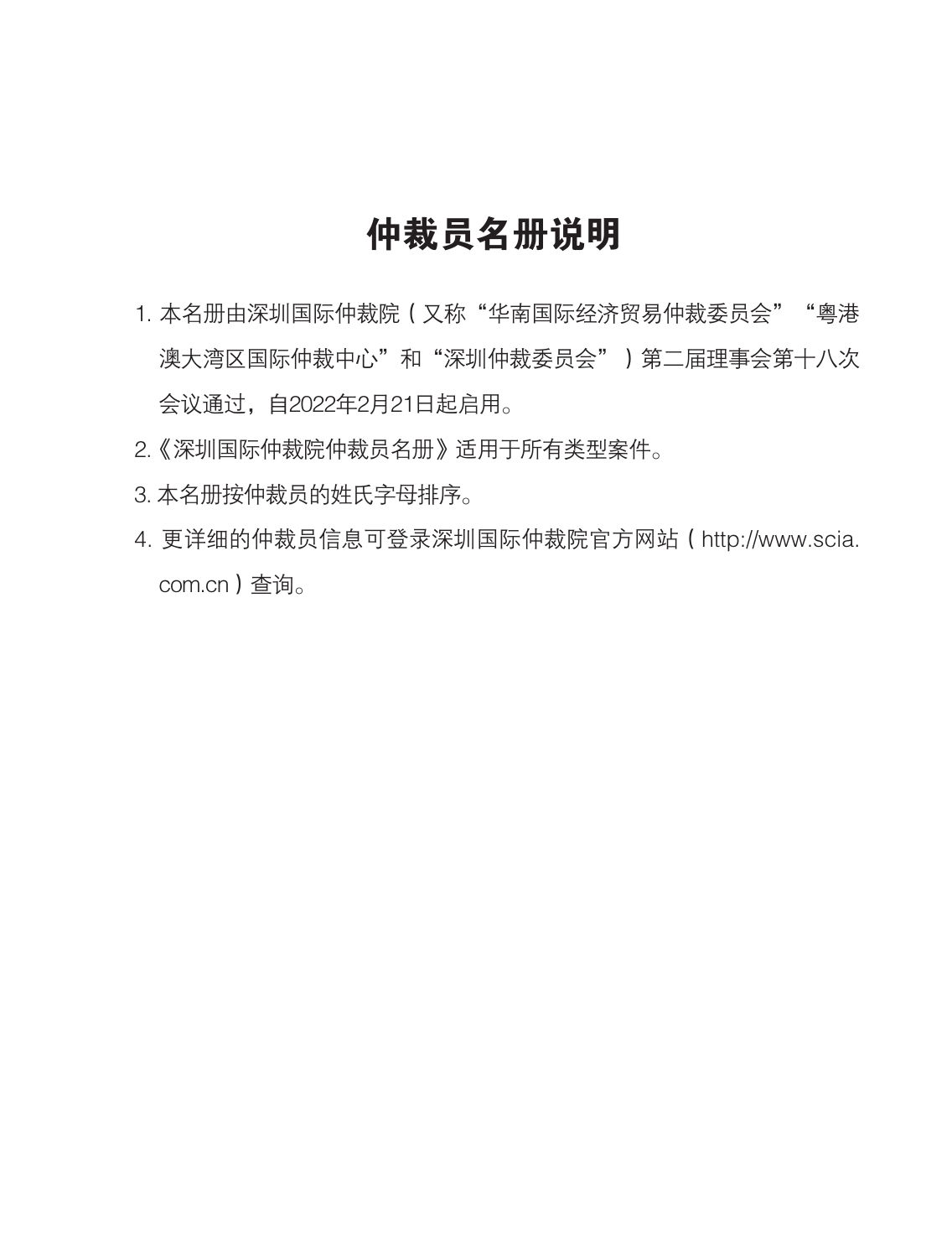# 仲裁员名册说明

1. 本名册由深圳国际仲裁院（又称“华南国际经济贸易仲裁委员会”“粤港澳大湾区国际仲裁中心”和“深圳仲裁委员会”）第二届理事会第十八次会议通过，自2022年2月21日起启用。
2. 《深圳国际仲裁院仲裁员名册》适用于所有类型案件。
3. 本名册按仲裁员的姓氏字母排序。
4. 更详细的仲裁员信息可登录深圳国际仲裁院官方网站（http://www.scia.com.cn）查询。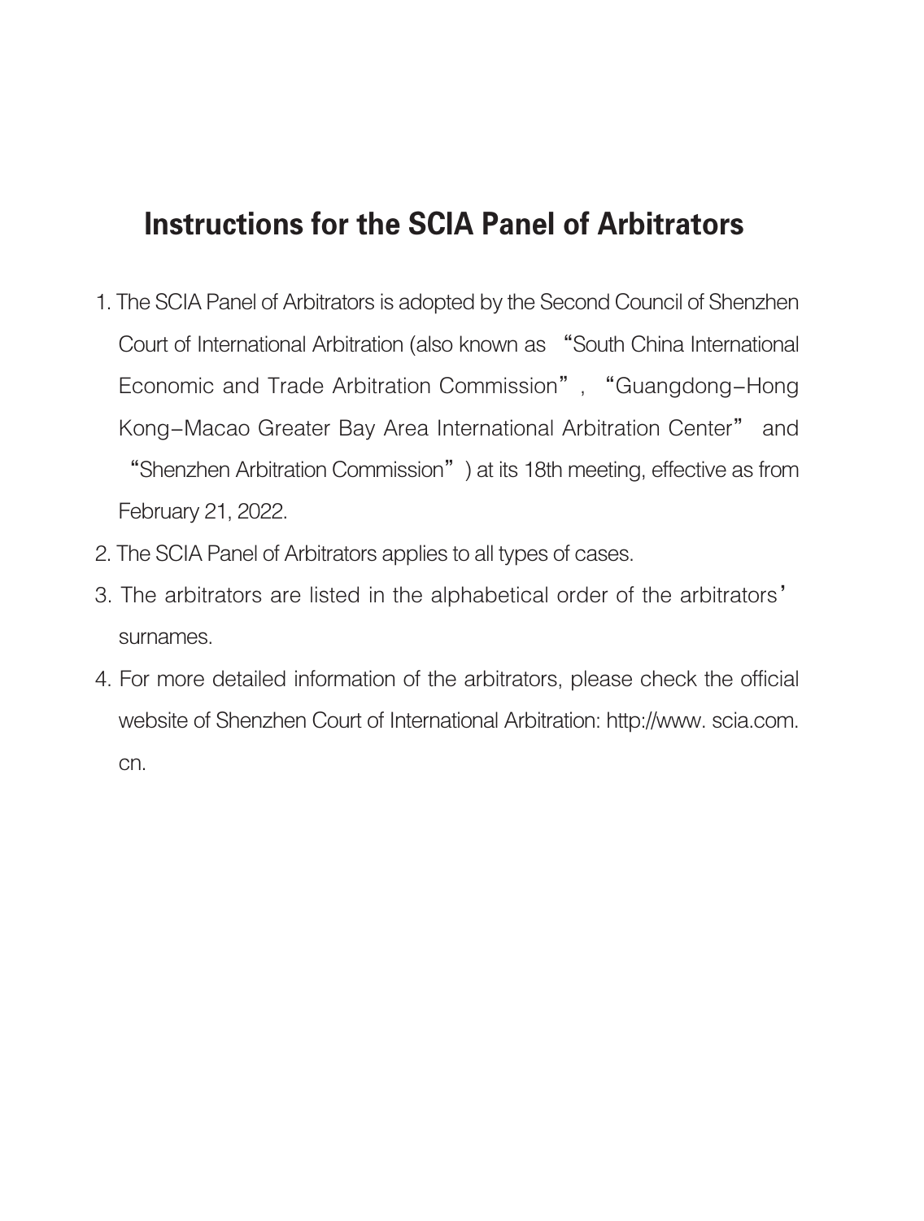# Instructions for the SCIA Panel of Arbitrators

1. The SCIA Panel of Arbitrators is adopted by the Second Council of Shenzhen Court of International Arbitration (also known as “South China International Economic and Trade Arbitration Commission”, “Guangdong-Hong Kong-Macao Greater Bay Area International Arbitration Center” and “Shenzhen Arbitration Commission”) at its 18th meeting, effective as from February 21, 2022.
2. The SCIA Panel of Arbitrators applies to all types of cases.
3. The arbitrators are listed in the alphabetical order of the arbitrators’ surnames.
4. For more detailed information of the arbitrators, please check the official website of Shenzhen Court of International Arbitration: http://www. scia.com. cn.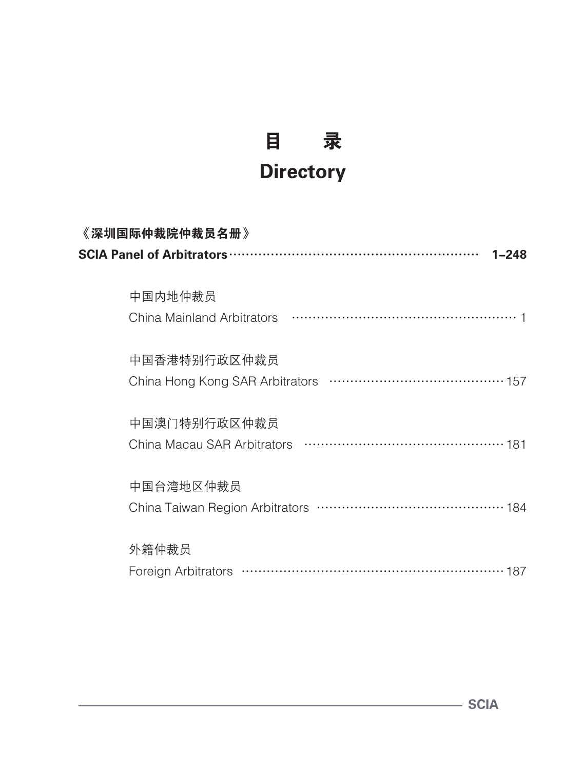# 目　　录
# Directory

**《深圳国际仲裁院仲裁员名册》**

**SCIA Panel of Arbitrators ······ 1–248**

中国内地仲裁员

China Mainland Arbitrators ······ 1

中国香港特别行政区仲裁员

China Hong Kong SAR Arbitrators ······ 157

中国澳门特别行政区仲裁员

China Macau SAR Arbitrators ······ 181

中国台湾地区仲裁员

China Taiwan Region Arbitrators ······ 184

外籍仲裁员

Foreign Arbitrators ······ 187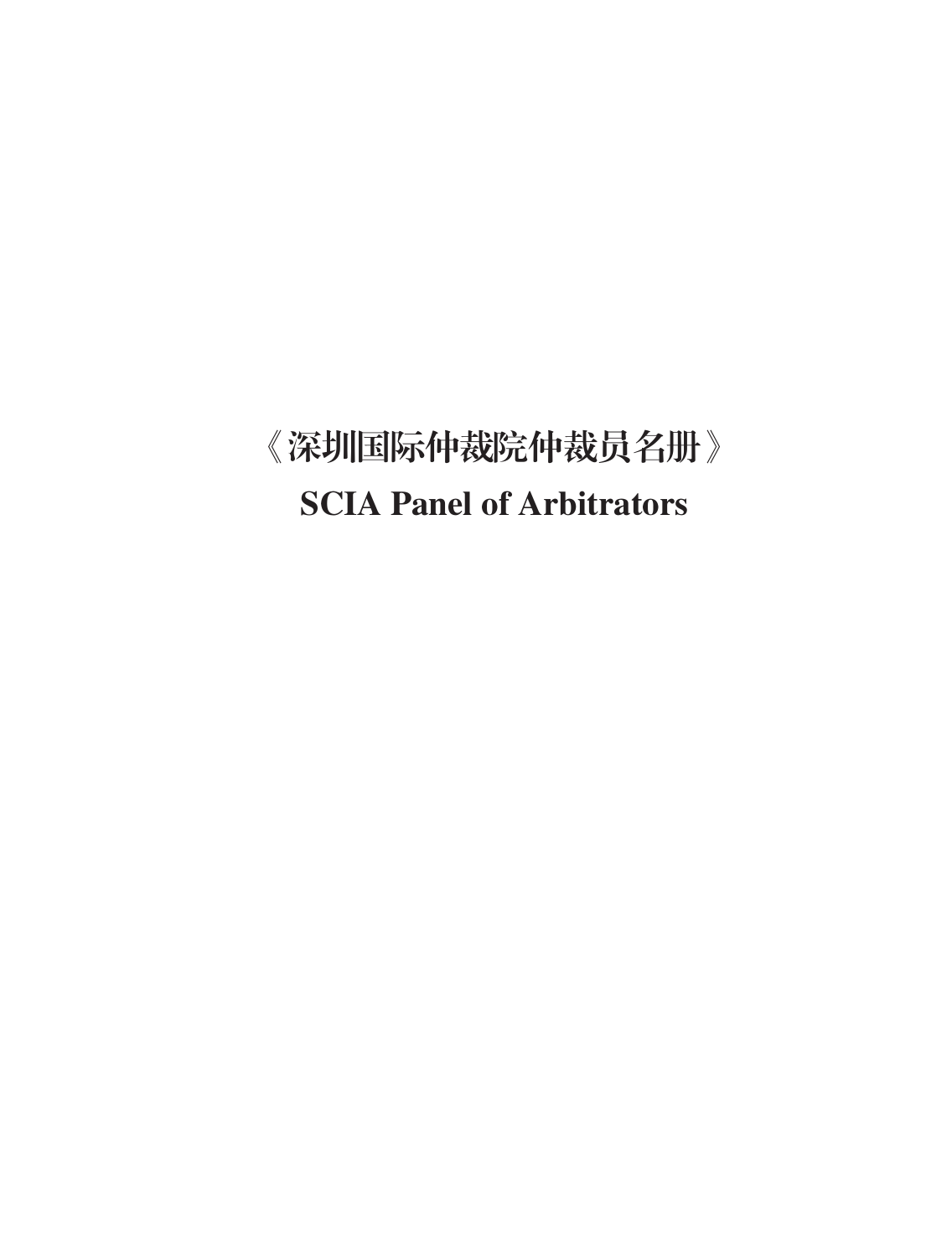# 《深圳国际仲裁院仲裁员名册》

# SCIA Panel of Arbitrators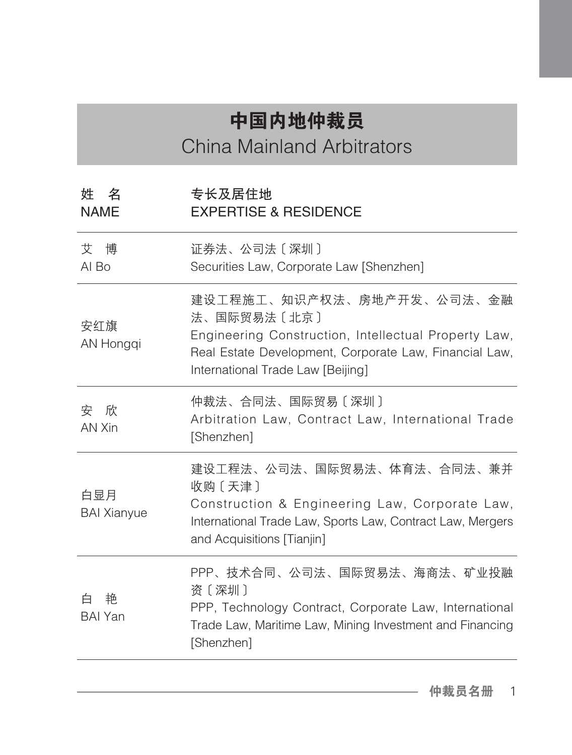# 中国内地仲裁员
# China Mainland Arbitrators

| 姓　名<br>NAME | 专长及居住地<br>EXPERTISE & RESIDENCE |
|---|---|
| 艾　博<br>AI Bo | 证券法、公司法〔深圳〕<br>Securities Law, Corporate Law [Shenzhen] |
| 安红旗<br>AN Hongqi | 建设工程施工、知识产权法、房地产开发、公司法、金融法、国际贸易法〔北京〕<br>Engineering Construction, Intellectual Property Law, Real Estate Development, Corporate Law, Financial Law, International Trade Law [Beijing] |
| 安　欣<br>AN Xin | 仲裁法、合同法、国际贸易〔深圳〕<br>Arbitration Law, Contract Law, International Trade [Shenzhen] |
| 白显月<br>BAI Xianyue | 建设工程法、公司法、国际贸易法、体育法、合同法、兼并收购〔天津〕<br>Construction & Engineering Law, Corporate Law, International Trade Law, Sports Law, Contract Law, Mergers and Acquisitions [Tianjin] |
| 白　艳<br>BAI Yan | PPP、技术合同、公司法、国际贸易法、海商法、矿业投融资〔深圳〕<br>PPP, Technology Contract, Corporate Law, International Trade Law, Maritime Law, Mining Investment and Financing [Shenzhen] |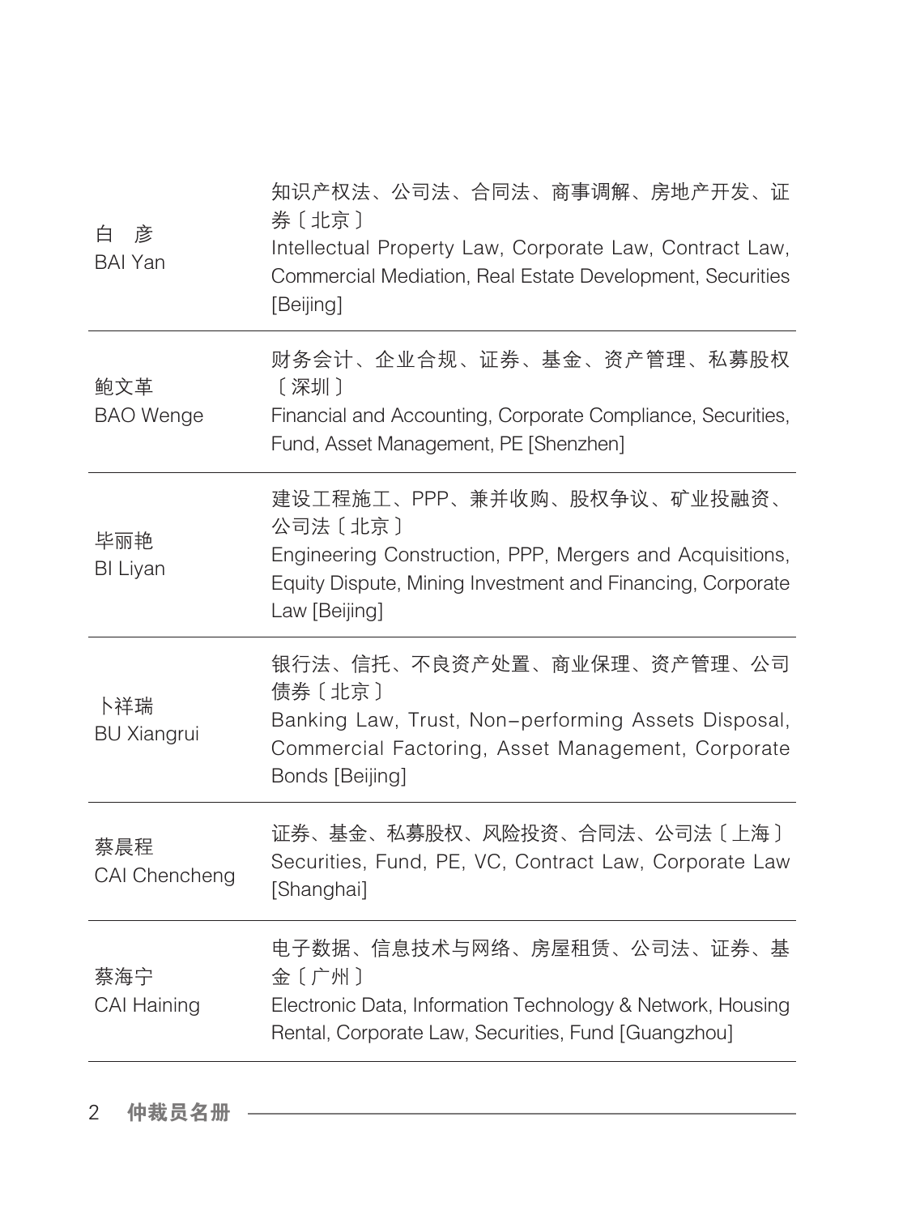| | |
|---|---|
| 白　彦<br>BAI Yan | 知识产权法、公司法、合同法、商事调解、房地产开发、证券〔北京〕<br>Intellectual Property Law, Corporate Law, Contract Law, Commercial Mediation, Real Estate Development, Securities [Beijing] |
| 鲍文革<br>BAO Wenge | 财务会计、企业合规、证券、基金、资产管理、私募股权〔深圳〕<br>Financial and Accounting, Corporate Compliance, Securities, Fund, Asset Management, PE [Shenzhen] |
| 毕丽艳<br>BI Liyan | 建设工程施工、PPP、兼并收购、股权争议、矿业投融资、公司法〔北京〕<br>Engineering Construction, PPP, Mergers and Acquisitions, Equity Dispute, Mining Investment and Financing, Corporate Law [Beijing] |
| 卜祥瑞<br>BU Xiangrui | 银行法、信托、不良资产处置、商业保理、资产管理、公司债券〔北京〕<br>Banking Law, Trust, Non-performing Assets Disposal, Commercial Factoring, Asset Management, Corporate Bonds [Beijing] |
| 蔡晨程<br>CAI Chencheng | 证券、基金、私募股权、风险投资、合同法、公司法〔上海〕<br>Securities, Fund, PE, VC, Contract Law, Corporate Law [Shanghai] |
| 蔡海宁<br>CAI Haining | 电子数据、信息技术与网络、房屋租赁、公司法、证券、基金〔广州〕<br>Electronic Data, Information Technology & Network, Housing Rental, Corporate Law, Securities, Fund [Guangzhou] |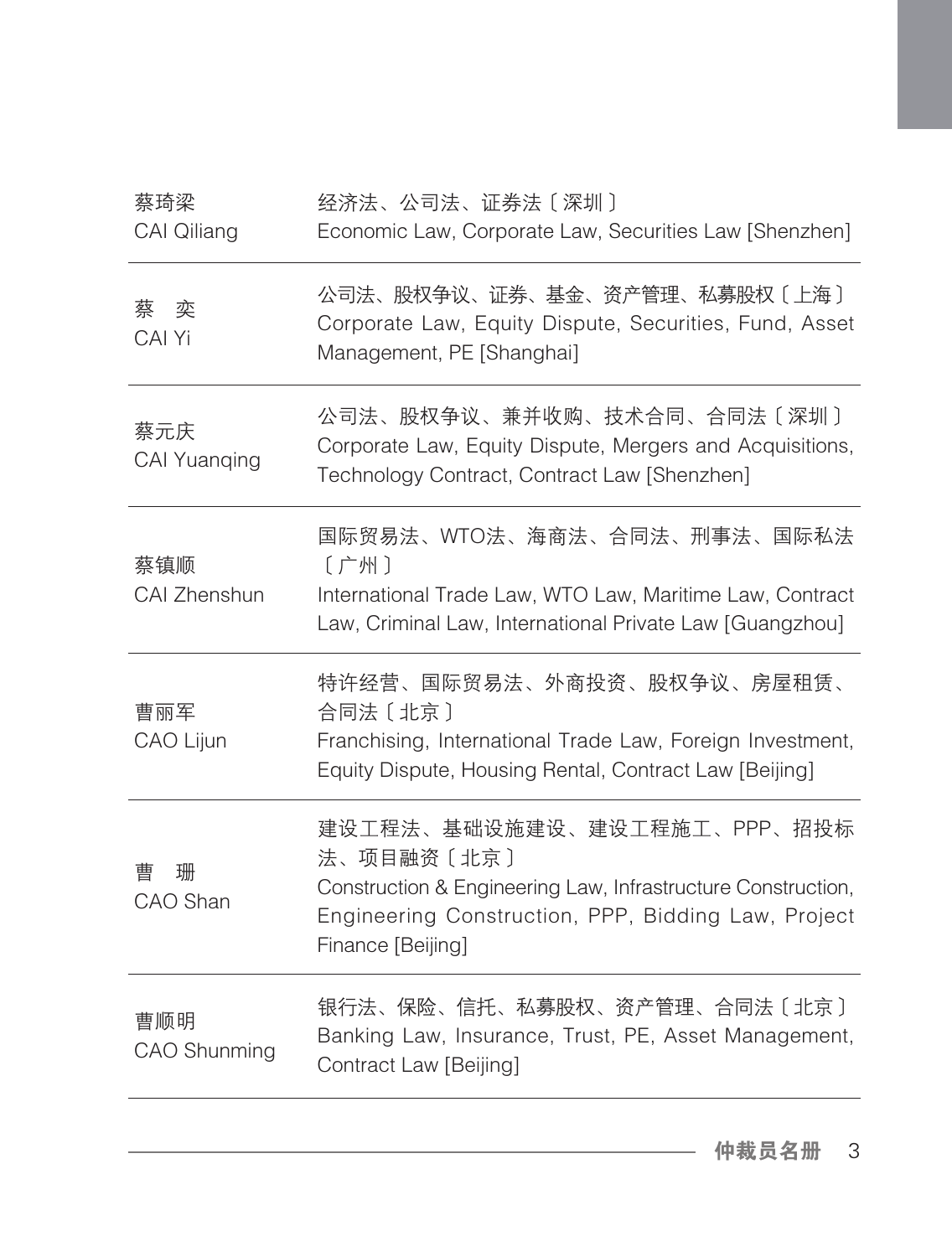| | |
|---|---|
| 蔡琦梁<br>CAI Qiliang | 经济法、公司法、证券法〔深圳〕<br>Economic Law, Corporate Law, Securities Law [Shenzhen] |
| 蔡　奕<br>CAI Yi | 公司法、股权争议、证券、基金、资产管理、私募股权〔上海〕<br>Corporate Law, Equity Dispute, Securities, Fund, Asset Management, PE [Shanghai] |
| 蔡元庆<br>CAI Yuanqing | 公司法、股权争议、兼并收购、技术合同、合同法〔深圳〕<br>Corporate Law, Equity Dispute, Mergers and Acquisitions, Technology Contract, Contract Law [Shenzhen] |
| 蔡镇顺<br>CAI Zhenshun | 国际贸易法、WTO法、海商法、合同法、刑事法、国际私法〔广州〕<br>International Trade Law, WTO Law, Maritime Law, Contract Law, Criminal Law, International Private Law [Guangzhou] |
| 曹丽军<br>CAO Lijun | 特许经营、国际贸易法、外商投资、股权争议、房屋租赁、合同法〔北京〕<br>Franchising, International Trade Law, Foreign Investment, Equity Dispute, Housing Rental, Contract Law [Beijing] |
| 曹　珊<br>CAO Shan | 建设工程法、基础设施建设、建设工程施工、PPP、招投标法、项目融资〔北京〕<br>Construction & Engineering Law, Infrastructure Construction, Engineering Construction, PPP, Bidding Law, Project Finance [Beijing] |
| 曹顺明<br>CAO Shunming | 银行法、保险、信托、私募股权、资产管理、合同法〔北京〕<br>Banking Law, Insurance, Trust, PE, Asset Management, Contract Law [Beijing] |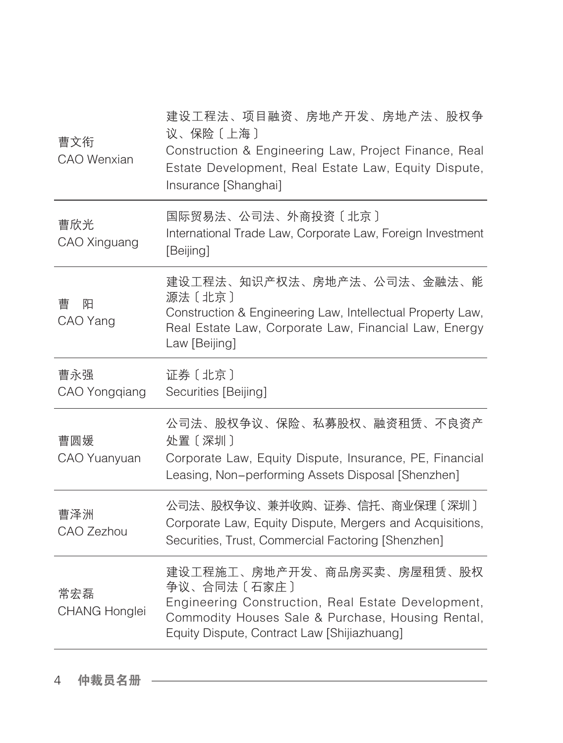| 姓名 | 专业领域 |
| --- | --- |
| 曹文衔<br>CAO Wenxian | 建设工程法、项目融资、房地产开发、房地产法、股权争议、保险〔上海〕<br>Construction & Engineering Law, Project Finance, Real Estate Development, Real Estate Law, Equity Dispute, Insurance [Shanghai] |
| 曹欣光<br>CAO Xinguang | 国际贸易法、公司法、外商投资〔北京〕<br>International Trade Law, Corporate Law, Foreign Investment [Beijing] |
| 曹 阳<br>CAO Yang | 建设工程法、知识产权法、房地产法、公司法、金融法、能源法〔北京〕<br>Construction & Engineering Law, Intellectual Property Law, Real Estate Law, Corporate Law, Financial Law, Energy Law [Beijing] |
| 曹永强<br>CAO Yongqiang | 证券〔北京〕<br>Securities [Beijing] |
| 曹圆媛<br>CAO Yuanyuan | 公司法、股权争议、保险、私募股权、融资租赁、不良资产处置〔深圳〕<br>Corporate Law, Equity Dispute, Insurance, PE, Financial Leasing, Non-performing Assets Disposal [Shenzhen] |
| 曹泽洲<br>CAO Zezhou | 公司法、股权争议、兼并收购、证券、信托、商业保理〔深圳〕<br>Corporate Law, Equity Dispute, Mergers and Acquisitions, Securities, Trust, Commercial Factoring [Shenzhen] |
| 常宏磊<br>CHANG Honglei | 建设工程施工、房地产开发、商品房买卖、房屋租赁、股权争议、合同法〔石家庄〕<br>Engineering Construction, Real Estate Development, Commodity Houses Sale & Purchase, Housing Rental, Equity Dispute, Contract Law [Shijiazhuang] |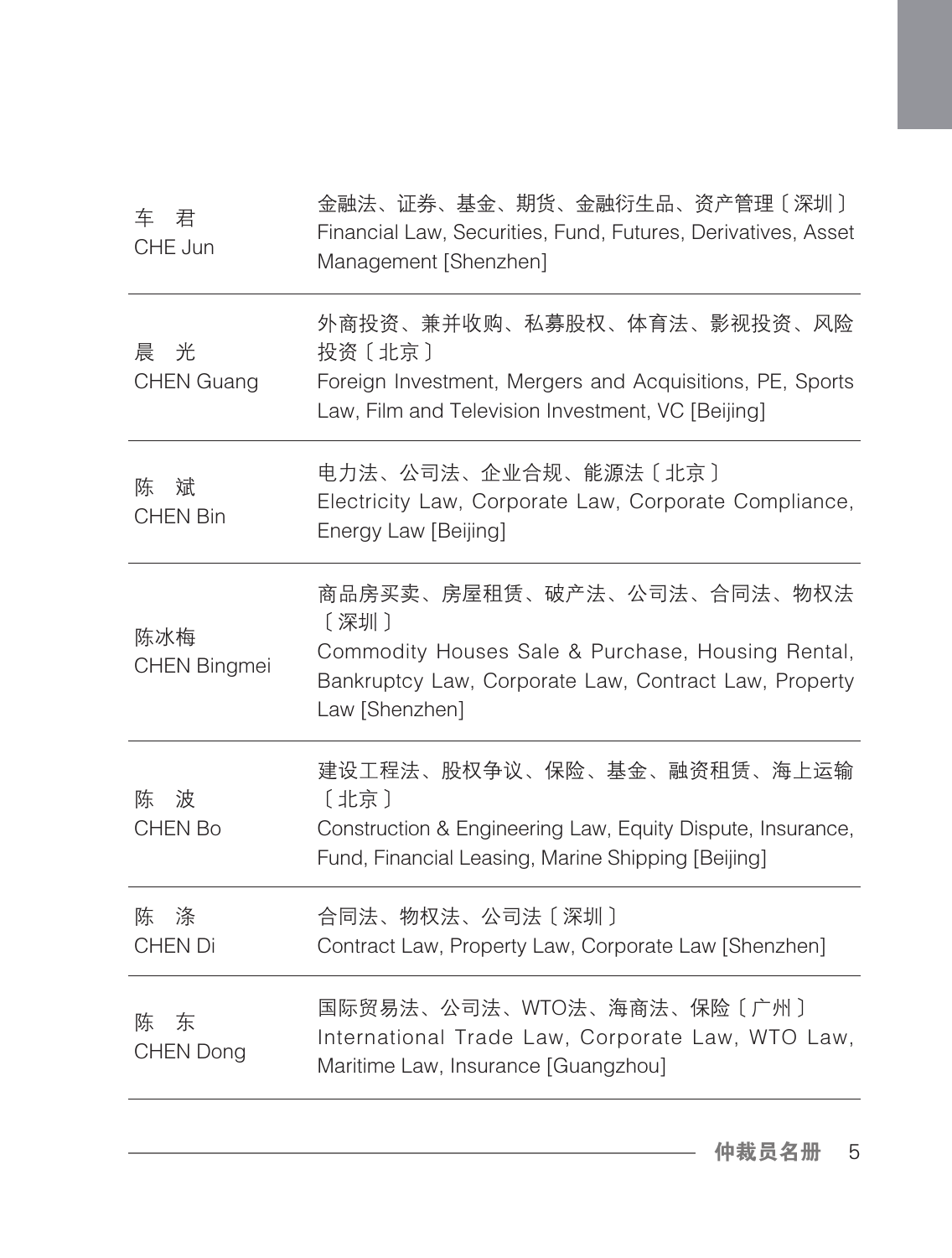| | |
|---|---|
| 车　君<br>CHE Jun | 金融法、证券、基金、期货、金融衍生品、资产管理〔深圳〕<br>Financial Law, Securities, Fund, Futures, Derivatives, Asset Management [Shenzhen] |
| 晨　光<br>CHEN Guang | 外商投资、兼并收购、私募股权、体育法、影视投资、风险投资〔北京〕<br>Foreign Investment, Mergers and Acquisitions, PE, Sports Law, Film and Television Investment, VC [Beijing] |
| 陈　斌<br>CHEN Bin | 电力法、公司法、企业合规、能源法〔北京〕<br>Electricity Law, Corporate Law, Corporate Compliance, Energy Law [Beijing] |
| 陈冰梅<br>CHEN Bingmei | 商品房买卖、房屋租赁、破产法、公司法、合同法、物权法〔深圳〕<br>Commodity Houses Sale & Purchase, Housing Rental, Bankruptcy Law, Corporate Law, Contract Law, Property Law [Shenzhen] |
| 陈　波<br>CHEN Bo | 建设工程法、股权争议、保险、基金、融资租赁、海上运输〔北京〕<br>Construction & Engineering Law, Equity Dispute, Insurance, Fund, Financial Leasing, Marine Shipping [Beijing] |
| 陈　涤<br>CHEN Di | 合同法、物权法、公司法〔深圳〕<br>Contract Law, Property Law, Corporate Law [Shenzhen] |
| 陈　东<br>CHEN Dong | 国际贸易法、公司法、WTO法、海商法、保险〔广州〕<br>International Trade Law, Corporate Law, WTO Law, Maritime Law, Insurance [Guangzhou] |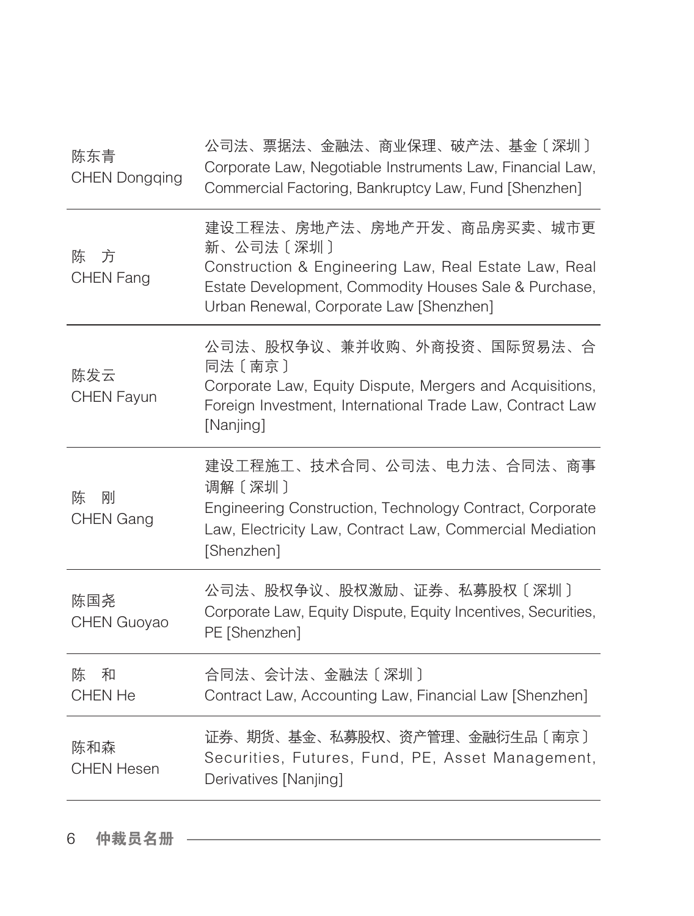| | |
|---|---|
| 陈东青<br>CHEN Dongqing | 公司法、票据法、金融法、商业保理、破产法、基金〔深圳〕<br>Corporate Law, Negotiable Instruments Law, Financial Law, Commercial Factoring, Bankruptcy Law, Fund [Shenzhen] |
| 陈　方<br>CHEN Fang | 建设工程法、房地产法、房地产开发、商品房买卖、城市更新、公司法〔深圳〕<br>Construction & Engineering Law, Real Estate Law, Real Estate Development, Commodity Houses Sale & Purchase, Urban Renewal, Corporate Law [Shenzhen] |
| 陈发云<br>CHEN Fayun | 公司法、股权争议、兼并收购、外商投资、国际贸易法、合同法〔南京〕<br>Corporate Law, Equity Dispute, Mergers and Acquisitions, Foreign Investment, International Trade Law, Contract Law [Nanjing] |
| 陈　刚<br>CHEN Gang | 建设工程施工、技术合同、公司法、电力法、合同法、商事调解〔深圳〕<br>Engineering Construction, Technology Contract, Corporate Law, Electricity Law, Contract Law, Commercial Mediation [Shenzhen] |
| 陈国尧<br>CHEN Guoyao | 公司法、股权争议、股权激励、证券、私募股权〔深圳〕<br>Corporate Law, Equity Dispute, Equity Incentives, Securities, PE [Shenzhen] |
| 陈　和<br>CHEN He | 合同法、会计法、金融法〔深圳〕<br>Contract Law, Accounting Law, Financial Law [Shenzhen] |
| 陈和森<br>CHEN Hesen | 证券、期货、基金、私募股权、资产管理、金融衍生品〔南京〕<br>Securities, Futures, Fund, PE, Asset Management, Derivatives [Nanjing] |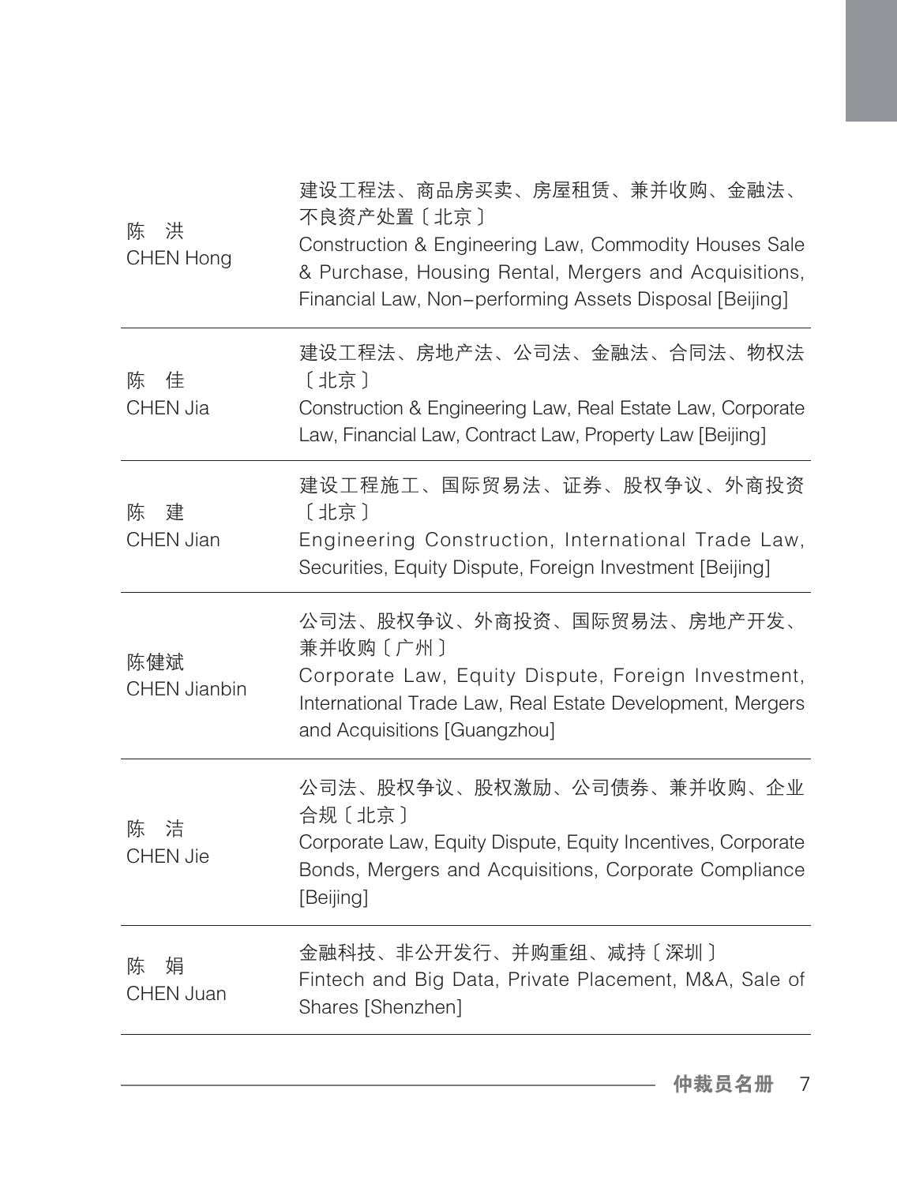| 姓名 | 专业领域 |
| --- | --- |
| 陈　洪<br>CHEN Hong | 建设工程法、商品房买卖、房屋租赁、兼并收购、金融法、不良资产处置〔北京〕<br>Construction & Engineering Law, Commodity Houses Sale & Purchase, Housing Rental, Mergers and Acquisitions, Financial Law, Non-performing Assets Disposal [Beijing] |
| 陈　佳<br>CHEN Jia | 建设工程法、房地产法、公司法、金融法、合同法、物权法〔北京〕<br>Construction & Engineering Law, Real Estate Law, Corporate Law, Financial Law, Contract Law, Property Law [Beijing] |
| 陈　建<br>CHEN Jian | 建设工程施工、国际贸易法、证券、股权争议、外商投资〔北京〕<br>Engineering Construction, International Trade Law, Securities, Equity Dispute, Foreign Investment [Beijing] |
| 陈健斌<br>CHEN Jianbin | 公司法、股权争议、外商投资、国际贸易法、房地产开发、兼并收购〔广州〕<br>Corporate Law, Equity Dispute, Foreign Investment, International Trade Law, Real Estate Development, Mergers and Acquisitions [Guangzhou] |
| 陈　洁<br>CHEN Jie | 公司法、股权争议、股权激励、公司债券、兼并收购、企业合规〔北京〕<br>Corporate Law, Equity Dispute, Equity Incentives, Corporate Bonds, Mergers and Acquisitions, Corporate Compliance [Beijing] |
| 陈　娟<br>CHEN Juan | 金融科技、非公开发行、并购重组、减持〔深圳〕<br>Fintech and Big Data, Private Placement, M&A, Sale of Shares [Shenzhen] |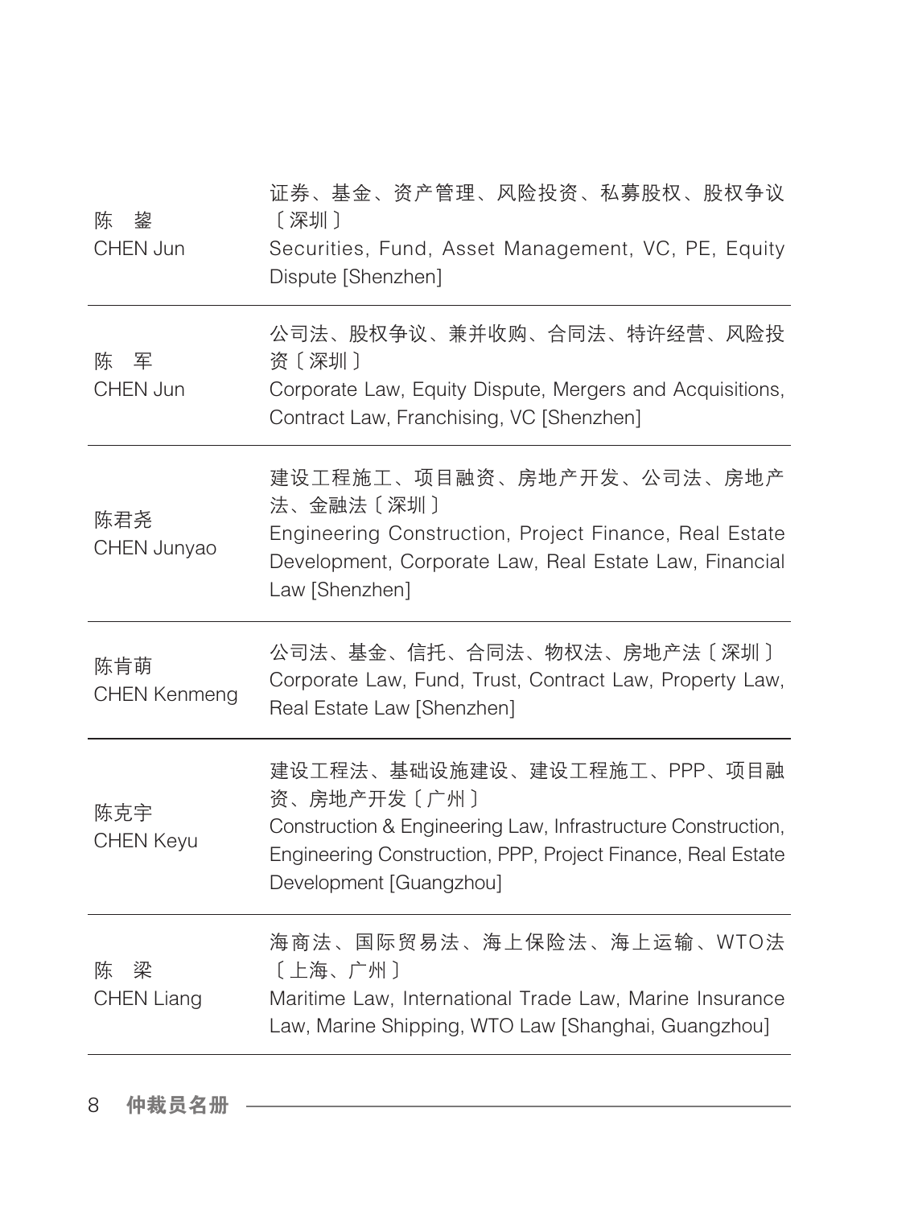| 姓名 | 专业领域 |
| --- | --- |
| 陈 鋆<br>CHEN Jun | 证券、基金、资产管理、风险投资、私募股权、股权争议〔深圳〕<br>Securities, Fund, Asset Management, VC, PE, Equity Dispute [Shenzhen] |
| 陈 军<br>CHEN Jun | 公司法、股权争议、兼并收购、合同法、特许经营、风险投资〔深圳〕<br>Corporate Law, Equity Dispute, Mergers and Acquisitions, Contract Law, Franchising, VC [Shenzhen] |
| 陈君尧<br>CHEN Junyao | 建设工程施工、项目融资、房地产开发、公司法、房地产法、金融法〔深圳〕<br>Engineering Construction, Project Finance, Real Estate Development, Corporate Law, Real Estate Law, Financial Law [Shenzhen] |
| 陈肯萌<br>CHEN Kenmeng | 公司法、基金、信托、合同法、物权法、房地产法〔深圳〕<br>Corporate Law, Fund, Trust, Contract Law, Property Law, Real Estate Law [Shenzhen] |
| 陈克宇<br>CHEN Keyu | 建设工程法、基础设施建设、建设工程施工、PPP、项目融资、房地产开发〔广州〕<br>Construction & Engineering Law, Infrastructure Construction, Engineering Construction, PPP, Project Finance, Real Estate Development [Guangzhou] |
| 陈 梁<br>CHEN Liang | 海商法、国际贸易法、海上保险法、海上运输、WTO法〔上海、广州〕<br>Maritime Law, International Trade Law, Marine Insurance Law, Marine Shipping, WTO Law [Shanghai, Guangzhou] |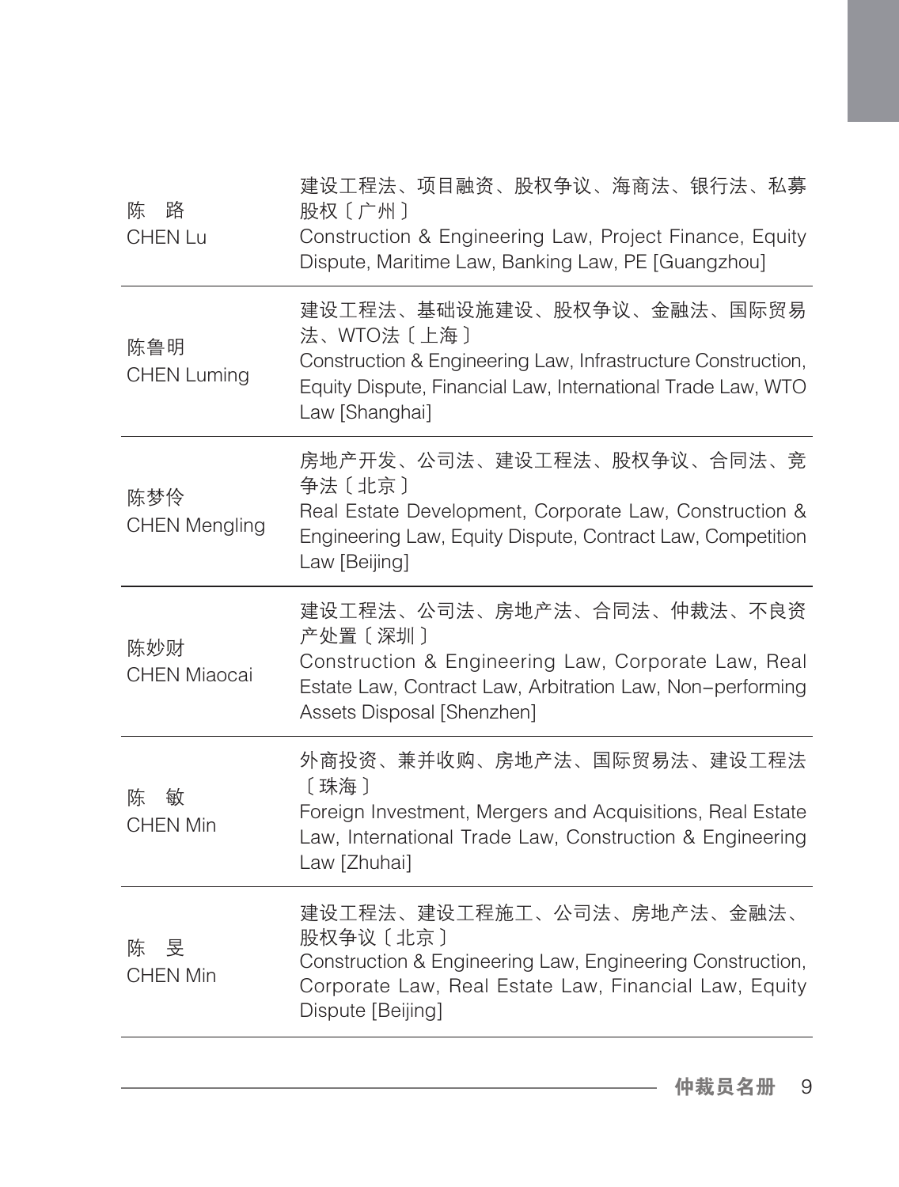| | |
|---|---|
| 陈　路<br>CHEN Lu | 建设工程法、项目融资、股权争议、海商法、银行法、私募股权〔广州〕<br>Construction & Engineering Law, Project Finance, Equity Dispute, Maritime Law, Banking Law, PE [Guangzhou] |
| 陈鲁明<br>CHEN Luming | 建设工程法、基础设施建设、股权争议、金融法、国际贸易法、WTO法〔上海〕<br>Construction & Engineering Law, Infrastructure Construction, Equity Dispute, Financial Law, International Trade Law, WTO Law [Shanghai] |
| 陈梦伶<br>CHEN Mengling | 房地产开发、公司法、建设工程法、股权争议、合同法、竞争法〔北京〕<br>Real Estate Development, Corporate Law, Construction & Engineering Law, Equity Dispute, Contract Law, Competition Law [Beijing] |
| 陈妙财<br>CHEN Miaocai | 建设工程法、公司法、房地产法、合同法、仲裁法、不良资产处置〔深圳〕<br>Construction & Engineering Law, Corporate Law, Real Estate Law, Contract Law, Arbitration Law, Non-performing Assets Disposal [Shenzhen] |
| 陈　敏<br>CHEN Min | 外商投资、兼并收购、房地产法、国际贸易法、建设工程法〔珠海〕<br>Foreign Investment, Mergers and Acquisitions, Real Estate Law, International Trade Law, Construction & Engineering Law [Zhuhai] |
| 陈　旻<br>CHEN Min | 建设工程法、建设工程施工、公司法、房地产法、金融法、股权争议〔北京〕<br>Construction & Engineering Law, Engineering Construction, Corporate Law, Real Estate Law, Financial Law, Equity Dispute [Beijing] |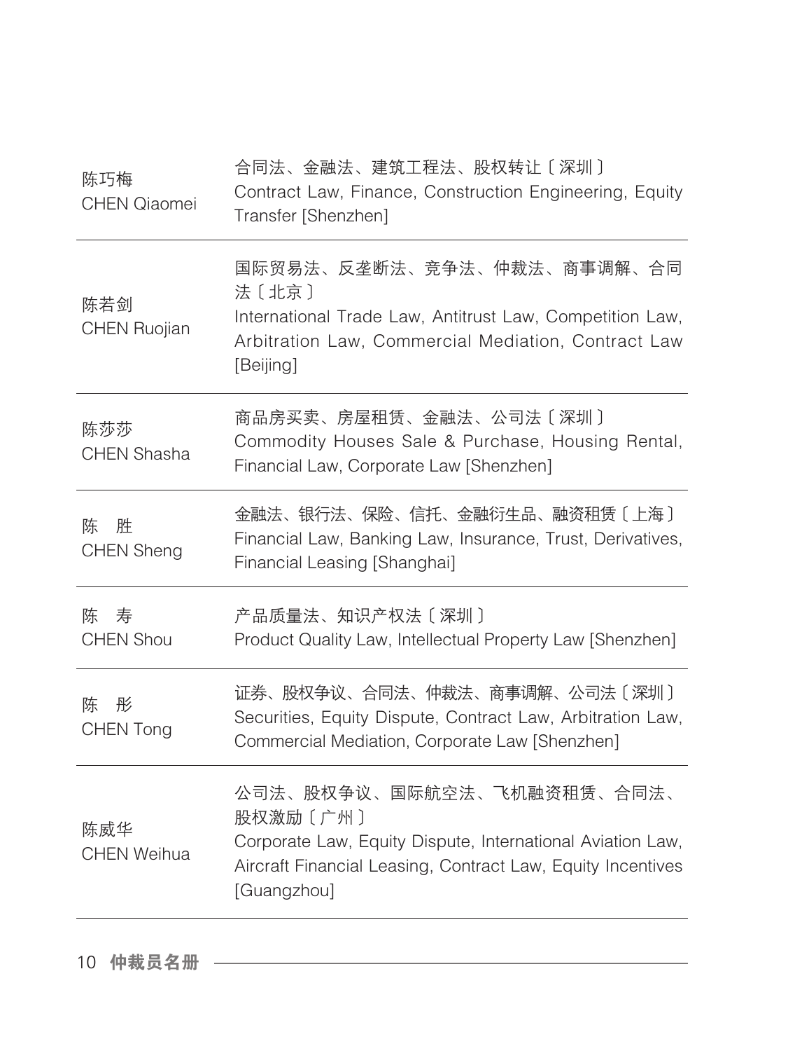| | |
|---|---|
| 陈巧梅<br>CHEN Qiaomei | 合同法、金融法、建筑工程法、股权转让〔深圳〕<br>Contract Law, Finance, Construction Engineering, Equity Transfer [Shenzhen] |
| 陈若剑<br>CHEN Ruojian | 国际贸易法、反垄断法、竞争法、仲裁法、商事调解、合同法〔北京〕<br>International Trade Law, Antitrust Law, Competition Law, Arbitration Law, Commercial Mediation, Contract Law [Beijing] |
| 陈莎莎<br>CHEN Shasha | 商品房买卖、房屋租赁、金融法、公司法〔深圳〕<br>Commodity Houses Sale & Purchase, Housing Rental, Financial Law, Corporate Law [Shenzhen] |
| 陈　胜<br>CHEN Sheng | 金融法、银行法、保险、信托、金融衍生品、融资租赁〔上海〕<br>Financial Law, Banking Law, Insurance, Trust, Derivatives, Financial Leasing [Shanghai] |
| 陈　寿<br>CHEN Shou | 产品质量法、知识产权法〔深圳〕<br>Product Quality Law, Intellectual Property Law [Shenzhen] |
| 陈　彤<br>CHEN Tong | 证券、股权争议、合同法、仲裁法、商事调解、公司法〔深圳〕<br>Securities, Equity Dispute, Contract Law, Arbitration Law, Commercial Mediation, Corporate Law [Shenzhen] |
| 陈威华<br>CHEN Weihua | 公司法、股权争议、国际航空法、飞机融资租赁、合同法、股权激励〔广州〕<br>Corporate Law, Equity Dispute, International Aviation Law, Aircraft Financial Leasing, Contract Law, Equity Incentives [Guangzhou] |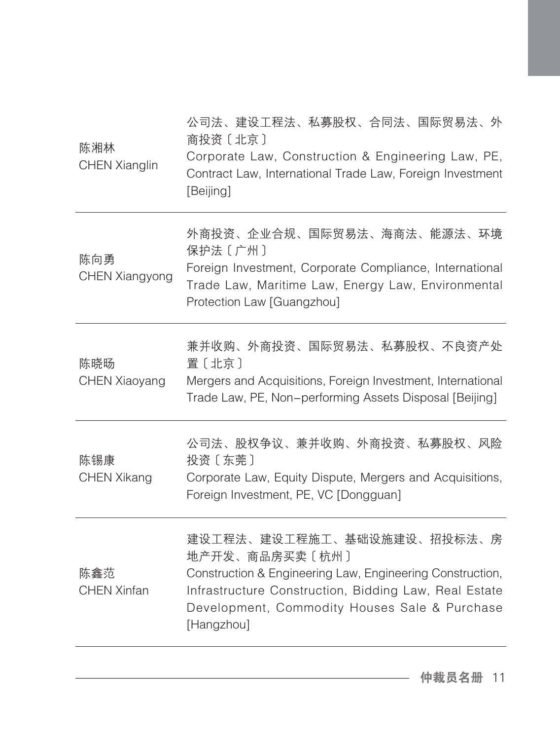| | |
|---|---|
| 陈湘林<br>CHEN Xianglin | 公司法、建设工程法、私募股权、合同法、国际贸易法、外商投资〔北京〕<br>Corporate Law, Construction & Engineering Law, PE, Contract Law, International Trade Law, Foreign Investment [Beijing] |
| 陈向勇<br>CHEN Xiangyong | 外商投资、企业合规、国际贸易法、海商法、能源法、环境保护法〔广州〕<br>Foreign Investment, Corporate Compliance, International Trade Law, Maritime Law, Energy Law, Environmental Protection Law [Guangzhou] |
| 陈晓旸<br>CHEN Xiaoyang | 兼并收购、外商投资、国际贸易法、私募股权、不良资产处置〔北京〕<br>Mergers and Acquisitions, Foreign Investment, International Trade Law, PE, Non-performing Assets Disposal [Beijing] |
| 陈锡康<br>CHEN Xikang | 公司法、股权争议、兼并收购、外商投资、私募股权、风险投资〔东莞〕<br>Corporate Law, Equity Dispute, Mergers and Acquisitions, Foreign Investment, PE, VC [Dongguan] |
| 陈鑫范<br>CHEN Xinfan | 建设工程法、建设工程施工、基础设施建设、招投标法、房地产开发、商品房买卖〔杭州〕<br>Construction & Engineering Law, Engineering Construction, Infrastructure Construction, Bidding Law, Real Estate Development, Commodity Houses Sale & Purchase [Hangzhou] |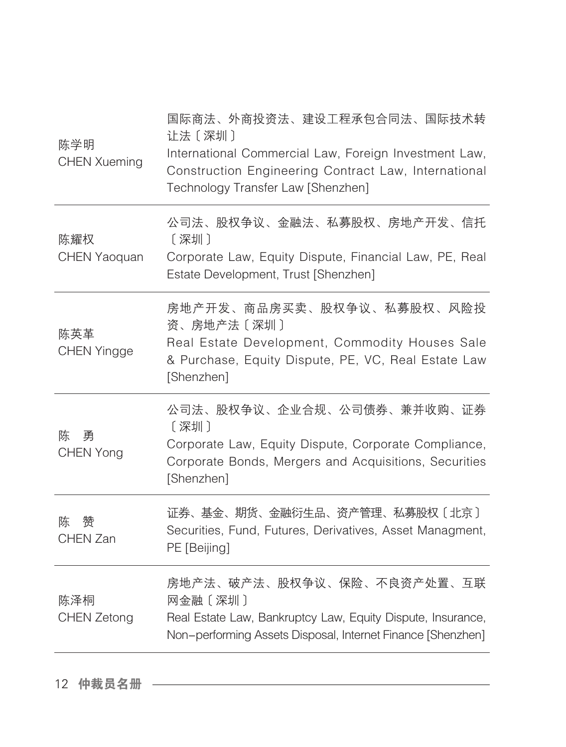| | |
|---|---|
| 陈学明<br>CHEN Xueming | 国际商法、外商投资法、建设工程承包合同法、国际技术转让法〔深圳〕<br>International Commercial Law, Foreign Investment Law, Construction Engineering Contract Law, International Technology Transfer Law [Shenzhen] |
| 陈耀权<br>CHEN Yaoquan | 公司法、股权争议、金融法、私募股权、房地产开发、信托〔深圳〕<br>Corporate Law, Equity Dispute, Financial Law, PE, Real Estate Development, Trust [Shenzhen] |
| 陈英革<br>CHEN Yingge | 房地产开发、商品房买卖、股权争议、私募股权、风险投资、房地产法〔深圳〕<br>Real Estate Development, Commodity Houses Sale & Purchase, Equity Dispute, PE, VC, Real Estate Law [Shenzhen] |
| 陈　勇<br>CHEN Yong | 公司法、股权争议、企业合规、公司债券、兼并收购、证券〔深圳〕<br>Corporate Law, Equity Dispute, Corporate Compliance, Corporate Bonds, Mergers and Acquisitions, Securities [Shenzhen] |
| 陈　赞<br>CHEN Zan | 证券、基金、期货、金融衍生品、资产管理、私募股权〔北京〕<br>Securities, Fund, Futures, Derivatives, Asset Managment, PE [Beijing] |
| 陈泽桐<br>CHEN Zetong | 房地产法、破产法、股权争议、保险、不良资产处置、互联网金融〔深圳〕<br>Real Estate Law, Bankruptcy Law, Equity Dispute, Insurance, Non-performing Assets Disposal, Internet Finance [Shenzhen] |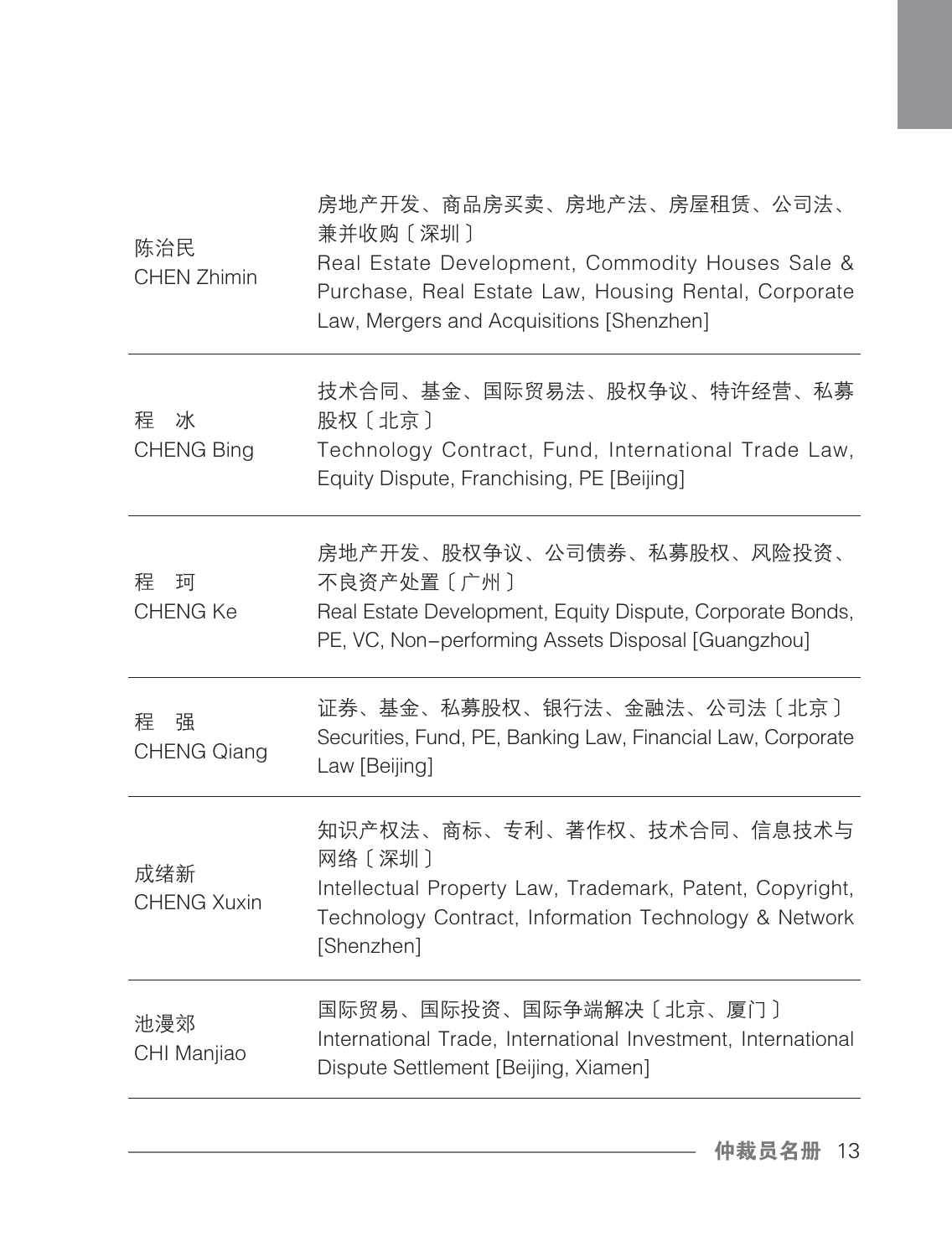| | |
|---|---|
| 陈治民<br>CHEN Zhimin | 房地产开发、商品房买卖、房地产法、房屋租赁、公司法、兼并收购〔深圳〕<br>Real Estate Development, Commodity Houses Sale & Purchase, Real Estate Law, Housing Rental, Corporate Law, Mergers and Acquisitions [Shenzhen] |
| 程　冰<br>CHENG Bing | 技术合同、基金、国际贸易法、股权争议、特许经营、私募股权〔北京〕<br>Technology Contract, Fund, International Trade Law, Equity Dispute, Franchising, PE [Beijing] |
| 程　珂<br>CHENG Ke | 房地产开发、股权争议、公司债券、私募股权、风险投资、不良资产处置〔广州〕<br>Real Estate Development, Equity Dispute, Corporate Bonds, PE, VC, Non-performing Assets Disposal [Guangzhou] |
| 程　强<br>CHENG Qiang | 证券、基金、私募股权、银行法、金融法、公司法〔北京〕<br>Securities, Fund, PE, Banking Law, Financial Law, Corporate Law [Beijing] |
| 成绪新<br>CHENG Xuxin | 知识产权法、商标、专利、著作权、技术合同、信息技术与网络〔深圳〕<br>Intellectual Property Law, Trademark, Patent, Copyright, Technology Contract, Information Technology & Network [Shenzhen] |
| 池漫郊<br>CHI Manjiao | 国际贸易、国际投资、国际争端解决〔北京、厦门〕<br>International Trade, International Investment, International Dispute Settlement [Beijing, Xiamen] |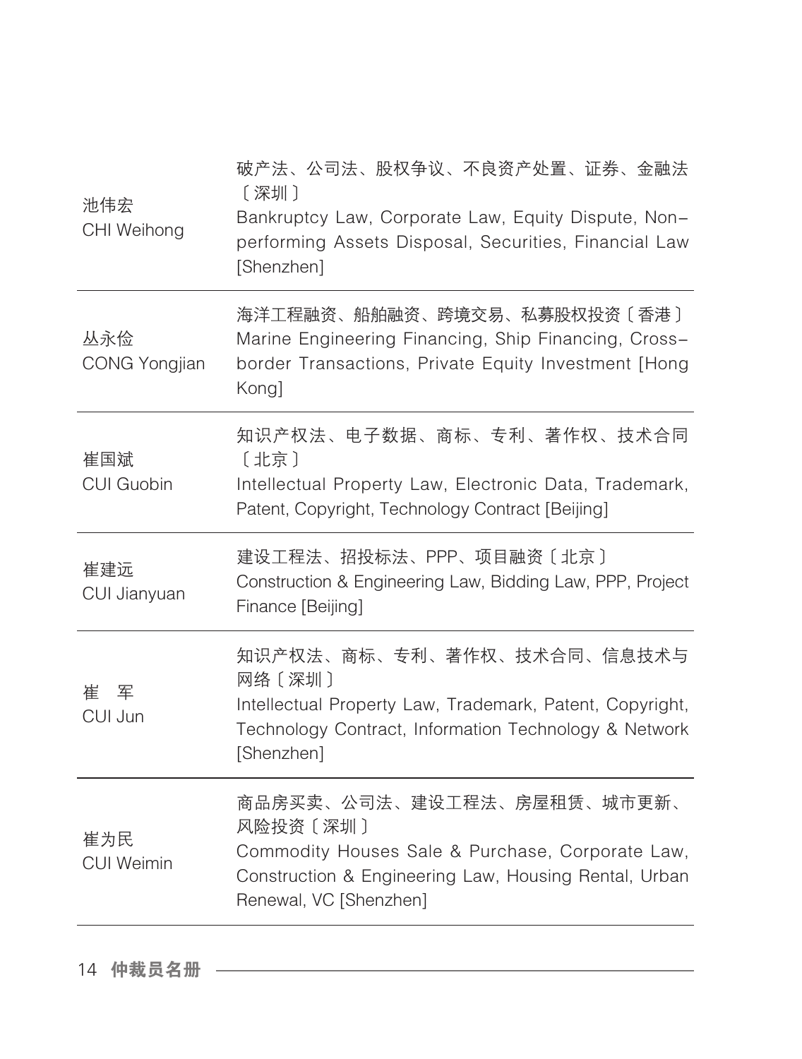| | |
|---|---|
| 池伟宏<br>CHI Weihong | 破产法、公司法、股权争议、不良资产处置、证券、金融法〔深圳〕<br>Bankruptcy Law, Corporate Law, Equity Dispute, Non-performing Assets Disposal, Securities, Financial Law [Shenzhen] |
| 丛永俭<br>CONG Yongjian | 海洋工程融资、船舶融资、跨境交易、私募股权投资〔香港〕<br>Marine Engineering Financing, Ship Financing, Cross-border Transactions, Private Equity Investment [Hong Kong] |
| 崔国斌<br>CUI Guobin | 知识产权法、电子数据、商标、专利、著作权、技术合同〔北京〕<br>Intellectual Property Law, Electronic Data, Trademark, Patent, Copyright, Technology Contract [Beijing] |
| 崔建远<br>CUI Jianyuan | 建设工程法、招投标法、PPP、项目融资〔北京〕<br>Construction & Engineering Law, Bidding Law, PPP, Project Finance [Beijing] |
| 崔　军<br>CUI Jun | 知识产权法、商标、专利、著作权、技术合同、信息技术与网络〔深圳〕<br>Intellectual Property Law, Trademark, Patent, Copyright, Technology Contract, Information Technology & Network [Shenzhen] |
| 崔为民<br>CUI Weimin | 商品房买卖、公司法、建设工程法、房屋租赁、城市更新、风险投资〔深圳〕<br>Commodity Houses Sale & Purchase, Corporate Law, Construction & Engineering Law, Housing Rental, Urban Renewal, VC [Shenzhen] |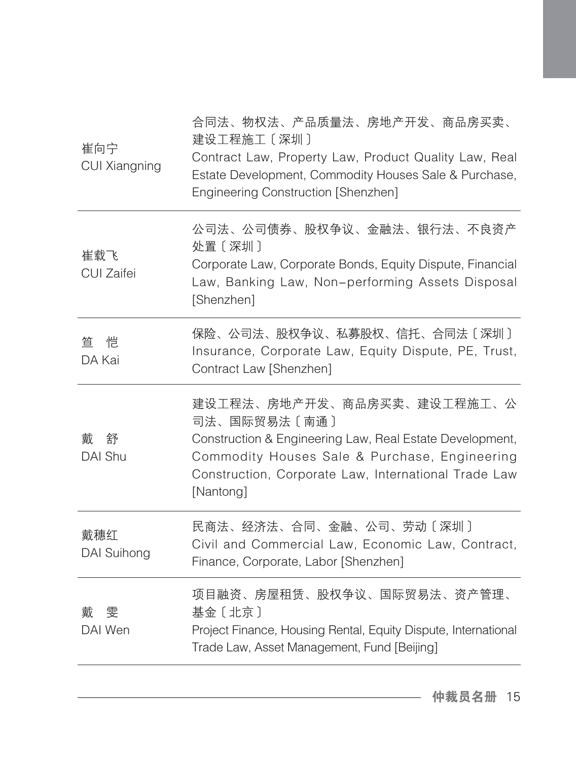| | |
|---|---|
| 崔向宁<br>CUI Xiangning | 合同法、物权法、产品质量法、房地产开发、商品房买卖、建设工程施工〔深圳〕<br>Contract Law, Property Law, Product Quality Law, Real Estate Development, Commodity Houses Sale & Purchase, Engineering Construction [Shenzhen] |
| 崔载飞<br>CUI Zaifei | 公司法、公司债券、股权争议、金融法、银行法、不良资产处置〔深圳〕<br>Corporate Law, Corporate Bonds, Equity Dispute, Financial Law, Banking Law, Non-performing Assets Disposal [Shenzhen] |
| 笪　恺<br>DA Kai | 保险、公司法、股权争议、私募股权、信托、合同法〔深圳〕<br>Insurance, Corporate Law, Equity Dispute, PE, Trust, Contract Law [Shenzhen] |
| 戴　舒<br>DAI Shu | 建设工程法、房地产开发、商品房买卖、建设工程施工、公司法、国际贸易法〔南通〕<br>Construction & Engineering Law, Real Estate Development, Commodity Houses Sale & Purchase, Engineering Construction, Corporate Law, International Trade Law [Nantong] |
| 戴穗红<br>DAI Suihong | 民商法、经济法、合同、金融、公司、劳动〔深圳〕<br>Civil and Commercial Law, Economic Law, Contract, Finance, Corporate, Labor [Shenzhen] |
| 戴　雯<br>DAI Wen | 项目融资、房屋租赁、股权争议、国际贸易法、资产管理、基金〔北京〕<br>Project Finance, Housing Rental, Equity Dispute, International Trade Law, Asset Management, Fund [Beijing] |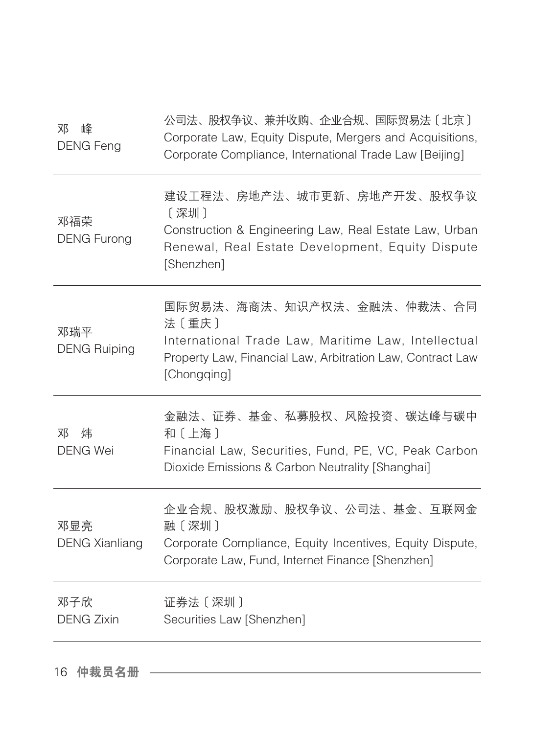| | |
|---|---|
| 邓　峰<br>DENG Feng | 公司法、股权争议、兼并收购、企业合规、国际贸易法〔北京〕<br>Corporate Law, Equity Dispute, Mergers and Acquisitions, Corporate Compliance, International Trade Law [Beijing] |
| 邓福荣<br>DENG Furong | 建设工程法、房地产法、城市更新、房地产开发、股权争议〔深圳〕<br>Construction & Engineering Law, Real Estate Law, Urban Renewal, Real Estate Development, Equity Dispute [Shenzhen] |
| 邓瑞平<br>DENG Ruiping | 国际贸易法、海商法、知识产权法、金融法、仲裁法、合同法〔重庆〕<br>International Trade Law, Maritime Law, Intellectual Property Law, Financial Law, Arbitration Law, Contract Law [Chongqing] |
| 邓　炜<br>DENG Wei | 金融法、证券、基金、私募股权、风险投资、碳达峰与碳中和〔上海〕<br>Financial Law, Securities, Fund, PE, VC, Peak Carbon Dioxide Emissions & Carbon Neutrality [Shanghai] |
| 邓显亮<br>DENG Xianliang | 企业合规、股权激励、股权争议、公司法、基金、互联网金融〔深圳〕<br>Corporate Compliance, Equity Incentives, Equity Dispute, Corporate Law, Fund, Internet Finance [Shenzhen] |
| 邓子欣<br>DENG Zixin | 证券法〔深圳〕<br>Securities Law [Shenzhen] |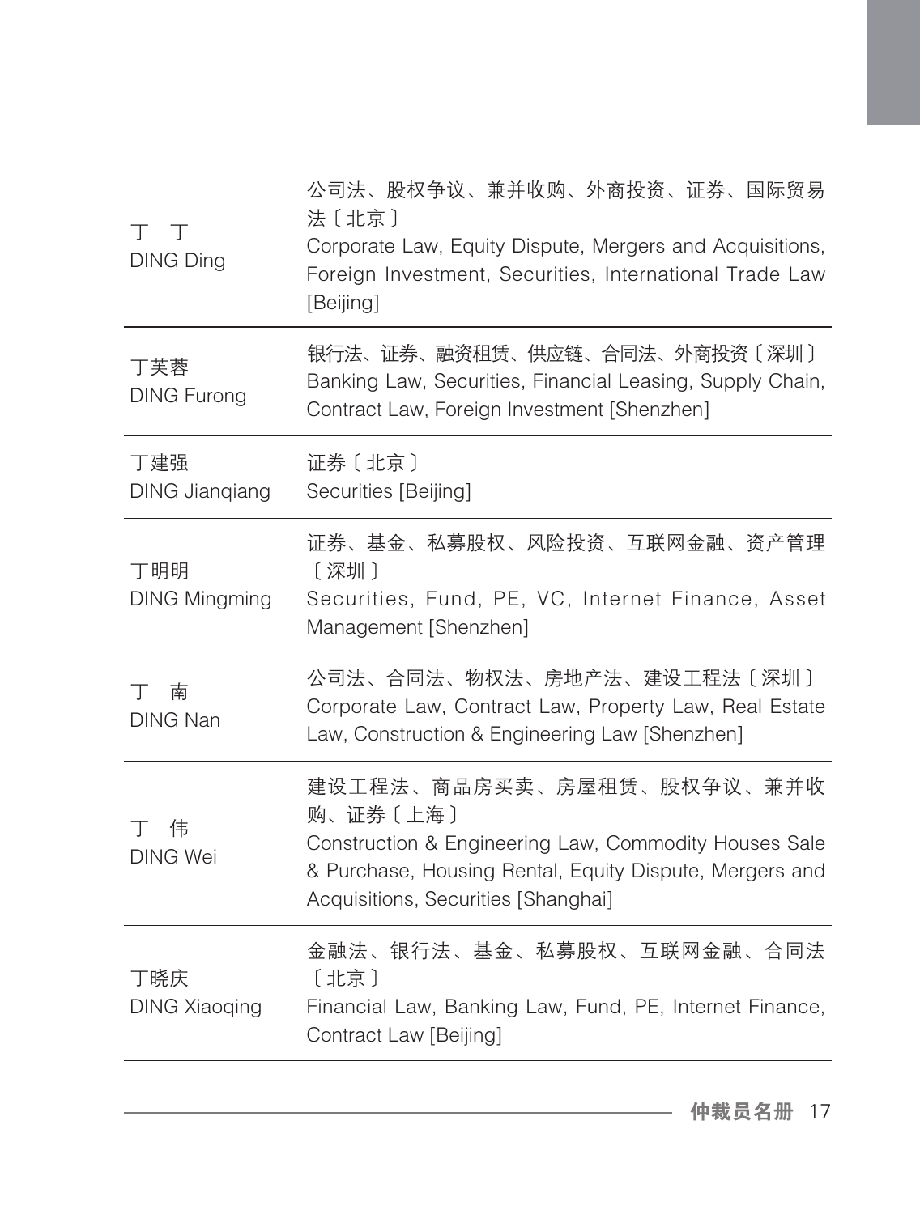| | |
|---|---|
| 丁　丁<br>DING Ding | 公司法、股权争议、兼并收购、外商投资、证券、国际贸易法〔北京〕<br>Corporate Law, Equity Dispute, Mergers and Acquisitions, Foreign Investment, Securities, International Trade Law [Beijing] |
| 丁芙蓉<br>DING Furong | 银行法、证券、融资租赁、供应链、合同法、外商投资〔深圳〕<br>Banking Law, Securities, Financial Leasing, Supply Chain, Contract Law, Foreign Investment [Shenzhen] |
| 丁建强<br>DING Jianqiang | 证券〔北京〕<br>Securities [Beijing] |
| 丁明明<br>DING Mingming | 证券、基金、私募股权、风险投资、互联网金融、资产管理〔深圳〕<br>Securities, Fund, PE, VC, Internet Finance, Asset Management [Shenzhen] |
| 丁　南<br>DING Nan | 公司法、合同法、物权法、房地产法、建设工程法〔深圳〕<br>Corporate Law, Contract Law, Property Law, Real Estate Law, Construction & Engineering Law [Shenzhen] |
| 丁　伟<br>DING Wei | 建设工程法、商品房买卖、房屋租赁、股权争议、兼并收购、证券〔上海〕<br>Construction & Engineering Law, Commodity Houses Sale & Purchase, Housing Rental, Equity Dispute, Mergers and Acquisitions, Securities [Shanghai] |
| 丁晓庆<br>DING Xiaoqing | 金融法、银行法、基金、私募股权、互联网金融、合同法〔北京〕<br>Financial Law, Banking Law, Fund, PE, Internet Finance, Contract Law [Beijing] |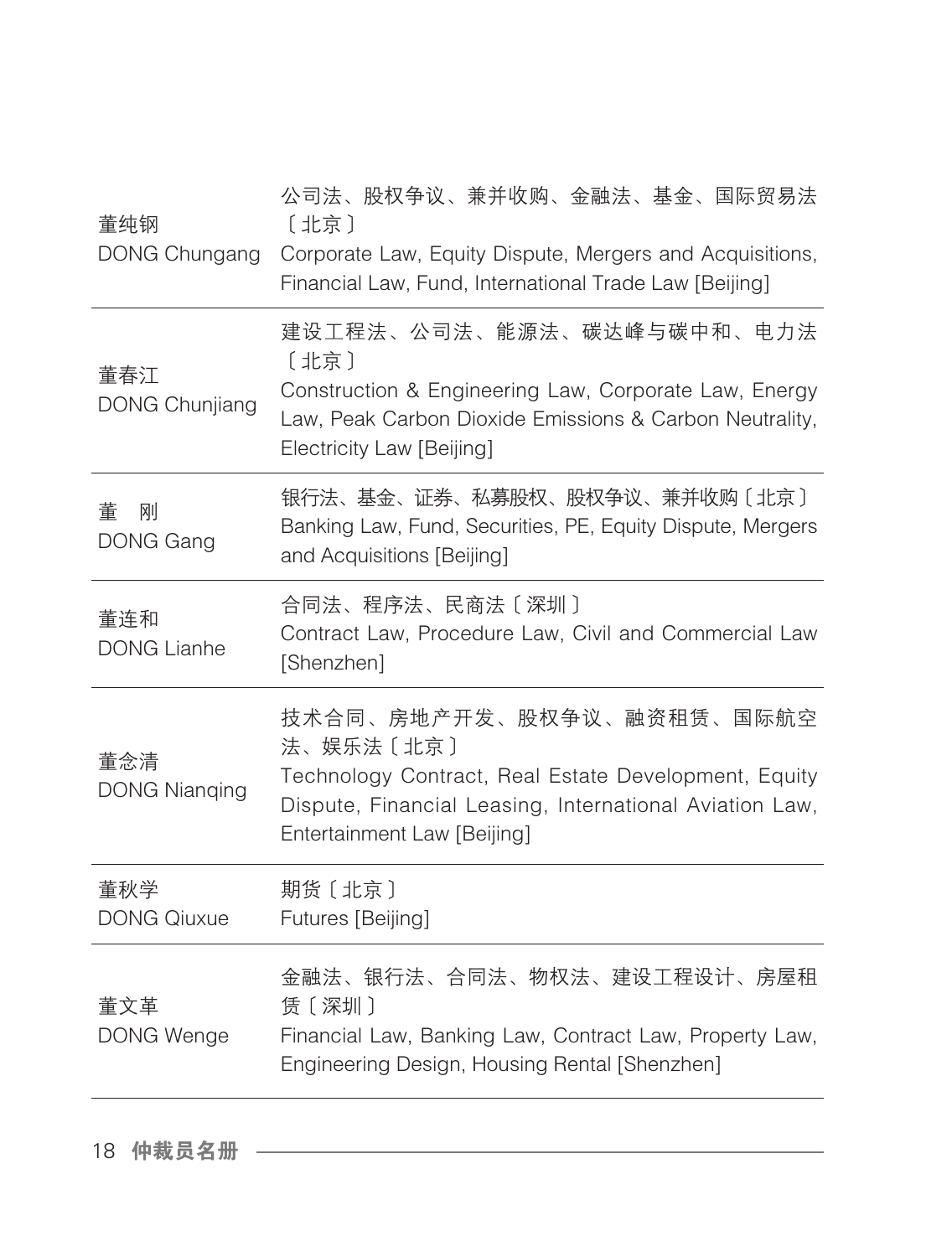| | |
|---|---|
| 董纯钢<br>DONG Chungang | 公司法、股权争议、兼并收购、金融法、基金、国际贸易法〔北京〕<br>Corporate Law, Equity Dispute, Mergers and Acquisitions, Financial Law, Fund, International Trade Law [Beijing] |
| 董春江<br>DONG Chunjiang | 建设工程法、公司法、能源法、碳达峰与碳中和、电力法〔北京〕<br>Construction & Engineering Law, Corporate Law, Energy Law, Peak Carbon Dioxide Emissions & Carbon Neutrality, Electricity Law [Beijing] |
| 董　刚<br>DONG Gang | 银行法、基金、证券、私募股权、股权争议、兼并收购〔北京〕<br>Banking Law, Fund, Securities, PE, Equity Dispute, Mergers and Acquisitions [Beijing] |
| 董连和<br>DONG Lianhe | 合同法、程序法、民商法〔深圳〕<br>Contract Law, Procedure Law, Civil and Commercial Law [Shenzhen] |
| 董念清<br>DONG Nianqing | 技术合同、房地产开发、股权争议、融资租赁、国际航空法、娱乐法〔北京〕<br>Technology Contract, Real Estate Development, Equity Dispute, Financial Leasing, International Aviation Law, Entertainment Law [Beijing] |
| 董秋学<br>DONG Qiuxue | 期货〔北京〕<br>Futures [Beijing] |
| 董文革<br>DONG Wenge | 金融法、银行法、合同法、物权法、建设工程设计、房屋租赁〔深圳〕<br>Financial Law, Banking Law, Contract Law, Property Law, Engineering Design, Housing Rental [Shenzhen] |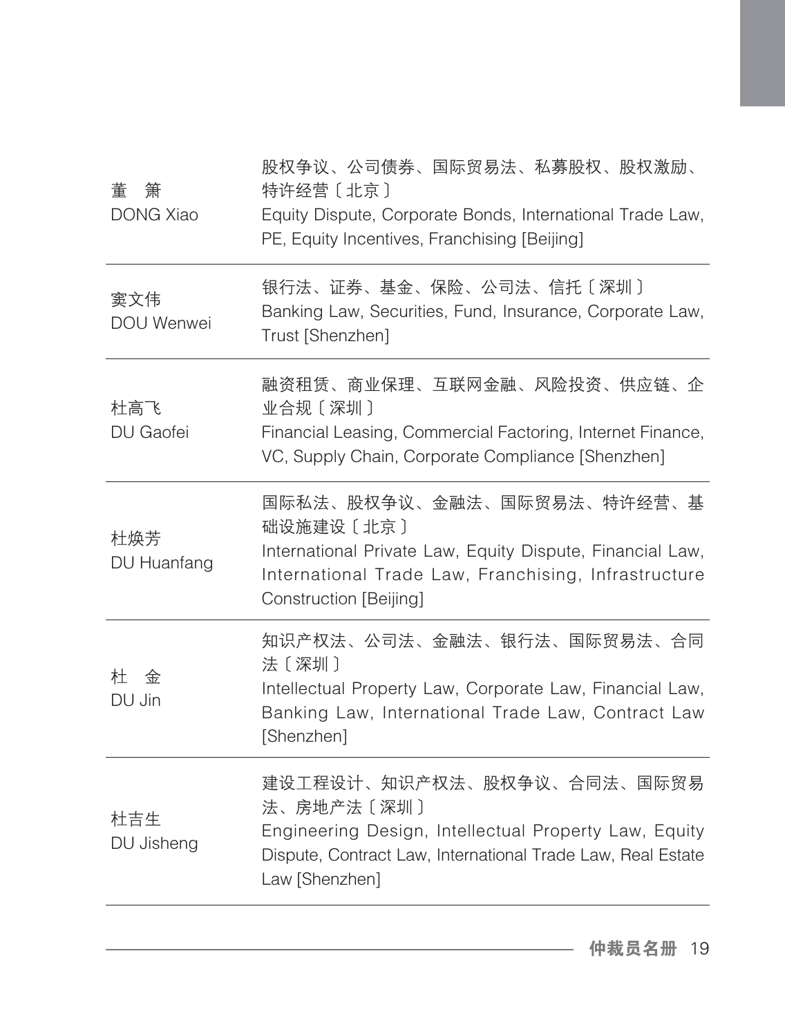| | |
|---|---|
| 董　箫<br>DONG Xiao | 股权争议、公司债券、国际贸易法、私募股权、股权激励、特许经营〔北京〕<br>Equity Dispute, Corporate Bonds, International Trade Law, PE, Equity Incentives, Franchising [Beijing] |
| 窦文伟<br>DOU Wenwei | 银行法、证券、基金、保险、公司法、信托〔深圳〕<br>Banking Law, Securities, Fund, Insurance, Corporate Law, Trust [Shenzhen] |
| 杜高飞<br>DU Gaofei | 融资租赁、商业保理、互联网金融、风险投资、供应链、企业合规〔深圳〕<br>Financial Leasing, Commercial Factoring, Internet Finance, VC, Supply Chain, Corporate Compliance [Shenzhen] |
| 杜焕芳<br>DU Huanfang | 国际私法、股权争议、金融法、国际贸易法、特许经营、基础设施建设〔北京〕<br>International Private Law, Equity Dispute, Financial Law, International Trade Law, Franchising, Infrastructure Construction [Beijing] |
| 杜　金<br>DU Jin | 知识产权法、公司法、金融法、银行法、国际贸易法、合同法〔深圳〕<br>Intellectual Property Law, Corporate Law, Financial Law, Banking Law, International Trade Law, Contract Law [Shenzhen] |
| 杜吉生<br>DU Jisheng | 建设工程设计、知识产权法、股权争议、合同法、国际贸易法、房地产法〔深圳〕<br>Engineering Design, Intellectual Property Law, Equity Dispute, Contract Law, International Trade Law, Real Estate Law [Shenzhen] |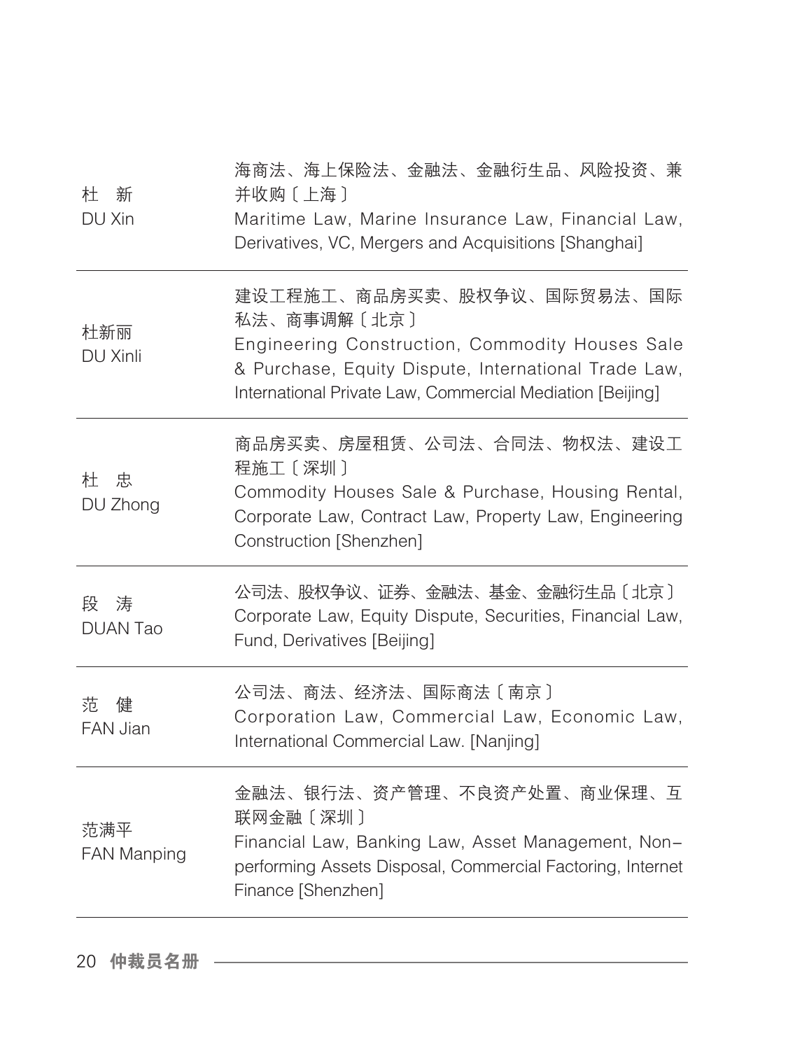| | |
|---|---|
| 杜　新<br>DU Xin | 海商法、海上保险法、金融法、金融衍生品、风险投资、兼并收购〔上海〕<br>Maritime Law, Marine Insurance Law, Financial Law, Derivatives, VC, Mergers and Acquisitions [Shanghai] |
| 杜新丽<br>DU Xinli | 建设工程施工、商品房买卖、股权争议、国际贸易法、国际私法、商事调解〔北京〕<br>Engineering Construction, Commodity Houses Sale & Purchase, Equity Dispute, International Trade Law, International Private Law, Commercial Mediation [Beijing] |
| 杜　忠<br>DU Zhong | 商品房买卖、房屋租赁、公司法、合同法、物权法、建设工程施工〔深圳〕<br>Commodity Houses Sale & Purchase, Housing Rental, Corporate Law, Contract Law, Property Law, Engineering Construction [Shenzhen] |
| 段　涛<br>DUAN Tao | 公司法、股权争议、证券、金融法、基金、金融衍生品〔北京〕<br>Corporate Law, Equity Dispute, Securities, Financial Law, Fund, Derivatives [Beijing] |
| 范　健<br>FAN Jian | 公司法、商法、经济法、国际商法〔南京〕<br>Corporation Law, Commercial Law, Economic Law, International Commercial Law. [Nanjing] |
| 范满平<br>FAN Manping | 金融法、银行法、资产管理、不良资产处置、商业保理、互联网金融〔深圳〕<br>Financial Law, Banking Law, Asset Management, Non-performing Assets Disposal, Commercial Factoring, Internet Finance [Shenzhen] |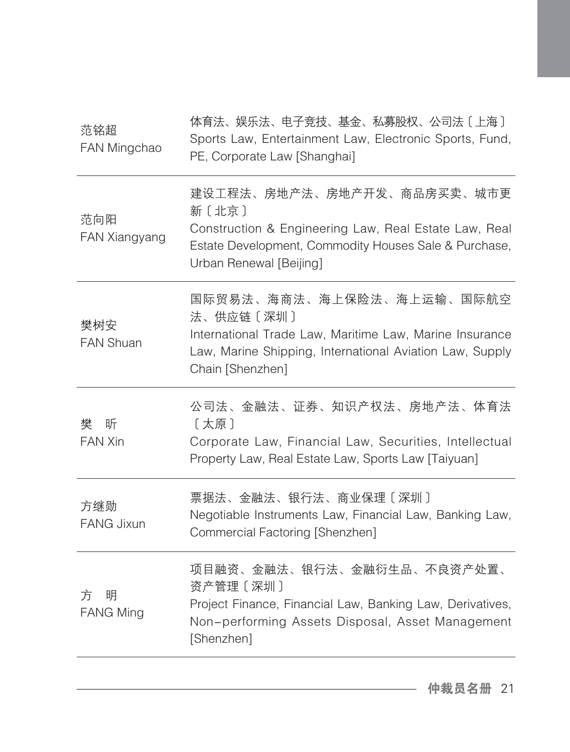| | |
|---|---|
| 范铭超<br>FAN Mingchao | 体育法、娱乐法、电子竞技、基金、私募股权、公司法〔上海〕<br>Sports Law, Entertainment Law, Electronic Sports, Fund, PE, Corporate Law [Shanghai] |
| 范向阳<br>FAN Xiangyang | 建设工程法、房地产法、房地产开发、商品房买卖、城市更新〔北京〕<br>Construction & Engineering Law, Real Estate Law, Real Estate Development, Commodity Houses Sale & Purchase, Urban Renewal [Beijing] |
| 樊树安<br>FAN Shuan | 国际贸易法、海商法、海上保险法、海上运输、国际航空法、供应链〔深圳〕<br>International Trade Law, Maritime Law, Marine Insurance Law, Marine Shipping, International Aviation Law, Supply Chain [Shenzhen] |
| 樊　昕<br>FAN Xin | 公司法、金融法、证券、知识产权法、房地产法、体育法〔太原〕<br>Corporate Law, Financial Law, Securities, Intellectual Property Law, Real Estate Law, Sports Law [Taiyuan] |
| 方继勋<br>FANG Jixun | 票据法、金融法、银行法、商业保理〔深圳〕<br>Negotiable Instruments Law, Financial Law, Banking Law, Commercial Factoring [Shenzhen] |
| 方　明<br>FANG Ming | 项目融资、金融法、银行法、金融衍生品、不良资产处置、资产管理〔深圳〕<br>Project Finance, Financial Law, Banking Law, Derivatives, Non-performing Assets Disposal, Asset Management [Shenzhen] |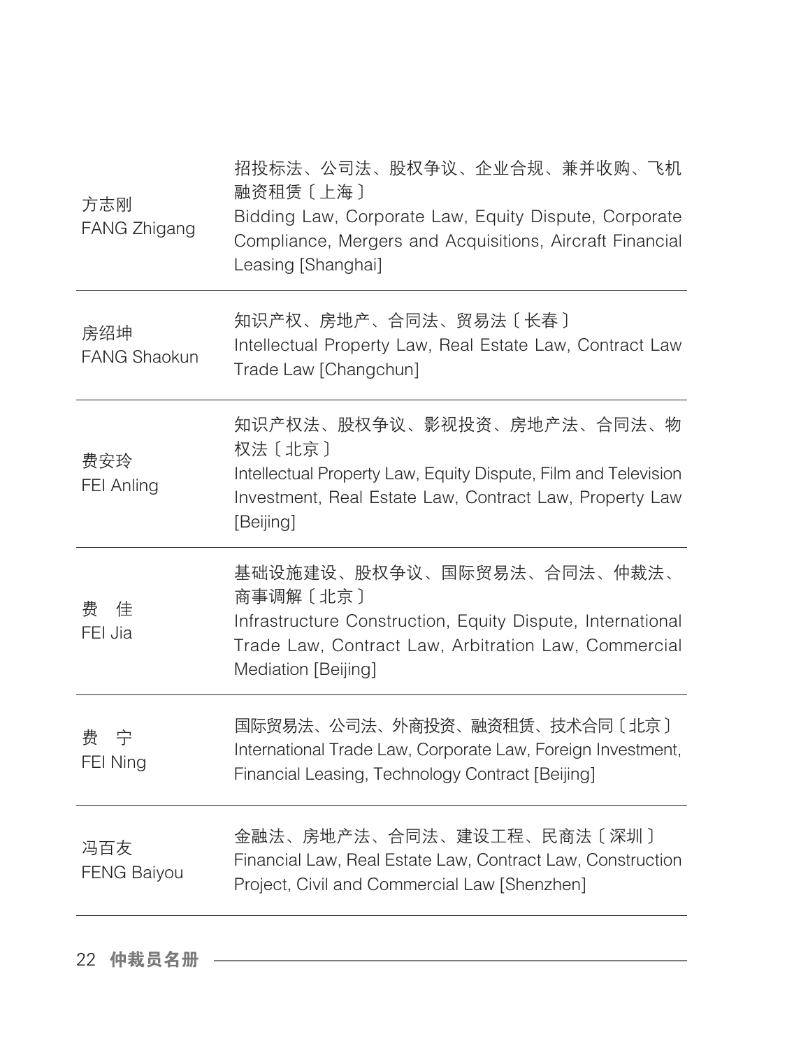| | |
|---|---|
| 方志刚<br>FANG Zhigang | 招投标法、公司法、股权争议、企业合规、兼并收购、飞机融资租赁〔上海〕<br>Bidding Law, Corporate Law, Equity Dispute, Corporate Compliance, Mergers and Acquisitions, Aircraft Financial Leasing [Shanghai] |
| 房绍坤<br>FANG Shaokun | 知识产权、房地产、合同法、贸易法〔长春〕<br>Intellectual Property Law, Real Estate Law, Contract Law Trade Law [Changchun] |
| 费安玲<br>FEI Anling | 知识产权法、股权争议、影视投资、房地产法、合同法、物权法〔北京〕<br>Intellectual Property Law, Equity Dispute, Film and Television Investment, Real Estate Law, Contract Law, Property Law [Beijing] |
| 费　佳<br>FEI Jia | 基础设施建设、股权争议、国际贸易法、合同法、仲裁法、商事调解〔北京〕<br>Infrastructure Construction, Equity Dispute, International Trade Law, Contract Law, Arbitration Law, Commercial Mediation [Beijing] |
| 费　宁<br>FEI Ning | 国际贸易法、公司法、外商投资、融资租赁、技术合同〔北京〕<br>International Trade Law, Corporate Law, Foreign Investment, Financial Leasing, Technology Contract [Beijing] |
| 冯百友<br>FENG Baiyou | 金融法、房地产法、合同法、建设工程、民商法〔深圳〕<br>Financial Law, Real Estate Law, Contract Law, Construction Project, Civil and Commercial Law [Shenzhen] |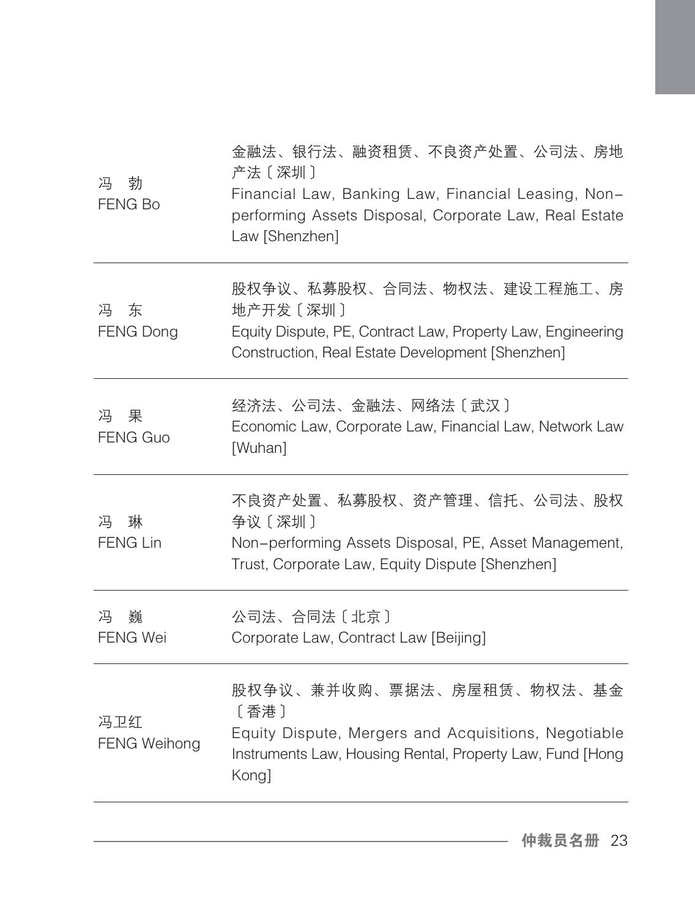| 姓名 | 专业领域 |
| --- | --- |
| 冯　勃<br>FENG Bo | 金融法、银行法、融资租赁、不良资产处置、公司法、房地产法〔深圳〕<br>Financial Law, Banking Law, Financial Leasing, Non-performing Assets Disposal, Corporate Law, Real Estate Law [Shenzhen] |
| 冯　东<br>FENG Dong | 股权争议、私募股权、合同法、物权法、建设工程施工、房地产开发〔深圳〕<br>Equity Dispute, PE, Contract Law, Property Law, Engineering Construction, Real Estate Development [Shenzhen] |
| 冯　果<br>FENG Guo | 经济法、公司法、金融法、网络法〔武汉〕<br>Economic Law, Corporate Law, Financial Law, Network Law [Wuhan] |
| 冯　琳<br>FENG Lin | 不良资产处置、私募股权、资产管理、信托、公司法、股权争议〔深圳〕<br>Non-performing Assets Disposal, PE, Asset Management, Trust, Corporate Law, Equity Dispute [Shenzhen] |
| 冯　巍<br>FENG Wei | 公司法、合同法〔北京〕<br>Corporate Law, Contract Law [Beijing] |
| 冯卫红<br>FENG Weihong | 股权争议、兼并收购、票据法、房屋租赁、物权法、基金〔香港〕<br>Equity Dispute, Mergers and Acquisitions, Negotiable Instruments Law, Housing Rental, Property Law, Fund [Hong Kong] |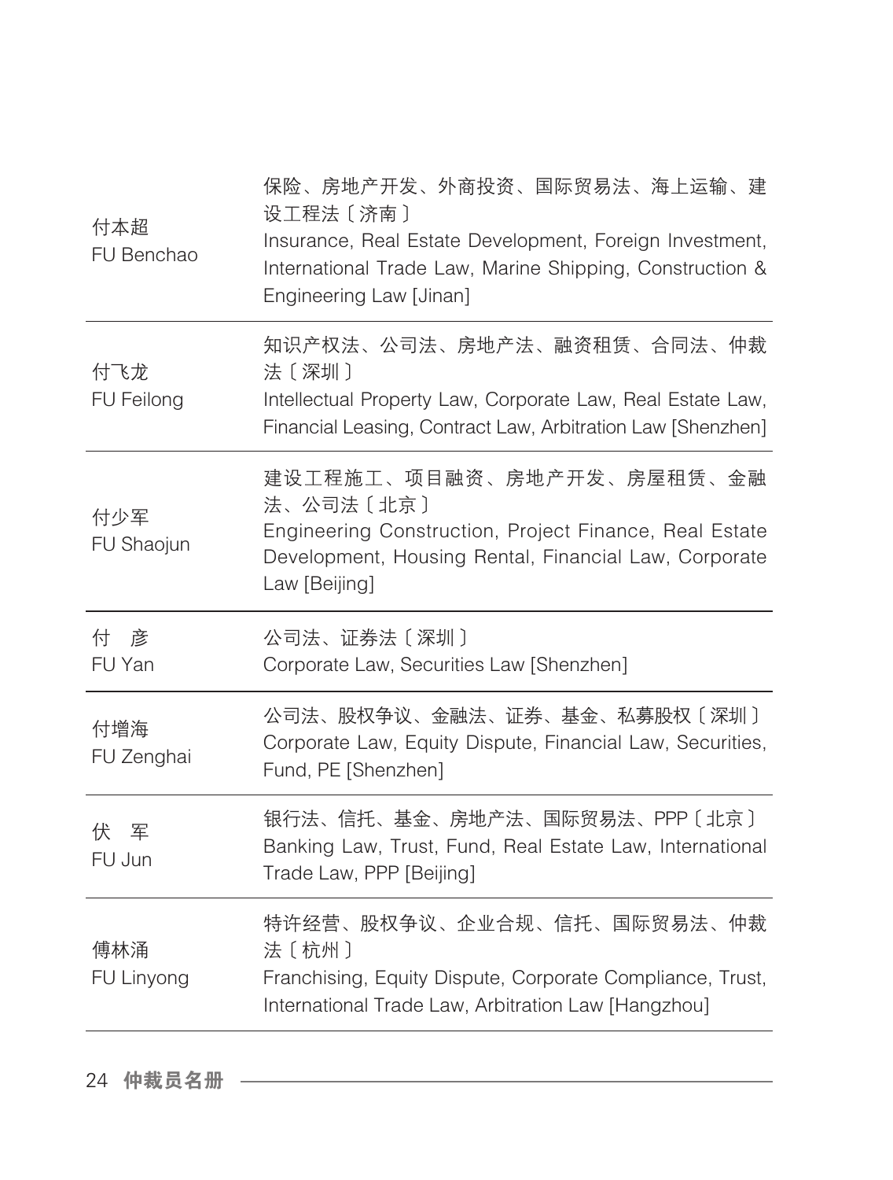| | |
|---|---|
| 付本超<br>FU Benchao | 保险、房地产开发、外商投资、国际贸易法、海上运输、建设工程法〔济南〕<br>Insurance, Real Estate Development, Foreign Investment, International Trade Law, Marine Shipping, Construction & Engineering Law [Jinan] |
| 付飞龙<br>FU Feilong | 知识产权法、公司法、房地产法、融资租赁、合同法、仲裁法〔深圳〕<br>Intellectual Property Law, Corporate Law, Real Estate Law, Financial Leasing, Contract Law, Arbitration Law [Shenzhen] |
| 付少军<br>FU Shaojun | 建设工程施工、项目融资、房地产开发、房屋租赁、金融法、公司法〔北京〕<br>Engineering Construction, Project Finance, Real Estate Development, Housing Rental, Financial Law, Corporate Law [Beijing] |
| 付　彦<br>FU Yan | 公司法、证券法〔深圳〕<br>Corporate Law, Securities Law [Shenzhen] |
| 付增海<br>FU Zenghai | 公司法、股权争议、金融法、证券、基金、私募股权〔深圳〕<br>Corporate Law, Equity Dispute, Financial Law, Securities, Fund, PE [Shenzhen] |
| 伏　军<br>FU Jun | 银行法、信托、基金、房地产法、国际贸易法、PPP〔北京〕<br>Banking Law, Trust, Fund, Real Estate Law, International Trade Law, PPP [Beijing] |
| 傅林涌<br>FU Linyong | 特许经营、股权争议、企业合规、信托、国际贸易法、仲裁法〔杭州〕<br>Franchising, Equity Dispute, Corporate Compliance, Trust, International Trade Law, Arbitration Law [Hangzhou] |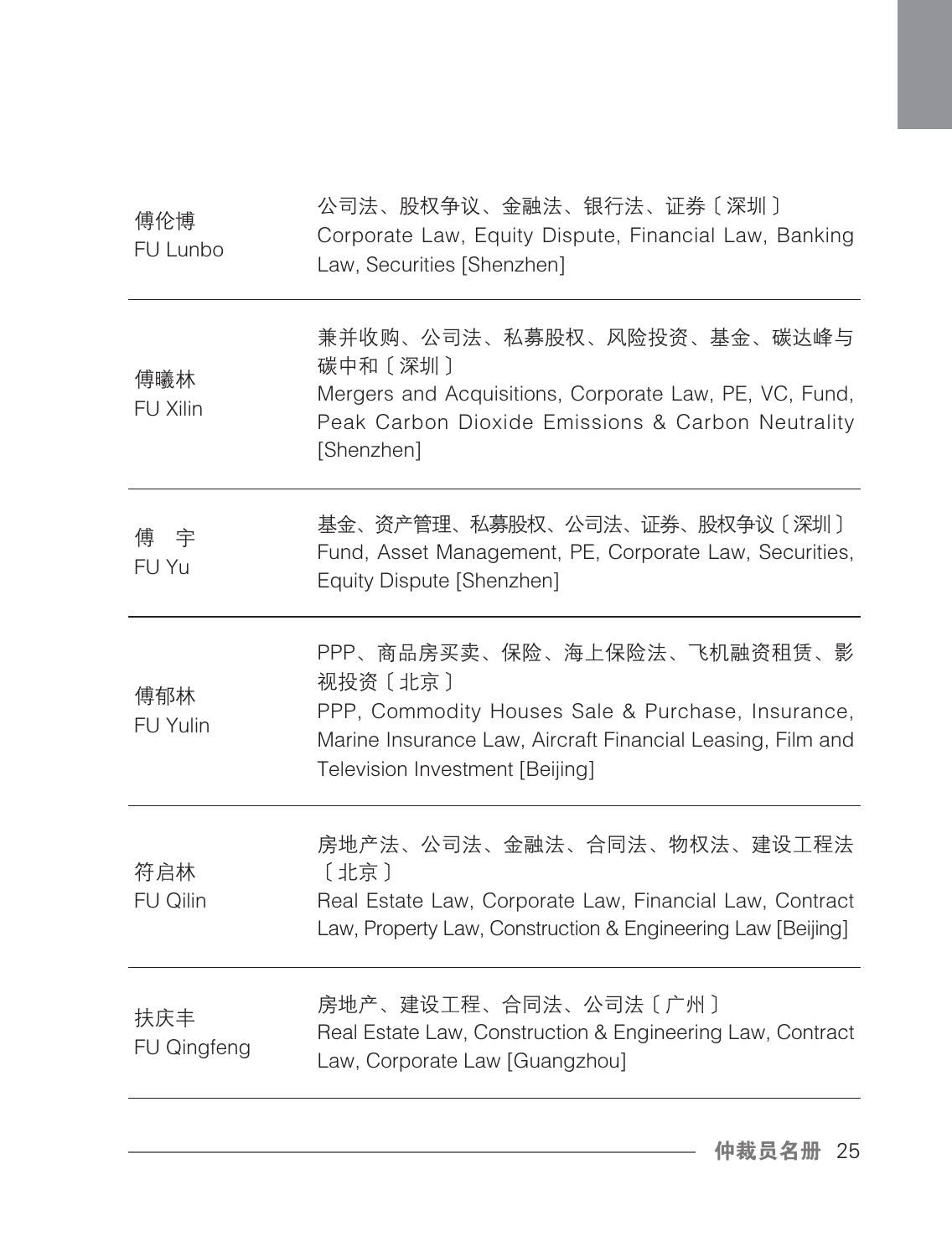| | |
|---|---|
| 傅伦博<br>FU Lunbo | 公司法、股权争议、金融法、银行法、证券〔深圳〕<br>Corporate Law, Equity Dispute, Financial Law, Banking Law, Securities [Shenzhen] |
| 傅曦林<br>FU Xilin | 兼并收购、公司法、私募股权、风险投资、基金、碳达峰与碳中和〔深圳〕<br>Mergers and Acquisitions, Corporate Law, PE, VC, Fund, Peak Carbon Dioxide Emissions & Carbon Neutrality [Shenzhen] |
| 傅　宇<br>FU Yu | 基金、资产管理、私募股权、公司法、证券、股权争议〔深圳〕<br>Fund, Asset Management, PE, Corporate Law, Securities, Equity Dispute [Shenzhen] |
| 傅郁林<br>FU Yulin | PPP、商品房买卖、保险、海上保险法、飞机融资租赁、影视投资〔北京〕<br>PPP, Commodity Houses Sale & Purchase, Insurance, Marine Insurance Law, Aircraft Financial Leasing, Film and Television Investment [Beijing] |
| 符启林<br>FU Qilin | 房地产法、公司法、金融法、合同法、物权法、建设工程法〔北京〕<br>Real Estate Law, Corporate Law, Financial Law, Contract Law, Property Law, Construction & Engineering Law [Beijing] |
| 扶庆丰<br>FU Qingfeng | 房地产、建设工程、合同法、公司法〔广州〕<br>Real Estate Law, Construction & Engineering Law, Contract Law, Corporate Law [Guangzhou] |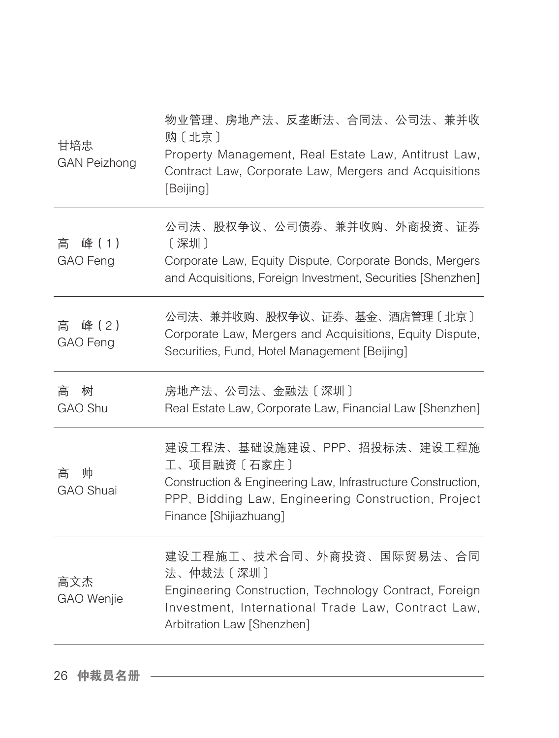| | |
|---|---|
| 甘培忠<br>GAN Peizhong | 物业管理、房地产法、反垄断法、合同法、公司法、兼并收购〔北京〕<br>Property Management, Real Estate Law, Antitrust Law, Contract Law, Corporate Law, Mergers and Acquisitions [Beijing] |
| 高　峰(1)<br>GAO Feng | 公司法、股权争议、公司债券、兼并收购、外商投资、证券〔深圳〕<br>Corporate Law, Equity Dispute, Corporate Bonds, Mergers and Acquisitions, Foreign Investment, Securities [Shenzhen] |
| 高　峰(2)<br>GAO Feng | 公司法、兼并收购、股权争议、证券、基金、酒店管理〔北京〕<br>Corporate Law, Mergers and Acquisitions, Equity Dispute, Securities, Fund, Hotel Management [Beijing] |
| 高　树<br>GAO Shu | 房地产法、公司法、金融法〔深圳〕<br>Real Estate Law, Corporate Law, Financial Law [Shenzhen] |
| 高　帅<br>GAO Shuai | 建设工程法、基础设施建设、PPP、招投标法、建设工程施工、项目融资〔石家庄〕<br>Construction & Engineering Law, Infrastructure Construction, PPP, Bidding Law, Engineering Construction, Project Finance [Shijiazhuang] |
| 高文杰<br>GAO Wenjie | 建设工程施工、技术合同、外商投资、国际贸易法、合同法、仲裁法〔深圳〕<br>Engineering Construction, Technology Contract, Foreign Investment, International Trade Law, Contract Law, Arbitration Law [Shenzhen] |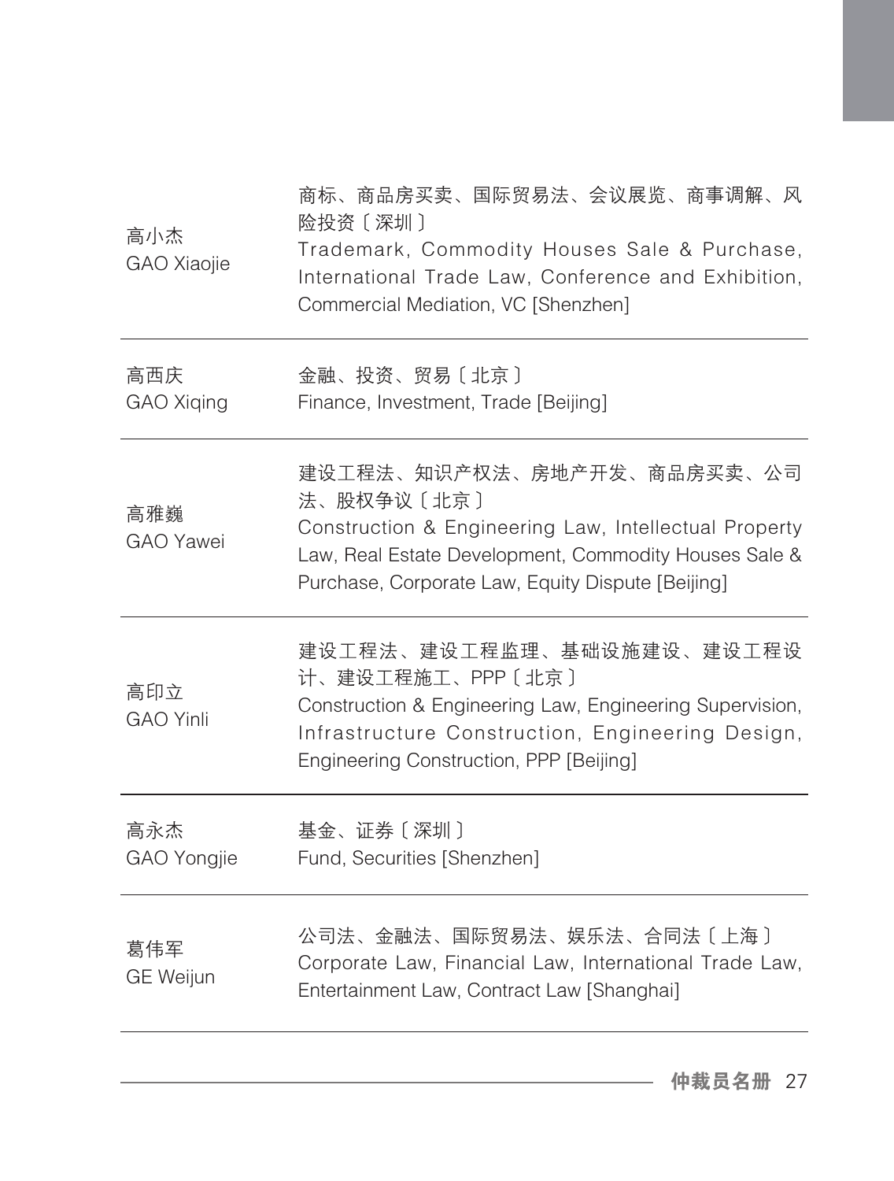| | |
|---|---|
| 高小杰<br>GAO Xiaojie | 商标、商品房买卖、国际贸易法、会议展览、商事调解、风险投资〔深圳〕<br>Trademark, Commodity Houses Sale & Purchase, International Trade Law, Conference and Exhibition, Commercial Mediation, VC [Shenzhen] |
| 高西庆<br>GAO Xiqing | 金融、投资、贸易〔北京〕<br>Finance, Investment, Trade [Beijing] |
| 高雅巍<br>GAO Yawei | 建设工程法、知识产权法、房地产开发、商品房买卖、公司法、股权争议〔北京〕<br>Construction & Engineering Law, Intellectual Property Law, Real Estate Development, Commodity Houses Sale & Purchase, Corporate Law, Equity Dispute [Beijing] |
| 高印立<br>GAO Yinli | 建设工程法、建设工程监理、基础设施建设、建设工程设计、建设工程施工、PPP〔北京〕<br>Construction & Engineering Law, Engineering Supervision, Infrastructure Construction, Engineering Design, Engineering Construction, PPP [Beijing] |
| 高永杰<br>GAO Yongjie | 基金、证券〔深圳〕<br>Fund, Securities [Shenzhen] |
| 葛伟军<br>GE Weijun | 公司法、金融法、国际贸易法、娱乐法、合同法〔上海〕<br>Corporate Law, Financial Law, International Trade Law, Entertainment Law, Contract Law [Shanghai] |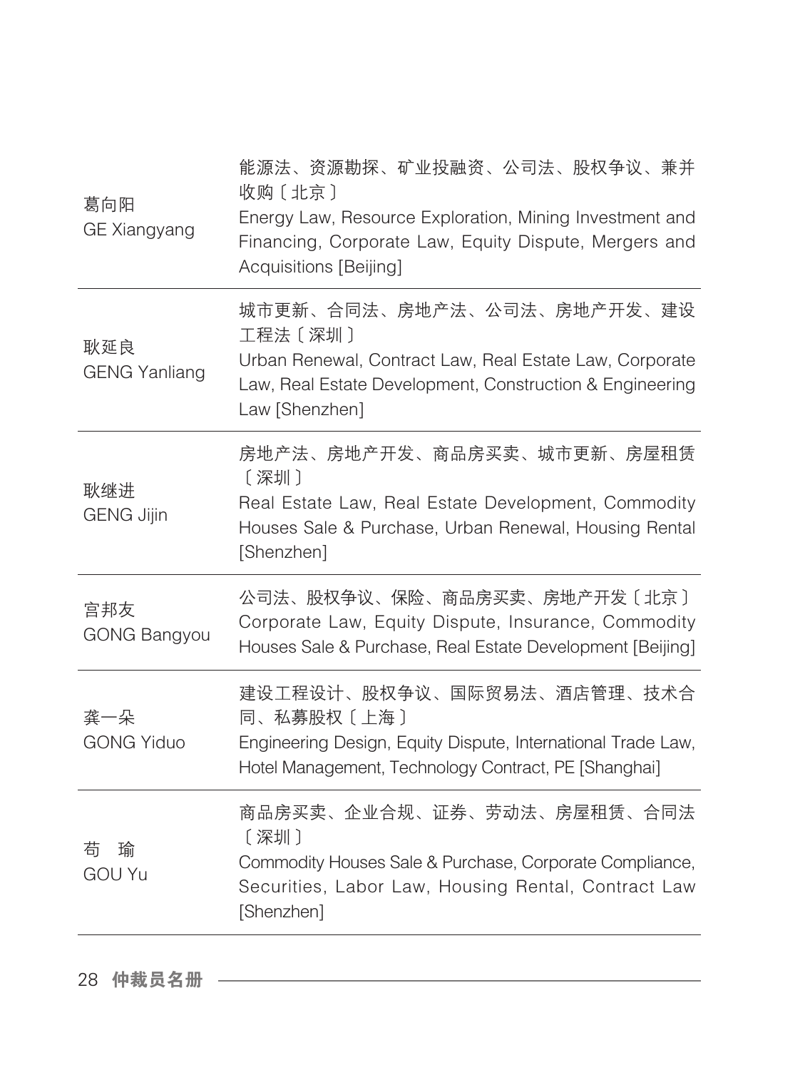| | |
|---|---|
| 葛向阳<br>GE Xiangyang | 能源法、资源勘探、矿业投融资、公司法、股权争议、兼并收购〔北京〕<br>Energy Law, Resource Exploration, Mining Investment and Financing, Corporate Law, Equity Dispute, Mergers and Acquisitions [Beijing] |
| 耿延良<br>GENG Yanliang | 城市更新、合同法、房地产法、公司法、房地产开发、建设工程法〔深圳〕<br>Urban Renewal, Contract Law, Real Estate Law, Corporate Law, Real Estate Development, Construction & Engineering Law [Shenzhen] |
| 耿继进<br>GENG Jijin | 房地产法、房地产开发、商品房买卖、城市更新、房屋租赁〔深圳〕<br>Real Estate Law, Real Estate Development, Commodity Houses Sale & Purchase, Urban Renewal, Housing Rental [Shenzhen] |
| 宫邦友<br>GONG Bangyou | 公司法、股权争议、保险、商品房买卖、房地产开发〔北京〕<br>Corporate Law, Equity Dispute, Insurance, Commodity Houses Sale & Purchase, Real Estate Development [Beijing] |
| 龚一朵<br>GONG Yiduo | 建设工程设计、股权争议、国际贸易法、酒店管理、技术合同、私募股权〔上海〕<br>Engineering Design, Equity Dispute, International Trade Law, Hotel Management, Technology Contract, PE [Shanghai] |
| 苟　瑜<br>GOU Yu | 商品房买卖、企业合规、证券、劳动法、房屋租赁、合同法〔深圳〕<br>Commodity Houses Sale & Purchase, Corporate Compliance, Securities, Labor Law, Housing Rental, Contract Law [Shenzhen] |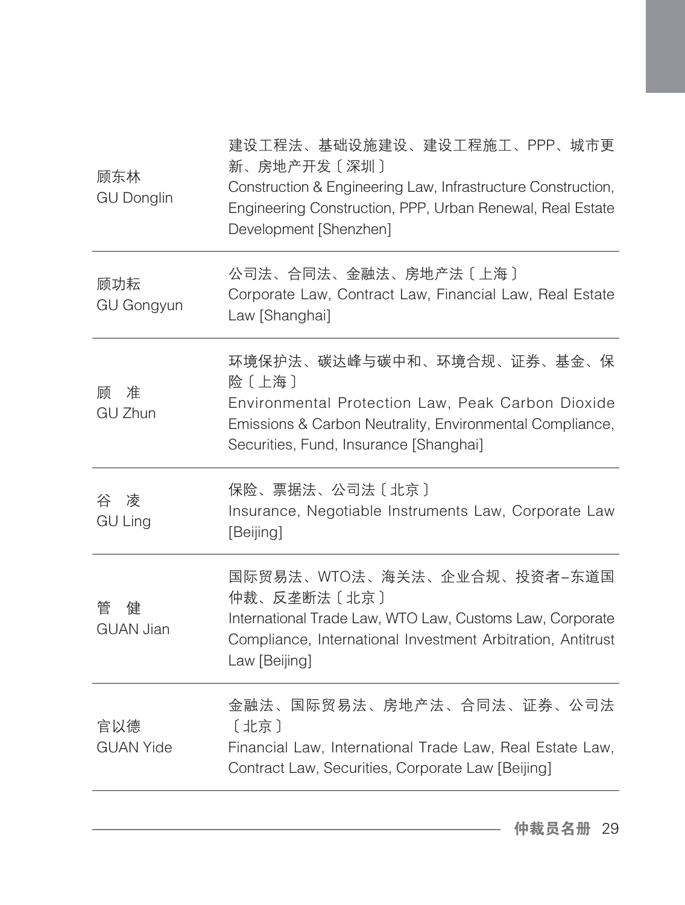| 姓名 | 专业领域 |
| --- | --- |
| 顾东林<br>GU Donglin | 建设工程法、基础设施建设、建设工程施工、PPP、城市更新、房地产开发〔深圳〕<br>Construction & Engineering Law, Infrastructure Construction, Engineering Construction, PPP, Urban Renewal, Real Estate Development [Shenzhen] |
| 顾功耘<br>GU Gongyun | 公司法、合同法、金融法、房地产法〔上海〕<br>Corporate Law, Contract Law, Financial Law, Real Estate Law [Shanghai] |
| 顾　准<br>GU Zhun | 环境保护法、碳达峰与碳中和、环境合规、证券、基金、保险〔上海〕<br>Environmental Protection Law, Peak Carbon Dioxide Emissions & Carbon Neutrality, Environmental Compliance, Securities, Fund, Insurance [Shanghai] |
| 谷　凌<br>GU Ling | 保险、票据法、公司法〔北京〕<br>Insurance, Negotiable Instruments Law, Corporate Law [Beijing] |
| 管　健<br>GUAN Jian | 国际贸易法、WTO法、海关法、企业合规、投资者–东道国仲裁、反垄断法〔北京〕<br>International Trade Law, WTO Law, Customs Law, Corporate Compliance, International Investment Arbitration, Antitrust Law [Beijing] |
| 官以德<br>GUAN Yide | 金融法、国际贸易法、房地产法、合同法、证券、公司法〔北京〕<br>Financial Law, International Trade Law, Real Estate Law, Contract Law, Securities, Corporate Law [Beijing] |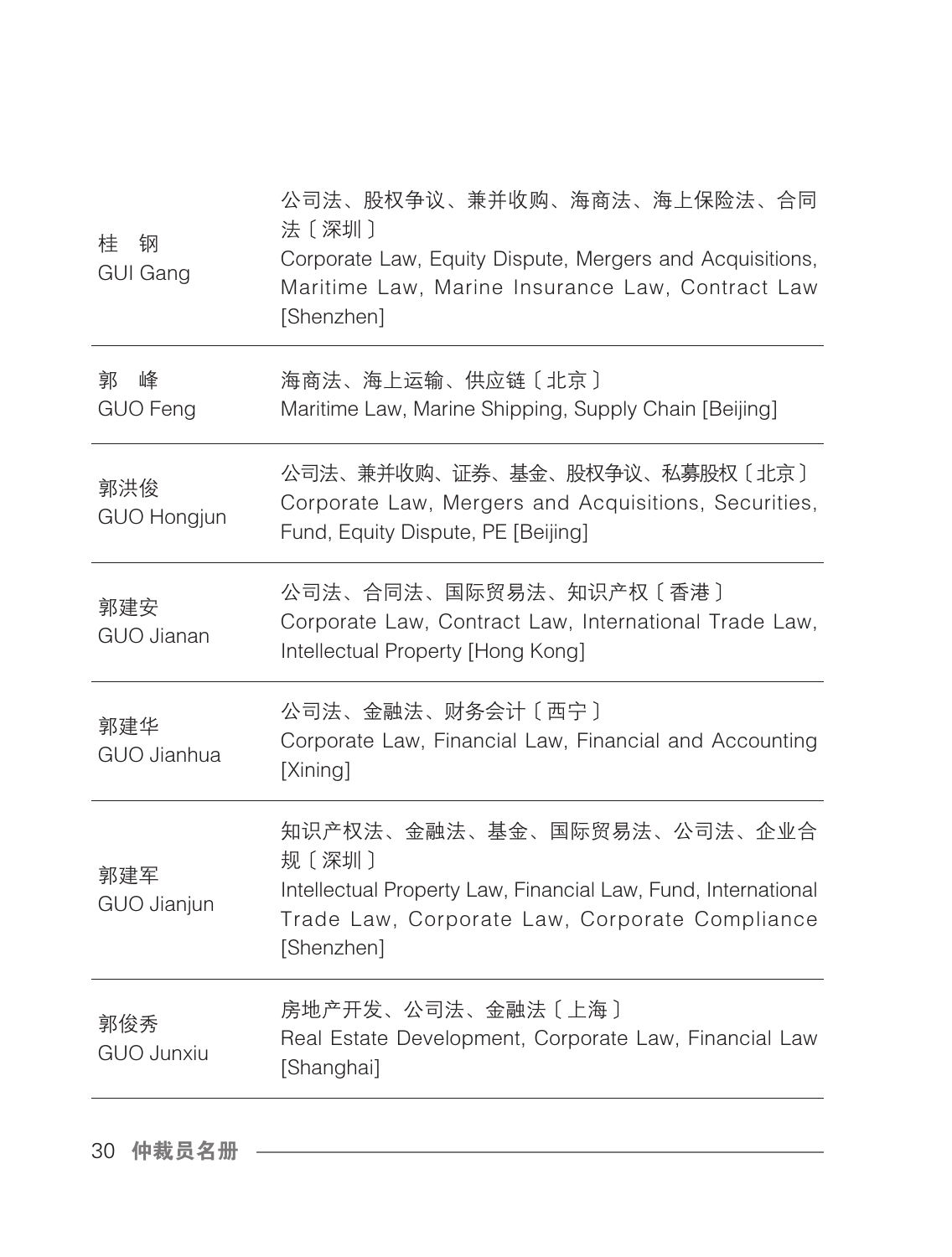| | |
|---|---|
| 桂　钢<br>GUI Gang | 公司法、股权争议、兼并收购、海商法、海上保险法、合同法〔深圳〕<br>Corporate Law, Equity Dispute, Mergers and Acquisitions, Maritime Law, Marine Insurance Law, Contract Law [Shenzhen] |
| 郭　峰<br>GUO Feng | 海商法、海上运输、供应链〔北京〕<br>Maritime Law, Marine Shipping, Supply Chain [Beijing] |
| 郭洪俊<br>GUO Hongjun | 公司法、兼并收购、证券、基金、股权争议、私募股权〔北京〕<br>Corporate Law, Mergers and Acquisitions, Securities, Fund, Equity Dispute, PE [Beijing] |
| 郭建安<br>GUO Jianan | 公司法、合同法、国际贸易法、知识产权〔香港〕<br>Corporate Law, Contract Law, International Trade Law, Intellectual Property [Hong Kong] |
| 郭建华<br>GUO Jianhua | 公司法、金融法、财务会计〔西宁〕<br>Corporate Law, Financial Law, Financial and Accounting [Xining] |
| 郭建军<br>GUO Jianjun | 知识产权法、金融法、基金、国际贸易法、公司法、企业合规〔深圳〕<br>Intellectual Property Law, Financial Law, Fund, International Trade Law, Corporate Law, Corporate Compliance [Shenzhen] |
| 郭俊秀<br>GUO Junxiu | 房地产开发、公司法、金融法〔上海〕<br>Real Estate Development, Corporate Law, Financial Law [Shanghai] |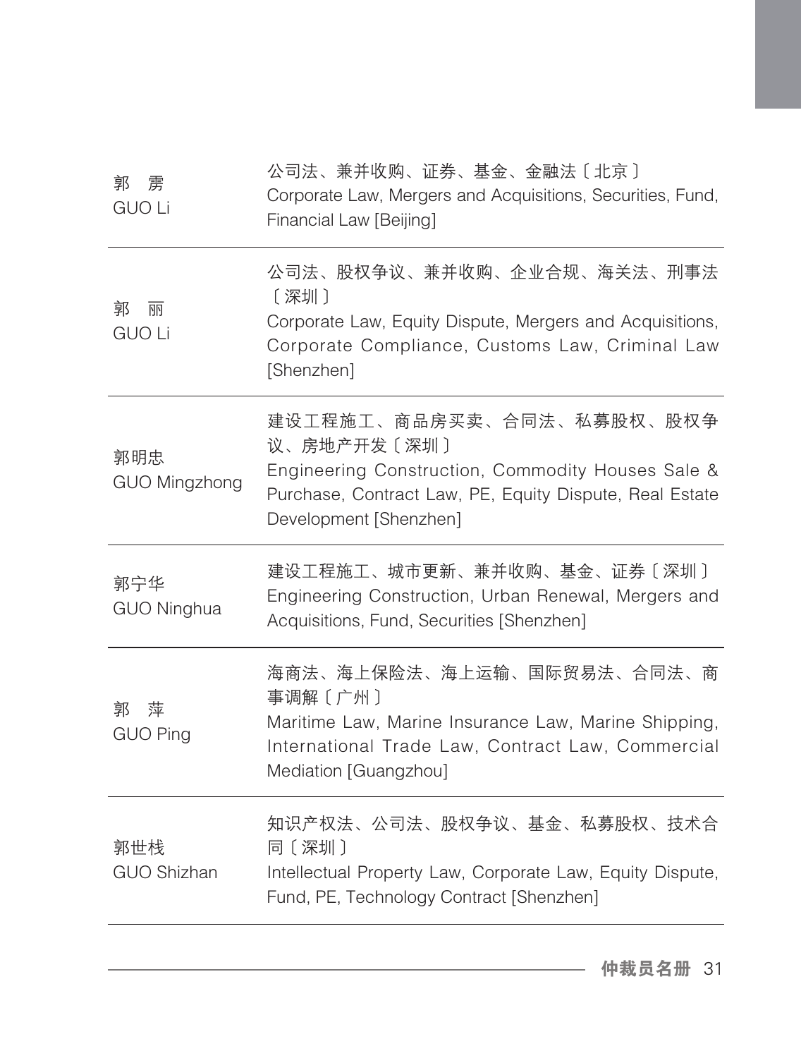| | |
|---|---|
| 郭　雳<br>GUO Li | 公司法、兼并收购、证券、基金、金融法〔北京〕<br>Corporate Law, Mergers and Acquisitions, Securities, Fund, Financial Law [Beijing] |
| 郭　丽<br>GUO Li | 公司法、股权争议、兼并收购、企业合规、海关法、刑事法〔深圳〕<br>Corporate Law, Equity Dispute, Mergers and Acquisitions, Corporate Compliance, Customs Law, Criminal Law [Shenzhen] |
| 郭明忠<br>GUO Mingzhong | 建设工程施工、商品房买卖、合同法、私募股权、股权争议、房地产开发〔深圳〕<br>Engineering Construction, Commodity Houses Sale & Purchase, Contract Law, PE, Equity Dispute, Real Estate Development [Shenzhen] |
| 郭宁华<br>GUO Ninghua | 建设工程施工、城市更新、兼并收购、基金、证券〔深圳〕<br>Engineering Construction, Urban Renewal, Mergers and Acquisitions, Fund, Securities [Shenzhen] |
| 郭　萍<br>GUO Ping | 海商法、海上保险法、海上运输、国际贸易法、合同法、商事调解〔广州〕<br>Maritime Law, Marine Insurance Law, Marine Shipping, International Trade Law, Contract Law, Commercial Mediation [Guangzhou] |
| 郭世栈<br>GUO Shizhan | 知识产权法、公司法、股权争议、基金、私募股权、技术合同〔深圳〕<br>Intellectual Property Law, Corporate Law, Equity Dispute, Fund, PE, Technology Contract [Shenzhen] |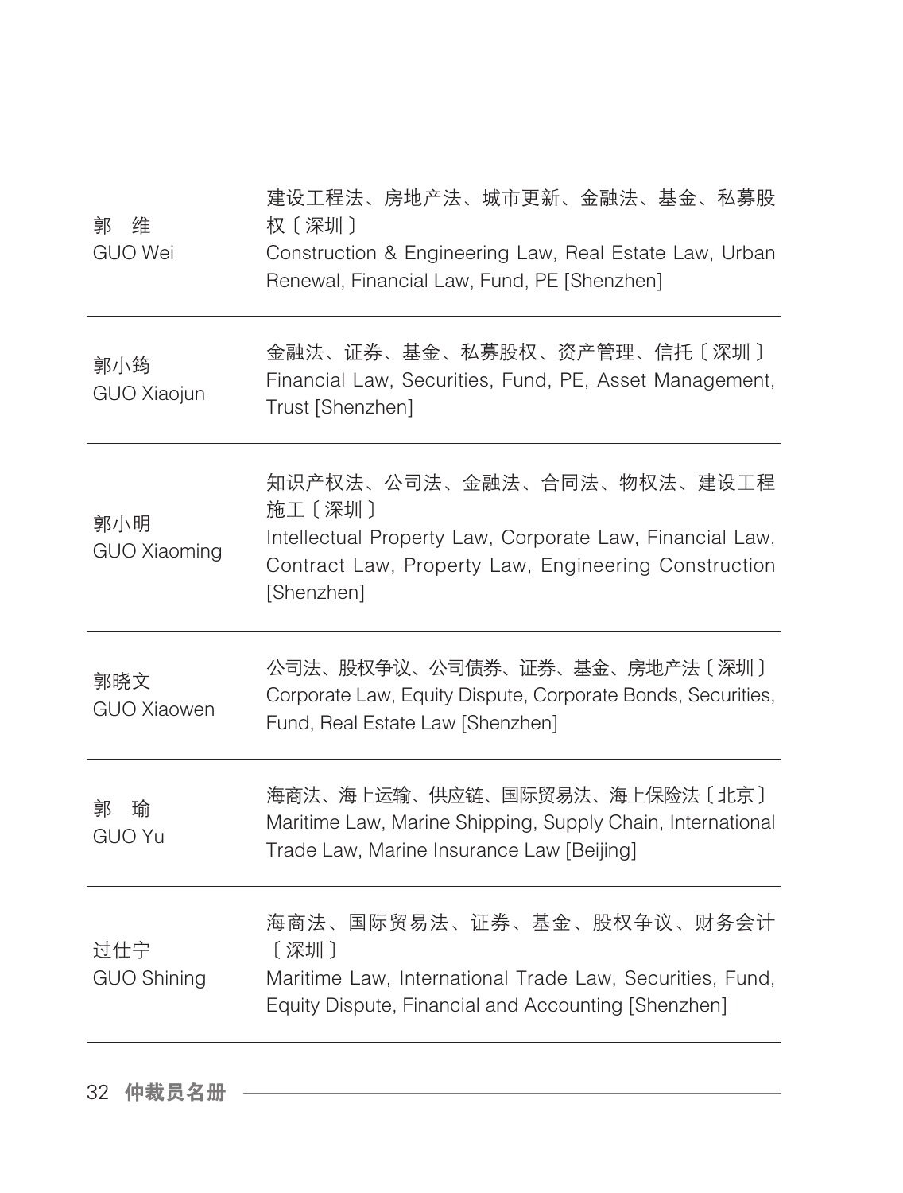| | |
|---|---|
| 郭　维<br>GUO Wei | 建设工程法、房地产法、城市更新、金融法、基金、私募股权〔深圳〕<br>Construction & Engineering Law, Real Estate Law, Urban Renewal, Financial Law, Fund, PE [Shenzhen] |
| 郭小筠<br>GUO Xiaojun | 金融法、证券、基金、私募股权、资产管理、信托〔深圳〕<br>Financial Law, Securities, Fund, PE, Asset Management, Trust [Shenzhen] |
| 郭小明<br>GUO Xiaoming | 知识产权法、公司法、金融法、合同法、物权法、建设工程施工〔深圳〕<br>Intellectual Property Law, Corporate Law, Financial Law, Contract Law, Property Law, Engineering Construction [Shenzhen] |
| 郭晓文<br>GUO Xiaowen | 公司法、股权争议、公司债券、证券、基金、房地产法〔深圳〕<br>Corporate Law, Equity Dispute, Corporate Bonds, Securities, Fund, Real Estate Law [Shenzhen] |
| 郭　瑜<br>GUO Yu | 海商法、海上运输、供应链、国际贸易法、海上保险法〔北京〕<br>Maritime Law, Marine Shipping, Supply Chain, International Trade Law, Marine Insurance Law [Beijing] |
| 过仕宁<br>GUO Shining | 海商法、国际贸易法、证券、基金、股权争议、财务会计〔深圳〕<br>Maritime Law, International Trade Law, Securities, Fund, Equity Dispute, Financial and Accounting [Shenzhen] |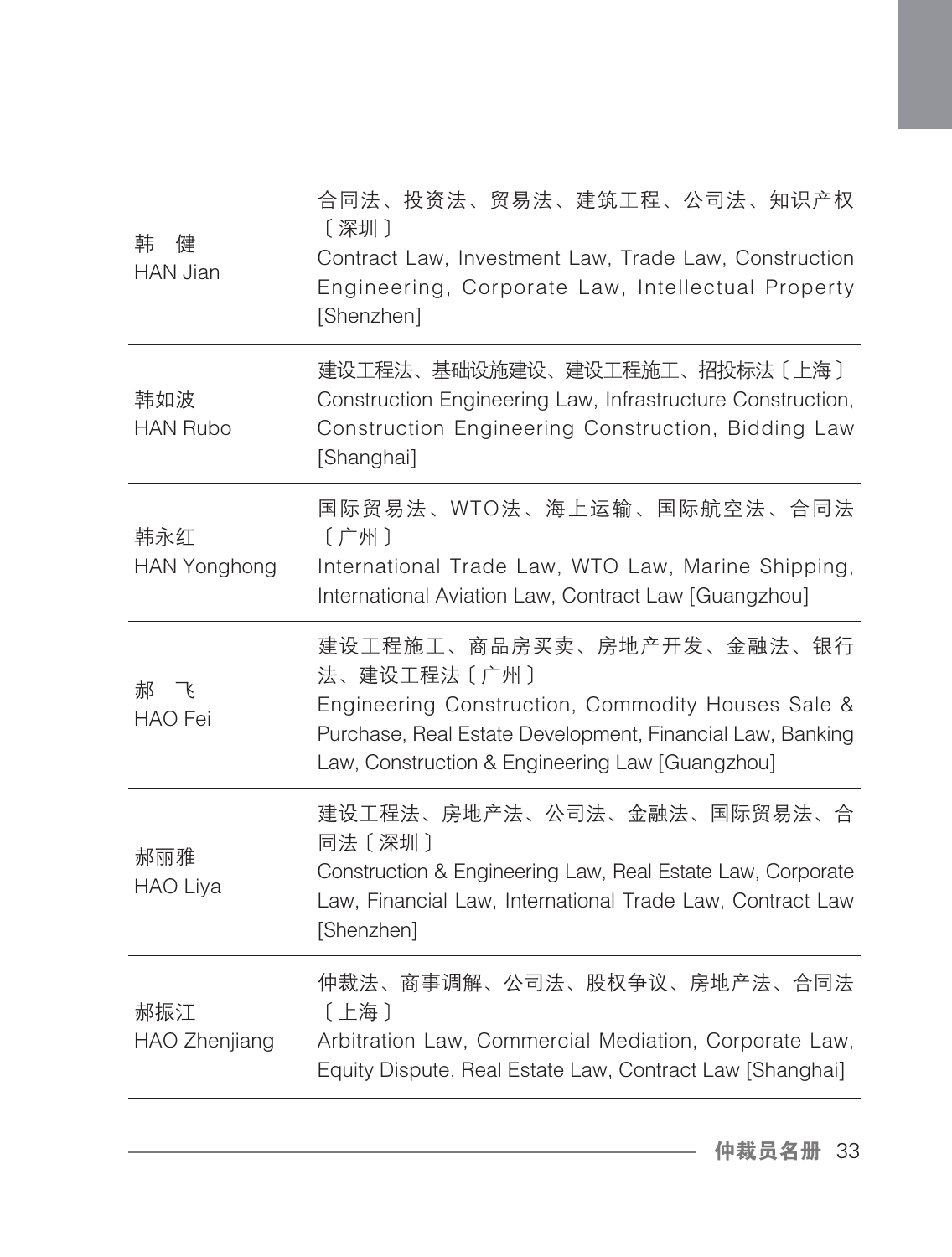| | |
|---|---|
| 韩　健<br>HAN Jian | 合同法、投资法、贸易法、建筑工程、公司法、知识产权〔深圳〕<br>Contract Law, Investment Law, Trade Law, Construction Engineering, Corporate Law, Intellectual Property [Shenzhen] |
| 韩如波<br>HAN Rubo | 建设工程法、基础设施建设、建设工程施工、招投标法〔上海〕<br>Construction Engineering Law, Infrastructure Construction, Construction Engineering Construction, Bidding Law [Shanghai] |
| 韩永红<br>HAN Yonghong | 国际贸易法、WTO法、海上运输、国际航空法、合同法〔广州〕<br>International Trade Law, WTO Law, Marine Shipping, International Aviation Law, Contract Law [Guangzhou] |
| 郝　飞<br>HAO Fei | 建设工程施工、商品房买卖、房地产开发、金融法、银行法、建设工程法〔广州〕<br>Engineering Construction, Commodity Houses Sale & Purchase, Real Estate Development, Financial Law, Banking Law, Construction & Engineering Law [Guangzhou] |
| 郝丽雅<br>HAO Liya | 建设工程法、房地产法、公司法、金融法、国际贸易法、合同法〔深圳〕<br>Construction & Engineering Law, Real Estate Law, Corporate Law, Financial Law, International Trade Law, Contract Law [Shenzhen] |
| 郝振江<br>HAO Zhenjiang | 仲裁法、商事调解、公司法、股权争议、房地产法、合同法〔上海〕<br>Arbitration Law, Commercial Mediation, Corporate Law, Equity Dispute, Real Estate Law, Contract Law [Shanghai] |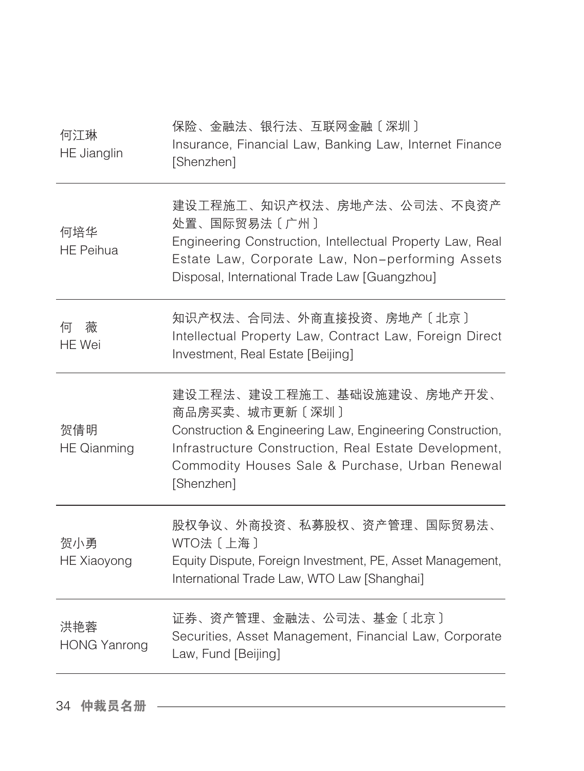| | |
|---|---|
| 何江琳<br>HE Jianglin | 保险、金融法、银行法、互联网金融〔深圳〕<br>Insurance, Financial Law, Banking Law, Internet Finance [Shenzhen] |
| 何培华<br>HE Peihua | 建设工程施工、知识产权法、房地产法、公司法、不良资产处置、国际贸易法〔广州〕<br>Engineering Construction, Intellectual Property Law, Real Estate Law, Corporate Law, Non-performing Assets Disposal, International Trade Law [Guangzhou] |
| 何　薇<br>HE Wei | 知识产权法、合同法、外商直接投资、房地产〔北京〕<br>Intellectual Property Law, Contract Law, Foreign Direct Investment, Real Estate [Beijing] |
| 贺倩明<br>HE Qianming | 建设工程法、建设工程施工、基础设施建设、房地产开发、商品房买卖、城市更新〔深圳〕<br>Construction & Engineering Law, Engineering Construction, Infrastructure Construction, Real Estate Development, Commodity Houses Sale & Purchase, Urban Renewal [Shenzhen] |
| 贺小勇<br>HE Xiaoyong | 股权争议、外商投资、私募股权、资产管理、国际贸易法、WTO法〔上海〕<br>Equity Dispute, Foreign Investment, PE, Asset Management, International Trade Law, WTO Law [Shanghai] |
| 洪艳蓉<br>HONG Yanrong | 证券、资产管理、金融法、公司法、基金〔北京〕<br>Securities, Asset Management, Financial Law, Corporate Law, Fund [Beijing] |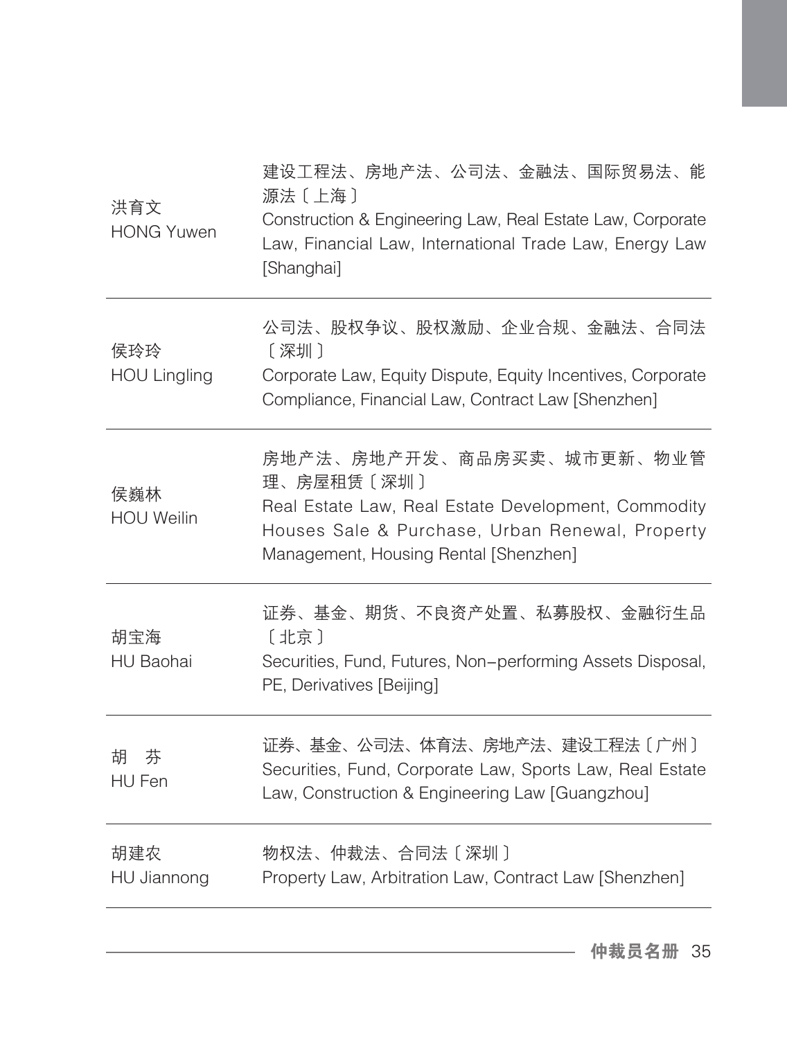| | |
|---|---|
| 洪育文<br>HONG Yuwen | 建设工程法、房地产法、公司法、金融法、国际贸易法、能源法〔上海〕<br>Construction & Engineering Law, Real Estate Law, Corporate Law, Financial Law, International Trade Law, Energy Law [Shanghai] |
| 侯玲玲<br>HOU Lingling | 公司法、股权争议、股权激励、企业合规、金融法、合同法〔深圳〕<br>Corporate Law, Equity Dispute, Equity Incentives, Corporate Compliance, Financial Law, Contract Law [Shenzhen] |
| 侯巍林<br>HOU Weilin | 房地产法、房地产开发、商品房买卖、城市更新、物业管理、房屋租赁〔深圳〕<br>Real Estate Law, Real Estate Development, Commodity Houses Sale & Purchase, Urban Renewal, Property Management, Housing Rental [Shenzhen] |
| 胡宝海<br>HU Baohai | 证券、基金、期货、不良资产处置、私募股权、金融衍生品〔北京〕<br>Securities, Fund, Futures, Non-performing Assets Disposal, PE, Derivatives [Beijing] |
| 胡　芬<br>HU Fen | 证券、基金、公司法、体育法、房地产法、建设工程法〔广州〕<br>Securities, Fund, Corporate Law, Sports Law, Real Estate Law, Construction & Engineering Law [Guangzhou] |
| 胡建农<br>HU Jiannong | 物权法、仲裁法、合同法〔深圳〕<br>Property Law, Arbitration Law, Contract Law [Shenzhen] |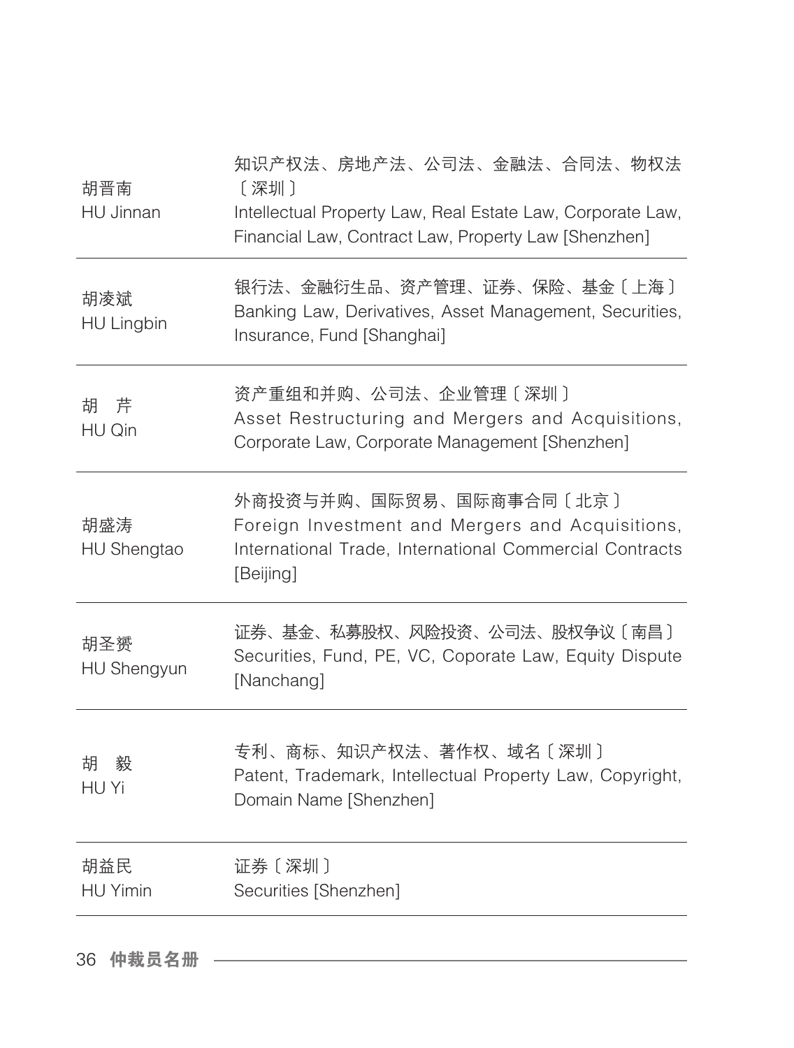| | |
|---|---|
| 胡晋南<br>HU Jinnan | 知识产权法、房地产法、公司法、金融法、合同法、物权法〔深圳〕<br>Intellectual Property Law, Real Estate Law, Corporate Law, Financial Law, Contract Law, Property Law [Shenzhen] |
| 胡凌斌<br>HU Lingbin | 银行法、金融衍生品、资产管理、证券、保险、基金〔上海〕<br>Banking Law, Derivatives, Asset Management, Securities, Insurance, Fund [Shanghai] |
| 胡　芹<br>HU Qin | 资产重组和并购、公司法、企业管理〔深圳〕<br>Asset Restructuring and Mergers and Acquisitions, Corporate Law, Corporate Management [Shenzhen] |
| 胡盛涛<br>HU Shengtao | 外商投资与并购、国际贸易、国际商事合同〔北京〕<br>Foreign Investment and Mergers and Acquisitions, International Trade, International Commercial Contracts [Beijing] |
| 胡圣赟<br>HU Shengyun | 证券、基金、私募股权、风险投资、公司法、股权争议〔南昌〕<br>Securities, Fund, PE, VC, Coporate Law, Equity Dispute [Nanchang] |
| 胡　毅<br>HU Yi | 专利、商标、知识产权法、著作权、域名〔深圳〕<br>Patent, Trademark, Intellectual Property Law, Copyright, Domain Name [Shenzhen] |
| 胡益民<br>HU Yimin | 证券〔深圳〕<br>Securities [Shenzhen] |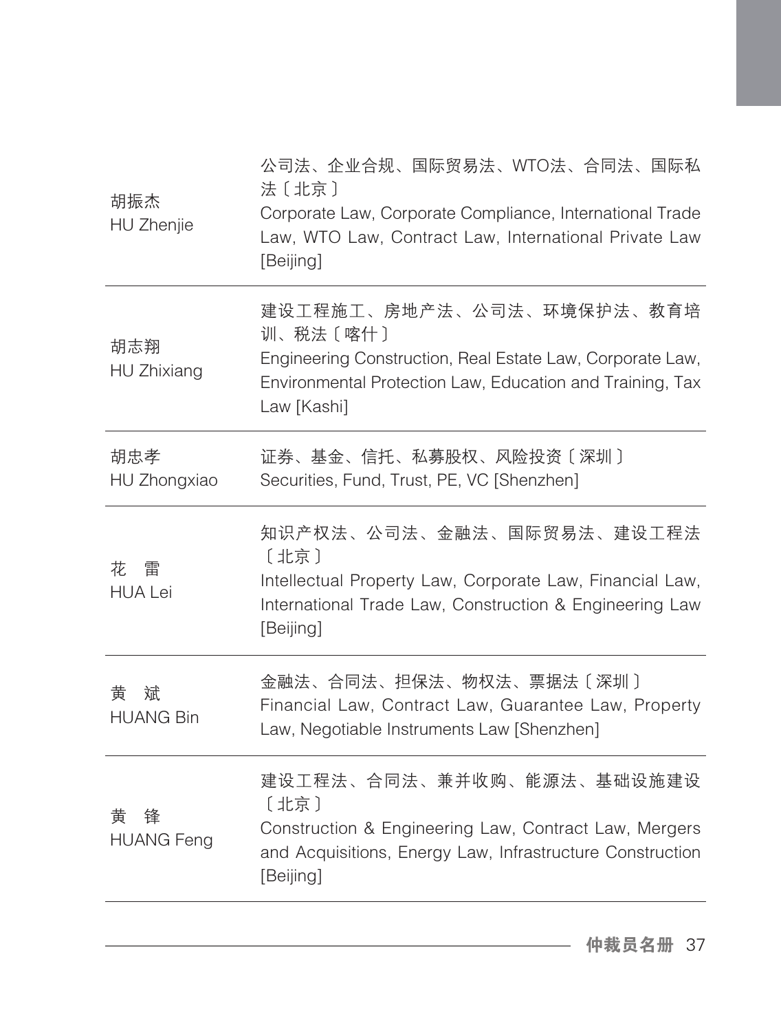| 胡振杰<br>HU Zhenjie | 公司法、企业合规、国际贸易法、WTO法、合同法、国际私法〔北京〕<br>Corporate Law, Corporate Compliance, International Trade Law, WTO Law, Contract Law, International Private Law [Beijing] |
|---|---|
| 胡志翔<br>HU Zhixiang | 建设工程施工、房地产法、公司法、环境保护法、教育培训、税法〔喀什〕<br>Engineering Construction, Real Estate Law, Corporate Law, Environmental Protection Law, Education and Training, Tax Law [Kashi] |
| 胡忠孝<br>HU Zhongxiao | 证券、基金、信托、私募股权、风险投资〔深圳〕<br>Securities, Fund, Trust, PE, VC [Shenzhen] |
| 花　雷<br>HUA Lei | 知识产权法、公司法、金融法、国际贸易法、建设工程法〔北京〕<br>Intellectual Property Law, Corporate Law, Financial Law, International Trade Law, Construction & Engineering Law [Beijing] |
| 黄　斌<br>HUANG Bin | 金融法、合同法、担保法、物权法、票据法〔深圳〕<br>Financial Law, Contract Law, Guarantee Law, Property Law, Negotiable Instruments Law [Shenzhen] |
| 黄　锋<br>HUANG Feng | 建设工程法、合同法、兼并收购、能源法、基础设施建设〔北京〕<br>Construction & Engineering Law, Contract Law, Mergers and Acquisitions, Energy Law, Infrastructure Construction [Beijing] |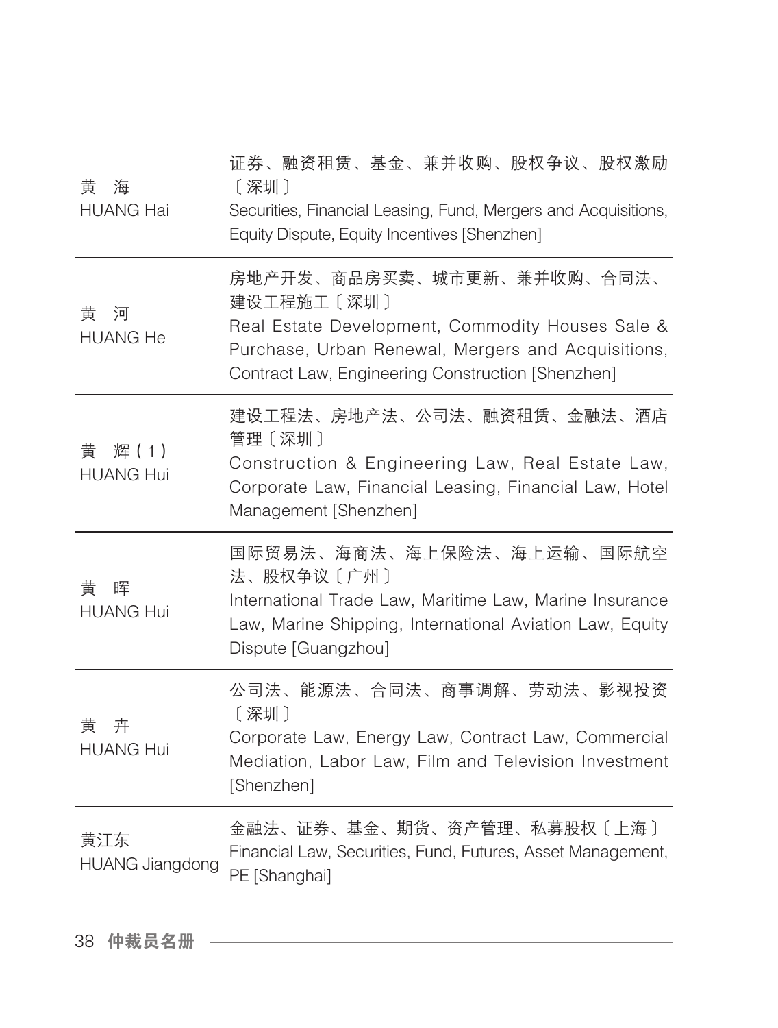| 姓名 | 专业领域 |
| --- | --- |
| 黄　海<br>HUANG Hai | 证券、融资租赁、基金、兼并收购、股权争议、股权激励〔深圳〕<br>Securities, Financial Leasing, Fund, Mergers and Acquisitions, Equity Dispute, Equity Incentives [Shenzhen] |
| 黄　河<br>HUANG He | 房地产开发、商品房买卖、城市更新、兼并收购、合同法、建设工程施工〔深圳〕<br>Real Estate Development, Commodity Houses Sale & Purchase, Urban Renewal, Mergers and Acquisitions, Contract Law, Engineering Construction [Shenzhen] |
| 黄　辉(1)<br>HUANG Hui | 建设工程法、房地产法、公司法、融资租赁、金融法、酒店管理〔深圳〕<br>Construction & Engineering Law, Real Estate Law, Corporate Law, Financial Leasing, Financial Law, Hotel Management [Shenzhen] |
| 黄　晖<br>HUANG Hui | 国际贸易法、海商法、海上保险法、海上运输、国际航空法、股权争议〔广州〕<br>International Trade Law, Maritime Law, Marine Insurance Law, Marine Shipping, International Aviation Law, Equity Dispute [Guangzhou] |
| 黄　卉<br>HUANG Hui | 公司法、能源法、合同法、商事调解、劳动法、影视投资〔深圳〕<br>Corporate Law, Energy Law, Contract Law, Commercial Mediation, Labor Law, Film and Television Investment [Shenzhen] |
| 黄江东<br>HUANG Jiangdong | 金融法、证券、基金、期货、资产管理、私募股权〔上海〕<br>Financial Law, Securities, Fund, Futures, Asset Management, PE [Shanghai] |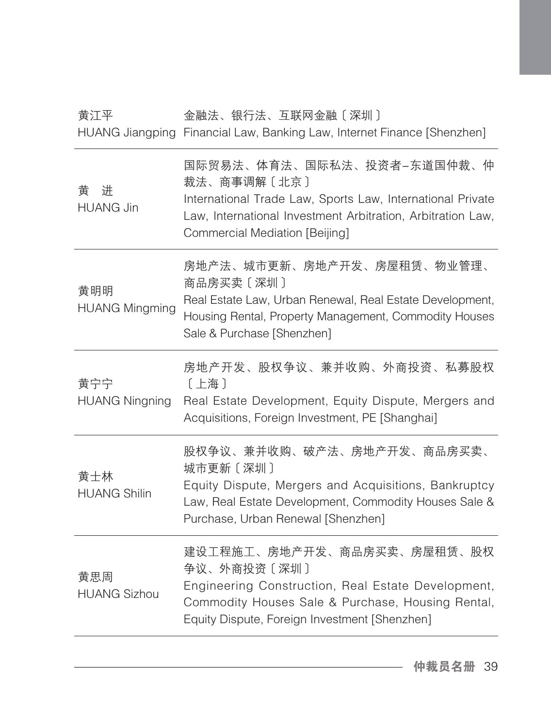| | |
|---|---|
| 黄江平<br>HUANG Jiangping | 金融法、银行法、互联网金融〔深圳〕<br>Financial Law, Banking Law, Internet Finance [Shenzhen] |
| 黄　进<br>HUANG Jin | 国际贸易法、体育法、国际私法、投资者–东道国仲裁、仲裁法、商事调解〔北京〕<br>International Trade Law, Sports Law, International Private Law, International Investment Arbitration, Arbitration Law, Commercial Mediation [Beijing] |
| 黄明明<br>HUANG Mingming | 房地产法、城市更新、房地产开发、房屋租赁、物业管理、商品房买卖〔深圳〕<br>Real Estate Law, Urban Renewal, Real Estate Development, Housing Rental, Property Management, Commodity Houses Sale & Purchase [Shenzhen] |
| 黄宁宁<br>HUANG Ningning | 房地产开发、股权争议、兼并收购、外商投资、私募股权〔上海〕<br>Real Estate Development, Equity Dispute, Mergers and Acquisitions, Foreign Investment, PE [Shanghai] |
| 黄士林<br>HUANG Shilin | 股权争议、兼并收购、破产法、房地产开发、商品房买卖、城市更新〔深圳〕<br>Equity Dispute, Mergers and Acquisitions, Bankruptcy Law, Real Estate Development, Commodity Houses Sale & Purchase, Urban Renewal [Shenzhen] |
| 黄思周<br>HUANG Sizhou | 建设工程施工、房地产开发、商品房买卖、房屋租赁、股权争议、外商投资〔深圳〕<br>Engineering Construction, Real Estate Development, Commodity Houses Sale & Purchase, Housing Rental, Equity Dispute, Foreign Investment [Shenzhen] |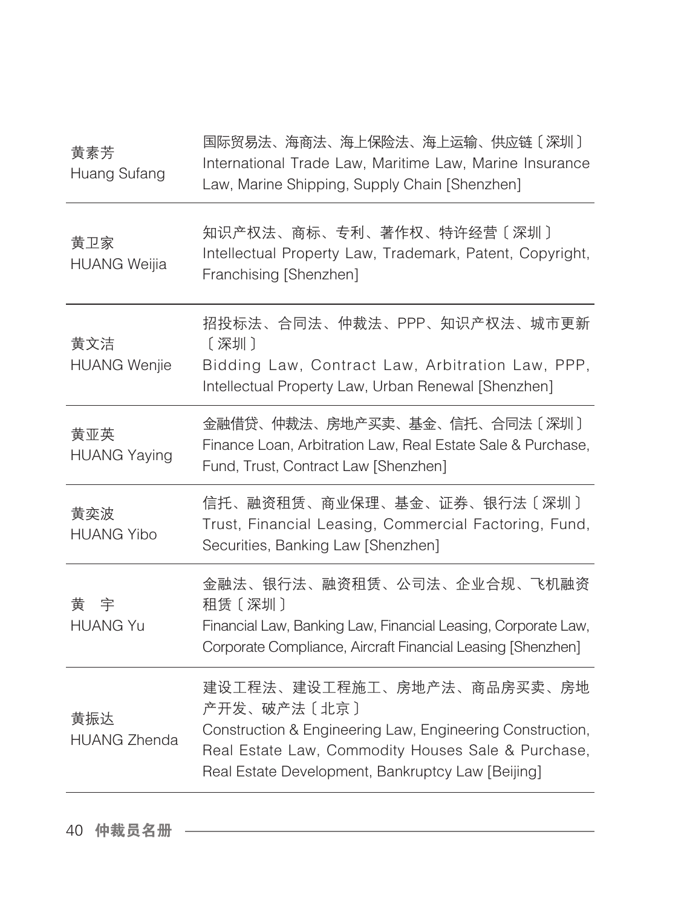| 姓名 | 专业领域 |
| --- | --- |
| 黄素芳<br>Huang Sufang | 国际贸易法、海商法、海上保险法、海上运输、供应链〔深圳〕<br>International Trade Law, Maritime Law, Marine Insurance Law, Marine Shipping, Supply Chain [Shenzhen] |
| 黄卫家<br>HUANG Weijia | 知识产权法、商标、专利、著作权、特许经营〔深圳〕<br>Intellectual Property Law, Trademark, Patent, Copyright, Franchising [Shenzhen] |
| 黄文洁<br>HUANG Wenjie | 招投标法、合同法、仲裁法、PPP、知识产权法、城市更新〔深圳〕<br>Bidding Law, Contract Law, Arbitration Law, PPP, Intellectual Property Law, Urban Renewal [Shenzhen] |
| 黄亚英<br>HUANG Yaying | 金融借贷、仲裁法、房地产买卖、基金、信托、合同法〔深圳〕<br>Finance Loan, Arbitration Law, Real Estate Sale & Purchase, Fund, Trust, Contract Law [Shenzhen] |
| 黄奕波<br>HUANG Yibo | 信托、融资租赁、商业保理、基金、证券、银行法〔深圳〕<br>Trust, Financial Leasing, Commercial Factoring, Fund, Securities, Banking Law [Shenzhen] |
| 黄　宇<br>HUANG Yu | 金融法、银行法、融资租赁、公司法、企业合规、飞机融资租赁〔深圳〕<br>Financial Law, Banking Law, Financial Leasing, Corporate Law, Corporate Compliance, Aircraft Financial Leasing [Shenzhen] |
| 黄振达<br>HUANG Zhenda | 建设工程法、建设工程施工、房地产法、商品房买卖、房地产开发、破产法〔北京〕<br>Construction & Engineering Law, Engineering Construction, Real Estate Law, Commodity Houses Sale & Purchase, Real Estate Development, Bankruptcy Law [Beijing] |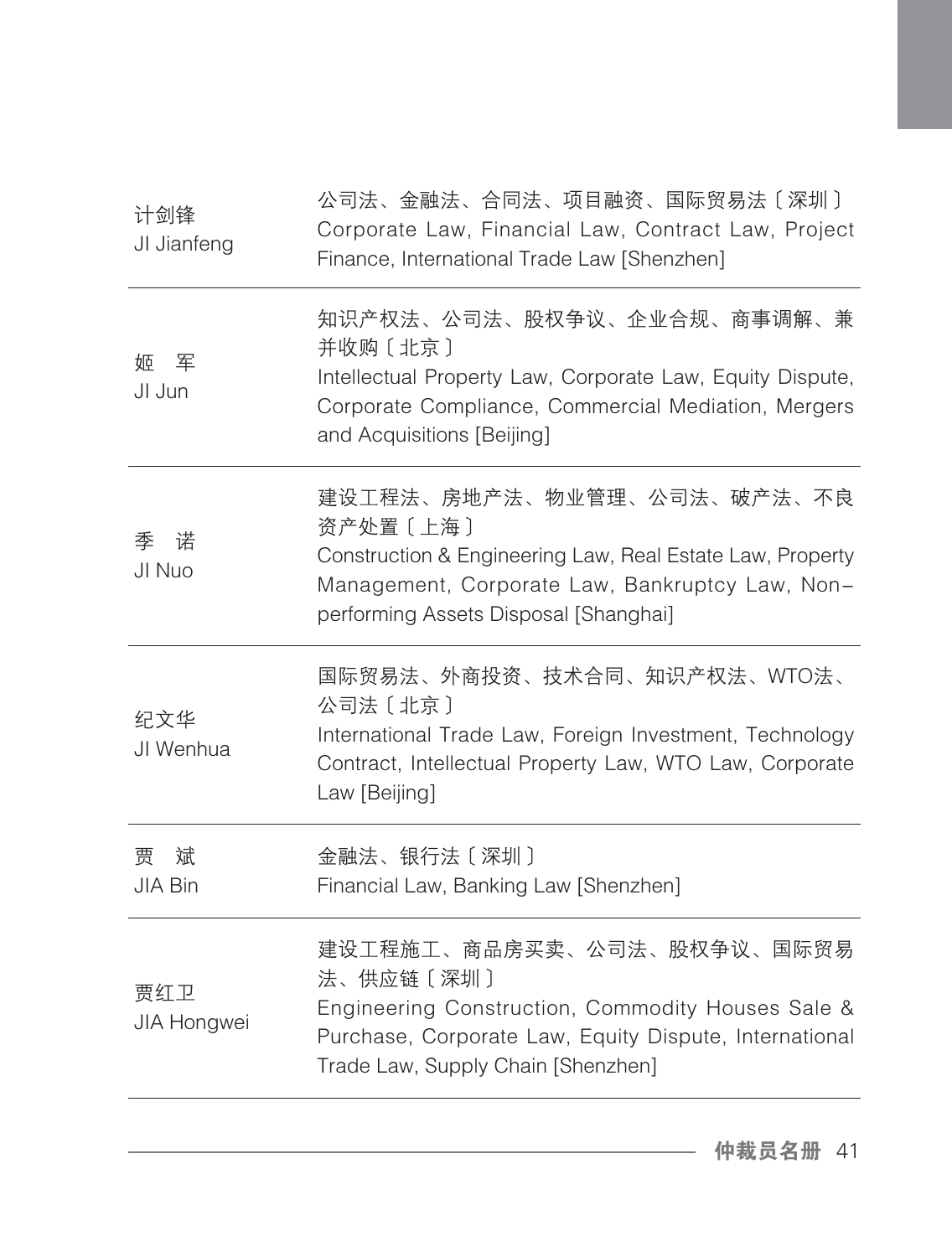| | |
|---|---|
| 计剑锋<br>JI Jianfeng | 公司法、金融法、合同法、项目融资、国际贸易法〔深圳〕<br>Corporate Law, Financial Law, Contract Law, Project Finance, International Trade Law [Shenzhen] |
| 姬　军<br>JI Jun | 知识产权法、公司法、股权争议、企业合规、商事调解、兼并收购〔北京〕<br>Intellectual Property Law, Corporate Law, Equity Dispute, Corporate Compliance, Commercial Mediation, Mergers and Acquisitions [Beijing] |
| 季　诺<br>JI Nuo | 建设工程法、房地产法、物业管理、公司法、破产法、不良资产处置〔上海〕<br>Construction & Engineering Law, Real Estate Law, Property Management, Corporate Law, Bankruptcy Law, Non-performing Assets Disposal [Shanghai] |
| 纪文华<br>JI Wenhua | 国际贸易法、外商投资、技术合同、知识产权法、WTO法、公司法〔北京〕<br>International Trade Law, Foreign Investment, Technology Contract, Intellectual Property Law, WTO Law, Corporate Law [Beijing] |
| 贾　斌<br>JIA Bin | 金融法、银行法〔深圳〕<br>Financial Law, Banking Law [Shenzhen] |
| 贾红卫<br>JIA Hongwei | 建设工程施工、商品房买卖、公司法、股权争议、国际贸易法、供应链〔深圳〕<br>Engineering Construction, Commodity Houses Sale & Purchase, Corporate Law, Equity Dispute, International Trade Law, Supply Chain [Shenzhen] |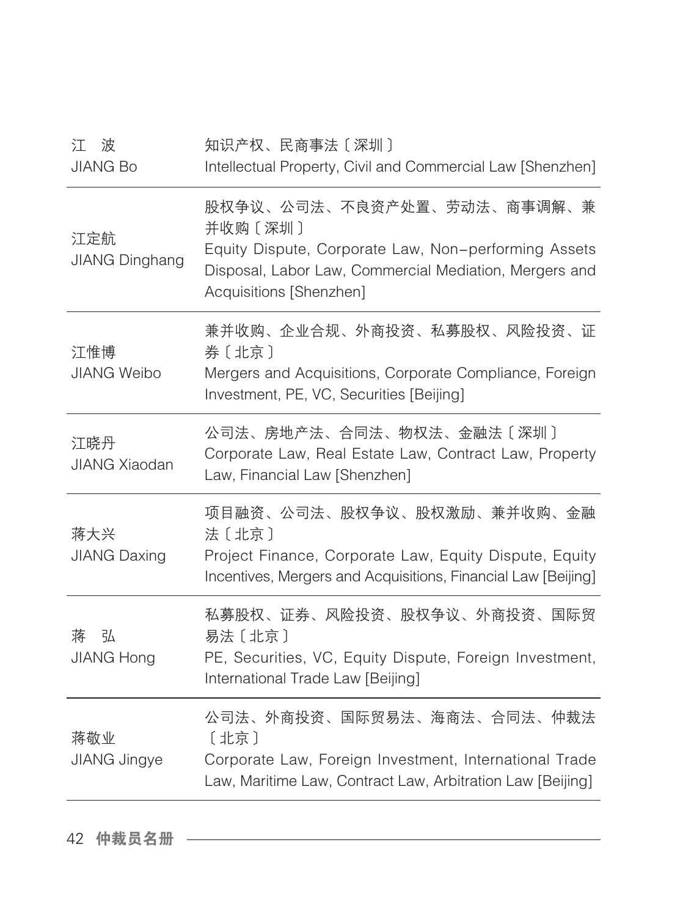| | |
|---|---|
| 江　波<br>JIANG Bo | 知识产权、民商事法〔深圳〕<br>Intellectual Property, Civil and Commercial Law [Shenzhen] |
| 江定航<br>JIANG Dinghang | 股权争议、公司法、不良资产处置、劳动法、商事调解、兼并收购〔深圳〕<br>Equity Dispute, Corporate Law, Non-performing Assets Disposal, Labor Law, Commercial Mediation, Mergers and Acquisitions [Shenzhen] |
| 江惟博<br>JIANG Weibo | 兼并收购、企业合规、外商投资、私募股权、风险投资、证券〔北京〕<br>Mergers and Acquisitions, Corporate Compliance, Foreign Investment, PE, VC, Securities [Beijing] |
| 江晓丹<br>JIANG Xiaodan | 公司法、房地产法、合同法、物权法、金融法〔深圳〕<br>Corporate Law, Real Estate Law, Contract Law, Property Law, Financial Law [Shenzhen] |
| 蒋大兴<br>JIANG Daxing | 项目融资、公司法、股权争议、股权激励、兼并收购、金融法〔北京〕<br>Project Finance, Corporate Law, Equity Dispute, Equity Incentives, Mergers and Acquisitions, Financial Law [Beijing] |
| 蒋　弘<br>JIANG Hong | 私募股权、证券、风险投资、股权争议、外商投资、国际贸易法〔北京〕<br>PE, Securities, VC, Equity Dispute, Foreign Investment, International Trade Law [Beijing] |
| 蒋敬业<br>JIANG Jingye | 公司法、外商投资、国际贸易法、海商法、合同法、仲裁法〔北京〕<br>Corporate Law, Foreign Investment, International Trade Law, Maritime Law, Contract Law, Arbitration Law [Beijing] |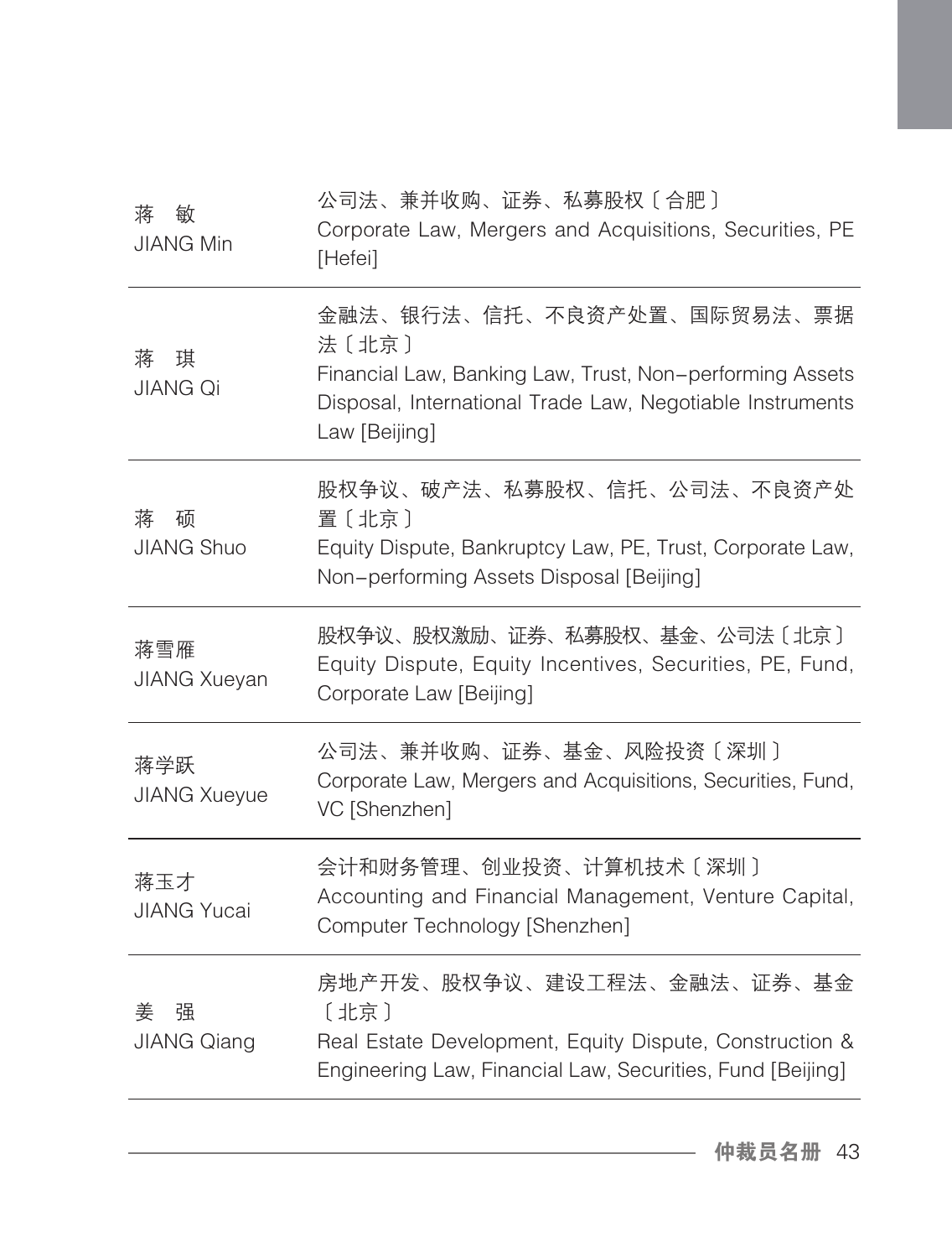| | |
|---|---|
| 蒋　敏<br>JIANG Min | 公司法、兼并收购、证券、私募股权〔合肥〕<br>Corporate Law, Mergers and Acquisitions, Securities, PE [Hefei] |
| 蒋　琪<br>JIANG Qi | 金融法、银行法、信托、不良资产处置、国际贸易法、票据法〔北京〕<br>Financial Law, Banking Law, Trust, Non-performing Assets Disposal, International Trade Law, Negotiable Instruments Law [Beijing] |
| 蒋　硕<br>JIANG Shuo | 股权争议、破产法、私募股权、信托、公司法、不良资产处置〔北京〕<br>Equity Dispute, Bankruptcy Law, PE, Trust, Corporate Law, Non-performing Assets Disposal [Beijing] |
| 蒋雪雁<br>JIANG Xueyan | 股权争议、股权激励、证券、私募股权、基金、公司法〔北京〕<br>Equity Dispute, Equity Incentives, Securities, PE, Fund, Corporate Law [Beijing] |
| 蒋学跃<br>JIANG Xueyue | 公司法、兼并收购、证券、基金、风险投资〔深圳〕<br>Corporate Law, Mergers and Acquisitions, Securities, Fund, VC [Shenzhen] |
| 蒋玉才<br>JIANG Yucai | 会计和财务管理、创业投资、计算机技术〔深圳〕<br>Accounting and Financial Management, Venture Capital, Computer Technology [Shenzhen] |
| 姜　强<br>JIANG Qiang | 房地产开发、股权争议、建设工程法、金融法、证券、基金〔北京〕<br>Real Estate Development, Equity Dispute, Construction & Engineering Law, Financial Law, Securities, Fund [Beijing] |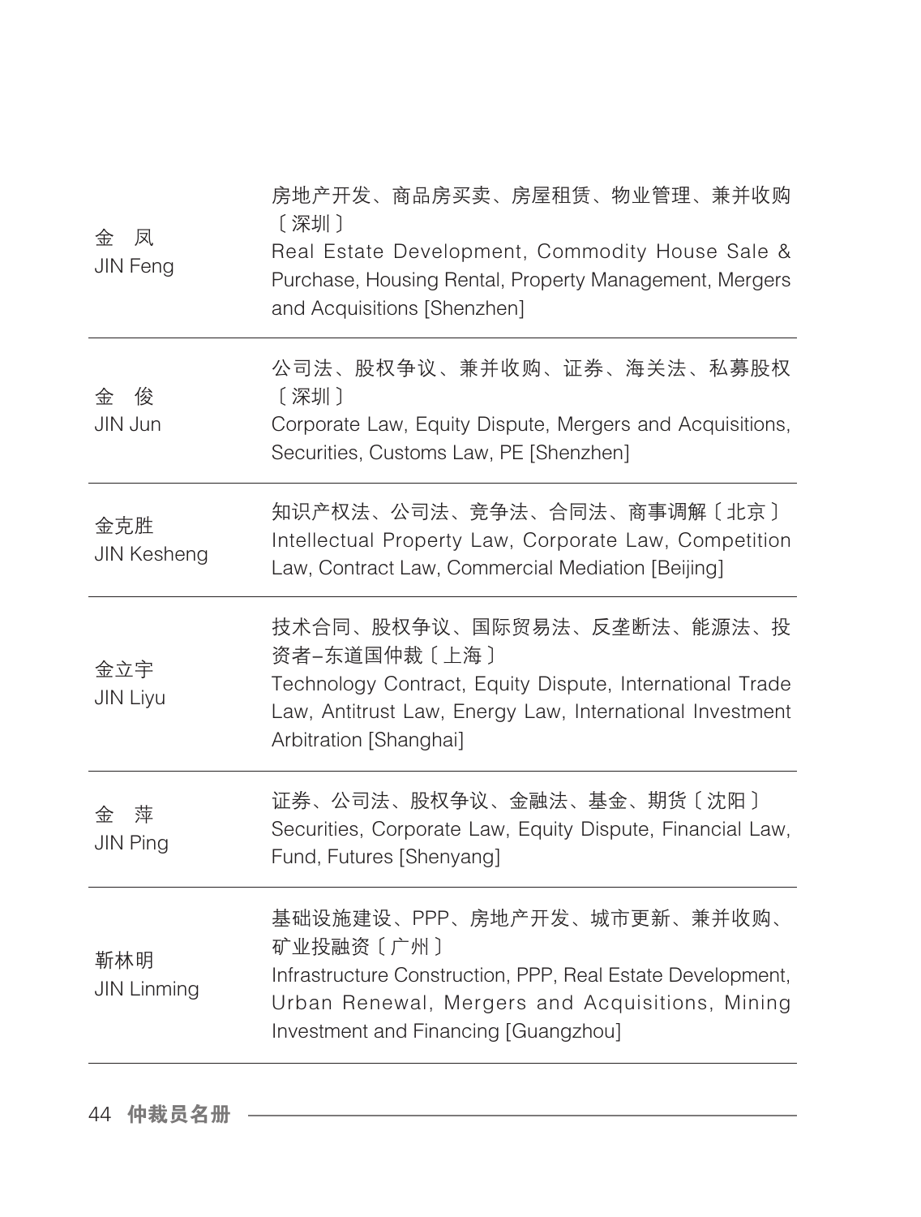| | |
|---|---|
| 金　凤<br>JIN Feng | 房地产开发、商品房买卖、房屋租赁、物业管理、兼并收购〔深圳〕<br>Real Estate Development, Commodity House Sale & Purchase, Housing Rental, Property Management, Mergers and Acquisitions [Shenzhen] |
| 金　俊<br>JIN Jun | 公司法、股权争议、兼并收购、证券、海关法、私募股权〔深圳〕<br>Corporate Law, Equity Dispute, Mergers and Acquisitions, Securities, Customs Law, PE [Shenzhen] |
| 金克胜<br>JIN Kesheng | 知识产权法、公司法、竞争法、合同法、商事调解〔北京〕<br>Intellectual Property Law, Corporate Law, Competition Law, Contract Law, Commercial Mediation [Beijing] |
| 金立宇<br>JIN Liyu | 技术合同、股权争议、国际贸易法、反垄断法、能源法、投资者–东道国仲裁〔上海〕<br>Technology Contract, Equity Dispute, International Trade Law, Antitrust Law, Energy Law, International Investment Arbitration [Shanghai] |
| 金　萍<br>JIN Ping | 证券、公司法、股权争议、金融法、基金、期货〔沈阳〕<br>Securities, Corporate Law, Equity Dispute, Financial Law, Fund, Futures [Shenyang] |
| 靳林明<br>JIN Linming | 基础设施建设、PPP、房地产开发、城市更新、兼并收购、矿业投融资〔广州〕<br>Infrastructure Construction, PPP, Real Estate Development, Urban Renewal, Mergers and Acquisitions, Mining Investment and Financing [Guangzhou] |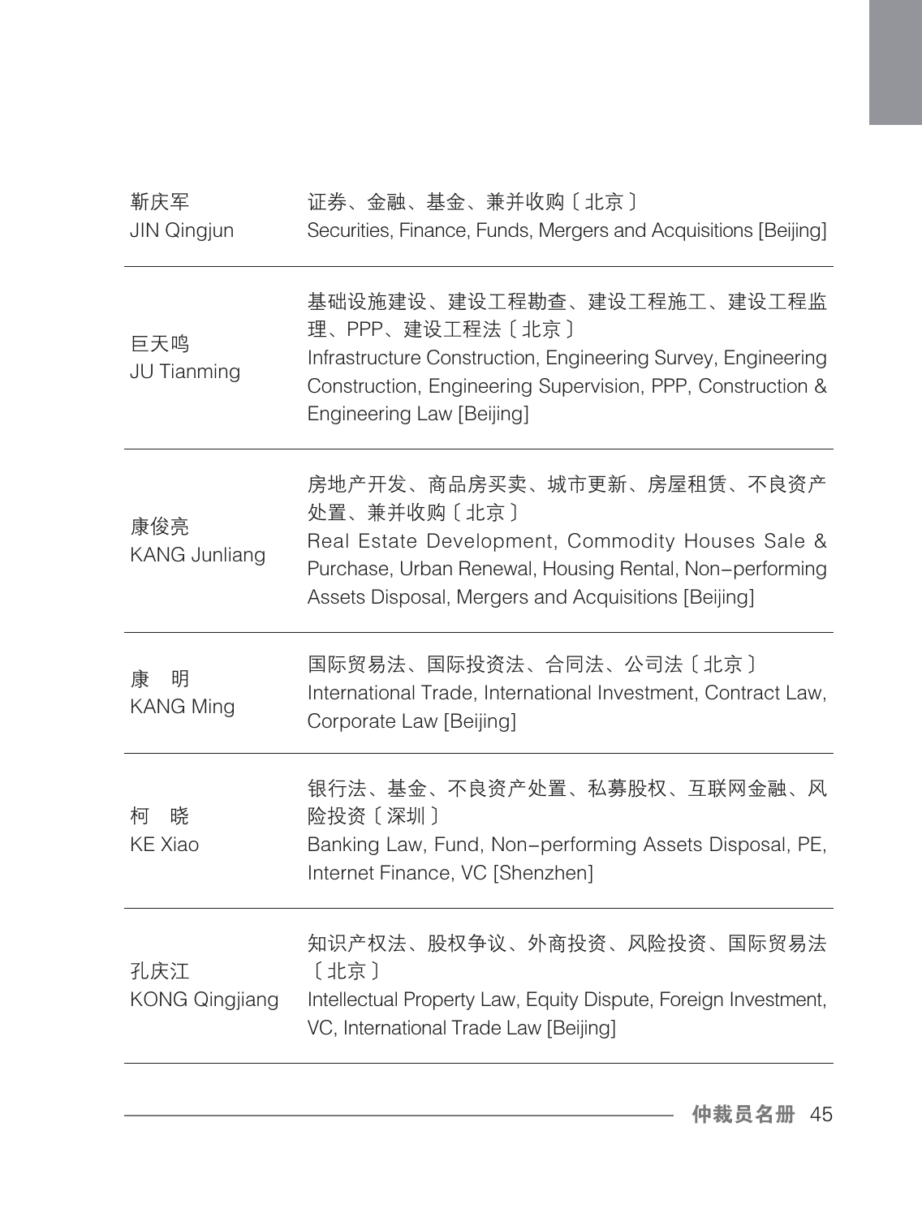| | |
|---|---|
| 靳庆军<br>JIN Qingjun | 证券、金融、基金、兼并收购〔北京〕<br>Securities, Finance, Funds, Mergers and Acquisitions [Beijing] |
| 巨天鸣<br>JU Tianming | 基础设施建设、建设工程勘查、建设工程施工、建设工程监理、PPP、建设工程法〔北京〕<br>Infrastructure Construction, Engineering Survey, Engineering Construction, Engineering Supervision, PPP, Construction & Engineering Law [Beijing] |
| 康俊亮<br>KANG Junliang | 房地产开发、商品房买卖、城市更新、房屋租赁、不良资产处置、兼并收购〔北京〕<br>Real Estate Development, Commodity Houses Sale & Purchase, Urban Renewal, Housing Rental, Non-performing Assets Disposal, Mergers and Acquisitions [Beijing] |
| 康　明<br>KANG Ming | 国际贸易法、国际投资法、合同法、公司法〔北京〕<br>International Trade, International Investment, Contract Law, Corporate Law [Beijing] |
| 柯　晓<br>KE Xiao | 银行法、基金、不良资产处置、私募股权、互联网金融、风险投资〔深圳〕<br>Banking Law, Fund, Non-performing Assets Disposal, PE, Internet Finance, VC [Shenzhen] |
| 孔庆江<br>KONG Qingjiang | 知识产权法、股权争议、外商投资、风险投资、国际贸易法〔北京〕<br>Intellectual Property Law, Equity Dispute, Foreign Investment, VC, International Trade Law [Beijing] |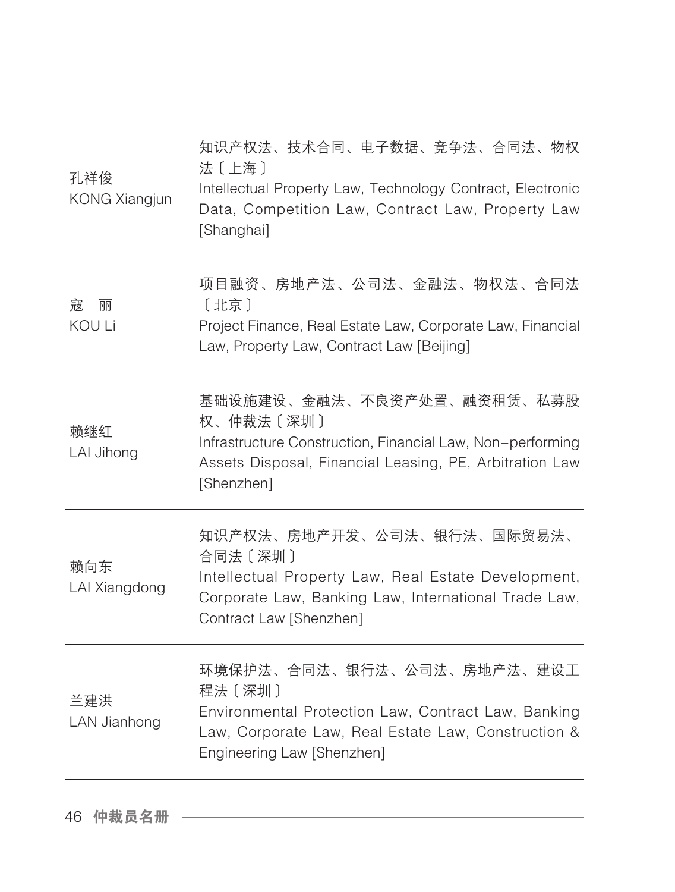| | |
|---|---|
| 孔祥俊<br>KONG Xiangjun | 知识产权法、技术合同、电子数据、竞争法、合同法、物权法〔上海〕<br>Intellectual Property Law, Technology Contract, Electronic Data, Competition Law, Contract Law, Property Law [Shanghai] |
| 寇　丽<br>KOU Li | 项目融资、房地产法、公司法、金融法、物权法、合同法〔北京〕<br>Project Finance, Real Estate Law, Corporate Law, Financial Law, Property Law, Contract Law [Beijing] |
| 赖继红<br>LAI Jihong | 基础设施建设、金融法、不良资产处置、融资租赁、私募股权、仲裁法〔深圳〕<br>Infrastructure Construction, Financial Law, Non-performing Assets Disposal, Financial Leasing, PE, Arbitration Law [Shenzhen] |
| 赖向东<br>LAI Xiangdong | 知识产权法、房地产开发、公司法、银行法、国际贸易法、合同法〔深圳〕<br>Intellectual Property Law, Real Estate Development, Corporate Law, Banking Law, International Trade Law, Contract Law [Shenzhen] |
| 兰建洪<br>LAN Jianhong | 环境保护法、合同法、银行法、公司法、房地产法、建设工程法〔深圳〕<br>Environmental Protection Law, Contract Law, Banking Law, Corporate Law, Real Estate Law, Construction & Engineering Law [Shenzhen] |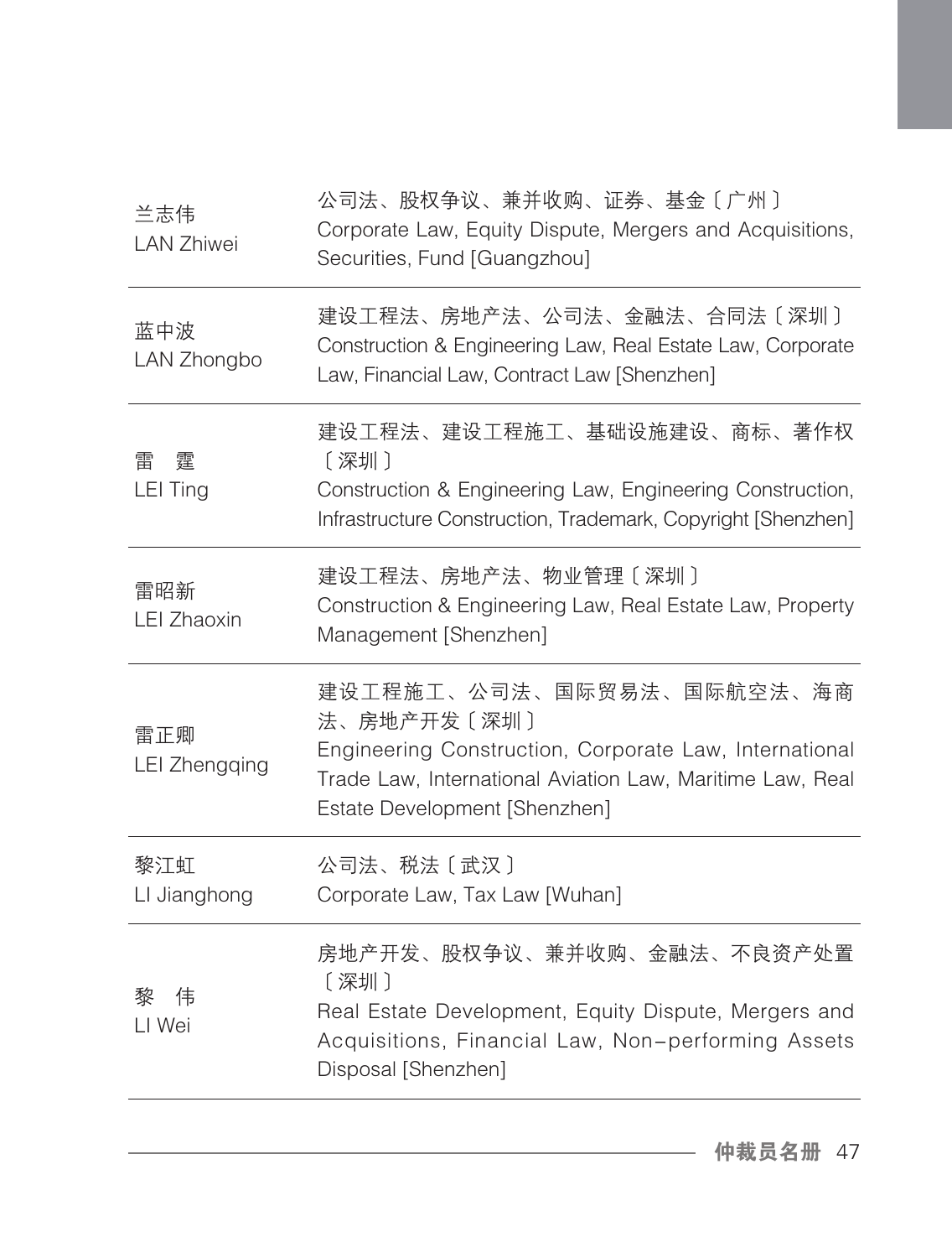| | |
|---|---|
| 兰志伟<br>LAN Zhiwei | 公司法、股权争议、兼并收购、证券、基金〔广州〕<br>Corporate Law, Equity Dispute, Mergers and Acquisitions, Securities, Fund [Guangzhou] |
| 蓝中波<br>LAN Zhongbo | 建设工程法、房地产法、公司法、金融法、合同法〔深圳〕<br>Construction & Engineering Law, Real Estate Law, Corporate Law, Financial Law, Contract Law [Shenzhen] |
| 雷　霆<br>LEI Ting | 建设工程法、建设工程施工、基础设施建设、商标、著作权〔深圳〕<br>Construction & Engineering Law, Engineering Construction, Infrastructure Construction, Trademark, Copyright [Shenzhen] |
| 雷昭新<br>LEI Zhaoxin | 建设工程法、房地产法、物业管理〔深圳〕<br>Construction & Engineering Law, Real Estate Law, Property Management [Shenzhen] |
| 雷正卿<br>LEI Zhengqing | 建设工程施工、公司法、国际贸易法、国际航空法、海商法、房地产开发〔深圳〕<br>Engineering Construction, Corporate Law, International Trade Law, International Aviation Law, Maritime Law, Real Estate Development [Shenzhen] |
| 黎江虹<br>LI Jianghong | 公司法、税法〔武汉〕<br>Corporate Law, Tax Law [Wuhan] |
| 黎　伟<br>LI Wei | 房地产开发、股权争议、兼并收购、金融法、不良资产处置〔深圳〕<br>Real Estate Development, Equity Dispute, Mergers and Acquisitions, Financial Law, Non-performing Assets Disposal [Shenzhen] |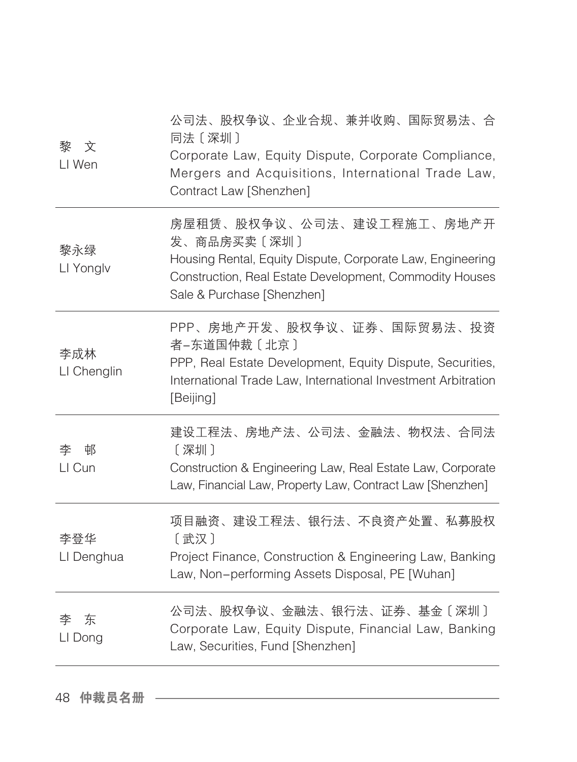| | |
|---|---|
| 黎　文<br>LI Wen | 公司法、股权争议、企业合规、兼并收购、国际贸易法、合同法〔深圳〕<br>Corporate Law, Equity Dispute, Corporate Compliance, Mergers and Acquisitions, International Trade Law, Contract Law [Shenzhen] |
| 黎永绿<br>LI Yonglv | 房屋租赁、股权争议、公司法、建设工程施工、房地产开发、商品房买卖〔深圳〕<br>Housing Rental, Equity Dispute, Corporate Law, Engineering Construction, Real Estate Development, Commodity Houses Sale & Purchase [Shenzhen] |
| 李成林<br>LI Chenglin | PPP、房地产开发、股权争议、证券、国际贸易法、投资者-东道国仲裁〔北京〕<br>PPP, Real Estate Development, Equity Dispute, Securities, International Trade Law, International Investment Arbitration [Beijing] |
| 李　邨<br>LI Cun | 建设工程法、房地产法、公司法、金融法、物权法、合同法〔深圳〕<br>Construction & Engineering Law, Real Estate Law, Corporate Law, Financial Law, Property Law, Contract Law [Shenzhen] |
| 李登华<br>LI Denghua | 项目融资、建设工程法、银行法、不良资产处置、私募股权〔武汉〕<br>Project Finance, Construction & Engineering Law, Banking Law, Non-performing Assets Disposal, PE [Wuhan] |
| 李　东<br>LI Dong | 公司法、股权争议、金融法、银行法、证券、基金〔深圳〕<br>Corporate Law, Equity Dispute, Financial Law, Banking Law, Securities, Fund [Shenzhen] |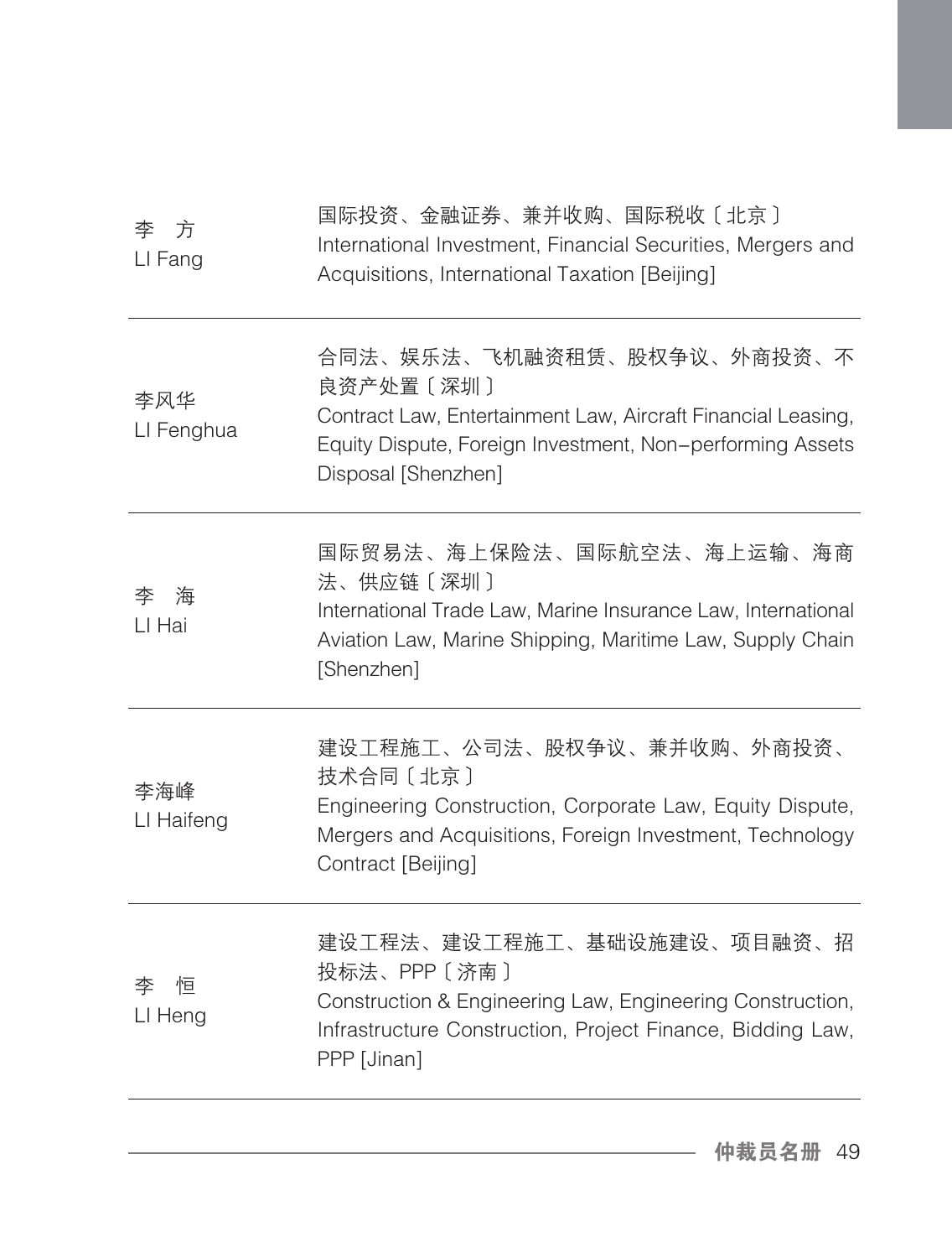| | |
|---|---|
| 李　方<br>LI Fang | 国际投资、金融证券、兼并收购、国际税收〔北京〕<br>International Investment, Financial Securities, Mergers and Acquisitions, International Taxation [Beijing] |
| 李风华<br>LI Fenghua | 合同法、娱乐法、飞机融资租赁、股权争议、外商投资、不良资产处置〔深圳〕<br>Contract Law, Entertainment Law, Aircraft Financial Leasing, Equity Dispute, Foreign Investment, Non-performing Assets Disposal [Shenzhen] |
| 李　海<br>LI Hai | 国际贸易法、海上保险法、国际航空法、海上运输、海商法、供应链〔深圳〕<br>International Trade Law, Marine Insurance Law, International Aviation Law, Marine Shipping, Maritime Law, Supply Chain [Shenzhen] |
| 李海峰<br>LI Haifeng | 建设工程施工、公司法、股权争议、兼并收购、外商投资、技术合同〔北京〕<br>Engineering Construction, Corporate Law, Equity Dispute, Mergers and Acquisitions, Foreign Investment, Technology Contract [Beijing] |
| 李　恒<br>LI Heng | 建设工程法、建设工程施工、基础设施建设、项目融资、招投标法、PPP〔济南〕<br>Construction & Engineering Law, Engineering Construction, Infrastructure Construction, Project Finance, Bidding Law, PPP [Jinan] |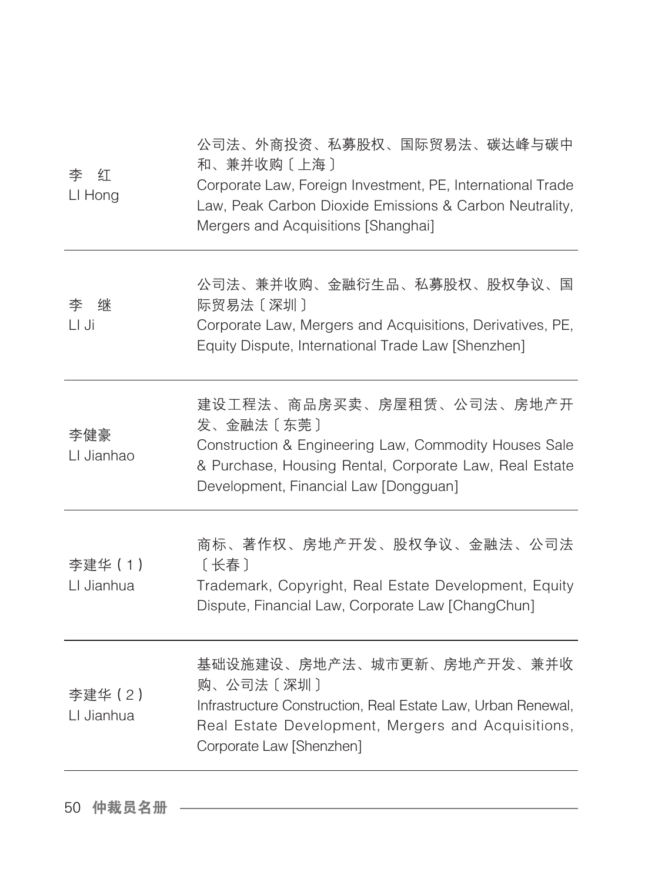| | |
|---|---|
| 李　红<br>LI Hong | 公司法、外商投资、私募股权、国际贸易法、碳达峰与碳中和、兼并收购〔上海〕<br>Corporate Law, Foreign Investment, PE, International Trade Law, Peak Carbon Dioxide Emissions & Carbon Neutrality, Mergers and Acquisitions [Shanghai] |
| 李　继<br>LI Ji | 公司法、兼并收购、金融衍生品、私募股权、股权争议、国际贸易法〔深圳〕<br>Corporate Law, Mergers and Acquisitions, Derivatives, PE, Equity Dispute, International Trade Law [Shenzhen] |
| 李健豪<br>LI Jianhao | 建设工程法、商品房买卖、房屋租赁、公司法、房地产开发、金融法〔东莞〕<br>Construction & Engineering Law, Commodity Houses Sale & Purchase, Housing Rental, Corporate Law, Real Estate Development, Financial Law [Dongguan] |
| 李建华（1）<br>LI Jianhua | 商标、著作权、房地产开发、股权争议、金融法、公司法〔长春〕<br>Trademark, Copyright, Real Estate Development, Equity Dispute, Financial Law, Corporate Law [ChangChun] |
| 李建华（2）<br>LI Jianhua | 基础设施建设、房地产法、城市更新、房地产开发、兼并收购、公司法〔深圳〕<br>Infrastructure Construction, Real Estate Law, Urban Renewal, Real Estate Development, Mergers and Acquisitions, Corporate Law [Shenzhen] |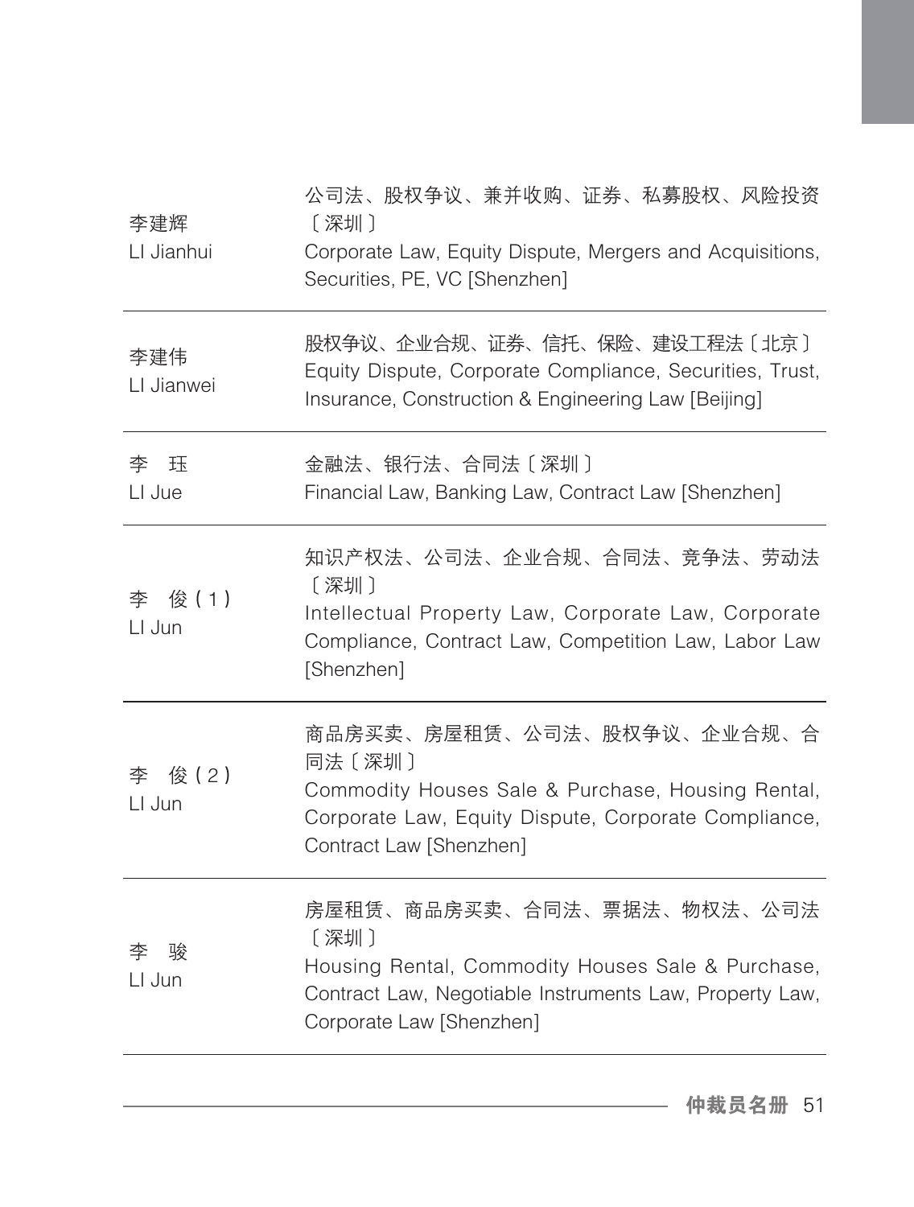| | |
|---|---|
| 李建辉<br>LI Jianhui | 公司法、股权争议、兼并收购、证券、私募股权、风险投资〔深圳〕<br>Corporate Law, Equity Dispute, Mergers and Acquisitions, Securities, PE, VC [Shenzhen] |
| 李建伟<br>LI Jianwei | 股权争议、企业合规、证券、信托、保险、建设工程法〔北京〕<br>Equity Dispute, Corporate Compliance, Securities, Trust, Insurance, Construction & Engineering Law [Beijing] |
| 李　珏<br>LI Jue | 金融法、银行法、合同法〔深圳〕<br>Financial Law, Banking Law, Contract Law [Shenzhen] |
| 李　俊(1)<br>LI Jun | 知识产权法、公司法、企业合规、合同法、竞争法、劳动法〔深圳〕<br>Intellectual Property Law, Corporate Law, Corporate Compliance, Contract Law, Competition Law, Labor Law [Shenzhen] |
| 李　俊(2)<br>LI Jun | 商品房买卖、房屋租赁、公司法、股权争议、企业合规、合同法〔深圳〕<br>Commodity Houses Sale & Purchase, Housing Rental, Corporate Law, Equity Dispute, Corporate Compliance, Contract Law [Shenzhen] |
| 李　骏<br>LI Jun | 房屋租赁、商品房买卖、合同法、票据法、物权法、公司法〔深圳〕<br>Housing Rental, Commodity Houses Sale & Purchase, Contract Law, Negotiable Instruments Law, Property Law, Corporate Law [Shenzhen] |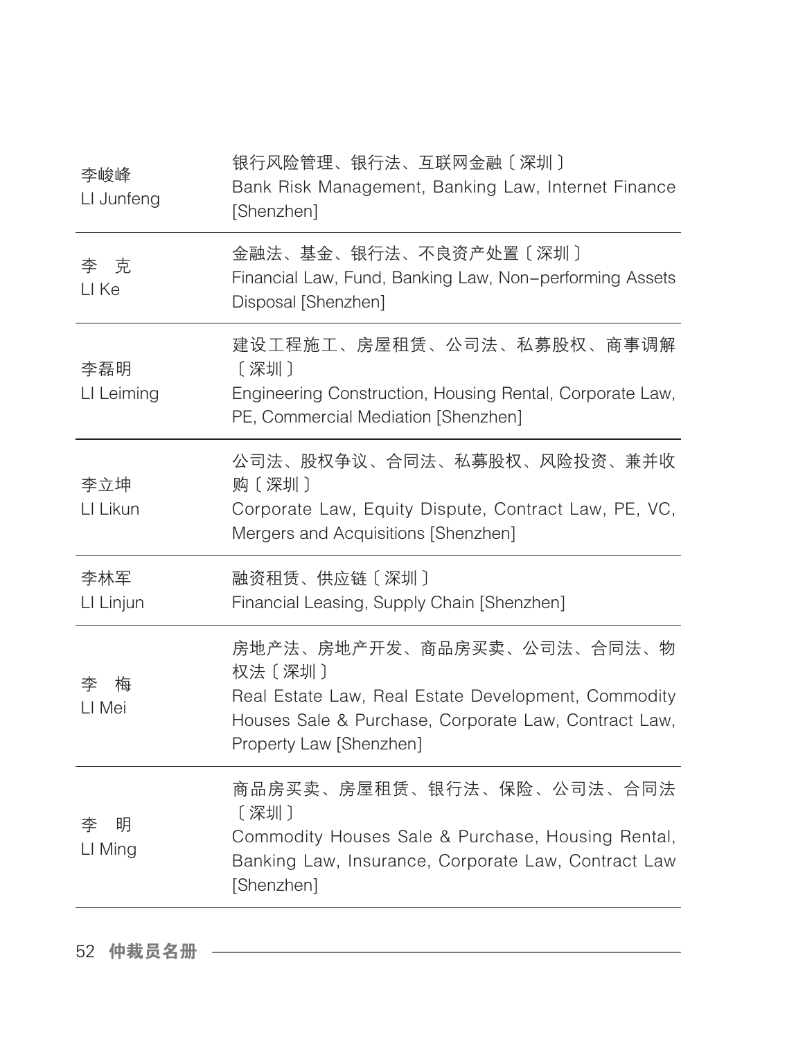| | |
|---|---|
| 李峻峰<br>LI Junfeng | 银行风险管理、银行法、互联网金融〔深圳〕<br>Bank Risk Management, Banking Law, Internet Finance [Shenzhen] |
| 李　克<br>LI Ke | 金融法、基金、银行法、不良资产处置〔深圳〕<br>Financial Law, Fund, Banking Law, Non-performing Assets Disposal [Shenzhen] |
| 李磊明<br>LI Leiming | 建设工程施工、房屋租赁、公司法、私募股权、商事调解〔深圳〕<br>Engineering Construction, Housing Rental, Corporate Law, PE, Commercial Mediation [Shenzhen] |
| 李立坤<br>LI Likun | 公司法、股权争议、合同法、私募股权、风险投资、兼并收购〔深圳〕<br>Corporate Law, Equity Dispute, Contract Law, PE, VC, Mergers and Acquisitions [Shenzhen] |
| 李林军<br>LI Linjun | 融资租赁、供应链〔深圳〕<br>Financial Leasing, Supply Chain [Shenzhen] |
| 李　梅<br>LI Mei | 房地产法、房地产开发、商品房买卖、公司法、合同法、物权法〔深圳〕<br>Real Estate Law, Real Estate Development, Commodity Houses Sale & Purchase, Corporate Law, Contract Law, Property Law [Shenzhen] |
| 李　明<br>LI Ming | 商品房买卖、房屋租赁、银行法、保险、公司法、合同法〔深圳〕<br>Commodity Houses Sale & Purchase, Housing Rental, Banking Law, Insurance, Corporate Law, Contract Law [Shenzhen] |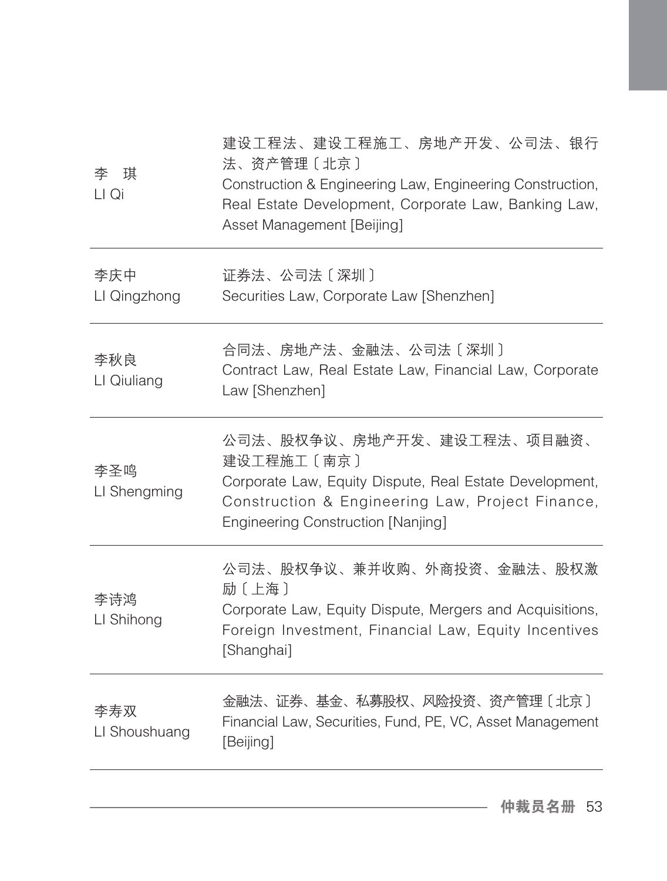| | |
|---|---|
| 李　琪<br>LI Qi | 建设工程法、建设工程施工、房地产开发、公司法、银行法、资产管理〔北京〕<br>Construction & Engineering Law, Engineering Construction, Real Estate Development, Corporate Law, Banking Law, Asset Management [Beijing] |
| 李庆中<br>LI Qingzhong | 证券法、公司法〔深圳〕<br>Securities Law, Corporate Law [Shenzhen] |
| 李秋良<br>LI Qiuliang | 合同法、房地产法、金融法、公司法〔深圳〕<br>Contract Law, Real Estate Law, Financial Law, Corporate Law [Shenzhen] |
| 李圣鸣<br>LI Shengming | 公司法、股权争议、房地产开发、建设工程法、项目融资、建设工程施工〔南京〕<br>Corporate Law, Equity Dispute, Real Estate Development, Construction & Engineering Law, Project Finance, Engineering Construction [Nanjing] |
| 李诗鸿<br>LI Shihong | 公司法、股权争议、兼并收购、外商投资、金融法、股权激励〔上海〕<br>Corporate Law, Equity Dispute, Mergers and Acquisitions, Foreign Investment, Financial Law, Equity Incentives [Shanghai] |
| 李寿双<br>LI Shoushuang | 金融法、证券、基金、私募股权、风险投资、资产管理〔北京〕<br>Financial Law, Securities, Fund, PE, VC, Asset Management [Beijing] |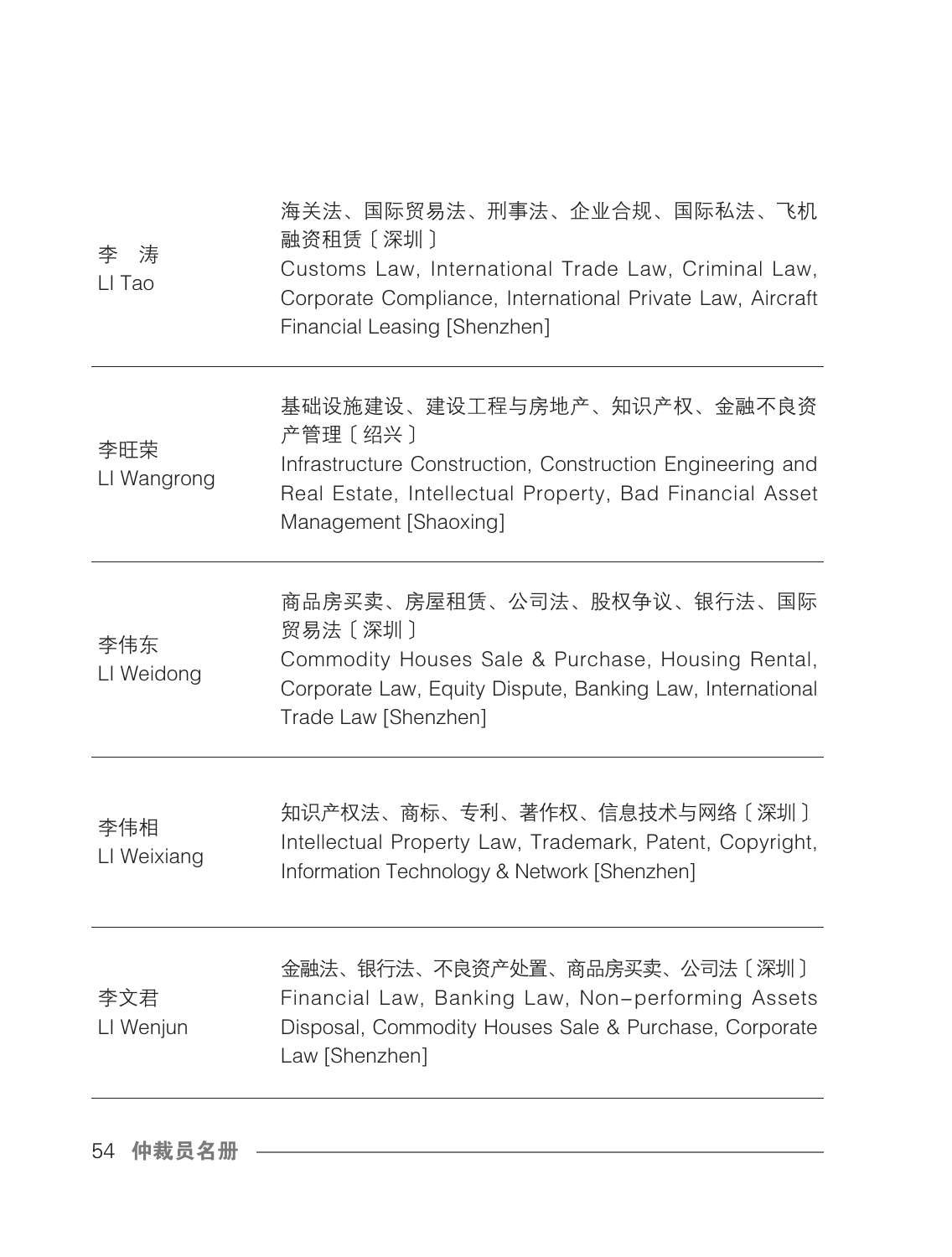| 姓名 | 专业领域 |
| --- | --- |
| 李　涛<br>LI Tao | 海关法、国际贸易法、刑事法、企业合规、国际私法、飞机融资租赁〔深圳〕<br>Customs Law, International Trade Law, Criminal Law, Corporate Compliance, International Private Law, Aircraft Financial Leasing [Shenzhen] |
| 李旺荣<br>LI Wangrong | 基础设施建设、建设工程与房地产、知识产权、金融不良资产管理〔绍兴〕<br>Infrastructure Construction, Construction Engineering and Real Estate, Intellectual Property, Bad Financial Asset Management [Shaoxing] |
| 李伟东<br>LI Weidong | 商品房买卖、房屋租赁、公司法、股权争议、银行法、国际贸易法〔深圳〕<br>Commodity Houses Sale & Purchase, Housing Rental, Corporate Law, Equity Dispute, Banking Law, International Trade Law [Shenzhen] |
| 李伟相<br>LI Weixiang | 知识产权法、商标、专利、著作权、信息技术与网络〔深圳〕<br>Intellectual Property Law, Trademark, Patent, Copyright, Information Technology & Network [Shenzhen] |
| 李文君<br>LI Wenjun | 金融法、银行法、不良资产处置、商品房买卖、公司法〔深圳〕<br>Financial Law, Banking Law, Non-performing Assets Disposal, Commodity Houses Sale & Purchase, Corporate Law [Shenzhen] |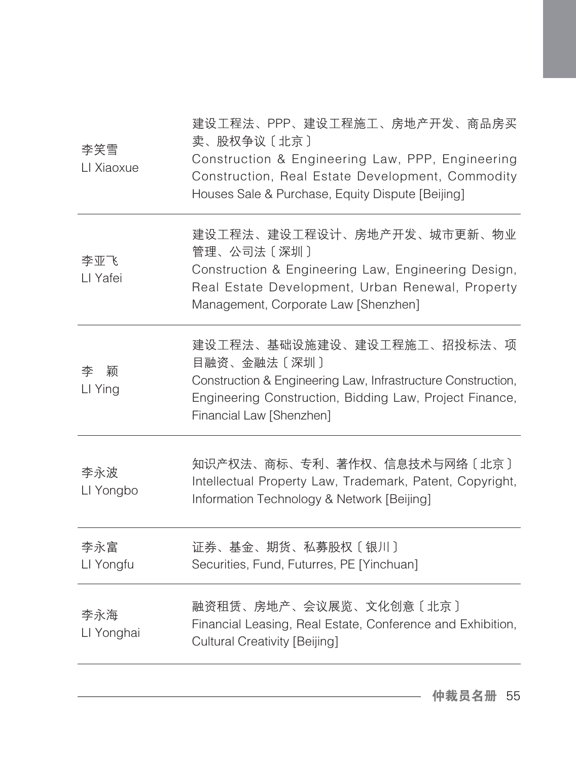| | |
|---|---|
| 李笑雪<br>LI Xiaoxue | 建设工程法、PPP、建设工程施工、房地产开发、商品房买卖、股权争议〔北京〕<br>Construction & Engineering Law, PPP, Engineering Construction, Real Estate Development, Commodity Houses Sale & Purchase, Equity Dispute [Beijing] |
| 李亚飞<br>LI Yafei | 建设工程法、建设工程设计、房地产开发、城市更新、物业管理、公司法〔深圳〕<br>Construction & Engineering Law, Engineering Design, Real Estate Development, Urban Renewal, Property Management, Corporate Law [Shenzhen] |
| 李　颖<br>LI Ying | 建设工程法、基础设施建设、建设工程施工、招投标法、项目融资、金融法〔深圳〕<br>Construction & Engineering Law, Infrastructure Construction, Engineering Construction, Bidding Law, Project Finance, Financial Law [Shenzhen] |
| 李永波<br>LI Yongbo | 知识产权法、商标、专利、著作权、信息技术与网络〔北京〕<br>Intellectual Property Law, Trademark, Patent, Copyright, Information Technology & Network [Beijing] |
| 李永富<br>LI Yongfu | 证券、基金、期货、私募股权〔银川〕<br>Securities, Fund, Futurres, PE [Yinchuan] |
| 李永海<br>LI Yonghai | 融资租赁、房地产、会议展览、文化创意〔北京〕<br>Financial Leasing, Real Estate, Conference and Exhibition, Cultural Creativity [Beijing] |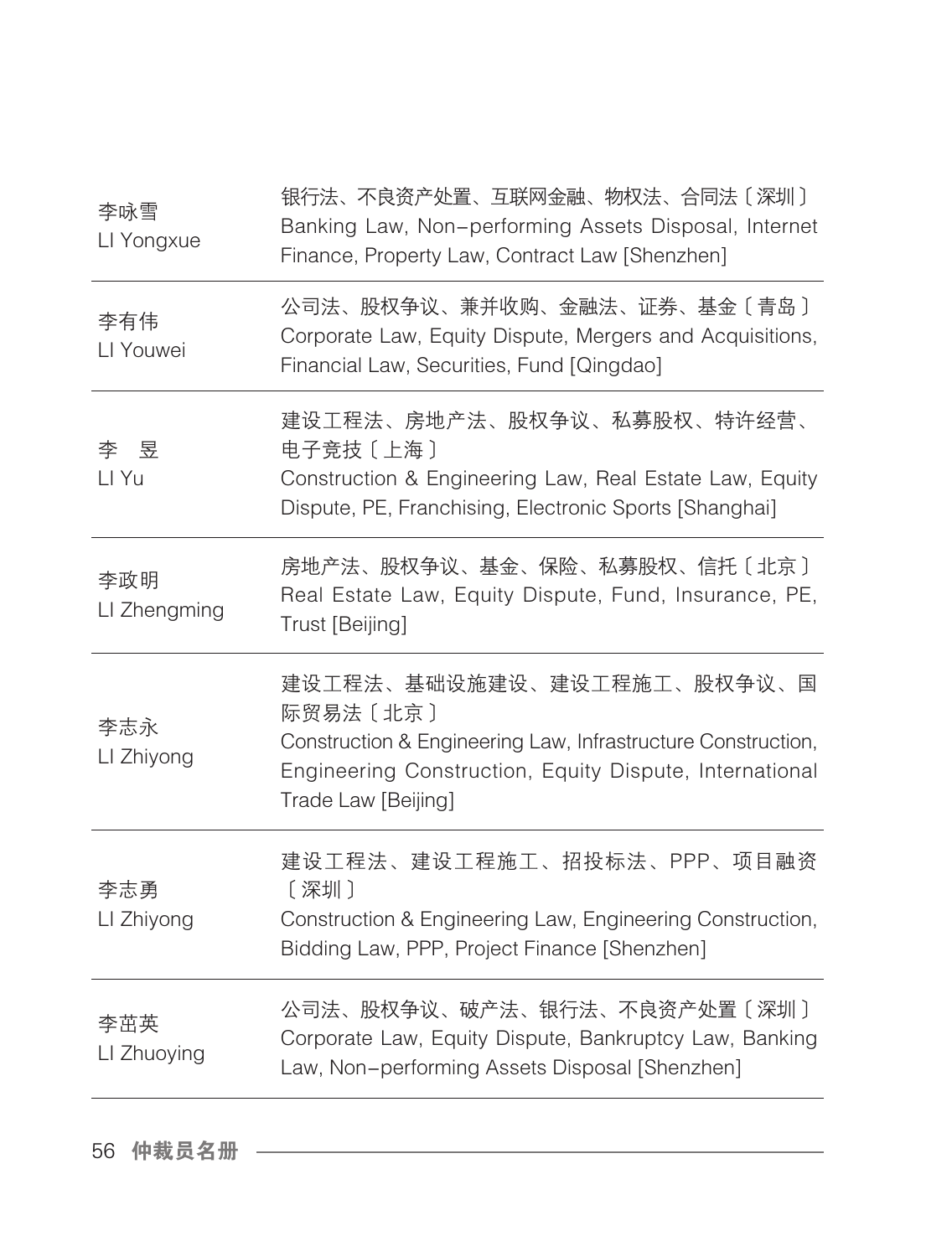| | |
|---|---|
| 李咏雪<br>LI Yongxue | 银行法、不良资产处置、互联网金融、物权法、合同法〔深圳〕<br>Banking Law, Non-performing Assets Disposal, Internet Finance, Property Law, Contract Law [Shenzhen] |
| 李有伟<br>LI Youwei | 公司法、股权争议、兼并收购、金融法、证券、基金〔青岛〕<br>Corporate Law, Equity Dispute, Mergers and Acquisitions, Financial Law, Securities, Fund [Qingdao] |
| 李　昱<br>LI Yu | 建设工程法、房地产法、股权争议、私募股权、特许经营、电子竞技〔上海〕<br>Construction & Engineering Law, Real Estate Law, Equity Dispute, PE, Franchising, Electronic Sports [Shanghai] |
| 李政明<br>LI Zhengming | 房地产法、股权争议、基金、保险、私募股权、信托〔北京〕<br>Real Estate Law, Equity Dispute, Fund, Insurance, PE, Trust [Beijing] |
| 李志永<br>LI Zhiyong | 建设工程法、基础设施建设、建设工程施工、股权争议、国际贸易法〔北京〕<br>Construction & Engineering Law, Infrastructure Construction, Engineering Construction, Equity Dispute, International Trade Law [Beijing] |
| 李志勇<br>LI Zhiyong | 建设工程法、建设工程施工、招投标法、PPP、项目融资〔深圳〕<br>Construction & Engineering Law, Engineering Construction, Bidding Law, PPP, Project Finance [Shenzhen] |
| 李茁英<br>LI Zhuoying | 公司法、股权争议、破产法、银行法、不良资产处置〔深圳〕<br>Corporate Law, Equity Dispute, Bankruptcy Law, Banking Law, Non-performing Assets Disposal [Shenzhen] |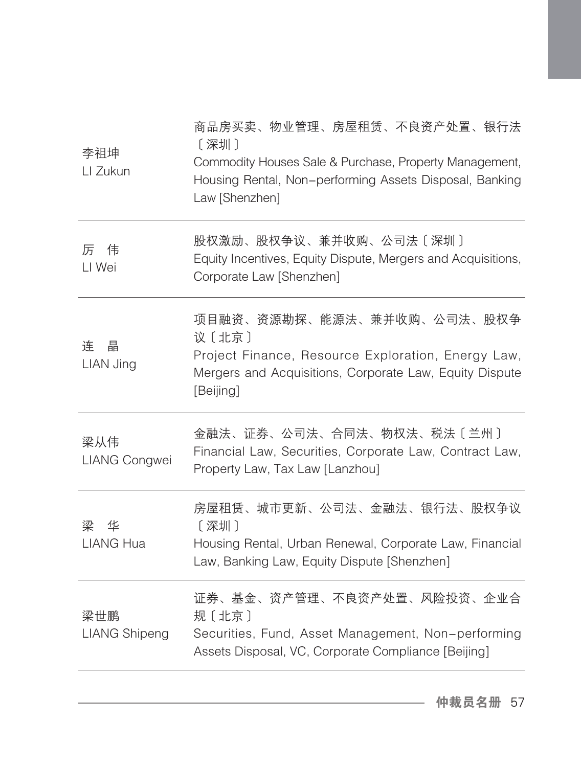| | |
|---|---|
| 李祖坤<br>LI Zukun | 商品房买卖、物业管理、房屋租赁、不良资产处置、银行法〔深圳〕<br>Commodity Houses Sale & Purchase, Property Management, Housing Rental, Non-performing Assets Disposal, Banking Law [Shenzhen] |
| 厉　伟<br>LI Wei | 股权激励、股权争议、兼并收购、公司法〔深圳〕<br>Equity Incentives, Equity Dispute, Mergers and Acquisitions, Corporate Law [Shenzhen] |
| 连　晶<br>LIAN Jing | 项目融资、资源勘探、能源法、兼并收购、公司法、股权争议〔北京〕<br>Project Finance, Resource Exploration, Energy Law, Mergers and Acquisitions, Corporate Law, Equity Dispute [Beijing] |
| 梁从伟<br>LIANG Congwei | 金融法、证券、公司法、合同法、物权法、税法〔兰州〕<br>Financial Law, Securities, Corporate Law, Contract Law, Property Law, Tax Law [Lanzhou] |
| 梁　华<br>LIANG Hua | 房屋租赁、城市更新、公司法、金融法、银行法、股权争议〔深圳〕<br>Housing Rental, Urban Renewal, Corporate Law, Financial Law, Banking Law, Equity Dispute [Shenzhen] |
| 梁世鹏<br>LIANG Shipeng | 证券、基金、资产管理、不良资产处置、风险投资、企业合规〔北京〕<br>Securities, Fund, Asset Management, Non-performing Assets Disposal, VC, Corporate Compliance [Beijing] |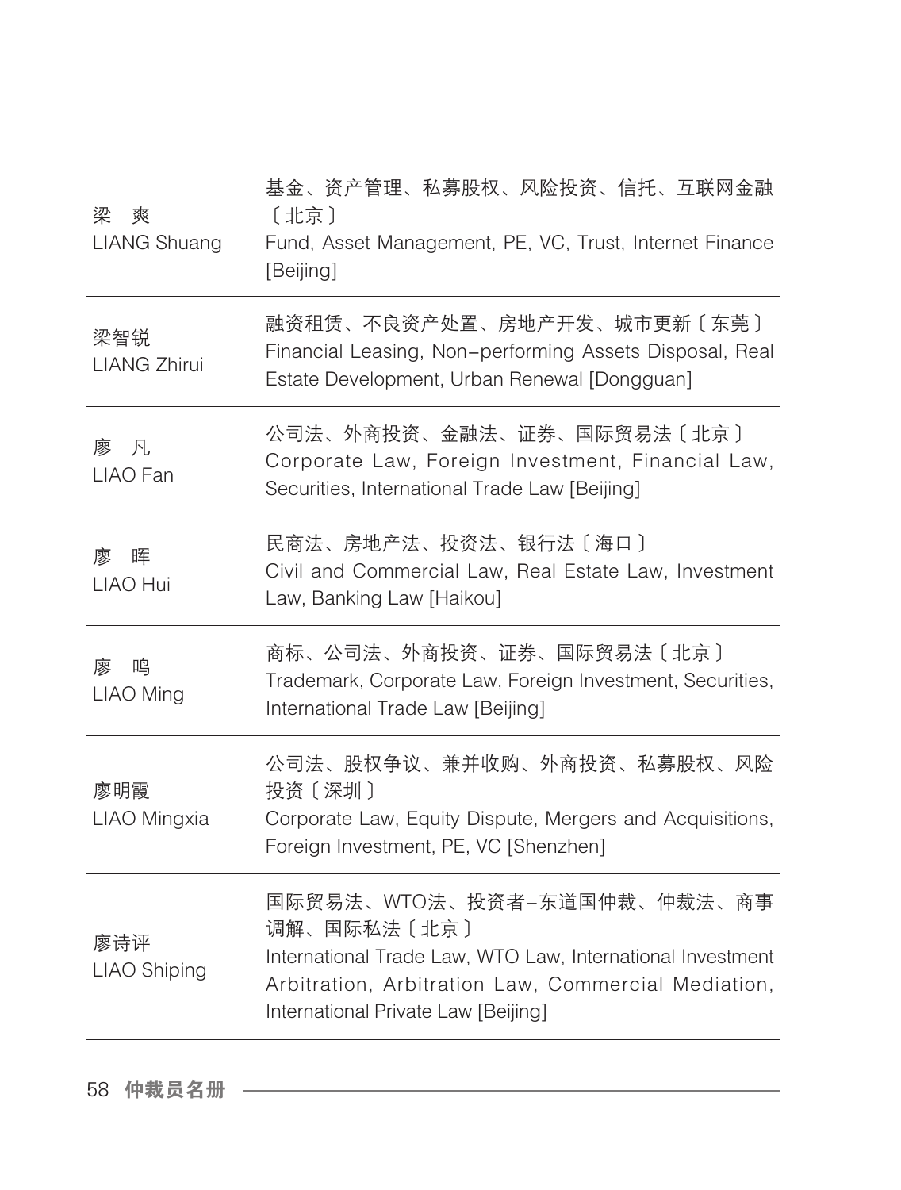| 姓名 | 专业领域 |
|---|---|
| 梁　爽<br>LIANG Shuang | 基金、资产管理、私募股权、风险投资、信托、互联网金融〔北京〕<br>Fund, Asset Management, PE, VC, Trust, Internet Finance [Beijing] |
| 梁智锐<br>LIANG Zhirui | 融资租赁、不良资产处置、房地产开发、城市更新〔东莞〕<br>Financial Leasing, Non-performing Assets Disposal, Real Estate Development, Urban Renewal [Dongguan] |
| 廖　凡<br>LIAO Fan | 公司法、外商投资、金融法、证券、国际贸易法〔北京〕<br>Corporate Law, Foreign Investment, Financial Law, Securities, International Trade Law [Beijing] |
| 廖　晖<br>LIAO Hui | 民商法、房地产法、投资法、银行法〔海口〕<br>Civil and Commercial Law, Real Estate Law, Investment Law, Banking Law [Haikou] |
| 廖　鸣<br>LIAO Ming | 商标、公司法、外商投资、证券、国际贸易法〔北京〕<br>Trademark, Corporate Law, Foreign Investment, Securities, International Trade Law [Beijing] |
| 廖明霞<br>LIAO Mingxia | 公司法、股权争议、兼并收购、外商投资、私募股权、风险投资〔深圳〕<br>Corporate Law, Equity Dispute, Mergers and Acquisitions, Foreign Investment, PE, VC [Shenzhen] |
| 廖诗评<br>LIAO Shiping | 国际贸易法、WTO法、投资者-东道国仲裁、仲裁法、商事调解、国际私法〔北京〕<br>International Trade Law, WTO Law, International Investment Arbitration, Arbitration Law, Commercial Mediation, International Private Law [Beijing] |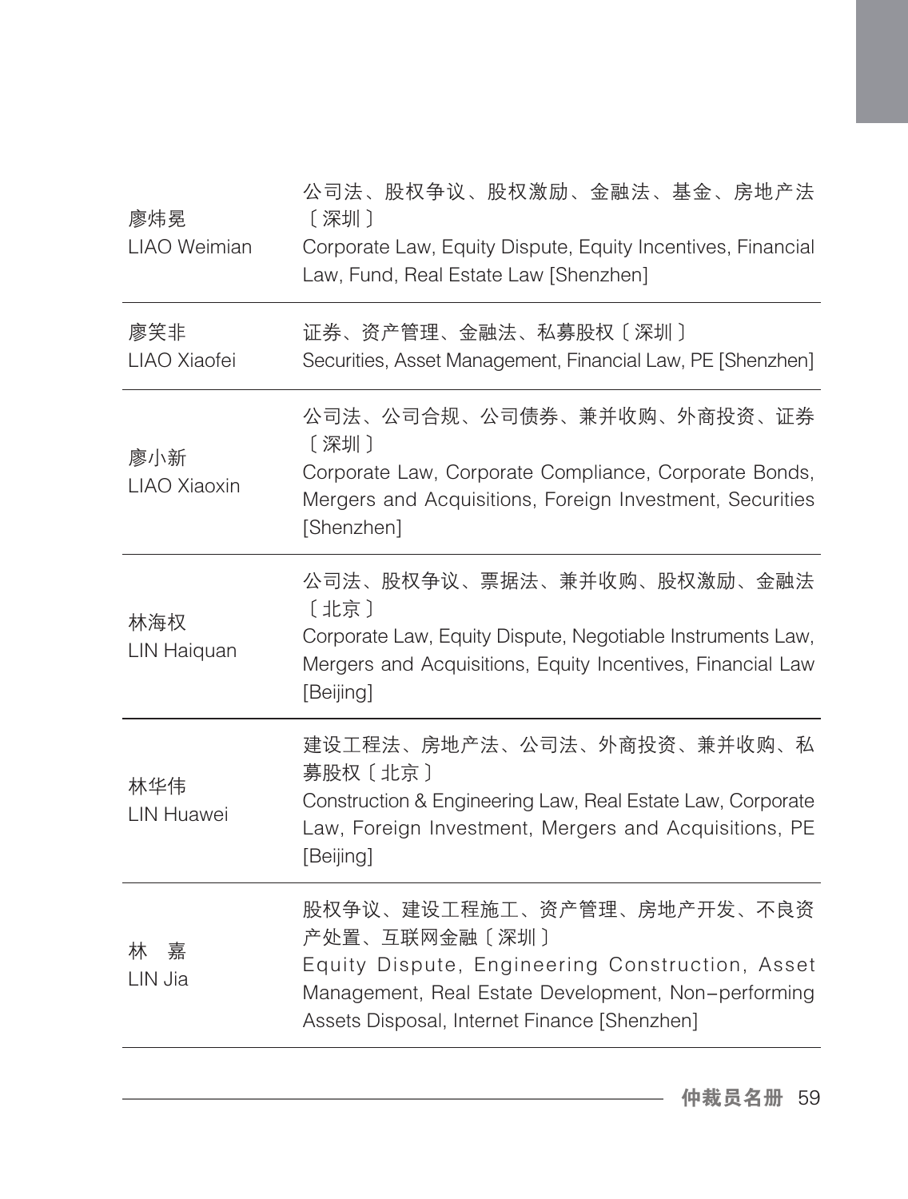| | |
|---|---|
| 廖炜冕<br>LIAO Weimian | 公司法、股权争议、股权激励、金融法、基金、房地产法〔深圳〕<br>Corporate Law, Equity Dispute, Equity Incentives, Financial Law, Fund, Real Estate Law [Shenzhen] |
| 廖笑非<br>LIAO Xiaofei | 证券、资产管理、金融法、私募股权〔深圳〕<br>Securities, Asset Management, Financial Law, PE [Shenzhen] |
| 廖小新<br>LIAO Xiaoxin | 公司法、公司合规、公司债券、兼并收购、外商投资、证券〔深圳〕<br>Corporate Law, Corporate Compliance, Corporate Bonds, Mergers and Acquisitions, Foreign Investment, Securities [Shenzhen] |
| 林海权<br>LIN Haiquan | 公司法、股权争议、票据法、兼并收购、股权激励、金融法〔北京〕<br>Corporate Law, Equity Dispute, Negotiable Instruments Law, Mergers and Acquisitions, Equity Incentives, Financial Law [Beijing] |
| 林华伟<br>LIN Huawei | 建设工程法、房地产法、公司法、外商投资、兼并收购、私募股权〔北京〕<br>Construction & Engineering Law, Real Estate Law, Corporate Law, Foreign Investment, Mergers and Acquisitions, PE [Beijing] |
| 林　嘉<br>LIN Jia | 股权争议、建设工程施工、资产管理、房地产开发、不良资产处置、互联网金融〔深圳〕<br>Equity Dispute, Engineering Construction, Asset Management, Real Estate Development, Non-performing Assets Disposal, Internet Finance [Shenzhen] |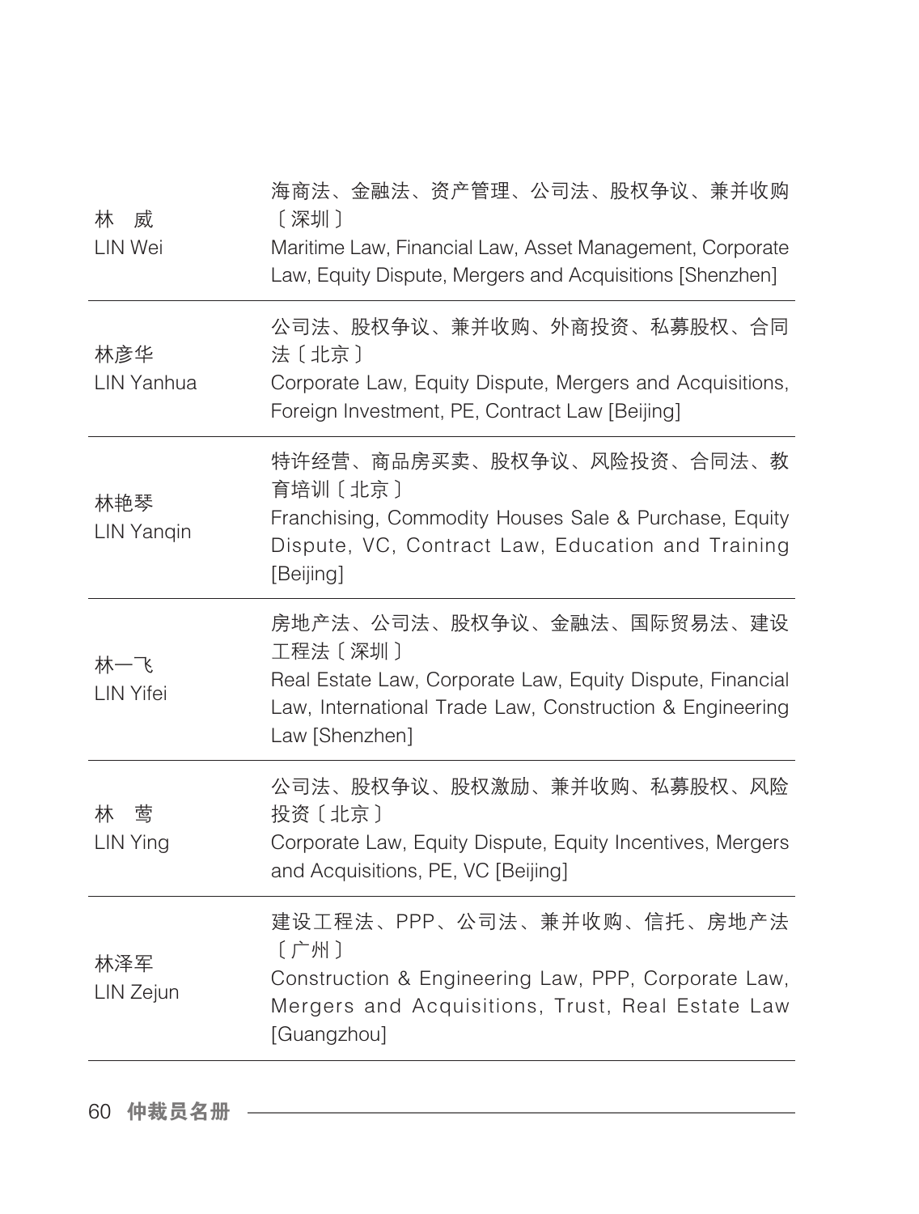| | |
|---|---|
| 林　威<br>LIN Wei | 海商法、金融法、资产管理、公司法、股权争议、兼并收购〔深圳〕<br>Maritime Law, Financial Law, Asset Management, Corporate Law, Equity Dispute, Mergers and Acquisitions [Shenzhen] |
| 林彦华<br>LIN Yanhua | 公司法、股权争议、兼并收购、外商投资、私募股权、合同法〔北京〕<br>Corporate Law, Equity Dispute, Mergers and Acquisitions, Foreign Investment, PE, Contract Law [Beijing] |
| 林艳琴<br>LIN Yanqin | 特许经营、商品房买卖、股权争议、风险投资、合同法、教育培训〔北京〕<br>Franchising, Commodity Houses Sale & Purchase, Equity Dispute, VC, Contract Law, Education and Training [Beijing] |
| 林一飞<br>LIN Yifei | 房地产法、公司法、股权争议、金融法、国际贸易法、建设工程法〔深圳〕<br>Real Estate Law, Corporate Law, Equity Dispute, Financial Law, International Trade Law, Construction & Engineering Law [Shenzhen] |
| 林　莺<br>LIN Ying | 公司法、股权争议、股权激励、兼并收购、私募股权、风险投资〔北京〕<br>Corporate Law, Equity Dispute, Equity Incentives, Mergers and Acquisitions, PE, VC [Beijing] |
| 林泽军<br>LIN Zejun | 建设工程法、PPP、公司法、兼并收购、信托、房地产法〔广州〕<br>Construction & Engineering Law, PPP, Corporate Law, Mergers and Acquisitions, Trust, Real Estate Law [Guangzhou] |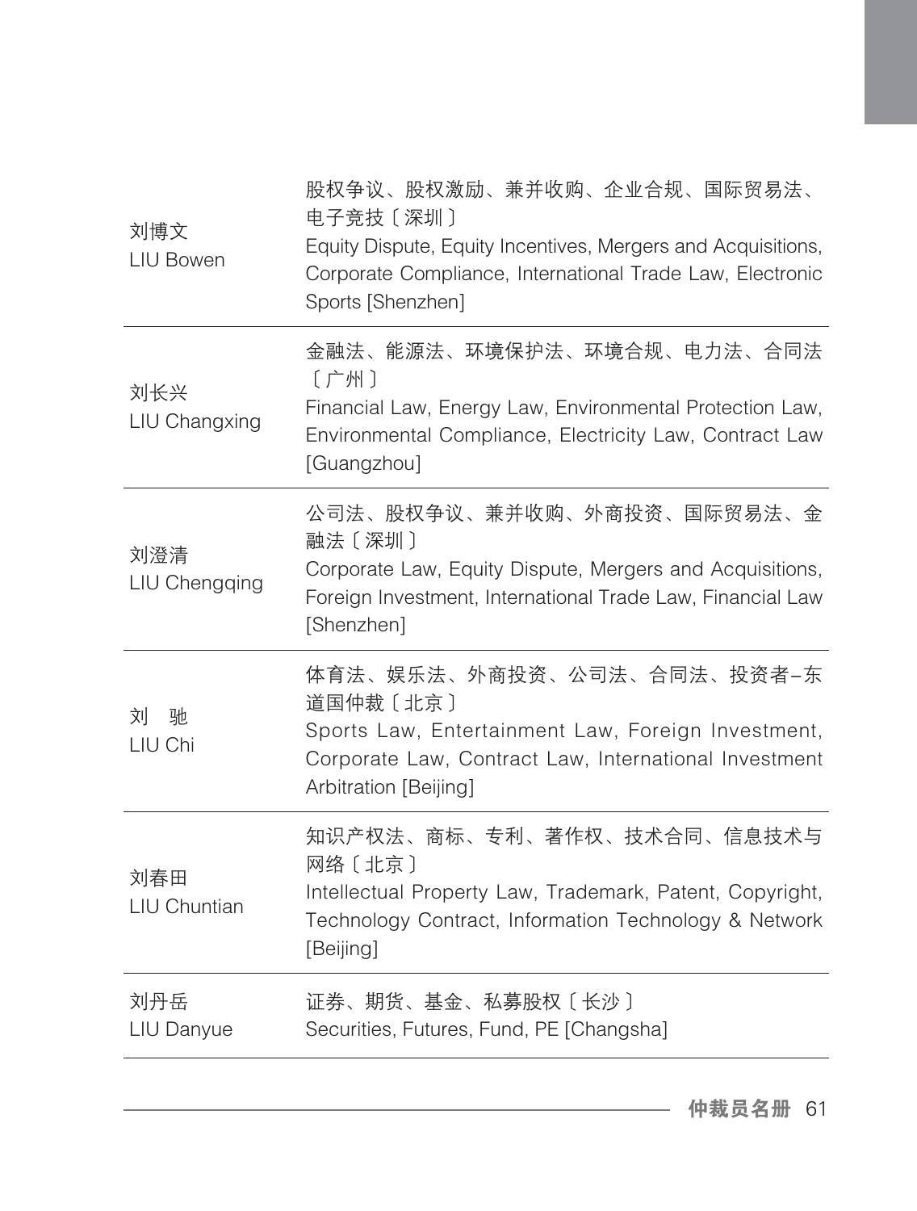| | |
|---|---|
| 刘博文<br>LIU Bowen | 股权争议、股权激励、兼并收购、企业合规、国际贸易法、电子竞技〔深圳〕<br>Equity Dispute, Equity Incentives, Mergers and Acquisitions, Corporate Compliance, International Trade Law, Electronic Sports [Shenzhen] |
| 刘长兴<br>LIU Changxing | 金融法、能源法、环境保护法、环境合规、电力法、合同法〔广州〕<br>Financial Law, Energy Law, Environmental Protection Law, Environmental Compliance, Electricity Law, Contract Law [Guangzhou] |
| 刘澄清<br>LIU Chengqing | 公司法、股权争议、兼并收购、外商投资、国际贸易法、金融法〔深圳〕<br>Corporate Law, Equity Dispute, Mergers and Acquisitions, Foreign Investment, International Trade Law, Financial Law [Shenzhen] |
| 刘　驰<br>LIU Chi | 体育法、娱乐法、外商投资、公司法、合同法、投资者–东道国仲裁〔北京〕<br>Sports Law, Entertainment Law, Foreign Investment, Corporate Law, Contract Law, International Investment Arbitration [Beijing] |
| 刘春田<br>LIU Chuntian | 知识产权法、商标、专利、著作权、技术合同、信息技术与网络〔北京〕<br>Intellectual Property Law, Trademark, Patent, Copyright, Technology Contract, Information Technology & Network [Beijing] |
| 刘丹岳<br>LIU Danyue | 证券、期货、基金、私募股权〔长沙〕<br>Securities, Futures, Fund, PE [Changsha] |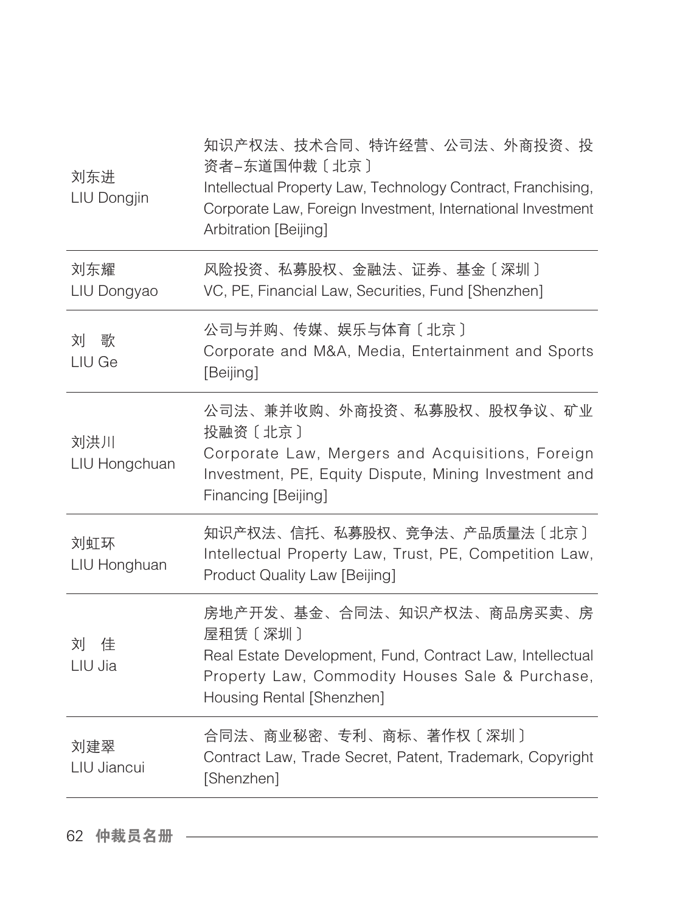| | |
|---|---|
| 刘东进<br>LIU Dongjin | 知识产权法、技术合同、特许经营、公司法、外商投资、投资者-东道国仲裁〔北京〕<br>Intellectual Property Law, Technology Contract, Franchising, Corporate Law, Foreign Investment, International Investment Arbitration [Beijing] |
| 刘东耀<br>LIU Dongyao | 风险投资、私募股权、金融法、证券、基金〔深圳〕<br>VC, PE, Financial Law, Securities, Fund [Shenzhen] |
| 刘　歌<br>LIU Ge | 公司与并购、传媒、娱乐与体育〔北京〕<br>Corporate and M&A, Media, Entertainment and Sports [Beijing] |
| 刘洪川<br>LIU Hongchuan | 公司法、兼并收购、外商投资、私募股权、股权争议、矿业投融资〔北京〕<br>Corporate Law, Mergers and Acquisitions, Foreign Investment, PE, Equity Dispute, Mining Investment and Financing [Beijing] |
| 刘虹环<br>LIU Honghuan | 知识产权法、信托、私募股权、竞争法、产品质量法〔北京〕<br>Intellectual Property Law, Trust, PE, Competition Law, Product Quality Law [Beijing] |
| 刘　佳<br>LIU Jia | 房地产开发、基金、合同法、知识产权法、商品房买卖、房屋租赁〔深圳〕<br>Real Estate Development, Fund, Contract Law, Intellectual Property Law, Commodity Houses Sale & Purchase, Housing Rental [Shenzhen] |
| 刘建翠<br>LIU Jiancui | 合同法、商业秘密、专利、商标、著作权〔深圳〕<br>Contract Law, Trade Secret, Patent, Trademark, Copyright [Shenzhen] |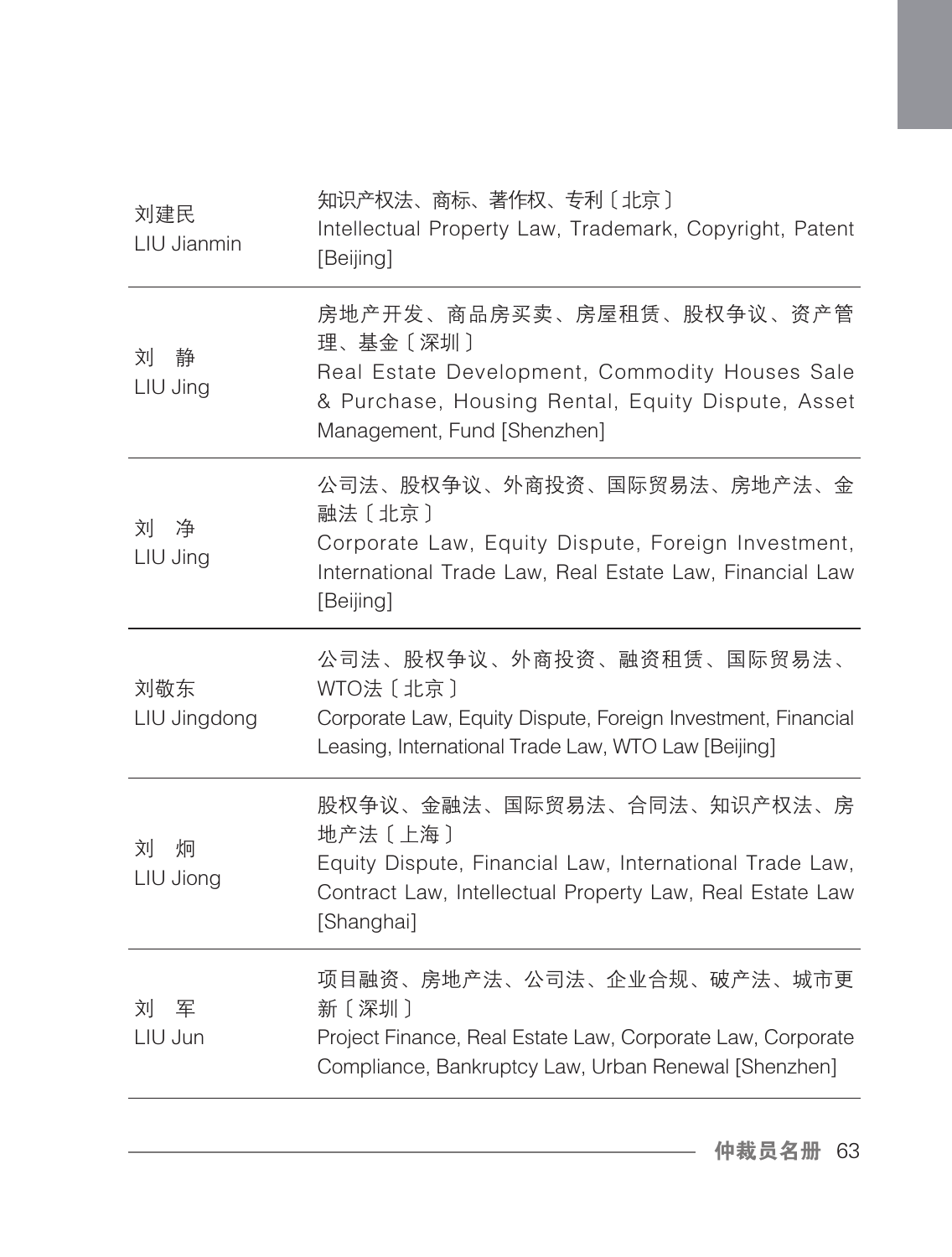| | |
|---|---|
| 刘建民<br>LIU Jianmin | 知识产权法、商标、著作权、专利〔北京〕<br>Intellectual Property Law, Trademark, Copyright, Patent [Beijing] |
| 刘 静<br>LIU Jing | 房地产开发、商品房买卖、房屋租赁、股权争议、资产管理、基金〔深圳〕<br>Real Estate Development, Commodity Houses Sale & Purchase, Housing Rental, Equity Dispute, Asset Management, Fund [Shenzhen] |
| 刘 净<br>LIU Jing | 公司法、股权争议、外商投资、国际贸易法、房地产法、金融法〔北京〕<br>Corporate Law, Equity Dispute, Foreign Investment, International Trade Law, Real Estate Law, Financial Law [Beijing] |
| 刘敬东<br>LIU Jingdong | 公司法、股权争议、外商投资、融资租赁、国际贸易法、WTO法〔北京〕<br>Corporate Law, Equity Dispute, Foreign Investment, Financial Leasing, International Trade Law, WTO Law [Beijing] |
| 刘 炯<br>LIU Jiong | 股权争议、金融法、国际贸易法、合同法、知识产权法、房地产法〔上海〕<br>Equity Dispute, Financial Law, International Trade Law, Contract Law, Intellectual Property Law, Real Estate Law [Shanghai] |
| 刘 军<br>LIU Jun | 项目融资、房地产法、公司法、企业合规、破产法、城市更新〔深圳〕<br>Project Finance, Real Estate Law, Corporate Law, Corporate Compliance, Bankruptcy Law, Urban Renewal [Shenzhen] |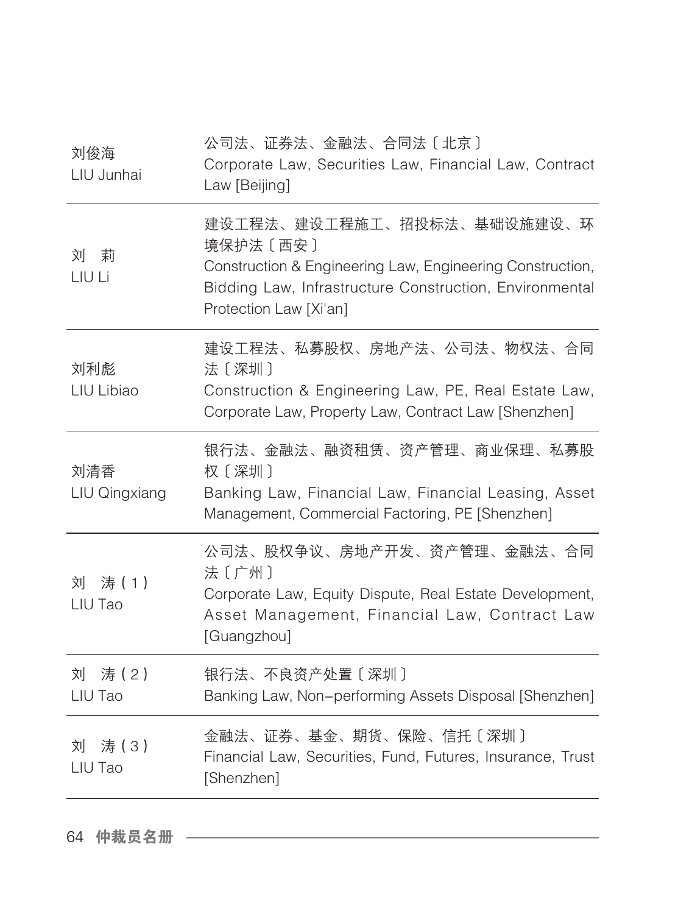| | |
|---|---|
| 刘俊海<br>LIU Junhai | 公司法、证券法、金融法、合同法〔北京〕<br>Corporate Law, Securities Law, Financial Law, Contract Law [Beijing] |
| 刘　莉<br>LIU Li | 建设工程法、建设工程施工、招投标法、基础设施建设、环境保护法〔西安〕<br>Construction & Engineering Law, Engineering Construction, Bidding Law, Infrastructure Construction, Environmental Protection Law [Xi'an] |
| 刘利彪<br>LIU Libiao | 建设工程法、私募股权、房地产法、公司法、物权法、合同法〔深圳〕<br>Construction & Engineering Law, PE, Real Estate Law, Corporate Law, Property Law, Contract Law [Shenzhen] |
| 刘清香<br>LIU Qingxiang | 银行法、金融法、融资租赁、资产管理、商业保理、私募股权〔深圳〕<br>Banking Law, Financial Law, Financial Leasing, Asset Management, Commercial Factoring, PE [Shenzhen] |
| 刘　涛(1)<br>LIU Tao | 公司法、股权争议、房地产开发、资产管理、金融法、合同法〔广州〕<br>Corporate Law, Equity Dispute, Real Estate Development, Asset Management, Financial Law, Contract Law [Guangzhou] |
| 刘　涛(2)<br>LIU Tao | 银行法、不良资产处置〔深圳〕<br>Banking Law, Non-performing Assets Disposal [Shenzhen] |
| 刘　涛(3)<br>LIU Tao | 金融法、证券、基金、期货、保险、信托〔深圳〕<br>Financial Law, Securities, Fund, Futures, Insurance, Trust [Shenzhen] |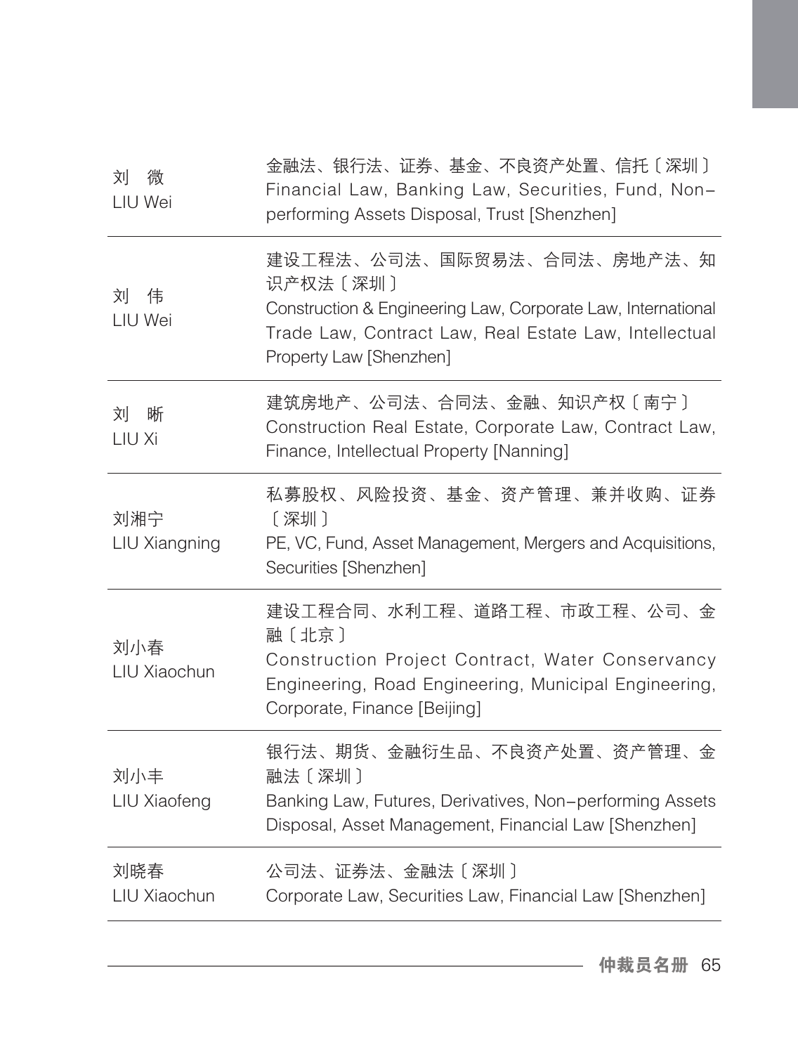| | |
|---|---|
| 刘 微<br>LIU Wei | 金融法、银行法、证券、基金、不良资产处置、信托〔深圳〕<br>Financial Law, Banking Law, Securities, Fund, Non-performing Assets Disposal, Trust [Shenzhen] |
| 刘 伟<br>LIU Wei | 建设工程法、公司法、国际贸易法、合同法、房地产法、知识产权法〔深圳〕<br>Construction & Engineering Law, Corporate Law, International Trade Law, Contract Law, Real Estate Law, Intellectual Property Law [Shenzhen] |
| 刘 晰<br>LIU Xi | 建筑房地产、公司法、合同法、金融、知识产权〔南宁〕<br>Construction Real Estate, Corporate Law, Contract Law, Finance, Intellectual Property [Nanning] |
| 刘湘宁<br>LIU Xiangning | 私募股权、风险投资、基金、资产管理、兼并收购、证券〔深圳〕<br>PE, VC, Fund, Asset Management, Mergers and Acquisitions, Securities [Shenzhen] |
| 刘小春<br>LIU Xiaochun | 建设工程合同、水利工程、道路工程、市政工程、公司、金融〔北京〕<br>Construction Project Contract, Water Conservancy Engineering, Road Engineering, Municipal Engineering, Corporate, Finance [Beijing] |
| 刘小丰<br>LIU Xiaofeng | 银行法、期货、金融衍生品、不良资产处置、资产管理、金融法〔深圳〕<br>Banking Law, Futures, Derivatives, Non-performing Assets Disposal, Asset Management, Financial Law [Shenzhen] |
| 刘晓春<br>LIU Xiaochun | 公司法、证券法、金融法〔深圳〕<br>Corporate Law, Securities Law, Financial Law [Shenzhen] |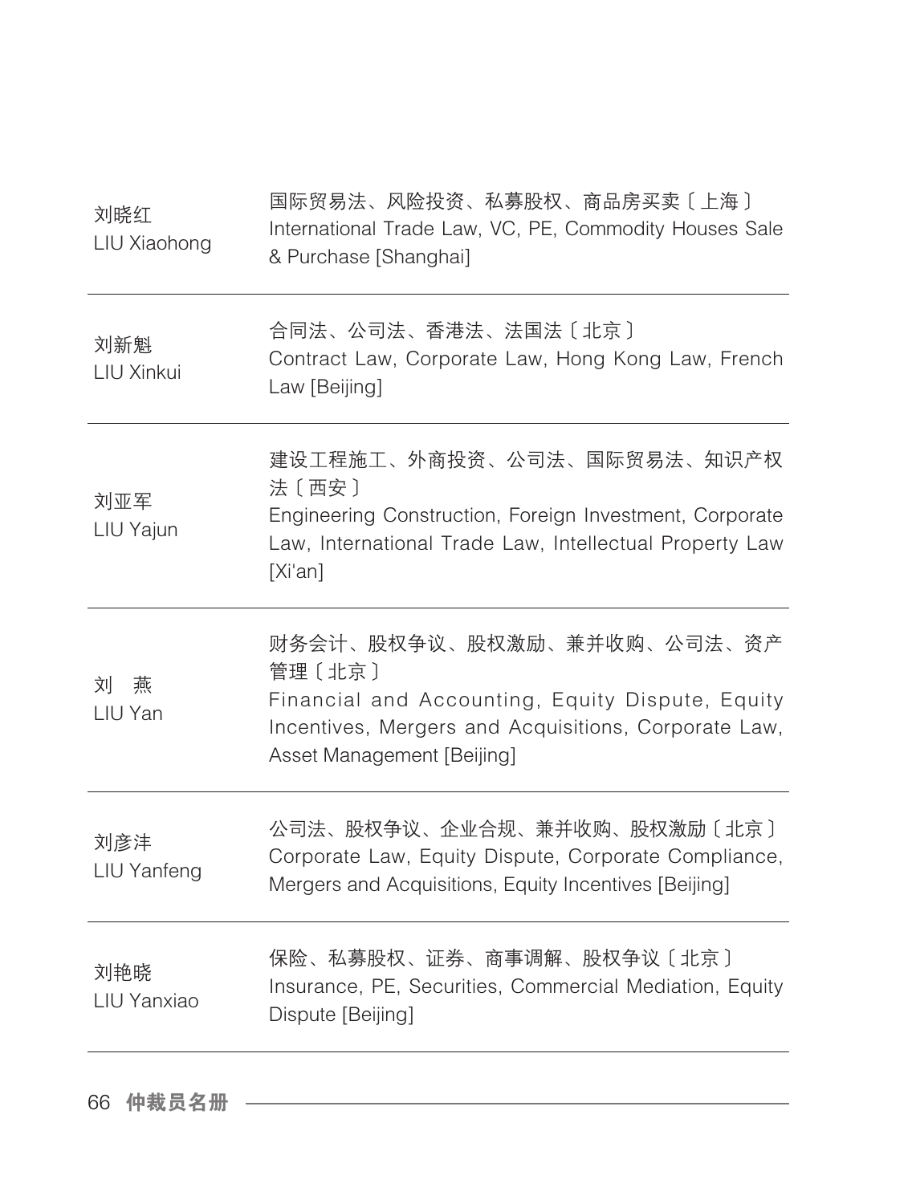| | |
|---|---|
| 刘晓红<br>LIU Xiaohong | 国际贸易法、风险投资、私募股权、商品房买卖〔上海〕<br>International Trade Law, VC, PE, Commodity Houses Sale & Purchase [Shanghai] |
| 刘新魁<br>LIU Xinkui | 合同法、公司法、香港法、法国法〔北京〕<br>Contract Law, Corporate Law, Hong Kong Law, French Law [Beijing] |
| 刘亚军<br>LIU Yajun | 建设工程施工、外商投资、公司法、国际贸易法、知识产权法〔西安〕<br>Engineering Construction, Foreign Investment, Corporate Law, International Trade Law, Intellectual Property Law [Xi'an] |
| 刘　燕<br>LIU Yan | 财务会计、股权争议、股权激励、兼并收购、公司法、资产管理〔北京〕<br>Financial and Accounting, Equity Dispute, Equity Incentives, Mergers and Acquisitions, Corporate Law, Asset Management [Beijing] |
| 刘彦沣<br>LIU Yanfeng | 公司法、股权争议、企业合规、兼并收购、股权激励〔北京〕<br>Corporate Law, Equity Dispute, Corporate Compliance, Mergers and Acquisitions, Equity Incentives [Beijing] |
| 刘艳晓<br>LIU Yanxiao | 保险、私募股权、证券、商事调解、股权争议〔北京〕<br>Insurance, PE, Securities, Commercial Mediation, Equity Dispute [Beijing] |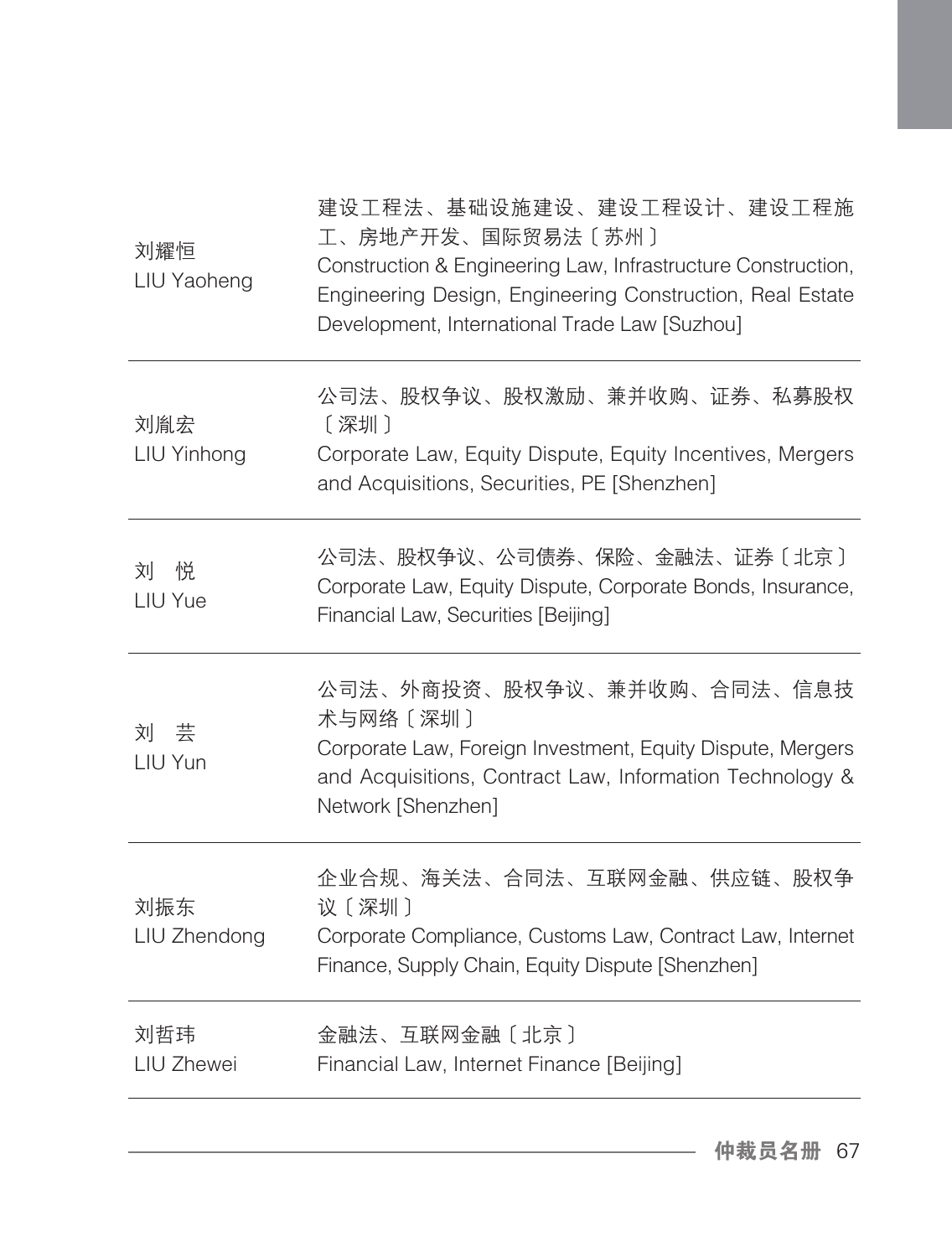| | |
|---|---|
| 刘耀恒<br>LIU Yaoheng | 建设工程法、基础设施建设、建设工程设计、建设工程施工、房地产开发、国际贸易法〔苏州〕<br>Construction & Engineering Law, Infrastructure Construction, Engineering Design, Engineering Construction, Real Estate Development, International Trade Law [Suzhou] |
| 刘胤宏<br>LIU Yinhong | 公司法、股权争议、股权激励、兼并收购、证券、私募股权〔深圳〕<br>Corporate Law, Equity Dispute, Equity Incentives, Mergers and Acquisitions, Securities, PE [Shenzhen] |
| 刘　悦<br>LIU Yue | 公司法、股权争议、公司债券、保险、金融法、证券〔北京〕<br>Corporate Law, Equity Dispute, Corporate Bonds, Insurance, Financial Law, Securities [Beijing] |
| 刘　芸<br>LIU Yun | 公司法、外商投资、股权争议、兼并收购、合同法、信息技术与网络〔深圳〕<br>Corporate Law, Foreign Investment, Equity Dispute, Mergers and Acquisitions, Contract Law, Information Technology & Network [Shenzhen] |
| 刘振东<br>LIU Zhendong | 企业合规、海关法、合同法、互联网金融、供应链、股权争议〔深圳〕<br>Corporate Compliance, Customs Law, Contract Law, Internet Finance, Supply Chain, Equity Dispute [Shenzhen] |
| 刘哲玮<br>LIU Zhewei | 金融法、互联网金融〔北京〕<br>Financial Law, Internet Finance [Beijing] |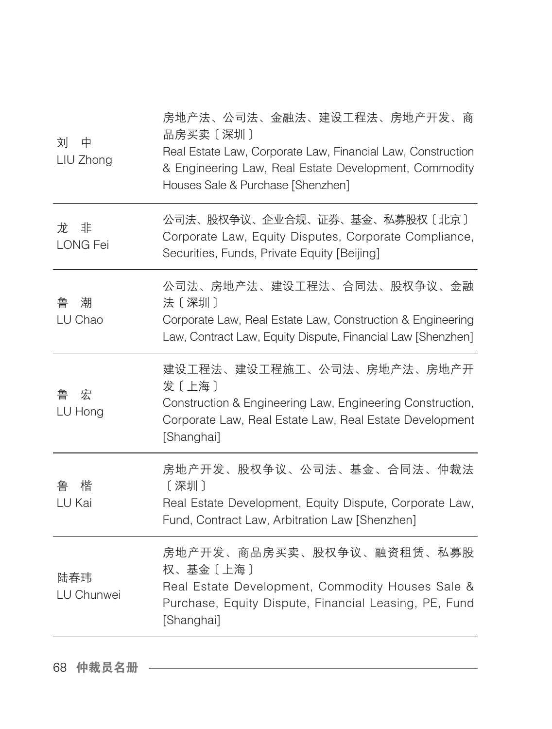| | |
|---|---|
| 刘　中<br>LIU Zhong | 房地产法、公司法、金融法、建设工程法、房地产开发、商品房买卖〔深圳〕<br>Real Estate Law, Corporate Law, Financial Law, Construction & Engineering Law, Real Estate Development, Commodity Houses Sale & Purchase [Shenzhen] |
| 龙　非<br>LONG Fei | 公司法、股权争议、企业合规、证券、基金、私募股权〔北京〕<br>Corporate Law, Equity Disputes, Corporate Compliance, Securities, Funds, Private Equity [Beijing] |
| 鲁　潮<br>LU Chao | 公司法、房地产法、建设工程法、合同法、股权争议、金融法〔深圳〕<br>Corporate Law, Real Estate Law, Construction & Engineering Law, Contract Law, Equity Dispute, Financial Law [Shenzhen] |
| 鲁　宏<br>LU Hong | 建设工程法、建设工程施工、公司法、房地产法、房地产开发〔上海〕<br>Construction & Engineering Law, Engineering Construction, Corporate Law, Real Estate Law, Real Estate Development [Shanghai] |
| 鲁　楷<br>LU Kai | 房地产开发、股权争议、公司法、基金、合同法、仲裁法〔深圳〕<br>Real Estate Development, Equity Dispute, Corporate Law, Fund, Contract Law, Arbitration Law [Shenzhen] |
| 陆春玮<br>LU Chunwei | 房地产开发、商品房买卖、股权争议、融资租赁、私募股权、基金〔上海〕<br>Real Estate Development, Commodity Houses Sale & Purchase, Equity Dispute, Financial Leasing, PE, Fund [Shanghai] |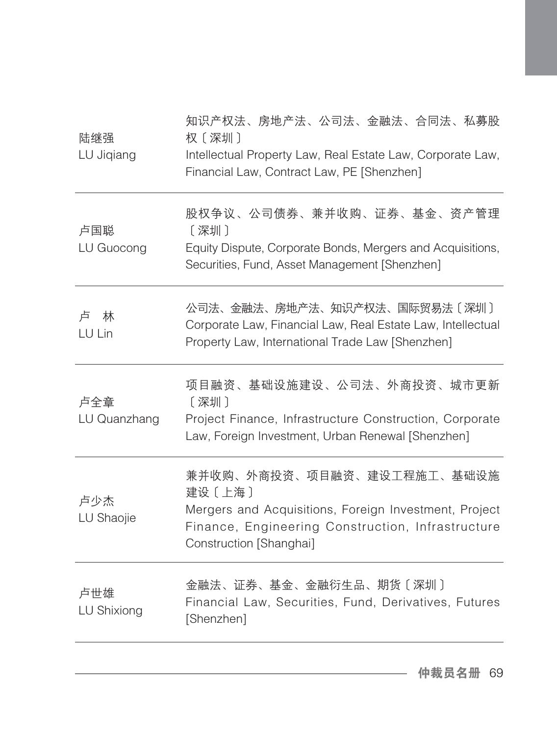| | |
|---|---|
| 陆继强<br>LU Jiqiang | 知识产权法、房地产法、公司法、金融法、合同法、私募股权〔深圳〕<br>Intellectual Property Law, Real Estate Law, Corporate Law, Financial Law, Contract Law, PE [Shenzhen] |
| 卢国聪<br>LU Guocong | 股权争议、公司债券、兼并收购、证券、基金、资产管理〔深圳〕<br>Equity Dispute, Corporate Bonds, Mergers and Acquisitions, Securities, Fund, Asset Management [Shenzhen] |
| 卢　林<br>LU Lin | 公司法、金融法、房地产法、知识产权法、国际贸易法〔深圳〕<br>Corporate Law, Financial Law, Real Estate Law, Intellectual Property Law, International Trade Law [Shenzhen] |
| 卢全章<br>LU Quanzhang | 项目融资、基础设施建设、公司法、外商投资、城市更新〔深圳〕<br>Project Finance, Infrastructure Construction, Corporate Law, Foreign Investment, Urban Renewal [Shenzhen] |
| 卢少杰<br>LU Shaojie | 兼并收购、外商投资、项目融资、建设工程施工、基础设施建设〔上海〕<br>Mergers and Acquisitions, Foreign Investment, Project Finance, Engineering Construction, Infrastructure Construction [Shanghai] |
| 卢世雄<br>LU Shixiong | 金融法、证券、基金、金融衍生品、期货〔深圳〕<br>Financial Law, Securities, Fund, Derivatives, Futures [Shenzhen] |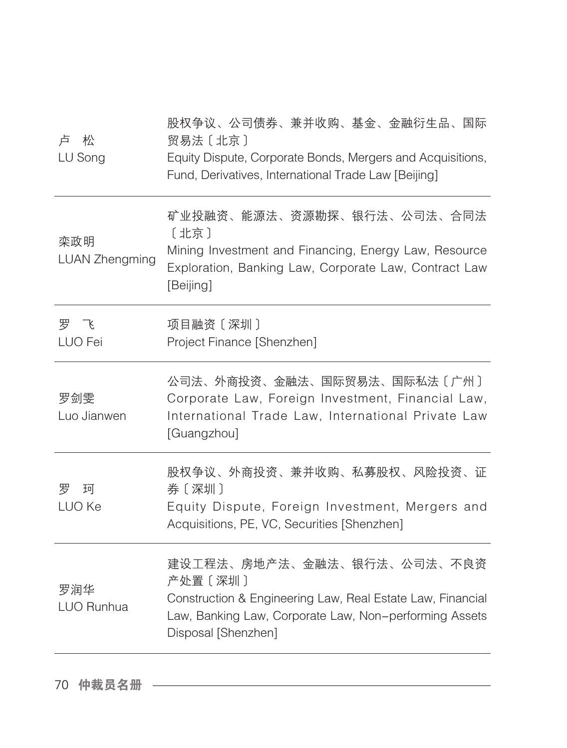| 姓名 | 专业领域 |
| --- | --- |
| 卢　松<br>LU Song | 股权争议、公司债券、兼并收购、基金、金融衍生品、国际贸易法〔北京〕<br>Equity Dispute, Corporate Bonds, Mergers and Acquisitions, Fund, Derivatives, International Trade Law [Beijing] |
| 栾政明<br>LUAN Zhengming | 矿业投融资、能源法、资源勘探、银行法、公司法、合同法〔北京〕<br>Mining Investment and Financing, Energy Law, Resource Exploration, Banking Law, Corporate Law, Contract Law [Beijing] |
| 罗　飞<br>LUO Fei | 项目融资〔深圳〕<br>Project Finance [Shenzhen] |
| 罗剑雯<br>Luo Jianwen | 公司法、外商投资、金融法、国际贸易法、国际私法〔广州〕<br>Corporate Law, Foreign Investment, Financial Law, International Trade Law, International Private Law [Guangzhou] |
| 罗　珂<br>LUO Ke | 股权争议、外商投资、兼并收购、私募股权、风险投资、证券〔深圳〕<br>Equity Dispute, Foreign Investment, Mergers and Acquisitions, PE, VC, Securities [Shenzhen] |
| 罗润华<br>LUO Runhua | 建设工程法、房地产法、金融法、银行法、公司法、不良资产处置〔深圳〕<br>Construction & Engineering Law, Real Estate Law, Financial Law, Banking Law, Corporate Law, Non-performing Assets Disposal [Shenzhen] |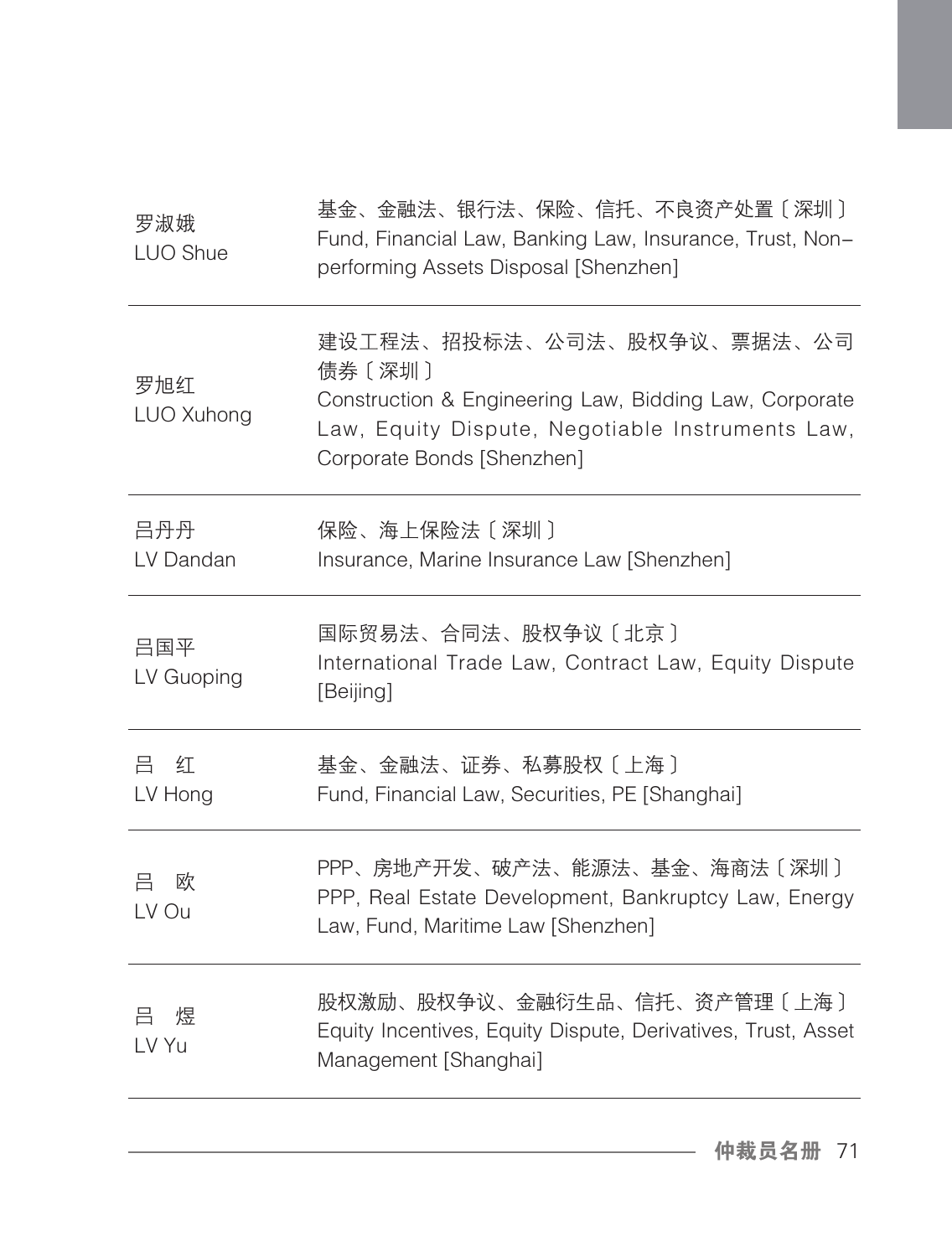| | |
|---|---|
| 罗淑娥<br>LUO Shue | 基金、金融法、银行法、保险、信托、不良资产处置〔深圳〕<br>Fund, Financial Law, Banking Law, Insurance, Trust, Non-performing Assets Disposal [Shenzhen] |
| 罗旭红<br>LUO Xuhong | 建设工程法、招投标法、公司法、股权争议、票据法、公司债券〔深圳〕<br>Construction & Engineering Law, Bidding Law, Corporate Law, Equity Dispute, Negotiable Instruments Law, Corporate Bonds [Shenzhen] |
| 吕丹丹<br>LV Dandan | 保险、海上保险法〔深圳〕<br>Insurance, Marine Insurance Law [Shenzhen] |
| 吕国平<br>LV Guoping | 国际贸易法、合同法、股权争议〔北京〕<br>International Trade Law, Contract Law, Equity Dispute [Beijing] |
| 吕　红<br>LV Hong | 基金、金融法、证券、私募股权〔上海〕<br>Fund, Financial Law, Securities, PE [Shanghai] |
| 吕　欧<br>LV Ou | PPP、房地产开发、破产法、能源法、基金、海商法〔深圳〕<br>PPP, Real Estate Development, Bankruptcy Law, Energy Law, Fund, Maritime Law [Shenzhen] |
| 吕　煜<br>LV Yu | 股权激励、股权争议、金融衍生品、信托、资产管理〔上海〕<br>Equity Incentives, Equity Dispute, Derivatives, Trust, Asset Management [Shanghai] |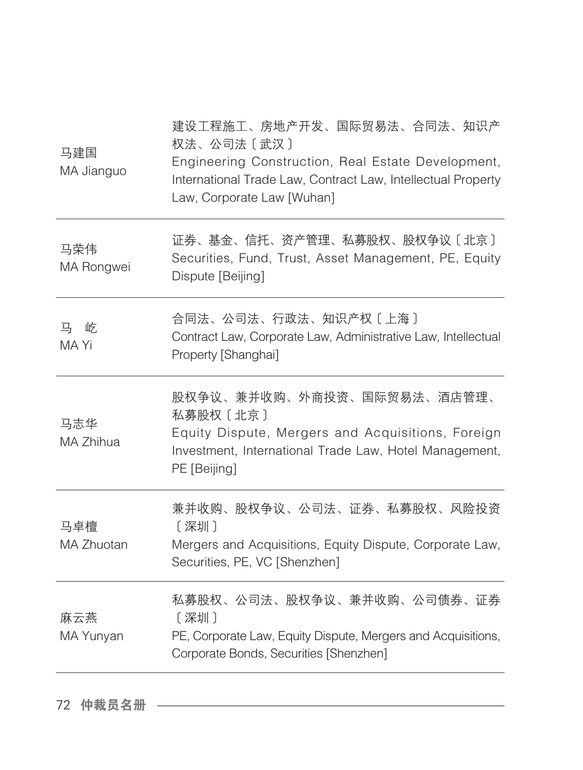| | |
|---|---|
| 马建国<br>MA Jianguo | 建设工程施工、房地产开发、国际贸易法、合同法、知识产权法、公司法〔武汉〕<br>Engineering Construction, Real Estate Development, International Trade Law, Contract Law, Intellectual Property Law, Corporate Law [Wuhan] |
| 马荣伟<br>MA Rongwei | 证券、基金、信托、资产管理、私募股权、股权争议〔北京〕<br>Securities, Fund, Trust, Asset Management, PE, Equity Dispute [Beijing] |
| 马　屹<br>MA Yi | 合同法、公司法、行政法、知识产权〔上海〕<br>Contract Law, Corporate Law, Administrative Law, Intellectual Property [Shanghai] |
| 马志华<br>MA Zhihua | 股权争议、兼并收购、外商投资、国际贸易法、酒店管理、私募股权〔北京〕<br>Equity Dispute, Mergers and Acquisitions, Foreign Investment, International Trade Law, Hotel Management, PE [Beijing] |
| 马卓檀<br>MA Zhuotan | 兼并收购、股权争议、公司法、证券、私募股权、风险投资〔深圳〕<br>Mergers and Acquisitions, Equity Dispute, Corporate Law, Securities, PE, VC [Shenzhen] |
| 麻云燕<br>MA Yunyan | 私募股权、公司法、股权争议、兼并收购、公司债券、证券〔深圳〕<br>PE, Corporate Law, Equity Dispute, Mergers and Acquisitions, Corporate Bonds, Securities [Shenzhen] |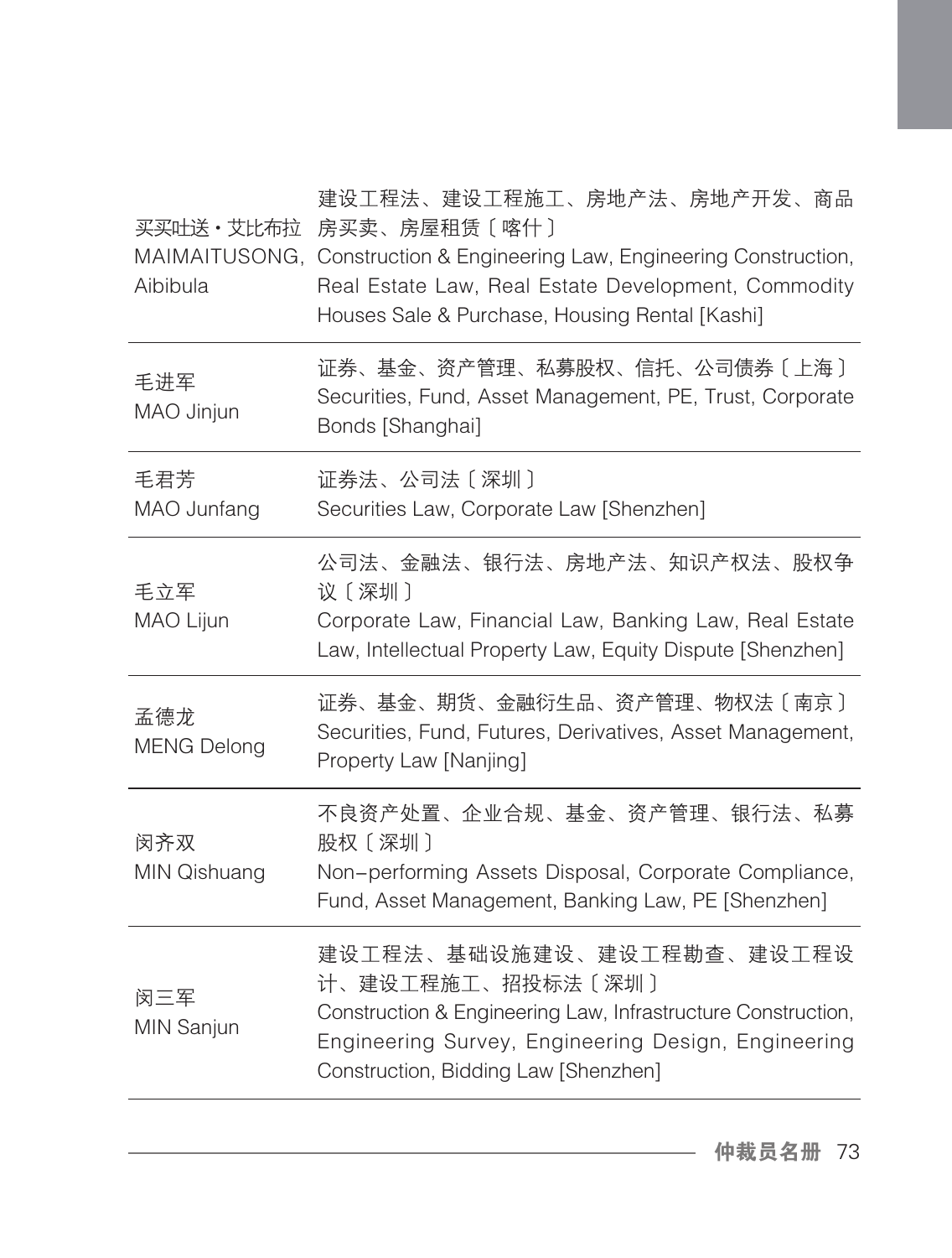| | |
|---|---|
| 买买吐送・艾比布拉<br>MAIMAITUSONG, Aibibula | 建设工程法、建设工程施工、房地产法、房地产开发、商品房买卖、房屋租赁〔喀什〕<br>Construction & Engineering Law, Engineering Construction, Real Estate Law, Real Estate Development, Commodity Houses Sale & Purchase, Housing Rental [Kashi] |
| 毛进军<br>MAO Jinjun | 证券、基金、资产管理、私募股权、信托、公司债券〔上海〕<br>Securities, Fund, Asset Management, PE, Trust, Corporate Bonds [Shanghai] |
| 毛君芳<br>MAO Junfang | 证券法、公司法〔深圳〕<br>Securities Law, Corporate Law [Shenzhen] |
| 毛立军<br>MAO Lijun | 公司法、金融法、银行法、房地产法、知识产权法、股权争议〔深圳〕<br>Corporate Law, Financial Law, Banking Law, Real Estate Law, Intellectual Property Law, Equity Dispute [Shenzhen] |
| 孟德龙<br>MENG Delong | 证券、基金、期货、金融衍生品、资产管理、物权法〔南京〕<br>Securities, Fund, Futures, Derivatives, Asset Management, Property Law [Nanjing] |
| 闵齐双<br>MIN Qishuang | 不良资产处置、企业合规、基金、资产管理、银行法、私募股权〔深圳〕<br>Non-performing Assets Disposal, Corporate Compliance, Fund, Asset Management, Banking Law, PE [Shenzhen] |
| 闵三军<br>MIN Sanjun | 建设工程法、基础设施建设、建设工程勘查、建设工程设计、建设工程施工、招投标法〔深圳〕<br>Construction & Engineering Law, Infrastructure Construction, Engineering Survey, Engineering Design, Engineering Construction, Bidding Law [Shenzhen] |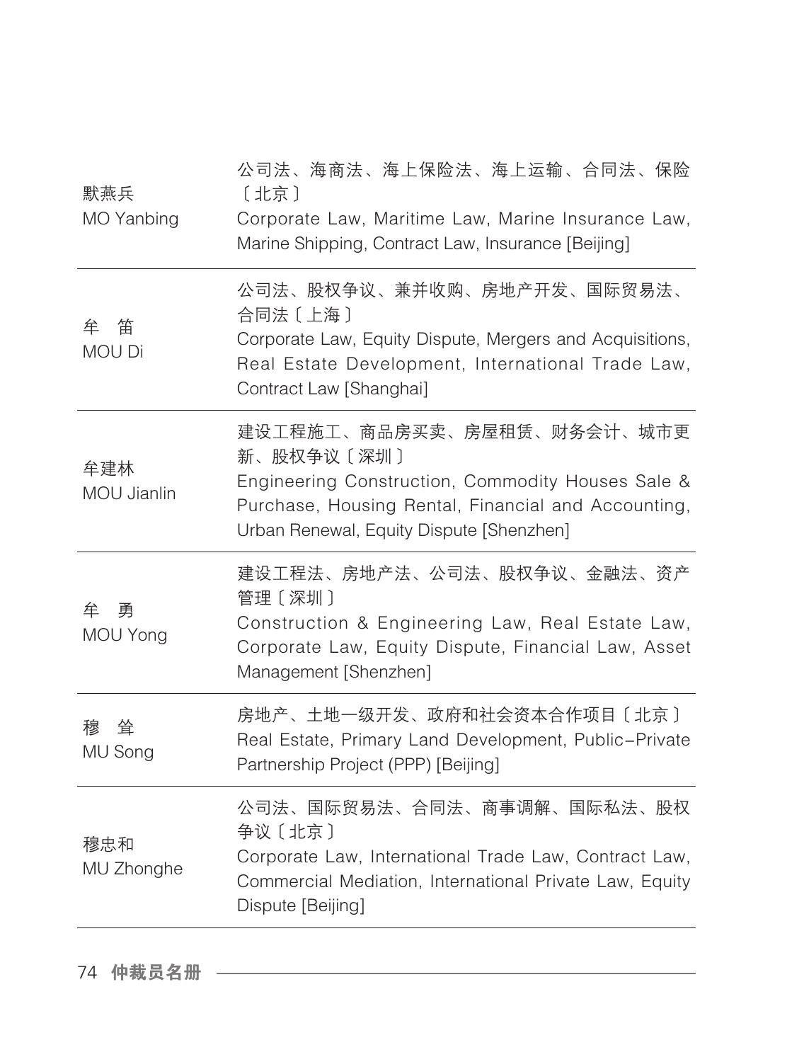| | |
|---|---|
| 默燕兵<br>MO Yanbing | 公司法、海商法、海上保险法、海上运输、合同法、保险〔北京〕<br>Corporate Law, Maritime Law, Marine Insurance Law, Marine Shipping, Contract Law, Insurance [Beijing] |
| 牟　笛<br>MOU Di | 公司法、股权争议、兼并收购、房地产开发、国际贸易法、合同法〔上海〕<br>Corporate Law, Equity Dispute, Mergers and Acquisitions, Real Estate Development, International Trade Law, Contract Law [Shanghai] |
| 牟建林<br>MOU Jianlin | 建设工程施工、商品房买卖、房屋租赁、财务会计、城市更新、股权争议〔深圳〕<br>Engineering Construction, Commodity Houses Sale & Purchase, Housing Rental, Financial and Accounting, Urban Renewal, Equity Dispute [Shenzhen] |
| 牟　勇<br>MOU Yong | 建设工程法、房地产法、公司法、股权争议、金融法、资产管理〔深圳〕<br>Construction & Engineering Law, Real Estate Law, Corporate Law, Equity Dispute, Financial Law, Asset Management [Shenzhen] |
| 穆　耸<br>MU Song | 房地产、土地一级开发、政府和社会资本合作项目〔北京〕<br>Real Estate, Primary Land Development, Public-Private Partnership Project (PPP) [Beijing] |
| 穆忠和<br>MU Zhonghe | 公司法、国际贸易法、合同法、商事调解、国际私法、股权争议〔北京〕<br>Corporate Law, International Trade Law, Contract Law, Commercial Mediation, International Private Law, Equity Dispute [Beijing] |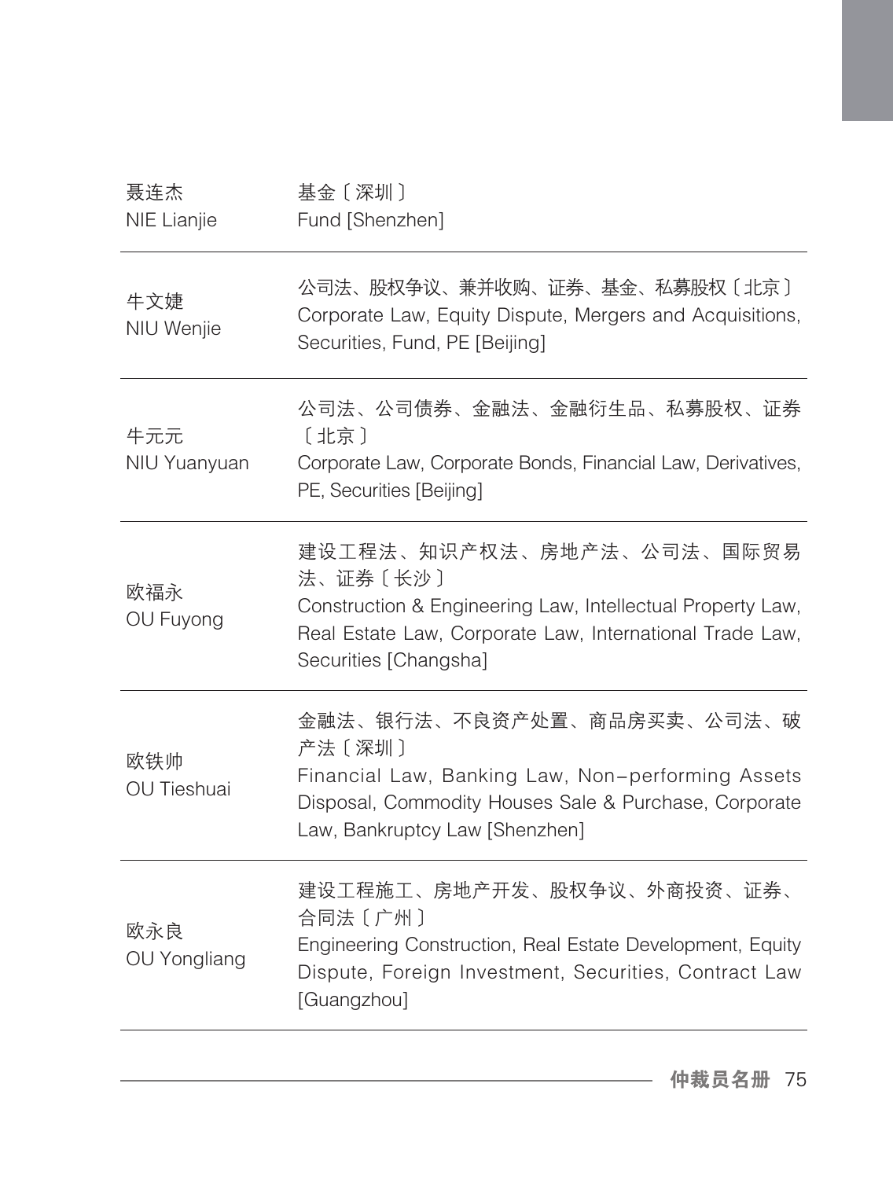| 姓名 | 专业领域 |
|---|---|
| 聂连杰<br>NIE Lianjie | 基金〔深圳〕<br>Fund [Shenzhen] |
| 牛文婕<br>NIU Wenjie | 公司法、股权争议、兼并收购、证券、基金、私募股权〔北京〕<br>Corporate Law, Equity Dispute, Mergers and Acquisitions, Securities, Fund, PE [Beijing] |
| 牛元元<br>NIU Yuanyuan | 公司法、公司债券、金融法、金融衍生品、私募股权、证券〔北京〕<br>Corporate Law, Corporate Bonds, Financial Law, Derivatives, PE, Securities [Beijing] |
| 欧福永<br>OU Fuyong | 建设工程法、知识产权法、房地产法、公司法、国际贸易法、证券〔长沙〕<br>Construction & Engineering Law, Intellectual Property Law, Real Estate Law, Corporate Law, International Trade Law, Securities [Changsha] |
| 欧铁帅<br>OU Tieshuai | 金融法、银行法、不良资产处置、商品房买卖、公司法、破产法〔深圳〕<br>Financial Law, Banking Law, Non-performing Assets Disposal, Commodity Houses Sale & Purchase, Corporate Law, Bankruptcy Law [Shenzhen] |
| 欧永良<br>OU Yongliang | 建设工程施工、房地产开发、股权争议、外商投资、证券、合同法〔广州〕<br>Engineering Construction, Real Estate Development, Equity Dispute, Foreign Investment, Securities, Contract Law [Guangzhou] |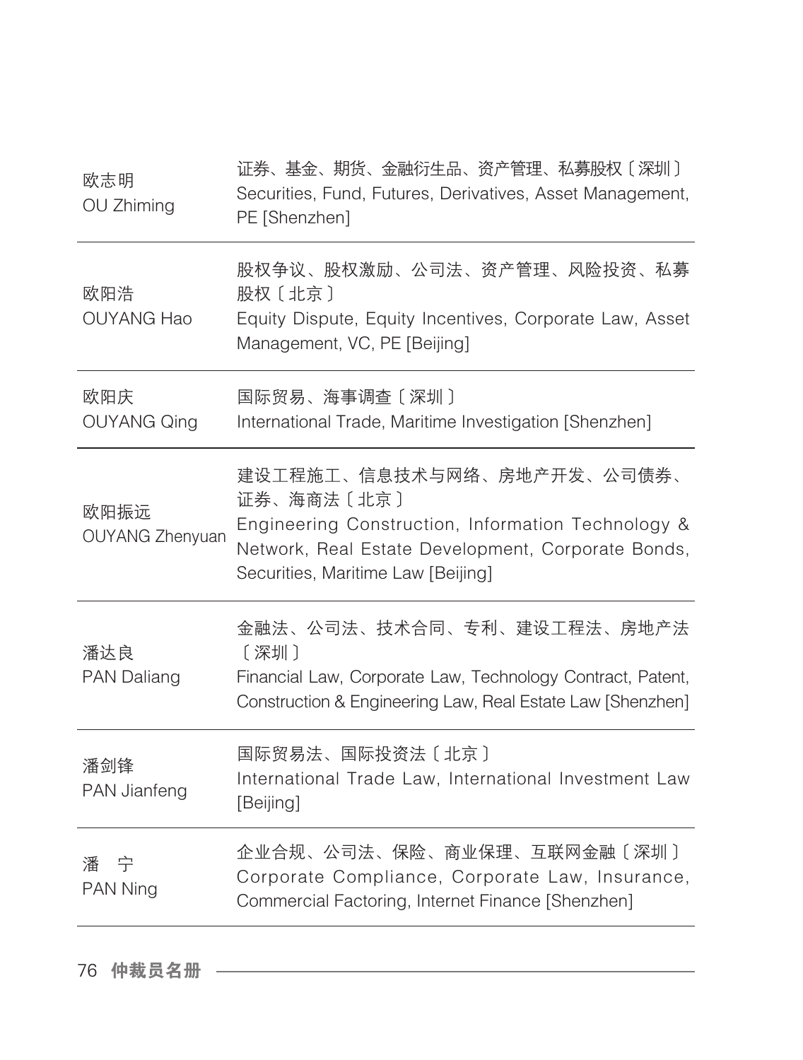| | |
|---|---|
| 欧志明<br>OU Zhiming | 证券、基金、期货、金融衍生品、资产管理、私募股权〔深圳〕<br>Securities, Fund, Futures, Derivatives, Asset Management, PE [Shenzhen] |
| 欧阳浩<br>OUYANG Hao | 股权争议、股权激励、公司法、资产管理、风险投资、私募股权〔北京〕<br>Equity Dispute, Equity Incentives, Corporate Law, Asset Management, VC, PE [Beijing] |
| 欧阳庆<br>OUYANG Qing | 国际贸易、海事调查〔深圳〕<br>International Trade, Maritime Investigation [Shenzhen] |
| 欧阳振远<br>OUYANG Zhenyuan | 建设工程施工、信息技术与网络、房地产开发、公司债券、证券、海商法〔北京〕<br>Engineering Construction, Information Technology & Network, Real Estate Development, Corporate Bonds, Securities, Maritime Law [Beijing] |
| 潘达良<br>PAN Daliang | 金融法、公司法、技术合同、专利、建设工程法、房地产法〔深圳〕<br>Financial Law, Corporate Law, Technology Contract, Patent, Construction & Engineering Law, Real Estate Law [Shenzhen] |
| 潘剑锋<br>PAN Jianfeng | 国际贸易法、国际投资法〔北京〕<br>International Trade Law, International Investment Law [Beijing] |
| 潘　宁<br>PAN Ning | 企业合规、公司法、保险、商业保理、互联网金融〔深圳〕<br>Corporate Compliance, Corporate Law, Insurance, Commercial Factoring, Internet Finance [Shenzhen] |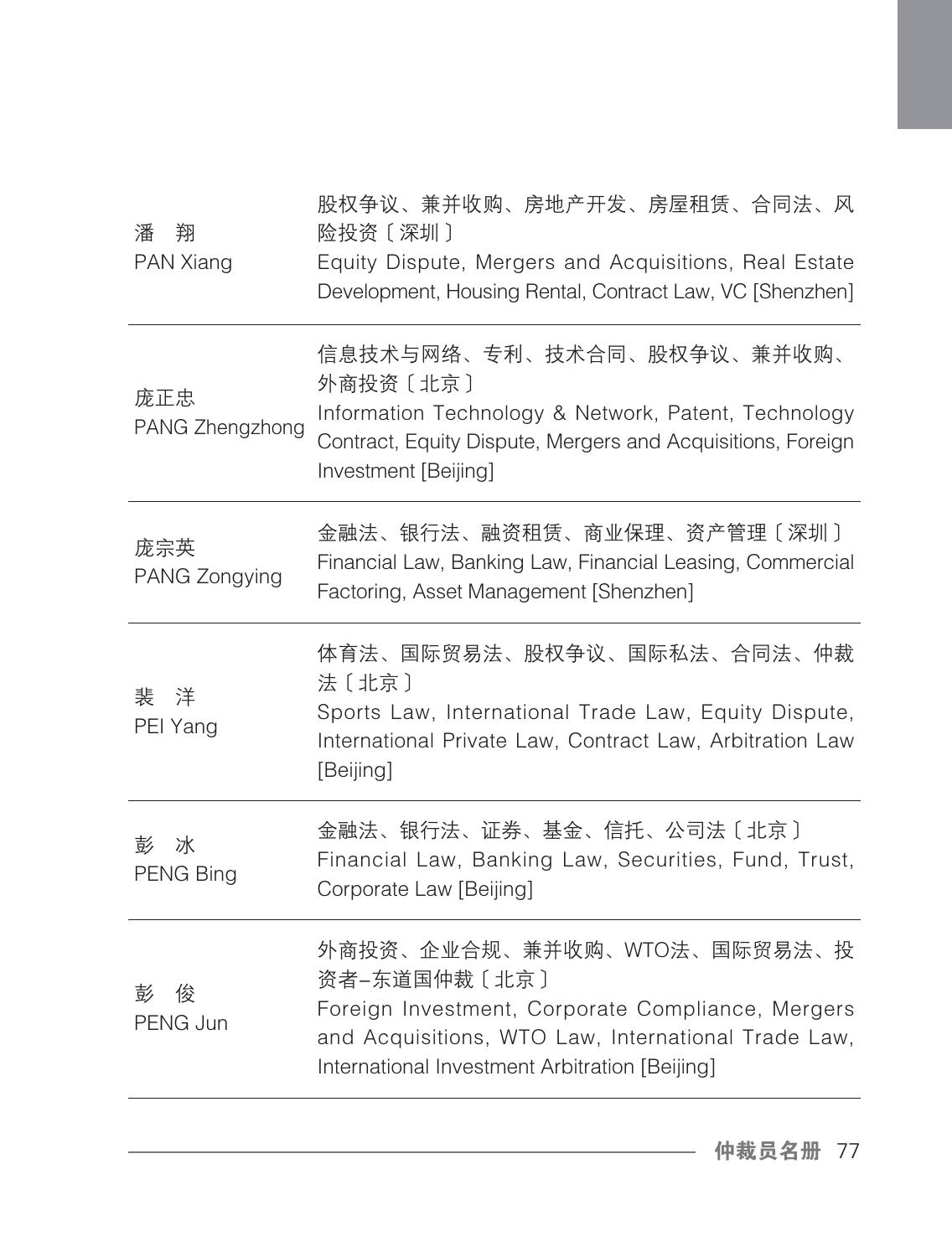| | |
|---|---|
| 潘　翔<br>PAN Xiang | 股权争议、兼并收购、房地产开发、房屋租赁、合同法、风险投资〔深圳〕<br>Equity Dispute, Mergers and Acquisitions, Real Estate Development, Housing Rental, Contract Law, VC [Shenzhen] |
| 庞正忠<br>PANG Zhengzhong | 信息技术与网络、专利、技术合同、股权争议、兼并收购、外商投资〔北京〕<br>Information Technology & Network, Patent, Technology Contract, Equity Dispute, Mergers and Acquisitions, Foreign Investment [Beijing] |
| 庞宗英<br>PANG Zongying | 金融法、银行法、融资租赁、商业保理、资产管理〔深圳〕<br>Financial Law, Banking Law, Financial Leasing, Commercial Factoring, Asset Management [Shenzhen] |
| 裴　洋<br>PEI Yang | 体育法、国际贸易法、股权争议、国际私法、合同法、仲裁法〔北京〕<br>Sports Law, International Trade Law, Equity Dispute, International Private Law, Contract Law, Arbitration Law [Beijing] |
| 彭　冰<br>PENG Bing | 金融法、银行法、证券、基金、信托、公司法〔北京〕<br>Financial Law, Banking Law, Securities, Fund, Trust, Corporate Law [Beijing] |
| 彭　俊<br>PENG Jun | 外商投资、企业合规、兼并收购、WTO法、国际贸易法、投资者–东道国仲裁〔北京〕<br>Foreign Investment, Corporate Compliance, Mergers and Acquisitions, WTO Law, International Trade Law, International Investment Arbitration [Beijing] |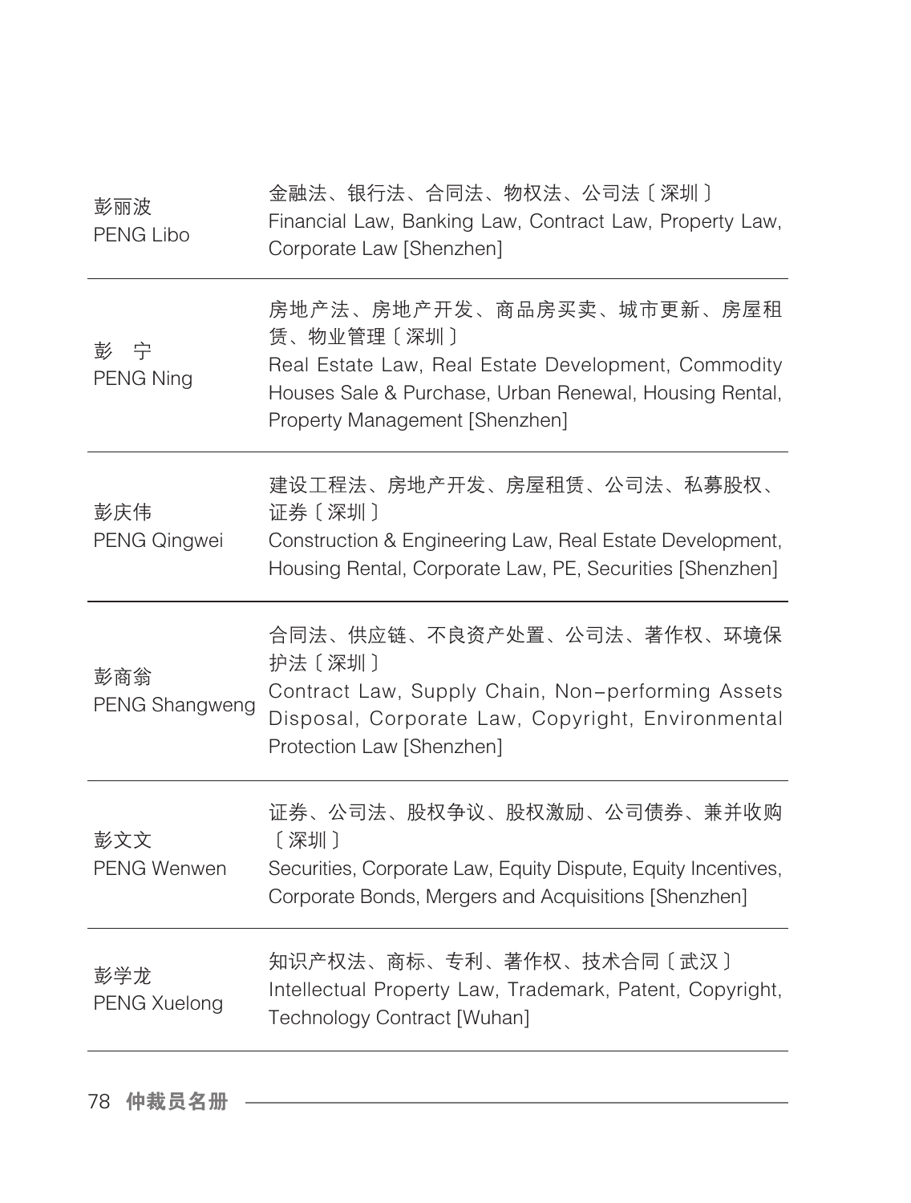| 姓名 | 专业领域 |
| --- | --- |
| 彭丽波<br>PENG Libo | 金融法、银行法、合同法、物权法、公司法〔深圳〕<br>Financial Law, Banking Law, Contract Law, Property Law, Corporate Law [Shenzhen] |
| 彭　宁<br>PENG Ning | 房地产法、房地产开发、商品房买卖、城市更新、房屋租赁、物业管理〔深圳〕<br>Real Estate Law, Real Estate Development, Commodity Houses Sale & Purchase, Urban Renewal, Housing Rental, Property Management [Shenzhen] |
| 彭庆伟<br>PENG Qingwei | 建设工程法、房地产开发、房屋租赁、公司法、私募股权、证券〔深圳〕<br>Construction & Engineering Law, Real Estate Development, Housing Rental, Corporate Law, PE, Securities [Shenzhen] |
| 彭商翁<br>PENG Shangweng | 合同法、供应链、不良资产处置、公司法、著作权、环境保护法〔深圳〕<br>Contract Law, Supply Chain, Non-performing Assets Disposal, Corporate Law, Copyright, Environmental Protection Law [Shenzhen] |
| 彭文文<br>PENG Wenwen | 证券、公司法、股权争议、股权激励、公司债券、兼并收购〔深圳〕<br>Securities, Corporate Law, Equity Dispute, Equity Incentives, Corporate Bonds, Mergers and Acquisitions [Shenzhen] |
| 彭学龙<br>PENG Xuelong | 知识产权法、商标、专利、著作权、技术合同〔武汉〕<br>Intellectual Property Law, Trademark, Patent, Copyright, Technology Contract [Wuhan] |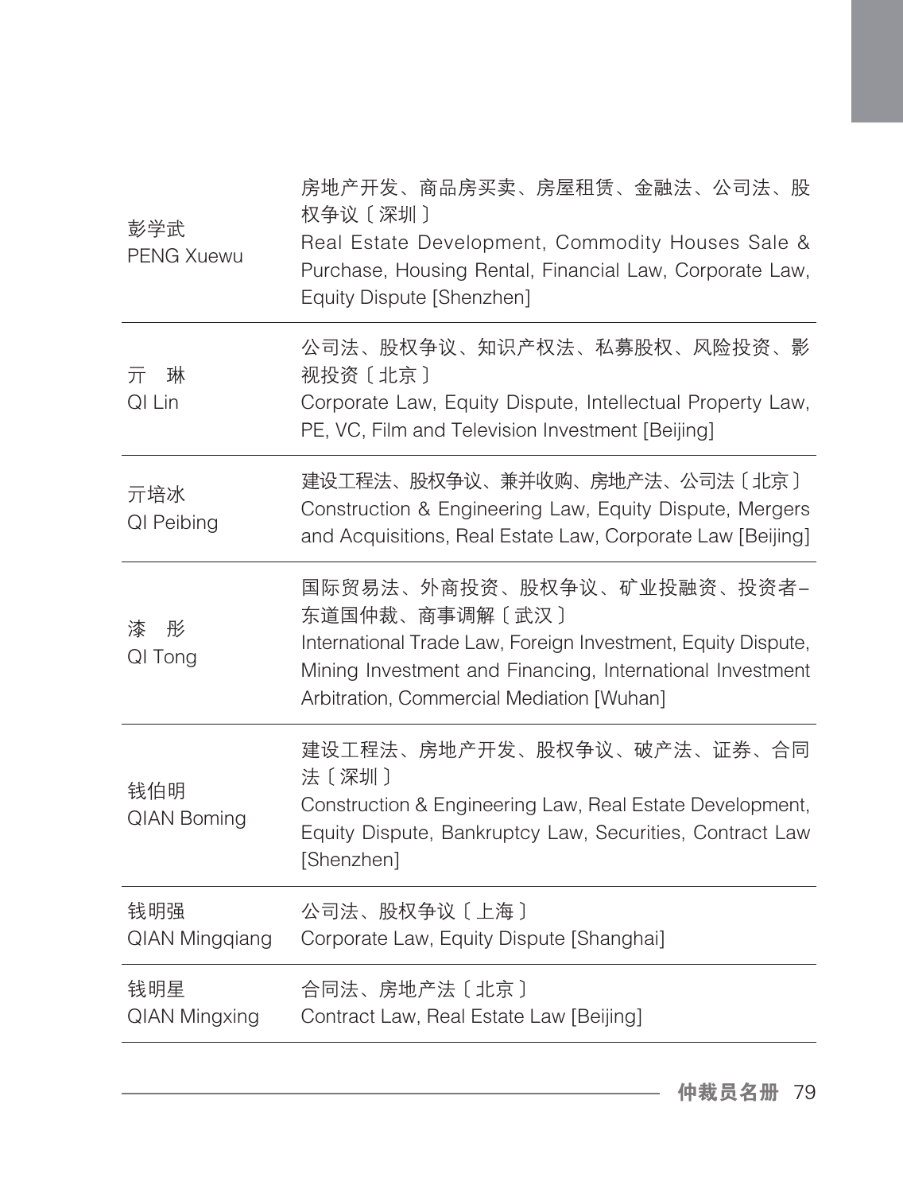| | |
|---|---|
| 彭学武<br>PENG Xuewu | 房地产开发、商品房买卖、房屋租赁、金融法、公司法、股权争议〔深圳〕<br>Real Estate Development, Commodity Houses Sale & Purchase, Housing Rental, Financial Law, Corporate Law, Equity Dispute [Shenzhen] |
| 亓　琳<br>QI Lin | 公司法、股权争议、知识产权法、私募股权、风险投资、影视投资〔北京〕<br>Corporate Law, Equity Dispute, Intellectual Property Law, PE, VC, Film and Television Investment [Beijing] |
| 亓培冰<br>QI Peibing | 建设工程法、股权争议、兼并收购、房地产法、公司法〔北京〕<br>Construction & Engineering Law, Equity Dispute, Mergers and Acquisitions, Real Estate Law, Corporate Law [Beijing] |
| 漆　彤<br>QI Tong | 国际贸易法、外商投资、股权争议、矿业投融资、投资者–东道国仲裁、商事调解〔武汉〕<br>International Trade Law, Foreign Investment, Equity Dispute, Mining Investment and Financing, International Investment Arbitration, Commercial Mediation [Wuhan] |
| 钱伯明<br>QIAN Boming | 建设工程法、房地产开发、股权争议、破产法、证券、合同法〔深圳〕<br>Construction & Engineering Law, Real Estate Development, Equity Dispute, Bankruptcy Law, Securities, Contract Law [Shenzhen] |
| 钱明强<br>QIAN Mingqiang | 公司法、股权争议〔上海〕<br>Corporate Law, Equity Dispute [Shanghai] |
| 钱明星<br>QIAN Mingxing | 合同法、房地产法〔北京〕<br>Contract Law, Real Estate Law [Beijing] |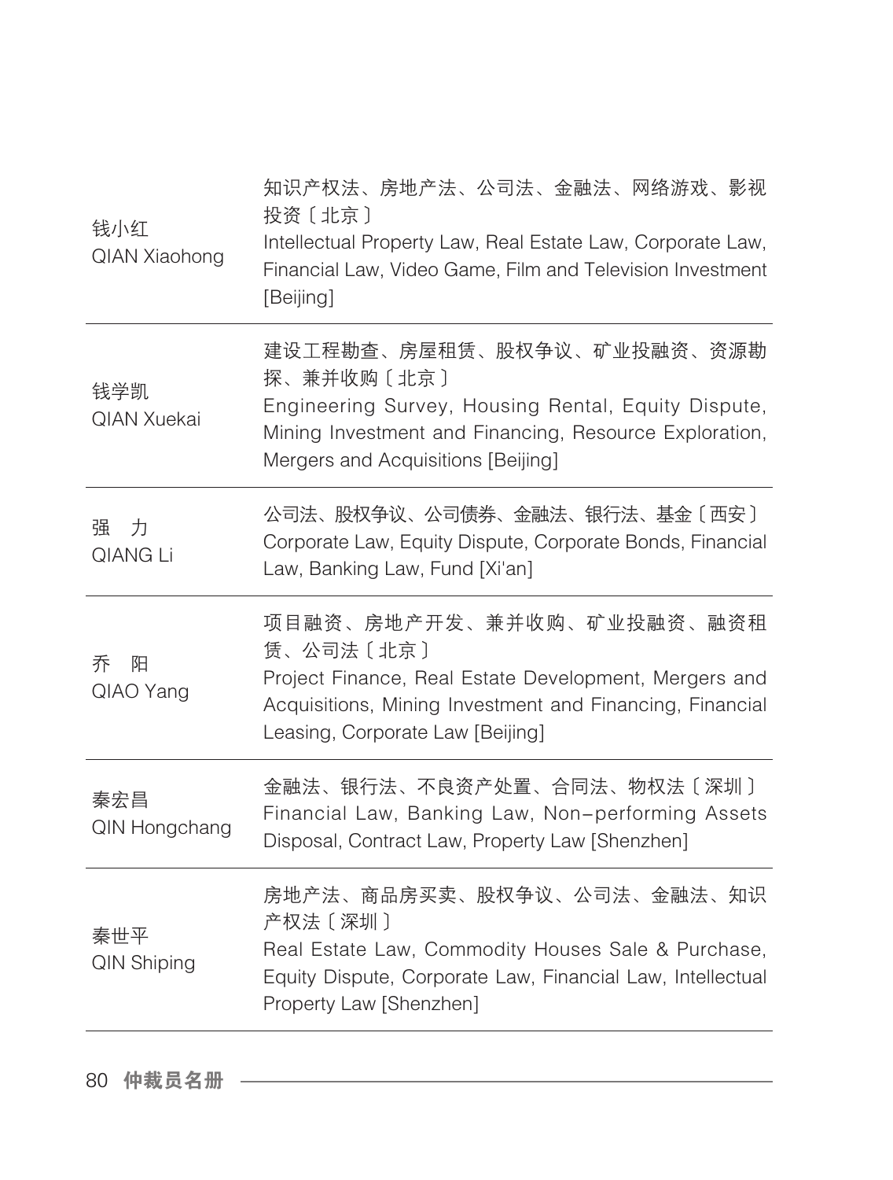| | |
|---|---|
| 钱小红<br>QIAN Xiaohong | 知识产权法、房地产法、公司法、金融法、网络游戏、影视投资〔北京〕<br>Intellectual Property Law, Real Estate Law, Corporate Law, Financial Law, Video Game, Film and Television Investment [Beijing] |
| 钱学凯<br>QIAN Xuekai | 建设工程勘查、房屋租赁、股权争议、矿业投融资、资源勘探、兼并收购〔北京〕<br>Engineering Survey, Housing Rental, Equity Dispute, Mining Investment and Financing, Resource Exploration, Mergers and Acquisitions [Beijing] |
| 强　力<br>QIANG Li | 公司法、股权争议、公司债券、金融法、银行法、基金〔西安〕<br>Corporate Law, Equity Dispute, Corporate Bonds, Financial Law, Banking Law, Fund [Xi'an] |
| 乔　阳<br>QIAO Yang | 项目融资、房地产开发、兼并收购、矿业投融资、融资租赁、公司法〔北京〕<br>Project Finance, Real Estate Development, Mergers and Acquisitions, Mining Investment and Financing, Financial Leasing, Corporate Law [Beijing] |
| 秦宏昌<br>QIN Hongchang | 金融法、银行法、不良资产处置、合同法、物权法〔深圳〕<br>Financial Law, Banking Law, Non-performing Assets Disposal, Contract Law, Property Law [Shenzhen] |
| 秦世平<br>QIN Shiping | 房地产法、商品房买卖、股权争议、公司法、金融法、知识产权法〔深圳〕<br>Real Estate Law, Commodity Houses Sale & Purchase, Equity Dispute, Corporate Law, Financial Law, Intellectual Property Law [Shenzhen] |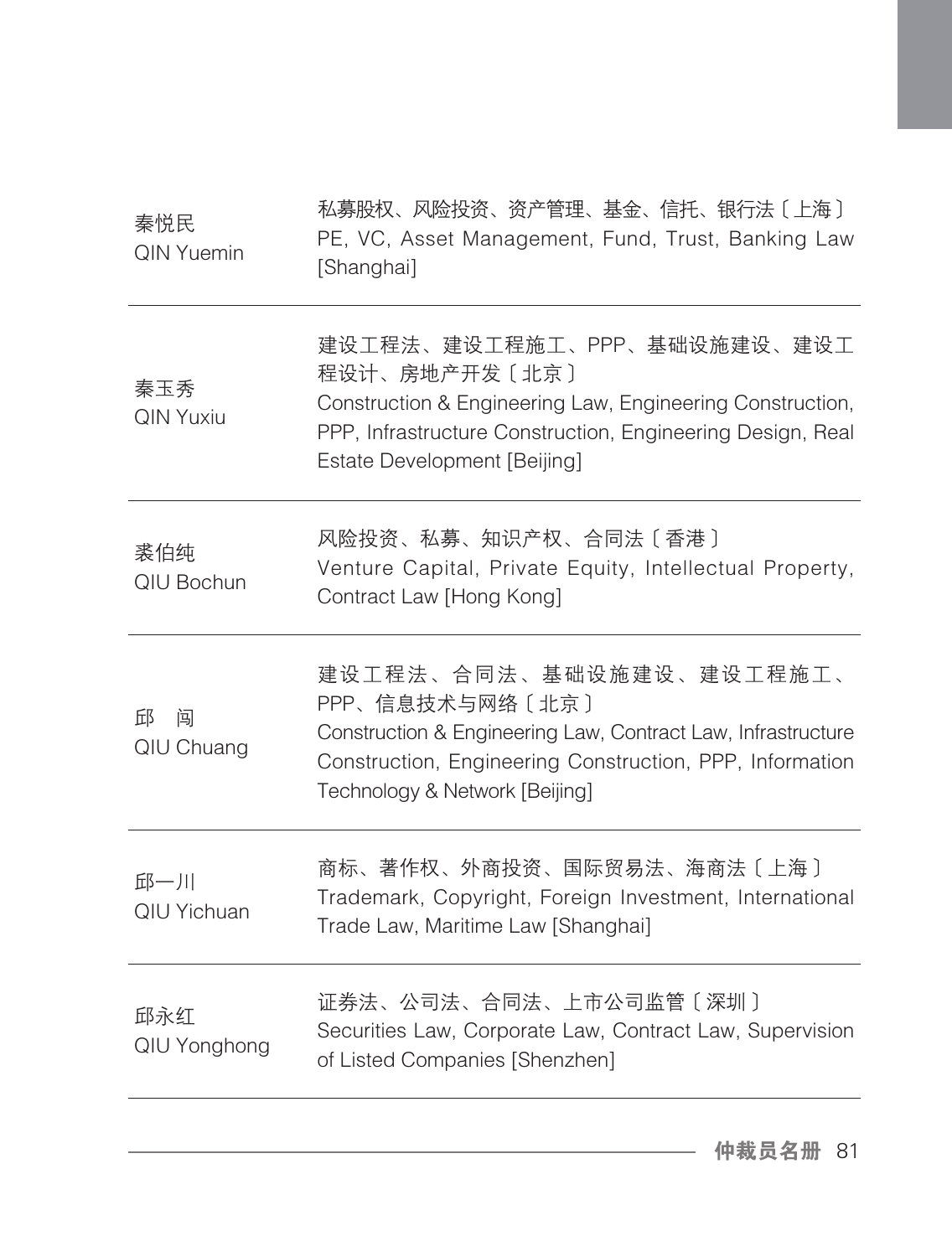| | |
|---|---|
| 秦悦民<br>QIN Yuemin | 私募股权、风险投资、资产管理、基金、信托、银行法〔上海〕<br>PE, VC, Asset Management, Fund, Trust, Banking Law [Shanghai] |
| 秦玉秀<br>QIN Yuxiu | 建设工程法、建设工程施工、PPP、基础设施建设、建设工程设计、房地产开发〔北京〕<br>Construction & Engineering Law, Engineering Construction, PPP, Infrastructure Construction, Engineering Design, Real Estate Development [Beijing] |
| 裘伯纯<br>QIU Bochun | 风险投资、私募、知识产权、合同法〔香港〕<br>Venture Capital, Private Equity, Intellectual Property, Contract Law [Hong Kong] |
| 邱　闯<br>QIU Chuang | 建设工程法、合同法、基础设施建设、建设工程施工、PPP、信息技术与网络〔北京〕<br>Construction & Engineering Law, Contract Law, Infrastructure Construction, Engineering Construction, PPP, Information Technology & Network [Beijing] |
| 邱一川<br>QIU Yichuan | 商标、著作权、外商投资、国际贸易法、海商法〔上海〕<br>Trademark, Copyright, Foreign Investment, International Trade Law, Maritime Law [Shanghai] |
| 邱永红<br>QIU Yonghong | 证券法、公司法、合同法、上市公司监管〔深圳〕<br>Securities Law, Corporate Law, Contract Law, Supervision of Listed Companies [Shenzhen] |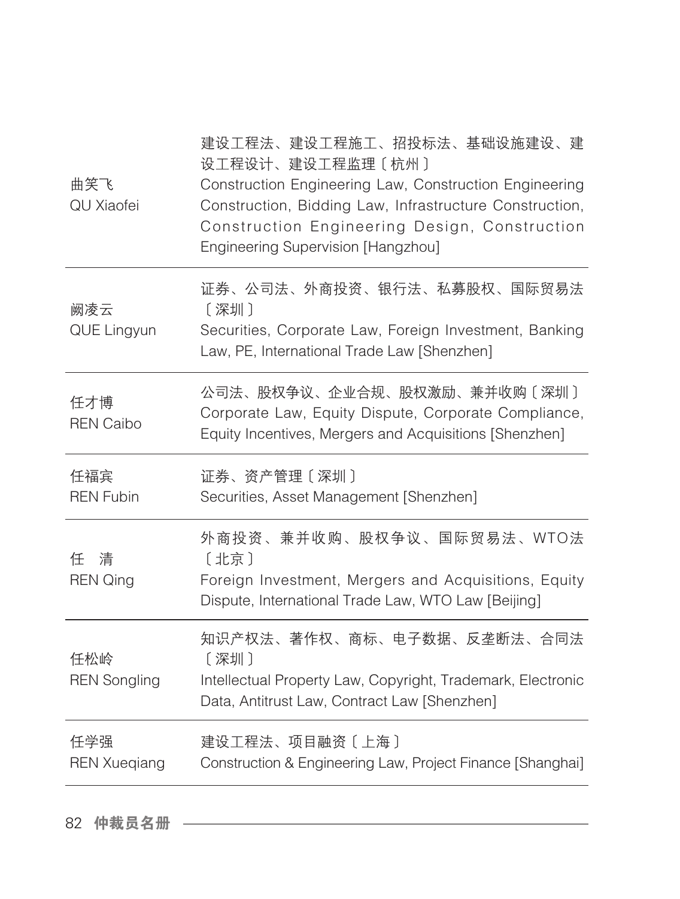| | |
|---|---|
| 曲笑飞<br>QU Xiaofei | 建设工程法、建设工程施工、招投标法、基础设施建设、建设工程设计、建设工程监理〔杭州〕<br>Construction Engineering Law, Construction Engineering Construction, Bidding Law, Infrastructure Construction, Construction Engineering Design, Construction Engineering Supervision [Hangzhou] |
| 阙凌云<br>QUE Lingyun | 证券、公司法、外商投资、银行法、私募股权、国际贸易法〔深圳〕<br>Securities, Corporate Law, Foreign Investment, Banking Law, PE, International Trade Law [Shenzhen] |
| 任才博<br>REN Caibo | 公司法、股权争议、企业合规、股权激励、兼并收购〔深圳〕<br>Corporate Law, Equity Dispute, Corporate Compliance, Equity Incentives, Mergers and Acquisitions [Shenzhen] |
| 任福宾<br>REN Fubin | 证券、资产管理〔深圳〕<br>Securities, Asset Management [Shenzhen] |
| 任　清<br>REN Qing | 外商投资、兼并收购、股权争议、国际贸易法、WTO法〔北京〕<br>Foreign Investment, Mergers and Acquisitions, Equity Dispute, International Trade Law, WTO Law [Beijing] |
| 任松岭<br>REN Songling | 知识产权法、著作权、商标、电子数据、反垄断法、合同法〔深圳〕<br>Intellectual Property Law, Copyright, Trademark, Electronic Data, Antitrust Law, Contract Law [Shenzhen] |
| 任学强<br>REN Xueqiang | 建设工程法、项目融资〔上海〕<br>Construction & Engineering Law, Project Finance [Shanghai] |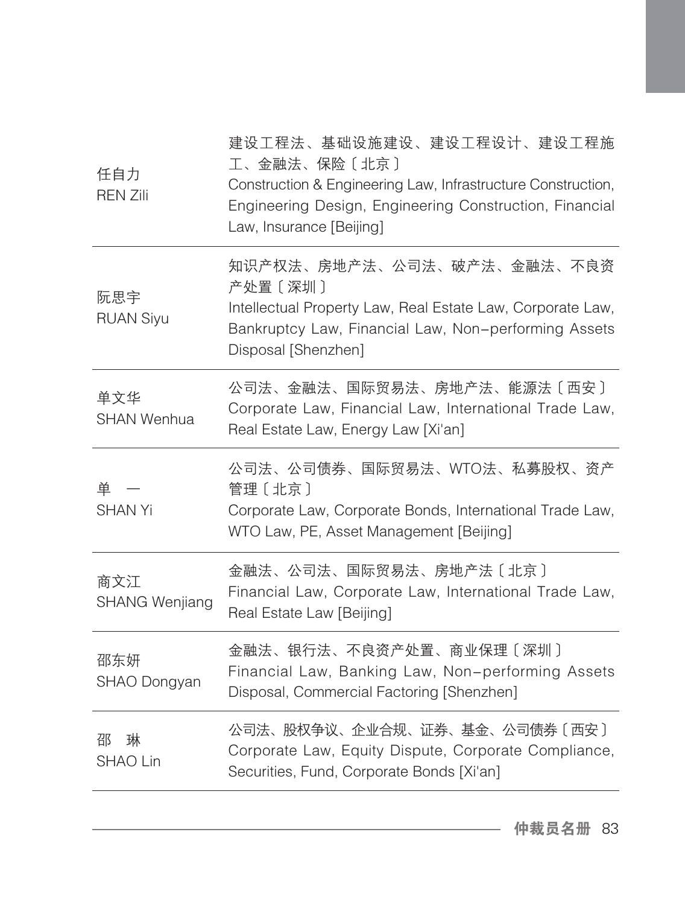| | |
|---|---|
| 任自力<br>REN Zili | 建设工程法、基础设施建设、建设工程设计、建设工程施工、金融法、保险〔北京〕<br>Construction & Engineering Law, Infrastructure Construction, Engineering Design, Engineering Construction, Financial Law, Insurance [Beijing] |
| 阮思宇<br>RUAN Siyu | 知识产权法、房地产法、公司法、破产法、金融法、不良资产处置〔深圳〕<br>Intellectual Property Law, Real Estate Law, Corporate Law, Bankruptcy Law, Financial Law, Non-performing Assets Disposal [Shenzhen] |
| 单文华<br>SHAN Wenhua | 公司法、金融法、国际贸易法、房地产法、能源法〔西安〕<br>Corporate Law, Financial Law, International Trade Law, Real Estate Law, Energy Law [Xi'an] |
| 单　一<br>SHAN Yi | 公司法、公司债券、国际贸易法、WTO法、私募股权、资产管理〔北京〕<br>Corporate Law, Corporate Bonds, International Trade Law, WTO Law, PE, Asset Management [Beijing] |
| 商文江<br>SHANG Wenjiang | 金融法、公司法、国际贸易法、房地产法〔北京〕<br>Financial Law, Corporate Law, International Trade Law, Real Estate Law [Beijing] |
| 邵东妍<br>SHAO Dongyan | 金融法、银行法、不良资产处置、商业保理〔深圳〕<br>Financial Law, Banking Law, Non-performing Assets Disposal, Commercial Factoring [Shenzhen] |
| 邵　琳<br>SHAO Lin | 公司法、股权争议、企业合规、证券、基金、公司债券〔西安〕<br>Corporate Law, Equity Dispute, Corporate Compliance, Securities, Fund, Corporate Bonds [Xi'an] |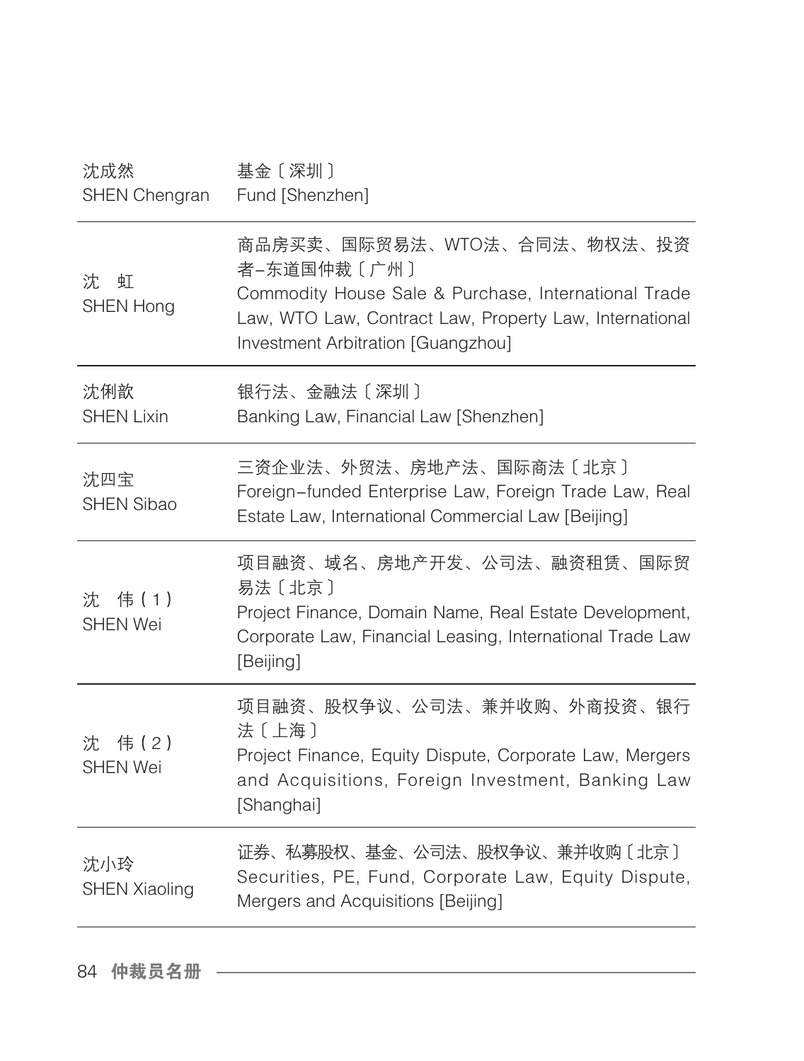| 姓名 | 专业领域 |
| --- | --- |
| 沈成然<br>SHEN Chengran | 基金〔深圳〕<br>Fund [Shenzhen] |
| 沈　虹<br>SHEN Hong | 商品房买卖、国际贸易法、WTO法、合同法、物权法、投资者–东道国仲裁〔广州〕<br>Commodity House Sale & Purchase, International Trade Law, WTO Law, Contract Law, Property Law, International Investment Arbitration [Guangzhou] |
| 沈俐歆<br>SHEN Lixin | 银行法、金融法〔深圳〕<br>Banking Law, Financial Law [Shenzhen] |
| 沈四宝<br>SHEN Sibao | 三资企业法、外贸法、房地产法、国际商法〔北京〕<br>Foreign–funded Enterprise Law, Foreign Trade Law, Real Estate Law, International Commercial Law [Beijing] |
| 沈　伟(1)<br>SHEN Wei | 项目融资、域名、房地产开发、公司法、融资租赁、国际贸易法〔北京〕<br>Project Finance, Domain Name, Real Estate Development, Corporate Law, Financial Leasing, International Trade Law [Beijing] |
| 沈　伟(2)<br>SHEN Wei | 项目融资、股权争议、公司法、兼并收购、外商投资、银行法〔上海〕<br>Project Finance, Equity Dispute, Corporate Law, Mergers and Acquisitions, Foreign Investment, Banking Law [Shanghai] |
| 沈小玲<br>SHEN Xiaoling | 证券、私募股权、基金、公司法、股权争议、兼并收购〔北京〕<br>Securities, PE, Fund, Corporate Law, Equity Dispute, Mergers and Acquisitions [Beijing] |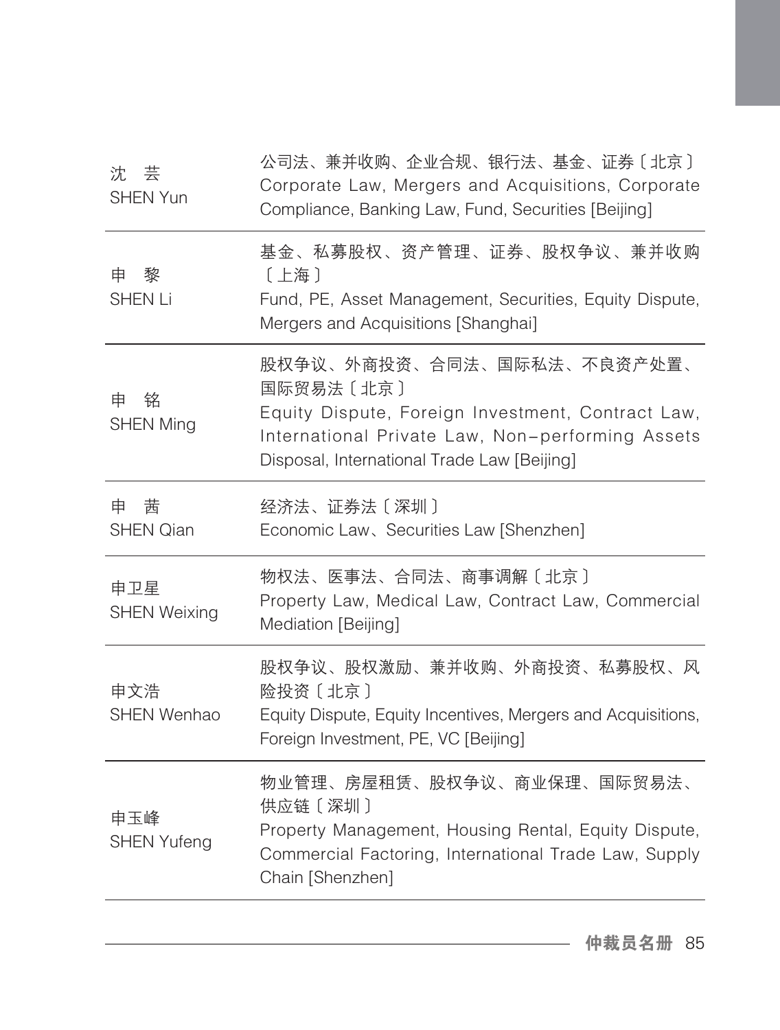| 沈　芸<br>SHEN Yun | 公司法、兼并收购、企业合规、银行法、基金、证券〔北京〕<br>Corporate Law, Mergers and Acquisitions, Corporate Compliance, Banking Law, Fund, Securities [Beijing] |
|---|---|
| 申　黎<br>SHEN Li | 基金、私募股权、资产管理、证券、股权争议、兼并收购〔上海〕<br>Fund, PE, Asset Management, Securities, Equity Dispute, Mergers and Acquisitions [Shanghai] |
| 申　铭<br>SHEN Ming | 股权争议、外商投资、合同法、国际私法、不良资产处置、国际贸易法〔北京〕<br>Equity Dispute, Foreign Investment, Contract Law, International Private Law, Non-performing Assets Disposal, International Trade Law [Beijing] |
| 申　茜<br>SHEN Qian | 经济法、证券法〔深圳〕<br>Economic Law、Securities Law [Shenzhen] |
| 申卫星<br>SHEN Weixing | 物权法、医事法、合同法、商事调解〔北京〕<br>Property Law, Medical Law, Contract Law, Commercial Mediation [Beijing] |
| 申文浩<br>SHEN Wenhao | 股权争议、股权激励、兼并收购、外商投资、私募股权、风险投资〔北京〕<br>Equity Dispute, Equity Incentives, Mergers and Acquisitions, Foreign Investment, PE, VC [Beijing] |
| 申玉峰<br>SHEN Yufeng | 物业管理、房屋租赁、股权争议、商业保理、国际贸易法、供应链〔深圳〕<br>Property Management, Housing Rental, Equity Dispute, Commercial Factoring, International Trade Law, Supply Chain [Shenzhen] |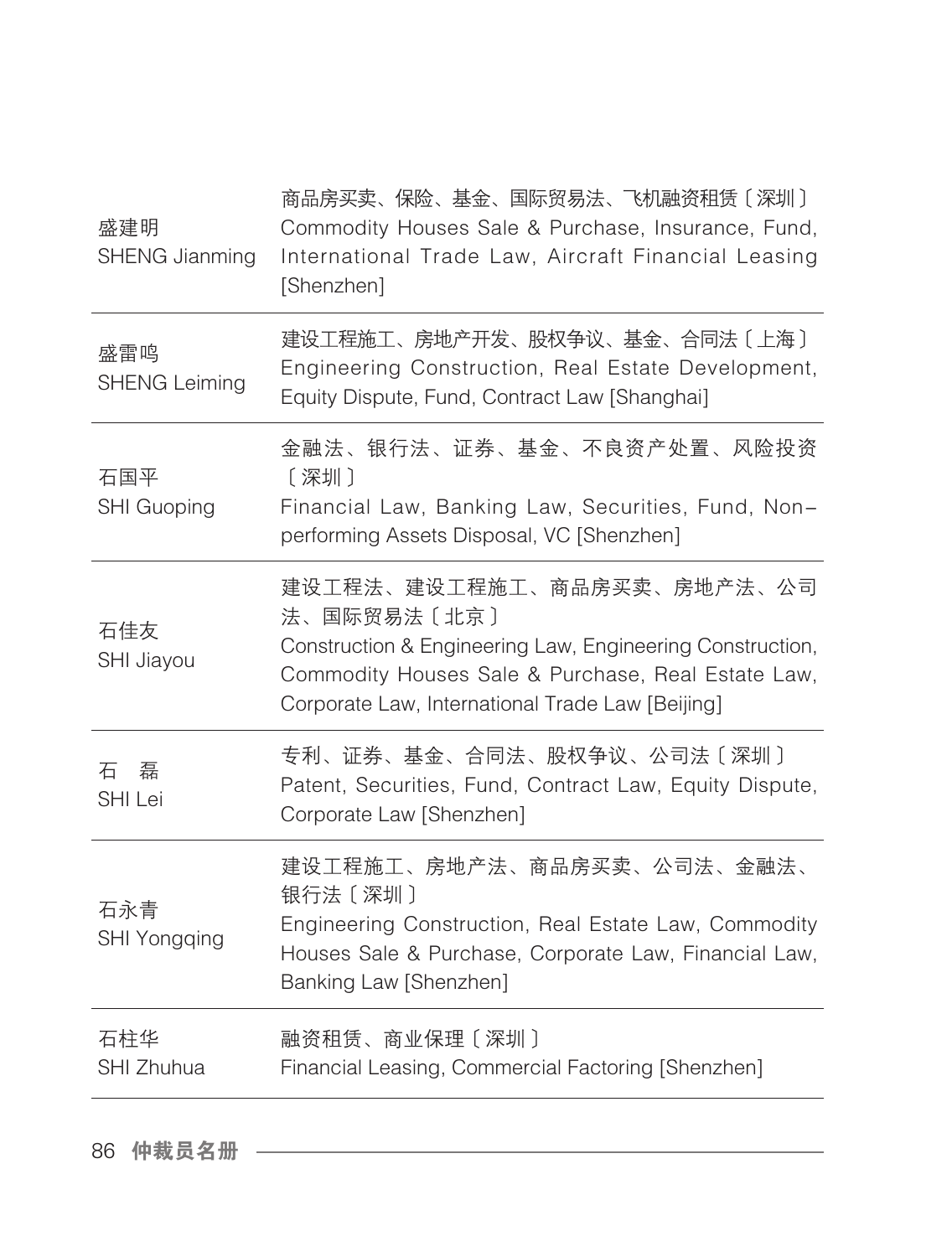| 姓名 | 专业领域 |
| --- | --- |
| 盛建明<br>SHENG Jianming | 商品房买卖、保险、基金、国际贸易法、飞机融资租赁〔深圳〕<br>Commodity Houses Sale & Purchase, Insurance, Fund, International Trade Law, Aircraft Financial Leasing [Shenzhen] |
| 盛雷鸣<br>SHENG Leiming | 建设工程施工、房地产开发、股权争议、基金、合同法〔上海〕<br>Engineering Construction, Real Estate Development, Equity Dispute, Fund, Contract Law [Shanghai] |
| 石国平<br>SHI Guoping | 金融法、银行法、证券、基金、不良资产处置、风险投资〔深圳〕<br>Financial Law, Banking Law, Securities, Fund, Non-performing Assets Disposal, VC [Shenzhen] |
| 石佳友<br>SHI Jiayou | 建设工程法、建设工程施工、商品房买卖、房地产法、公司法、国际贸易法〔北京〕<br>Construction & Engineering Law, Engineering Construction, Commodity Houses Sale & Purchase, Real Estate Law, Corporate Law, International Trade Law [Beijing] |
| 石　磊<br>SHI Lei | 专利、证券、基金、合同法、股权争议、公司法〔深圳〕<br>Patent, Securities, Fund, Contract Law, Equity Dispute, Corporate Law [Shenzhen] |
| 石永青<br>SHI Yongqing | 建设工程施工、房地产法、商品房买卖、公司法、金融法、银行法〔深圳〕<br>Engineering Construction, Real Estate Law, Commodity Houses Sale & Purchase, Corporate Law, Financial Law, Banking Law [Shenzhen] |
| 石柱华<br>SHI Zhuhua | 融资租赁、商业保理〔深圳〕<br>Financial Leasing, Commercial Factoring [Shenzhen] |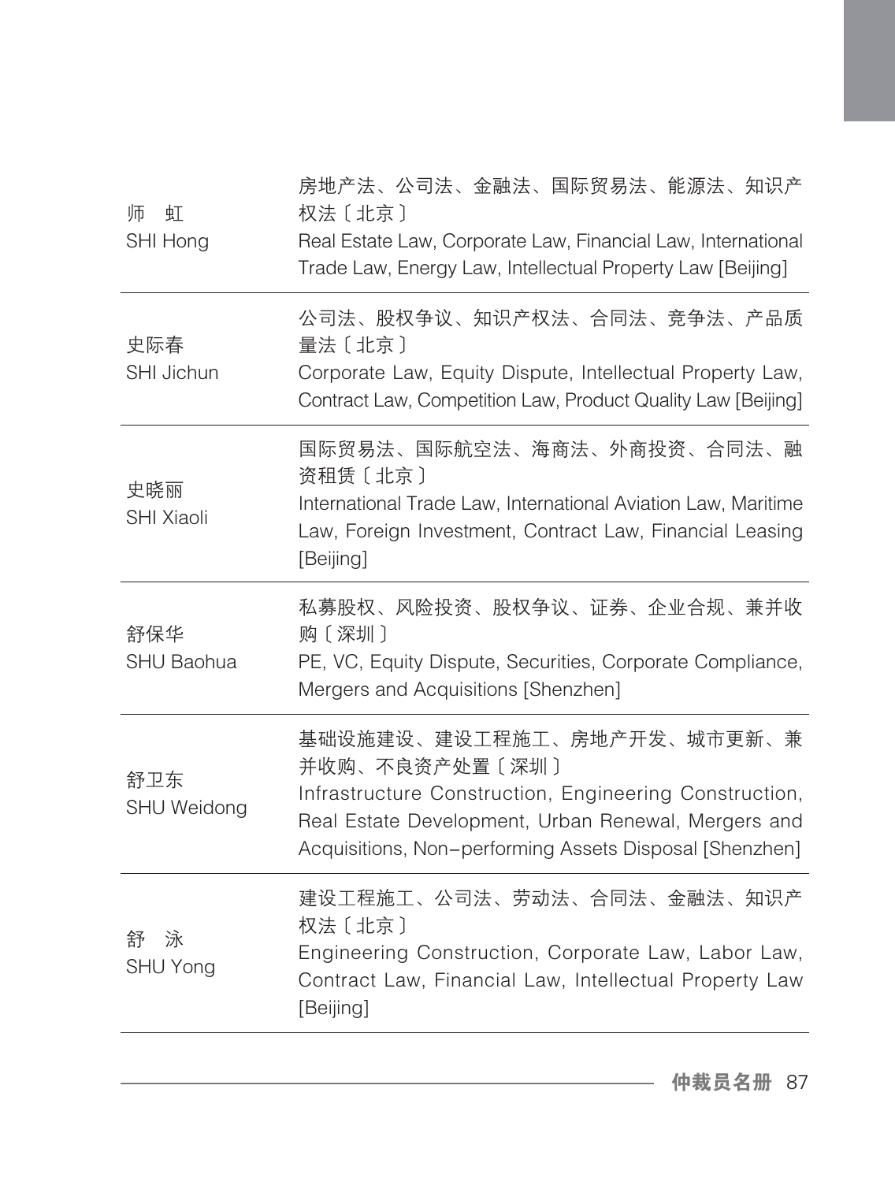| 姓名 | 专业领域 |
|---|---|
| 师　虹<br>SHI Hong | 房地产法、公司法、金融法、国际贸易法、能源法、知识产权法〔北京〕<br>Real Estate Law, Corporate Law, Financial Law, International Trade Law, Energy Law, Intellectual Property Law [Beijing] |
| 史际春<br>SHI Jichun | 公司法、股权争议、知识产权法、合同法、竞争法、产品质量法〔北京〕<br>Corporate Law, Equity Dispute, Intellectual Property Law, Contract Law, Competition Law, Product Quality Law [Beijing] |
| 史晓丽<br>SHI Xiaoli | 国际贸易法、国际航空法、海商法、外商投资、合同法、融资租赁〔北京〕<br>International Trade Law, International Aviation Law, Maritime Law, Foreign Investment, Contract Law, Financial Leasing [Beijing] |
| 舒保华<br>SHU Baohua | 私募股权、风险投资、股权争议、证券、企业合规、兼并收购〔深圳〕<br>PE, VC, Equity Dispute, Securities, Corporate Compliance, Mergers and Acquisitions [Shenzhen] |
| 舒卫东<br>SHU Weidong | 基础设施建设、建设工程施工、房地产开发、城市更新、兼并收购、不良资产处置〔深圳〕<br>Infrastructure Construction, Engineering Construction, Real Estate Development, Urban Renewal, Mergers and Acquisitions, Non-performing Assets Disposal [Shenzhen] |
| 舒　泳<br>SHU Yong | 建设工程施工、公司法、劳动法、合同法、金融法、知识产权法〔北京〕<br>Engineering Construction, Corporate Law, Labor Law, Contract Law, Financial Law, Intellectual Property Law [Beijing] |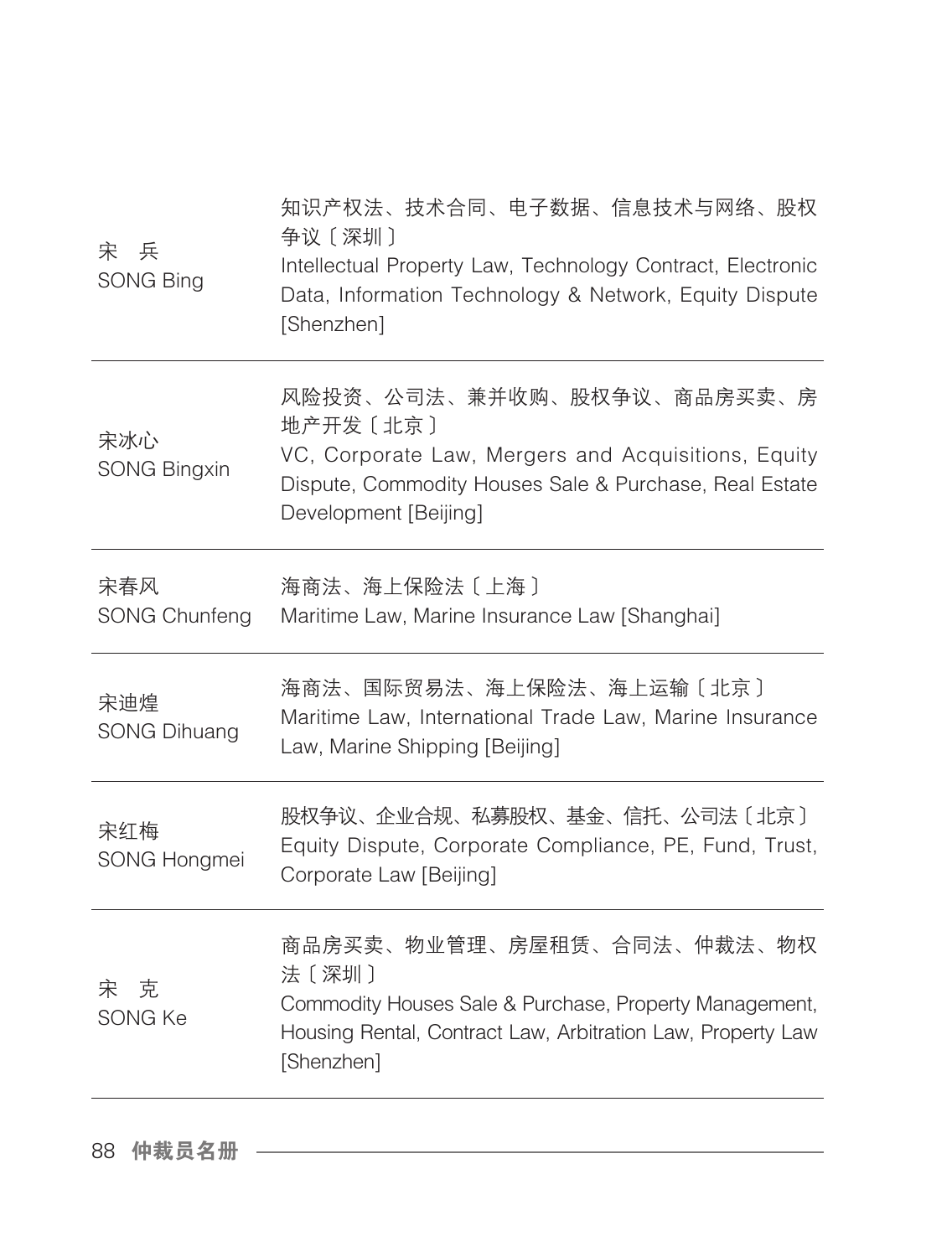| | |
|---|---|
| 宋　兵<br>SONG Bing | 知识产权法、技术合同、电子数据、信息技术与网络、股权争议〔深圳〕<br>Intellectual Property Law, Technology Contract, Electronic Data, Information Technology & Network, Equity Dispute [Shenzhen] |
| 宋冰心<br>SONG Bingxin | 风险投资、公司法、兼并收购、股权争议、商品房买卖、房地产开发〔北京〕<br>VC, Corporate Law, Mergers and Acquisitions, Equity Dispute, Commodity Houses Sale & Purchase, Real Estate Development [Beijing] |
| 宋春风<br>SONG Chunfeng | 海商法、海上保险法〔上海〕<br>Maritime Law, Marine Insurance Law [Shanghai] |
| 宋迪煌<br>SONG Dihuang | 海商法、国际贸易法、海上保险法、海上运输〔北京〕<br>Maritime Law, International Trade Law, Marine Insurance Law, Marine Shipping [Beijing] |
| 宋红梅<br>SONG Hongmei | 股权争议、企业合规、私募股权、基金、信托、公司法〔北京〕<br>Equity Dispute, Corporate Compliance, PE, Fund, Trust, Corporate Law [Beijing] |
| 宋　克<br>SONG Ke | 商品房买卖、物业管理、房屋租赁、合同法、仲裁法、物权法〔深圳〕<br>Commodity Houses Sale & Purchase, Property Management, Housing Rental, Contract Law, Arbitration Law, Property Law [Shenzhen] |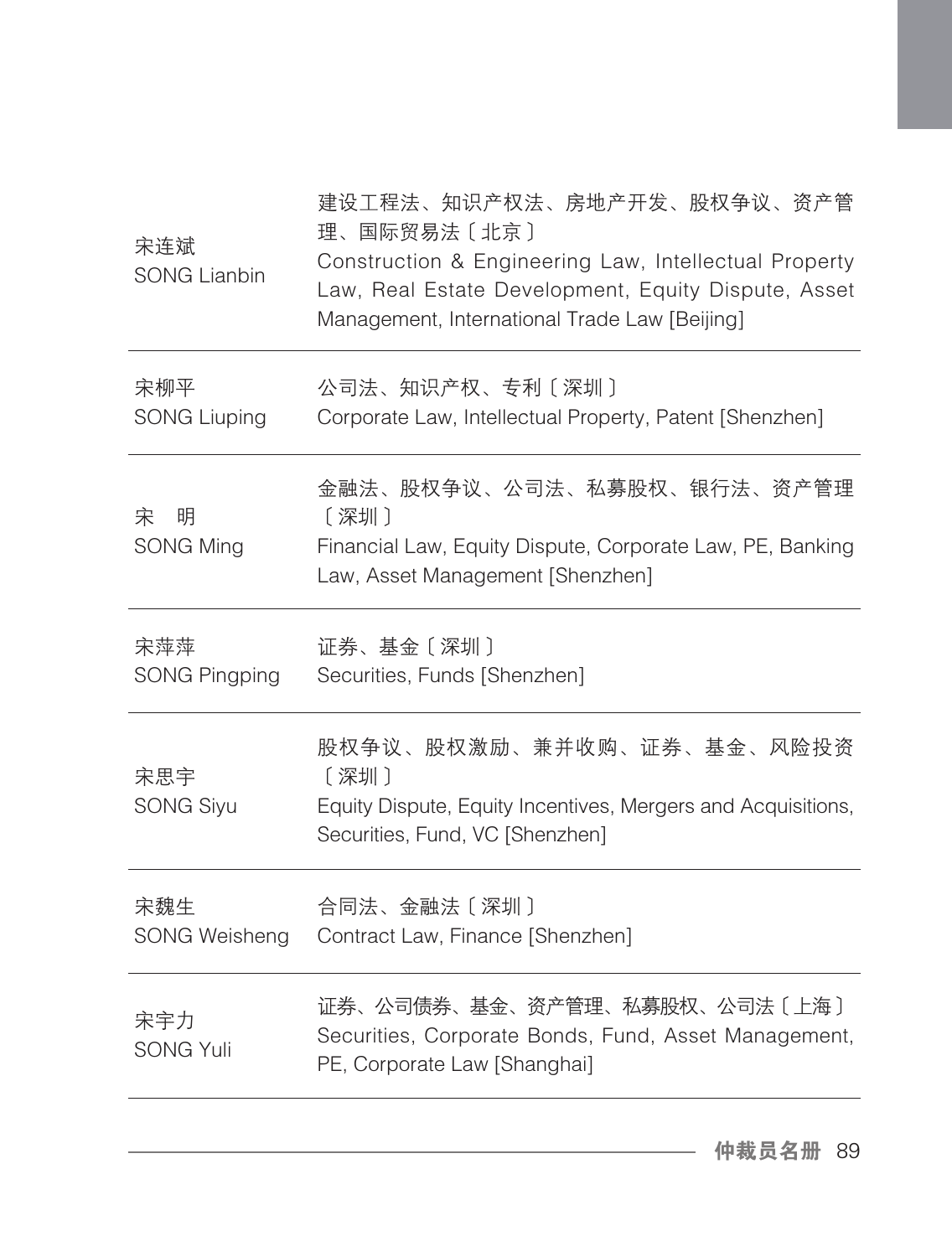| | |
|---|---|
| 宋连斌<br>SONG Lianbin | 建设工程法、知识产权法、房地产开发、股权争议、资产管理、国际贸易法〔北京〕<br>Construction & Engineering Law, Intellectual Property Law, Real Estate Development, Equity Dispute, Asset Management, International Trade Law [Beijing] |
| 宋柳平<br>SONG Liuping | 公司法、知识产权、专利〔深圳〕<br>Corporate Law, Intellectual Property, Patent [Shenzhen] |
| 宋　明<br>SONG Ming | 金融法、股权争议、公司法、私募股权、银行法、资产管理〔深圳〕<br>Financial Law, Equity Dispute, Corporate Law, PE, Banking Law, Asset Management [Shenzhen] |
| 宋萍萍<br>SONG Pingping | 证券、基金〔深圳〕<br>Securities, Funds [Shenzhen] |
| 宋思宇<br>SONG Siyu | 股权争议、股权激励、兼并收购、证券、基金、风险投资〔深圳〕<br>Equity Dispute, Equity Incentives, Mergers and Acquisitions, Securities, Fund, VC [Shenzhen] |
| 宋魏生<br>SONG Weisheng | 合同法、金融法〔深圳〕<br>Contract Law, Finance [Shenzhen] |
| 宋宇力<br>SONG Yuli | 证券、公司债券、基金、资产管理、私募股权、公司法〔上海〕<br>Securities, Corporate Bonds, Fund, Asset Management, PE, Corporate Law [Shanghai] |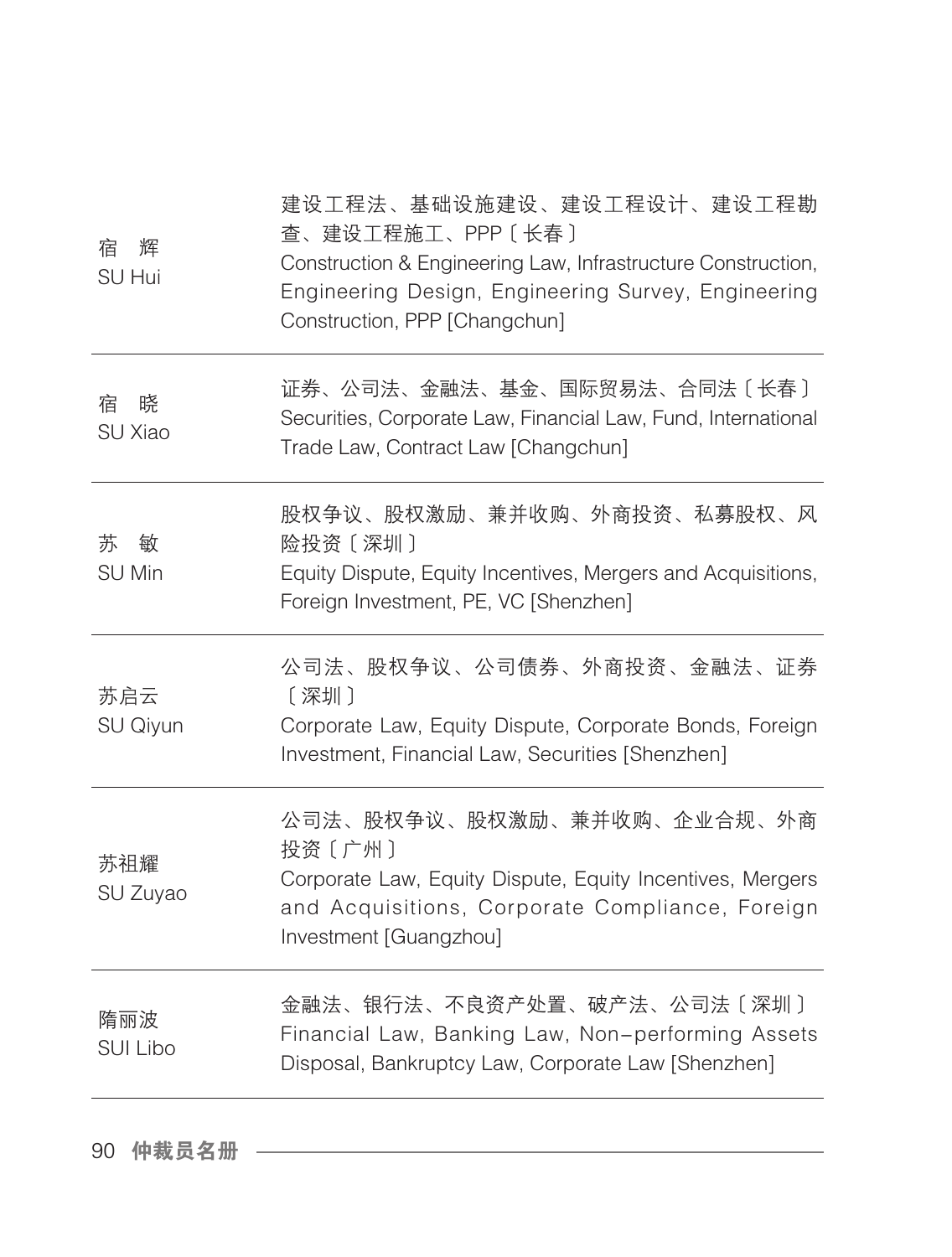| | |
|---|---|
| 宿　辉<br>SU Hui | 建设工程法、基础设施建设、建设工程设计、建设工程勘查、建设工程施工、PPP〔长春〕<br>Construction & Engineering Law, Infrastructure Construction, Engineering Design, Engineering Survey, Engineering Construction, PPP [Changchun] |
| 宿　晓<br>SU Xiao | 证券、公司法、金融法、基金、国际贸易法、合同法〔长春〕<br>Securities, Corporate Law, Financial Law, Fund, International Trade Law, Contract Law [Changchun] |
| 苏　敏<br>SU Min | 股权争议、股权激励、兼并收购、外商投资、私募股权、风险投资〔深圳〕<br>Equity Dispute, Equity Incentives, Mergers and Acquisitions, Foreign Investment, PE, VC [Shenzhen] |
| 苏启云<br>SU Qiyun | 公司法、股权争议、公司债券、外商投资、金融法、证券〔深圳〕<br>Corporate Law, Equity Dispute, Corporate Bonds, Foreign Investment, Financial Law, Securities [Shenzhen] |
| 苏祖耀<br>SU Zuyao | 公司法、股权争议、股权激励、兼并收购、企业合规、外商投资〔广州〕<br>Corporate Law, Equity Dispute, Equity Incentives, Mergers and Acquisitions, Corporate Compliance, Foreign Investment [Guangzhou] |
| 隋丽波<br>SUI Libo | 金融法、银行法、不良资产处置、破产法、公司法〔深圳〕<br>Financial Law, Banking Law, Non-performing Assets Disposal, Bankruptcy Law, Corporate Law [Shenzhen] |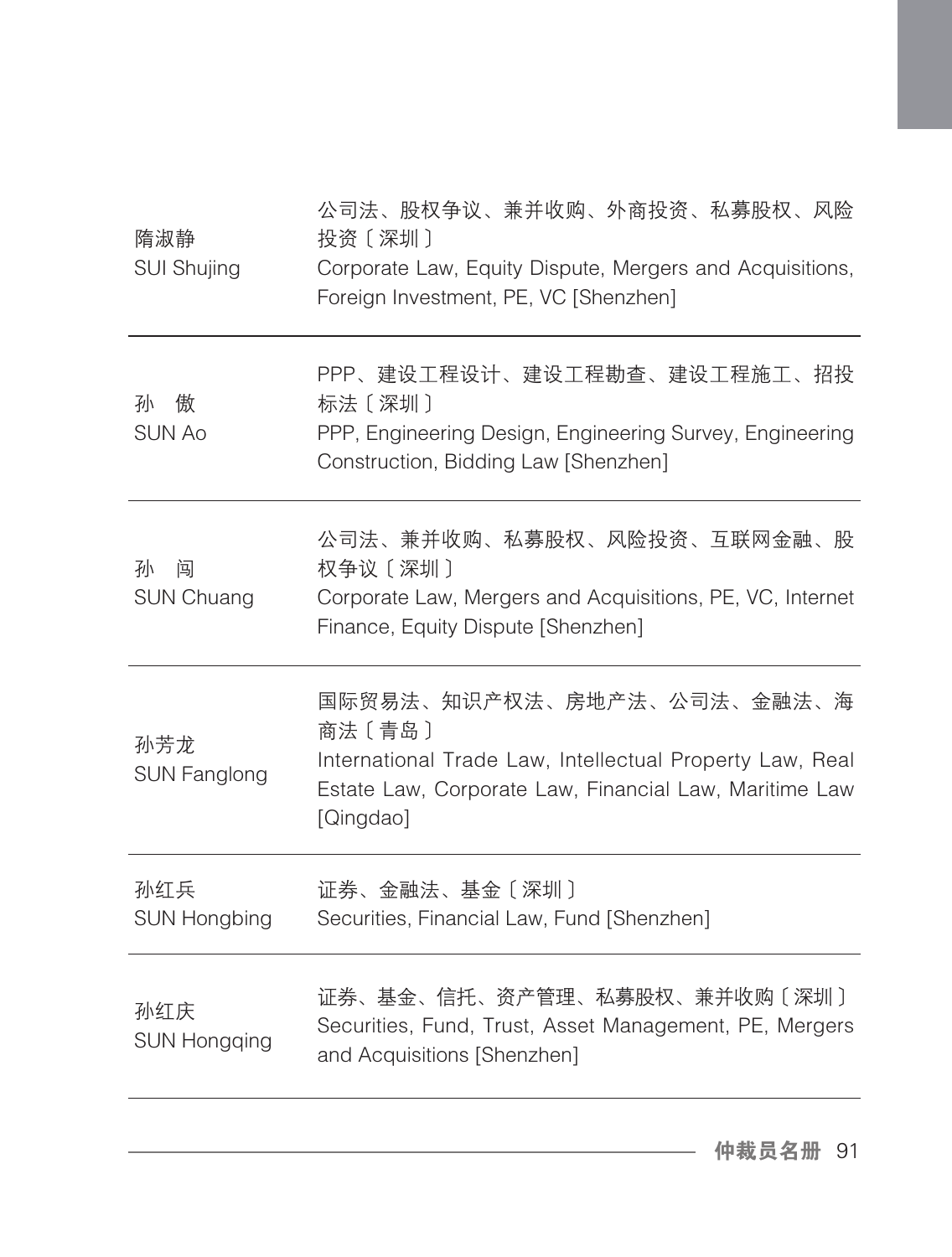| | |
|---|---|
| 隋淑静<br>SUI Shujing | 公司法、股权争议、兼并收购、外商投资、私募股权、风险投资〔深圳〕<br>Corporate Law, Equity Dispute, Mergers and Acquisitions, Foreign Investment, PE, VC [Shenzhen] |
| 孙　傲<br>SUN Ao | PPP、建设工程设计、建设工程勘查、建设工程施工、招投标法〔深圳〕<br>PPP, Engineering Design, Engineering Survey, Engineering Construction, Bidding Law [Shenzhen] |
| 孙　闯<br>SUN Chuang | 公司法、兼并收购、私募股权、风险投资、互联网金融、股权争议〔深圳〕<br>Corporate Law, Mergers and Acquisitions, PE, VC, Internet Finance, Equity Dispute [Shenzhen] |
| 孙芳龙<br>SUN Fanglong | 国际贸易法、知识产权法、房地产法、公司法、金融法、海商法〔青岛〕<br>International Trade Law, Intellectual Property Law, Real Estate Law, Corporate Law, Financial Law, Maritime Law [Qingdao] |
| 孙红兵<br>SUN Hongbing | 证券、金融法、基金〔深圳〕<br>Securities, Financial Law, Fund [Shenzhen] |
| 孙红庆<br>SUN Hongqing | 证券、基金、信托、资产管理、私募股权、兼并收购〔深圳〕<br>Securities, Fund, Trust, Asset Management, PE, Mergers and Acquisitions [Shenzhen] |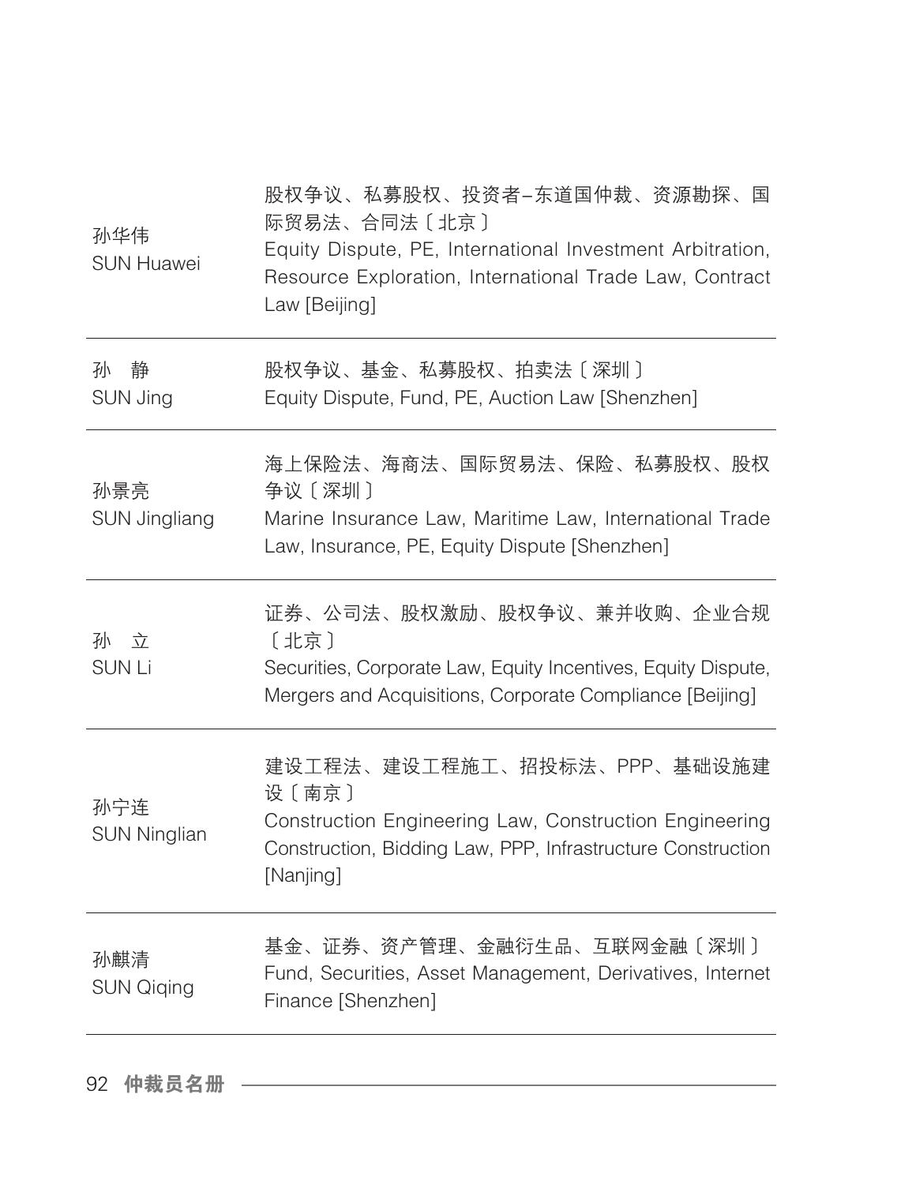| | |
|---|---|
| 孙华伟<br>SUN Huawei | 股权争议、私募股权、投资者–东道国仲裁、资源勘探、国际贸易法、合同法〔北京〕<br>Equity Dispute, PE, International Investment Arbitration, Resource Exploration, International Trade Law, Contract Law [Beijing] |
| 孙　静<br>SUN Jing | 股权争议、基金、私募股权、拍卖法〔深圳〕<br>Equity Dispute, Fund, PE, Auction Law [Shenzhen] |
| 孙景亮<br>SUN Jingliang | 海上保险法、海商法、国际贸易法、保险、私募股权、股权争议〔深圳〕<br>Marine Insurance Law, Maritime Law, International Trade Law, Insurance, PE, Equity Dispute [Shenzhen] |
| 孙　立<br>SUN Li | 证券、公司法、股权激励、股权争议、兼并收购、企业合规〔北京〕<br>Securities, Corporate Law, Equity Incentives, Equity Dispute, Mergers and Acquisitions, Corporate Compliance [Beijing] |
| 孙宁连<br>SUN Ninglian | 建设工程法、建设工程施工、招投标法、PPP、基础设施建设〔南京〕<br>Construction Engineering Law, Construction Engineering Construction, Bidding Law, PPP, Infrastructure Construction [Nanjing] |
| 孙麒清<br>SUN Qiqing | 基金、证券、资产管理、金融衍生品、互联网金融〔深圳〕<br>Fund, Securities, Asset Management, Derivatives, Internet Finance [Shenzhen] |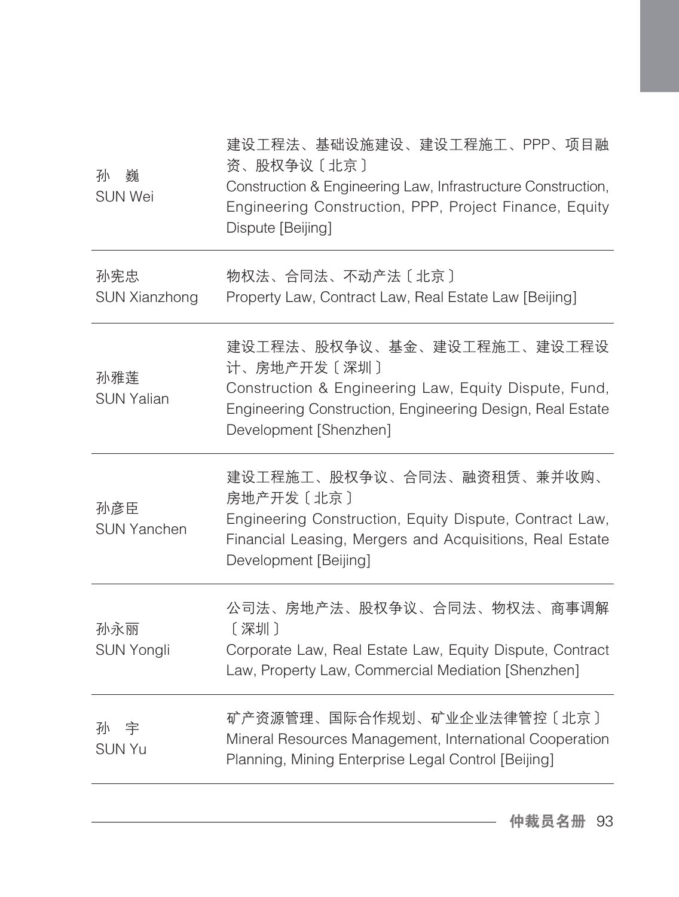| | |
|---|---|
| 孙　巍<br>SUN Wei | 建设工程法、基础设施建设、建设工程施工、PPP、项目融资、股权争议〔北京〕<br>Construction & Engineering Law, Infrastructure Construction, Engineering Construction, PPP, Project Finance, Equity Dispute [Beijing] |
| 孙宪忠<br>SUN Xianzhong | 物权法、合同法、不动产法〔北京〕<br>Property Law, Contract Law, Real Estate Law [Beijing] |
| 孙雅莲<br>SUN Yalian | 建设工程法、股权争议、基金、建设工程施工、建设工程设计、房地产开发〔深圳〕<br>Construction & Engineering Law, Equity Dispute, Fund, Engineering Construction, Engineering Design, Real Estate Development [Shenzhen] |
| 孙彦臣<br>SUN Yanchen | 建设工程施工、股权争议、合同法、融资租赁、兼并收购、房地产开发〔北京〕<br>Engineering Construction, Equity Dispute, Contract Law, Financial Leasing, Mergers and Acquisitions, Real Estate Development [Beijing] |
| 孙永丽<br>SUN Yongli | 公司法、房地产法、股权争议、合同法、物权法、商事调解〔深圳〕<br>Corporate Law, Real Estate Law, Equity Dispute, Contract Law, Property Law, Commercial Mediation [Shenzhen] |
| 孙　宇<br>SUN Yu | 矿产资源管理、国际合作规划、矿业企业法律管控〔北京〕<br>Mineral Resources Management, International Cooperation Planning, Mining Enterprise Legal Control [Beijing] |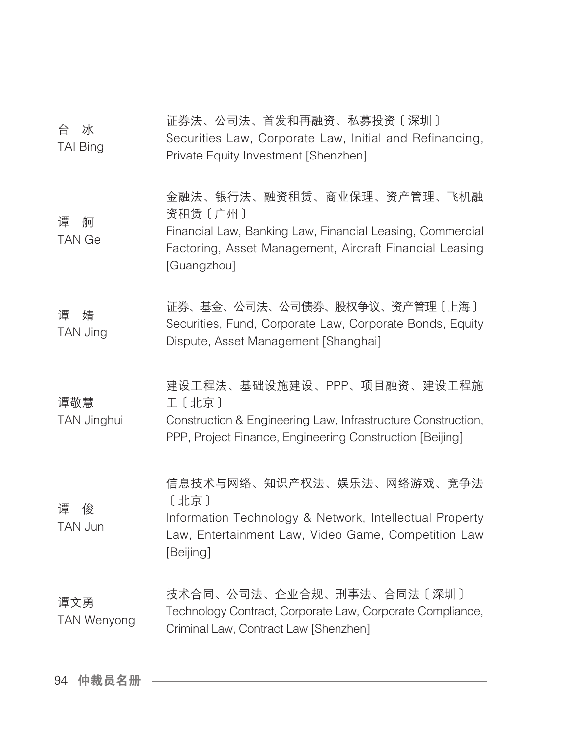| 姓名 | 专业领域 |
| --- | --- |
| 台　冰<br>TAI Bing | 证券法、公司法、首发和再融资、私募投资〔深圳〕<br>Securities Law, Corporate Law, Initial and Refinancing, Private Equity Investment [Shenzhen] |
| 谭　舸<br>TAN Ge | 金融法、银行法、融资租赁、商业保理、资产管理、飞机融资租赁〔广州〕<br>Financial Law, Banking Law, Financial Leasing, Commercial Factoring, Asset Management, Aircraft Financial Leasing [Guangzhou] |
| 谭　婧<br>TAN Jing | 证券、基金、公司法、公司债券、股权争议、资产管理〔上海〕<br>Securities, Fund, Corporate Law, Corporate Bonds, Equity Dispute, Asset Management [Shanghai] |
| 谭敬慧<br>TAN Jinghui | 建设工程法、基础设施建设、PPP、项目融资、建设工程施工〔北京〕<br>Construction & Engineering Law, Infrastructure Construction, PPP, Project Finance, Engineering Construction [Beijing] |
| 谭　俊<br>TAN Jun | 信息技术与网络、知识产权法、娱乐法、网络游戏、竞争法〔北京〕<br>Information Technology & Network, Intellectual Property Law, Entertainment Law, Video Game, Competition Law [Beijing] |
| 谭文勇<br>TAN Wenyong | 技术合同、公司法、企业合规、刑事法、合同法〔深圳〕<br>Technology Contract, Corporate Law, Corporate Compliance, Criminal Law, Contract Law [Shenzhen] |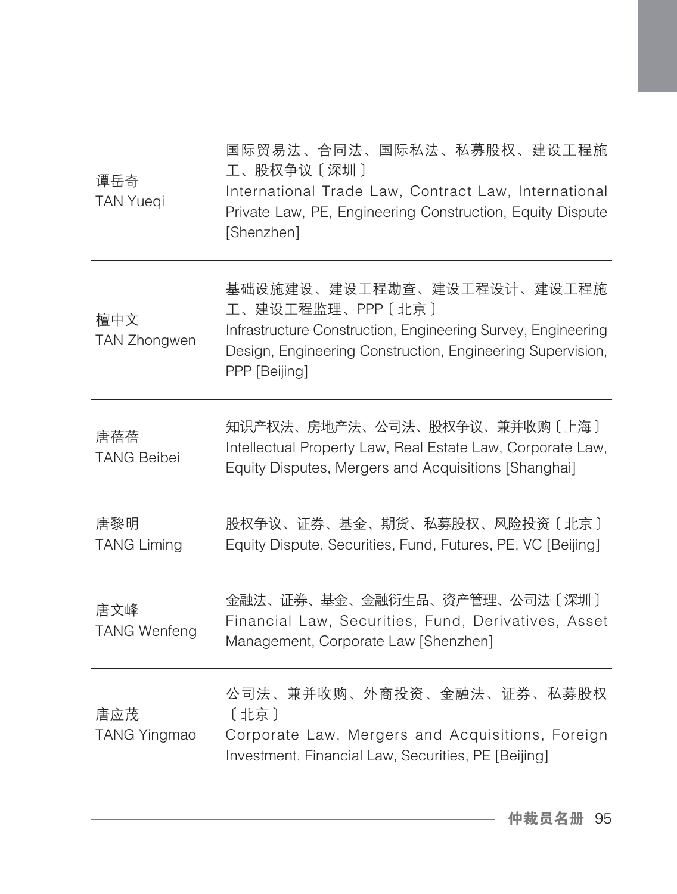| | |
|---|---|
| 谭岳奇<br>TAN Yueqi | 国际贸易法、合同法、国际私法、私募股权、建设工程施工、股权争议〔深圳〕<br>International Trade Law, Contract Law, International Private Law, PE, Engineering Construction, Equity Dispute [Shenzhen] |
| 檀中文<br>TAN Zhongwen | 基础设施建设、建设工程勘查、建设工程设计、建设工程施工、建设工程监理、PPP〔北京〕<br>Infrastructure Construction, Engineering Survey, Engineering Design, Engineering Construction, Engineering Supervision, PPP [Beijing] |
| 唐蓓蓓<br>TANG Beibei | 知识产权法、房地产法、公司法、股权争议、兼并收购〔上海〕<br>Intellectual Property Law, Real Estate Law, Corporate Law, Equity Disputes, Mergers and Acquisitions [Shanghai] |
| 唐黎明<br>TANG Liming | 股权争议、证券、基金、期货、私募股权、风险投资〔北京〕<br>Equity Dispute, Securities, Fund, Futures, PE, VC [Beijing] |
| 唐文峰<br>TANG Wenfeng | 金融法、证券、基金、金融衍生品、资产管理、公司法〔深圳〕<br>Financial Law, Securities, Fund, Derivatives, Asset Management, Corporate Law [Shenzhen] |
| 唐应茂<br>TANG Yingmao | 公司法、兼并收购、外商投资、金融法、证券、私募股权〔北京〕<br>Corporate Law, Mergers and Acquisitions, Foreign Investment, Financial Law, Securities, PE [Beijing] |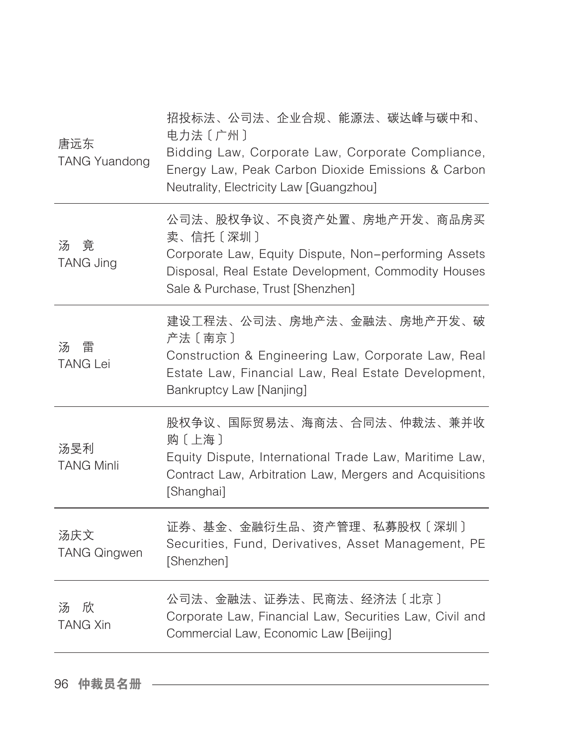| | |
|---|---|
| 唐远东<br>TANG Yuandong | 招投标法、公司法、企业合规、能源法、碳达峰与碳中和、电力法〔广州〕<br>Bidding Law, Corporate Law, Corporate Compliance, Energy Law, Peak Carbon Dioxide Emissions & Carbon Neutrality, Electricity Law [Guangzhou] |
| 汤　竟<br>TANG Jing | 公司法、股权争议、不良资产处置、房地产开发、商品房买卖、信托〔深圳〕<br>Corporate Law, Equity Dispute, Non–performing Assets Disposal, Real Estate Development, Commodity Houses Sale & Purchase, Trust [Shenzhen] |
| 汤　雷<br>TANG Lei | 建设工程法、公司法、房地产法、金融法、房地产开发、破产法〔南京〕<br>Construction & Engineering Law, Corporate Law, Real Estate Law, Financial Law, Real Estate Development, Bankruptcy Law [Nanjing] |
| 汤旻利<br>TANG Minli | 股权争议、国际贸易法、海商法、合同法、仲裁法、兼并收购〔上海〕<br>Equity Dispute, International Trade Law, Maritime Law, Contract Law, Arbitration Law, Mergers and Acquisitions [Shanghai] |
| 汤庆文<br>TANG Qingwen | 证券、基金、金融衍生品、资产管理、私募股权〔深圳〕<br>Securities, Fund, Derivatives, Asset Management, PE [Shenzhen] |
| 汤　欣<br>TANG Xin | 公司法、金融法、证券法、民商法、经济法〔北京〕<br>Corporate Law, Financial Law, Securities Law, Civil and Commercial Law, Economic Law [Beijing] |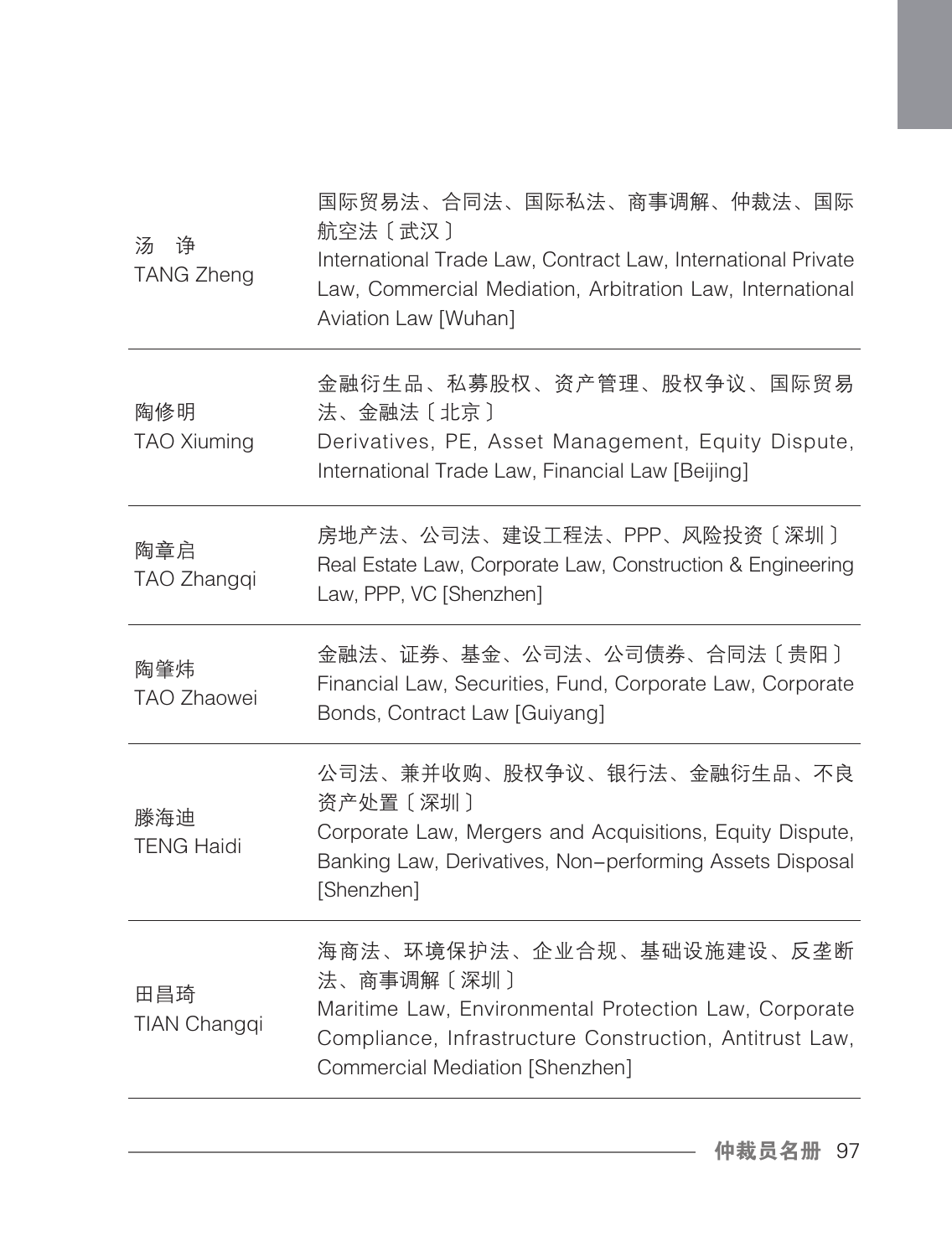| | |
|---|---|
| 汤　诤<br>TANG Zheng | 国际贸易法、合同法、国际私法、商事调解、仲裁法、国际航空法〔武汉〕<br>International Trade Law, Contract Law, International Private Law, Commercial Mediation, Arbitration Law, International Aviation Law [Wuhan] |
| 陶修明<br>TAO Xiuming | 金融衍生品、私募股权、资产管理、股权争议、国际贸易法、金融法〔北京〕<br>Derivatives, PE, Asset Management, Equity Dispute, International Trade Law, Financial Law [Beijing] |
| 陶章启<br>TAO Zhangqi | 房地产法、公司法、建设工程法、PPP、风险投资〔深圳〕<br>Real Estate Law, Corporate Law, Construction & Engineering Law, PPP, VC [Shenzhen] |
| 陶肇炜<br>TAO Zhaowei | 金融法、证券、基金、公司法、公司债券、合同法〔贵阳〕<br>Financial Law, Securities, Fund, Corporate Law, Corporate Bonds, Contract Law [Guiyang] |
| 滕海迪<br>TENG Haidi | 公司法、兼并收购、股权争议、银行法、金融衍生品、不良资产处置〔深圳〕<br>Corporate Law, Mergers and Acquisitions, Equity Dispute, Banking Law, Derivatives, Non-performing Assets Disposal [Shenzhen] |
| 田昌琦<br>TIAN Changqi | 海商法、环境保护法、企业合规、基础设施建设、反垄断法、商事调解〔深圳〕<br>Maritime Law, Environmental Protection Law, Corporate Compliance, Infrastructure Construction, Antitrust Law, Commercial Mediation [Shenzhen] |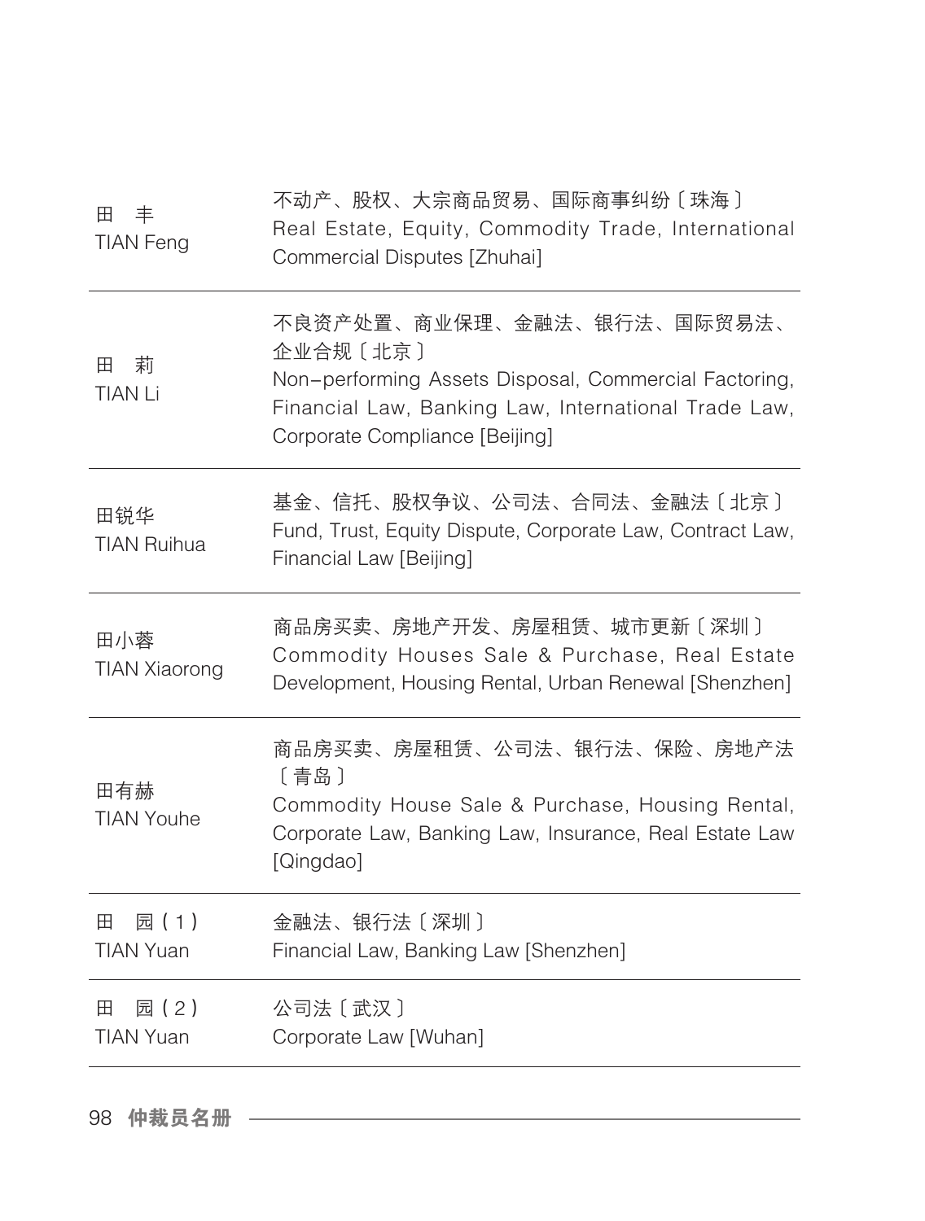| | |
|---|---|
| 田　丰<br>TIAN Feng | 不动产、股权、大宗商品贸易、国际商事纠纷〔珠海〕<br>Real Estate, Equity, Commodity Trade, International Commercial Disputes [Zhuhai] |
| 田　莉<br>TIAN Li | 不良资产处置、商业保理、金融法、银行法、国际贸易法、企业合规〔北京〕<br>Non-performing Assets Disposal, Commercial Factoring, Financial Law, Banking Law, International Trade Law, Corporate Compliance [Beijing] |
| 田锐华<br>TIAN Ruihua | 基金、信托、股权争议、公司法、合同法、金融法〔北京〕<br>Fund, Trust, Equity Dispute, Corporate Law, Contract Law, Financial Law [Beijing] |
| 田小蓉<br>TIAN Xiaorong | 商品房买卖、房地产开发、房屋租赁、城市更新〔深圳〕<br>Commodity Houses Sale & Purchase, Real Estate Development, Housing Rental, Urban Renewal [Shenzhen] |
| 田有赫<br>TIAN Youhe | 商品房买卖、房屋租赁、公司法、银行法、保险、房地产法〔青岛〕<br>Commodity House Sale & Purchase, Housing Rental, Corporate Law, Banking Law, Insurance, Real Estate Law [Qingdao] |
| 田　园(1)<br>TIAN Yuan | 金融法、银行法〔深圳〕<br>Financial Law, Banking Law [Shenzhen] |
| 田　园(2)<br>TIAN Yuan | 公司法〔武汉〕<br>Corporate Law [Wuhan] |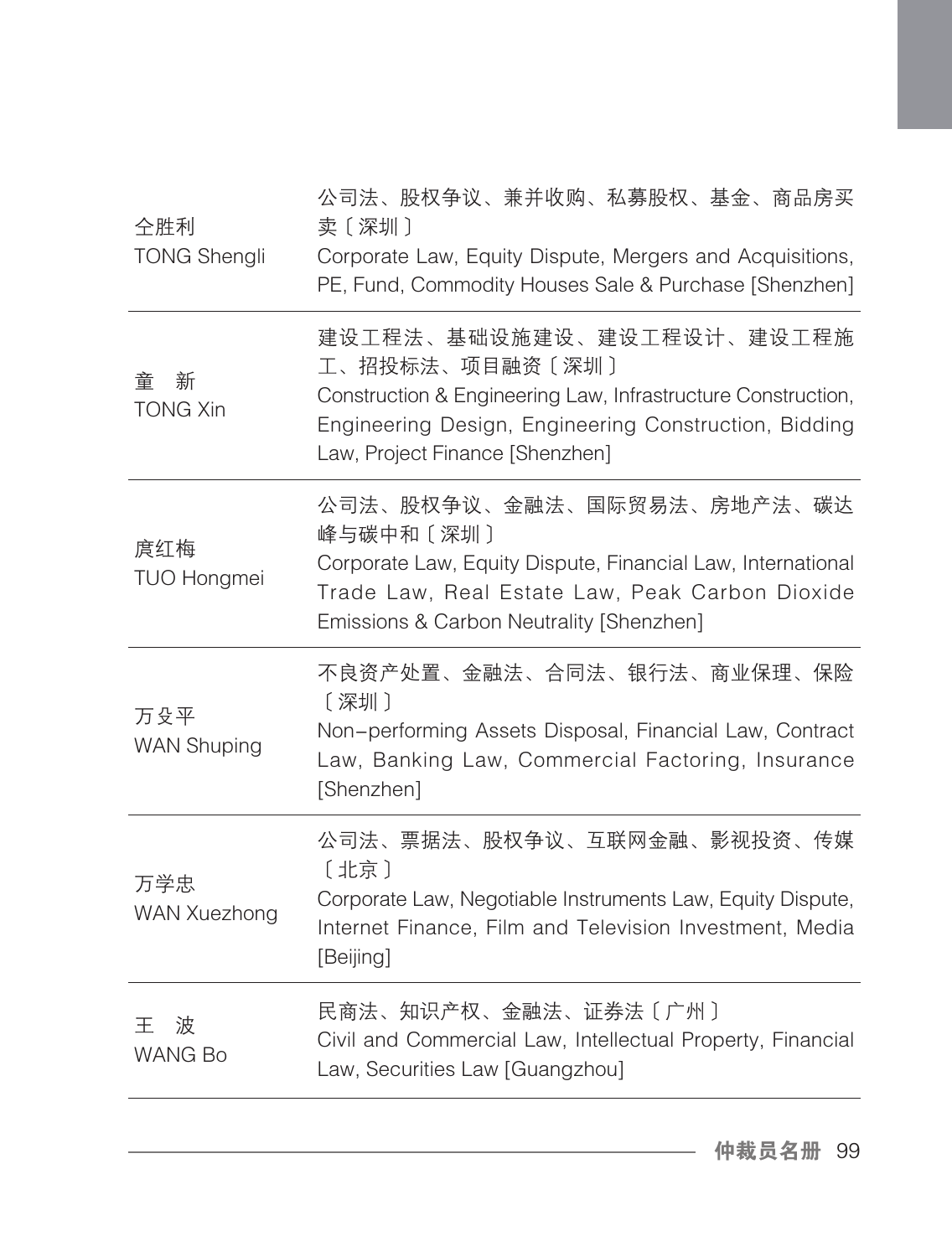| 仝胜利<br>TONG Shengli | 公司法、股权争议、兼并收购、私募股权、基金、商品房买卖〔深圳〕<br>Corporate Law, Equity Dispute, Mergers and Acquisitions, PE, Fund, Commodity Houses Sale & Purchase [Shenzhen] |
|---|---|
| 童　新<br>TONG Xin | 建设工程法、基础设施建设、建设工程设计、建设工程施工、招投标法、项目融资〔深圳〕<br>Construction & Engineering Law, Infrastructure Construction, Engineering Design, Engineering Construction, Bidding Law, Project Finance [Shenzhen] |
| 庹红梅<br>TUO Hongmei | 公司法、股权争议、金融法、国际贸易法、房地产法、碳达峰与碳中和〔深圳〕<br>Corporate Law, Equity Dispute, Financial Law, International Trade Law, Real Estate Law, Peak Carbon Dioxide Emissions & Carbon Neutrality [Shenzhen] |
| 万殳平<br>WAN Shuping | 不良资产处置、金融法、合同法、银行法、商业保理、保险〔深圳〕<br>Non-performing Assets Disposal, Financial Law, Contract Law, Banking Law, Commercial Factoring, Insurance [Shenzhen] |
| 万学忠<br>WAN Xuezhong | 公司法、票据法、股权争议、互联网金融、影视投资、传媒〔北京〕<br>Corporate Law, Negotiable Instruments Law, Equity Dispute, Internet Finance, Film and Television Investment, Media [Beijing] |
| 王　波<br>WANG Bo | 民商法、知识产权、金融法、证券法〔广州〕<br>Civil and Commercial Law, Intellectual Property, Financial Law, Securities Law [Guangzhou] |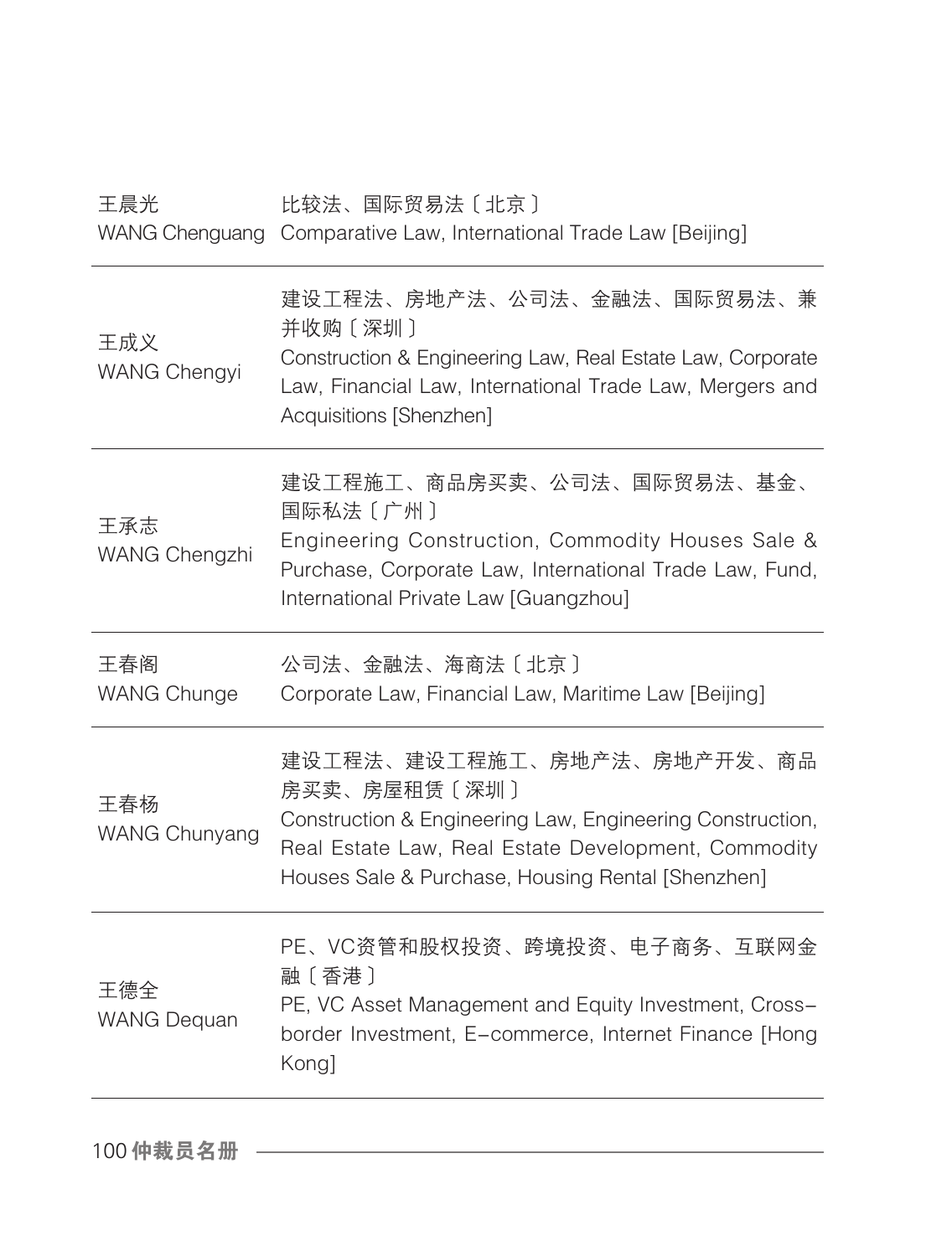| | |
|---|---|
| 王晨光<br>WANG Chenguang | 比较法、国际贸易法〔北京〕<br>Comparative Law, International Trade Law [Beijing] |
| 王成义<br>WANG Chengyi | 建设工程法、房地产法、公司法、金融法、国际贸易法、兼并收购〔深圳〕<br>Construction & Engineering Law, Real Estate Law, Corporate Law, Financial Law, International Trade Law, Mergers and Acquisitions [Shenzhen] |
| 王承志<br>WANG Chengzhi | 建设工程施工、商品房买卖、公司法、国际贸易法、基金、国际私法〔广州〕<br>Engineering Construction, Commodity Houses Sale & Purchase, Corporate Law, International Trade Law, Fund, International Private Law [Guangzhou] |
| 王春阁<br>WANG Chunge | 公司法、金融法、海商法〔北京〕<br>Corporate Law, Financial Law, Maritime Law [Beijing] |
| 王春杨<br>WANG Chunyang | 建设工程法、建设工程施工、房地产法、房地产开发、商品房买卖、房屋租赁〔深圳〕<br>Construction & Engineering Law, Engineering Construction, Real Estate Law, Real Estate Development, Commodity Houses Sale & Purchase, Housing Rental [Shenzhen] |
| 王德全<br>WANG Dequan | PE、VC资管和股权投资、跨境投资、电子商务、互联网金融〔香港〕<br>PE, VC Asset Management and Equity Investment, Cross-border Investment, E-commerce, Internet Finance [Hong Kong] |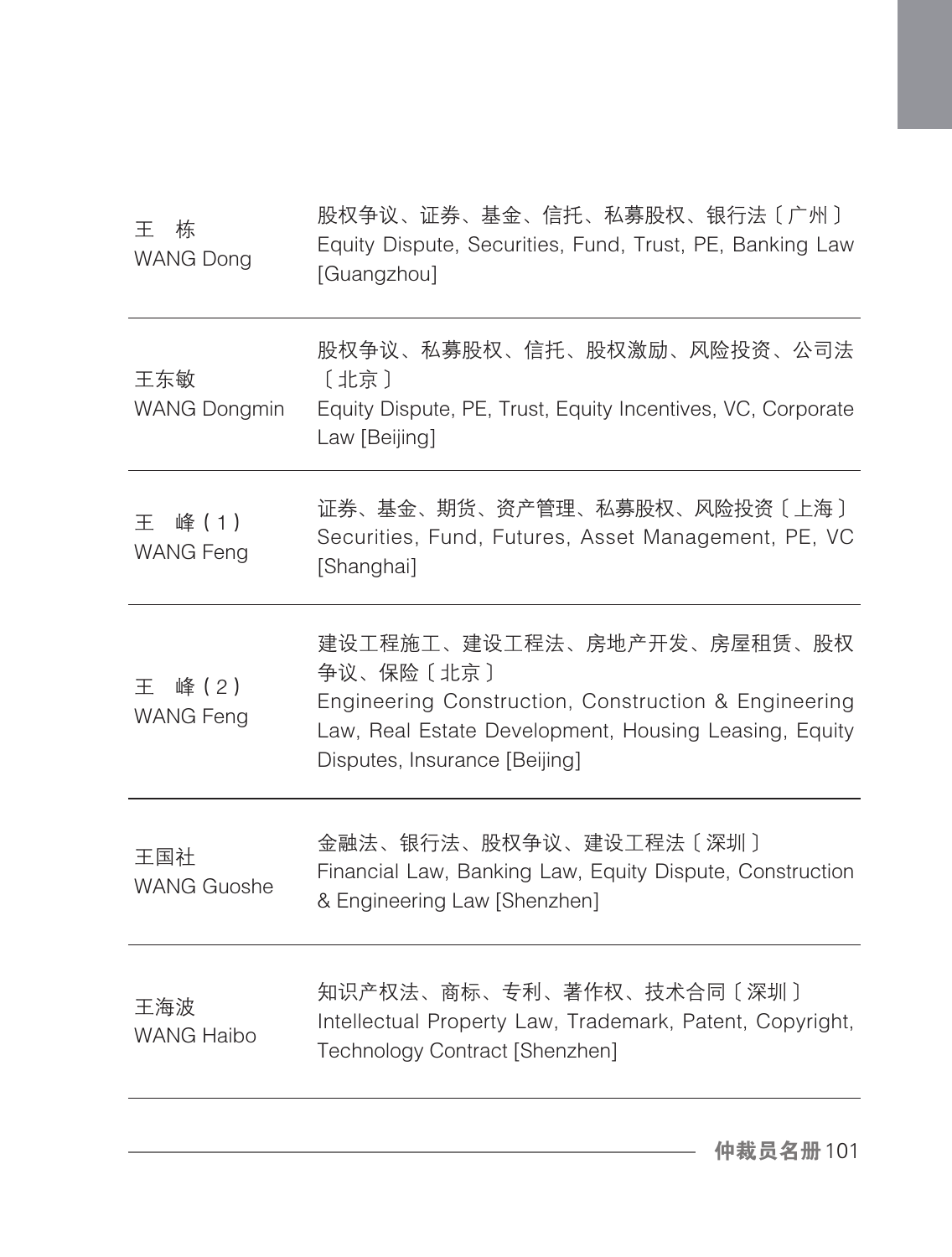| | |
|---|---|
| 王　栋<br>WANG Dong | 股权争议、证券、基金、信托、私募股权、银行法〔广州〕<br>Equity Dispute, Securities, Fund, Trust, PE, Banking Law [Guangzhou] |
| 王东敏<br>WANG Dongmin | 股权争议、私募股权、信托、股权激励、风险投资、公司法〔北京〕<br>Equity Dispute, PE, Trust, Equity Incentives, VC, Corporate Law [Beijing] |
| 王　峰（1）<br>WANG Feng | 证券、基金、期货、资产管理、私募股权、风险投资〔上海〕<br>Securities, Fund, Futures, Asset Management, PE, VC [Shanghai] |
| 王　峰（2）<br>WANG Feng | 建设工程施工、建设工程法、房地产开发、房屋租赁、股权争议、保险〔北京〕<br>Engineering Construction, Construction & Engineering Law, Real Estate Development, Housing Leasing, Equity Disputes, Insurance [Beijing] |
| 王国社<br>WANG Guoshe | 金融法、银行法、股权争议、建设工程法〔深圳〕<br>Financial Law, Banking Law, Equity Dispute, Construction & Engineering Law [Shenzhen] |
| 王海波<br>WANG Haibo | 知识产权法、商标、专利、著作权、技术合同〔深圳〕<br>Intellectual Property Law, Trademark, Patent, Copyright, Technology Contract [Shenzhen] |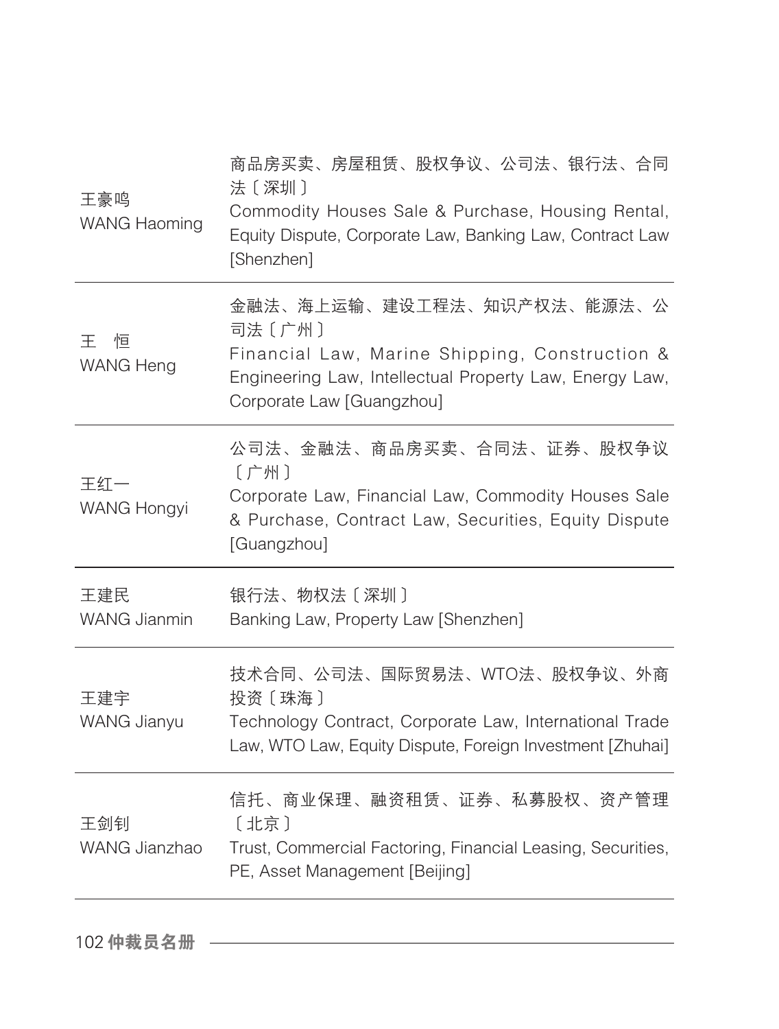| | |
|---|---|
| 王豪鸣<br>WANG Haoming | 商品房买卖、房屋租赁、股权争议、公司法、银行法、合同法〔深圳〕<br>Commodity Houses Sale & Purchase, Housing Rental, Equity Dispute, Corporate Law, Banking Law, Contract Law [Shenzhen] |
| 王　恒<br>WANG Heng | 金融法、海上运输、建设工程法、知识产权法、能源法、公司法〔广州〕<br>Financial Law, Marine Shipping, Construction & Engineering Law, Intellectual Property Law, Energy Law, Corporate Law [Guangzhou] |
| 王红一<br>WANG Hongyi | 公司法、金融法、商品房买卖、合同法、证券、股权争议〔广州〕<br>Corporate Law, Financial Law, Commodity Houses Sale & Purchase, Contract Law, Securities, Equity Dispute [Guangzhou] |
| 王建民<br>WANG Jianmin | 银行法、物权法〔深圳〕<br>Banking Law, Property Law [Shenzhen] |
| 王建宇<br>WANG Jianyu | 技术合同、公司法、国际贸易法、WTO法、股权争议、外商投资〔珠海〕<br>Technology Contract, Corporate Law, International Trade Law, WTO Law, Equity Dispute, Foreign Investment [Zhuhai] |
| 王剑钊<br>WANG Jianzhao | 信托、商业保理、融资租赁、证券、私募股权、资产管理〔北京〕<br>Trust, Commercial Factoring, Financial Leasing, Securities, PE, Asset Management [Beijing] |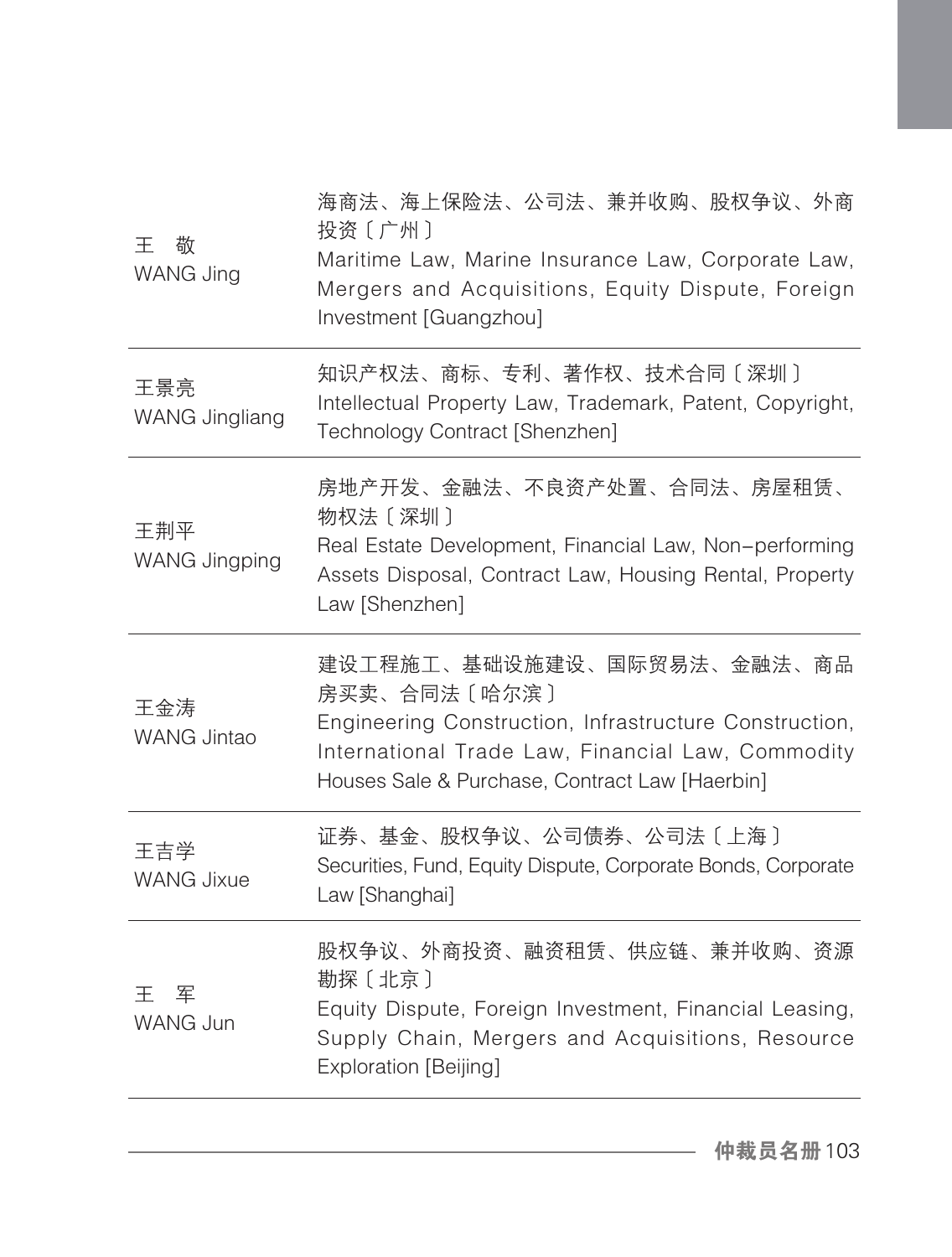| | |
|---|---|
| 王　敬<br>WANG Jing | 海商法、海上保险法、公司法、兼并收购、股权争议、外商投资〔广州〕<br>Maritime Law, Marine Insurance Law, Corporate Law, Mergers and Acquisitions, Equity Dispute, Foreign Investment [Guangzhou] |
| 王景亮<br>WANG Jingliang | 知识产权法、商标、专利、著作权、技术合同〔深圳〕<br>Intellectual Property Law, Trademark, Patent, Copyright, Technology Contract [Shenzhen] |
| 王荆平<br>WANG Jingping | 房地产开发、金融法、不良资产处置、合同法、房屋租赁、物权法〔深圳〕<br>Real Estate Development, Financial Law, Non-performing Assets Disposal, Contract Law, Housing Rental, Property Law [Shenzhen] |
| 王金涛<br>WANG Jintao | 建设工程施工、基础设施建设、国际贸易法、金融法、商品房买卖、合同法〔哈尔滨〕<br>Engineering Construction, Infrastructure Construction, International Trade Law, Financial Law, Commodity Houses Sale & Purchase, Contract Law [Haerbin] |
| 王吉学<br>WANG Jixue | 证券、基金、股权争议、公司债券、公司法〔上海〕<br>Securities, Fund, Equity Dispute, Corporate Bonds, Corporate Law [Shanghai] |
| 王　军<br>WANG Jun | 股权争议、外商投资、融资租赁、供应链、兼并收购、资源勘探〔北京〕<br>Equity Dispute, Foreign Investment, Financial Leasing, Supply Chain, Mergers and Acquisitions, Resource Exploration [Beijing] |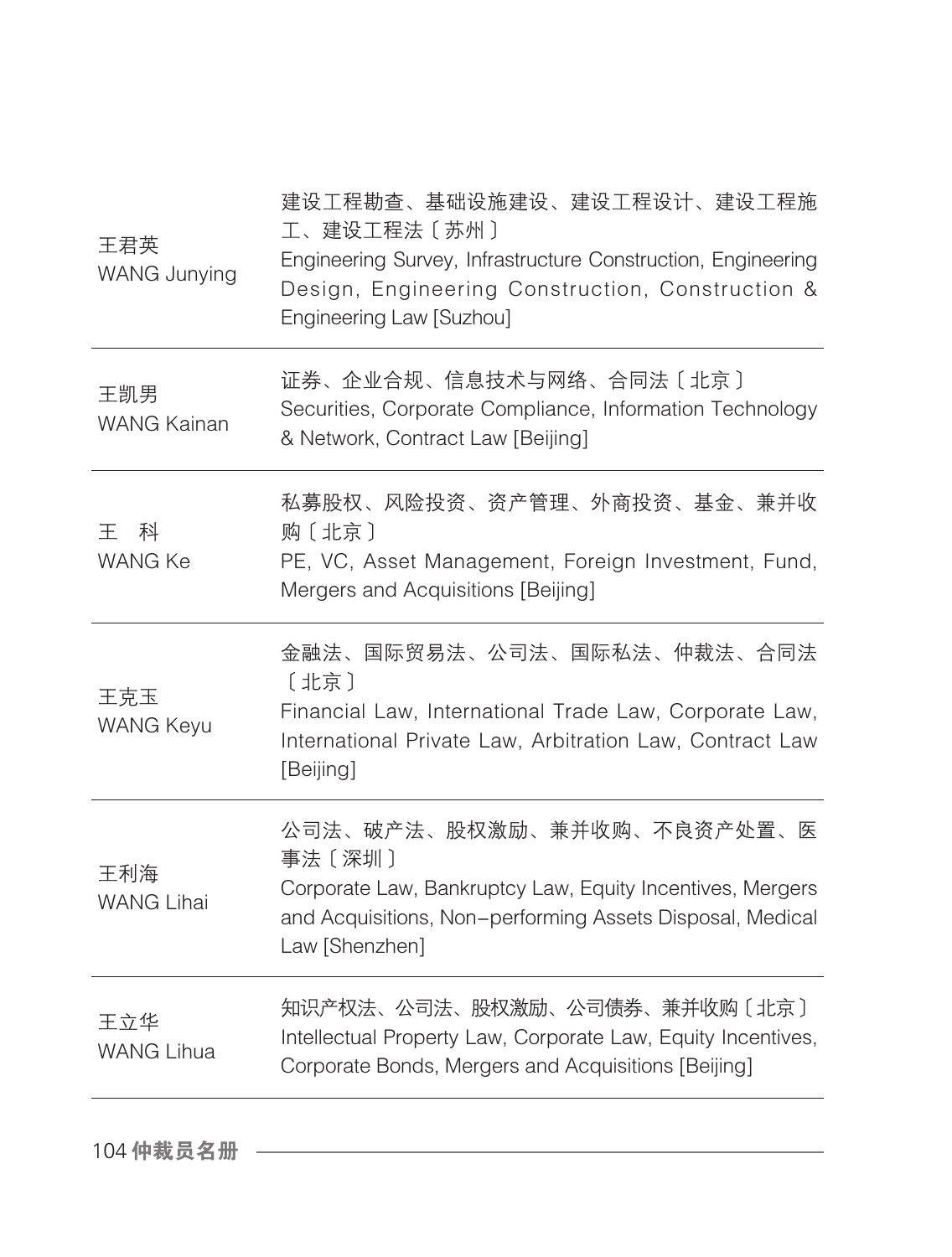| | |
|---|---|
| 王君英<br>WANG Junying | 建设工程勘查、基础设施建设、建设工程设计、建设工程施工、建设工程法〔苏州〕<br>Engineering Survey, Infrastructure Construction, Engineering Design, Engineering Construction, Construction & Engineering Law [Suzhou] |
| 王凯男<br>WANG Kainan | 证券、企业合规、信息技术与网络、合同法〔北京〕<br>Securities, Corporate Compliance, Information Technology & Network, Contract Law [Beijing] |
| 王　科<br>WANG Ke | 私募股权、风险投资、资产管理、外商投资、基金、兼并收购〔北京〕<br>PE, VC, Asset Management, Foreign Investment, Fund, Mergers and Acquisitions [Beijing] |
| 王克玉<br>WANG Keyu | 金融法、国际贸易法、公司法、国际私法、仲裁法、合同法〔北京〕<br>Financial Law, International Trade Law, Corporate Law, International Private Law, Arbitration Law, Contract Law [Beijing] |
| 王利海<br>WANG Lihai | 公司法、破产法、股权激励、兼并收购、不良资产处置、医事法〔深圳〕<br>Corporate Law, Bankruptcy Law, Equity Incentives, Mergers and Acquisitions, Non-performing Assets Disposal, Medical Law [Shenzhen] |
| 王立华<br>WANG Lihua | 知识产权法、公司法、股权激励、公司债券、兼并收购〔北京〕<br>Intellectual Property Law, Corporate Law, Equity Incentives, Corporate Bonds, Mergers and Acquisitions [Beijing] |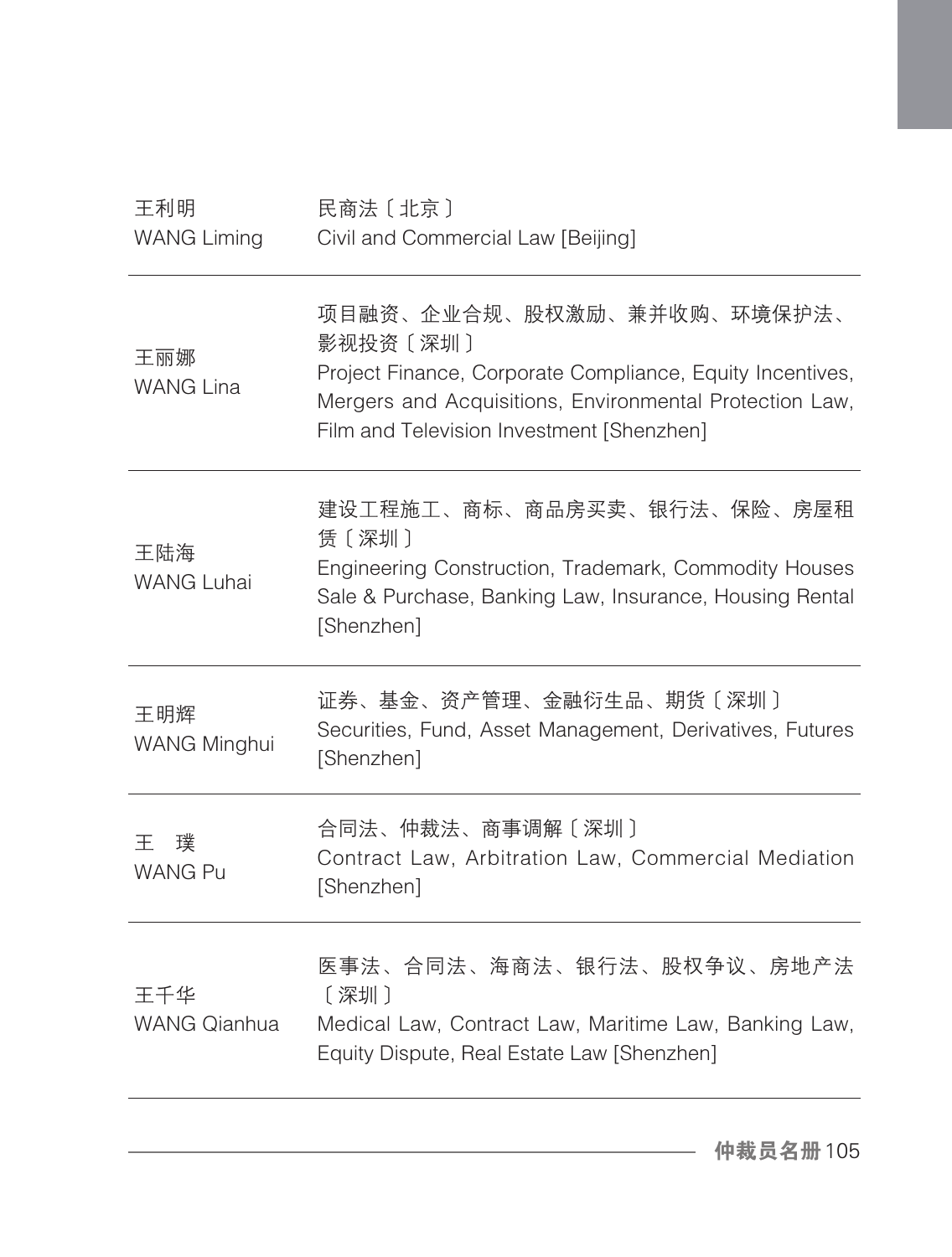| | |
|---|---|
| 王利明<br>WANG Liming | 民商法〔北京〕<br>Civil and Commercial Law [Beijing] |
| 王丽娜<br>WANG Lina | 项目融资、企业合规、股权激励、兼并收购、环境保护法、影视投资〔深圳〕<br>Project Finance, Corporate Compliance, Equity Incentives, Mergers and Acquisitions, Environmental Protection Law, Film and Television Investment [Shenzhen] |
| 王陆海<br>WANG Luhai | 建设工程施工、商标、商品房买卖、银行法、保险、房屋租赁〔深圳〕<br>Engineering Construction, Trademark, Commodity Houses Sale & Purchase, Banking Law, Insurance, Housing Rental [Shenzhen] |
| 王明辉<br>WANG Minghui | 证券、基金、资产管理、金融衍生品、期货〔深圳〕<br>Securities, Fund, Asset Management, Derivatives, Futures [Shenzhen] |
| 王　璞<br>WANG Pu | 合同法、仲裁法、商事调解〔深圳〕<br>Contract Law, Arbitration Law, Commercial Mediation [Shenzhen] |
| 王千华<br>WANG Qianhua | 医事法、合同法、海商法、银行法、股权争议、房地产法〔深圳〕<br>Medical Law, Contract Law, Maritime Law, Banking Law, Equity Dispute, Real Estate Law [Shenzhen] |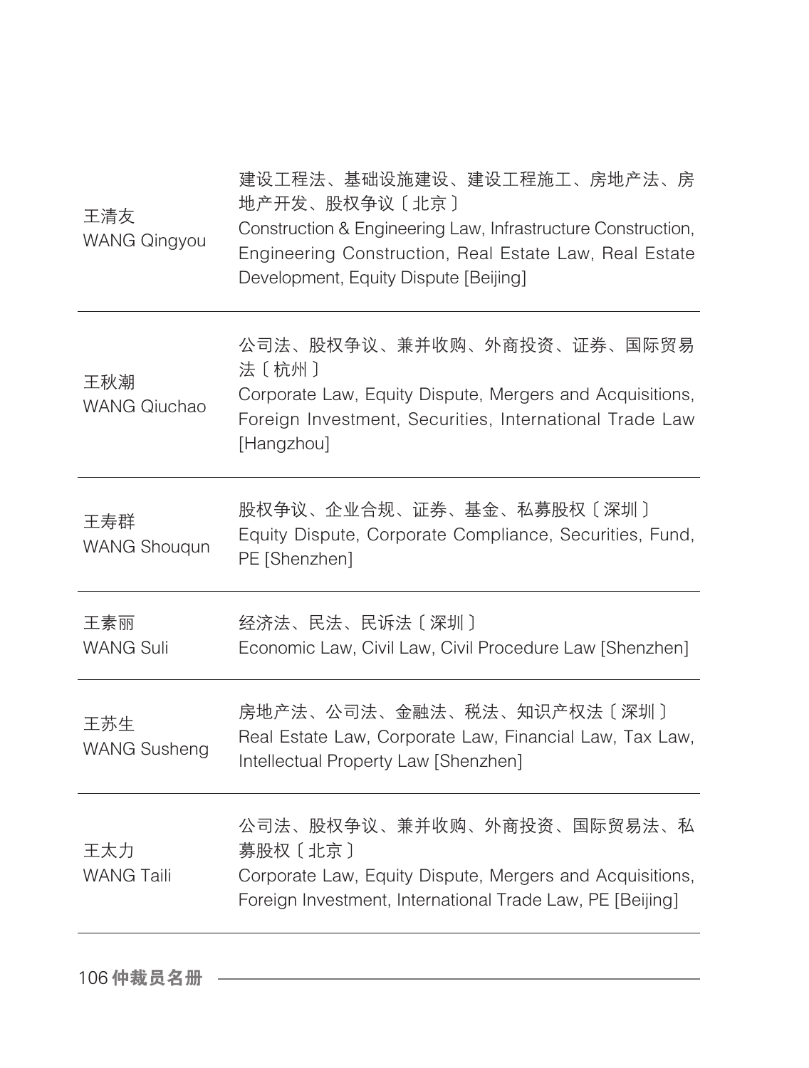| | |
|---|---|
| 王清友<br>WANG Qingyou | 建设工程法、基础设施建设、建设工程施工、房地产法、房地产开发、股权争议〔北京〕<br>Construction & Engineering Law, Infrastructure Construction, Engineering Construction, Real Estate Law, Real Estate Development, Equity Dispute [Beijing] |
| 王秋潮<br>WANG Qiuchao | 公司法、股权争议、兼并收购、外商投资、证券、国际贸易法〔杭州〕<br>Corporate Law, Equity Dispute, Mergers and Acquisitions, Foreign Investment, Securities, International Trade Law [Hangzhou] |
| 王寿群<br>WANG Shouqun | 股权争议、企业合规、证券、基金、私募股权〔深圳〕<br>Equity Dispute, Corporate Compliance, Securities, Fund, PE [Shenzhen] |
| 王素丽<br>WANG Suli | 经济法、民法、民诉法〔深圳〕<br>Economic Law, Civil Law, Civil Procedure Law [Shenzhen] |
| 王苏生<br>WANG Susheng | 房地产法、公司法、金融法、税法、知识产权法〔深圳〕<br>Real Estate Law, Corporate Law, Financial Law, Tax Law, Intellectual Property Law [Shenzhen] |
| 王太力<br>WANG Taili | 公司法、股权争议、兼并收购、外商投资、国际贸易法、私募股权〔北京〕<br>Corporate Law, Equity Dispute, Mergers and Acquisitions, Foreign Investment, International Trade Law, PE [Beijing] |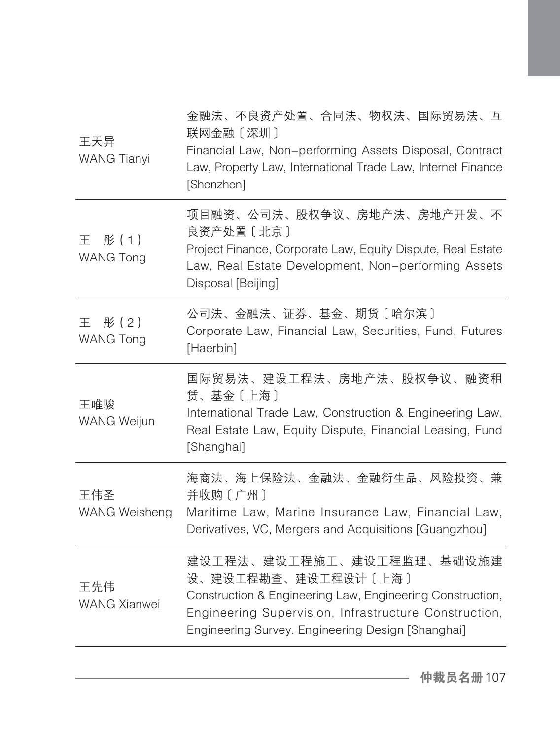| | |
|---|---|
| 王天异<br>WANG Tianyi | 金融法、不良资产处置、合同法、物权法、国际贸易法、互联网金融〔深圳〕<br>Financial Law, Non-performing Assets Disposal, Contract Law, Property Law, International Trade Law, Internet Finance [Shenzhen] |
| 王　彤（1）<br>WANG Tong | 项目融资、公司法、股权争议、房地产法、房地产开发、不良资产处置〔北京〕<br>Project Finance, Corporate Law, Equity Dispute, Real Estate Law, Real Estate Development, Non-performing Assets Disposal [Beijing] |
| 王　彤（2）<br>WANG Tong | 公司法、金融法、证券、基金、期货〔哈尔滨〕<br>Corporate Law, Financial Law, Securities, Fund, Futures [Haerbin] |
| 王唯骏<br>WANG Weijun | 国际贸易法、建设工程法、房地产法、股权争议、融资租赁、基金〔上海〕<br>International Trade Law, Construction & Engineering Law, Real Estate Law, Equity Dispute, Financial Leasing, Fund [Shanghai] |
| 王伟圣<br>WANG Weisheng | 海商法、海上保险法、金融法、金融衍生品、风险投资、兼并收购〔广州〕<br>Maritime Law, Marine Insurance Law, Financial Law, Derivatives, VC, Mergers and Acquisitions [Guangzhou] |
| 王先伟<br>WANG Xianwei | 建设工程法、建设工程施工、建设工程监理、基础设施建设、建设工程勘查、建设工程设计〔上海〕<br>Construction & Engineering Law, Engineering Construction, Engineering Supervision, Infrastructure Construction, Engineering Survey, Engineering Design [Shanghai] |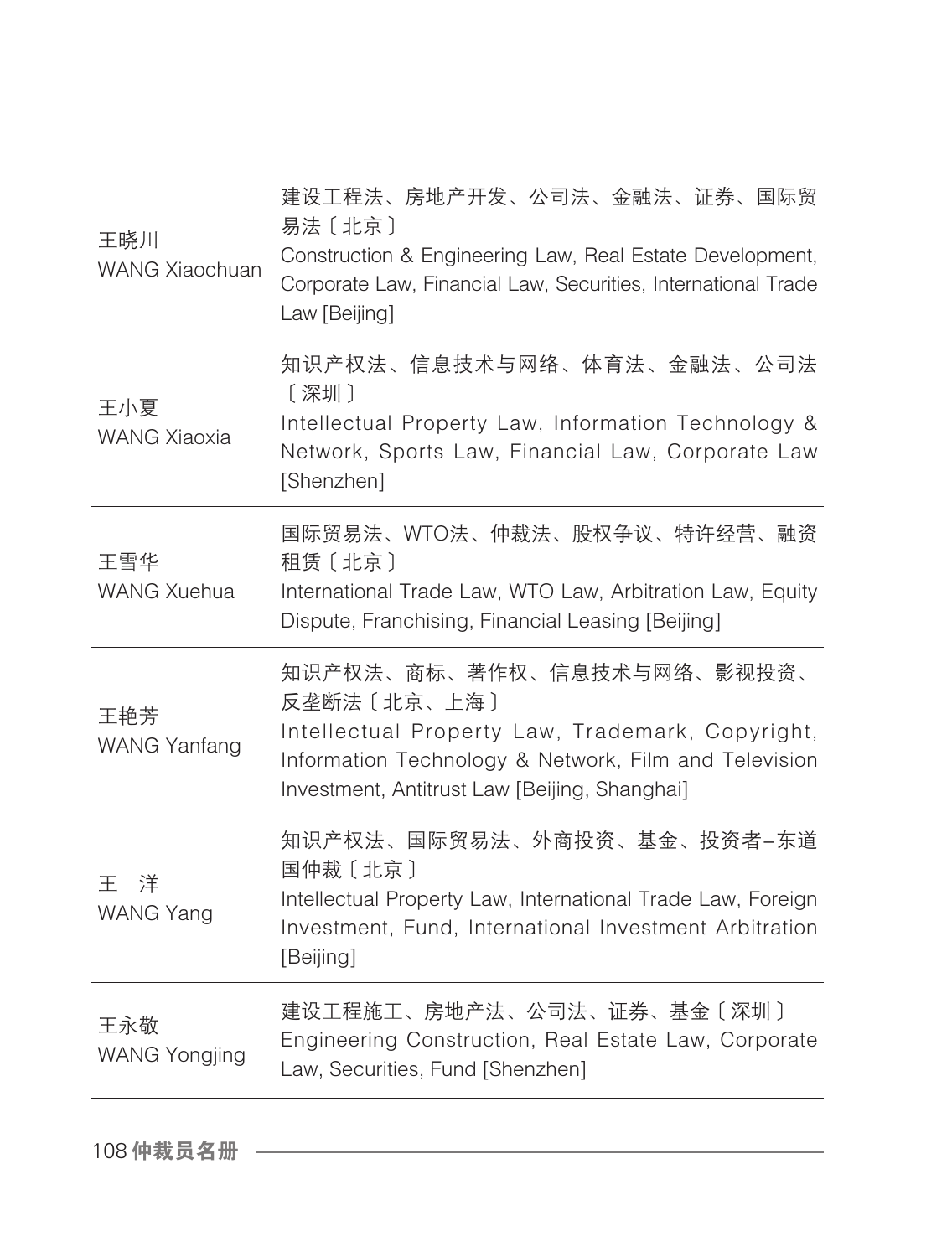| 王晓川<br>WANG Xiaochuan | 建设工程法、房地产开发、公司法、金融法、证券、国际贸易法〔北京〕<br>Construction & Engineering Law, Real Estate Development, Corporate Law, Financial Law, Securities, International Trade Law [Beijing] |
|---|---|
| 王小夏<br>WANG Xiaoxia | 知识产权法、信息技术与网络、体育法、金融法、公司法〔深圳〕<br>Intellectual Property Law, Information Technology & Network, Sports Law, Financial Law, Corporate Law [Shenzhen] |
| 王雪华<br>WANG Xuehua | 国际贸易法、WTO法、仲裁法、股权争议、特许经营、融资租赁〔北京〕<br>International Trade Law, WTO Law, Arbitration Law, Equity Dispute, Franchising, Financial Leasing [Beijing] |
| 王艳芳<br>WANG Yanfang | 知识产权法、商标、著作权、信息技术与网络、影视投资、反垄断法〔北京、上海〕<br>Intellectual Property Law, Trademark, Copyright, Information Technology & Network, Film and Television Investment, Antitrust Law [Beijing, Shanghai] |
| 王　洋<br>WANG Yang | 知识产权法、国际贸易法、外商投资、基金、投资者–东道国仲裁〔北京〕<br>Intellectual Property Law, International Trade Law, Foreign Investment, Fund, International Investment Arbitration [Beijing] |
| 王永敬<br>WANG Yongjing | 建设工程施工、房地产法、公司法、证券、基金〔深圳〕<br>Engineering Construction, Real Estate Law, Corporate Law, Securities, Fund [Shenzhen] |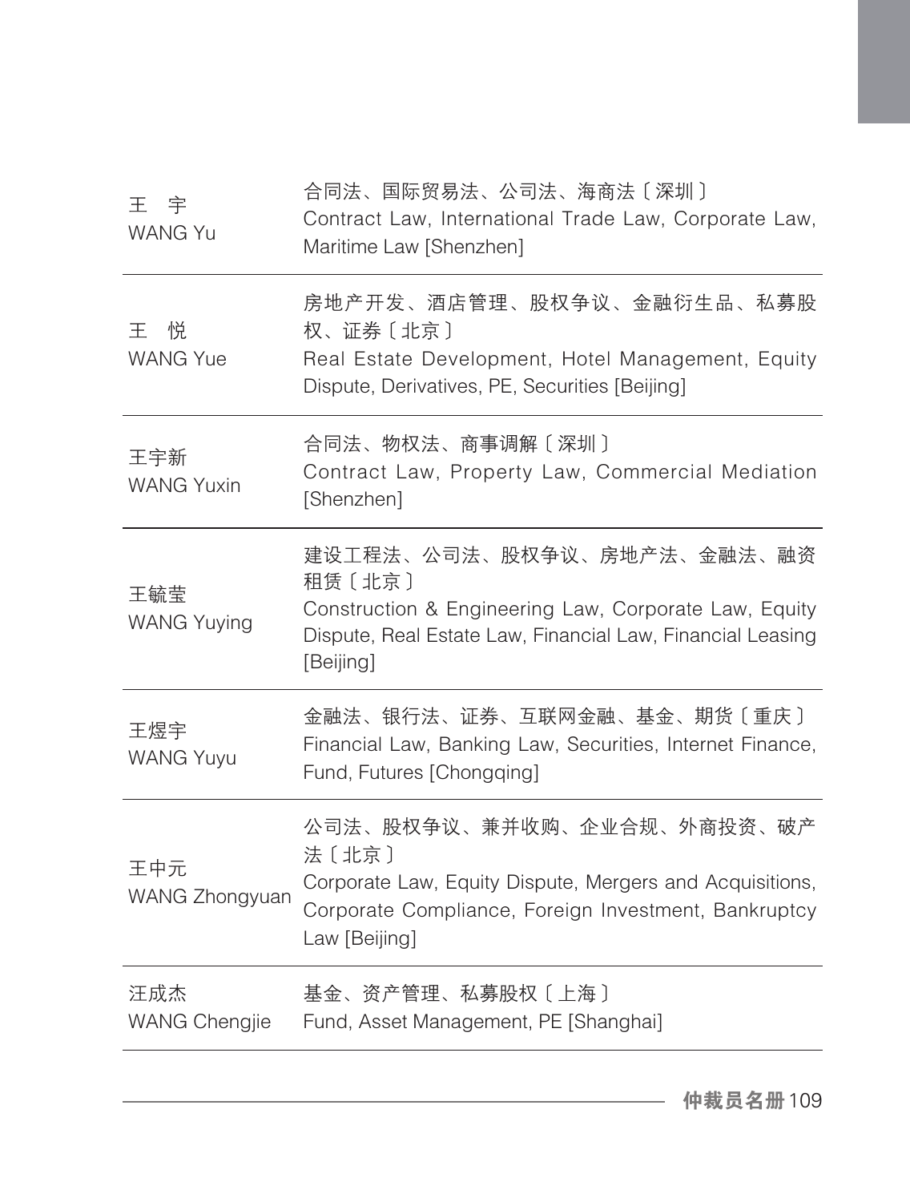| | |
|---|---|
| 王　宇<br>WANG Yu | 合同法、国际贸易法、公司法、海商法〔深圳〕<br>Contract Law, International Trade Law, Corporate Law, Maritime Law [Shenzhen] |
| 王　悦<br>WANG Yue | 房地产开发、酒店管理、股权争议、金融衍生品、私募股权、证券〔北京〕<br>Real Estate Development, Hotel Management, Equity Dispute, Derivatives, PE, Securities [Beijing] |
| 王宇新<br>WANG Yuxin | 合同法、物权法、商事调解〔深圳〕<br>Contract Law, Property Law, Commercial Mediation [Shenzhen] |
| 王毓莹<br>WANG Yuying | 建设工程法、公司法、股权争议、房地产法、金融法、融资租赁〔北京〕<br>Construction & Engineering Law, Corporate Law, Equity Dispute, Real Estate Law, Financial Law, Financial Leasing [Beijing] |
| 王煜宇<br>WANG Yuyu | 金融法、银行法、证券、互联网金融、基金、期货〔重庆〕<br>Financial Law, Banking Law, Securities, Internet Finance, Fund, Futures [Chongqing] |
| 王中元<br>WANG Zhongyuan | 公司法、股权争议、兼并收购、企业合规、外商投资、破产法〔北京〕<br>Corporate Law, Equity Dispute, Mergers and Acquisitions, Corporate Compliance, Foreign Investment, Bankruptcy Law [Beijing] |
| 汪成杰<br>WANG Chengjie | 基金、资产管理、私募股权〔上海〕<br>Fund, Asset Management, PE [Shanghai] |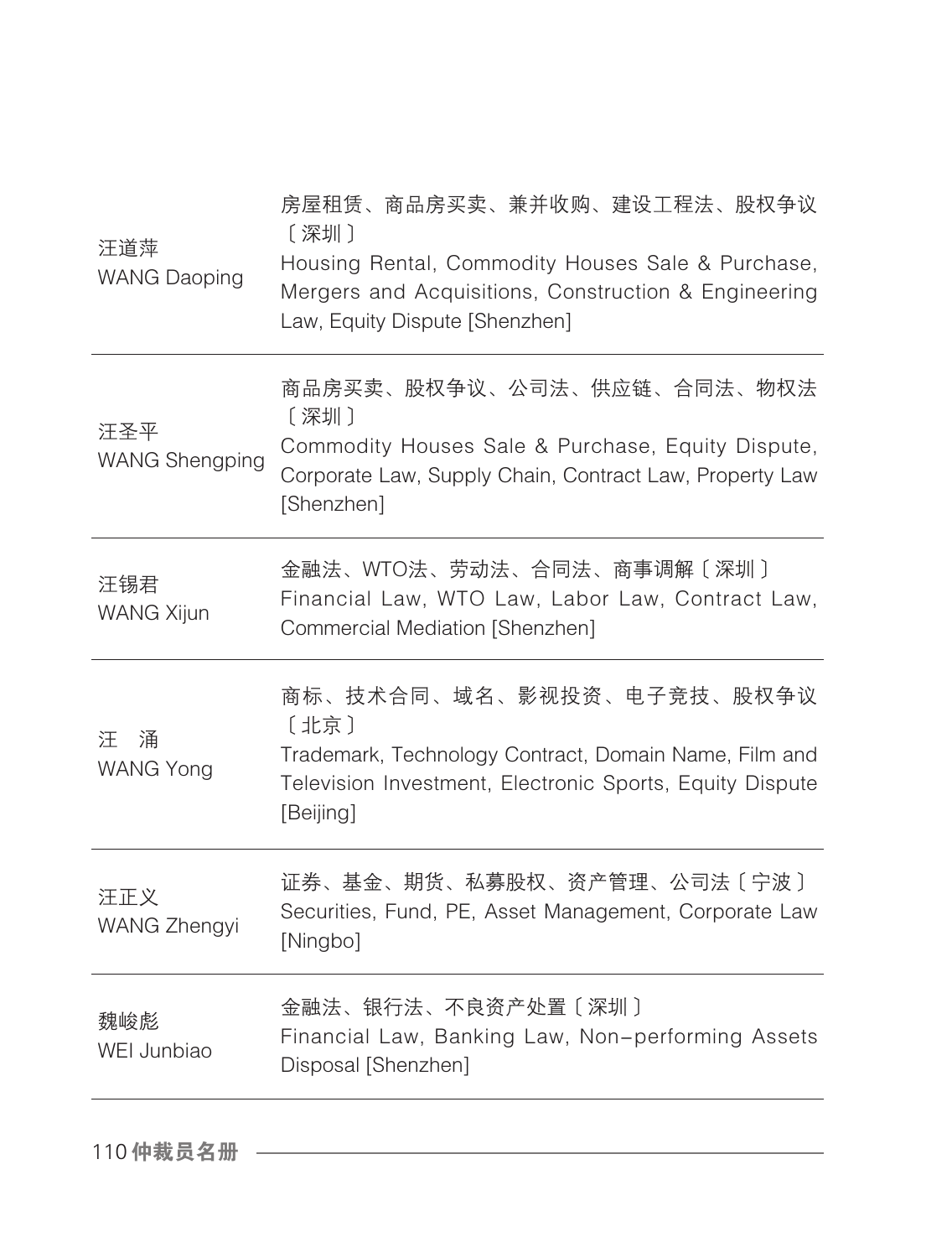| | |
|---|---|
| 汪道萍<br>WANG Daoping | 房屋租赁、商品房买卖、兼并收购、建设工程法、股权争议〔深圳〕<br>Housing Rental, Commodity Houses Sale & Purchase, Mergers and Acquisitions, Construction & Engineering Law, Equity Dispute [Shenzhen] |
| 汪圣平<br>WANG Shengping | 商品房买卖、股权争议、公司法、供应链、合同法、物权法〔深圳〕<br>Commodity Houses Sale & Purchase, Equity Dispute, Corporate Law, Supply Chain, Contract Law, Property Law [Shenzhen] |
| 汪锡君<br>WANG Xijun | 金融法、WTO法、劳动法、合同法、商事调解〔深圳〕<br>Financial Law, WTO Law, Labor Law, Contract Law, Commercial Mediation [Shenzhen] |
| 汪　涌<br>WANG Yong | 商标、技术合同、域名、影视投资、电子竞技、股权争议〔北京〕<br>Trademark, Technology Contract, Domain Name, Film and Television Investment, Electronic Sports, Equity Dispute [Beijing] |
| 汪正义<br>WANG Zhengyi | 证券、基金、期货、私募股权、资产管理、公司法〔宁波〕<br>Securities, Fund, PE, Asset Management, Corporate Law [Ningbo] |
| 魏峻彪<br>WEI Junbiao | 金融法、银行法、不良资产处置〔深圳〕<br>Financial Law, Banking Law, Non-performing Assets Disposal [Shenzhen] |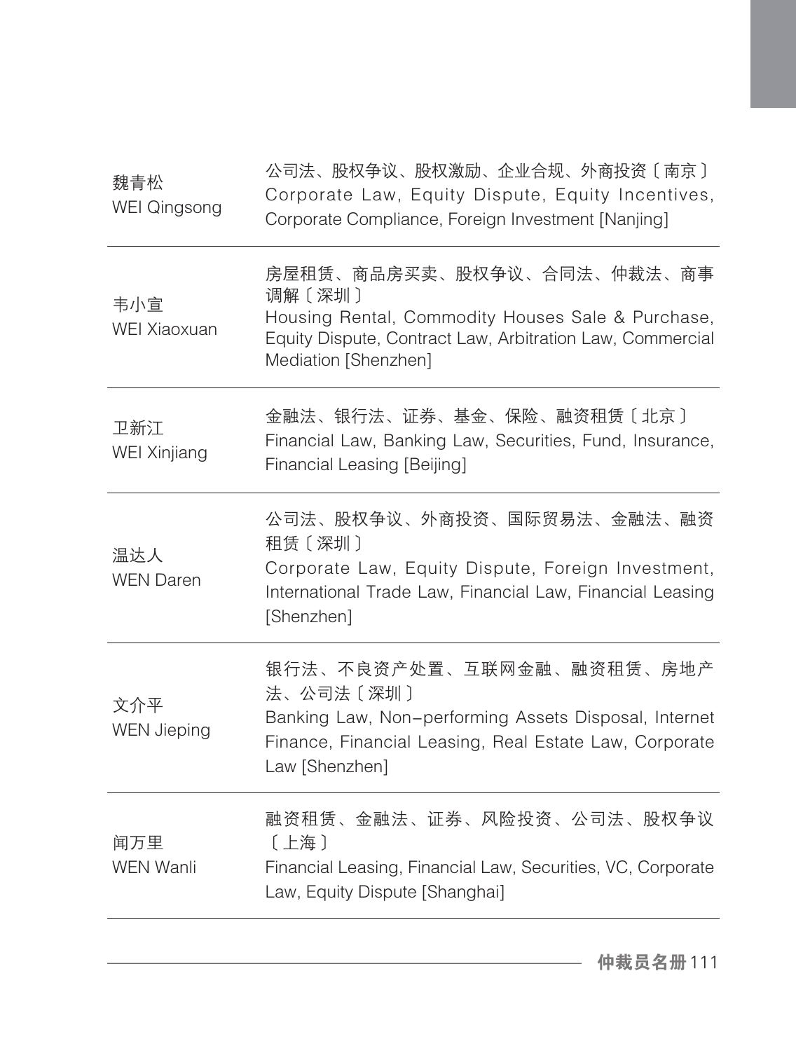| | |
|---|---|
| 魏青松<br>WEI Qingsong | 公司法、股权争议、股权激励、企业合规、外商投资〔南京〕<br>Corporate Law, Equity Dispute, Equity Incentives, Corporate Compliance, Foreign Investment [Nanjing] |
| 韦小宣<br>WEI Xiaoxuan | 房屋租赁、商品房买卖、股权争议、合同法、仲裁法、商事调解〔深圳〕<br>Housing Rental, Commodity Houses Sale & Purchase, Equity Dispute, Contract Law, Arbitration Law, Commercial Mediation [Shenzhen] |
| 卫新江<br>WEI Xinjiang | 金融法、银行法、证券、基金、保险、融资租赁〔北京〕<br>Financial Law, Banking Law, Securities, Fund, Insurance, Financial Leasing [Beijing] |
| 温达人<br>WEN Daren | 公司法、股权争议、外商投资、国际贸易法、金融法、融资租赁〔深圳〕<br>Corporate Law, Equity Dispute, Foreign Investment, International Trade Law, Financial Law, Financial Leasing [Shenzhen] |
| 文介平<br>WEN Jieping | 银行法、不良资产处置、互联网金融、融资租赁、房地产法、公司法〔深圳〕<br>Banking Law, Non-performing Assets Disposal, Internet Finance, Financial Leasing, Real Estate Law, Corporate Law [Shenzhen] |
| 闻万里<br>WEN Wanli | 融资租赁、金融法、证券、风险投资、公司法、股权争议〔上海〕<br>Financial Leasing, Financial Law, Securities, VC, Corporate Law, Equity Dispute [Shanghai] |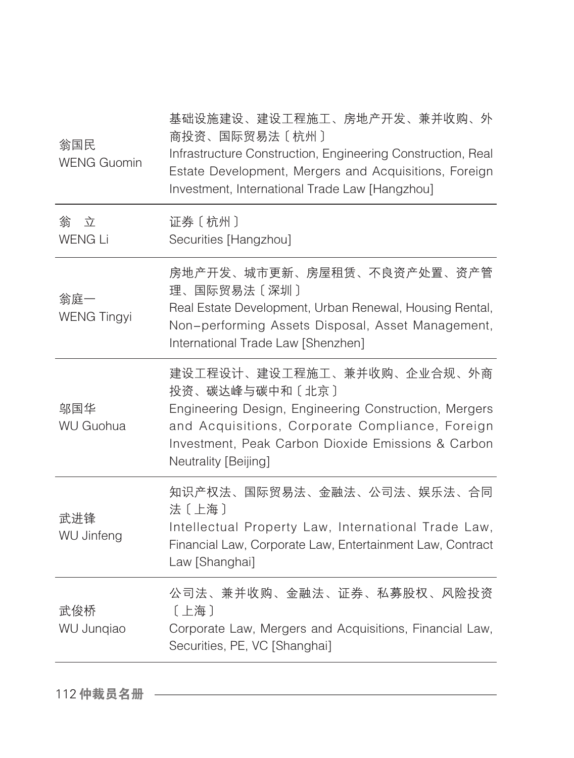| | |
|---|---|
| 翁国民<br>WENG Guomin | 基础设施建设、建设工程施工、房地产开发、兼并收购、外商投资、国际贸易法〔杭州〕<br>Infrastructure Construction, Engineering Construction, Real Estate Development, Mergers and Acquisitions, Foreign Investment, International Trade Law [Hangzhou] |
| 翁　立<br>WENG Li | 证券〔杭州〕<br>Securities [Hangzhou] |
| 翁庭一<br>WENG Tingyi | 房地产开发、城市更新、房屋租赁、不良资产处置、资产管理、国际贸易法〔深圳〕<br>Real Estate Development, Urban Renewal, Housing Rental, Non-performing Assets Disposal, Asset Management, International Trade Law [Shenzhen] |
| 邬国华<br>WU Guohua | 建设工程设计、建设工程施工、兼并收购、企业合规、外商投资、碳达峰与碳中和〔北京〕<br>Engineering Design, Engineering Construction, Mergers and Acquisitions, Corporate Compliance, Foreign Investment, Peak Carbon Dioxide Emissions & Carbon Neutrality [Beijing] |
| 武进锋<br>WU Jinfeng | 知识产权法、国际贸易法、金融法、公司法、娱乐法、合同法〔上海〕<br>Intellectual Property Law, International Trade Law, Financial Law, Corporate Law, Entertainment Law, Contract Law [Shanghai] |
| 武俊桥<br>WU Junqiao | 公司法、兼并收购、金融法、证券、私募股权、风险投资〔上海〕<br>Corporate Law, Mergers and Acquisitions, Financial Law, Securities, PE, VC [Shanghai] |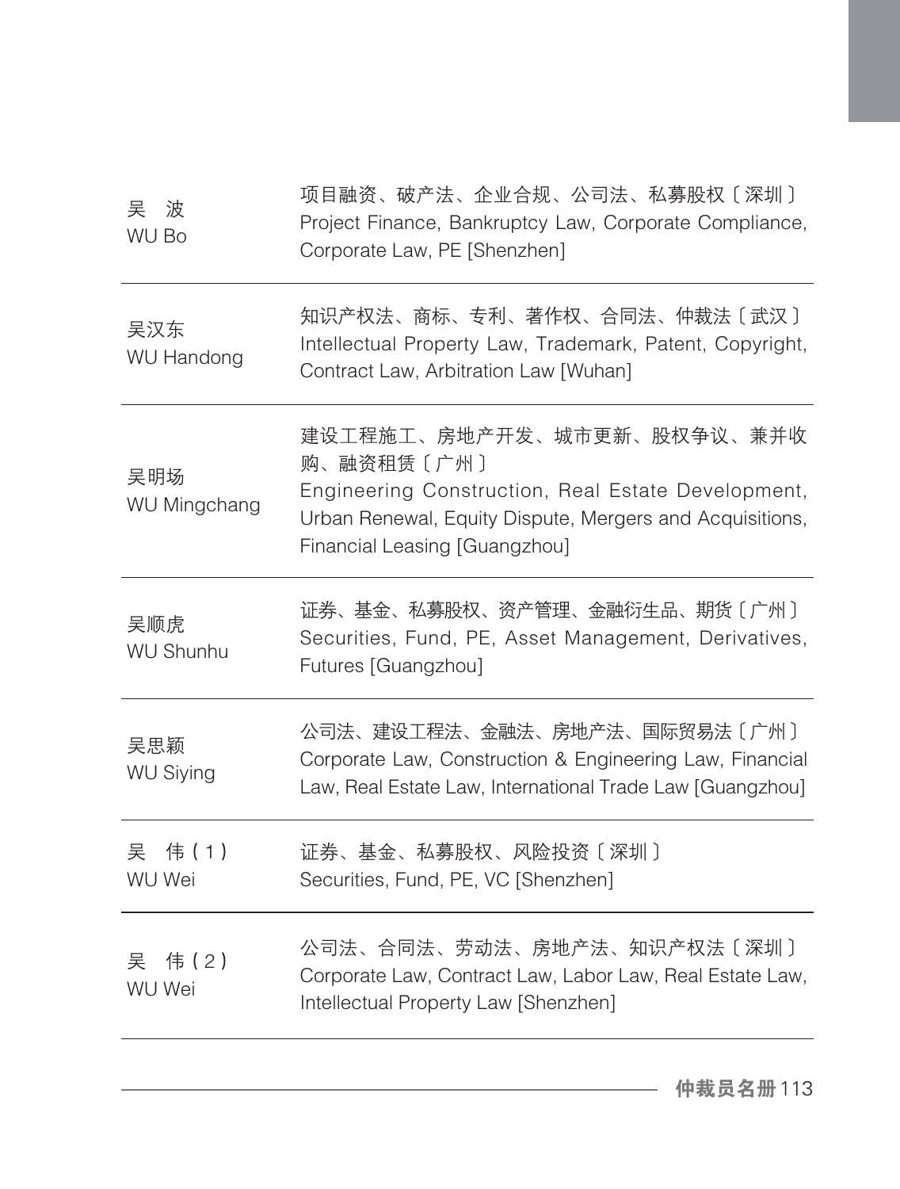| 吴　波<br>WU Bo | 项目融资、破产法、企业合规、公司法、私募股权〔深圳〕<br>Project Finance, Bankruptcy Law, Corporate Compliance, Corporate Law, PE [Shenzhen] |
|---|---|
| 吴汉东<br>WU Handong | 知识产权法、商标、专利、著作权、合同法、仲裁法〔武汉〕<br>Intellectual Property Law, Trademark, Patent, Copyright, Contract Law, Arbitration Law [Wuhan] |
| 吴明场<br>WU Mingchang | 建设工程施工、房地产开发、城市更新、股权争议、兼并收购、融资租赁〔广州〕<br>Engineering Construction, Real Estate Development, Urban Renewal, Equity Dispute, Mergers and Acquisitions, Financial Leasing [Guangzhou] |
| 吴顺虎<br>WU Shunhu | 证券、基金、私募股权、资产管理、金融衍生品、期货〔广州〕<br>Securities, Fund, PE, Asset Management, Derivatives, Futures [Guangzhou] |
| 吴思颖<br>WU Siying | 公司法、建设工程法、金融法、房地产法、国际贸易法〔广州〕<br>Corporate Law, Construction & Engineering Law, Financial Law, Real Estate Law, International Trade Law [Guangzhou] |
| 吴　伟(1)<br>WU Wei | 证券、基金、私募股权、风险投资〔深圳〕<br>Securities, Fund, PE, VC [Shenzhen] |
| 吴　伟(2)<br>WU Wei | 公司法、合同法、劳动法、房地产法、知识产权法〔深圳〕<br>Corporate Law, Contract Law, Labor Law, Real Estate Law, Intellectual Property Law [Shenzhen] |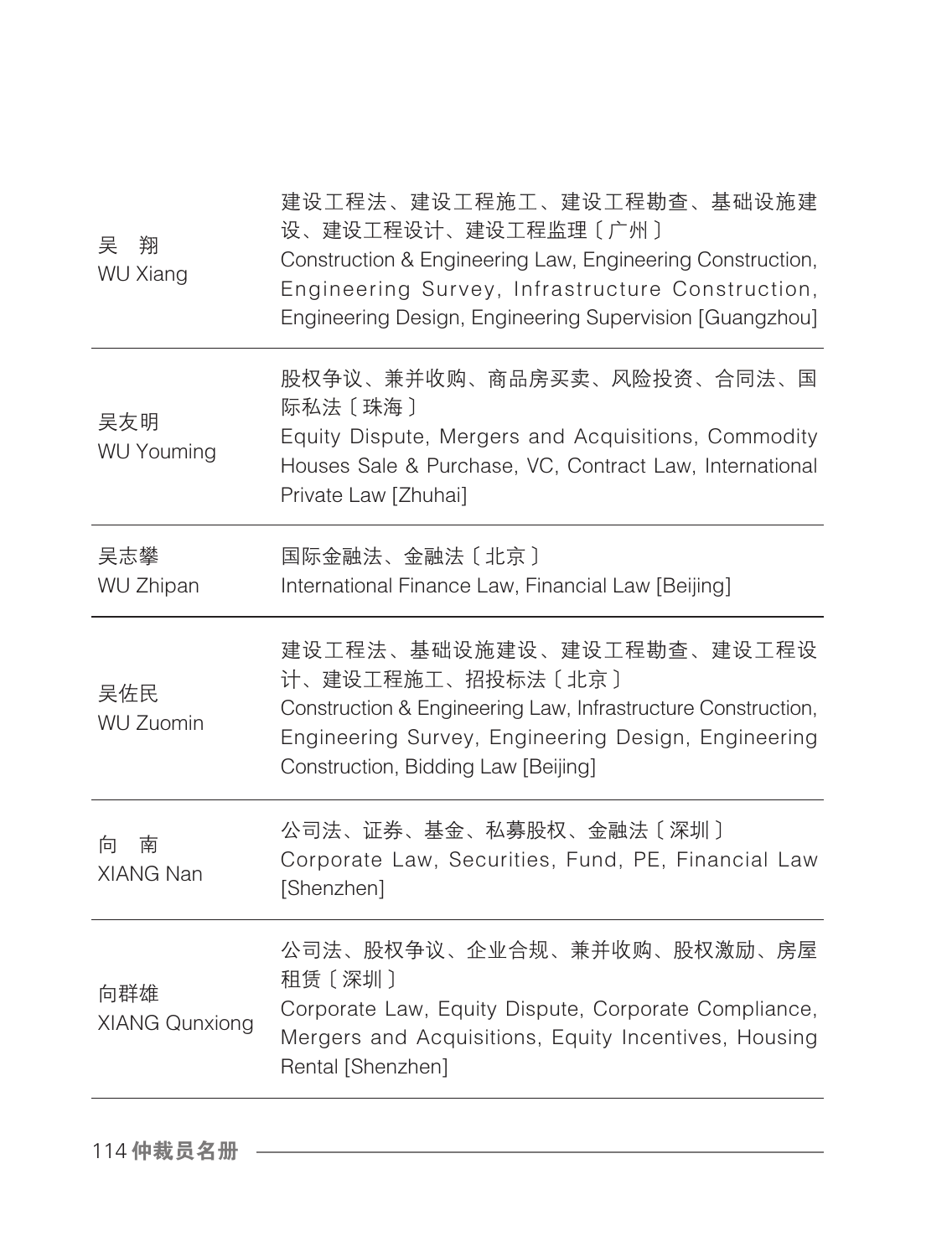| | |
|---|---|
| 吴　翔<br>WU Xiang | 建设工程法、建设工程施工、建设工程勘查、基础设施建设、建设工程设计、建设工程监理〔广州〕<br>Construction & Engineering Law, Engineering Construction, Engineering Survey, Infrastructure Construction, Engineering Design, Engineering Supervision [Guangzhou] |
| 吴友明<br>WU Youming | 股权争议、兼并收购、商品房买卖、风险投资、合同法、国际私法〔珠海〕<br>Equity Dispute, Mergers and Acquisitions, Commodity Houses Sale & Purchase, VC, Contract Law, International Private Law [Zhuhai] |
| 吴志攀<br>WU Zhipan | 国际金融法、金融法〔北京〕<br>International Finance Law, Financial Law [Beijing] |
| 吴佐民<br>WU Zuomin | 建设工程法、基础设施建设、建设工程勘查、建设工程设计、建设工程施工、招投标法〔北京〕<br>Construction & Engineering Law, Infrastructure Construction, Engineering Survey, Engineering Design, Engineering Construction, Bidding Law [Beijing] |
| 向　南<br>XIANG Nan | 公司法、证券、基金、私募股权、金融法〔深圳〕<br>Corporate Law, Securities, Fund, PE, Financial Law [Shenzhen] |
| 向群雄<br>XIANG Qunxiong | 公司法、股权争议、企业合规、兼并收购、股权激励、房屋租赁〔深圳〕<br>Corporate Law, Equity Dispute, Corporate Compliance, Mergers and Acquisitions, Equity Incentives, Housing Rental [Shenzhen] |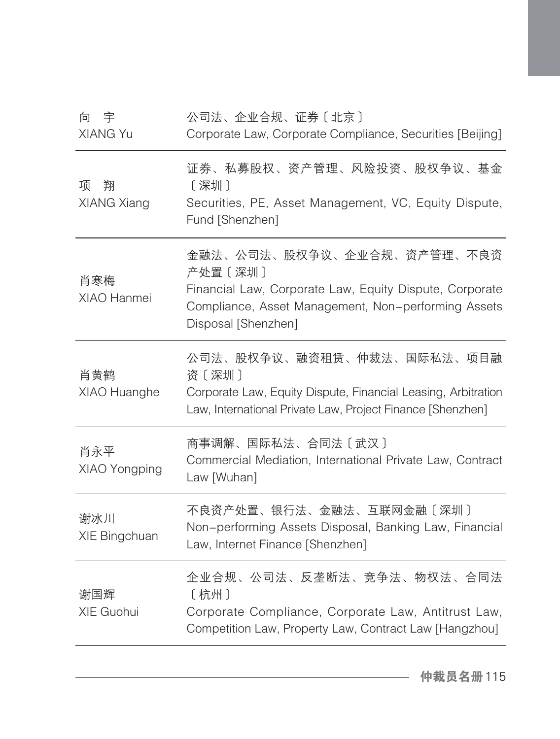| | |
|---|---|
| 向　宇<br>XIANG Yu | 公司法、企业合规、证券〔北京〕<br>Corporate Law, Corporate Compliance, Securities [Beijing] |
| 项　翔<br>XIANG Xiang | 证券、私募股权、资产管理、风险投资、股权争议、基金〔深圳〕<br>Securities, PE, Asset Management, VC, Equity Dispute, Fund [Shenzhen] |
| 肖寒梅<br>XIAO Hanmei | 金融法、公司法、股权争议、企业合规、资产管理、不良资产处置〔深圳〕<br>Financial Law, Corporate Law, Equity Dispute, Corporate Compliance, Asset Management, Non-performing Assets Disposal [Shenzhen] |
| 肖黄鹤<br>XIAO Huanghe | 公司法、股权争议、融资租赁、仲裁法、国际私法、项目融资〔深圳〕<br>Corporate Law, Equity Dispute, Financial Leasing, Arbitration Law, International Private Law, Project Finance [Shenzhen] |
| 肖永平<br>XIAO Yongping | 商事调解、国际私法、合同法〔武汉〕<br>Commercial Mediation, International Private Law, Contract Law [Wuhan] |
| 谢冰川<br>XIE Bingchuan | 不良资产处置、银行法、金融法、互联网金融〔深圳〕<br>Non-performing Assets Disposal, Banking Law, Financial Law, Internet Finance [Shenzhen] |
| 谢国辉<br>XIE Guohui | 企业合规、公司法、反垄断法、竞争法、物权法、合同法〔杭州〕<br>Corporate Compliance, Corporate Law, Antitrust Law, Competition Law, Property Law, Contract Law [Hangzhou] |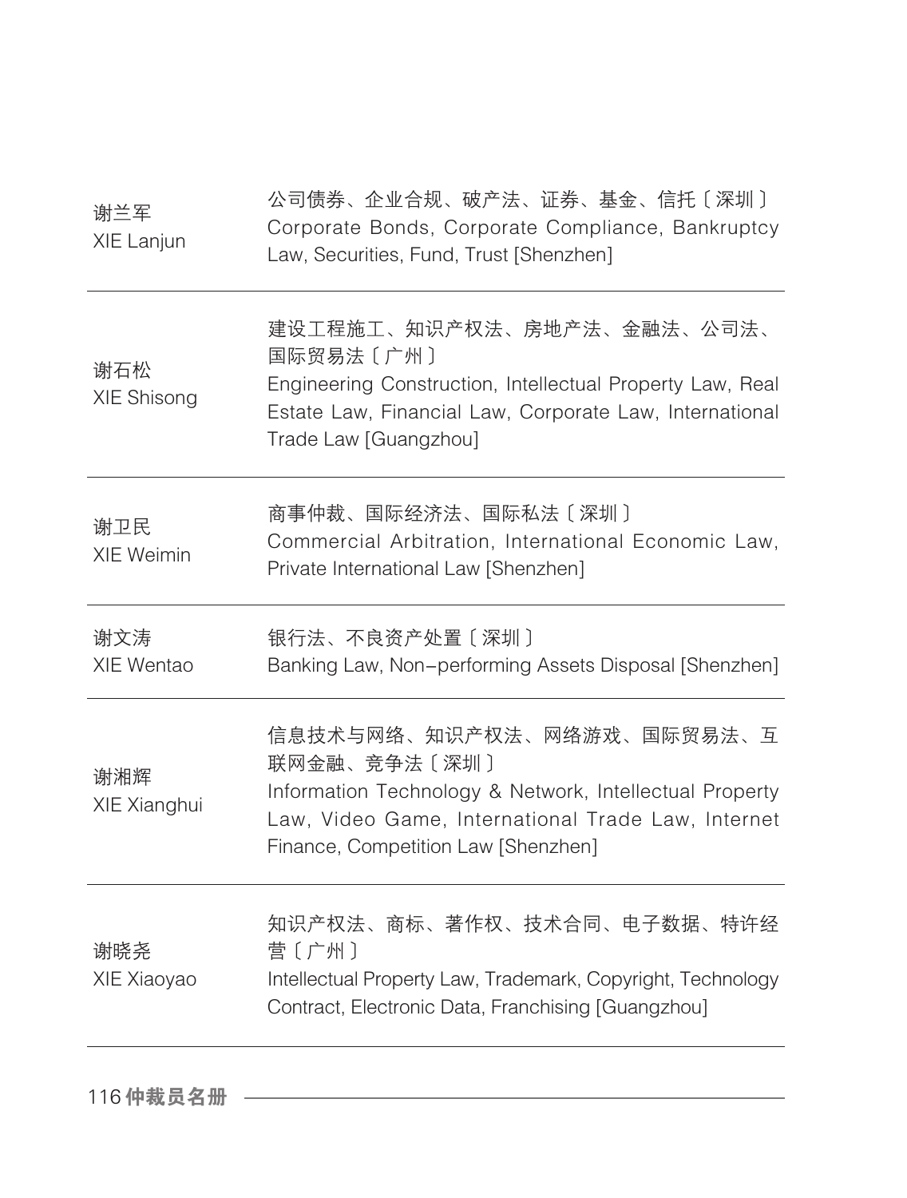| | |
|---|---|
| 谢兰军<br>XIE Lanjun | 公司债券、企业合规、破产法、证券、基金、信托〔深圳〕<br>Corporate Bonds, Corporate Compliance, Bankruptcy Law, Securities, Fund, Trust [Shenzhen] |
| 谢石松<br>XIE Shisong | 建设工程施工、知识产权法、房地产法、金融法、公司法、国际贸易法〔广州〕<br>Engineering Construction, Intellectual Property Law, Real Estate Law, Financial Law, Corporate Law, International Trade Law [Guangzhou] |
| 谢卫民<br>XIE Weimin | 商事仲裁、国际经济法、国际私法〔深圳〕<br>Commercial Arbitration, International Economic Law, Private International Law [Shenzhen] |
| 谢文涛<br>XIE Wentao | 银行法、不良资产处置〔深圳〕<br>Banking Law, Non-performing Assets Disposal [Shenzhen] |
| 谢湘辉<br>XIE Xianghui | 信息技术与网络、知识产权法、网络游戏、国际贸易法、互联网金融、竞争法〔深圳〕<br>Information Technology & Network, Intellectual Property Law, Video Game, International Trade Law, Internet Finance, Competition Law [Shenzhen] |
| 谢晓尧<br>XIE Xiaoyao | 知识产权法、商标、著作权、技术合同、电子数据、特许经营〔广州〕<br>Intellectual Property Law, Trademark, Copyright, Technology Contract, Electronic Data, Franchising [Guangzhou] |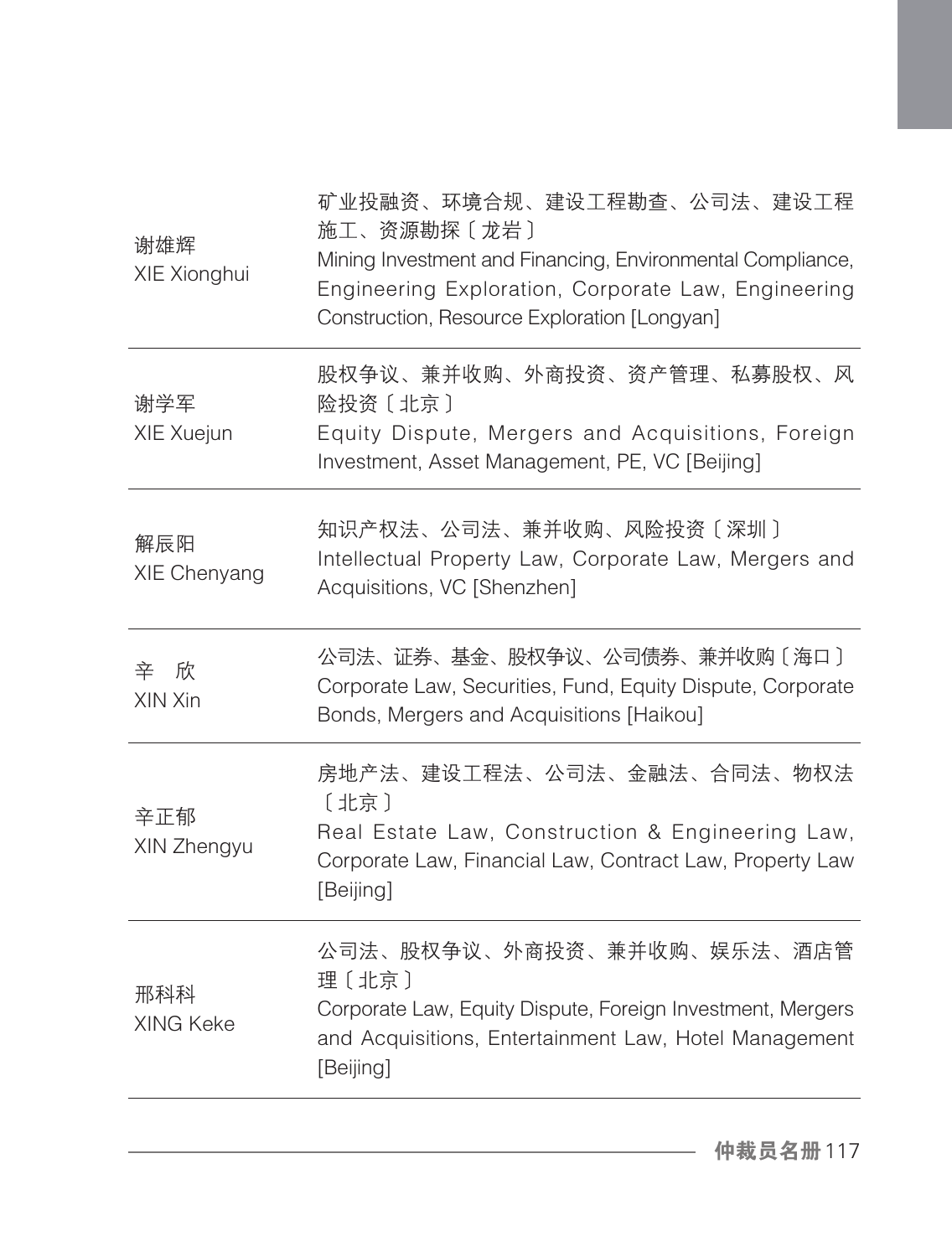| | |
|---|---|
| 谢雄辉<br>XIE Xionghui | 矿业投融资、环境合规、建设工程勘查、公司法、建设工程施工、资源勘探〔龙岩〕<br>Mining Investment and Financing, Environmental Compliance, Engineering Exploration, Corporate Law, Engineering Construction, Resource Exploration [Longyan] |
| 谢学军<br>XIE Xuejun | 股权争议、兼并收购、外商投资、资产管理、私募股权、风险投资〔北京〕<br>Equity Dispute, Mergers and Acquisitions, Foreign Investment, Asset Management, PE, VC [Beijing] |
| 解辰阳<br>XIE Chenyang | 知识产权法、公司法、兼并收购、风险投资〔深圳〕<br>Intellectual Property Law, Corporate Law, Mergers and Acquisitions, VC [Shenzhen] |
| 辛　欣<br>XIN Xin | 公司法、证券、基金、股权争议、公司债券、兼并收购〔海口〕<br>Corporate Law, Securities, Fund, Equity Dispute, Corporate Bonds, Mergers and Acquisitions [Haikou] |
| 辛正郁<br>XIN Zhengyu | 房地产法、建设工程法、公司法、金融法、合同法、物权法〔北京〕<br>Real Estate Law, Construction & Engineering Law, Corporate Law, Financial Law, Contract Law, Property Law [Beijing] |
| 邢科科<br>XING Keke | 公司法、股权争议、外商投资、兼并收购、娱乐法、酒店管理〔北京〕<br>Corporate Law, Equity Dispute, Foreign Investment, Mergers and Acquisitions, Entertainment Law, Hotel Management [Beijing] |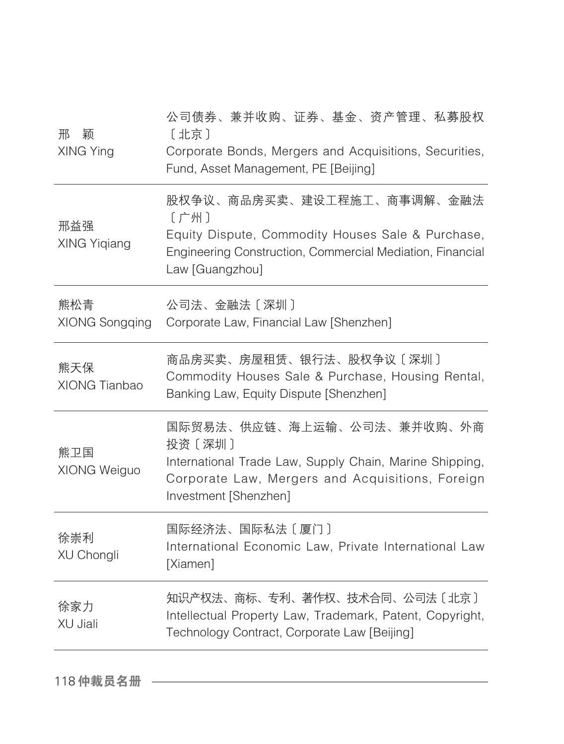| | |
|---|---|
| 邢　颖<br>XING Ying | 公司债券、兼并收购、证券、基金、资产管理、私募股权〔北京〕<br>Corporate Bonds, Mergers and Acquisitions, Securities, Fund, Asset Management, PE [Beijing] |
| 邢益强<br>XING Yiqiang | 股权争议、商品房买卖、建设工程施工、商事调解、金融法〔广州〕<br>Equity Dispute, Commodity Houses Sale & Purchase, Engineering Construction, Commercial Mediation, Financial Law [Guangzhou] |
| 熊松青<br>XIONG Songqing | 公司法、金融法〔深圳〕<br>Corporate Law, Financial Law [Shenzhen] |
| 熊天保<br>XIONG Tianbao | 商品房买卖、房屋租赁、银行法、股权争议〔深圳〕<br>Commodity Houses Sale & Purchase, Housing Rental, Banking Law, Equity Dispute [Shenzhen] |
| 熊卫国<br>XIONG Weiguo | 国际贸易法、供应链、海上运输、公司法、兼并收购、外商投资〔深圳〕<br>International Trade Law, Supply Chain, Marine Shipping, Corporate Law, Mergers and Acquisitions, Foreign Investment [Shenzhen] |
| 徐崇利<br>XU Chongli | 国际经济法、国际私法〔厦门〕<br>International Economic Law, Private International Law [Xiamen] |
| 徐家力<br>XU Jiali | 知识产权法、商标、专利、著作权、技术合同、公司法〔北京〕<br>Intellectual Property Law, Trademark, Patent, Copyright, Technology Contract, Corporate Law [Beijing] |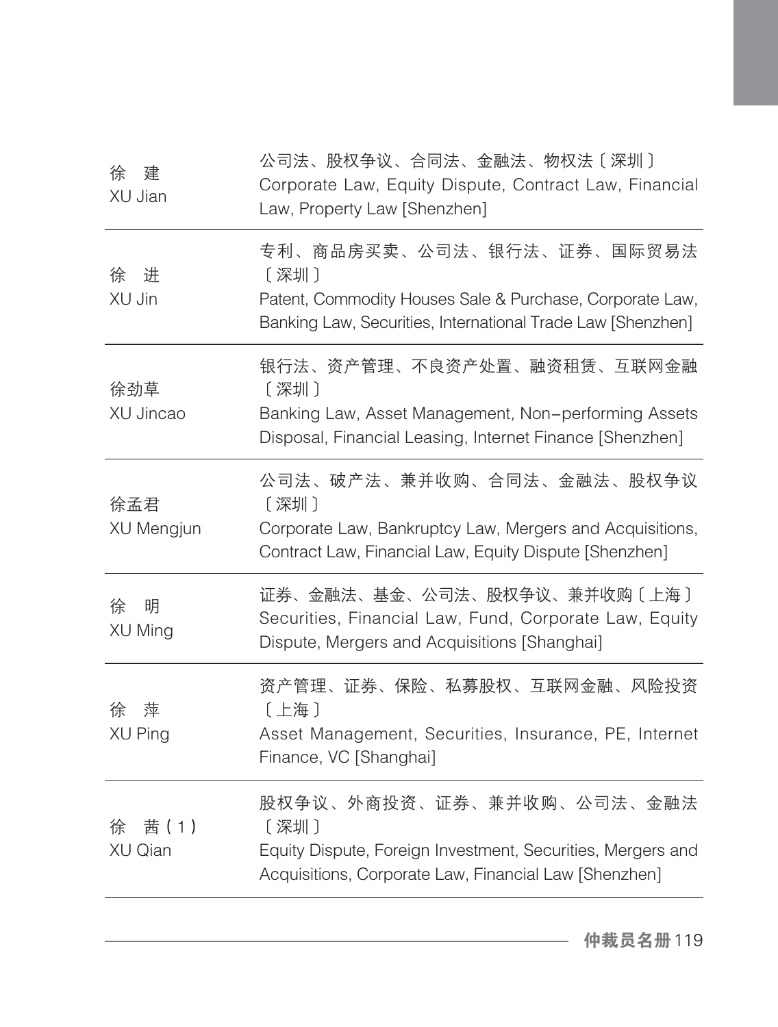| | |
|---|---|
| 徐　建<br>XU Jian | 公司法、股权争议、合同法、金融法、物权法〔深圳〕<br>Corporate Law, Equity Dispute, Contract Law, Financial Law, Property Law [Shenzhen] |
| 徐　进<br>XU Jin | 专利、商品房买卖、公司法、银行法、证券、国际贸易法〔深圳〕<br>Patent, Commodity Houses Sale & Purchase, Corporate Law, Banking Law, Securities, International Trade Law [Shenzhen] |
| 徐劲草<br>XU Jincao | 银行法、资产管理、不良资产处置、融资租赁、互联网金融〔深圳〕<br>Banking Law, Asset Management, Non-performing Assets Disposal, Financial Leasing, Internet Finance [Shenzhen] |
| 徐孟君<br>XU Mengjun | 公司法、破产法、兼并收购、合同法、金融法、股权争议〔深圳〕<br>Corporate Law, Bankruptcy Law, Mergers and Acquisitions, Contract Law, Financial Law, Equity Dispute [Shenzhen] |
| 徐　明<br>XU Ming | 证券、金融法、基金、公司法、股权争议、兼并收购〔上海〕<br>Securities, Financial Law, Fund, Corporate Law, Equity Dispute, Mergers and Acquisitions [Shanghai] |
| 徐　萍<br>XU Ping | 资产管理、证券、保险、私募股权、互联网金融、风险投资〔上海〕<br>Asset Management, Securities, Insurance, PE, Internet Finance, VC [Shanghai] |
| 徐　茜（1）<br>XU Qian | 股权争议、外商投资、证券、兼并收购、公司法、金融法〔深圳〕<br>Equity Dispute, Foreign Investment, Securities, Mergers and Acquisitions, Corporate Law, Financial Law [Shenzhen] |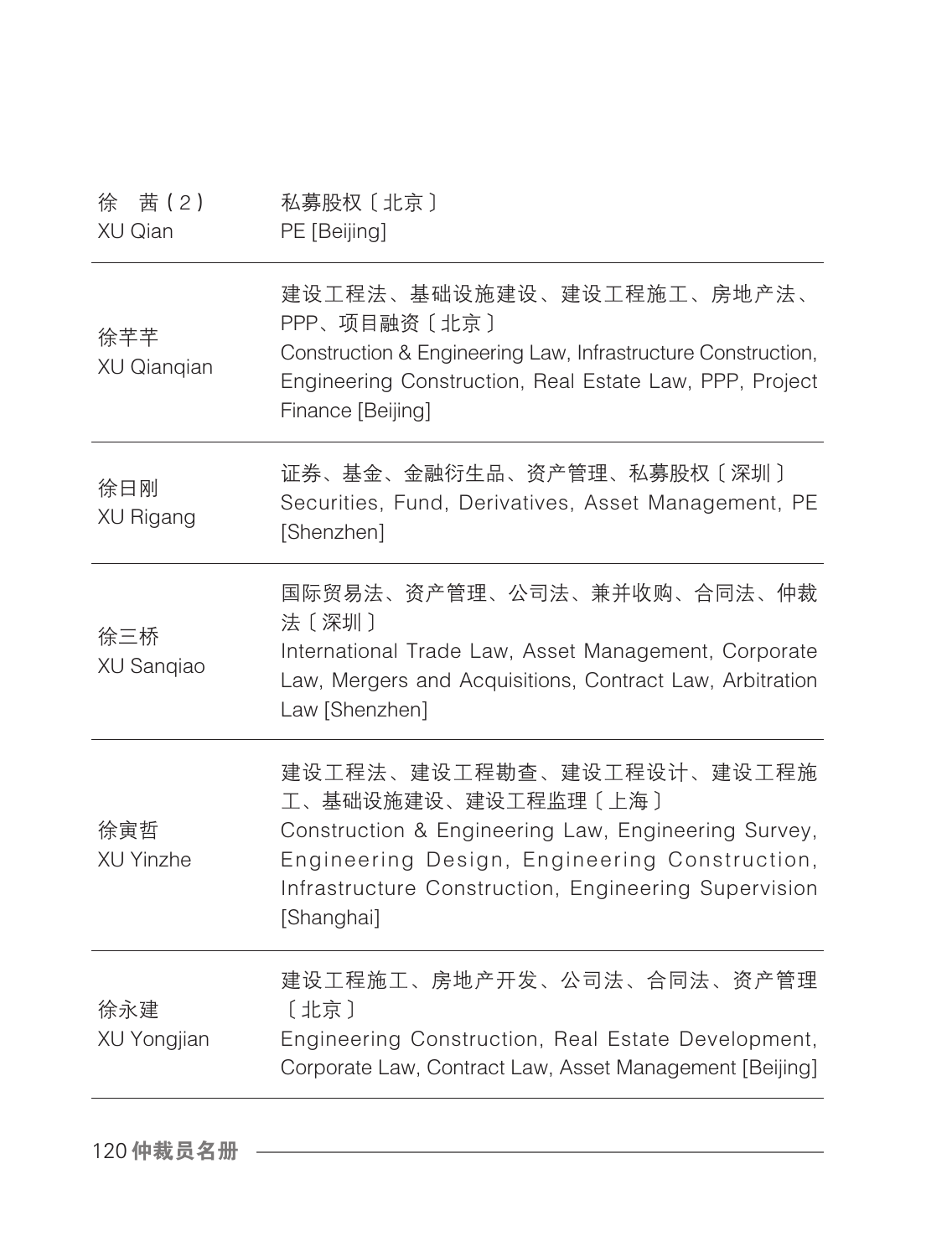| 姓名 | 专业领域 |
| --- | --- |
| 徐　茜（2）<br>XU Qian | 私募股权〔北京〕<br>PE [Beijing] |
| 徐芊芊<br>XU Qianqian | 建设工程法、基础设施建设、建设工程施工、房地产法、PPP、项目融资〔北京〕<br>Construction & Engineering Law, Infrastructure Construction, Engineering Construction, Real Estate Law, PPP, Project Finance [Beijing] |
| 徐日刚<br>XU Rigang | 证券、基金、金融衍生品、资产管理、私募股权〔深圳〕<br>Securities, Fund, Derivatives, Asset Management, PE [Shenzhen] |
| 徐三桥<br>XU Sanqiao | 国际贸易法、资产管理、公司法、兼并收购、合同法、仲裁法〔深圳〕<br>International Trade Law, Asset Management, Corporate Law, Mergers and Acquisitions, Contract Law, Arbitration Law [Shenzhen] |
| 徐寅哲<br>XU Yinzhe | 建设工程法、建设工程勘查、建设工程设计、建设工程施工、基础设施建设、建设工程监理〔上海〕<br>Construction & Engineering Law, Engineering Survey, Engineering Design, Engineering Construction, Infrastructure Construction, Engineering Supervision [Shanghai] |
| 徐永建<br>XU Yongjian | 建设工程施工、房地产开发、公司法、合同法、资产管理〔北京〕<br>Engineering Construction, Real Estate Development, Corporate Law, Contract Law, Asset Management [Beijing] |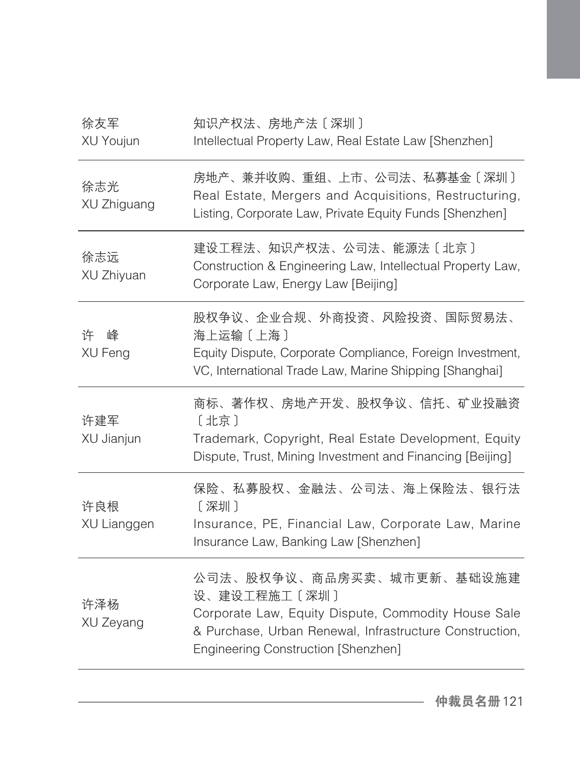| | |
|---|---|
| 徐友军<br>XU Youjun | 知识产权法、房地产法〔深圳〕<br>Intellectual Property Law, Real Estate Law [Shenzhen] |
| 徐志光<br>XU Zhiguang | 房地产、兼并收购、重组、上市、公司法、私募基金〔深圳〕<br>Real Estate, Mergers and Acquisitions, Restructuring, Listing, Corporate Law, Private Equity Funds [Shenzhen] |
| 徐志远<br>XU Zhiyuan | 建设工程法、知识产权法、公司法、能源法〔北京〕<br>Construction & Engineering Law, Intellectual Property Law, Corporate Law, Energy Law [Beijing] |
| 许　峰<br>XU Feng | 股权争议、企业合规、外商投资、风险投资、国际贸易法、海上运输〔上海〕<br>Equity Dispute, Corporate Compliance, Foreign Investment, VC, International Trade Law, Marine Shipping [Shanghai] |
| 许建军<br>XU Jianjun | 商标、著作权、房地产开发、股权争议、信托、矿业投融资〔北京〕<br>Trademark, Copyright, Real Estate Development, Equity Dispute, Trust, Mining Investment and Financing [Beijing] |
| 许良根<br>XU Lianggen | 保险、私募股权、金融法、公司法、海上保险法、银行法〔深圳〕<br>Insurance, PE, Financial Law, Corporate Law, Marine Insurance Law, Banking Law [Shenzhen] |
| 许泽杨<br>XU Zeyang | 公司法、股权争议、商品房买卖、城市更新、基础设施建设、建设工程施工〔深圳〕<br>Corporate Law, Equity Dispute, Commodity House Sale & Purchase, Urban Renewal, Infrastructure Construction, Engineering Construction [Shenzhen] |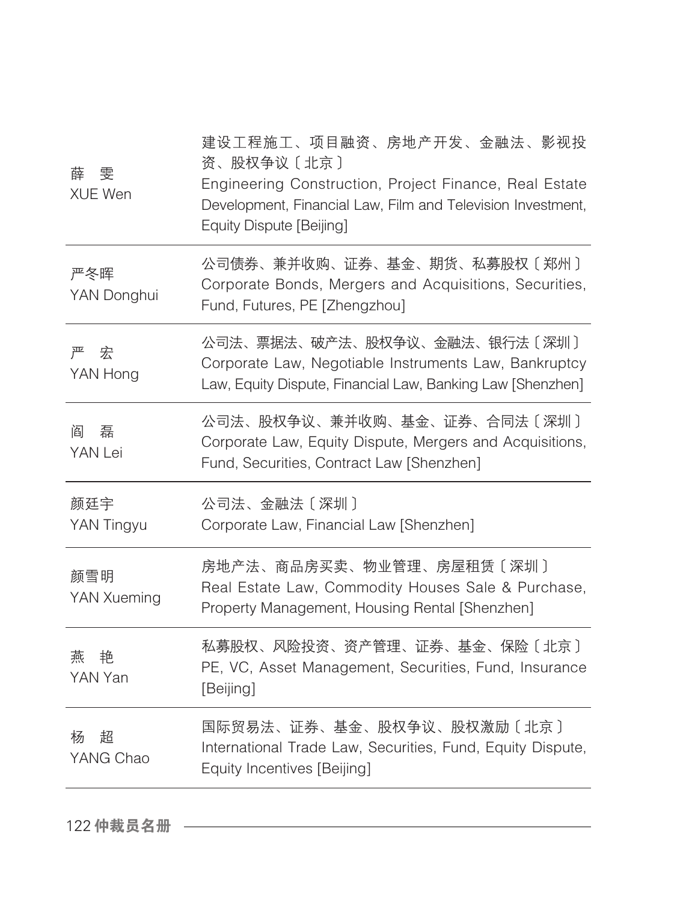| 薛　雯<br>XUE Wen | 建设工程施工、项目融资、房地产开发、金融法、影视投资、股权争议〔北京〕<br>Engineering Construction, Project Finance, Real Estate Development, Financial Law, Film and Television Investment, Equity Dispute [Beijing] |
|---|---|
| 严冬晖<br>YAN Donghui | 公司债券、兼并收购、证券、基金、期货、私募股权〔郑州〕<br>Corporate Bonds, Mergers and Acquisitions, Securities, Fund, Futures, PE [Zhengzhou] |
| 严　宏<br>YAN Hong | 公司法、票据法、破产法、股权争议、金融法、银行法〔深圳〕<br>Corporate Law, Negotiable Instruments Law, Bankruptcy Law, Equity Dispute, Financial Law, Banking Law [Shenzhen] |
| 阎　磊<br>YAN Lei | 公司法、股权争议、兼并收购、基金、证券、合同法〔深圳〕<br>Corporate Law, Equity Dispute, Mergers and Acquisitions, Fund, Securities, Contract Law [Shenzhen] |
| 颜廷宇<br>YAN Tingyu | 公司法、金融法〔深圳〕<br>Corporate Law, Financial Law [Shenzhen] |
| 颜雪明<br>YAN Xueming | 房地产法、商品房买卖、物业管理、房屋租赁〔深圳〕<br>Real Estate Law, Commodity Houses Sale & Purchase, Property Management, Housing Rental [Shenzhen] |
| 燕　艳<br>YAN Yan | 私募股权、风险投资、资产管理、证券、基金、保险〔北京〕<br>PE, VC, Asset Management, Securities, Fund, Insurance [Beijing] |
| 杨　超<br>YANG Chao | 国际贸易法、证券、基金、股权争议、股权激励〔北京〕<br>International Trade Law, Securities, Fund, Equity Dispute, Equity Incentives [Beijing] |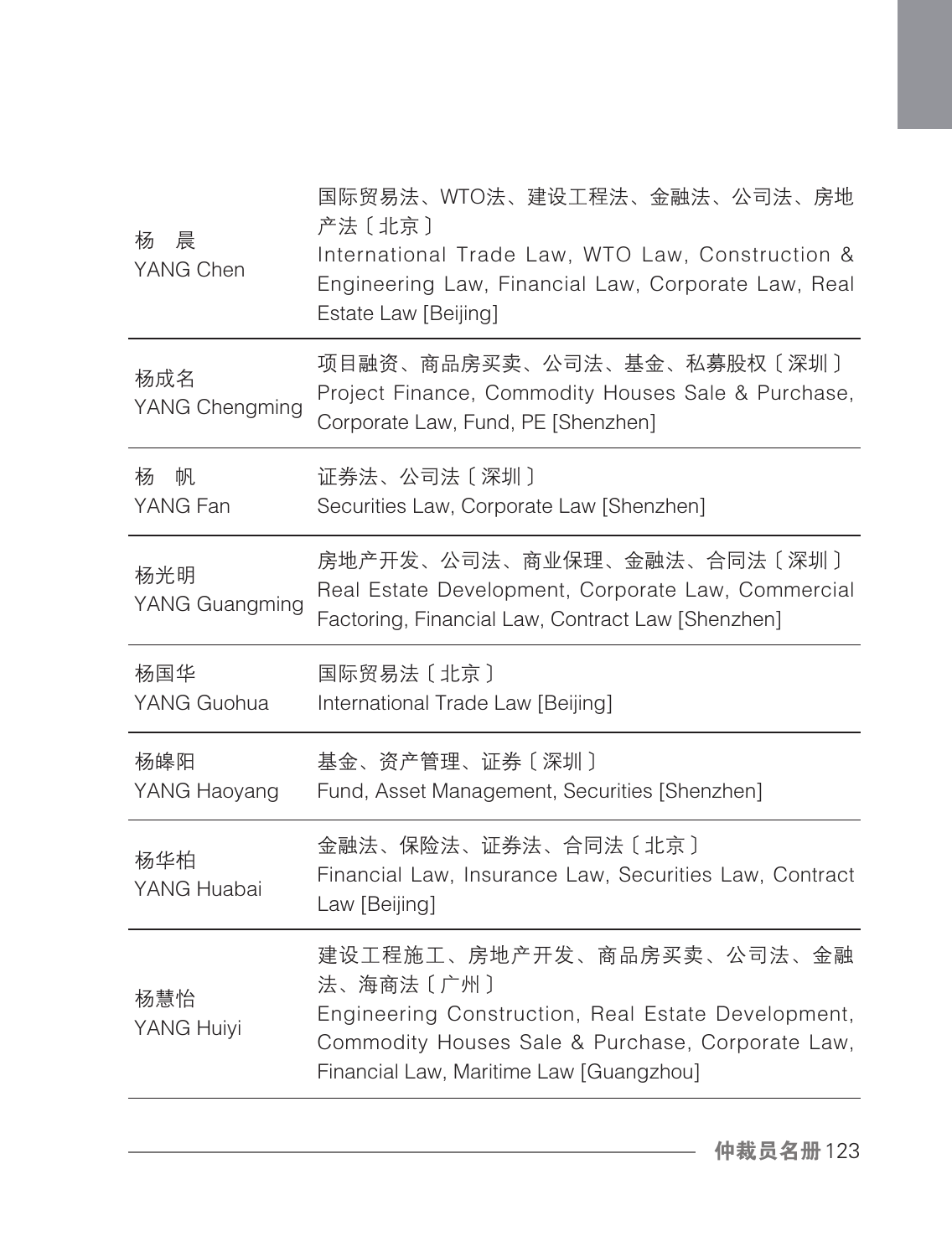| | |
|---|---|
| 杨　晨<br>YANG Chen | 国际贸易法、WTO法、建设工程法、金融法、公司法、房地产法〔北京〕<br>International Trade Law, WTO Law, Construction & Engineering Law, Financial Law, Corporate Law, Real Estate Law [Beijing] |
| 杨成名<br>YANG Chengming | 项目融资、商品房买卖、公司法、基金、私募股权〔深圳〕<br>Project Finance, Commodity Houses Sale & Purchase, Corporate Law, Fund, PE [Shenzhen] |
| 杨　帆<br>YANG Fan | 证券法、公司法〔深圳〕<br>Securities Law, Corporate Law [Shenzhen] |
| 杨光明<br>YANG Guangming | 房地产开发、公司法、商业保理、金融法、合同法〔深圳〕<br>Real Estate Development, Corporate Law, Commercial Factoring, Financial Law, Contract Law [Shenzhen] |
| 杨国华<br>YANG Guohua | 国际贸易法〔北京〕<br>International Trade Law [Beijing] |
| 杨皞阳<br>YANG Haoyang | 基金、资产管理、证券〔深圳〕<br>Fund, Asset Management, Securities [Shenzhen] |
| 杨华柏<br>YANG Huabai | 金融法、保险法、证券法、合同法〔北京〕<br>Financial Law, Insurance Law, Securities Law, Contract Law [Beijing] |
| 杨慧怡<br>YANG Huiyi | 建设工程施工、房地产开发、商品房买卖、公司法、金融法、海商法〔广州〕<br>Engineering Construction, Real Estate Development, Commodity Houses Sale & Purchase, Corporate Law, Financial Law, Maritime Law [Guangzhou] |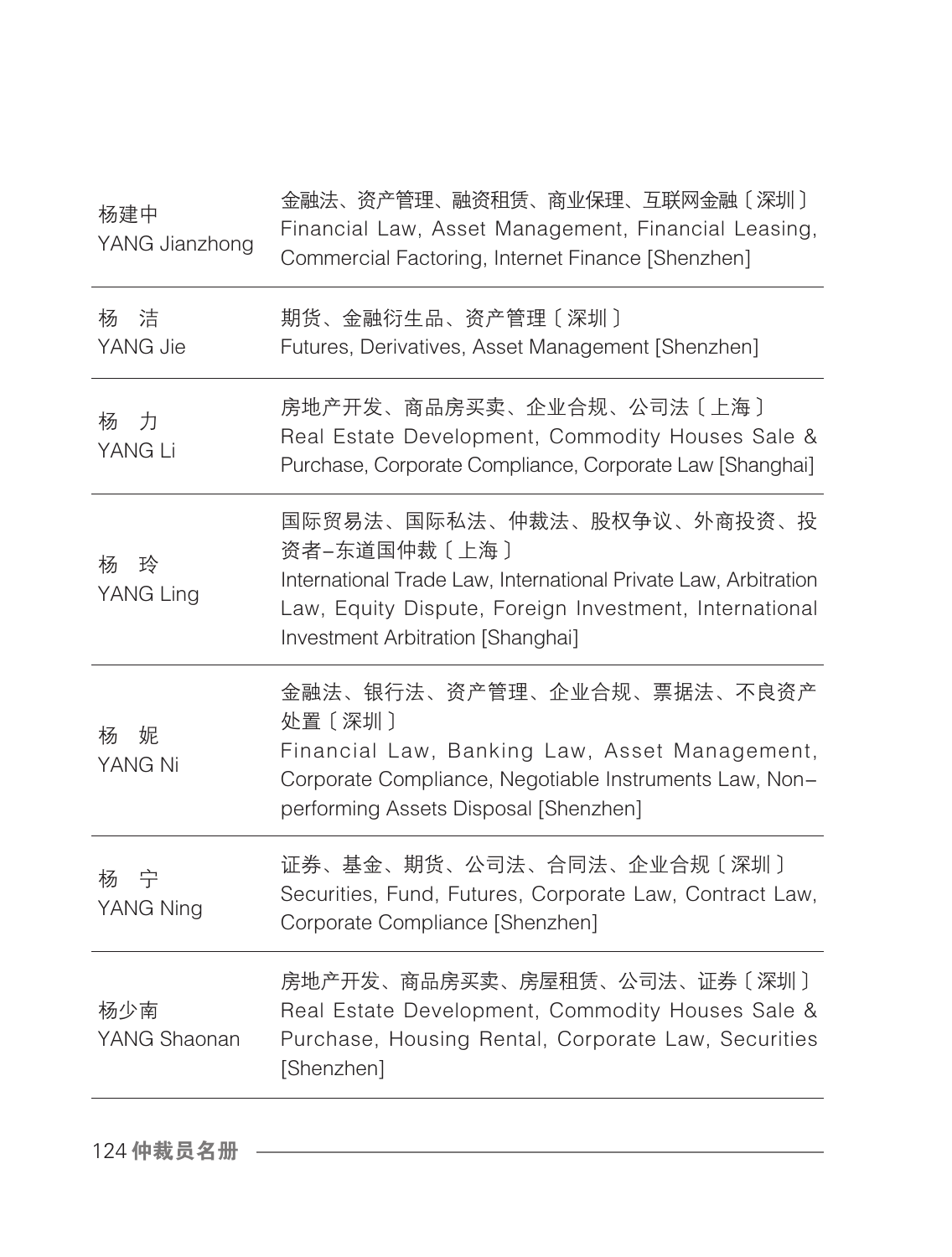| 仲裁员 | 专业领域 |
| --- | --- |
| 杨建中<br>YANG Jianzhong | 金融法、资产管理、融资租赁、商业保理、互联网金融〔深圳〕<br>Financial Law, Asset Management, Financial Leasing, Commercial Factoring, Internet Finance [Shenzhen] |
| 杨　洁<br>YANG Jie | 期货、金融衍生品、资产管理〔深圳〕<br>Futures, Derivatives, Asset Management [Shenzhen] |
| 杨　力<br>YANG Li | 房地产开发、商品房买卖、企业合规、公司法〔上海〕<br>Real Estate Development, Commodity Houses Sale & Purchase, Corporate Compliance, Corporate Law [Shanghai] |
| 杨　玲<br>YANG Ling | 国际贸易法、国际私法、仲裁法、股权争议、外商投资、投资者-东道国仲裁〔上海〕<br>International Trade Law, International Private Law, Arbitration Law, Equity Dispute, Foreign Investment, International Investment Arbitration [Shanghai] |
| 杨　妮<br>YANG Ni | 金融法、银行法、资产管理、企业合规、票据法、不良资产处置〔深圳〕<br>Financial Law, Banking Law, Asset Management, Corporate Compliance, Negotiable Instruments Law, Non-performing Assets Disposal [Shenzhen] |
| 杨　宁<br>YANG Ning | 证券、基金、期货、公司法、合同法、企业合规〔深圳〕<br>Securities, Fund, Futures, Corporate Law, Contract Law, Corporate Compliance [Shenzhen] |
| 杨少南<br>YANG Shaonan | 房地产开发、商品房买卖、房屋租赁、公司法、证券〔深圳〕<br>Real Estate Development, Commodity Houses Sale & Purchase, Housing Rental, Corporate Law, Securities [Shenzhen] |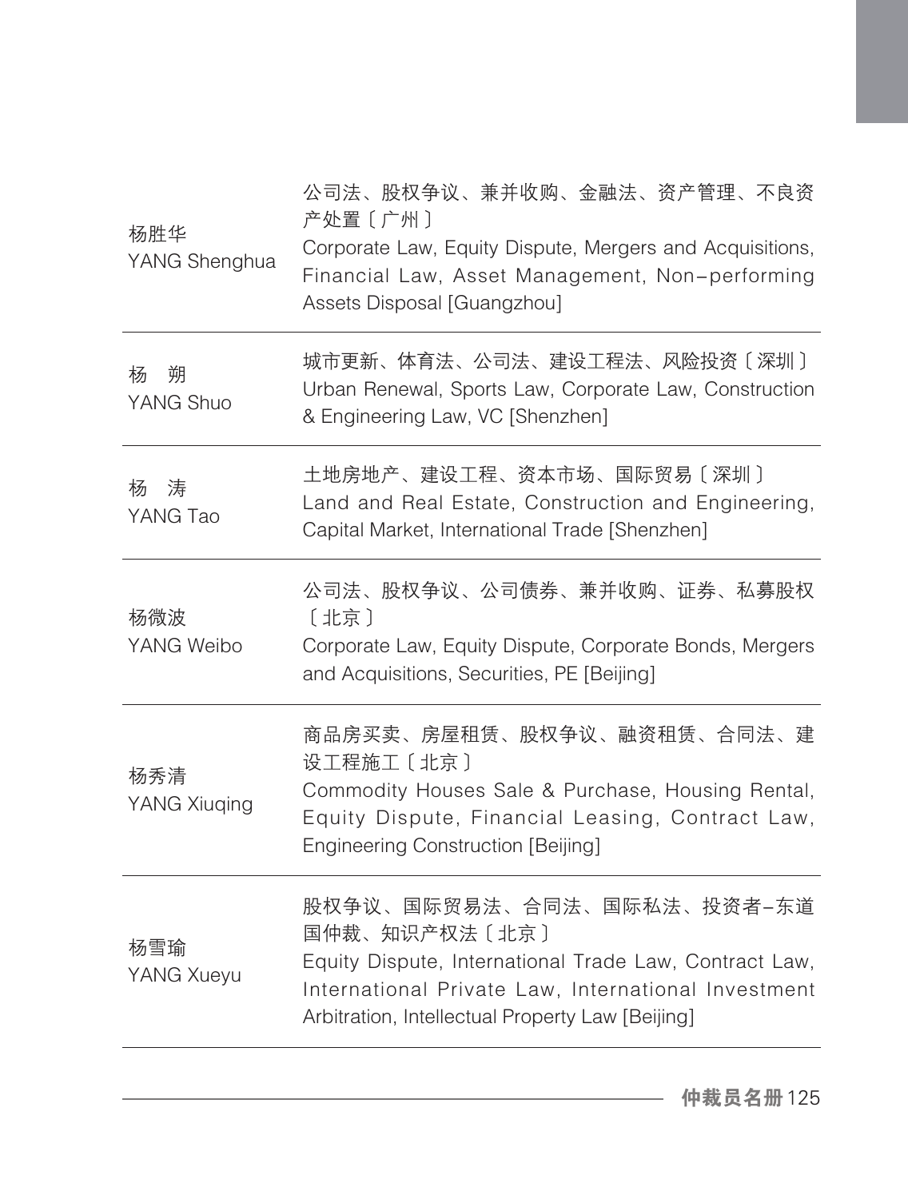| | |
|---|---|
| 杨胜华<br>YANG Shenghua | 公司法、股权争议、兼并收购、金融法、资产管理、不良资产处置〔广州〕<br>Corporate Law, Equity Dispute, Mergers and Acquisitions, Financial Law, Asset Management, Non-performing Assets Disposal [Guangzhou] |
| 杨　朔<br>YANG Shuo | 城市更新、体育法、公司法、建设工程法、风险投资〔深圳〕<br>Urban Renewal, Sports Law, Corporate Law, Construction & Engineering Law, VC [Shenzhen] |
| 杨　涛<br>YANG Tao | 土地房地产、建设工程、资本市场、国际贸易〔深圳〕<br>Land and Real Estate, Construction and Engineering, Capital Market, International Trade [Shenzhen] |
| 杨微波<br>YANG Weibo | 公司法、股权争议、公司债券、兼并收购、证券、私募股权〔北京〕<br>Corporate Law, Equity Dispute, Corporate Bonds, Mergers and Acquisitions, Securities, PE [Beijing] |
| 杨秀清<br>YANG Xiuqing | 商品房买卖、房屋租赁、股权争议、融资租赁、合同法、建设工程施工〔北京〕<br>Commodity Houses Sale & Purchase, Housing Rental, Equity Dispute, Financial Leasing, Contract Law, Engineering Construction [Beijing] |
| 杨雪瑜<br>YANG Xueyu | 股权争议、国际贸易法、合同法、国际私法、投资者-东道国仲裁、知识产权法〔北京〕<br>Equity Dispute, International Trade Law, Contract Law, International Private Law, International Investment Arbitration, Intellectual Property Law [Beijing] |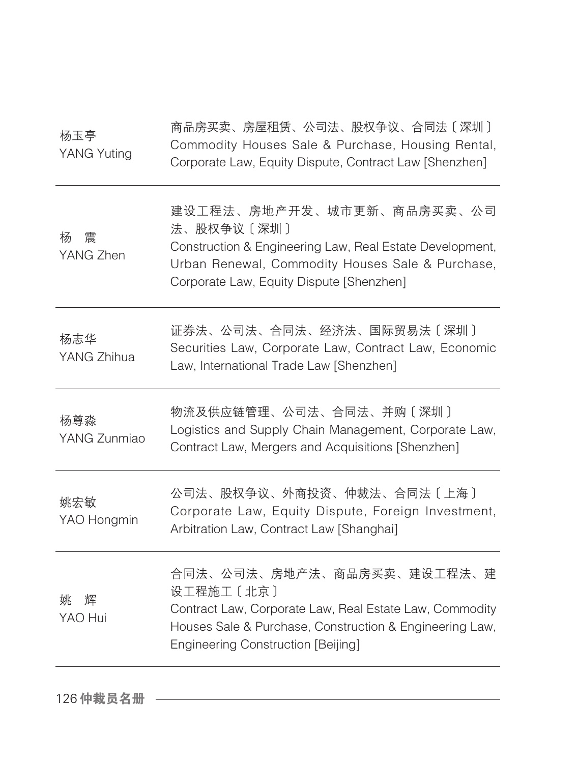| | |
|---|---|
| 杨玉亭<br>YANG Yuting | 商品房买卖、房屋租赁、公司法、股权争议、合同法〔深圳〕<br>Commodity Houses Sale & Purchase, Housing Rental, Corporate Law, Equity Dispute, Contract Law [Shenzhen] |
| 杨　震<br>YANG Zhen | 建设工程法、房地产开发、城市更新、商品房买卖、公司法、股权争议〔深圳〕<br>Construction & Engineering Law, Real Estate Development, Urban Renewal, Commodity Houses Sale & Purchase, Corporate Law, Equity Dispute [Shenzhen] |
| 杨志华<br>YANG Zhihua | 证券法、公司法、合同法、经济法、国际贸易法〔深圳〕<br>Securities Law, Corporate Law, Contract Law, Economic Law, International Trade Law [Shenzhen] |
| 杨尊淼<br>YANG Zunmiao | 物流及供应链管理、公司法、合同法、并购〔深圳〕<br>Logistics and Supply Chain Management, Corporate Law, Contract Law, Mergers and Acquisitions [Shenzhen] |
| 姚宏敏<br>YAO Hongmin | 公司法、股权争议、外商投资、仲裁法、合同法〔上海〕<br>Corporate Law, Equity Dispute, Foreign Investment, Arbitration Law, Contract Law [Shanghai] |
| 姚　辉<br>YAO Hui | 合同法、公司法、房地产法、商品房买卖、建设工程法、建设工程施工〔北京〕<br>Contract Law, Corporate Law, Real Estate Law, Commodity Houses Sale & Purchase, Construction & Engineering Law, Engineering Construction [Beijing] |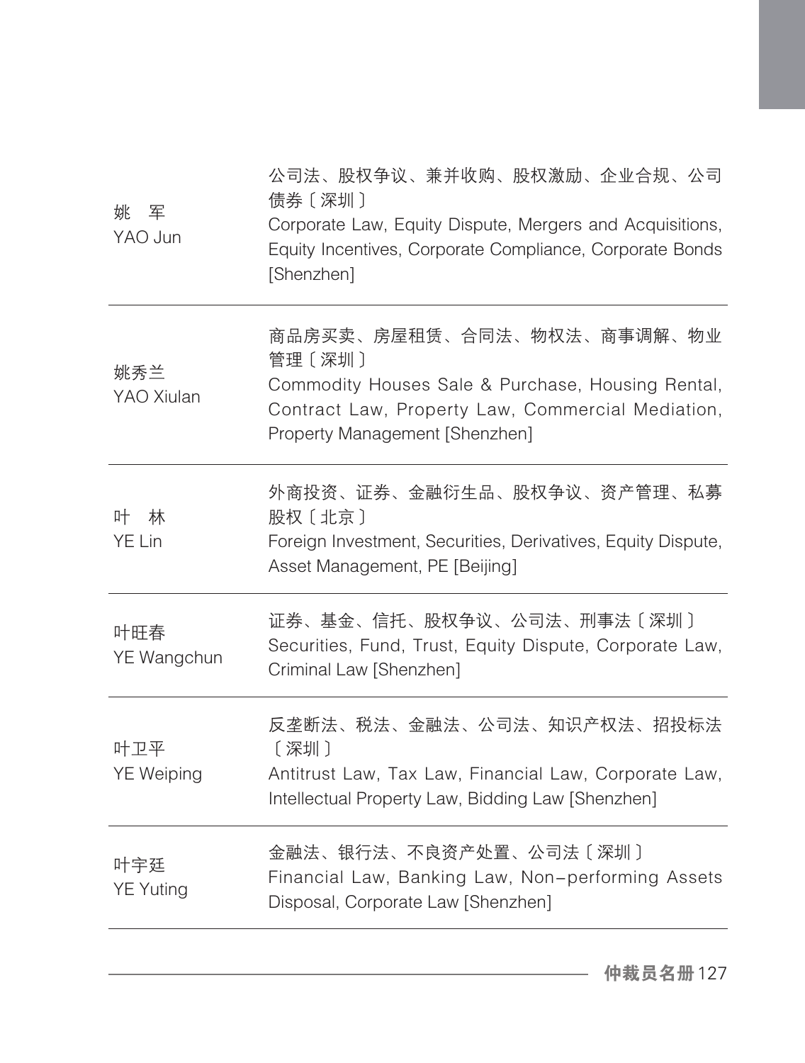| | |
|---|---|
| 姚　军<br>YAO Jun | 公司法、股权争议、兼并收购、股权激励、企业合规、公司债券〔深圳〕<br>Corporate Law, Equity Dispute, Mergers and Acquisitions, Equity Incentives, Corporate Compliance, Corporate Bonds [Shenzhen] |
| 姚秀兰<br>YAO Xiulan | 商品房买卖、房屋租赁、合同法、物权法、商事调解、物业管理〔深圳〕<br>Commodity Houses Sale & Purchase, Housing Rental, Contract Law, Property Law, Commercial Mediation, Property Management [Shenzhen] |
| 叶　林<br>YE Lin | 外商投资、证券、金融衍生品、股权争议、资产管理、私募股权〔北京〕<br>Foreign Investment, Securities, Derivatives, Equity Dispute, Asset Management, PE [Beijing] |
| 叶旺春<br>YE Wangchun | 证券、基金、信托、股权争议、公司法、刑事法〔深圳〕<br>Securities, Fund, Trust, Equity Dispute, Corporate Law, Criminal Law [Shenzhen] |
| 叶卫平<br>YE Weiping | 反垄断法、税法、金融法、公司法、知识产权法、招投标法〔深圳〕<br>Antitrust Law, Tax Law, Financial Law, Corporate Law, Intellectual Property Law, Bidding Law [Shenzhen] |
| 叶宇廷<br>YE Yuting | 金融法、银行法、不良资产处置、公司法〔深圳〕<br>Financial Law, Banking Law, Non-performing Assets Disposal, Corporate Law [Shenzhen] |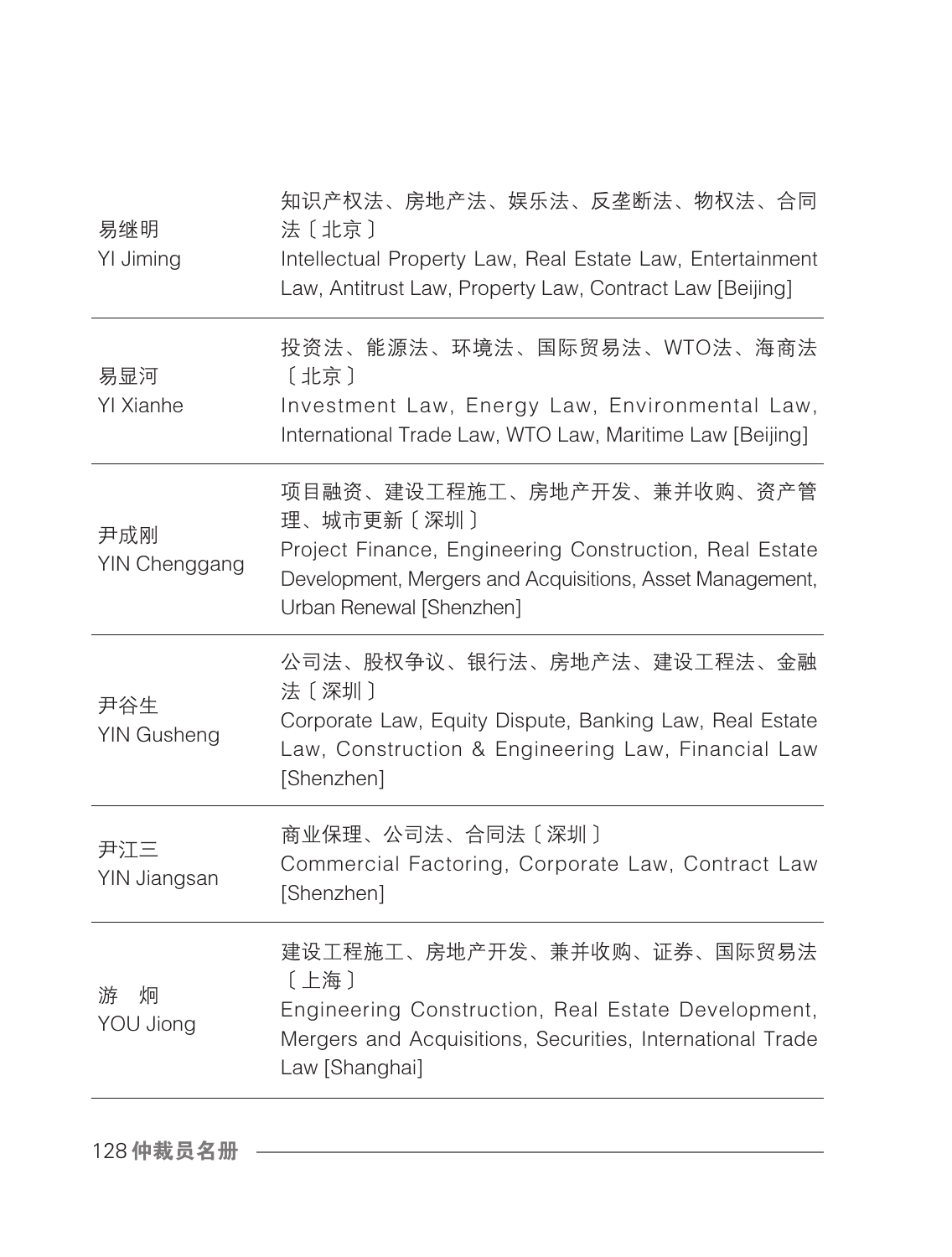| | |
|---|---|
| 易继明<br>YI Jiming | 知识产权法、房地产法、娱乐法、反垄断法、物权法、合同法〔北京〕<br>Intellectual Property Law, Real Estate Law, Entertainment Law, Antitrust Law, Property Law, Contract Law [Beijing] |
| 易显河<br>YI Xianhe | 投资法、能源法、环境法、国际贸易法、WTO法、海商法〔北京〕<br>Investment Law, Energy Law, Environmental Law, International Trade Law, WTO Law, Maritime Law [Beijing] |
| 尹成刚<br>YIN Chenggang | 项目融资、建设工程施工、房地产开发、兼并收购、资产管理、城市更新〔深圳〕<br>Project Finance, Engineering Construction, Real Estate Development, Mergers and Acquisitions, Asset Management, Urban Renewal [Shenzhen] |
| 尹谷生<br>YIN Gusheng | 公司法、股权争议、银行法、房地产法、建设工程法、金融法〔深圳〕<br>Corporate Law, Equity Dispute, Banking Law, Real Estate Law, Construction & Engineering Law, Financial Law [Shenzhen] |
| 尹江三<br>YIN Jiangsan | 商业保理、公司法、合同法〔深圳〕<br>Commercial Factoring, Corporate Law, Contract Law [Shenzhen] |
| 游　炯<br>YOU Jiong | 建设工程施工、房地产开发、兼并收购、证券、国际贸易法〔上海〕<br>Engineering Construction, Real Estate Development, Mergers and Acquisitions, Securities, International Trade Law [Shanghai] |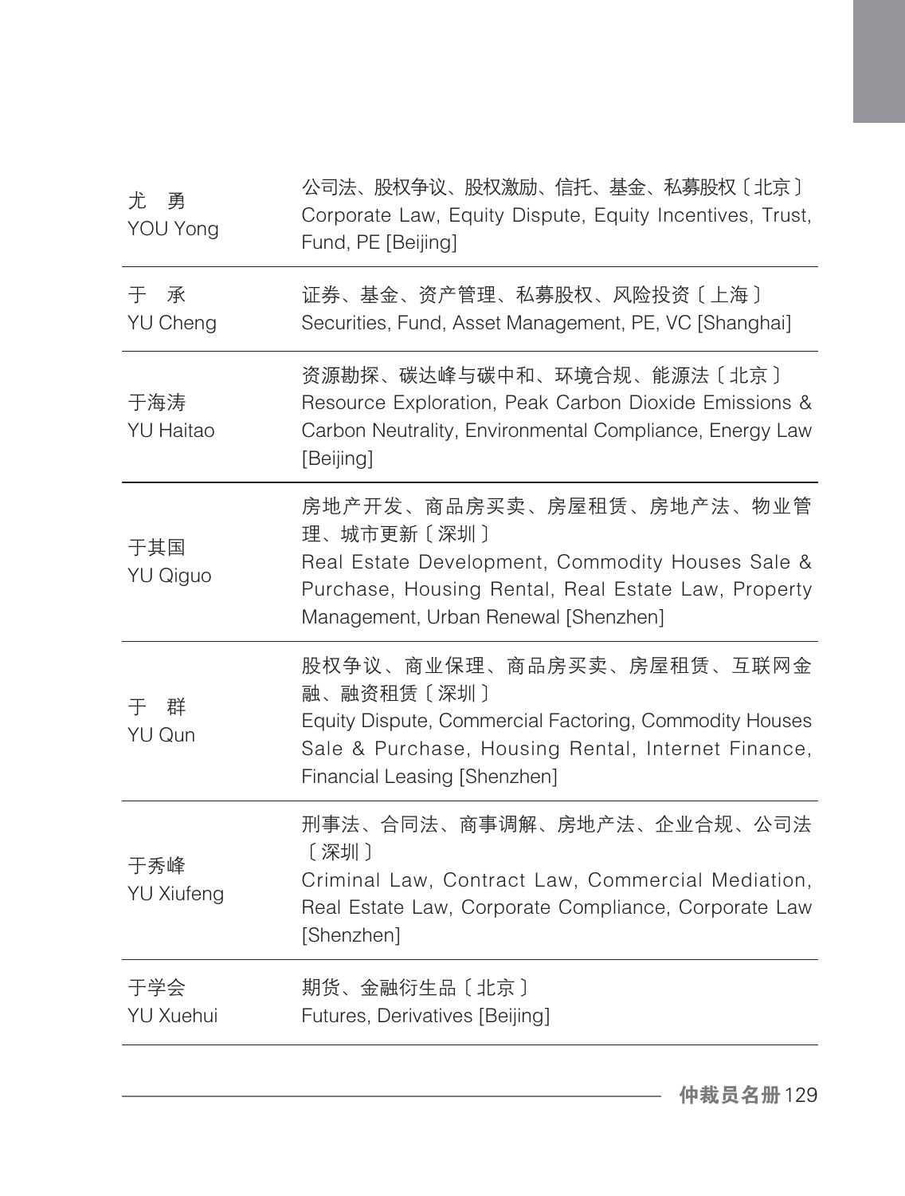| | |
|---|---|
| 尤　勇<br>YOU Yong | 公司法、股权争议、股权激励、信托、基金、私募股权〔北京〕<br>Corporate Law, Equity Dispute, Equity Incentives, Trust, Fund, PE [Beijing] |
| 于　承<br>YU Cheng | 证券、基金、资产管理、私募股权、风险投资〔上海〕<br>Securities, Fund, Asset Management, PE, VC [Shanghai] |
| 于海涛<br>YU Haitao | 资源勘探、碳达峰与碳中和、环境合规、能源法〔北京〕<br>Resource Exploration, Peak Carbon Dioxide Emissions & Carbon Neutrality, Environmental Compliance, Energy Law [Beijing] |
| 于其国<br>YU Qiguo | 房地产开发、商品房买卖、房屋租赁、房地产法、物业管理、城市更新〔深圳〕<br>Real Estate Development, Commodity Houses Sale & Purchase, Housing Rental, Real Estate Law, Property Management, Urban Renewal [Shenzhen] |
| 于　群<br>YU Qun | 股权争议、商业保理、商品房买卖、房屋租赁、互联网金融、融资租赁〔深圳〕<br>Equity Dispute, Commercial Factoring, Commodity Houses Sale & Purchase, Housing Rental, Internet Finance, Financial Leasing [Shenzhen] |
| 于秀峰<br>YU Xiufeng | 刑事法、合同法、商事调解、房地产法、企业合规、公司法〔深圳〕<br>Criminal Law, Contract Law, Commercial Mediation, Real Estate Law, Corporate Compliance, Corporate Law [Shenzhen] |
| 于学会<br>YU Xuehui | 期货、金融衍生品〔北京〕<br>Futures, Derivatives [Beijing] |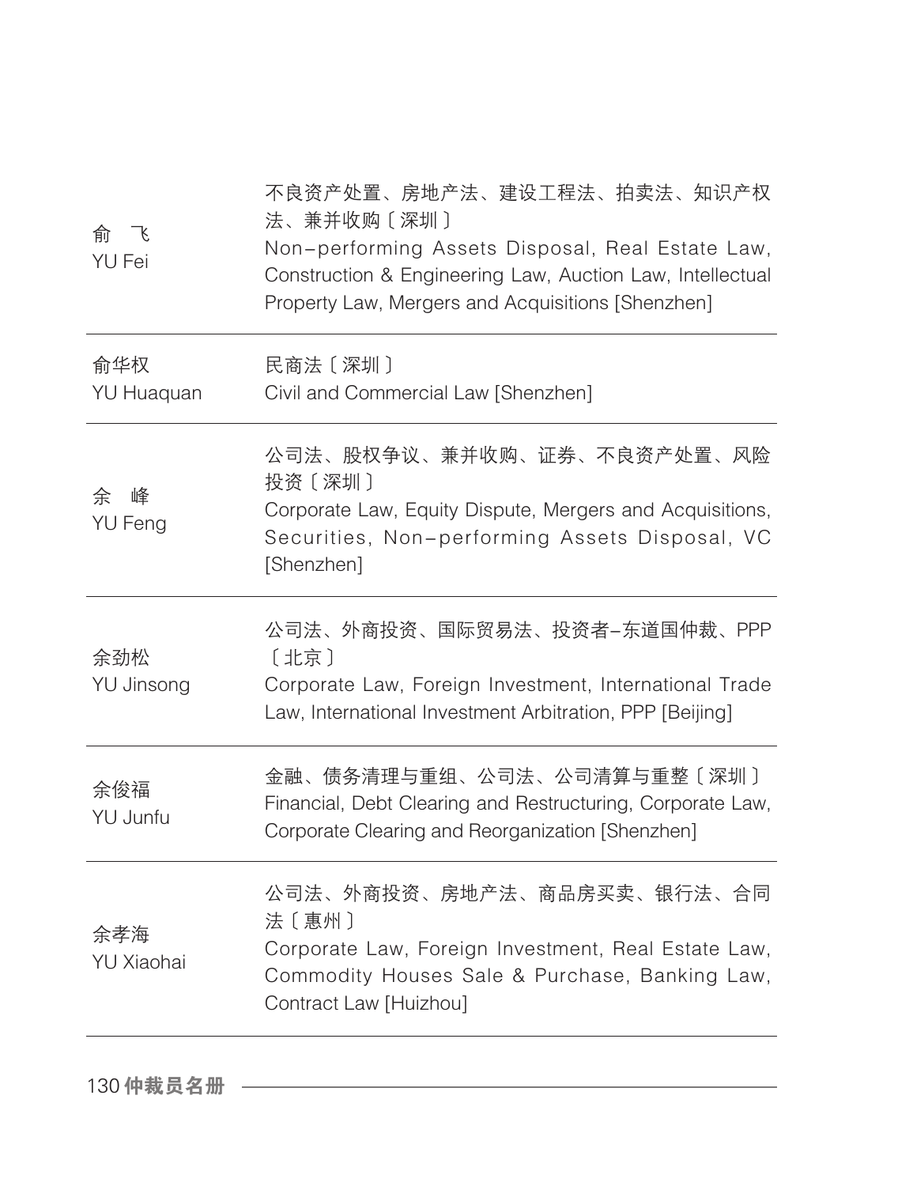| | |
|---|---|
| 俞　飞<br>YU Fei | 不良资产处置、房地产法、建设工程法、拍卖法、知识产权法、兼并收购〔深圳〕<br>Non-performing Assets Disposal, Real Estate Law, Construction & Engineering Law, Auction Law, Intellectual Property Law, Mergers and Acquisitions [Shenzhen] |
| 俞华权<br>YU Huaquan | 民商法〔深圳〕<br>Civil and Commercial Law [Shenzhen] |
| 余　峰<br>YU Feng | 公司法、股权争议、兼并收购、证券、不良资产处置、风险投资〔深圳〕<br>Corporate Law, Equity Dispute, Mergers and Acquisitions, Securities, Non-performing Assets Disposal, VC [Shenzhen] |
| 余劲松<br>YU Jinsong | 公司法、外商投资、国际贸易法、投资者–东道国仲裁、PPP〔北京〕<br>Corporate Law, Foreign Investment, International Trade Law, International Investment Arbitration, PPP [Beijing] |
| 余俊福<br>YU Junfu | 金融、债务清理与重组、公司法、公司清算与重整〔深圳〕<br>Financial, Debt Clearing and Restructuring, Corporate Law, Corporate Clearing and Reorganization [Shenzhen] |
| 余孝海<br>YU Xiaohai | 公司法、外商投资、房地产法、商品房买卖、银行法、合同法〔惠州〕<br>Corporate Law, Foreign Investment, Real Estate Law, Commodity Houses Sale & Purchase, Banking Law, Contract Law [Huizhou] |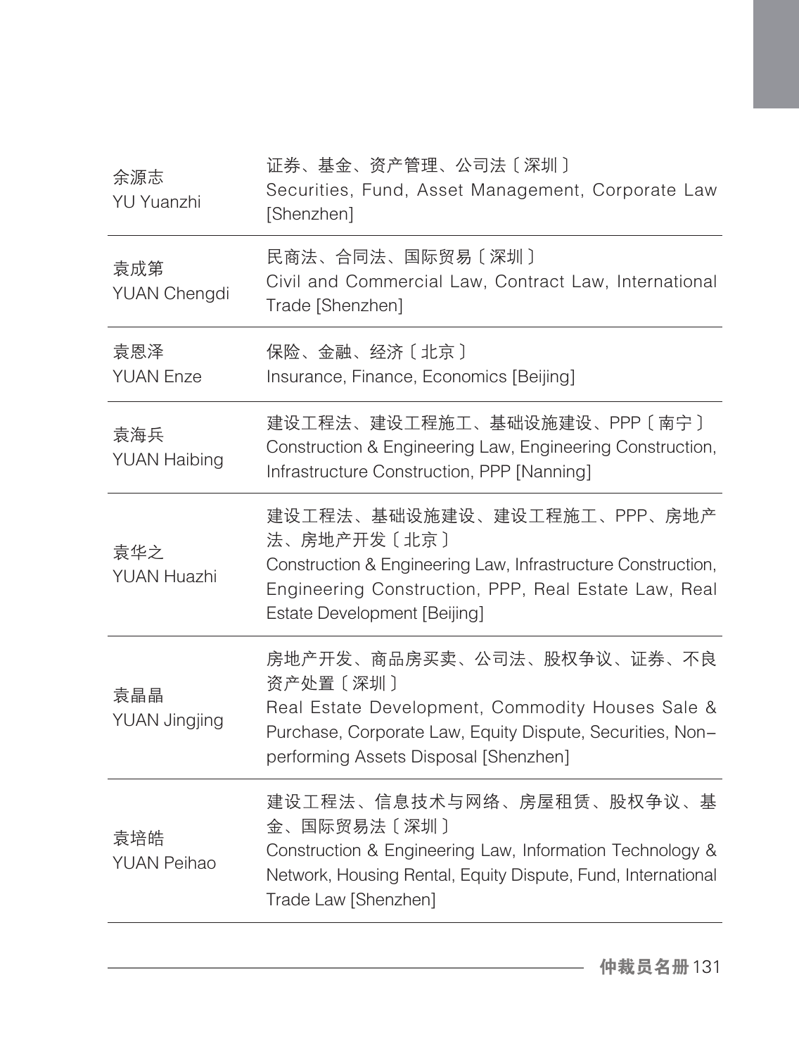| | |
|---|---|
| 余源志<br>YU Yuanzhi | 证券、基金、资产管理、公司法〔深圳〕<br>Securities, Fund, Asset Management, Corporate Law [Shenzhen] |
| 袁成第<br>YUAN Chengdi | 民商法、合同法、国际贸易〔深圳〕<br>Civil and Commercial Law, Contract Law, International Trade [Shenzhen] |
| 袁恩泽<br>YUAN Enze | 保险、金融、经济〔北京〕<br>Insurance, Finance, Economics [Beijing] |
| 袁海兵<br>YUAN Haibing | 建设工程法、建设工程施工、基础设施建设、PPP〔南宁〕<br>Construction & Engineering Law, Engineering Construction, Infrastructure Construction, PPP [Nanning] |
| 袁华之<br>YUAN Huazhi | 建设工程法、基础设施建设、建设工程施工、PPP、房地产法、房地产开发〔北京〕<br>Construction & Engineering Law, Infrastructure Construction, Engineering Construction, PPP, Real Estate Law, Real Estate Development [Beijing] |
| 袁晶晶<br>YUAN Jingjing | 房地产开发、商品房买卖、公司法、股权争议、证券、不良资产处置〔深圳〕<br>Real Estate Development, Commodity Houses Sale & Purchase, Corporate Law, Equity Dispute, Securities, Non-performing Assets Disposal [Shenzhen] |
| 袁培皓<br>YUAN Peihao | 建设工程法、信息技术与网络、房屋租赁、股权争议、基金、国际贸易法〔深圳〕<br>Construction & Engineering Law, Information Technology & Network, Housing Rental, Equity Dispute, Fund, International Trade Law [Shenzhen] |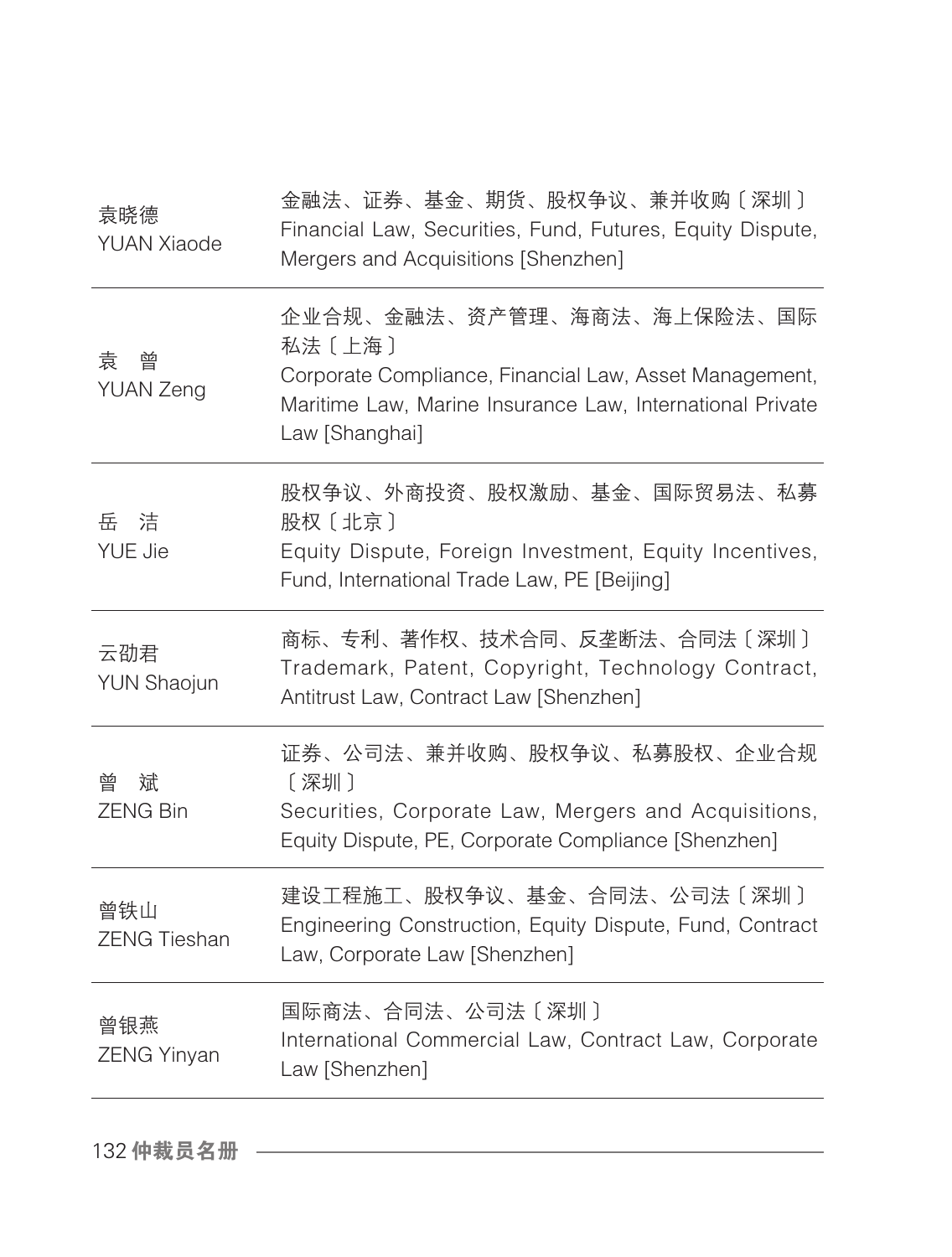| | |
|---|---|
| 袁晓德<br>YUAN Xiaode | 金融法、证券、基金、期货、股权争议、兼并收购〔深圳〕<br>Financial Law, Securities, Fund, Futures, Equity Dispute, Mergers and Acquisitions [Shenzhen] |
| 袁　曾<br>YUAN Zeng | 企业合规、金融法、资产管理、海商法、海上保险法、国际私法〔上海〕<br>Corporate Compliance, Financial Law, Asset Management, Maritime Law, Marine Insurance Law, International Private Law [Shanghai] |
| 岳　洁<br>YUE Jie | 股权争议、外商投资、股权激励、基金、国际贸易法、私募股权〔北京〕<br>Equity Dispute, Foreign Investment, Equity Incentives, Fund, International Trade Law, PE [Beijing] |
| 云劭君<br>YUN Shaojun | 商标、专利、著作权、技术合同、反垄断法、合同法〔深圳〕<br>Trademark, Patent, Copyright, Technology Contract, Antitrust Law, Contract Law [Shenzhen] |
| 曾　斌<br>ZENG Bin | 证券、公司法、兼并收购、股权争议、私募股权、企业合规〔深圳〕<br>Securities, Corporate Law, Mergers and Acquisitions, Equity Dispute, PE, Corporate Compliance [Shenzhen] |
| 曾铁山<br>ZENG Tieshan | 建设工程施工、股权争议、基金、合同法、公司法〔深圳〕<br>Engineering Construction, Equity Dispute, Fund, Contract Law, Corporate Law [Shenzhen] |
| 曾银燕<br>ZENG Yinyan | 国际商法、合同法、公司法〔深圳〕<br>International Commercial Law, Contract Law, Corporate Law [Shenzhen] |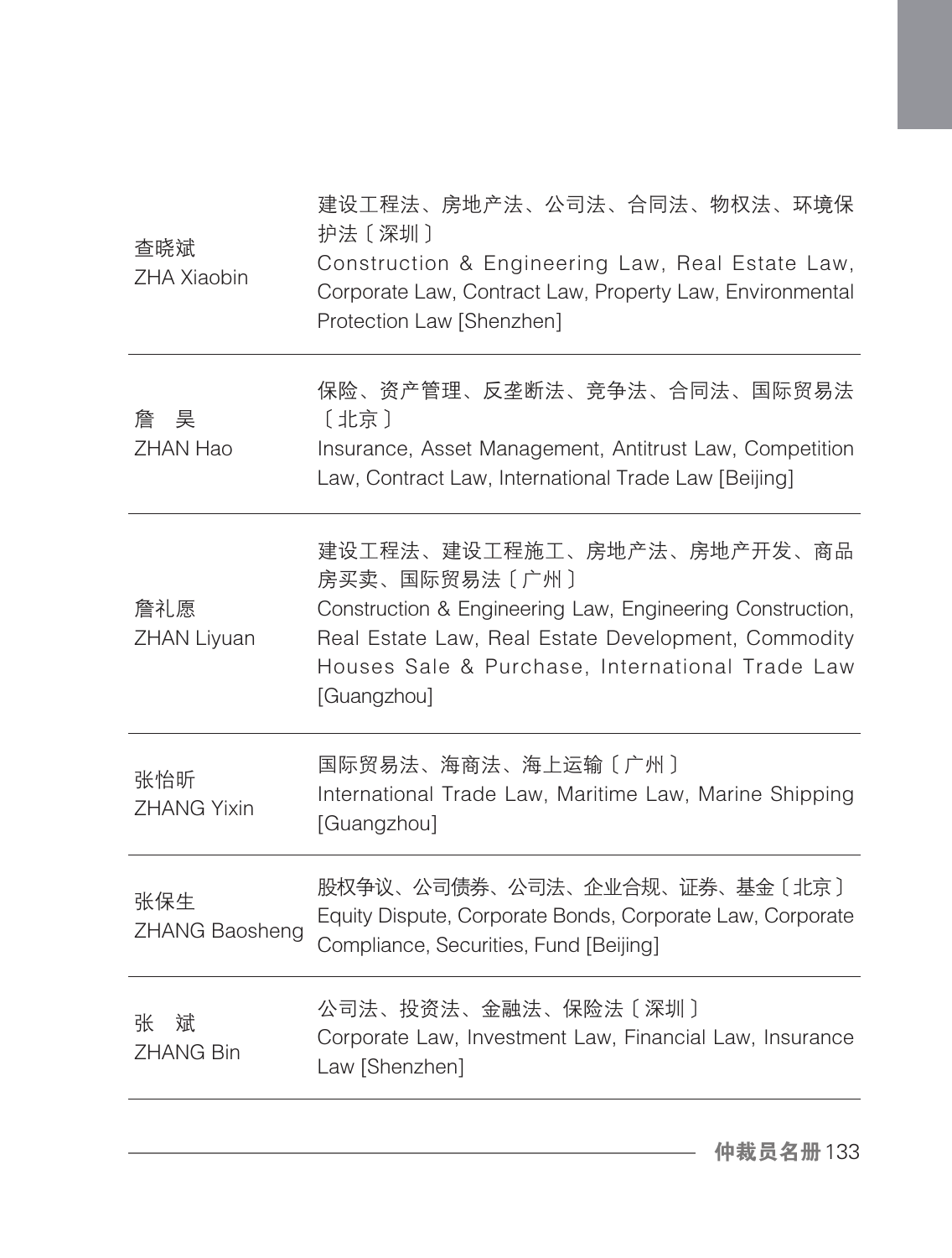| | |
|---|---|
| 查晓斌<br>ZHA Xiaobin | 建设工程法、房地产法、公司法、合同法、物权法、环境保护法〔深圳〕<br>Construction & Engineering Law, Real Estate Law, Corporate Law, Contract Law, Property Law, Environmental Protection Law [Shenzhen] |
| 詹　昊<br>ZHAN Hao | 保险、资产管理、反垄断法、竞争法、合同法、国际贸易法〔北京〕<br>Insurance, Asset Management, Antitrust Law, Competition Law, Contract Law, International Trade Law [Beijing] |
| 詹礼愿<br>ZHAN Liyuan | 建设工程法、建设工程施工、房地产法、房地产开发、商品房买卖、国际贸易法〔广州〕<br>Construction & Engineering Law, Engineering Construction, Real Estate Law, Real Estate Development, Commodity Houses Sale & Purchase, International Trade Law [Guangzhou] |
| 张怡昕<br>ZHANG Yixin | 国际贸易法、海商法、海上运输〔广州〕<br>International Trade Law, Maritime Law, Marine Shipping [Guangzhou] |
| 张保生<br>ZHANG Baosheng | 股权争议、公司债券、公司法、企业合规、证券、基金〔北京〕<br>Equity Dispute, Corporate Bonds, Corporate Law, Corporate Compliance, Securities, Fund [Beijing] |
| 张　斌<br>ZHANG Bin | 公司法、投资法、金融法、保险法〔深圳〕<br>Corporate Law, Investment Law, Financial Law, Insurance Law [Shenzhen] |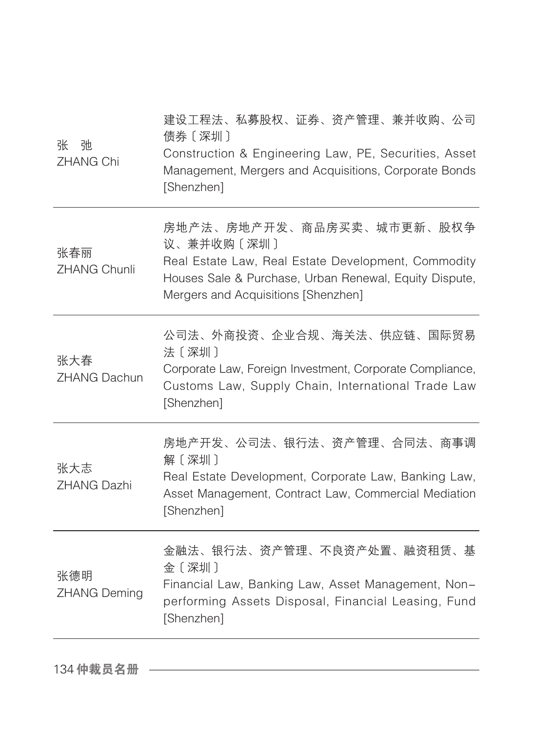| | |
|---|---|
| 张　弛<br>ZHANG Chi | 建设工程法、私募股权、证券、资产管理、兼并收购、公司债券〔深圳〕<br>Construction & Engineering Law, PE, Securities, Asset Management, Mergers and Acquisitions, Corporate Bonds [Shenzhen] |
| 张春丽<br>ZHANG Chunli | 房地产法、房地产开发、商品房买卖、城市更新、股权争议、兼并收购〔深圳〕<br>Real Estate Law, Real Estate Development, Commodity Houses Sale & Purchase, Urban Renewal, Equity Dispute, Mergers and Acquisitions [Shenzhen] |
| 张大春<br>ZHANG Dachun | 公司法、外商投资、企业合规、海关法、供应链、国际贸易法〔深圳〕<br>Corporate Law, Foreign Investment, Corporate Compliance, Customs Law, Supply Chain, International Trade Law [Shenzhen] |
| 张大志<br>ZHANG Dazhi | 房地产开发、公司法、银行法、资产管理、合同法、商事调解〔深圳〕<br>Real Estate Development, Corporate Law, Banking Law, Asset Management, Contract Law, Commercial Mediation [Shenzhen] |
| 张德明<br>ZHANG Deming | 金融法、银行法、资产管理、不良资产处置、融资租赁、基金〔深圳〕<br>Financial Law, Banking Law, Asset Management, Non-performing Assets Disposal, Financial Leasing, Fund [Shenzhen] |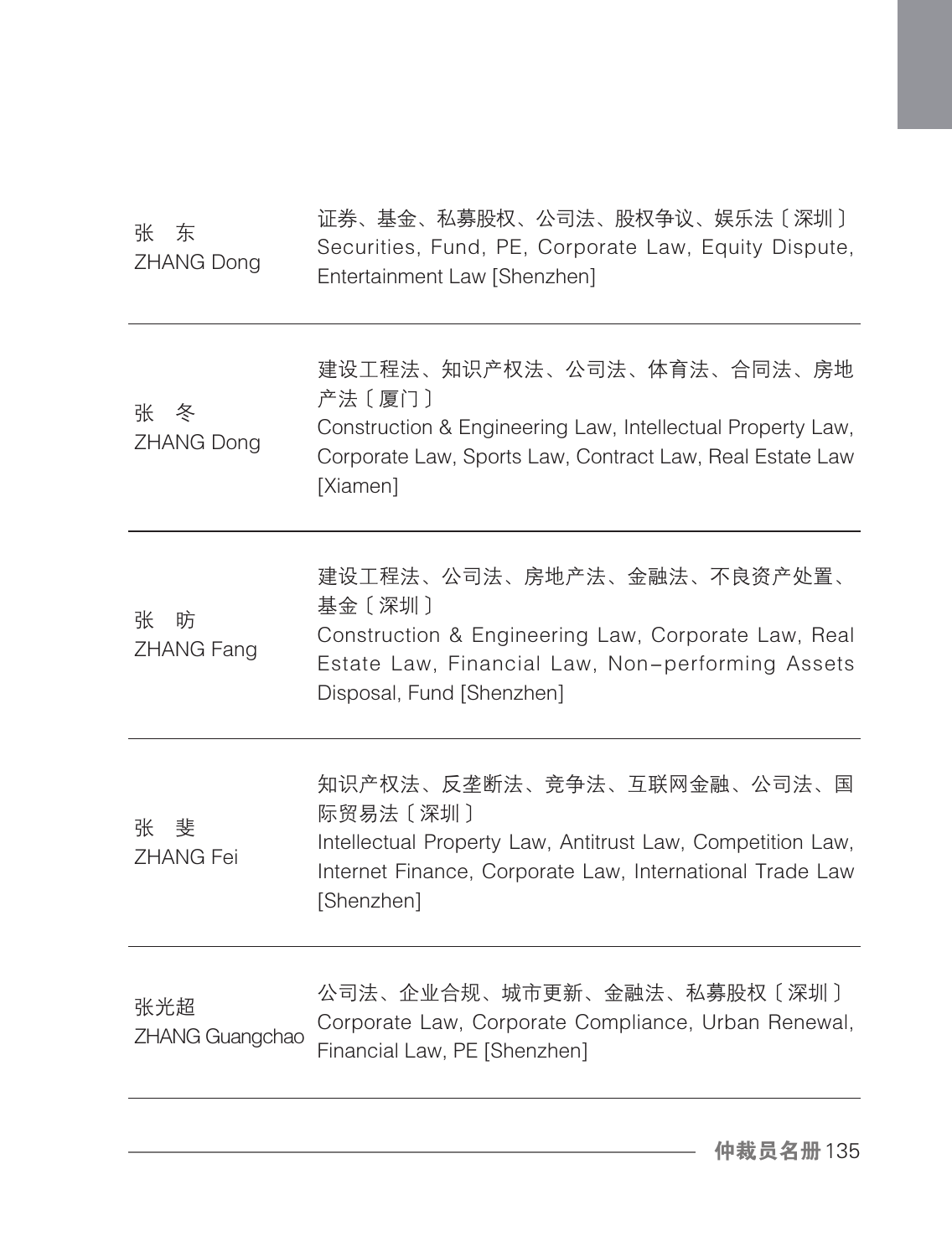| | |
|---|---|
| 张　东<br>ZHANG Dong | 证券、基金、私募股权、公司法、股权争议、娱乐法〔深圳〕<br>Securities, Fund, PE, Corporate Law, Equity Dispute, Entertainment Law [Shenzhen] |
| 张　冬<br>ZHANG Dong | 建设工程法、知识产权法、公司法、体育法、合同法、房地产法〔厦门〕<br>Construction & Engineering Law, Intellectual Property Law, Corporate Law, Sports Law, Contract Law, Real Estate Law [Xiamen] |
| 张　昉<br>ZHANG Fang | 建设工程法、公司法、房地产法、金融法、不良资产处置、基金〔深圳〕<br>Construction & Engineering Law, Corporate Law, Real Estate Law, Financial Law, Non-performing Assets Disposal, Fund [Shenzhen] |
| 张　斐<br>ZHANG Fei | 知识产权法、反垄断法、竞争法、互联网金融、公司法、国际贸易法〔深圳〕<br>Intellectual Property Law, Antitrust Law, Competition Law, Internet Finance, Corporate Law, International Trade Law [Shenzhen] |
| 张光超<br>ZHANG Guangchao | 公司法、企业合规、城市更新、金融法、私募股权〔深圳〕<br>Corporate Law, Corporate Compliance, Urban Renewal, Financial Law, PE [Shenzhen] |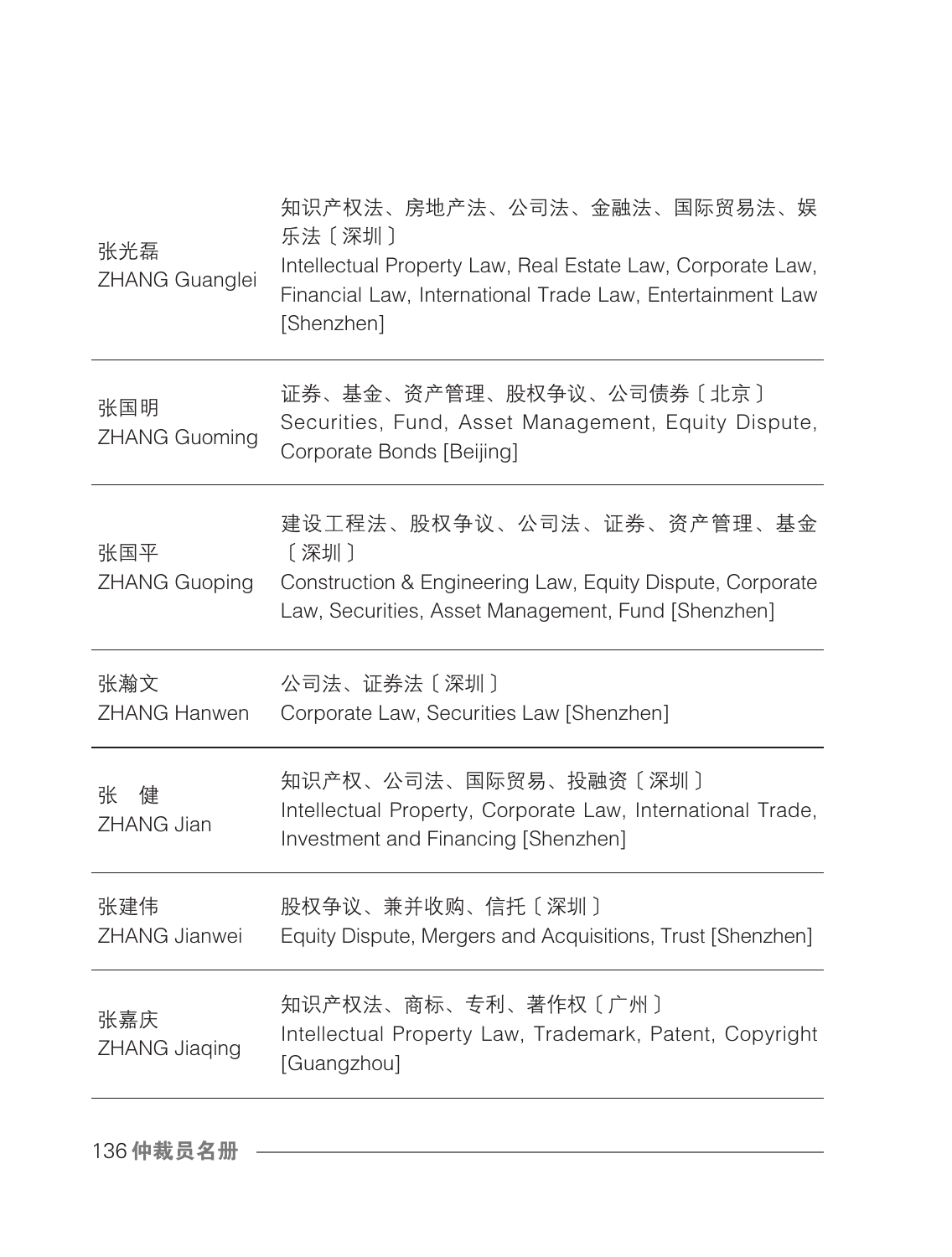| | |
|---|---|
| 张光磊<br>ZHANG Guanglei | 知识产权法、房地产法、公司法、金融法、国际贸易法、娱乐法〔深圳〕<br>Intellectual Property Law, Real Estate Law, Corporate Law, Financial Law, International Trade Law, Entertainment Law [Shenzhen] |
| 张国明<br>ZHANG Guoming | 证券、基金、资产管理、股权争议、公司债券〔北京〕<br>Securities, Fund, Asset Management, Equity Dispute, Corporate Bonds [Beijing] |
| 张国平<br>ZHANG Guoping | 建设工程法、股权争议、公司法、证券、资产管理、基金〔深圳〕<br>Construction & Engineering Law, Equity Dispute, Corporate Law, Securities, Asset Management, Fund [Shenzhen] |
| 张瀚文<br>ZHANG Hanwen | 公司法、证券法〔深圳〕<br>Corporate Law, Securities Law [Shenzhen] |
| 张　健<br>ZHANG Jian | 知识产权、公司法、国际贸易、投融资〔深圳〕<br>Intellectual Property, Corporate Law, International Trade, Investment and Financing [Shenzhen] |
| 张建伟<br>ZHANG Jianwei | 股权争议、兼并收购、信托〔深圳〕<br>Equity Dispute, Mergers and Acquisitions, Trust [Shenzhen] |
| 张嘉庆<br>ZHANG Jiaqing | 知识产权法、商标、专利、著作权〔广州〕<br>Intellectual Property Law, Trademark, Patent, Copyright [Guangzhou] |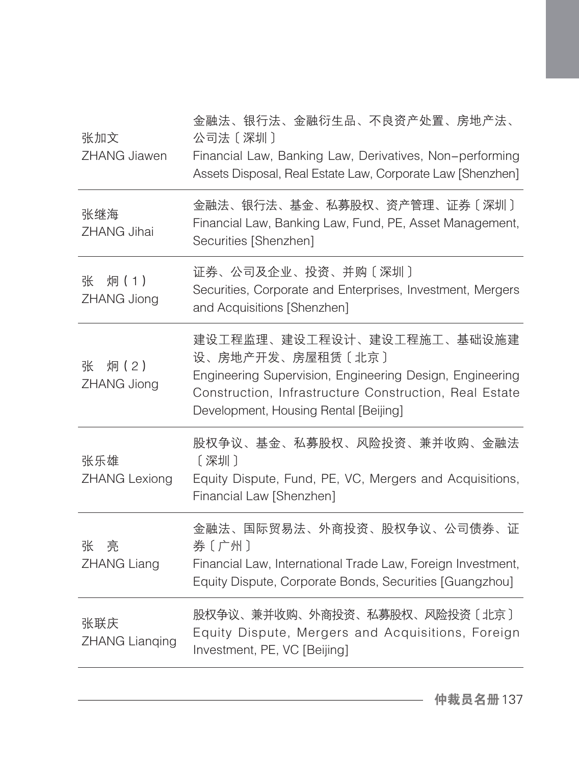| | |
|---|---|
| 张加文<br>ZHANG Jiawen | 金融法、银行法、金融衍生品、不良资产处置、房地产法、公司法〔深圳〕<br>Financial Law, Banking Law, Derivatives, Non-performing Assets Disposal, Real Estate Law, Corporate Law [Shenzhen] |
| 张继海<br>ZHANG Jihai | 金融法、银行法、基金、私募股权、资产管理、证券〔深圳〕<br>Financial Law, Banking Law, Fund, PE, Asset Management, Securities [Shenzhen] |
| 张　炯（1）<br>ZHANG Jiong | 证券、公司及企业、投资、并购〔深圳〕<br>Securities, Corporate and Enterprises, Investment, Mergers and Acquisitions [Shenzhen] |
| 张　炯（2）<br>ZHANG Jiong | 建设工程监理、建设工程设计、建设工程施工、基础设施建设、房地产开发、房屋租赁〔北京〕<br>Engineering Supervision, Engineering Design, Engineering Construction, Infrastructure Construction, Real Estate Development, Housing Rental [Beijing] |
| 张乐雄<br>ZHANG Lexiong | 股权争议、基金、私募股权、风险投资、兼并收购、金融法〔深圳〕<br>Equity Dispute, Fund, PE, VC, Mergers and Acquisitions, Financial Law [Shenzhen] |
| 张　亮<br>ZHANG Liang | 金融法、国际贸易法、外商投资、股权争议、公司债券、证券〔广州〕<br>Financial Law, International Trade Law, Foreign Investment, Equity Dispute, Corporate Bonds, Securities [Guangzhou] |
| 张联庆<br>ZHANG Lianqing | 股权争议、兼并收购、外商投资、私募股权、风险投资〔北京〕<br>Equity Dispute, Mergers and Acquisitions, Foreign Investment, PE, VC [Beijing] |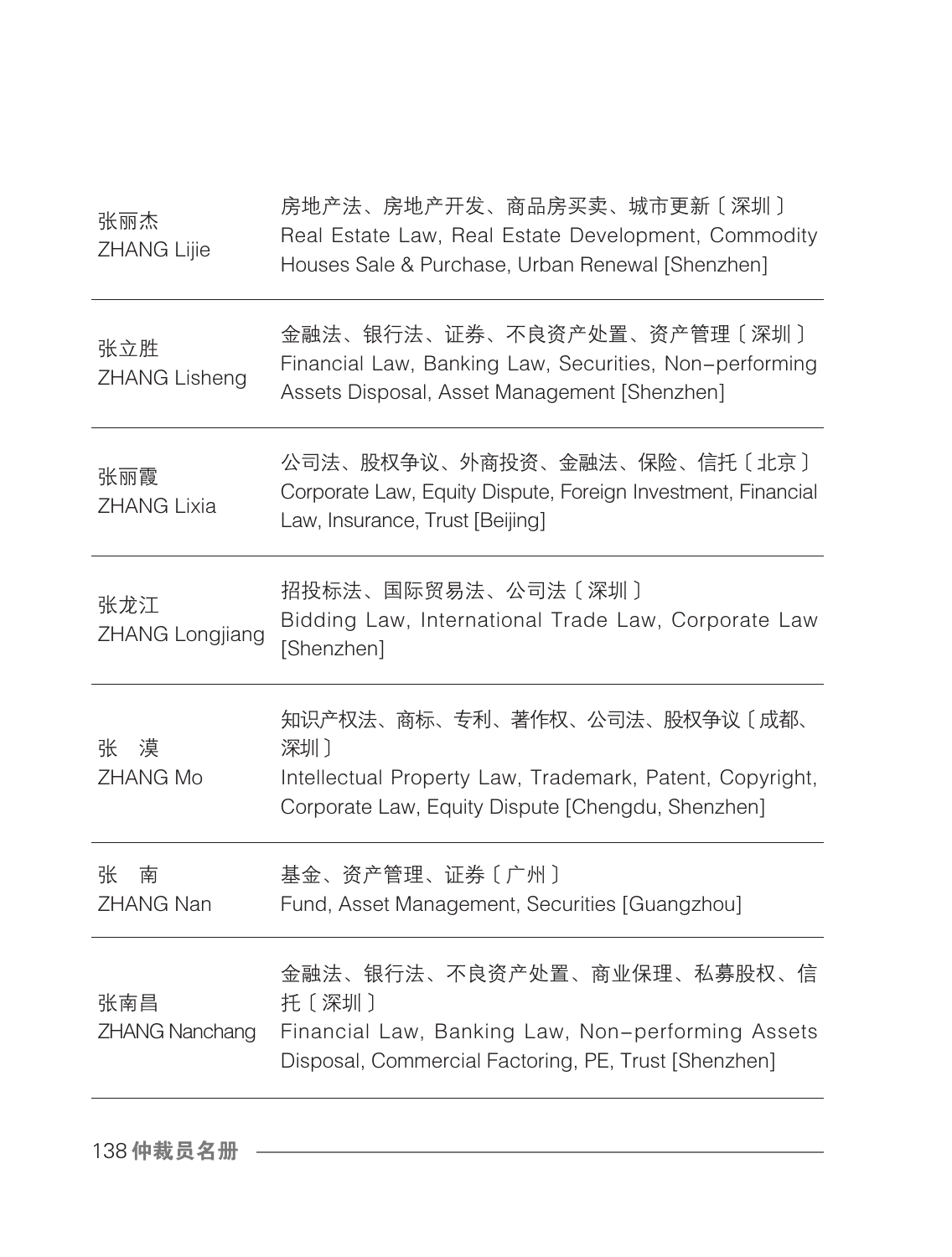| | |
|---|---|
| 张丽杰<br>ZHANG Lijie | 房地产法、房地产开发、商品房买卖、城市更新〔深圳〕<br>Real Estate Law, Real Estate Development, Commodity Houses Sale & Purchase, Urban Renewal [Shenzhen] |
| 张立胜<br>ZHANG Lisheng | 金融法、银行法、证券、不良资产处置、资产管理〔深圳〕<br>Financial Law, Banking Law, Securities, Non-performing Assets Disposal, Asset Management [Shenzhen] |
| 张丽霞<br>ZHANG Lixia | 公司法、股权争议、外商投资、金融法、保险、信托〔北京〕<br>Corporate Law, Equity Dispute, Foreign Investment, Financial Law, Insurance, Trust [Beijing] |
| 张龙江<br>ZHANG Longjiang | 招投标法、国际贸易法、公司法〔深圳〕<br>Bidding Law, International Trade Law, Corporate Law [Shenzhen] |
| 张　漠<br>ZHANG Mo | 知识产权法、商标、专利、著作权、公司法、股权争议〔成都、深圳〕<br>Intellectual Property Law, Trademark, Patent, Copyright, Corporate Law, Equity Dispute [Chengdu, Shenzhen] |
| 张　南<br>ZHANG Nan | 基金、资产管理、证券〔广州〕<br>Fund, Asset Management, Securities [Guangzhou] |
| 张南昌<br>ZHANG Nanchang | 金融法、银行法、不良资产处置、商业保理、私募股权、信托〔深圳〕<br>Financial Law, Banking Law, Non-performing Assets Disposal, Commercial Factoring, PE, Trust [Shenzhen] |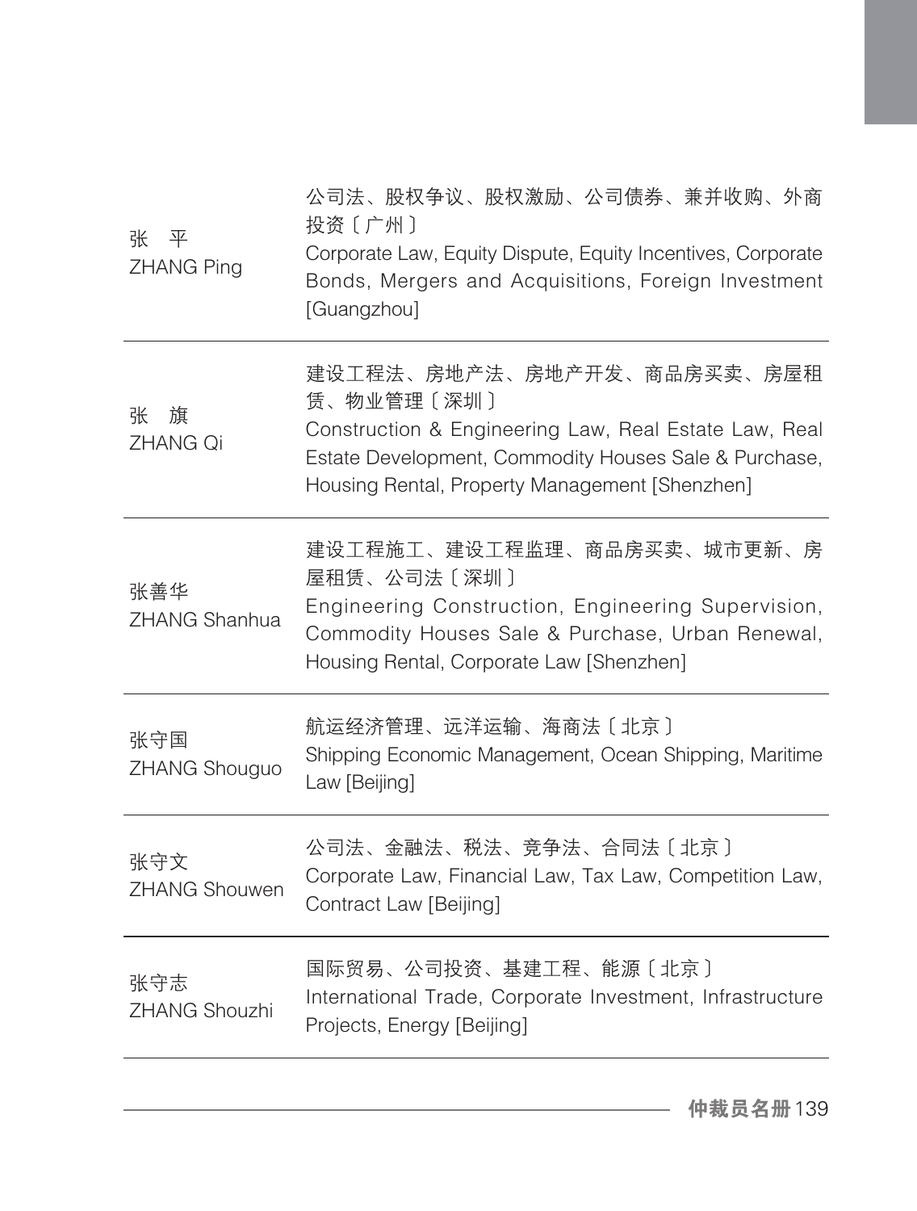| | |
|---|---|
| 张　平<br>ZHANG Ping | 公司法、股权争议、股权激励、公司债券、兼并收购、外商投资〔广州〕<br>Corporate Law, Equity Dispute, Equity Incentives, Corporate Bonds, Mergers and Acquisitions, Foreign Investment [Guangzhou] |
| 张　旗<br>ZHANG Qi | 建设工程法、房地产法、房地产开发、商品房买卖、房屋租赁、物业管理〔深圳〕<br>Construction & Engineering Law, Real Estate Law, Real Estate Development, Commodity Houses Sale & Purchase, Housing Rental, Property Management [Shenzhen] |
| 张善华<br>ZHANG Shanhua | 建设工程施工、建设工程监理、商品房买卖、城市更新、房屋租赁、公司法〔深圳〕<br>Engineering Construction, Engineering Supervision, Commodity Houses Sale & Purchase, Urban Renewal, Housing Rental, Corporate Law [Shenzhen] |
| 张守国<br>ZHANG Shouguo | 航运经济管理、远洋运输、海商法〔北京〕<br>Shipping Economic Management, Ocean Shipping, Maritime Law [Beijing] |
| 张守文<br>ZHANG Shouwen | 公司法、金融法、税法、竞争法、合同法〔北京〕<br>Corporate Law, Financial Law, Tax Law, Competition Law, Contract Law [Beijing] |
| 张守志<br>ZHANG Shouzhi | 国际贸易、公司投资、基建工程、能源〔北京〕<br>International Trade, Corporate Investment, Infrastructure Projects, Energy [Beijing] |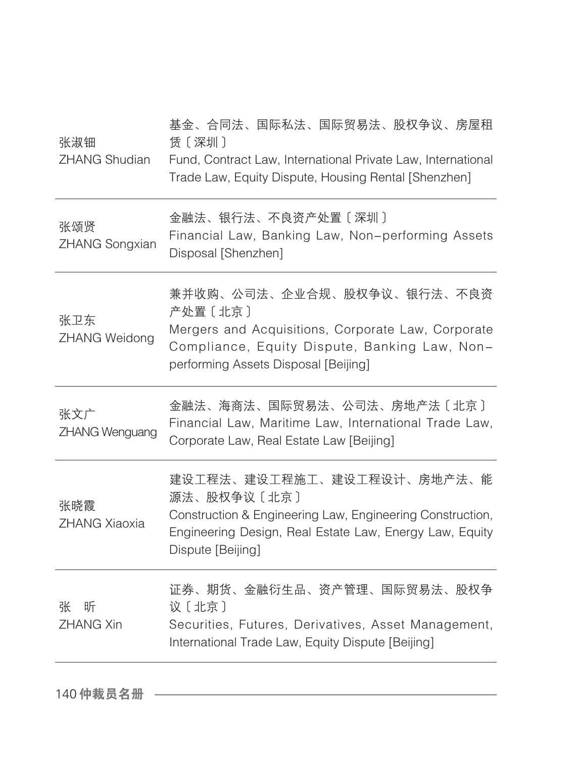| | |
|---|---|
| 张淑钿<br>ZHANG Shudian | 基金、合同法、国际私法、国际贸易法、股权争议、房屋租赁〔深圳〕<br>Fund, Contract Law, International Private Law, International Trade Law, Equity Dispute, Housing Rental [Shenzhen] |
| 张颂贤<br>ZHANG Songxian | 金融法、银行法、不良资产处置〔深圳〕<br>Financial Law, Banking Law, Non-performing Assets Disposal [Shenzhen] |
| 张卫东<br>ZHANG Weidong | 兼并收购、公司法、企业合规、股权争议、银行法、不良资产处置〔北京〕<br>Mergers and Acquisitions, Corporate Law, Corporate Compliance, Equity Dispute, Banking Law, Non-performing Assets Disposal [Beijing] |
| 张文广<br>ZHANG Wenguang | 金融法、海商法、国际贸易法、公司法、房地产法〔北京〕<br>Financial Law, Maritime Law, International Trade Law, Corporate Law, Real Estate Law [Beijing] |
| 张晓霞<br>ZHANG Xiaoxia | 建设工程法、建设工程施工、建设工程设计、房地产法、能源法、股权争议〔北京〕<br>Construction & Engineering Law, Engineering Construction, Engineering Design, Real Estate Law, Energy Law, Equity Dispute [Beijing] |
| 张　昕<br>ZHANG Xin | 证券、期货、金融衍生品、资产管理、国际贸易法、股权争议〔北京〕<br>Securities, Futures, Derivatives, Asset Management, International Trade Law, Equity Dispute [Beijing] |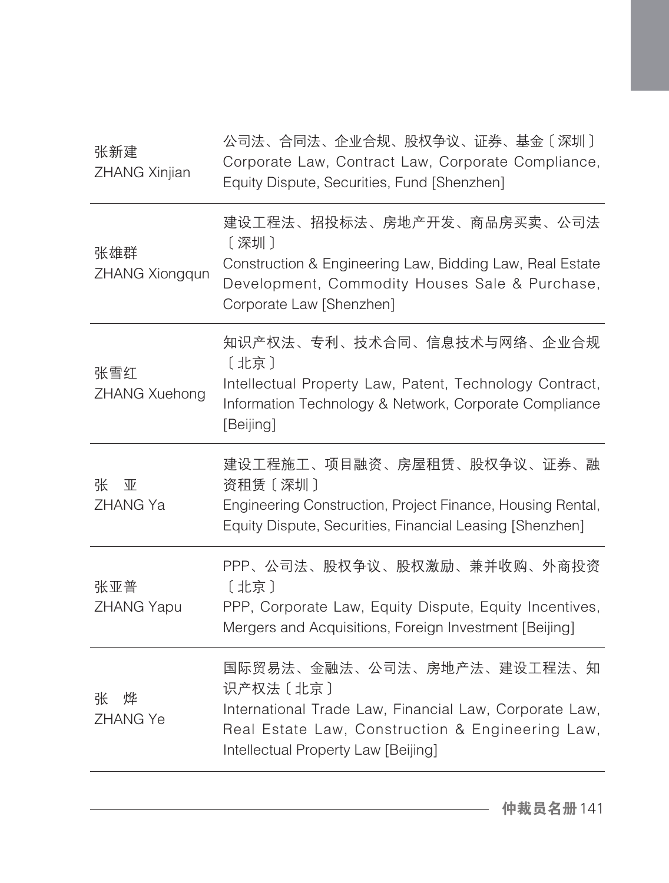| | |
|---|---|
| 张新建<br>ZHANG Xinjian | 公司法、合同法、企业合规、股权争议、证券、基金〔深圳〕<br>Corporate Law, Contract Law, Corporate Compliance, Equity Dispute, Securities, Fund [Shenzhen] |
| 张雄群<br>ZHANG Xiongqun | 建设工程法、招投标法、房地产开发、商品房买卖、公司法〔深圳〕<br>Construction & Engineering Law, Bidding Law, Real Estate Development, Commodity Houses Sale & Purchase, Corporate Law [Shenzhen] |
| 张雪红<br>ZHANG Xuehong | 知识产权法、专利、技术合同、信息技术与网络、企业合规〔北京〕<br>Intellectual Property Law, Patent, Technology Contract, Information Technology & Network, Corporate Compliance [Beijing] |
| 张　亚<br>ZHANG Ya | 建设工程施工、项目融资、房屋租赁、股权争议、证券、融资租赁〔深圳〕<br>Engineering Construction, Project Finance, Housing Rental, Equity Dispute, Securities, Financial Leasing [Shenzhen] |
| 张亚普<br>ZHANG Yapu | PPP、公司法、股权争议、股权激励、兼并收购、外商投资〔北京〕<br>PPP, Corporate Law, Equity Dispute, Equity Incentives, Mergers and Acquisitions, Foreign Investment [Beijing] |
| 张　烨<br>ZHANG Ye | 国际贸易法、金融法、公司法、房地产法、建设工程法、知识产权法〔北京〕<br>International Trade Law, Financial Law, Corporate Law, Real Estate Law, Construction & Engineering Law, Intellectual Property Law [Beijing] |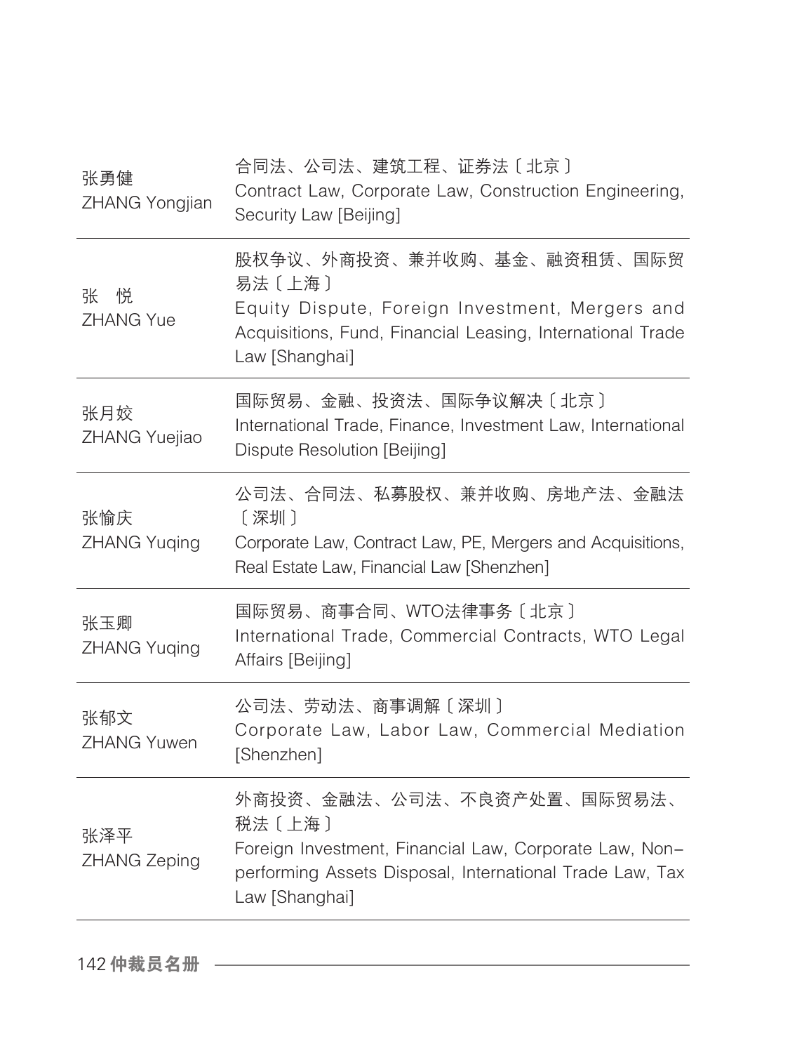| 姓名 | 专业领域 |
| --- | --- |
| 张勇健<br>ZHANG Yongjian | 合同法、公司法、建筑工程、证券法〔北京〕<br>Contract Law, Corporate Law, Construction Engineering, Security Law [Beijing] |
| 张　悦<br>ZHANG Yue | 股权争议、外商投资、兼并收购、基金、融资租赁、国际贸易法〔上海〕<br>Equity Dispute, Foreign Investment, Mergers and Acquisitions, Fund, Financial Leasing, International Trade Law [Shanghai] |
| 张月姣<br>ZHANG Yuejiao | 国际贸易、金融、投资法、国际争议解决〔北京〕<br>International Trade, Finance, Investment Law, International Dispute Resolution [Beijing] |
| 张愉庆<br>ZHANG Yuqing | 公司法、合同法、私募股权、兼并收购、房地产法、金融法〔深圳〕<br>Corporate Law, Contract Law, PE, Mergers and Acquisitions, Real Estate Law, Financial Law [Shenzhen] |
| 张玉卿<br>ZHANG Yuqing | 国际贸易、商事合同、WTO法律事务〔北京〕<br>International Trade, Commercial Contracts, WTO Legal Affairs [Beijing] |
| 张郁文<br>ZHANG Yuwen | 公司法、劳动法、商事调解〔深圳〕<br>Corporate Law, Labor Law, Commercial Mediation [Shenzhen] |
| 张泽平<br>ZHANG Zeping | 外商投资、金融法、公司法、不良资产处置、国际贸易法、税法〔上海〕<br>Foreign Investment, Financial Law, Corporate Law, Non-performing Assets Disposal, International Trade Law, Tax Law [Shanghai] |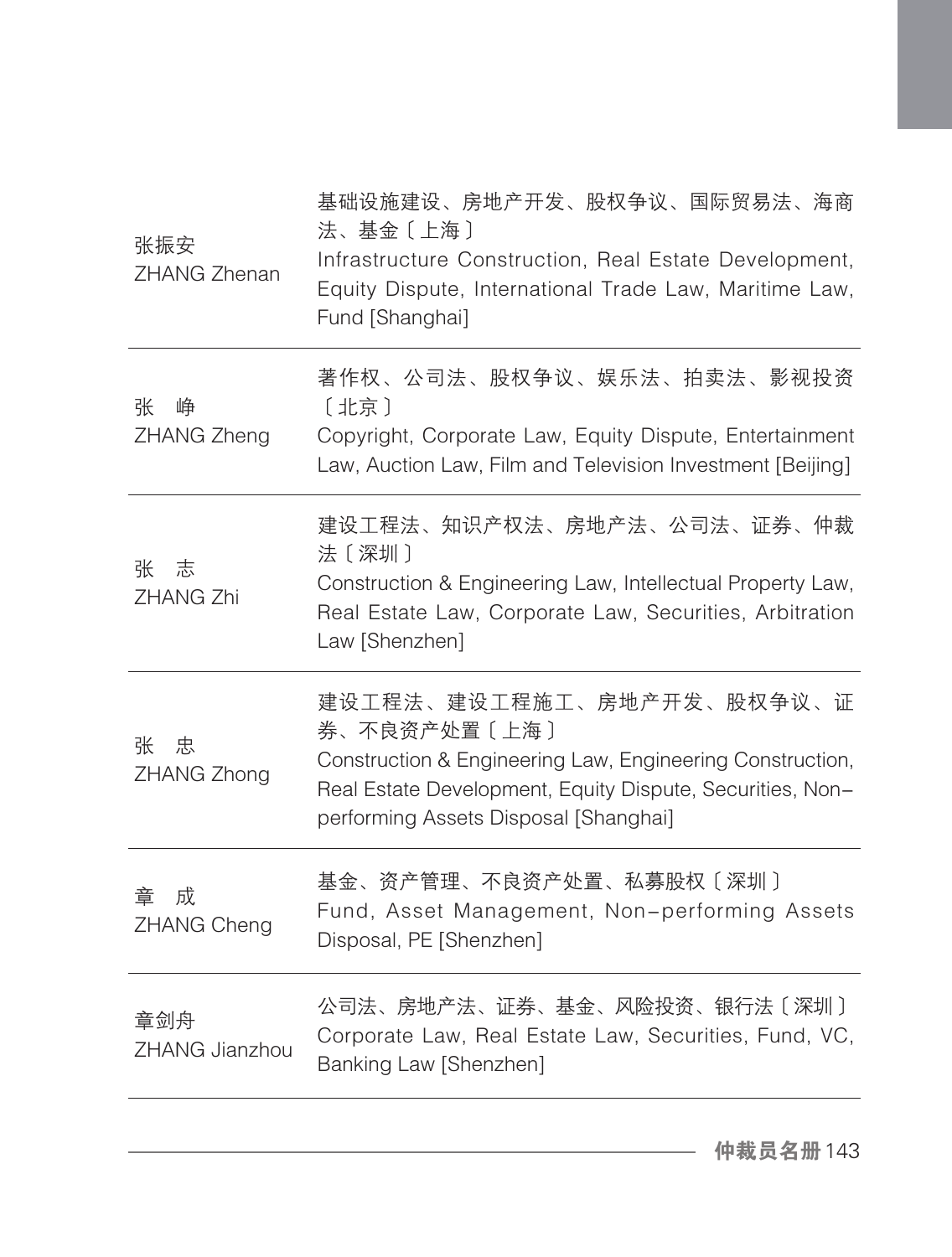| | |
|---|---|
| 张振安<br>ZHANG Zhenan | 基础设施建设、房地产开发、股权争议、国际贸易法、海商法、基金〔上海〕<br>Infrastructure Construction, Real Estate Development, Equity Dispute, International Trade Law, Maritime Law, Fund [Shanghai] |
| 张　峥<br>ZHANG Zheng | 著作权、公司法、股权争议、娱乐法、拍卖法、影视投资〔北京〕<br>Copyright, Corporate Law, Equity Dispute, Entertainment Law, Auction Law, Film and Television Investment [Beijing] |
| 张　志<br>ZHANG Zhi | 建设工程法、知识产权法、房地产法、公司法、证券、仲裁法〔深圳〕<br>Construction & Engineering Law, Intellectual Property Law, Real Estate Law, Corporate Law, Securities, Arbitration Law [Shenzhen] |
| 张　忠<br>ZHANG Zhong | 建设工程法、建设工程施工、房地产开发、股权争议、证券、不良资产处置〔上海〕<br>Construction & Engineering Law, Engineering Construction, Real Estate Development, Equity Dispute, Securities, Non-performing Assets Disposal [Shanghai] |
| 章　成<br>ZHANG Cheng | 基金、资产管理、不良资产处置、私募股权〔深圳〕<br>Fund, Asset Management, Non-performing Assets Disposal, PE [Shenzhen] |
| 章剑舟<br>ZHANG Jianzhou | 公司法、房地产法、证券、基金、风险投资、银行法〔深圳〕<br>Corporate Law, Real Estate Law, Securities, Fund, VC, Banking Law [Shenzhen] |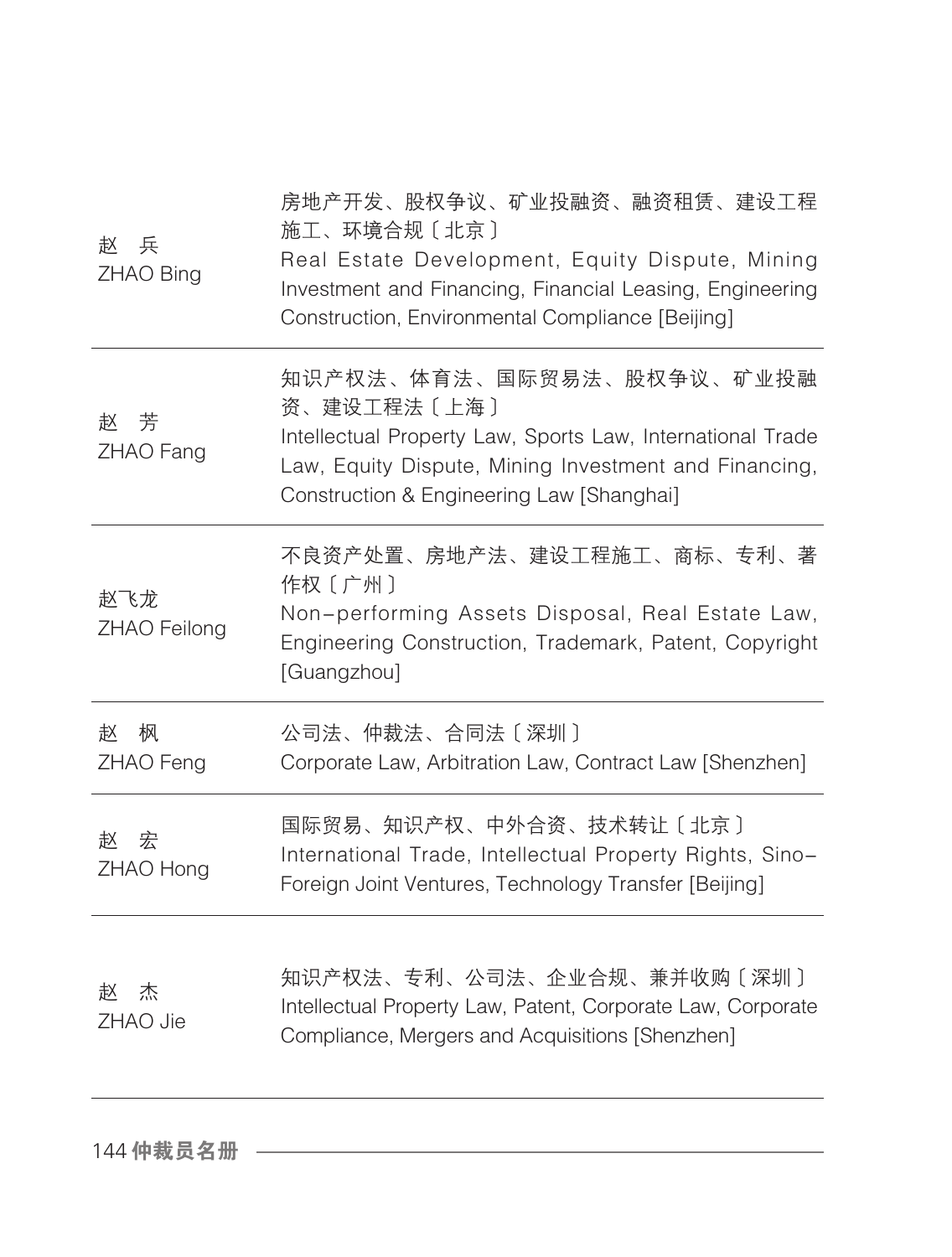| | |
|---|---|
| 赵　兵<br>ZHAO Bing | 房地产开发、股权争议、矿业投融资、融资租赁、建设工程施工、环境合规〔北京〕<br>Real Estate Development, Equity Dispute, Mining Investment and Financing, Financial Leasing, Engineering Construction, Environmental Compliance [Beijing] |
| 赵　芳<br>ZHAO Fang | 知识产权法、体育法、国际贸易法、股权争议、矿业投融资、建设工程法〔上海〕<br>Intellectual Property Law, Sports Law, International Trade Law, Equity Dispute, Mining Investment and Financing, Construction & Engineering Law [Shanghai] |
| 赵飞龙<br>ZHAO Feilong | 不良资产处置、房地产法、建设工程施工、商标、专利、著作权〔广州〕<br>Non-performing Assets Disposal, Real Estate Law, Engineering Construction, Trademark, Patent, Copyright [Guangzhou] |
| 赵　枫<br>ZHAO Feng | 公司法、仲裁法、合同法〔深圳〕<br>Corporate Law, Arbitration Law, Contract Law [Shenzhen] |
| 赵　宏<br>ZHAO Hong | 国际贸易、知识产权、中外合资、技术转让〔北京〕<br>International Trade, Intellectual Property Rights, Sino-Foreign Joint Ventures, Technology Transfer [Beijing] |
| 赵　杰<br>ZHAO Jie | 知识产权法、专利、公司法、企业合规、兼并收购〔深圳〕<br>Intellectual Property Law, Patent, Corporate Law, Corporate Compliance, Mergers and Acquisitions [Shenzhen] |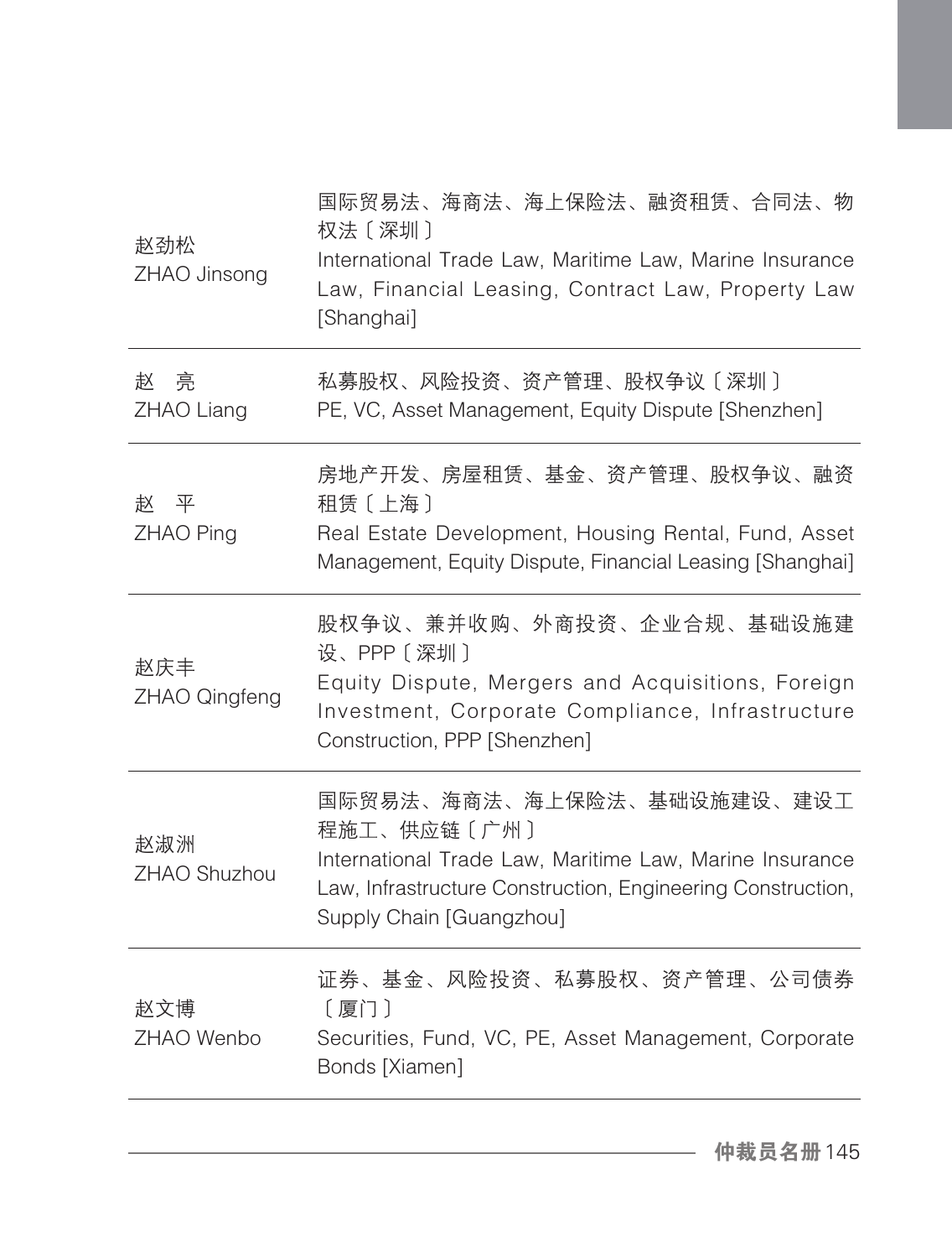| | |
|---|---|
| 赵劲松<br>ZHAO Jinsong | 国际贸易法、海商法、海上保险法、融资租赁、合同法、物权法〔深圳〕<br>International Trade Law, Maritime Law, Marine Insurance Law, Financial Leasing, Contract Law, Property Law [Shanghai] |
| 赵 亮<br>ZHAO Liang | 私募股权、风险投资、资产管理、股权争议〔深圳〕<br>PE, VC, Asset Management, Equity Dispute [Shenzhen] |
| 赵 平<br>ZHAO Ping | 房地产开发、房屋租赁、基金、资产管理、股权争议、融资租赁〔上海〕<br>Real Estate Development, Housing Rental, Fund, Asset Management, Equity Dispute, Financial Leasing [Shanghai] |
| 赵庆丰<br>ZHAO Qingfeng | 股权争议、兼并收购、外商投资、企业合规、基础设施建设、PPP〔深圳〕<br>Equity Dispute, Mergers and Acquisitions, Foreign Investment, Corporate Compliance, Infrastructure Construction, PPP [Shenzhen] |
| 赵淑洲<br>ZHAO Shuzhou | 国际贸易法、海商法、海上保险法、基础设施建设、建设工程施工、供应链〔广州〕<br>International Trade Law, Maritime Law, Marine Insurance Law, Infrastructure Construction, Engineering Construction, Supply Chain [Guangzhou] |
| 赵文博<br>ZHAO Wenbo | 证券、基金、风险投资、私募股权、资产管理、公司债券〔厦门〕<br>Securities, Fund, VC, PE, Asset Management, Corporate Bonds [Xiamen] |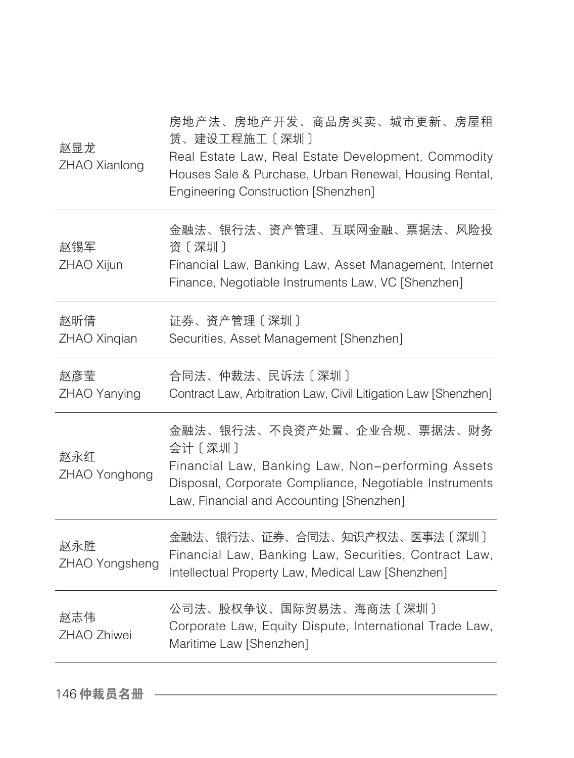| | |
|---|---|
| 赵显龙<br>ZHAO Xianlong | 房地产法、房地产开发、商品房买卖、城市更新、房屋租赁、建设工程施工〔深圳〕<br>Real Estate Law, Real Estate Development, Commodity Houses Sale & Purchase, Urban Renewal, Housing Rental, Engineering Construction [Shenzhen] |
| 赵锡军<br>ZHAO Xijun | 金融法、银行法、资产管理、互联网金融、票据法、风险投资〔深圳〕<br>Financial Law, Banking Law, Asset Management, Internet Finance, Negotiable Instruments Law, VC [Shenzhen] |
| 赵昕倩<br>ZHAO Xinqian | 证券、资产管理〔深圳〕<br>Securities, Asset Management [Shenzhen] |
| 赵彦莹<br>ZHAO Yanying | 合同法、仲裁法、民诉法〔深圳〕<br>Contract Law, Arbitration Law, Civil Litigation Law [Shenzhen] |
| 赵永红<br>ZHAO Yonghong | 金融法、银行法、不良资产处置、企业合规、票据法、财务会计〔深圳〕<br>Financial Law, Banking Law, Non-performing Assets Disposal, Corporate Compliance, Negotiable Instruments Law, Financial and Accounting [Shenzhen] |
| 赵永胜<br>ZHAO Yongsheng | 金融法、银行法、证券、合同法、知识产权法、医事法〔深圳〕<br>Financial Law, Banking Law, Securities, Contract Law, Intellectual Property Law, Medical Law [Shenzhen] |
| 赵志伟<br>ZHAO Zhiwei | 公司法、股权争议、国际贸易法、海商法〔深圳〕<br>Corporate Law, Equity Dispute, International Trade Law, Maritime Law [Shenzhen] |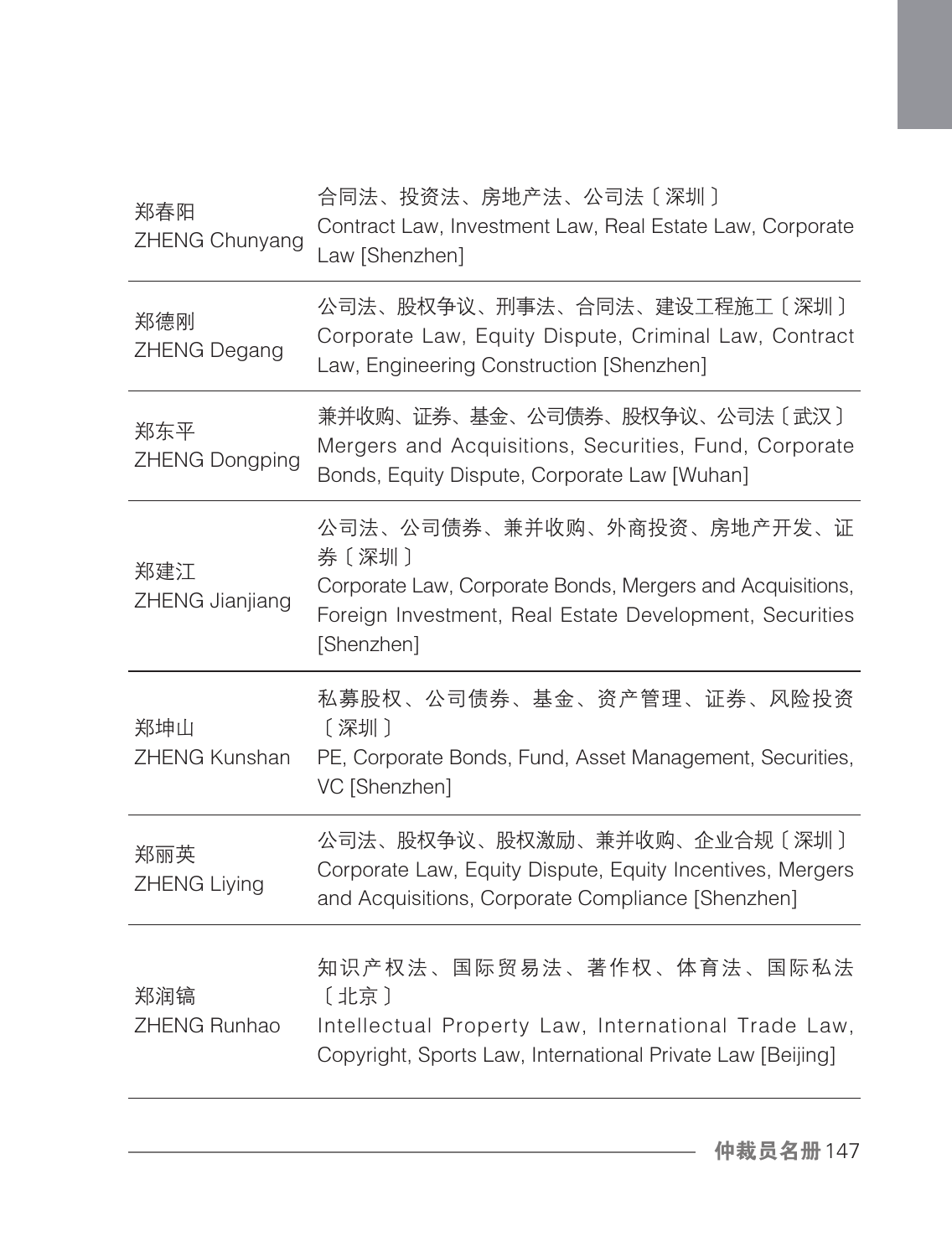| | |
|---|---|
| 郑春阳<br>ZHENG Chunyang | 合同法、投资法、房地产法、公司法〔深圳〕<br>Contract Law, Investment Law, Real Estate Law, Corporate Law [Shenzhen] |
| 郑德刚<br>ZHENG Degang | 公司法、股权争议、刑事法、合同法、建设工程施工〔深圳〕<br>Corporate Law, Equity Dispute, Criminal Law, Contract Law, Engineering Construction [Shenzhen] |
| 郑东平<br>ZHENG Dongping | 兼并收购、证券、基金、公司债券、股权争议、公司法〔武汉〕<br>Mergers and Acquisitions, Securities, Fund, Corporate Bonds, Equity Dispute, Corporate Law [Wuhan] |
| 郑建江<br>ZHENG Jianjiang | 公司法、公司债券、兼并收购、外商投资、房地产开发、证券〔深圳〕<br>Corporate Law, Corporate Bonds, Mergers and Acquisitions, Foreign Investment, Real Estate Development, Securities [Shenzhen] |
| 郑坤山<br>ZHENG Kunshan | 私募股权、公司债券、基金、资产管理、证券、风险投资〔深圳〕<br>PE, Corporate Bonds, Fund, Asset Management, Securities, VC [Shenzhen] |
| 郑丽英<br>ZHENG Liying | 公司法、股权争议、股权激励、兼并收购、企业合规〔深圳〕<br>Corporate Law, Equity Dispute, Equity Incentives, Mergers and Acquisitions, Corporate Compliance [Shenzhen] |
| 郑润镐<br>ZHENG Runhao | 知识产权法、国际贸易法、著作权、体育法、国际私法〔北京〕<br>Intellectual Property Law, International Trade Law, Copyright, Sports Law, International Private Law [Beijing] |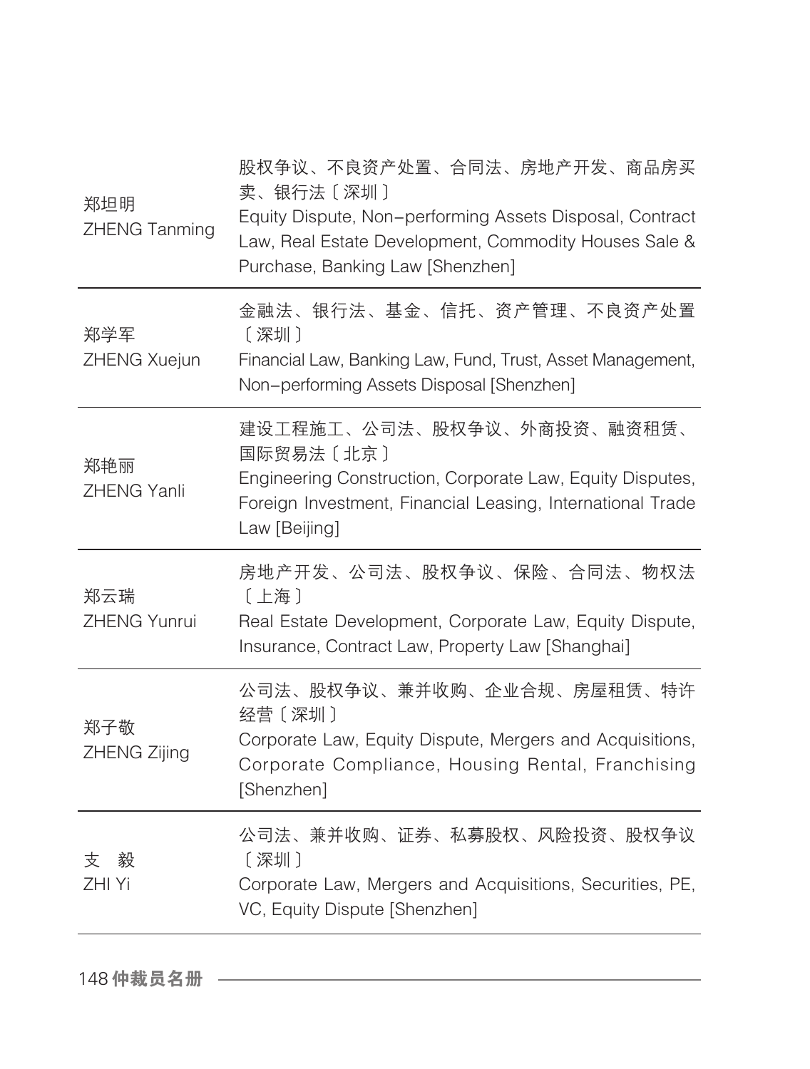| | |
|---|---|
| 郑坦明<br>ZHENG Tanming | 股权争议、不良资产处置、合同法、房地产开发、商品房买卖、银行法〔深圳〕<br>Equity Dispute, Non-performing Assets Disposal, Contract Law, Real Estate Development, Commodity Houses Sale & Purchase, Banking Law [Shenzhen] |
| 郑学军<br>ZHENG Xuejun | 金融法、银行法、基金、信托、资产管理、不良资产处置〔深圳〕<br>Financial Law, Banking Law, Fund, Trust, Asset Management, Non-performing Assets Disposal [Shenzhen] |
| 郑艳丽<br>ZHENG Yanli | 建设工程施工、公司法、股权争议、外商投资、融资租赁、国际贸易法〔北京〕<br>Engineering Construction, Corporate Law, Equity Disputes, Foreign Investment, Financial Leasing, International Trade Law [Beijing] |
| 郑云瑞<br>ZHENG Yunrui | 房地产开发、公司法、股权争议、保险、合同法、物权法〔上海〕<br>Real Estate Development, Corporate Law, Equity Dispute, Insurance, Contract Law, Property Law [Shanghai] |
| 郑子敬<br>ZHENG Zijing | 公司法、股权争议、兼并收购、企业合规、房屋租赁、特许经营〔深圳〕<br>Corporate Law, Equity Dispute, Mergers and Acquisitions, Corporate Compliance, Housing Rental, Franchising [Shenzhen] |
| 支　毅<br>ZHI Yi | 公司法、兼并收购、证券、私募股权、风险投资、股权争议〔深圳〕<br>Corporate Law, Mergers and Acquisitions, Securities, PE, VC, Equity Dispute [Shenzhen] |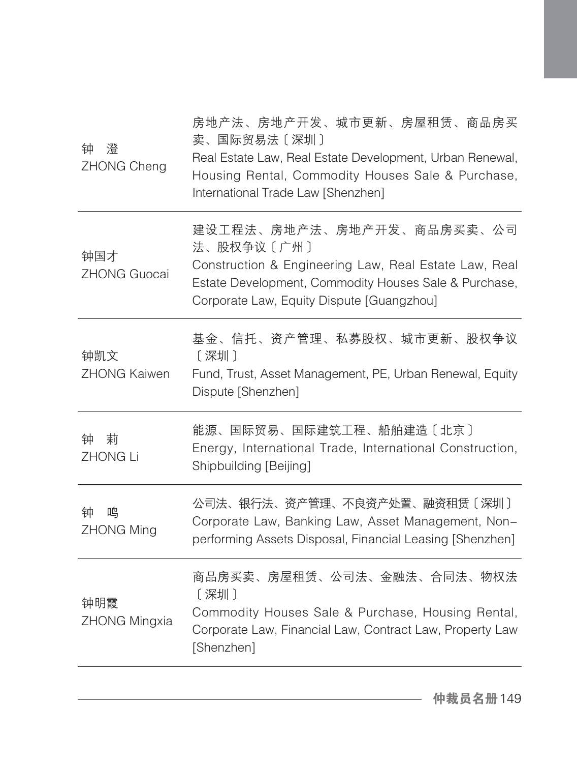| | |
|---|---|
| 钟　澄<br>ZHONG Cheng | 房地产法、房地产开发、城市更新、房屋租赁、商品房买卖、国际贸易法〔深圳〕<br>Real Estate Law, Real Estate Development, Urban Renewal, Housing Rental, Commodity Houses Sale & Purchase, International Trade Law [Shenzhen] |
| 钟国才<br>ZHONG Guocai | 建设工程法、房地产法、房地产开发、商品房买卖、公司法、股权争议〔广州〕<br>Construction & Engineering Law, Real Estate Law, Real Estate Development, Commodity Houses Sale & Purchase, Corporate Law, Equity Dispute [Guangzhou] |
| 钟凯文<br>ZHONG Kaiwen | 基金、信托、资产管理、私募股权、城市更新、股权争议〔深圳〕<br>Fund, Trust, Asset Management, PE, Urban Renewal, Equity Dispute [Shenzhen] |
| 钟　莉<br>ZHONG Li | 能源、国际贸易、国际建筑工程、船舶建造〔北京〕<br>Energy, International Trade, International Construction, Shipbuilding [Beijing] |
| 钟　鸣<br>ZHONG Ming | 公司法、银行法、资产管理、不良资产处置、融资租赁〔深圳〕<br>Corporate Law, Banking Law, Asset Management, Non-performing Assets Disposal, Financial Leasing [Shenzhen] |
| 钟明霞<br>ZHONG Mingxia | 商品房买卖、房屋租赁、公司法、金融法、合同法、物权法〔深圳〕<br>Commodity Houses Sale & Purchase, Housing Rental, Corporate Law, Financial Law, Contract Law, Property Law [Shenzhen] |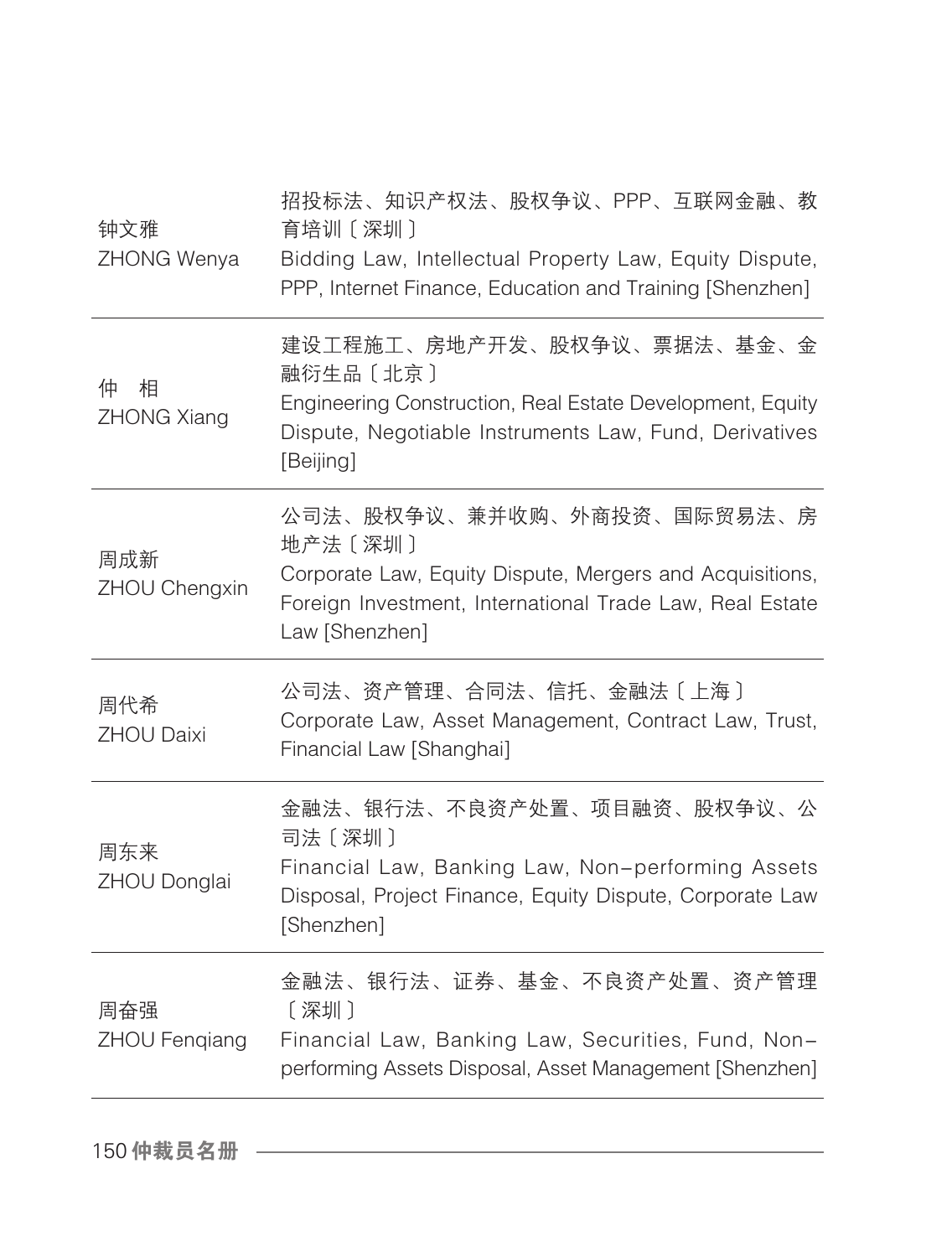| | |
|---|---|
| 钟文雅<br>ZHONG Wenya | 招投标法、知识产权法、股权争议、PPP、互联网金融、教育培训〔深圳〕<br>Bidding Law, Intellectual Property Law, Equity Dispute, PPP, Internet Finance, Education and Training [Shenzhen] |
| 仲　相<br>ZHONG Xiang | 建设工程施工、房地产开发、股权争议、票据法、基金、金融衍生品〔北京〕<br>Engineering Construction, Real Estate Development, Equity Dispute, Negotiable Instruments Law, Fund, Derivatives [Beijing] |
| 周成新<br>ZHOU Chengxin | 公司法、股权争议、兼并收购、外商投资、国际贸易法、房地产法〔深圳〕<br>Corporate Law, Equity Dispute, Mergers and Acquisitions, Foreign Investment, International Trade Law, Real Estate Law [Shenzhen] |
| 周代希<br>ZHOU Daixi | 公司法、资产管理、合同法、信托、金融法〔上海〕<br>Corporate Law, Asset Management, Contract Law, Trust, Financial Law [Shanghai] |
| 周东来<br>ZHOU Donglai | 金融法、银行法、不良资产处置、项目融资、股权争议、公司法〔深圳〕<br>Financial Law, Banking Law, Non-performing Assets Disposal, Project Finance, Equity Dispute, Corporate Law [Shenzhen] |
| 周奋强<br>ZHOU Fenqiang | 金融法、银行法、证券、基金、不良资产处置、资产管理〔深圳〕<br>Financial Law, Banking Law, Securities, Fund, Non-performing Assets Disposal, Asset Management [Shenzhen] |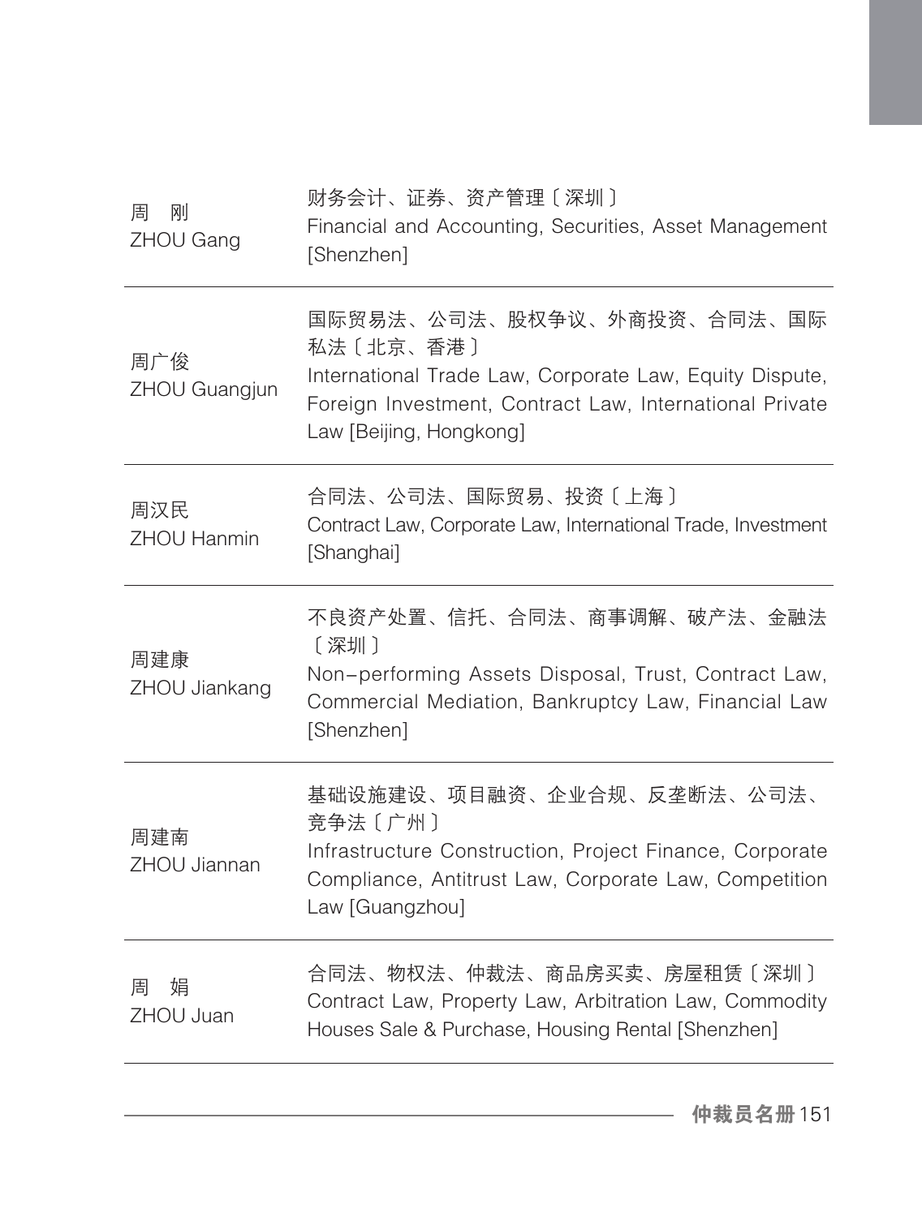| | |
|---|---|
| 周　刚<br>ZHOU Gang | 财务会计、证券、资产管理〔深圳〕<br>Financial and Accounting, Securities, Asset Management [Shenzhen] |
| 周广俊<br>ZHOU Guangjun | 国际贸易法、公司法、股权争议、外商投资、合同法、国际私法〔北京、香港〕<br>International Trade Law, Corporate Law, Equity Dispute, Foreign Investment, Contract Law, International Private Law [Beijing, Hongkong] |
| 周汉民<br>ZHOU Hanmin | 合同法、公司法、国际贸易、投资〔上海〕<br>Contract Law, Corporate Law, International Trade, Investment [Shanghai] |
| 周建康<br>ZHOU Jiankang | 不良资产处置、信托、合同法、商事调解、破产法、金融法〔深圳〕<br>Non-performing Assets Disposal, Trust, Contract Law, Commercial Mediation, Bankruptcy Law, Financial Law [Shenzhen] |
| 周建南<br>ZHOU Jiannan | 基础设施建设、项目融资、企业合规、反垄断法、公司法、竞争法〔广州〕<br>Infrastructure Construction, Project Finance, Corporate Compliance, Antitrust Law, Corporate Law, Competition Law [Guangzhou] |
| 周　娟<br>ZHOU Juan | 合同法、物权法、仲裁法、商品房买卖、房屋租赁〔深圳〕<br>Contract Law, Property Law, Arbitration Law, Commodity Houses Sale & Purchase, Housing Rental [Shenzhen] |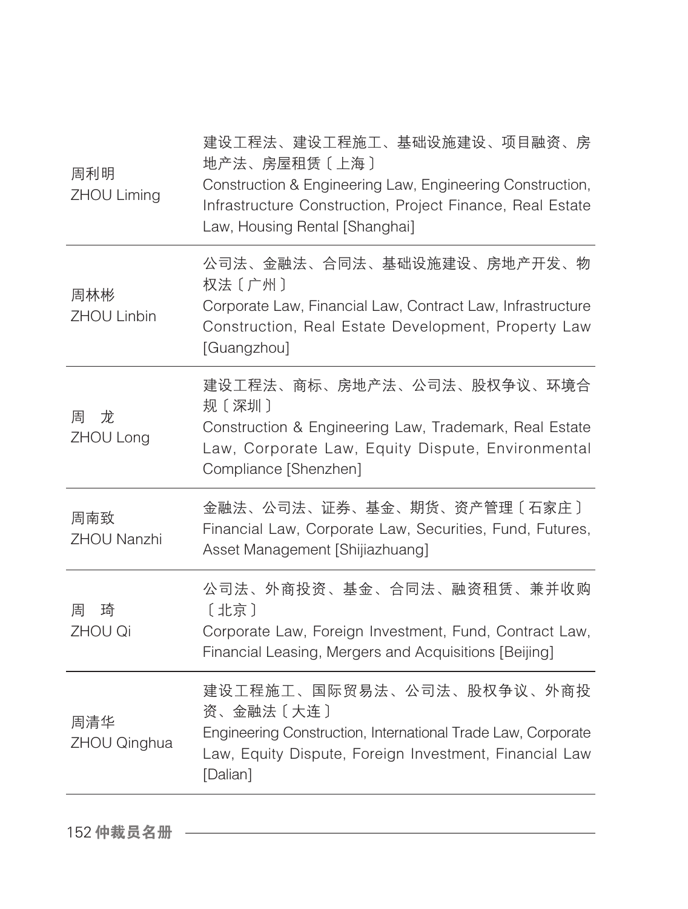| | |
|---|---|
| 周利明<br>ZHOU Liming | 建设工程法、建设工程施工、基础设施建设、项目融资、房地产法、房屋租赁〔上海〕<br>Construction & Engineering Law, Engineering Construction, Infrastructure Construction, Project Finance, Real Estate Law, Housing Rental [Shanghai] |
| 周林彬<br>ZHOU Linbin | 公司法、金融法、合同法、基础设施建设、房地产开发、物权法〔广州〕<br>Corporate Law, Financial Law, Contract Law, Infrastructure Construction, Real Estate Development, Property Law [Guangzhou] |
| 周　龙<br>ZHOU Long | 建设工程法、商标、房地产法、公司法、股权争议、环境合规〔深圳〕<br>Construction & Engineering Law, Trademark, Real Estate Law, Corporate Law, Equity Dispute, Environmental Compliance [Shenzhen] |
| 周南致<br>ZHOU Nanzhi | 金融法、公司法、证券、基金、期货、资产管理〔石家庄〕<br>Financial Law, Corporate Law, Securities, Fund, Futures, Asset Management [Shijiazhuang] |
| 周　琦<br>ZHOU Qi | 公司法、外商投资、基金、合同法、融资租赁、兼并收购〔北京〕<br>Corporate Law, Foreign Investment, Fund, Contract Law, Financial Leasing, Mergers and Acquisitions [Beijing] |
| 周清华<br>ZHOU Qinghua | 建设工程施工、国际贸易法、公司法、股权争议、外商投资、金融法〔大连〕<br>Engineering Construction, International Trade Law, Corporate Law, Equity Dispute, Foreign Investment, Financial Law [Dalian] |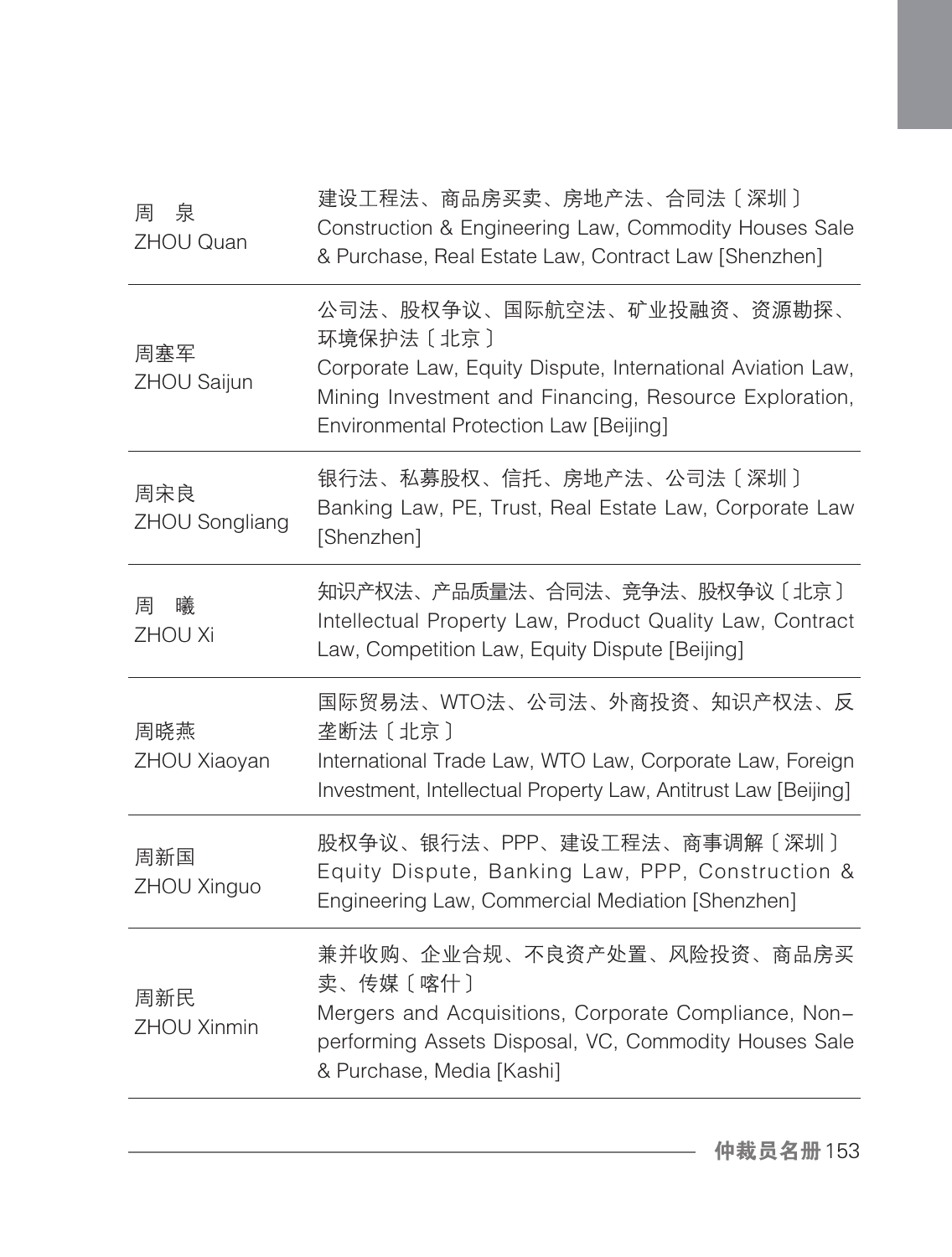| | |
|---|---|
| 周　泉<br>ZHOU Quan | 建设工程法、商品房买卖、房地产法、合同法〔深圳〕<br>Construction & Engineering Law, Commodity Houses Sale & Purchase, Real Estate Law, Contract Law [Shenzhen] |
| 周塞军<br>ZHOU Saijun | 公司法、股权争议、国际航空法、矿业投融资、资源勘探、环境保护法〔北京〕<br>Corporate Law, Equity Dispute, International Aviation Law, Mining Investment and Financing, Resource Exploration, Environmental Protection Law [Beijing] |
| 周宋良<br>ZHOU Songliang | 银行法、私募股权、信托、房地产法、公司法〔深圳〕<br>Banking Law, PE, Trust, Real Estate Law, Corporate Law [Shenzhen] |
| 周　曦<br>ZHOU Xi | 知识产权法、产品质量法、合同法、竞争法、股权争议〔北京〕<br>Intellectual Property Law, Product Quality Law, Contract Law, Competition Law, Equity Dispute [Beijing] |
| 周晓燕<br>ZHOU Xiaoyan | 国际贸易法、WTO法、公司法、外商投资、知识产权法、反垄断法〔北京〕<br>International Trade Law, WTO Law, Corporate Law, Foreign Investment, Intellectual Property Law, Antitrust Law [Beijing] |
| 周新国<br>ZHOU Xinguo | 股权争议、银行法、PPP、建设工程法、商事调解〔深圳〕<br>Equity Dispute, Banking Law, PPP, Construction & Engineering Law, Commercial Mediation [Shenzhen] |
| 周新民<br>ZHOU Xinmin | 兼并收购、企业合规、不良资产处置、风险投资、商品房买卖、传媒〔喀什〕<br>Mergers and Acquisitions, Corporate Compliance, Non-performing Assets Disposal, VC, Commodity Houses Sale & Purchase, Media [Kashi] |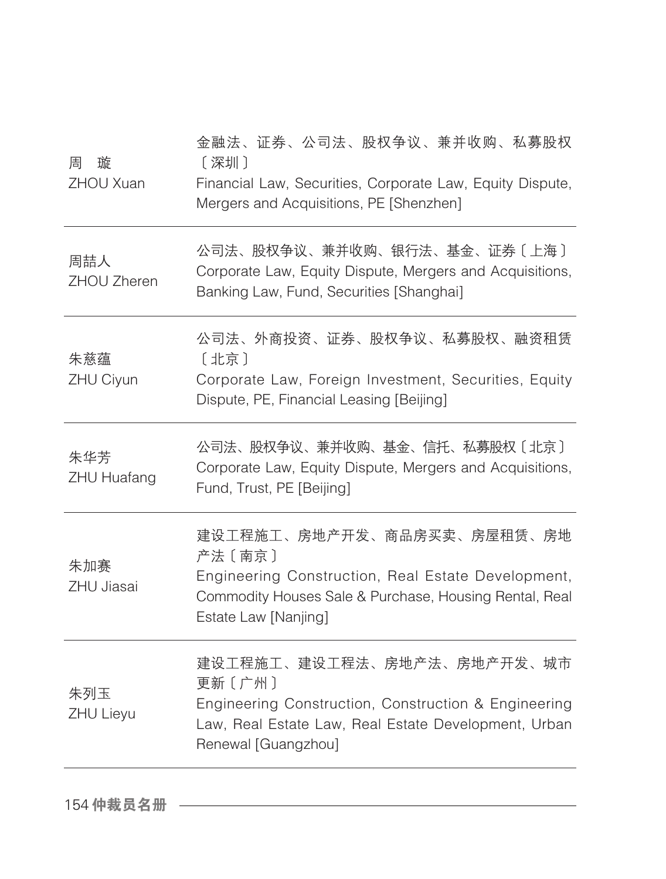| | |
|---|---|
| 周　璇<br>ZHOU Xuan | 金融法、证券、公司法、股权争议、兼并收购、私募股权〔深圳〕<br>Financial Law, Securities, Corporate Law, Equity Dispute, Mergers and Acquisitions, PE [Shenzhen] |
| 周喆人<br>ZHOU Zheren | 公司法、股权争议、兼并收购、银行法、基金、证券〔上海〕<br>Corporate Law, Equity Dispute, Mergers and Acquisitions, Banking Law, Fund, Securities [Shanghai] |
| 朱慈蕴<br>ZHU Ciyun | 公司法、外商投资、证券、股权争议、私募股权、融资租赁〔北京〕<br>Corporate Law, Foreign Investment, Securities, Equity Dispute, PE, Financial Leasing [Beijing] |
| 朱华芳<br>ZHU Huafang | 公司法、股权争议、兼并收购、基金、信托、私募股权〔北京〕<br>Corporate Law, Equity Dispute, Mergers and Acquisitions, Fund, Trust, PE [Beijing] |
| 朱加赛<br>ZHU Jiasai | 建设工程施工、房地产开发、商品房买卖、房屋租赁、房地产法〔南京〕<br>Engineering Construction, Real Estate Development, Commodity Houses Sale & Purchase, Housing Rental, Real Estate Law [Nanjing] |
| 朱列玉<br>ZHU Lieyu | 建设工程施工、建设工程法、房地产法、房地产开发、城市更新〔广州〕<br>Engineering Construction, Construction & Engineering Law, Real Estate Law, Real Estate Development, Urban Renewal [Guangzhou] |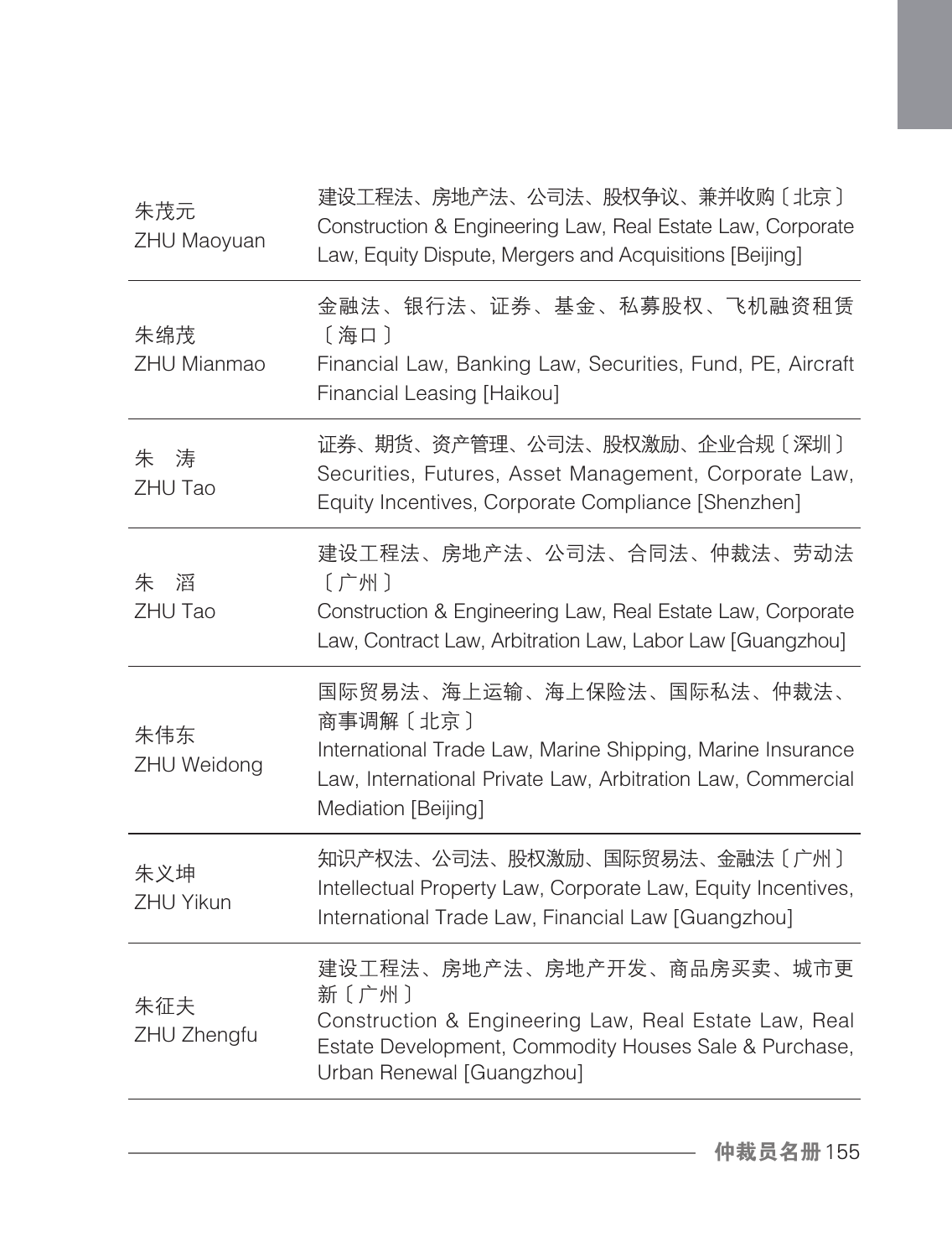| 姓名 | 专业领域 |
| --- | --- |
| 朱茂元<br>ZHU Maoyuan | 建设工程法、房地产法、公司法、股权争议、兼并收购〔北京〕<br>Construction & Engineering Law, Real Estate Law, Corporate Law, Equity Dispute, Mergers and Acquisitions [Beijing] |
| 朱绵茂<br>ZHU Mianmao | 金融法、银行法、证券、基金、私募股权、飞机融资租赁〔海口〕<br>Financial Law, Banking Law, Securities, Fund, PE, Aircraft Financial Leasing [Haikou] |
| 朱　涛<br>ZHU Tao | 证券、期货、资产管理、公司法、股权激励、企业合规〔深圳〕<br>Securities, Futures, Asset Management, Corporate Law, Equity Incentives, Corporate Compliance [Shenzhen] |
| 朱　滔<br>ZHU Tao | 建设工程法、房地产法、公司法、合同法、仲裁法、劳动法〔广州〕<br>Construction & Engineering Law, Real Estate Law, Corporate Law, Contract Law, Arbitration Law, Labor Law [Guangzhou] |
| 朱伟东<br>ZHU Weidong | 国际贸易法、海上运输、海上保险法、国际私法、仲裁法、商事调解〔北京〕<br>International Trade Law, Marine Shipping, Marine Insurance Law, International Private Law, Arbitration Law, Commercial Mediation [Beijing] |
| 朱义坤<br>ZHU Yikun | 知识产权法、公司法、股权激励、国际贸易法、金融法〔广州〕<br>Intellectual Property Law, Corporate Law, Equity Incentives, International Trade Law, Financial Law [Guangzhou] |
| 朱征夫<br>ZHU Zhengfu | 建设工程法、房地产法、房地产开发、商品房买卖、城市更新〔广州〕<br>Construction & Engineering Law, Real Estate Law, Real Estate Development, Commodity Houses Sale & Purchase, Urban Renewal [Guangzhou] |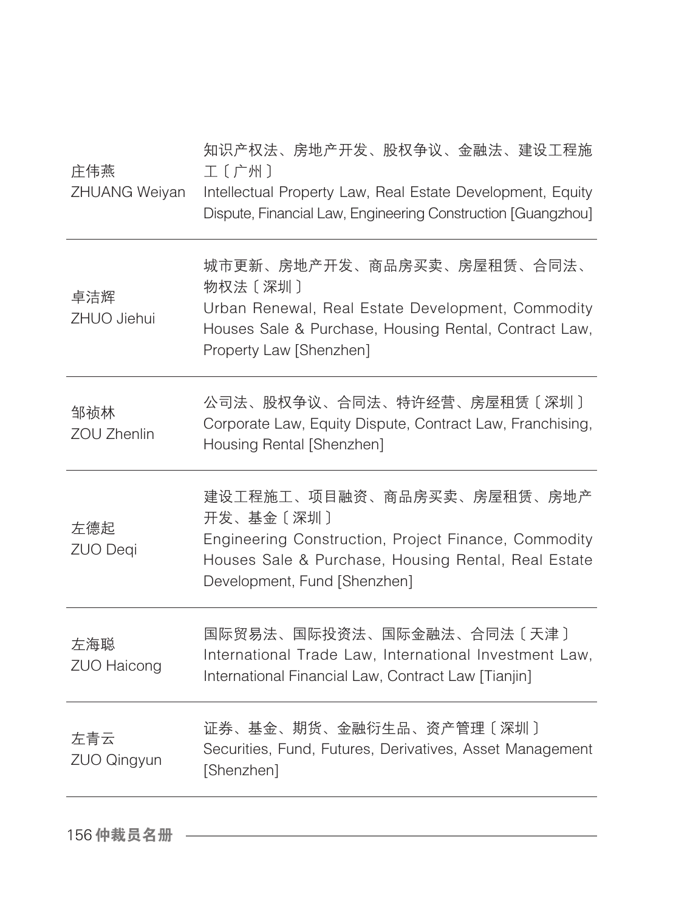| | |
|---|---|
| 庄伟燕<br>ZHUANG Weiyan | 知识产权法、房地产开发、股权争议、金融法、建设工程施工〔广州〕<br>Intellectual Property Law, Real Estate Development, Equity Dispute, Financial Law, Engineering Construction [Guangzhou] |
| 卓洁辉<br>ZHUO Jiehui | 城市更新、房地产开发、商品房买卖、房屋租赁、合同法、物权法〔深圳〕<br>Urban Renewal, Real Estate Development, Commodity Houses Sale & Purchase, Housing Rental, Contract Law, Property Law [Shenzhen] |
| 邹祯林<br>ZOU Zhenlin | 公司法、股权争议、合同法、特许经营、房屋租赁〔深圳〕<br>Corporate Law, Equity Dispute, Contract Law, Franchising, Housing Rental [Shenzhen] |
| 左德起<br>ZUO Deqi | 建设工程施工、项目融资、商品房买卖、房屋租赁、房地产开发、基金〔深圳〕<br>Engineering Construction, Project Finance, Commodity Houses Sale & Purchase, Housing Rental, Real Estate Development, Fund [Shenzhen] |
| 左海聪<br>ZUO Haicong | 国际贸易法、国际投资法、国际金融法、合同法〔天津〕<br>International Trade Law, International Investment Law, International Financial Law, Contract Law [Tianjin] |
| 左青云<br>ZUO Qingyun | 证券、基金、期货、金融衍生品、资产管理〔深圳〕<br>Securities, Fund, Futures, Derivatives, Asset Management [Shenzhen] |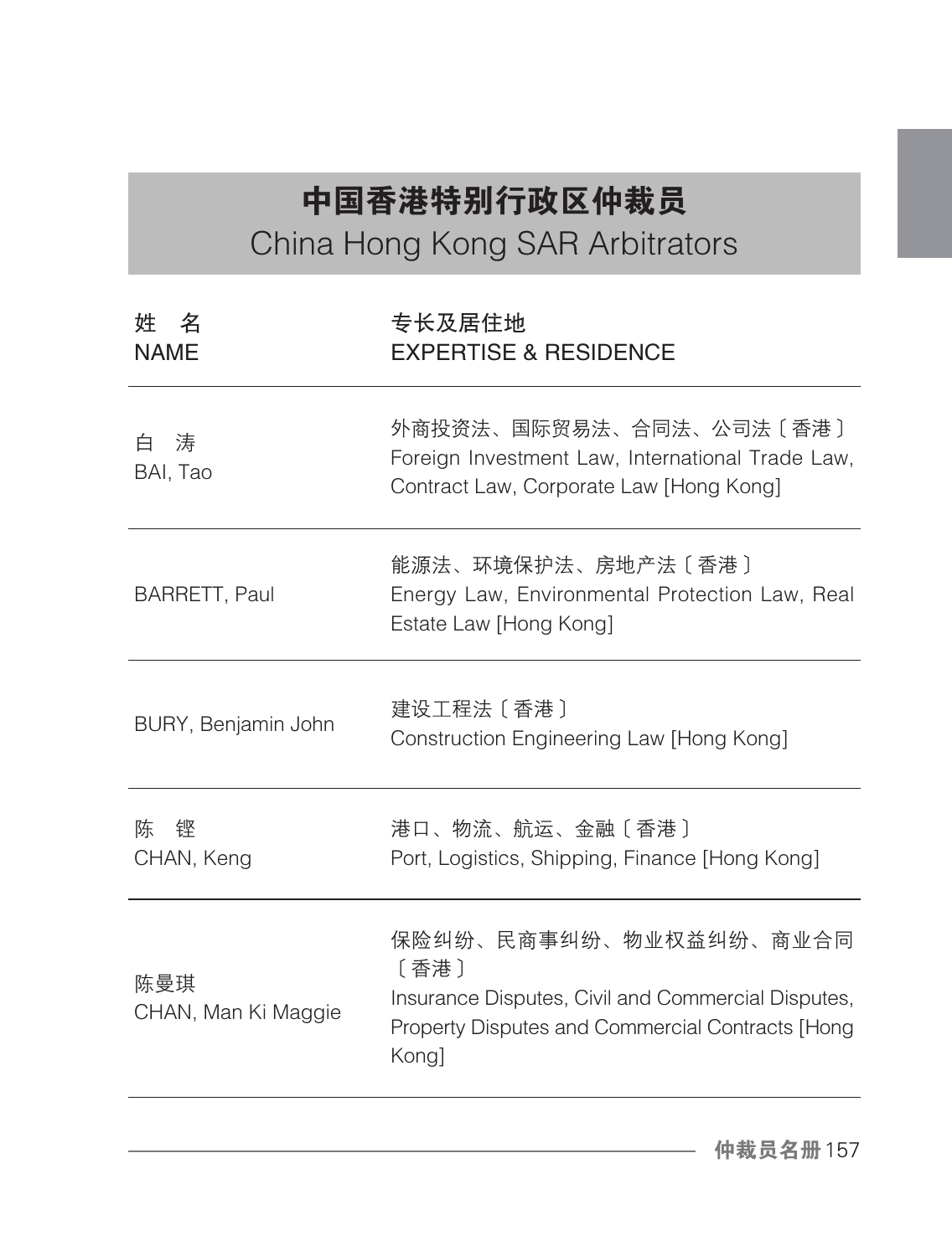# 中国香港特别行政区仲裁员
# China Hong Kong SAR Arbitrators

| 姓　名<br>NAME | 专长及居住地<br>EXPERTISE & RESIDENCE |
| --- | --- |
| 白　涛<br>BAI, Tao | 外商投资法、国际贸易法、合同法、公司法〔香港〕<br>Foreign Investment Law, International Trade Law, Contract Law, Corporate Law [Hong Kong] |
| BARRETT, Paul | 能源法、环境保护法、房地产法〔香港〕<br>Energy Law, Environmental Protection Law, Real Estate Law [Hong Kong] |
| BURY, Benjamin John | 建设工程法〔香港〕<br>Construction Engineering Law [Hong Kong] |
| 陈　铿<br>CHAN, Keng | 港口、物流、航运、金融〔香港〕<br>Port, Logistics, Shipping, Finance [Hong Kong] |
| 陈曼琪<br>CHAN, Man Ki Maggie | 保险纠纷、民商事纠纷、物业权益纠纷、商业合同〔香港〕<br>Insurance Disputes, Civil and Commercial Disputes, Property Disputes and Commercial Contracts [Hong Kong] |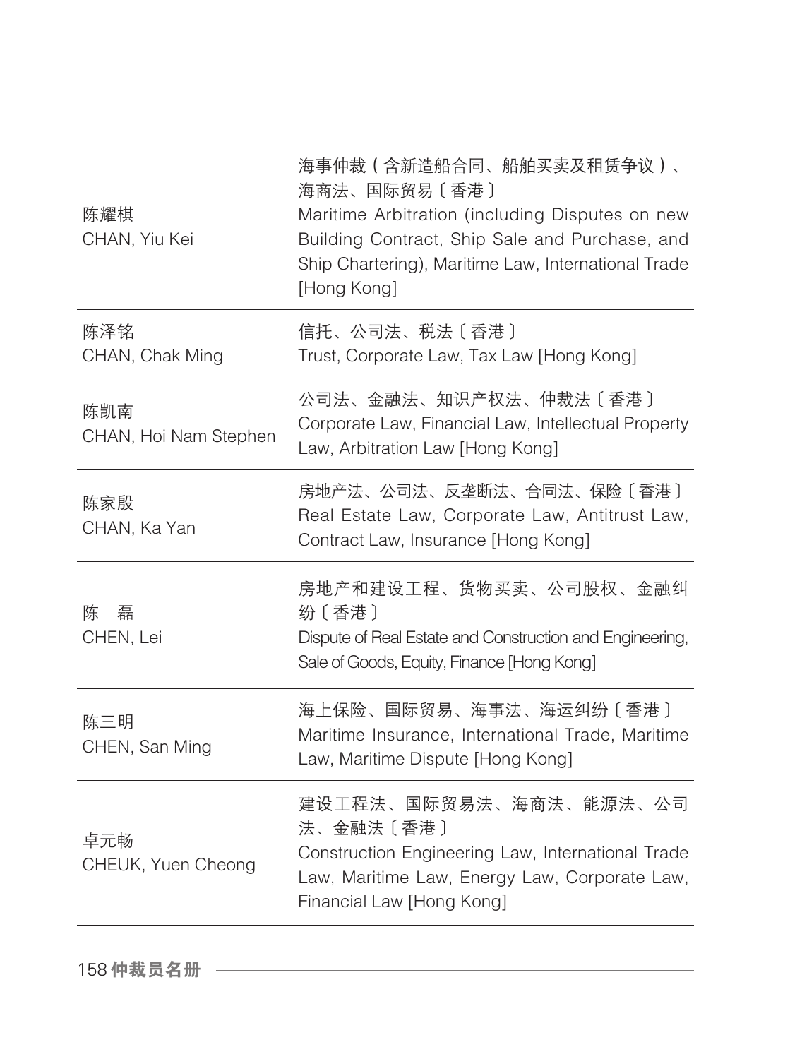| | |
|---|---|
| 陈耀棋<br>CHAN, Yiu Kei | 海事仲裁（含新造船合同、船舶买卖及租赁争议）、海商法、国际贸易〔香港〕<br>Maritime Arbitration (including Disputes on new Building Contract, Ship Sale and Purchase, and Ship Chartering), Maritime Law, International Trade [Hong Kong] |
| 陈泽铭<br>CHAN, Chak Ming | 信托、公司法、税法〔香港〕<br>Trust, Corporate Law, Tax Law [Hong Kong] |
| 陈凯南<br>CHAN, Hoi Nam Stephen | 公司法、金融法、知识产权法、仲裁法〔香港〕<br>Corporate Law, Financial Law, Intellectual Property Law, Arbitration Law [Hong Kong] |
| 陈家殷<br>CHAN, Ka Yan | 房地产法、公司法、反垄断法、合同法、保险〔香港〕<br>Real Estate Law, Corporate Law, Antitrust Law, Contract Law, Insurance [Hong Kong] |
| 陈　磊<br>CHEN, Lei | 房地产和建设工程、货物买卖、公司股权、金融纠纷〔香港〕<br>Dispute of Real Estate and Construction and Engineering, Sale of Goods, Equity, Finance [Hong Kong] |
| 陈三明<br>CHEN, San Ming | 海上保险、国际贸易、海事法、海运纠纷〔香港〕<br>Maritime Insurance, International Trade, Maritime Law, Maritime Dispute [Hong Kong] |
| 卓元畅<br>CHEUK, Yuen Cheong | 建设工程法、国际贸易法、海商法、能源法、公司法、金融法〔香港〕<br>Construction Engineering Law, International Trade Law, Maritime Law, Energy Law, Corporate Law, Financial Law [Hong Kong] |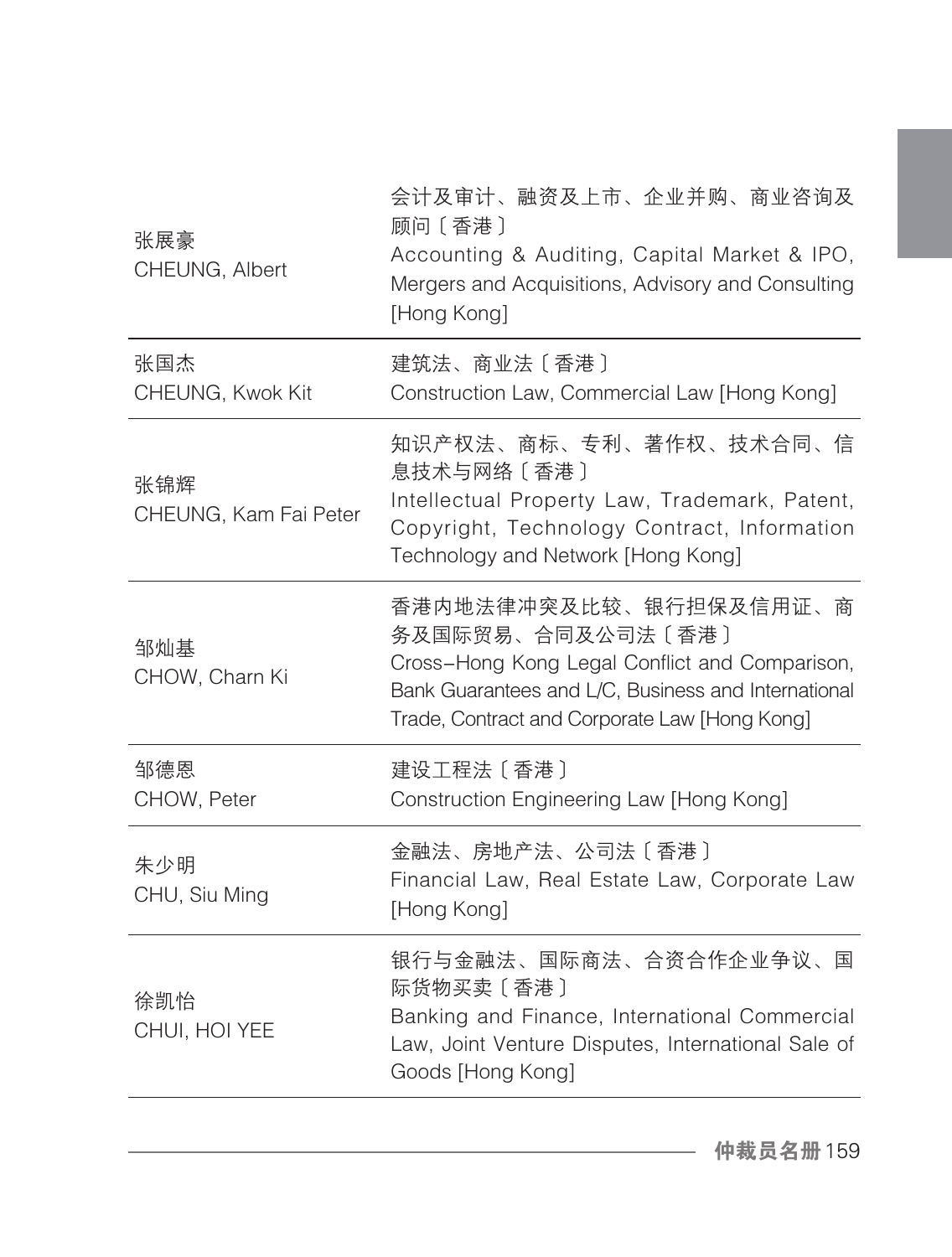| | |
|---|---|
| 张展豪<br>CHEUNG, Albert | 会计及审计、融资及上市、企业并购、商业咨询及顾问〔香港〕<br>Accounting & Auditing, Capital Market & IPO, Mergers and Acquisitions, Advisory and Consulting [Hong Kong] |
| 张国杰<br>CHEUNG, Kwok Kit | 建筑法、商业法〔香港〕<br>Construction Law, Commercial Law [Hong Kong] |
| 张锦辉<br>CHEUNG, Kam Fai Peter | 知识产权法、商标、专利、著作权、技术合同、信息技术与网络〔香港〕<br>Intellectual Property Law, Trademark, Patent, Copyright, Technology Contract, Information Technology and Network [Hong Kong] |
| 邹灿基<br>CHOW, Charn Ki | 香港内地法律冲突及比较、银行担保及信用证、商务及国际贸易、合同及公司法〔香港〕<br>Cross–Hong Kong Legal Conflict and Comparison, Bank Guarantees and L/C, Business and International Trade, Contract and Corporate Law [Hong Kong] |
| 邹德恩<br>CHOW, Peter | 建设工程法〔香港〕<br>Construction Engineering Law [Hong Kong] |
| 朱少明<br>CHU, Siu Ming | 金融法、房地产法、公司法〔香港〕<br>Financial Law, Real Estate Law, Corporate Law [Hong Kong] |
| 徐凯怡<br>CHUI, HOI YEE | 银行与金融法、国际商法、合资合作企业争议、国际货物买卖〔香港〕<br>Banking and Finance, International Commercial Law, Joint Venture Disputes, International Sale of Goods [Hong Kong] |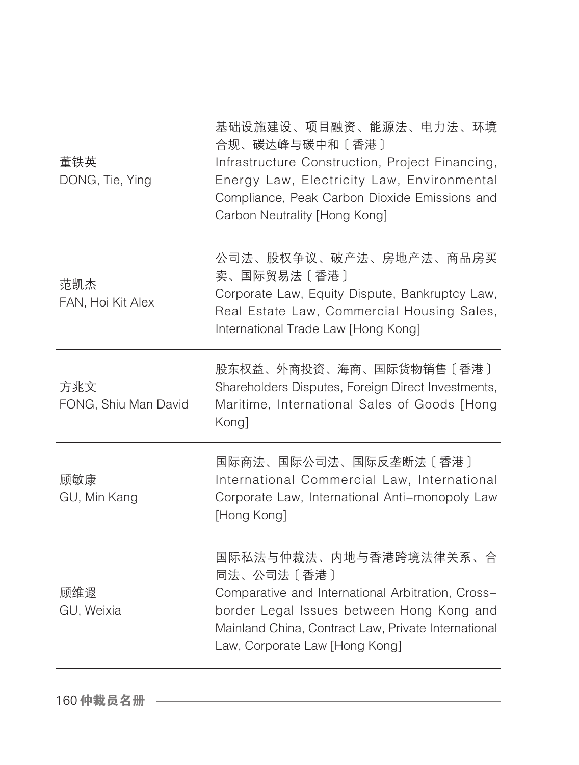| | |
|---|---|
| 董铁英<br>DONG, Tie, Ying | 基础设施建设、项目融资、能源法、电力法、环境合规、碳达峰与碳中和〔香港〕<br>Infrastructure Construction, Project Financing, Energy Law, Electricity Law, Environmental Compliance, Peak Carbon Dioxide Emissions and Carbon Neutrality [Hong Kong] |
| 范凯杰<br>FAN, Hoi Kit Alex | 公司法、股权争议、破产法、房地产法、商品房买卖、国际贸易法〔香港〕<br>Corporate Law, Equity Dispute, Bankruptcy Law, Real Estate Law, Commercial Housing Sales, International Trade Law [Hong Kong] |
| 方兆文<br>FONG, Shiu Man David | 股东权益、外商投资、海商、国际货物销售〔香港〕<br>Shareholders Disputes, Foreign Direct Investments, Maritime, International Sales of Goods [Hong Kong] |
| 顾敏康<br>GU, Min Kang | 国际商法、国际公司法、国际反垄断法〔香港〕<br>International Commercial Law, International Corporate Law, International Anti-monopoly Law [Hong Kong] |
| 顾维遐<br>GU, Weixia | 国际私法与仲裁法、内地与香港跨境法律关系、合同法、公司法〔香港〕<br>Comparative and International Arbitration, Cross-border Legal Issues between Hong Kong and Mainland China, Contract Law, Private International Law, Corporate Law [Hong Kong] |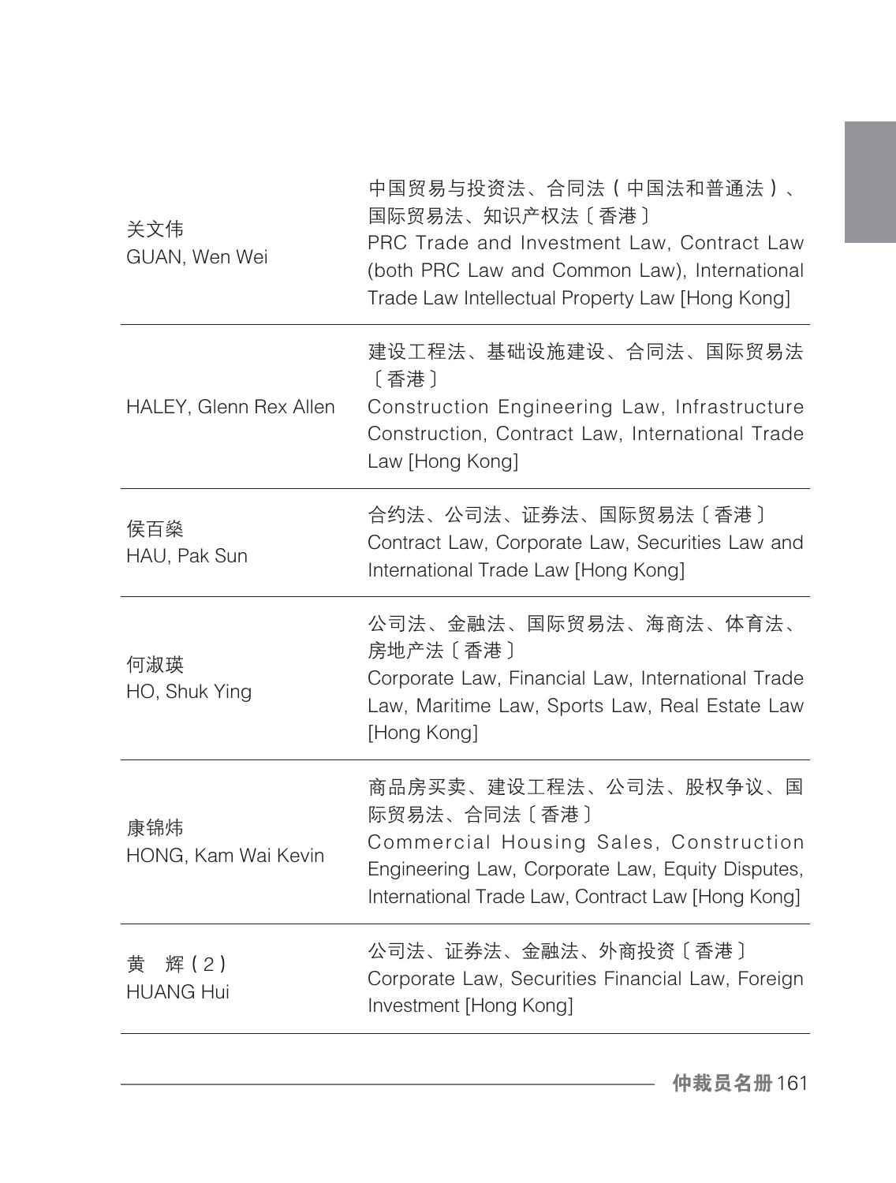| | |
|---|---|
| 关文伟<br>GUAN, Wen Wei | 中国贸易与投资法、合同法（中国法和普通法）、国际贸易法、知识产权法〔香港〕<br>PRC Trade and Investment Law, Contract Law (both PRC Law and Common Law), International Trade Law Intellectual Property Law [Hong Kong] |
| HALEY, Glenn Rex Allen | 建设工程法、基础设施建设、合同法、国际贸易法〔香港〕<br>Construction Engineering Law, Infrastructure Construction, Contract Law, International Trade Law [Hong Kong] |
| 侯百燊<br>HAU, Pak Sun | 合约法、公司法、证券法、国际贸易法〔香港〕<br>Contract Law, Corporate Law, Securities Law and International Trade Law [Hong Kong] |
| 何淑瑛<br>HO, Shuk Ying | 公司法、金融法、国际贸易法、海商法、体育法、房地产法〔香港〕<br>Corporate Law, Financial Law, International Trade Law, Maritime Law, Sports Law, Real Estate Law [Hong Kong] |
| 康锦炜<br>HONG, Kam Wai Kevin | 商品房买卖、建设工程法、公司法、股权争议、国际贸易法、合同法〔香港〕<br>Commercial Housing Sales, Construction Engineering Law, Corporate Law, Equity Disputes, International Trade Law, Contract Law [Hong Kong] |
| 黄　辉（2）<br>HUANG Hui | 公司法、证券法、金融法、外商投资〔香港〕<br>Corporate Law, Securities Financial Law, Foreign Investment [Hong Kong] |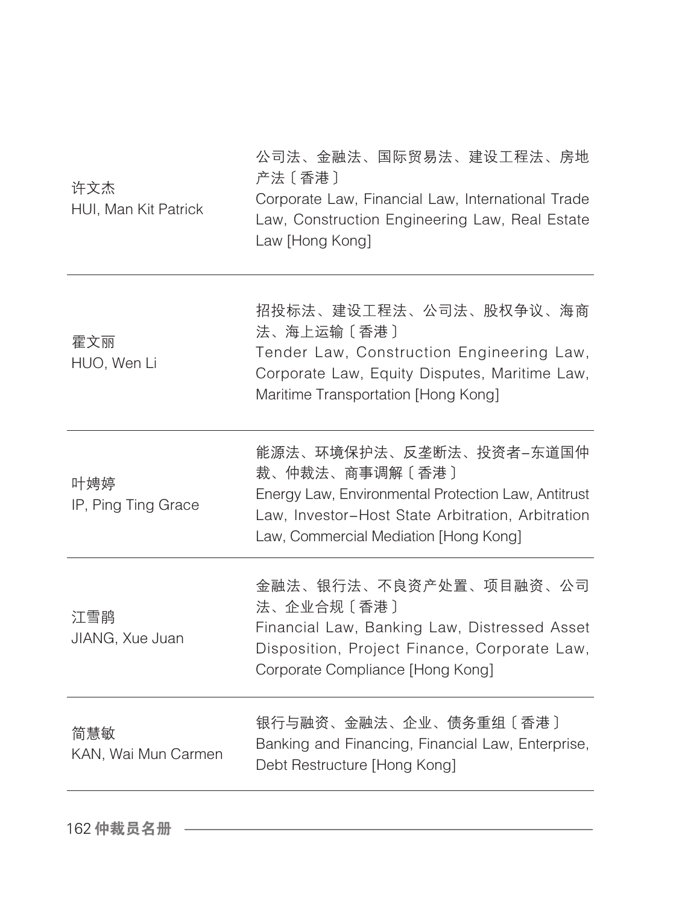| | |
|---|---|
| 许文杰<br>HUI, Man Kit Patrick | 公司法、金融法、国际贸易法、建设工程法、房地产法〔香港〕<br>Corporate Law, Financial Law, International Trade Law, Construction Engineering Law, Real Estate Law [Hong Kong] |
| 霍文丽<br>HUO, Wen Li | 招投标法、建设工程法、公司法、股权争议、海商法、海上运输〔香港〕<br>Tender Law, Construction Engineering Law, Corporate Law, Equity Disputes, Maritime Law, Maritime Transportation [Hong Kong] |
| 叶娉婷<br>IP, Ping Ting Grace | 能源法、环境保护法、反垄断法、投资者–东道国仲裁、仲裁法、商事调解〔香港〕<br>Energy Law, Environmental Protection Law, Antitrust Law, Investor–Host State Arbitration, Arbitration Law, Commercial Mediation [Hong Kong] |
| 江雪鹃<br>JIANG, Xue Juan | 金融法、银行法、不良资产处置、项目融资、公司法、企业合规〔香港〕<br>Financial Law, Banking Law, Distressed Asset Disposition, Project Finance, Corporate Law, Corporate Compliance [Hong Kong] |
| 简慧敏<br>KAN, Wai Mun Carmen | 银行与融资、金融法、企业、债务重组〔香港〕<br>Banking and Financing, Financial Law, Enterprise, Debt Restructure [Hong Kong] |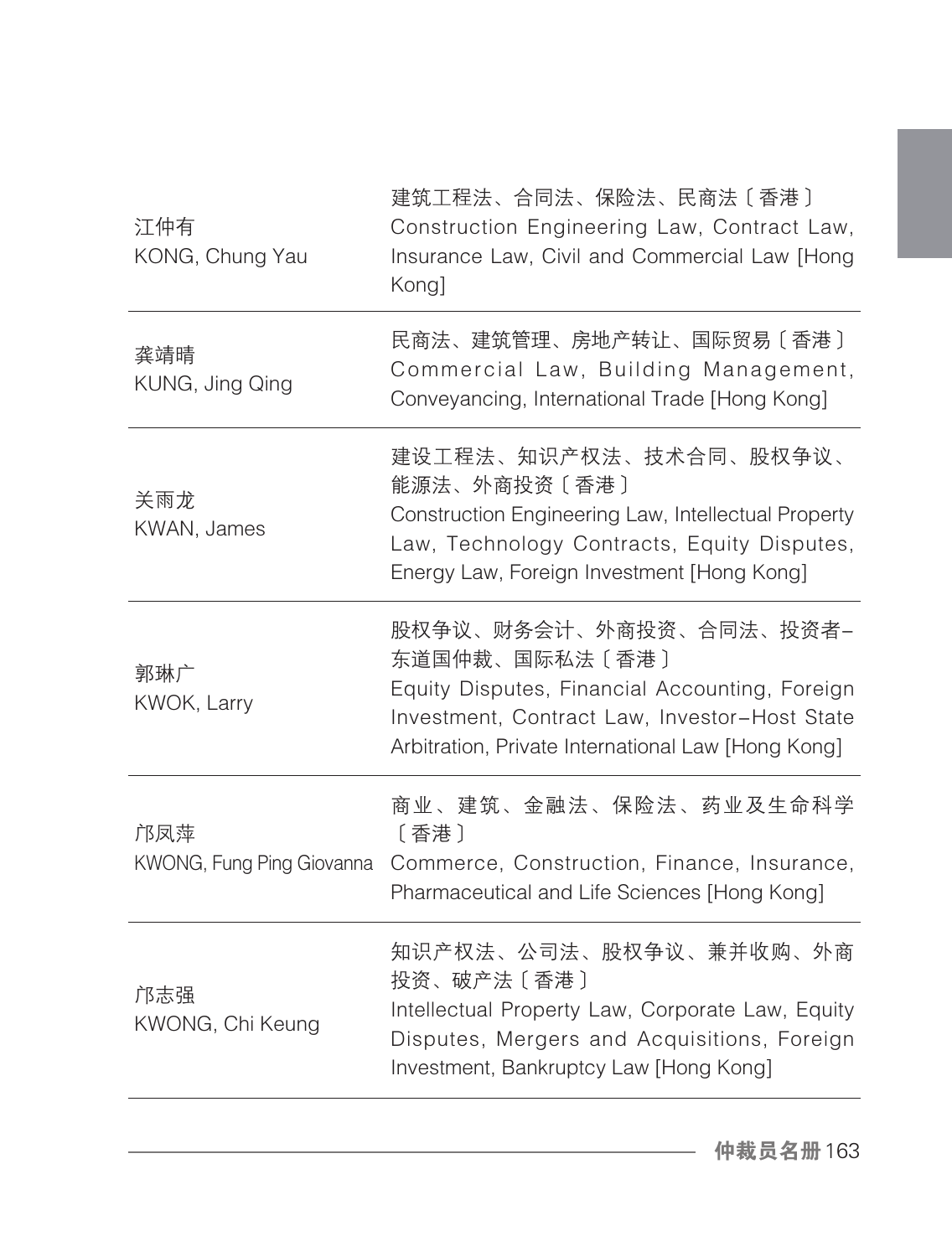| | |
|---|---|
| 江仲有<br>KONG, Chung Yau | 建筑工程法、合同法、保险法、民商法〔香港〕<br>Construction Engineering Law, Contract Law, Insurance Law, Civil and Commercial Law [Hong Kong] |
| 龚靖晴<br>KUNG, Jing Qing | 民商法、建筑管理、房地产转让、国际贸易〔香港〕<br>Commercial Law, Building Management, Conveyancing, International Trade [Hong Kong] |
| 关雨龙<br>KWAN, James | 建设工程法、知识产权法、技术合同、股权争议、能源法、外商投资〔香港〕<br>Construction Engineering Law, Intellectual Property Law, Technology Contracts, Equity Disputes, Energy Law, Foreign Investment [Hong Kong] |
| 郭琳广<br>KWOK, Larry | 股权争议、财务会计、外商投资、合同法、投资者–东道国仲裁、国际私法〔香港〕<br>Equity Disputes, Financial Accounting, Foreign Investment, Contract Law, Investor–Host State Arbitration, Private International Law [Hong Kong] |
| 邝凤萍<br>KWONG, Fung Ping Giovanna | 商业、建筑、金融法、保险法、药业及生命科学〔香港〕<br>Commerce, Construction, Finance, Insurance, Pharmaceutical and Life Sciences [Hong Kong] |
| 邝志强<br>KWONG, Chi Keung | 知识产权法、公司法、股权争议、兼并收购、外商投资、破产法〔香港〕<br>Intellectual Property Law, Corporate Law, Equity Disputes, Mergers and Acquisitions, Foreign Investment, Bankruptcy Law [Hong Kong] |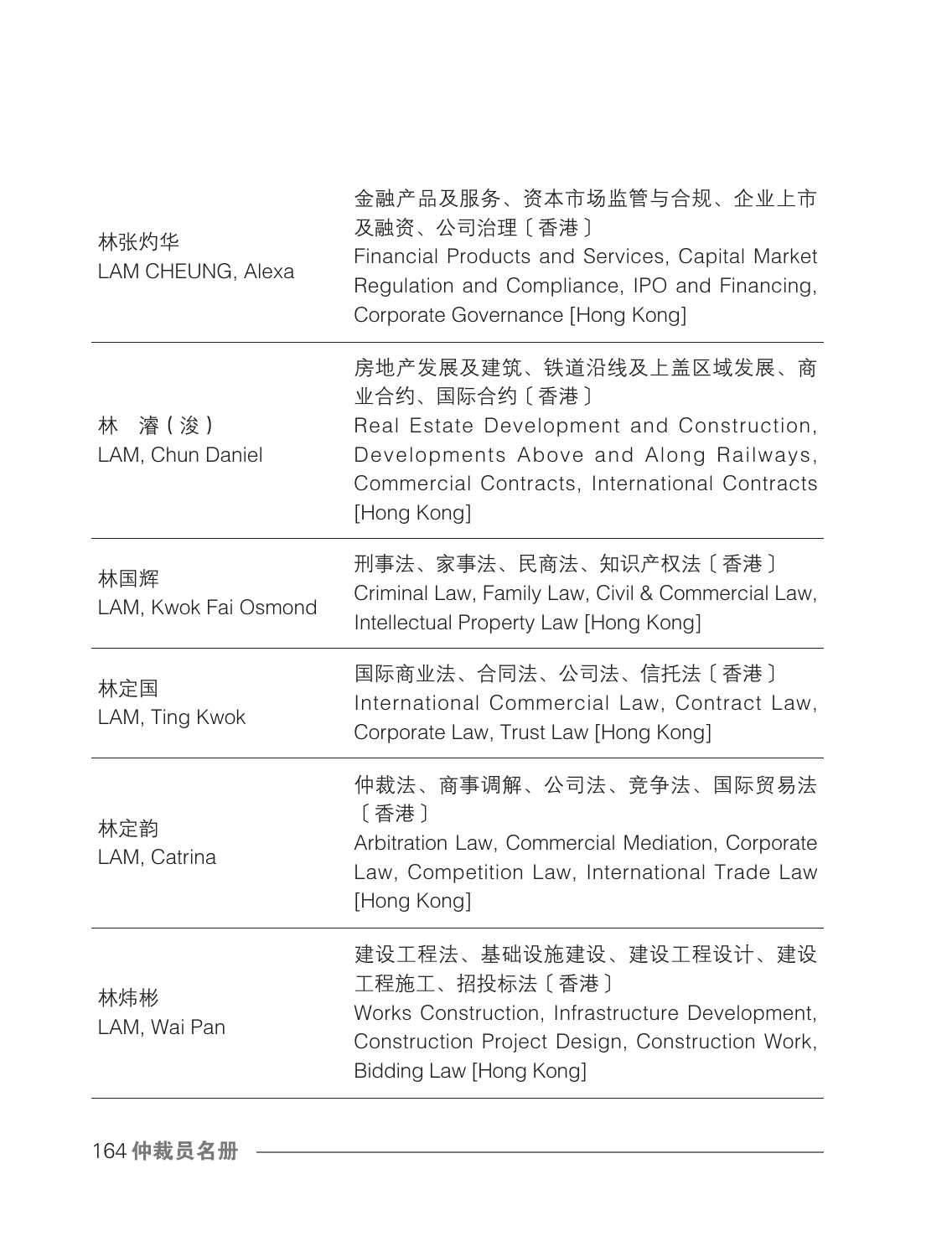| | |
|---|---|
| 林张灼华<br>LAM CHEUNG, Alexa | 金融产品及服务、资本市场监管与合规、企业上市及融资、公司治理〔香港〕<br>Financial Products and Services, Capital Market Regulation and Compliance, IPO and Financing, Corporate Governance [Hong Kong] |
| 林　濬(浚)<br>LAM, Chun Daniel | 房地产发展及建筑、铁道沿线及上盖区域发展、商业合约、国际合约〔香港〕<br>Real Estate Development and Construction, Developments Above and Along Railways, Commercial Contracts, International Contracts [Hong Kong] |
| 林国辉<br>LAM, Kwok Fai Osmond | 刑事法、家事法、民商法、知识产权法〔香港〕<br>Criminal Law, Family Law, Civil & Commercial Law, Intellectual Property Law [Hong Kong] |
| 林定国<br>LAM, Ting Kwok | 国际商业法、合同法、公司法、信托法〔香港〕<br>International Commercial Law, Contract Law, Corporate Law, Trust Law [Hong Kong] |
| 林定韵<br>LAM, Catrina | 仲裁法、商事调解、公司法、竞争法、国际贸易法〔香港〕<br>Arbitration Law, Commercial Mediation, Corporate Law, Competition Law, International Trade Law [Hong Kong] |
| 林炜彬<br>LAM, Wai Pan | 建设工程法、基础设施建设、建设工程设计、建设工程施工、招投标法〔香港〕<br>Works Construction, Infrastructure Development, Construction Project Design, Construction Work, Bidding Law [Hong Kong] |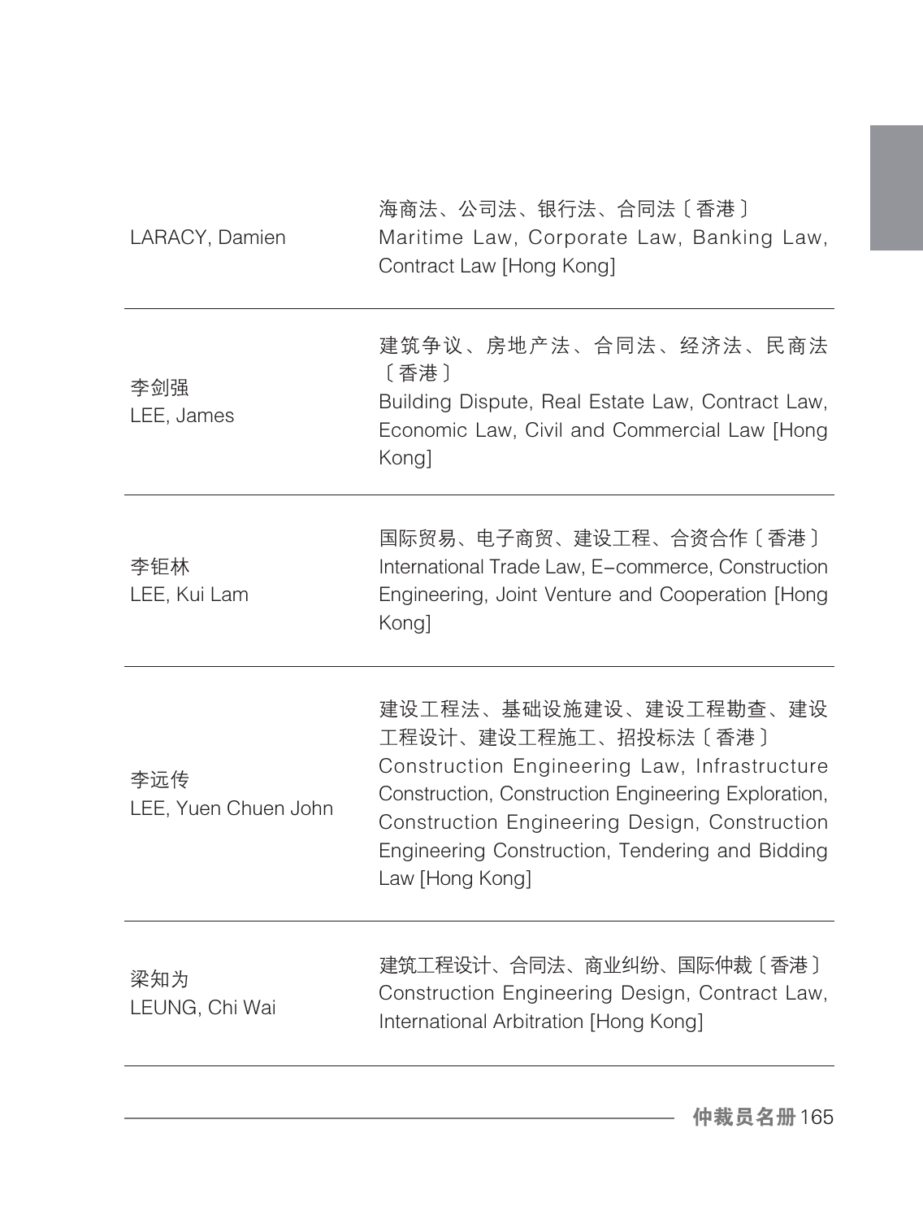| | |
|---|---|
| LARACY, Damien | 海商法、公司法、银行法、合同法〔香港〕<br>Maritime Law, Corporate Law, Banking Law, Contract Law [Hong Kong] |
| 李剑强<br>LEE, James | 建筑争议、房地产法、合同法、经济法、民商法〔香港〕<br>Building Dispute, Real Estate Law, Contract Law, Economic Law, Civil and Commercial Law [Hong Kong] |
| 李钜林<br>LEE, Kui Lam | 国际贸易、电子商贸、建设工程、合资合作〔香港〕<br>International Trade Law, E-commerce, Construction Engineering, Joint Venture and Cooperation [Hong Kong] |
| 李远传<br>LEE, Yuen Chuen John | 建设工程法、基础设施建设、建设工程勘查、建设工程设计、建设工程施工、招投标法〔香港〕<br>Construction Engineering Law, Infrastructure Construction, Construction Engineering Exploration, Construction Engineering Design, Construction Engineering Construction, Tendering and Bidding Law [Hong Kong] |
| 梁知为<br>LEUNG, Chi Wai | 建筑工程设计、合同法、商业纠纷、国际仲裁〔香港〕<br>Construction Engineering Design, Contract Law, International Arbitration [Hong Kong] |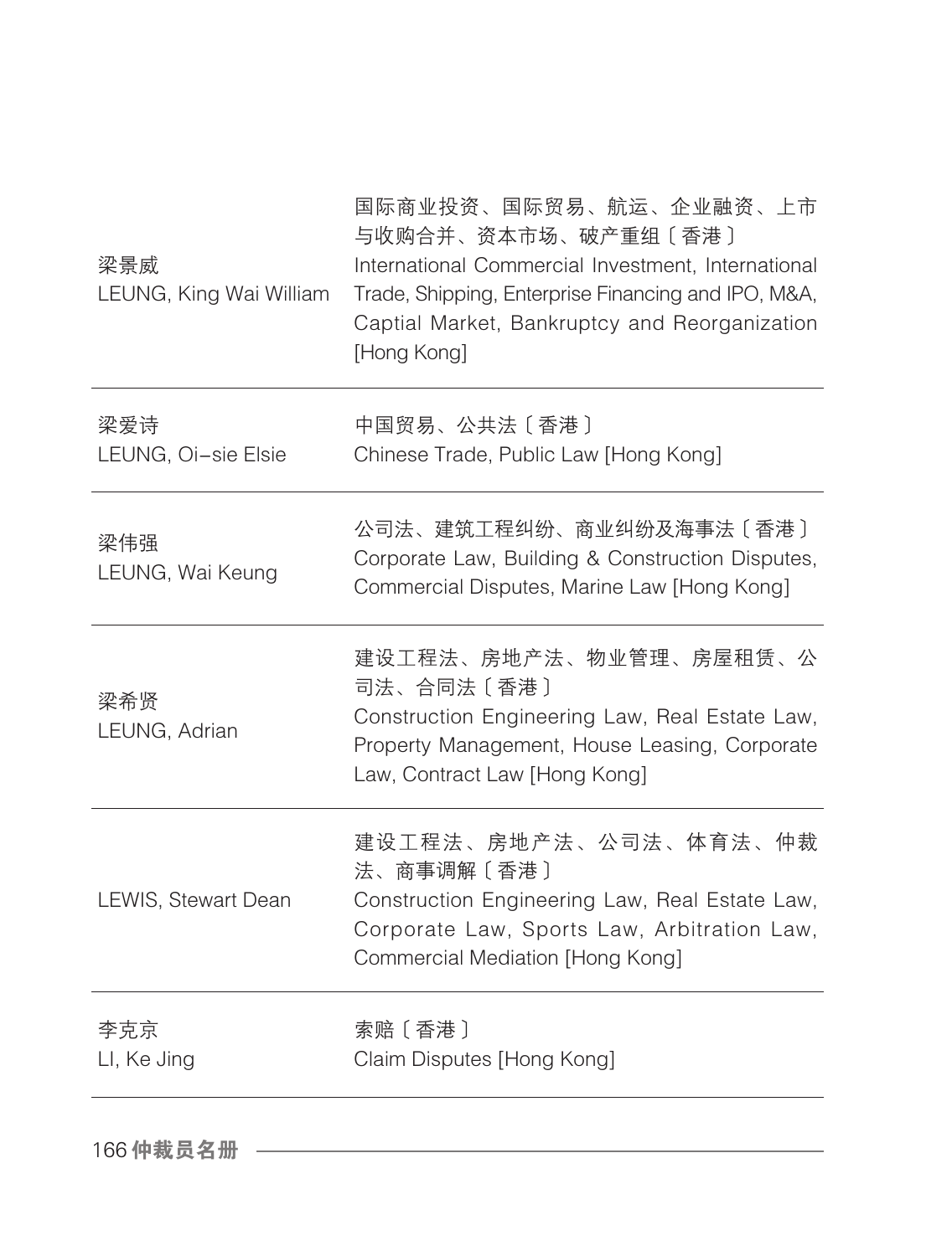| | |
|---|---|
| 梁景威<br>LEUNG, King Wai William | 国际商业投资、国际贸易、航运、企业融资、上市与收购合并、资本市场、破产重组〔香港〕<br>International Commercial Investment, International Trade, Shipping, Enterprise Financing and IPO, M&A, Captial Market, Bankruptcy and Reorganization [Hong Kong] |
| 梁爱诗<br>LEUNG, Oi-sie Elsie | 中国贸易、公共法〔香港〕<br>Chinese Trade, Public Law [Hong Kong] |
| 梁伟强<br>LEUNG, Wai Keung | 公司法、建筑工程纠纷、商业纠纷及海事法〔香港〕<br>Corporate Law, Building & Construction Disputes, Commercial Disputes, Marine Law [Hong Kong] |
| 梁希贤<br>LEUNG, Adrian | 建设工程法、房地产法、物业管理、房屋租赁、公司法、合同法〔香港〕<br>Construction Engineering Law, Real Estate Law, Property Management, House Leasing, Corporate Law, Contract Law [Hong Kong] |
| LEWIS, Stewart Dean | 建设工程法、房地产法、公司法、体育法、仲裁法、商事调解〔香港〕<br>Construction Engineering Law, Real Estate Law, Corporate Law, Sports Law, Arbitration Law, Commercial Mediation [Hong Kong] |
| 李克京<br>LI, Ke Jing | 索赔〔香港〕<br>Claim Disputes [Hong Kong] |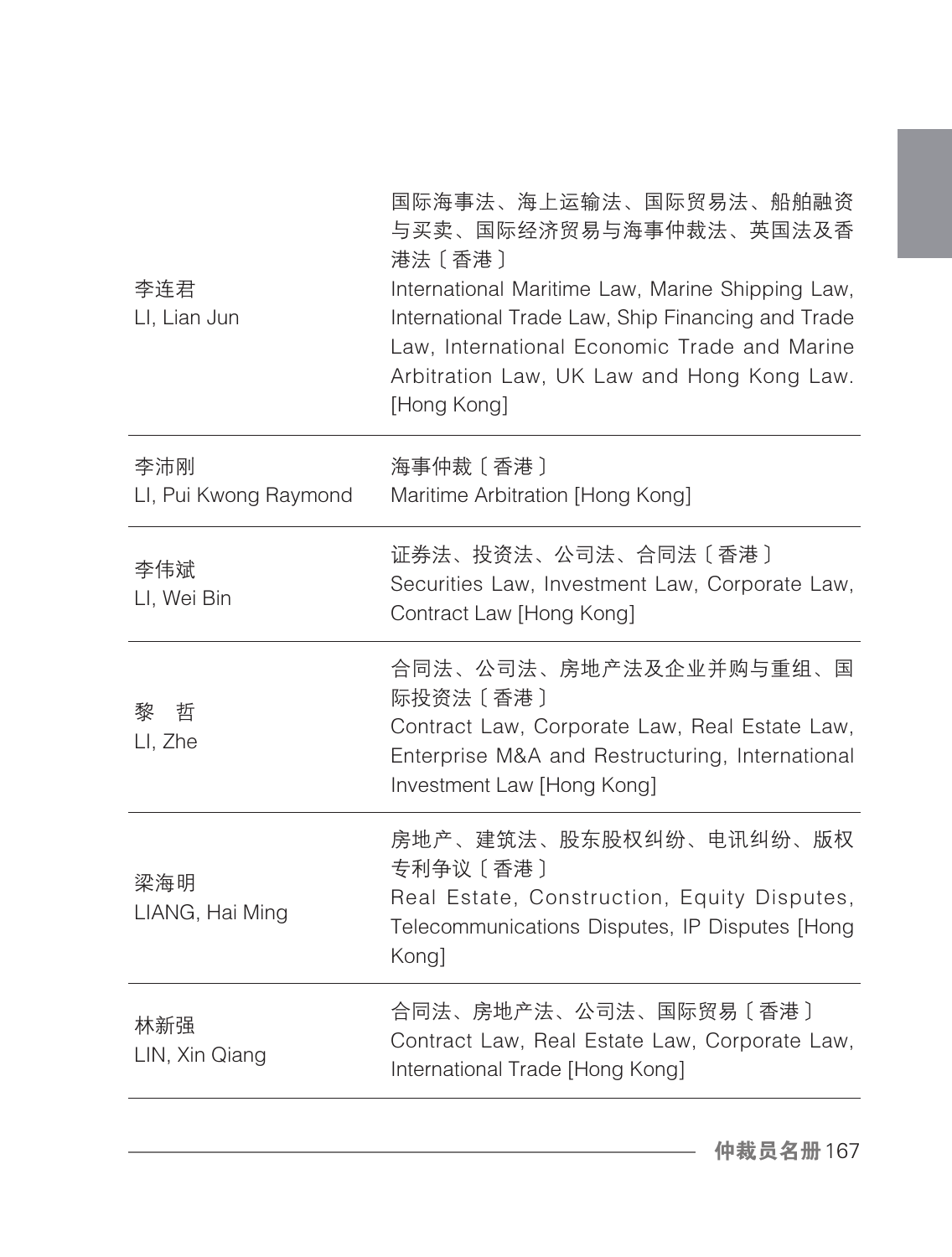| | |
|---|---|
| 李连君<br>LI, Lian Jun | 国际海事法、海上运输法、国际贸易法、船舶融资与买卖、国际经济贸易与海事仲裁法、英国法及香港法〔香港〕<br>International Maritime Law, Marine Shipping Law, International Trade Law, Ship Financing and Trade Law, International Economic Trade and Marine Arbitration Law, UK Law and Hong Kong Law. [Hong Kong] |
| 李沛刚<br>LI, Pui Kwong Raymond | 海事仲裁〔香港〕<br>Maritime Arbitration [Hong Kong] |
| 李伟斌<br>LI, Wei Bin | 证券法、投资法、公司法、合同法〔香港〕<br>Securities Law, Investment Law, Corporate Law, Contract Law [Hong Kong] |
| 黎　哲<br>LI, Zhe | 合同法、公司法、房地产法及企业并购与重组、国际投资法〔香港〕<br>Contract Law, Corporate Law, Real Estate Law, Enterprise M&A and Restructuring, International Investment Law [Hong Kong] |
| 梁海明<br>LIANG, Hai Ming | 房地产、建筑法、股东股权纠纷、电讯纠纷、版权专利争议〔香港〕<br>Real Estate, Construction, Equity Disputes, Telecommunications Disputes, IP Disputes [Hong Kong] |
| 林新强<br>LIN, Xin Qiang | 合同法、房地产法、公司法、国际贸易〔香港〕<br>Contract Law, Real Estate Law, Corporate Law, International Trade [Hong Kong] |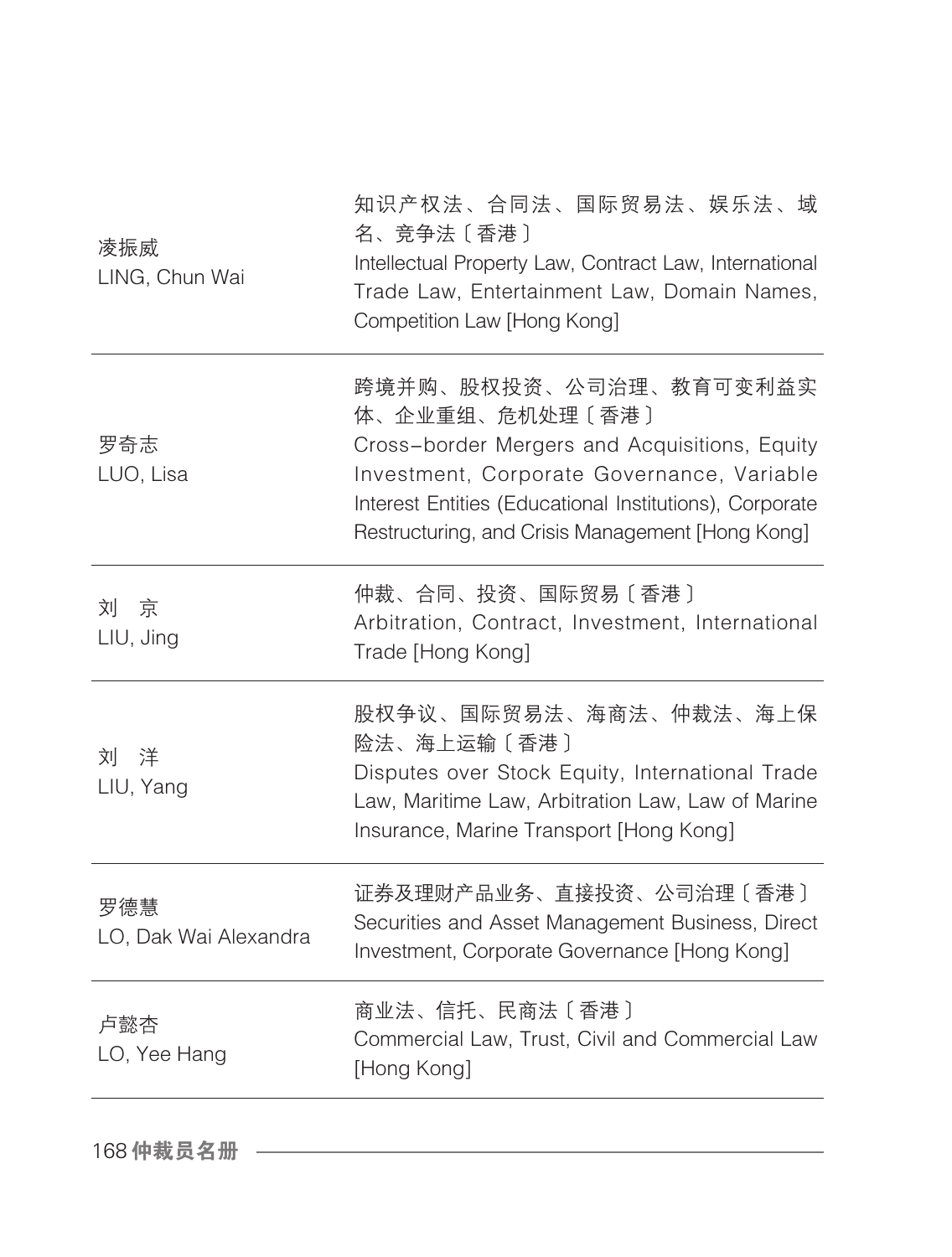| | |
|---|---|
| 凌振威<br>LING, Chun Wai | 知识产权法、合同法、国际贸易法、娱乐法、域名、竞争法〔香港〕<br>Intellectual Property Law, Contract Law, International Trade Law, Entertainment Law, Domain Names, Competition Law [Hong Kong] |
| 罗奇志<br>LUO, Lisa | 跨境并购、股权投资、公司治理、教育可变利益实体、企业重组、危机处理〔香港〕<br>Cross-border Mergers and Acquisitions, Equity Investment, Corporate Governance, Variable Interest Entities (Educational Institutions), Corporate Restructuring, and Crisis Management [Hong Kong] |
| 刘　京<br>LIU, Jing | 仲裁、合同、投资、国际贸易〔香港〕<br>Arbitration, Contract, Investment, International Trade [Hong Kong] |
| 刘　洋<br>LIU, Yang | 股权争议、国际贸易法、海商法、仲裁法、海上保险法、海上运输〔香港〕<br>Disputes over Stock Equity, International Trade Law, Maritime Law, Arbitration Law, Law of Marine Insurance, Marine Transport [Hong Kong] |
| 罗德慧<br>LO, Dak Wai Alexandra | 证券及理财产品业务、直接投资、公司治理〔香港〕<br>Securities and Asset Management Business, Direct Investment, Corporate Governance [Hong Kong] |
| 卢懿杏<br>LO, Yee Hang | 商业法、信托、民商法〔香港〕<br>Commercial Law, Trust, Civil and Commercial Law [Hong Kong] |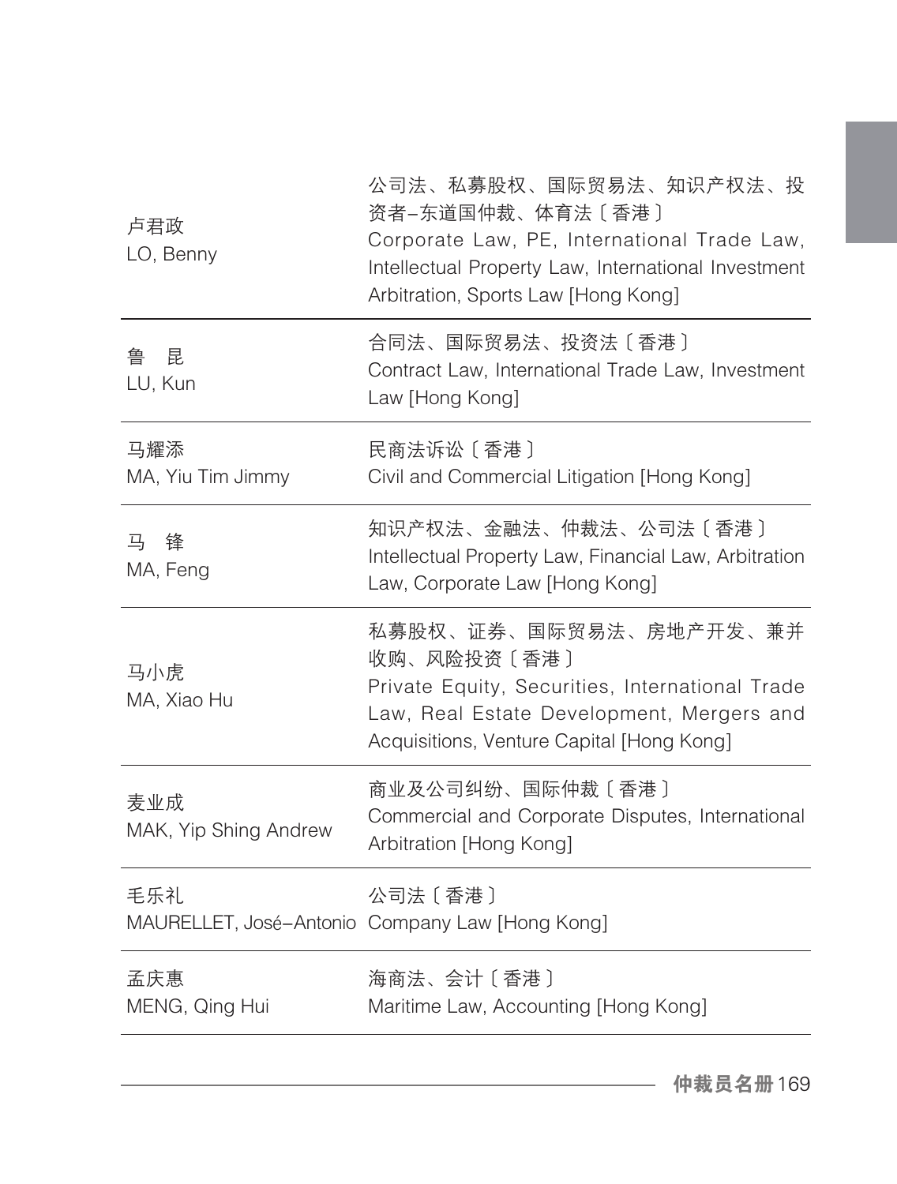| 卢君政<br>LO, Benny | 公司法、私募股权、国际贸易法、知识产权法、投资者–东道国仲裁、体育法〔香港〕<br>Corporate Law, PE, International Trade Law, Intellectual Property Law, International Investment Arbitration, Sports Law [Hong Kong] |
|---|---|
| 鲁　昆<br>LU, Kun | 合同法、国际贸易法、投资法〔香港〕<br>Contract Law, International Trade Law, Investment Law [Hong Kong] |
| 马耀添<br>MA, Yiu Tim Jimmy | 民商法诉讼〔香港〕<br>Civil and Commercial Litigation [Hong Kong] |
| 马　锋<br>MA, Feng | 知识产权法、金融法、仲裁法、公司法〔香港〕<br>Intellectual Property Law, Financial Law, Arbitration Law, Corporate Law [Hong Kong] |
| 马小虎<br>MA, Xiao Hu | 私募股权、证券、国际贸易法、房地产开发、兼并收购、风险投资〔香港〕<br>Private Equity, Securities, International Trade Law, Real Estate Development, Mergers and Acquisitions, Venture Capital [Hong Kong] |
| 麦业成<br>MAK, Yip Shing Andrew | 商业及公司纠纷、国际仲裁〔香港〕<br>Commercial and Corporate Disputes, International Arbitration [Hong Kong] |
| 毛乐礼<br>MAURELLET, José–Antonio | 公司法〔香港〕<br>Company Law [Hong Kong] |
| 孟庆惠<br>MENG, Qing Hui | 海商法、会计〔香港〕<br>Maritime Law, Accounting [Hong Kong] |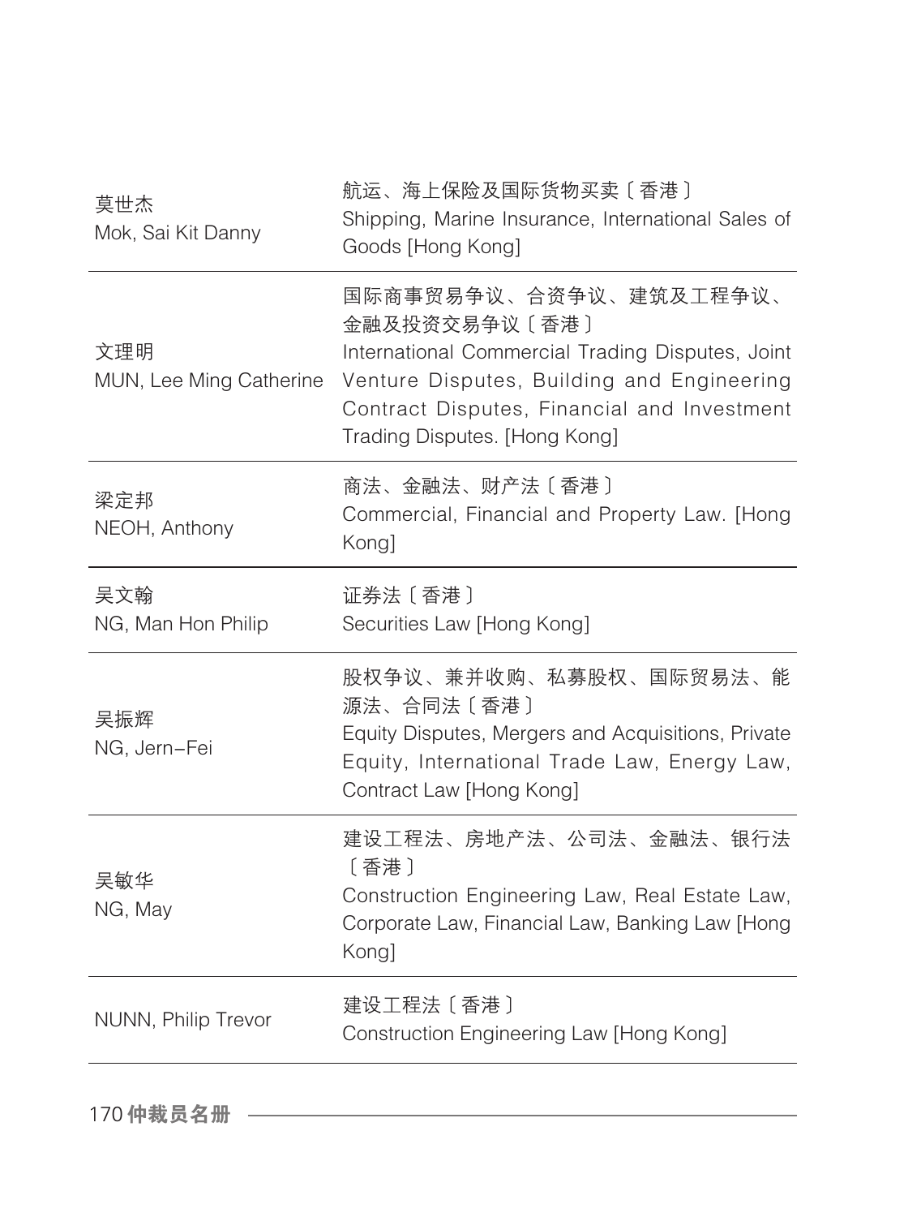| | |
|---|---|
| 莫世杰<br>Mok, Sai Kit Danny | 航运、海上保险及国际货物买卖〔香港〕<br>Shipping, Marine Insurance, International Sales of Goods [Hong Kong] |
| 文理明<br>MUN, Lee Ming Catherine | 国际商事贸易争议、合资争议、建筑及工程争议、金融及投资交易争议〔香港〕<br>International Commercial Trading Disputes, Joint Venture Disputes, Building and Engineering Contract Disputes, Financial and Investment Trading Disputes. [Hong Kong] |
| 梁定邦<br>NEOH, Anthony | 商法、金融法、财产法〔香港〕<br>Commercial, Financial and Property Law. [Hong Kong] |
| 吴文翰<br>NG, Man Hon Philip | 证券法〔香港〕<br>Securities Law [Hong Kong] |
| 吴振辉<br>NG, Jern–Fei | 股权争议、兼并收购、私募股权、国际贸易法、能源法、合同法〔香港〕<br>Equity Disputes, Mergers and Acquisitions, Private Equity, International Trade Law, Energy Law, Contract Law [Hong Kong] |
| 吴敏华<br>NG, May | 建设工程法、房地产法、公司法、金融法、银行法〔香港〕<br>Construction Engineering Law, Real Estate Law, Corporate Law, Financial Law, Banking Law [Hong Kong] |
| NUNN, Philip Trevor | 建设工程法〔香港〕<br>Construction Engineering Law [Hong Kong] |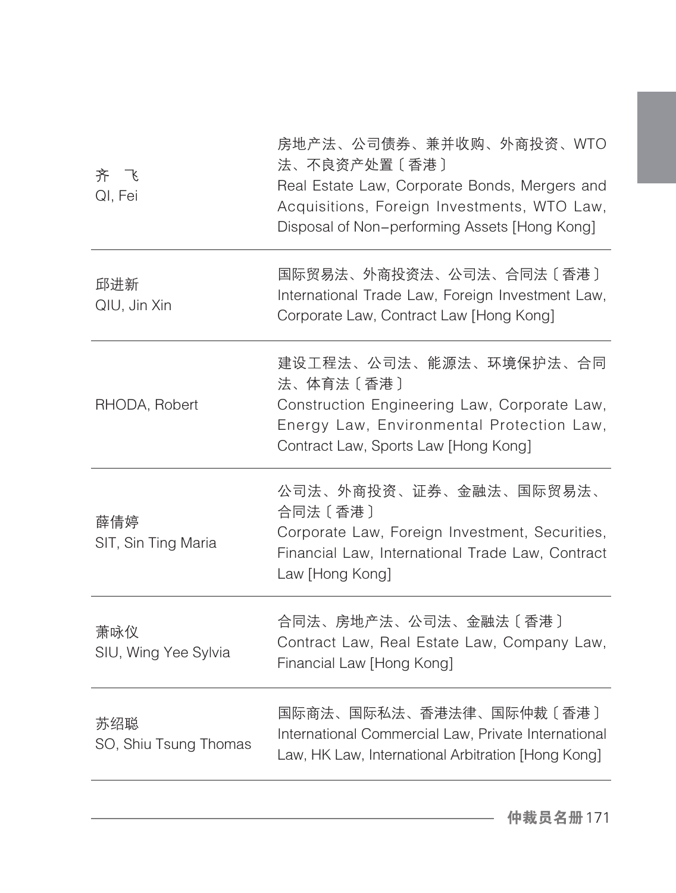| | |
|---|---|
| 齐　飞<br>QI, Fei | 房地产法、公司债券、兼并收购、外商投资、WTO 法、不良资产处置〔香港〕<br>Real Estate Law, Corporate Bonds, Mergers and Acquisitions, Foreign Investments, WTO Law, Disposal of Non-performing Assets [Hong Kong] |
| 邱进新<br>QIU, Jin Xin | 国际贸易法、外商投资法、公司法、合同法〔香港〕<br>International Trade Law, Foreign Investment Law, Corporate Law, Contract Law [Hong Kong] |
| RHODA, Robert | 建设工程法、公司法、能源法、环境保护法、合同法、体育法〔香港〕<br>Construction Engineering Law, Corporate Law, Energy Law, Environmental Protection Law, Contract Law, Sports Law [Hong Kong] |
| 薛倩婷<br>SIT, Sin Ting Maria | 公司法、外商投资、证券、金融法、国际贸易法、合同法〔香港〕<br>Corporate Law, Foreign Investment, Securities, Financial Law, International Trade Law, Contract Law [Hong Kong] |
| 萧咏仪<br>SIU, Wing Yee Sylvia | 合同法、房地产法、公司法、金融法〔香港〕<br>Contract Law, Real Estate Law, Company Law, Financial Law [Hong Kong] |
| 苏绍聪<br>SO, Shiu Tsung Thomas | 国际商法、国际私法、香港法律、国际仲裁〔香港〕<br>International Commercial Law, Private International Law, HK Law, International Arbitration [Hong Kong] |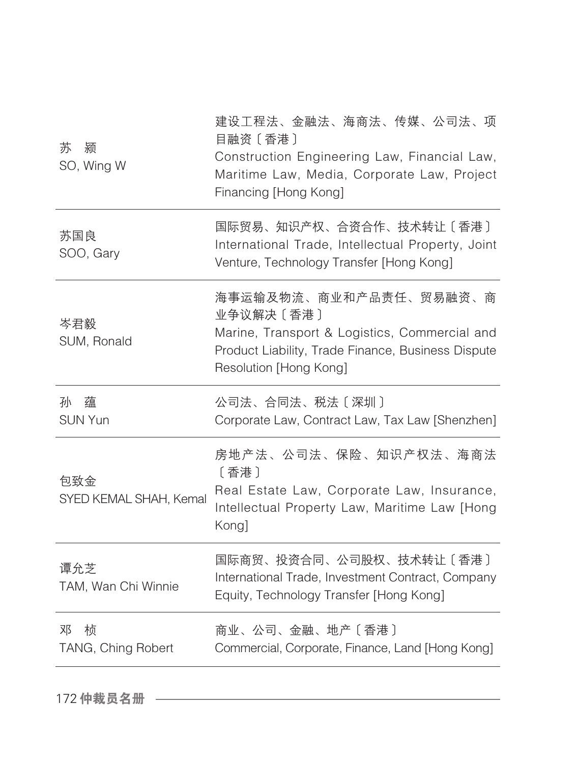| | |
|---|---|
| 苏　颍<br>SO, Wing W | 建设工程法、金融法、海商法、传媒、公司法、项目融资〔香港〕<br>Construction Engineering Law, Financial Law, Maritime Law, Media, Corporate Law, Project Financing [Hong Kong] |
| 苏国良<br>SOO, Gary | 国际贸易、知识产权、合资合作、技术转让〔香港〕<br>International Trade, Intellectual Property, Joint Venture, Technology Transfer [Hong Kong] |
| 岑君毅<br>SUM, Ronald | 海事运输及物流、商业和产品责任、贸易融资、商业争议解决〔香港〕<br>Marine, Transport & Logistics, Commercial and Product Liability, Trade Finance, Business Dispute Resolution [Hong Kong] |
| 孙　蕴<br>SUN Yun | 公司法、合同法、税法〔深圳〕<br>Corporate Law, Contract Law, Tax Law [Shenzhen] |
| 包致金<br>SYED KEMAL SHAH, Kemal | 房地产法、公司法、保险、知识产权法、海商法〔香港〕<br>Real Estate Law, Corporate Law, Insurance, Intellectual Property Law, Maritime Law [Hong Kong] |
| 谭允芝<br>TAM, Wan Chi Winnie | 国际商贸、投资合同、公司股权、技术转让〔香港〕<br>International Trade, Investment Contract, Company Equity, Technology Transfer [Hong Kong] |
| 邓　桢<br>TANG, Ching Robert | 商业、公司、金融、地产〔香港〕<br>Commercial, Corporate, Finance, Land [Hong Kong] |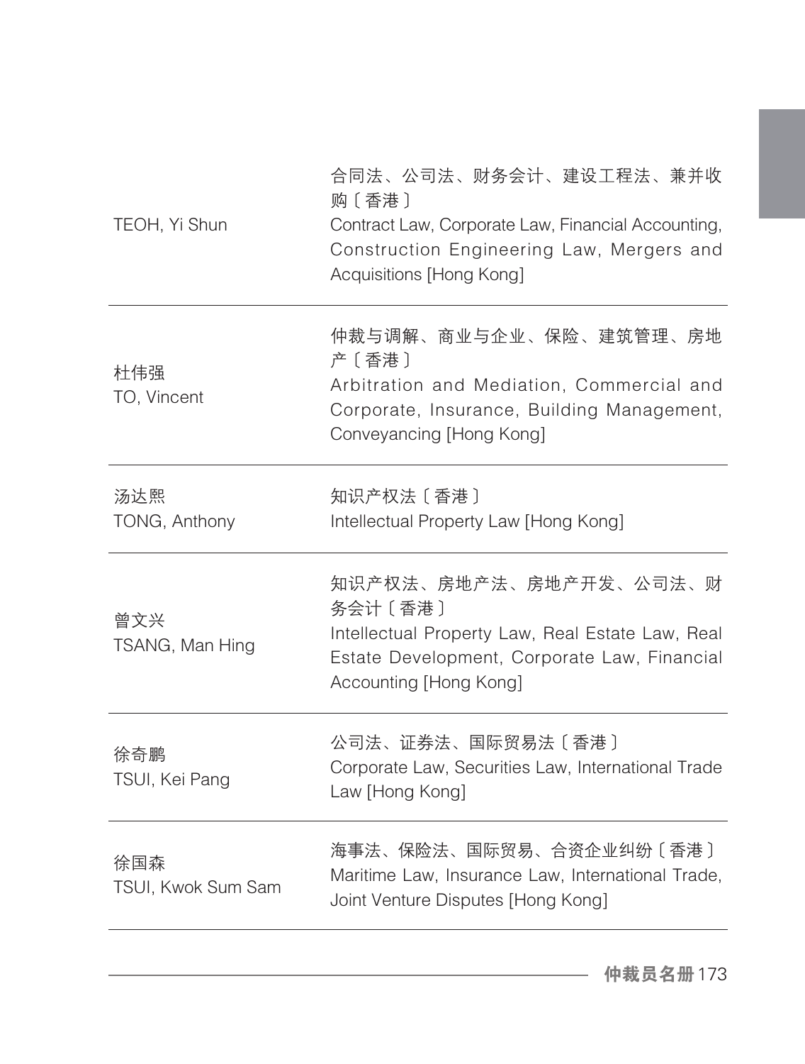| | |
|---|---|
| TEOH, Yi Shun | 合同法、公司法、财务会计、建设工程法、兼并收购〔香港〕<br>Contract Law, Corporate Law, Financial Accounting, Construction Engineering Law, Mergers and Acquisitions [Hong Kong] |
| 杜伟强<br>TO, Vincent | 仲裁与调解、商业与企业、保险、建筑管理、房地产〔香港〕<br>Arbitration and Mediation, Commercial and Corporate, Insurance, Building Management, Conveyancing [Hong Kong] |
| 汤达熙<br>TONG, Anthony | 知识产权法〔香港〕<br>Intellectual Property Law [Hong Kong] |
| 曾文兴<br>TSANG, Man Hing | 知识产权法、房地产法、房地产开发、公司法、财务会计〔香港〕<br>Intellectual Property Law, Real Estate Law, Real Estate Development, Corporate Law, Financial Accounting [Hong Kong] |
| 徐奇鹏<br>TSUI, Kei Pang | 公司法、证券法、国际贸易法〔香港〕<br>Corporate Law, Securities Law, International Trade Law [Hong Kong] |
| 徐国森<br>TSUI, Kwok Sum Sam | 海事法、保险法、国际贸易、合资企业纠纷〔香港〕<br>Maritime Law, Insurance Law, International Trade, Joint Venture Disputes [Hong Kong] |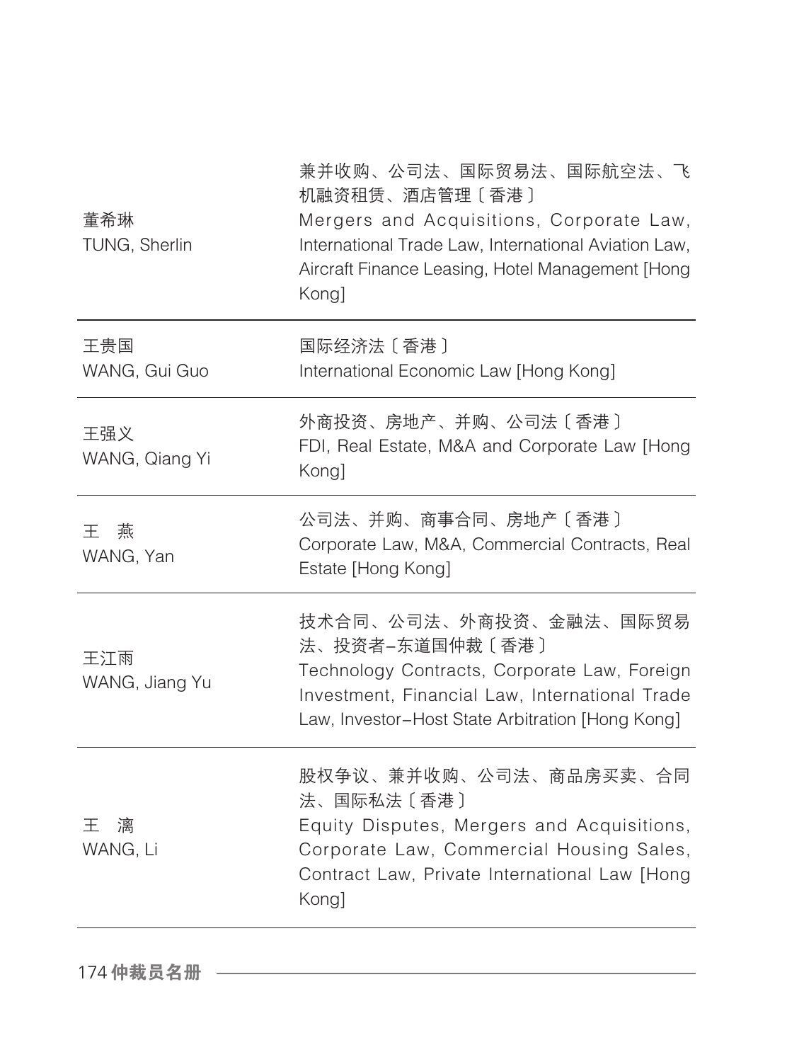| 姓名 | 专业 |
| --- | --- |
| 董希琳<br>TUNG, Sherlin | 兼并收购、公司法、国际贸易法、国际航空法、飞机融资租赁、酒店管理〔香港〕<br>Mergers and Acquisitions, Corporate Law, International Trade Law, International Aviation Law, Aircraft Finance Leasing, Hotel Management [Hong Kong] |
| 王贵国<br>WANG, Gui Guo | 国际经济法〔香港〕<br>International Economic Law [Hong Kong] |
| 王强义<br>WANG, Qiang Yi | 外商投资、房地产、并购、公司法〔香港〕<br>FDI, Real Estate, M&A and Corporate Law [Hong Kong] |
| 王　燕<br>WANG, Yan | 公司法、并购、商事合同、房地产〔香港〕<br>Corporate Law, M&A, Commercial Contracts, Real Estate [Hong Kong] |
| 王江雨<br>WANG, Jiang Yu | 技术合同、公司法、外商投资、金融法、国际贸易法、投资者–东道国仲裁〔香港〕<br>Technology Contracts, Corporate Law, Foreign Investment, Financial Law, International Trade Law, Investor–Host State Arbitration [Hong Kong] |
| 王　漓<br>WANG, Li | 股权争议、兼并收购、公司法、商品房买卖、合同法、国际私法〔香港〕<br>Equity Disputes, Mergers and Acquisitions, Corporate Law, Commercial Housing Sales, Contract Law, Private International Law [Hong Kong] |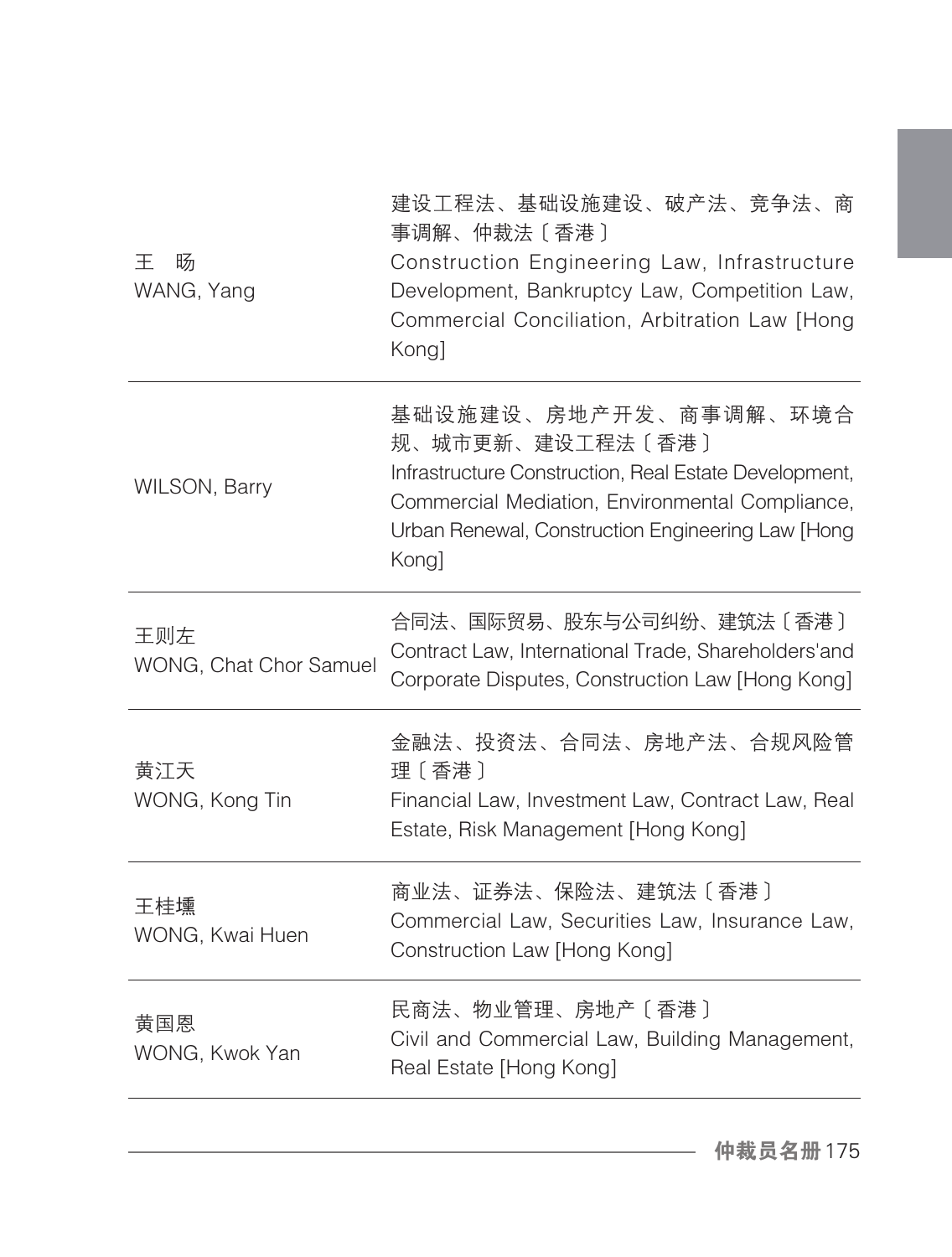| | |
|---|---|
| 王　旸<br>WANG, Yang | 建设工程法、基础设施建设、破产法、竞争法、商事调解、仲裁法〔香港〕<br>Construction Engineering Law, Infrastructure Development, Bankruptcy Law, Competition Law, Commercial Conciliation, Arbitration Law [Hong Kong] |
| WILSON, Barry | 基础设施建设、房地产开发、商事调解、环境合规、城市更新、建设工程法〔香港〕<br>Infrastructure Construction, Real Estate Development, Commercial Mediation, Environmental Compliance, Urban Renewal, Construction Engineering Law [Hong Kong] |
| 王则左<br>WONG, Chat Chor Samuel | 合同法、国际贸易、股东与公司纠纷、建筑法〔香港〕<br>Contract Law, International Trade, Shareholders'and Corporate Disputes, Construction Law [Hong Kong] |
| 黄江天<br>WONG, Kong Tin | 金融法、投资法、合同法、房地产法、合规风险管理〔香港〕<br>Financial Law, Investment Law, Contract Law, Real Estate, Risk Management [Hong Kong] |
| 王桂壎<br>WONG, Kwai Huen | 商业法、证券法、保险法、建筑法〔香港〕<br>Commercial Law, Securities Law, Insurance Law, Construction Law [Hong Kong] |
| 黄国恩<br>WONG, Kwok Yan | 民商法、物业管理、房地产〔香港〕<br>Civil and Commercial Law, Building Management, Real Estate [Hong Kong] |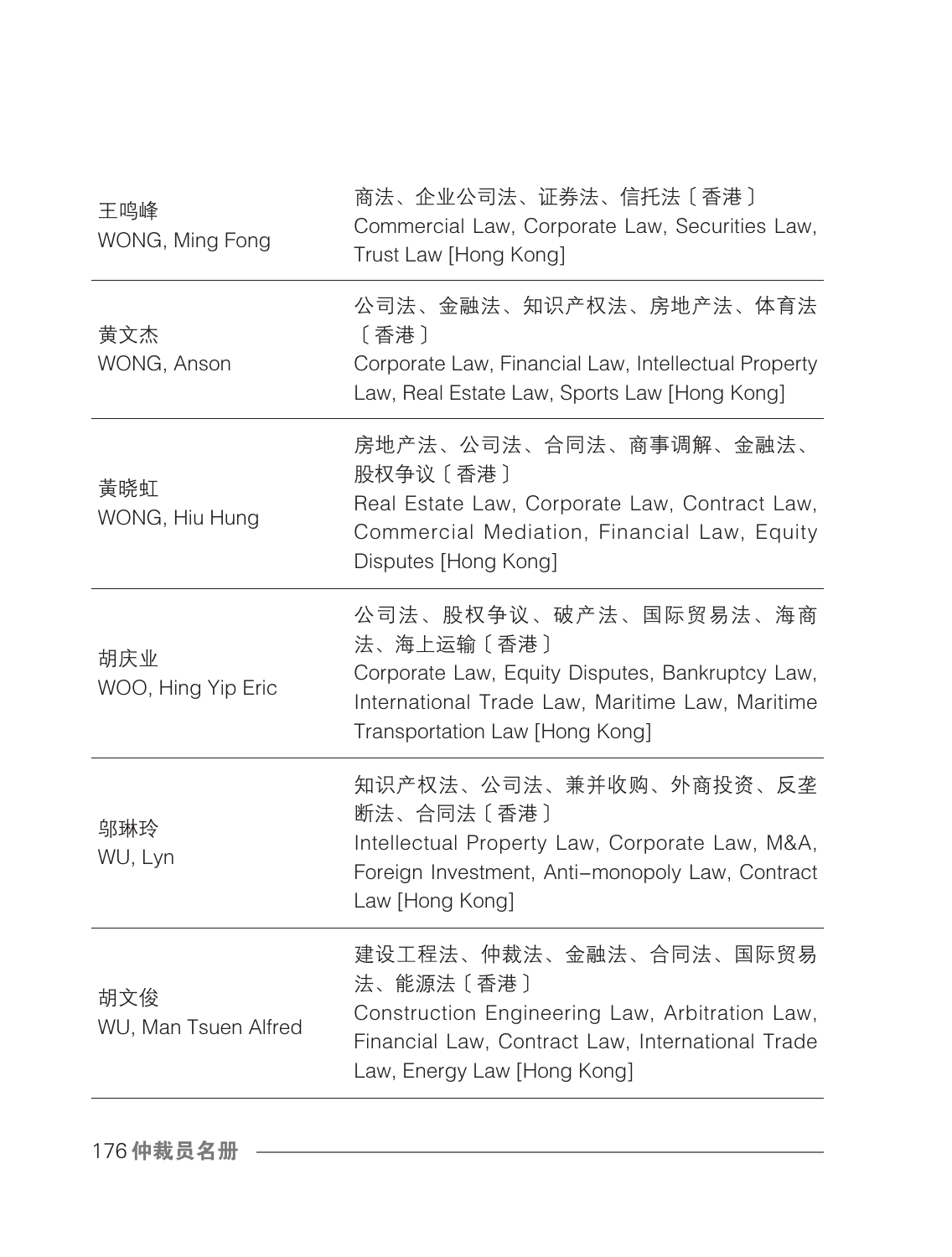| | |
|---|---|
| 王鸣峰<br>WONG, Ming Fong | 商法、企业公司法、证券法、信托法〔香港〕<br>Commercial Law, Corporate Law, Securities Law, Trust Law [Hong Kong] |
| 黄文杰<br>WONG, Anson | 公司法、金融法、知识产权法、房地产法、体育法〔香港〕<br>Corporate Law, Financial Law, Intellectual Property Law, Real Estate Law, Sports Law [Hong Kong] |
| 黄晓虹<br>WONG, Hiu Hung | 房地产法、公司法、合同法、商事调解、金融法、股权争议〔香港〕<br>Real Estate Law, Corporate Law, Contract Law, Commercial Mediation, Financial Law, Equity Disputes [Hong Kong] |
| 胡庆业<br>WOO, Hing Yip Eric | 公司法、股权争议、破产法、国际贸易法、海商法、海上运输〔香港〕<br>Corporate Law, Equity Disputes, Bankruptcy Law, International Trade Law, Maritime Law, Maritime Transportation Law [Hong Kong] |
| 邬琳玲<br>WU, Lyn | 知识产权法、公司法、兼并收购、外商投资、反垄断法、合同法〔香港〕<br>Intellectual Property Law, Corporate Law, M&A, Foreign Investment, Anti-monopoly Law, Contract Law [Hong Kong] |
| 胡文俊<br>WU, Man Tsuen Alfred | 建设工程法、仲裁法、金融法、合同法、国际贸易法、能源法〔香港〕<br>Construction Engineering Law, Arbitration Law, Financial Law, Contract Law, International Trade Law, Energy Law [Hong Kong] |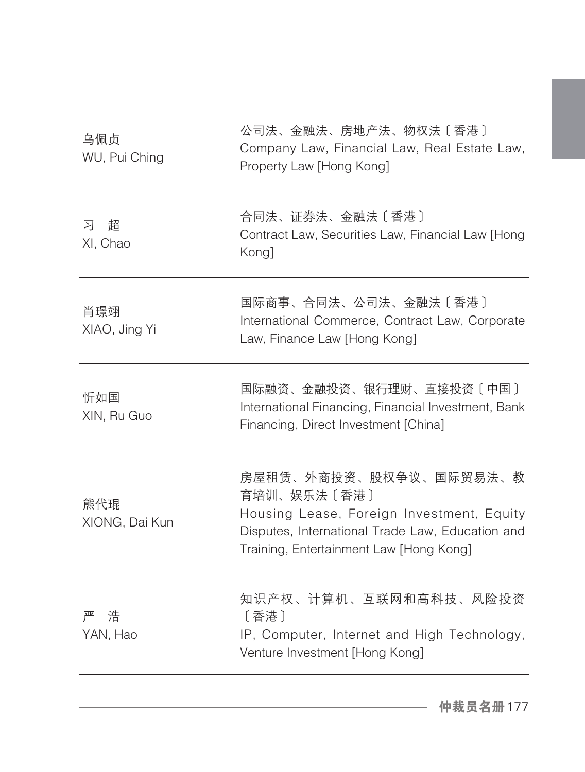| | |
|---|---|
| 乌佩贞<br>WU, Pui Ching | 公司法、金融法、房地产法、物权法〔香港〕<br>Company Law, Financial Law, Real Estate Law, Property Law [Hong Kong] |
| 习　超<br>XI, Chao | 合同法、证券法、金融法〔香港〕<br>Contract Law, Securities Law, Financial Law [Hong Kong] |
| 肖璟翊<br>XIAO, Jing Yi | 国际商事、合同法、公司法、金融法〔香港〕<br>International Commerce, Contract Law, Corporate Law, Finance Law [Hong Kong] |
| 忻如国<br>XIN, Ru Guo | 国际融资、金融投资、银行理财、直接投资〔中国〕<br>International Financing, Financial Investment, Bank Financing, Direct Investment [China] |
| 熊代琨<br>XIONG, Dai Kun | 房屋租赁、外商投资、股权争议、国际贸易法、教育培训、娱乐法〔香港〕<br>Housing Lease, Foreign Investment, Equity Disputes, International Trade Law, Education and Training, Entertainment Law [Hong Kong] |
| 严　浩<br>YAN, Hao | 知识产权、计算机、互联网和高科技、风险投资〔香港〕<br>IP, Computer, Internet and High Technology, Venture Investment [Hong Kong] |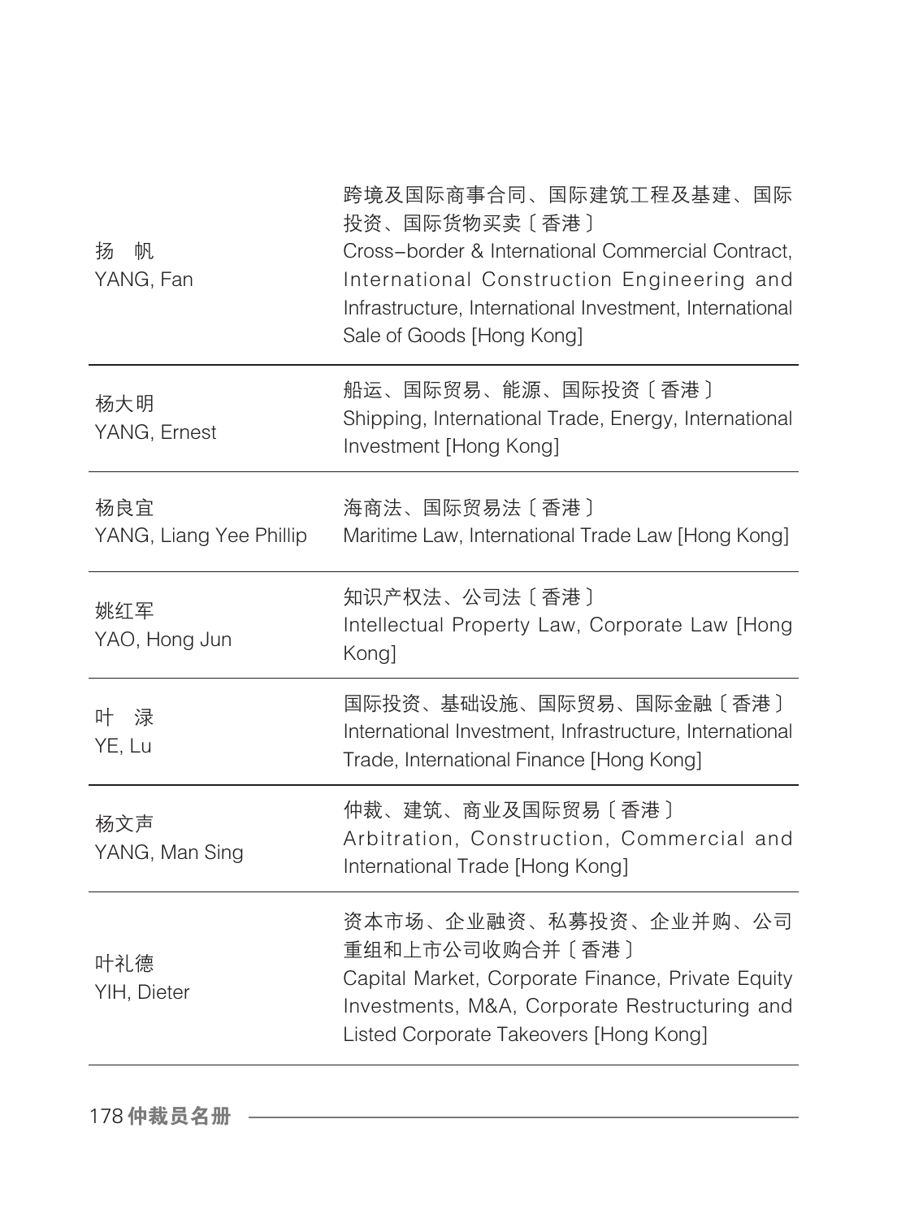| | |
|---|---|
| 扬　帆<br>YANG, Fan | 跨境及国际商事合同、国际建筑工程及基建、国际投资、国际货物买卖〔香港〕<br>Cross-border & International Commercial Contract, International Construction Engineering and Infrastructure, International Investment, International Sale of Goods [Hong Kong] |
| 杨大明<br>YANG, Ernest | 船运、国际贸易、能源、国际投资〔香港〕<br>Shipping, International Trade, Energy, International Investment [Hong Kong] |
| 杨良宜<br>YANG, Liang Yee Phillip | 海商法、国际贸易法〔香港〕<br>Maritime Law, International Trade Law [Hong Kong] |
| 姚红军<br>YAO, Hong Jun | 知识产权法、公司法〔香港〕<br>Intellectual Property Law, Corporate Law [Hong Kong] |
| 叶　渌<br>YE, Lu | 国际投资、基础设施、国际贸易、国际金融〔香港〕<br>International Investment, Infrastructure, International Trade, International Finance [Hong Kong] |
| 杨文声<br>YANG, Man Sing | 仲裁、建筑、商业及国际贸易〔香港〕<br>Arbitration, Construction, Commercial and International Trade [Hong Kong] |
| 叶礼德<br>YIH, Dieter | 资本市场、企业融资、私募投资、企业并购、公司重组和上市公司收购合并〔香港〕<br>Capital Market, Corporate Finance, Private Equity Investments, M&A, Corporate Restructuring and Listed Corporate Takeovers [Hong Kong] |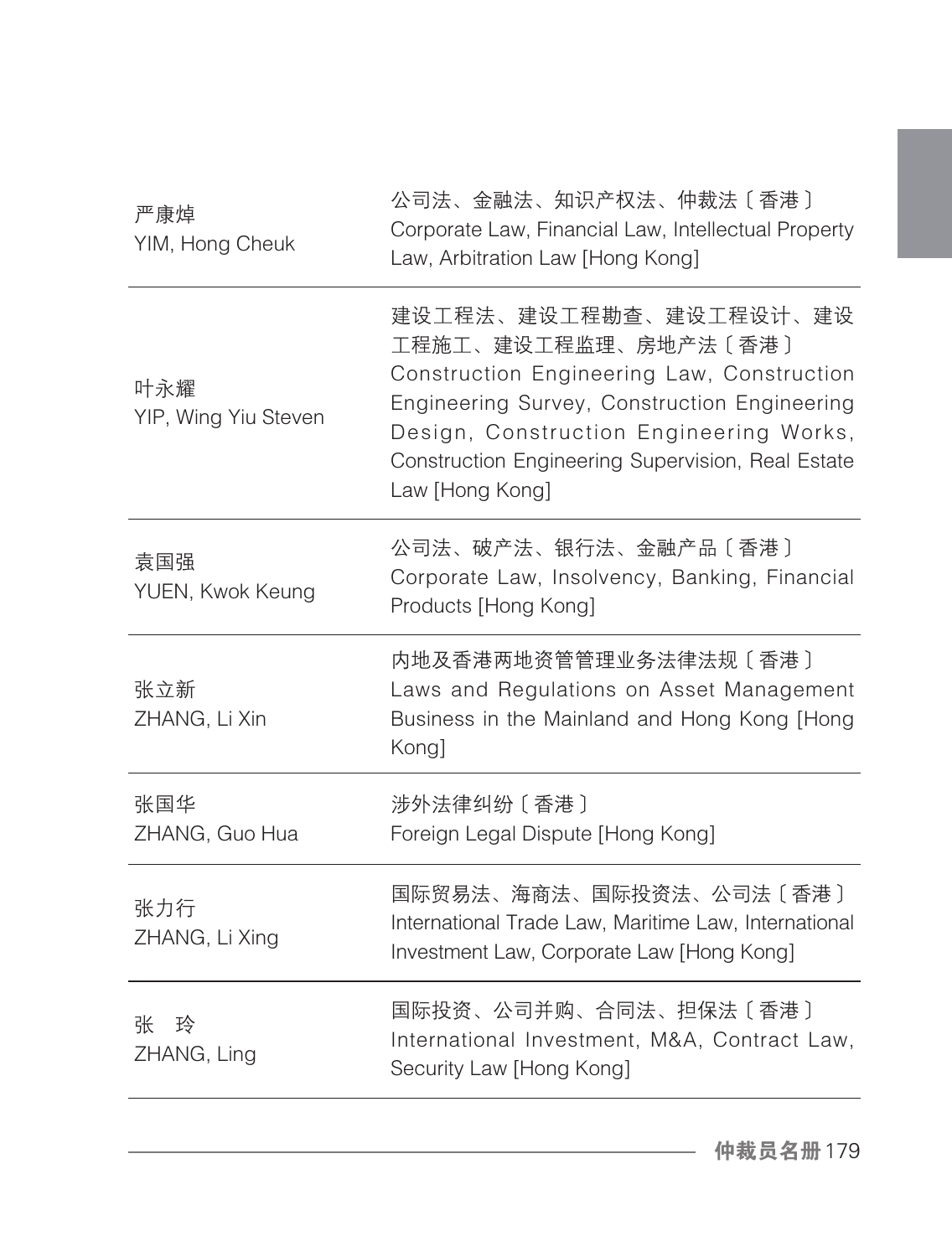| | |
|---|---|
| 严康焯<br>YIM, Hong Cheuk | 公司法、金融法、知识产权法、仲裁法〔香港〕<br>Corporate Law, Financial Law, Intellectual Property Law, Arbitration Law [Hong Kong] |
| 叶永耀<br>YIP, Wing Yiu Steven | 建设工程法、建设工程勘查、建设工程设计、建设工程施工、建设工程监理、房地产法〔香港〕<br>Construction Engineering Law, Construction Engineering Survey, Construction Engineering Design, Construction Engineering Works, Construction Engineering Supervision, Real Estate Law [Hong Kong] |
| 袁国强<br>YUEN, Kwok Keung | 公司法、破产法、银行法、金融产品〔香港〕<br>Corporate Law, Insolvency, Banking, Financial Products [Hong Kong] |
| 张立新<br>ZHANG, Li Xin | 内地及香港两地资管管理业务法律法规〔香港〕<br>Laws and Regulations on Asset Management Business in the Mainland and Hong Kong [Hong Kong] |
| 张国华<br>ZHANG, Guo Hua | 涉外法律纠纷〔香港〕<br>Foreign Legal Dispute [Hong Kong] |
| 张力行<br>ZHANG, Li Xing | 国际贸易法、海商法、国际投资法、公司法〔香港〕<br>International Trade Law, Maritime Law, International Investment Law, Corporate Law [Hong Kong] |
| 张　玲<br>ZHANG, Ling | 国际投资、公司并购、合同法、担保法〔香港〕<br>International Investment, M&A, Contract Law, Security Law [Hong Kong] |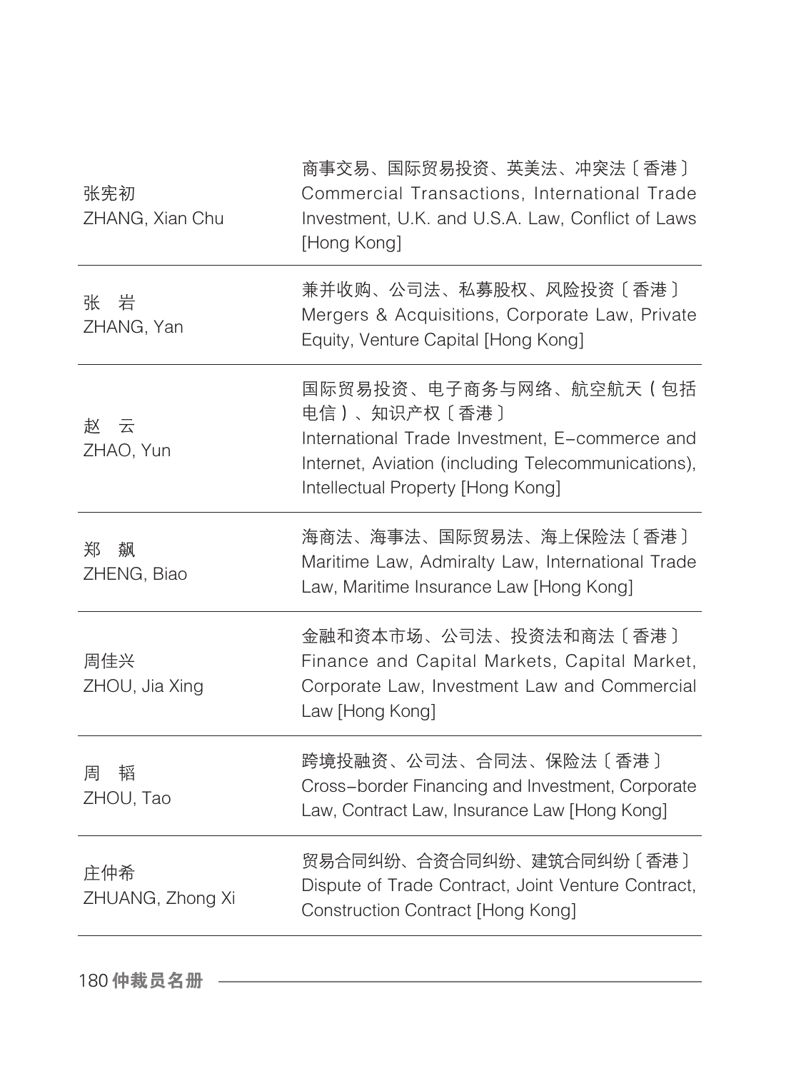| | |
|---|---|
| 张宪初<br>ZHANG, Xian Chu | 商事交易、国际贸易投资、英美法、冲突法〔香港〕<br>Commercial Transactions, International Trade Investment, U.K. and U.S.A. Law, Conflict of Laws [Hong Kong] |
| 张　岩<br>ZHANG, Yan | 兼并收购、公司法、私募股权、风险投资〔香港〕<br>Mergers & Acquisitions, Corporate Law, Private Equity, Venture Capital [Hong Kong] |
| 赵　云<br>ZHAO, Yun | 国际贸易投资、电子商务与网络、航空航天（包括电信）、知识产权〔香港〕<br>International Trade Investment, E-commerce and Internet, Aviation (including Telecommunications), Intellectual Property [Hong Kong] |
| 郑　飙<br>ZHENG, Biao | 海商法、海事法、国际贸易法、海上保险法〔香港〕<br>Maritime Law, Admiralty Law, International Trade Law, Maritime Insurance Law [Hong Kong] |
| 周佳兴<br>ZHOU, Jia Xing | 金融和资本市场、公司法、投资法和商法〔香港〕<br>Finance and Capital Markets, Capital Market, Corporate Law, Investment Law and Commercial Law [Hong Kong] |
| 周　韬<br>ZHOU, Tao | 跨境投融资、公司法、合同法、保险法〔香港〕<br>Cross-border Financing and Investment, Corporate Law, Contract Law, Insurance Law [Hong Kong] |
| 庄仲希<br>ZHUANG, Zhong Xi | 贸易合同纠纷、合资合同纠纷、建筑合同纠纷〔香港〕<br>Dispute of Trade Contract, Joint Venture Contract, Construction Contract [Hong Kong] |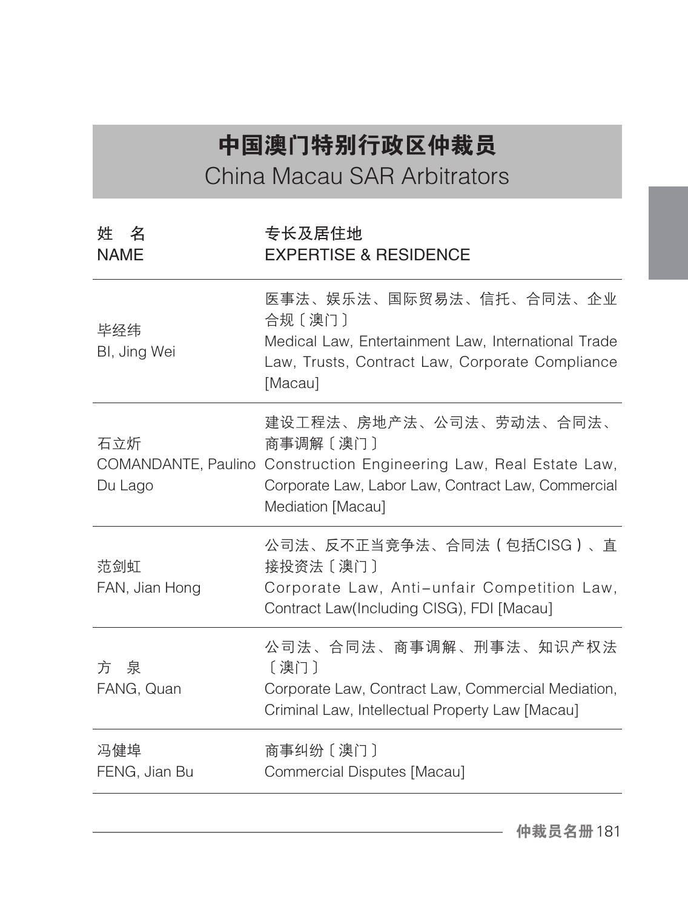# 中国澳门特别行政区仲裁员
## China Macau SAR Arbitrators

| 姓　名<br>NAME | 专长及居住地<br>EXPERTISE & RESIDENCE |
|---|---|
| 毕经纬<br>BI, Jing Wei | 医事法、娱乐法、国际贸易法、信托、合同法、企业合规〔澳门〕<br>Medical Law, Entertainment Law, International Trade Law, Trusts, Contract Law, Corporate Compliance [Macau] |
| 石立炘<br>COMANDANTE, Paulino Du Lago | 建设工程法、房地产法、公司法、劳动法、合同法、商事调解〔澳门〕<br>Construction Engineering Law, Real Estate Law, Corporate Law, Labor Law, Contract Law, Commercial Mediation [Macau] |
| 范剑虹<br>FAN, Jian Hong | 公司法、反不正当竞争法、合同法（包括CISG）、直接投资法〔澳门〕<br>Corporate Law, Anti–unfair Competition Law, Contract Law(Including CISG), FDI [Macau] |
| 方　泉<br>FANG, Quan | 公司法、合同法、商事调解、刑事法、知识产权法〔澳门〕<br>Corporate Law, Contract Law, Commercial Mediation, Criminal Law, Intellectual Property Law [Macau] |
| 冯健埠<br>FENG, Jian Bu | 商事纠纷〔澳门〕<br>Commercial Disputes [Macau] |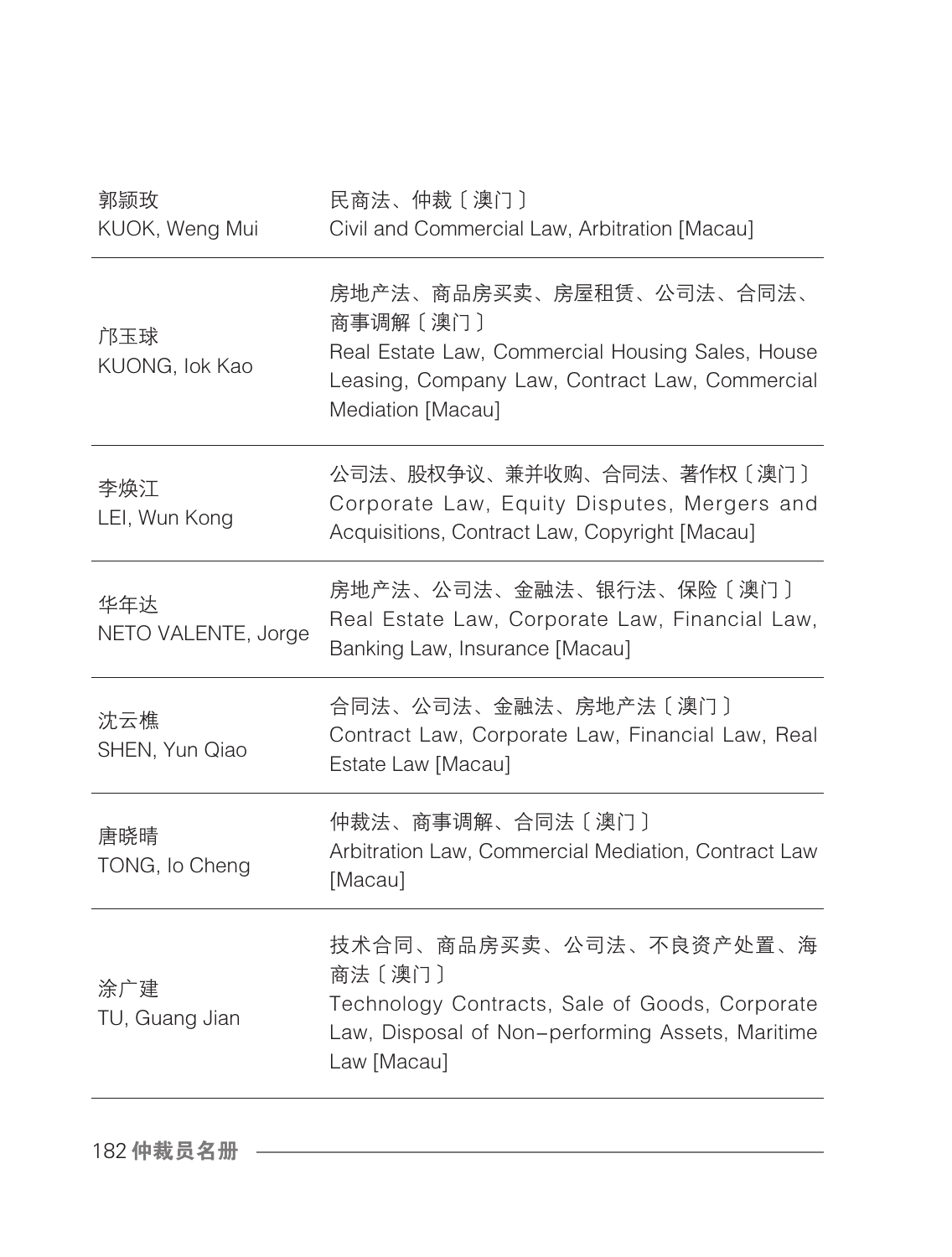| | |
|---|---|
| 郭颖玫<br>KUOK, Weng Mui | 民商法、仲裁〔澳门〕<br>Civil and Commercial Law, Arbitration [Macau] |
| 邝玉球<br>KUONG, Iok Kao | 房地产法、商品房买卖、房屋租赁、公司法、合同法、商事调解〔澳门〕<br>Real Estate Law, Commercial Housing Sales, House Leasing, Company Law, Contract Law, Commercial Mediation [Macau] |
| 李焕江<br>LEI, Wun Kong | 公司法、股权争议、兼并收购、合同法、著作权〔澳门〕<br>Corporate Law, Equity Disputes, Mergers and Acquisitions, Contract Law, Copyright [Macau] |
| 华年达<br>NETO VALENTE, Jorge | 房地产法、公司法、金融法、银行法、保险〔澳门〕<br>Real Estate Law, Corporate Law, Financial Law, Banking Law, Insurance [Macau] |
| 沈云樵<br>SHEN, Yun Qiao | 合同法、公司法、金融法、房地产法〔澳门〕<br>Contract Law, Corporate Law, Financial Law, Real Estate Law [Macau] |
| 唐晓晴<br>TONG, Io Cheng | 仲裁法、商事调解、合同法〔澳门〕<br>Arbitration Law, Commercial Mediation, Contract Law [Macau] |
| 涂广建<br>TU, Guang Jian | 技术合同、商品房买卖、公司法、不良资产处置、海商法〔澳门〕<br>Technology Contracts, Sale of Goods, Corporate Law, Disposal of Non-performing Assets, Maritime Law [Macau] |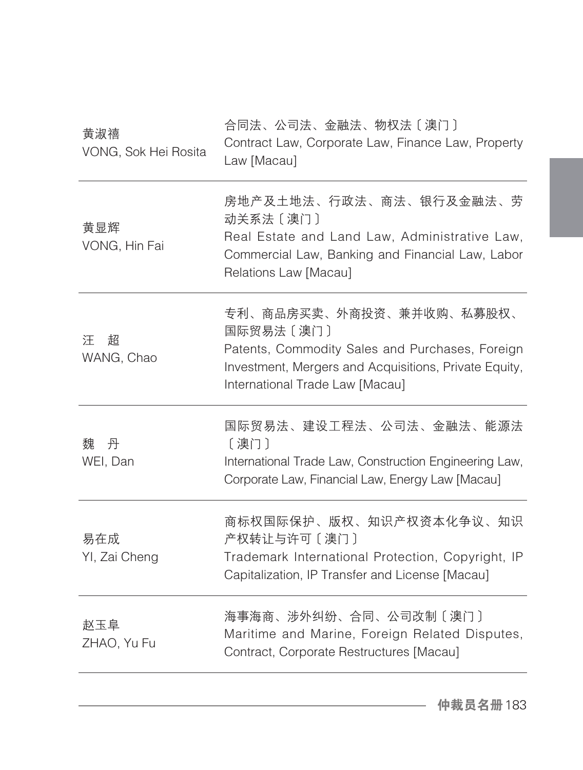| | |
|---|---|
| 黄淑禧<br>VONG, Sok Hei Rosita | 合同法、公司法、金融法、物权法〔澳门〕<br>Contract Law, Corporate Law, Finance Law, Property Law [Macau] |
| 黄显辉<br>VONG, Hin Fai | 房地产及土地法、行政法、商法、银行及金融法、劳动关系法〔澳门〕<br>Real Estate and Land Law, Administrative Law, Commercial Law, Banking and Financial Law, Labor Relations Law [Macau] |
| 汪　超<br>WANG, Chao | 专利、商品房买卖、外商投资、兼并收购、私募股权、国际贸易法〔澳门〕<br>Patents, Commodity Sales and Purchases, Foreign Investment, Mergers and Acquisitions, Private Equity, International Trade Law [Macau] |
| 魏　丹<br>WEI, Dan | 国际贸易法、建设工程法、公司法、金融法、能源法〔澳门〕<br>International Trade Law, Construction Engineering Law, Corporate Law, Financial Law, Energy Law [Macau] |
| 易在成<br>YI, Zai Cheng | 商标权国际保护、版权、知识产权资本化争议、知识产权转让与许可〔澳门〕<br>Trademark International Protection, Copyright, IP Capitalization, IP Transfer and License [Macau] |
| 赵玉阜<br>ZHAO, Yu Fu | 海事海商、涉外纠纷、合同、公司改制〔澳门〕<br>Maritime and Marine, Foreign Related Disputes, Contract, Corporate Restructures [Macau] |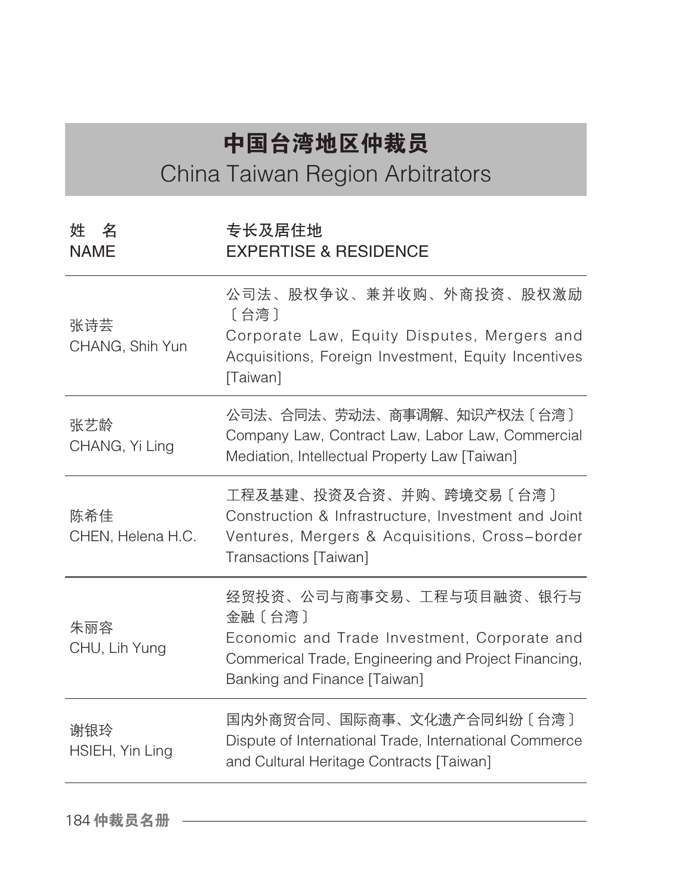# 中国台湾地区仲裁员
China Taiwan Region Arbitrators

| 姓　名<br>NAME | 专长及居住地<br>EXPERTISE & RESIDENCE |
|---|---|
| 张诗芸<br>CHANG, Shih Yun | 公司法、股权争议、兼并收购、外商投资、股权激励〔台湾〕<br>Corporate Law, Equity Disputes, Mergers and Acquisitions, Foreign Investment, Equity Incentives [Taiwan] |
| 张艺龄<br>CHANG, Yi Ling | 公司法、合同法、劳动法、商事调解、知识产权法〔台湾〕<br>Company Law, Contract Law, Labor Law, Commercial Mediation, Intellectual Property Law [Taiwan] |
| 陈希佳<br>CHEN, Helena H.C. | 工程及基建、投资及合资、并购、跨境交易〔台湾〕<br>Construction & Infrastructure, Investment and Joint Ventures, Mergers & Acquisitions, Cross-border Transactions [Taiwan] |
| 朱丽容<br>CHU, Lih Yung | 经贸投资、公司与商事交易、工程与项目融资、银行与金融〔台湾〕<br>Economic and Trade Investment, Corporate and Commerical Trade, Engineering and Project Financing, Banking and Finance [Taiwan] |
| 谢银玲<br>HSIEH, Yin Ling | 国内外商贸合同、国际商事、文化遗产合同纠纷〔台湾〕<br>Dispute of International Trade, International Commerce and Cultural Heritage Contracts [Taiwan] |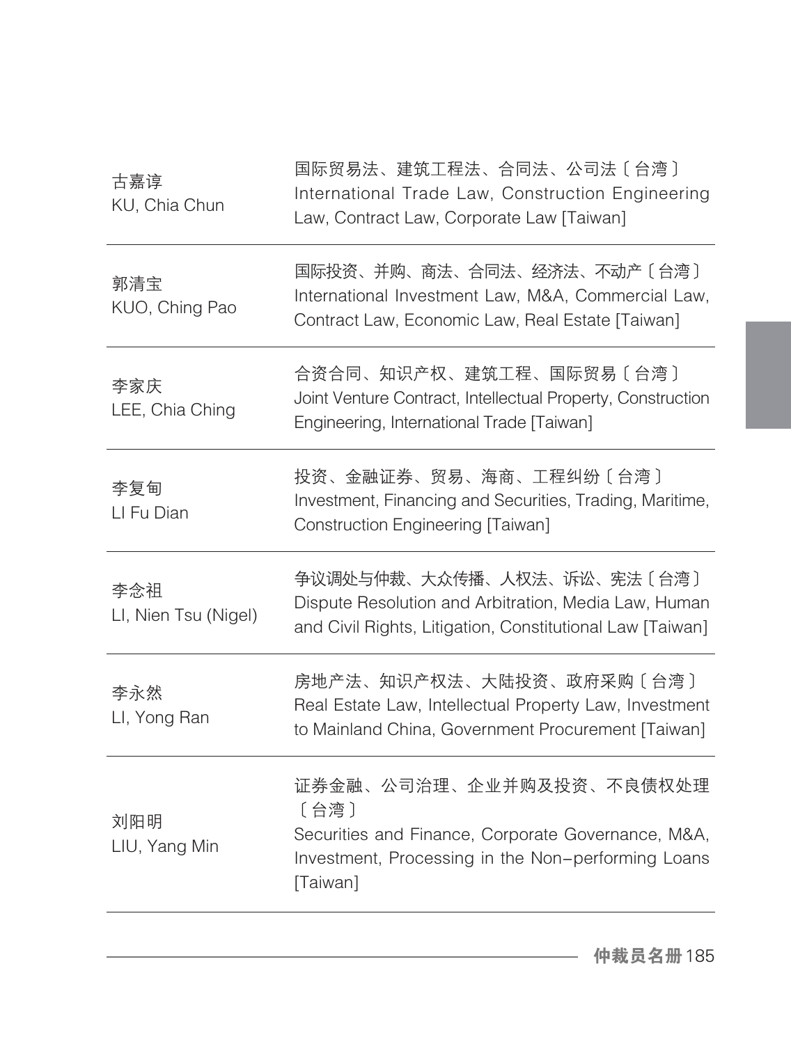| | |
|---|---|
| 古嘉谆<br>KU, Chia Chun | 国际贸易法、建筑工程法、合同法、公司法〔台湾〕<br>International Trade Law, Construction Engineering Law, Contract Law, Corporate Law [Taiwan] |
| 郭清宝<br>KUO, Ching Pao | 国际投资、并购、商法、合同法、经济法、不动产〔台湾〕<br>International Investment Law, M&A, Commercial Law, Contract Law, Economic Law, Real Estate [Taiwan] |
| 李家庆<br>LEE, Chia Ching | 合资合同、知识产权、建筑工程、国际贸易〔台湾〕<br>Joint Venture Contract, Intellectual Property, Construction Engineering, International Trade [Taiwan] |
| 李复甸<br>LI Fu Dian | 投资、金融证券、贸易、海商、工程纠纷〔台湾〕<br>Investment, Financing and Securities, Trading, Maritime, Construction Engineering [Taiwan] |
| 李念祖<br>LI, Nien Tsu (Nigel) | 争议调处与仲裁、大众传播、人权法、诉讼、宪法〔台湾〕<br>Dispute Resolution and Arbitration, Media Law, Human and Civil Rights, Litigation, Constitutional Law [Taiwan] |
| 李永然<br>LI, Yong Ran | 房地产法、知识产权法、大陆投资、政府采购〔台湾〕<br>Real Estate Law, Intellectual Property Law, Investment to Mainland China, Government Procurement [Taiwan] |
| 刘阳明<br>LIU, Yang Min | 证券金融、公司治理、企业并购及投资、不良债权处理〔台湾〕<br>Securities and Finance, Corporate Governance, M&A, Investment, Processing in the Non-performing Loans [Taiwan] |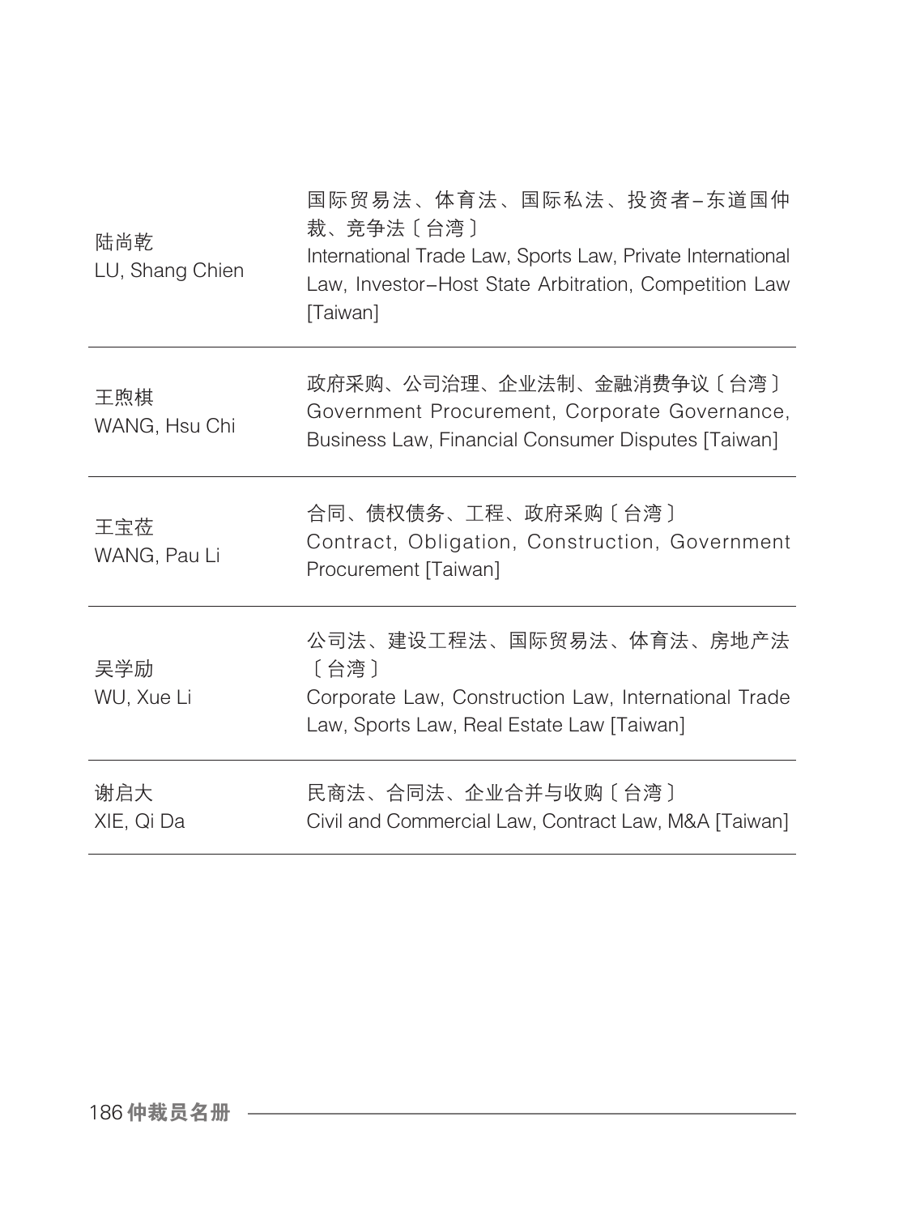| | |
|---|---|
| 陆尚乾<br>LU, Shang Chien | 国际贸易法、体育法、国际私法、投资者–东道国仲裁、竞争法〔台湾〕<br>International Trade Law, Sports Law, Private International Law, Investor–Host State Arbitration, Competition Law [Taiwan] |
| 王煦棋<br>WANG, Hsu Chi | 政府采购、公司治理、企业法制、金融消费争议〔台湾〕<br>Government Procurement, Corporate Governance, Business Law, Financial Consumer Disputes [Taiwan] |
| 王宝莅<br>WANG, Pau Li | 合同、债权债务、工程、政府采购〔台湾〕<br>Contract, Obligation, Construction, Government Procurement [Taiwan] |
| 吴学励<br>WU, Xue Li | 公司法、建设工程法、国际贸易法、体育法、房地产法〔台湾〕<br>Corporate Law, Construction Law, International Trade Law, Sports Law, Real Estate Law [Taiwan] |
| 谢启大<br>XIE, Qi Da | 民商法、合同法、企业合并与收购〔台湾〕<br>Civil and Commercial Law, Contract Law, M&A [Taiwan] |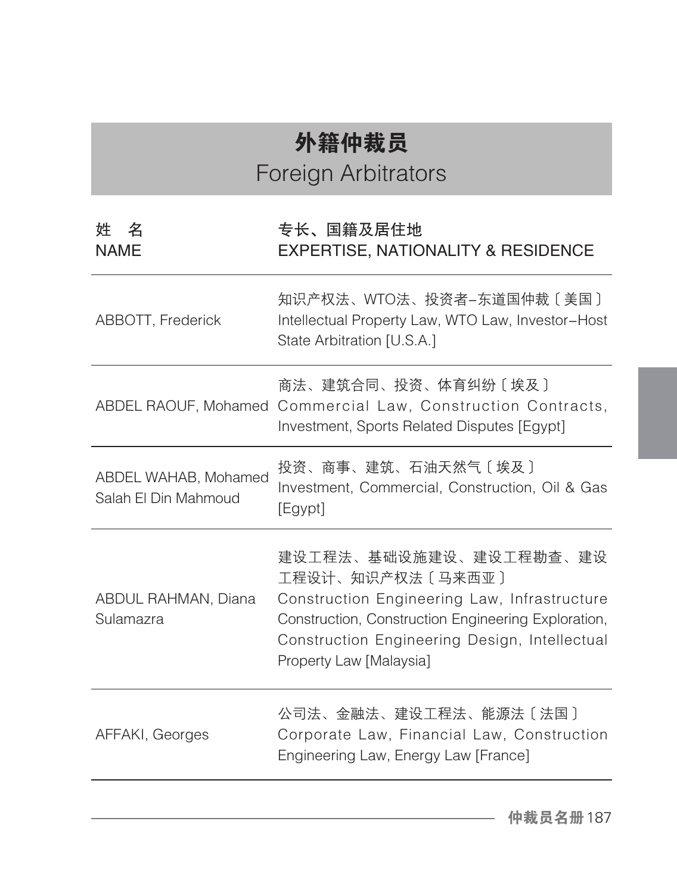# 外籍仲裁员
# Foreign Arbitrators

| 姓　名<br>NAME | 专长、国籍及居住地<br>EXPERTISE, NATIONALITY & RESIDENCE |
|---|---|
| ABBOTT, Frederick | 知识产权法、WTO法、投资者–东道国仲裁〔美国〕<br>Intellectual Property Law, WTO Law, Investor–Host State Arbitration [U.S.A.] |
| ABDEL RAOUF, Mohamed | 商法、建筑合同、投资、体育纠纷〔埃及〕<br>Commercial Law, Construction Contracts, Investment, Sports Related Disputes [Egypt] |
| ABDEL WAHAB, Mohamed Salah El Din Mahmoud | 投资、商事、建筑、石油天然气〔埃及〕<br>Investment, Commercial, Construction, Oil & Gas [Egypt] |
| ABDUL RAHMAN, Diana Sulamazra | 建设工程法、基础设施建设、建设工程勘查、建设工程设计、知识产权法〔马来西亚〕<br>Construction Engineering Law, Infrastructure Construction, Construction Engineering Exploration, Construction Engineering Design, Intellectual Property Law [Malaysia] |
| AFFAKI, Georges | 公司法、金融法、建设工程法、能源法〔法国〕<br>Corporate Law, Financial Law, Construction Engineering Law, Energy Law [France] |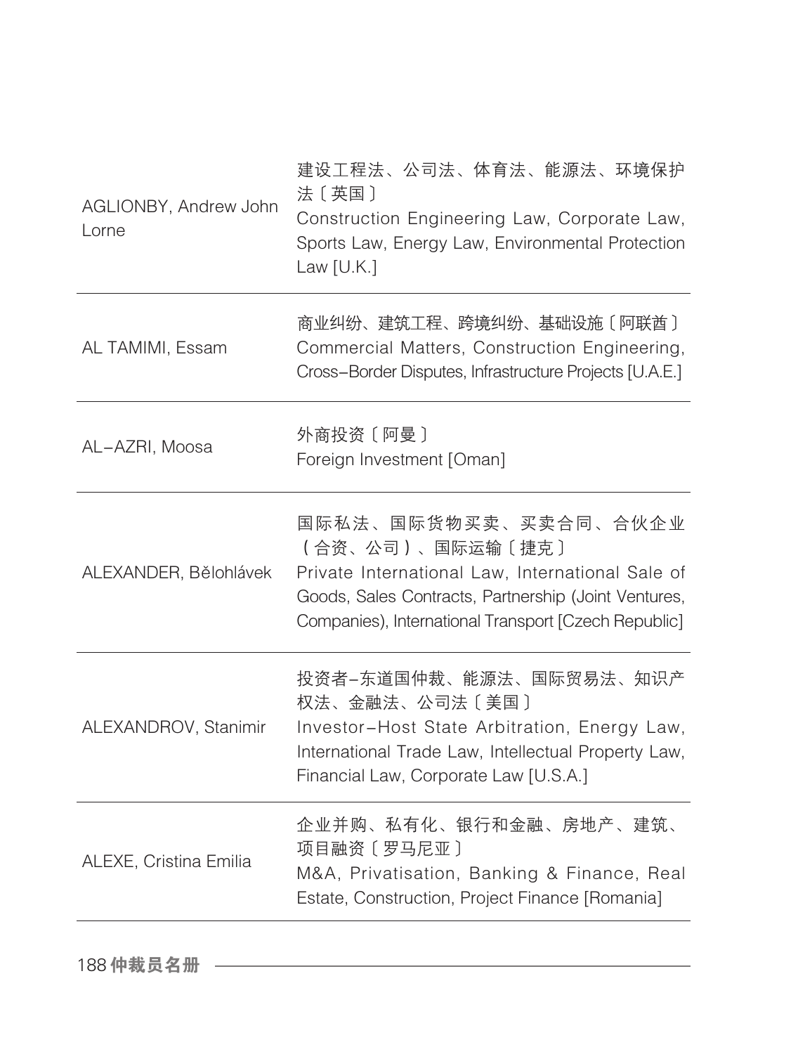| | |
|---|---|
| AGLIONBY, Andrew John Lorne | 建设工程法、公司法、体育法、能源法、环境保护法〔英国〕<br>Construction Engineering Law, Corporate Law, Sports Law, Energy Law, Environmental Protection Law [U.K.] |
| AL TAMIMI, Essam | 商业纠纷、建筑工程、跨境纠纷、基础设施〔阿联酋〕<br>Commercial Matters, Construction Engineering, Cross–Border Disputes, Infrastructure Projects [U.A.E.] |
| AL–AZRI, Moosa | 外商投资〔阿曼〕<br>Foreign Investment [Oman] |
| ALEXANDER, Bělohlávek | 国际私法、国际货物买卖、买卖合同、合伙企业（合资、公司）、国际运输〔捷克〕<br>Private International Law, International Sale of Goods, Sales Contracts, Partnership (Joint Ventures, Companies), International Transport [Czech Republic] |
| ALEXANDROV, Stanimir | 投资者–东道国仲裁、能源法、国际贸易法、知识产权法、金融法、公司法〔美国〕<br>Investor–Host State Arbitration, Energy Law, International Trade Law, Intellectual Property Law, Financial Law, Corporate Law [U.S.A.] |
| ALEXE, Cristina Emilia | 企业并购、私有化、银行和金融、房地产、建筑、项目融资〔罗马尼亚〕<br>M&A, Privatisation, Banking & Finance, Real Estate, Construction, Project Finance [Romania] |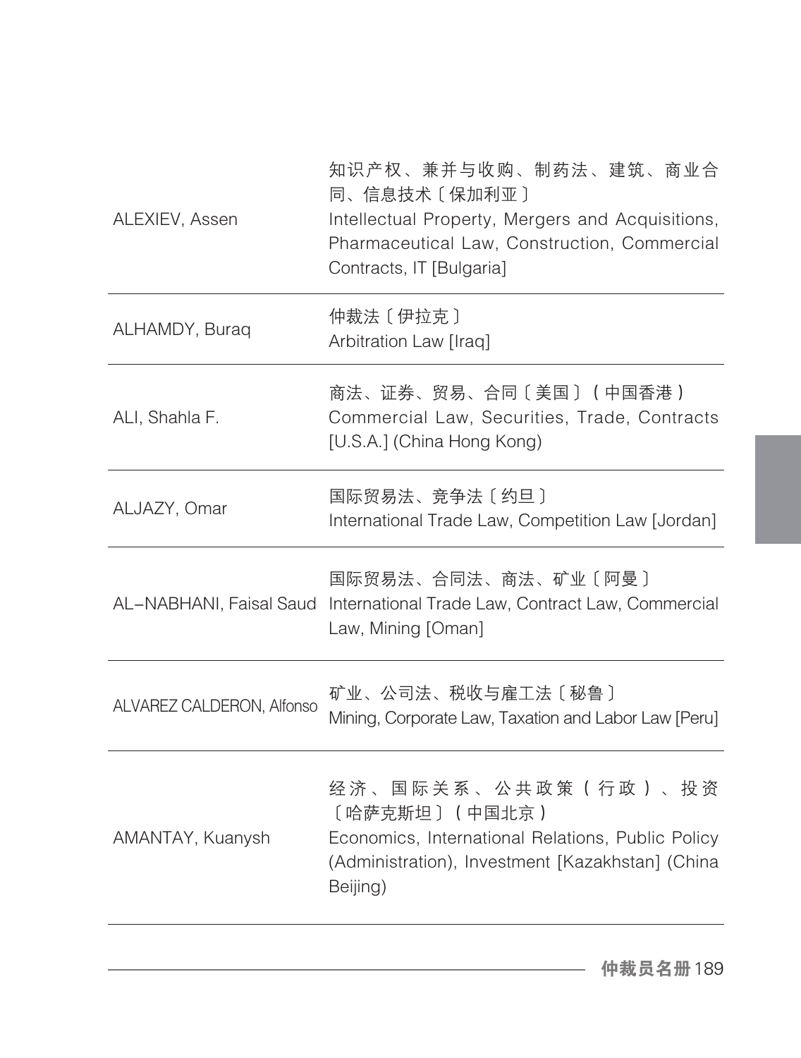| | |
|---|---|
| ALEXIEV, Assen | 知识产权、兼并与收购、制药法、建筑、商业合同、信息技术〔保加利亚〕<br>Intellectual Property, Mergers and Acquisitions, Pharmaceutical Law, Construction, Commercial Contracts, IT [Bulgaria] |
| ALHAMDY, Buraq | 仲裁法〔伊拉克〕<br>Arbitration Law [Iraq] |
| ALI, Shahla F. | 商法、证券、贸易、合同〔美国〕（中国香港）<br>Commercial Law, Securities, Trade, Contracts [U.S.A.] (China Hong Kong) |
| ALJAZY, Omar | 国际贸易法、竞争法〔约旦〕<br>International Trade Law, Competition Law [Jordan] |
| AL-NABHANI, Faisal Saud | 国际贸易法、合同法、商法、矿业〔阿曼〕<br>International Trade Law, Contract Law, Commercial Law, Mining [Oman] |
| ALVAREZ CALDERON, Alfonso | 矿业、公司法、税收与雇工法〔秘鲁〕<br>Mining, Corporate Law, Taxation and Labor Law [Peru] |
| AMANTAY, Kuanysh | 经济、国际关系、公共政策（行政）、投资〔哈萨克斯坦〕（中国北京）<br>Economics, International Relations, Public Policy (Administration), Investment [Kazakhstan] (China Beijing) |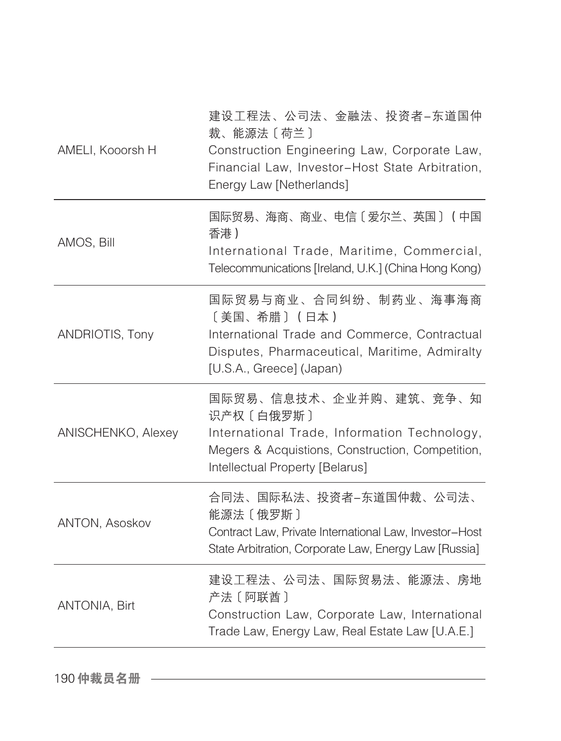| | |
|---|---|
| AMELI, Kooorsh H | 建设工程法、公司法、金融法、投资者–东道国仲裁、能源法〔荷兰〕<br>Construction Engineering Law, Corporate Law, Financial Law, Investor–Host State Arbitration, Energy Law [Netherlands] |
| AMOS, Bill | 国际贸易、海商、商业、电信〔爱尔兰、英国〕（中国香港）<br>International Trade, Maritime, Commercial, Telecommunications [Ireland, U.K.] (China Hong Kong) |
| ANDRIOTIS, Tony | 国际贸易与商业、合同纠纷、制药业、海事海商〔美国、希腊〕（日本）<br>International Trade and Commerce, Contractual Disputes, Pharmaceutical, Maritime, Admiralty [U.S.A., Greece] (Japan) |
| ANISCHENKO, Alexey | 国际贸易、信息技术、企业并购、建筑、竞争、知识产权〔白俄罗斯〕<br>International Trade, Information Technology, Megers & Acquistions, Construction, Competition, Intellectual Property [Belarus] |
| ANTON, Asoskov | 合同法、国际私法、投资者–东道国仲裁、公司法、能源法〔俄罗斯〕<br>Contract Law, Private International Law, Investor–Host State Arbitration, Corporate Law, Energy Law [Russia] |
| ANTONIA, Birt | 建设工程法、公司法、国际贸易法、能源法、房地产法〔阿联酋〕<br>Construction Law, Corporate Law, International Trade Law, Energy Law, Real Estate Law [U.A.E.] |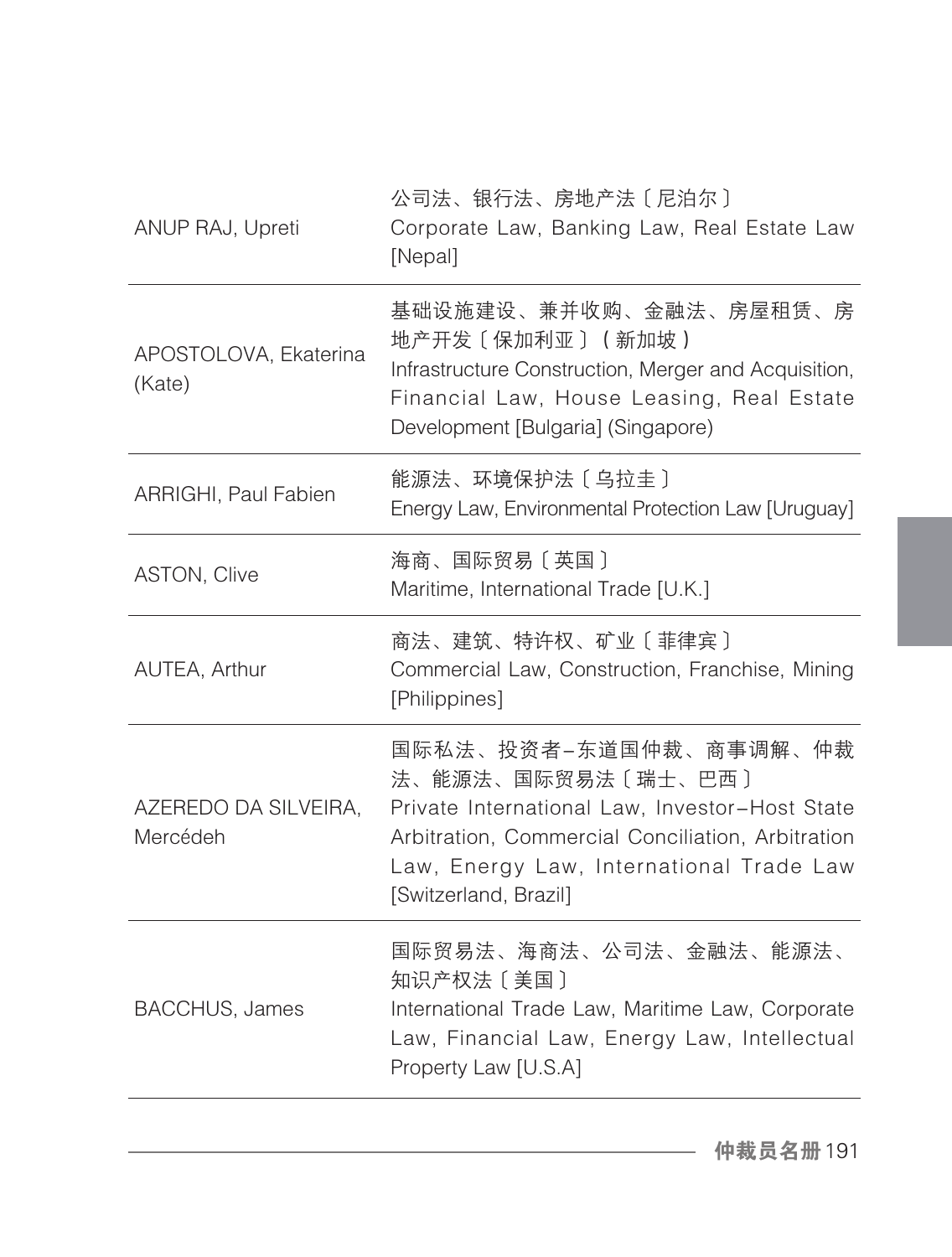| | |
|---|---|
| ANUP RAJ, Upreti | 公司法、银行法、房地产法〔尼泊尔〕<br>Corporate Law, Banking Law, Real Estate Law [Nepal] |
| APOSTOLOVA, Ekaterina (Kate) | 基础设施建设、兼并收购、金融法、房屋租赁、房地产开发〔保加利亚〕（新加坡）<br>Infrastructure Construction, Merger and Acquisition, Financial Law, House Leasing, Real Estate Development [Bulgaria] (Singapore) |
| ARRIGHI, Paul Fabien | 能源法、环境保护法〔乌拉圭〕<br>Energy Law, Environmental Protection Law [Uruguay] |
| ASTON, Clive | 海商、国际贸易〔英国〕<br>Maritime, International Trade [U.K.] |
| AUTEA, Arthur | 商法、建筑、特许权、矿业〔菲律宾〕<br>Commercial Law, Construction, Franchise, Mining [Philippines] |
| AZEREDO DA SILVEIRA, Mercédeh | 国际私法、投资者–东道国仲裁、商事调解、仲裁法、能源法、国际贸易法〔瑞士、巴西〕<br>Private International Law, Investor–Host State Arbitration, Commercial Conciliation, Arbitration Law, Energy Law, International Trade Law [Switzerland, Brazil] |
| BACCHUS, James | 国际贸易法、海商法、公司法、金融法、能源法、知识产权法〔美国〕<br>International Trade Law, Maritime Law, Corporate Law, Financial Law, Energy Law, Intellectual Property Law [U.S.A] |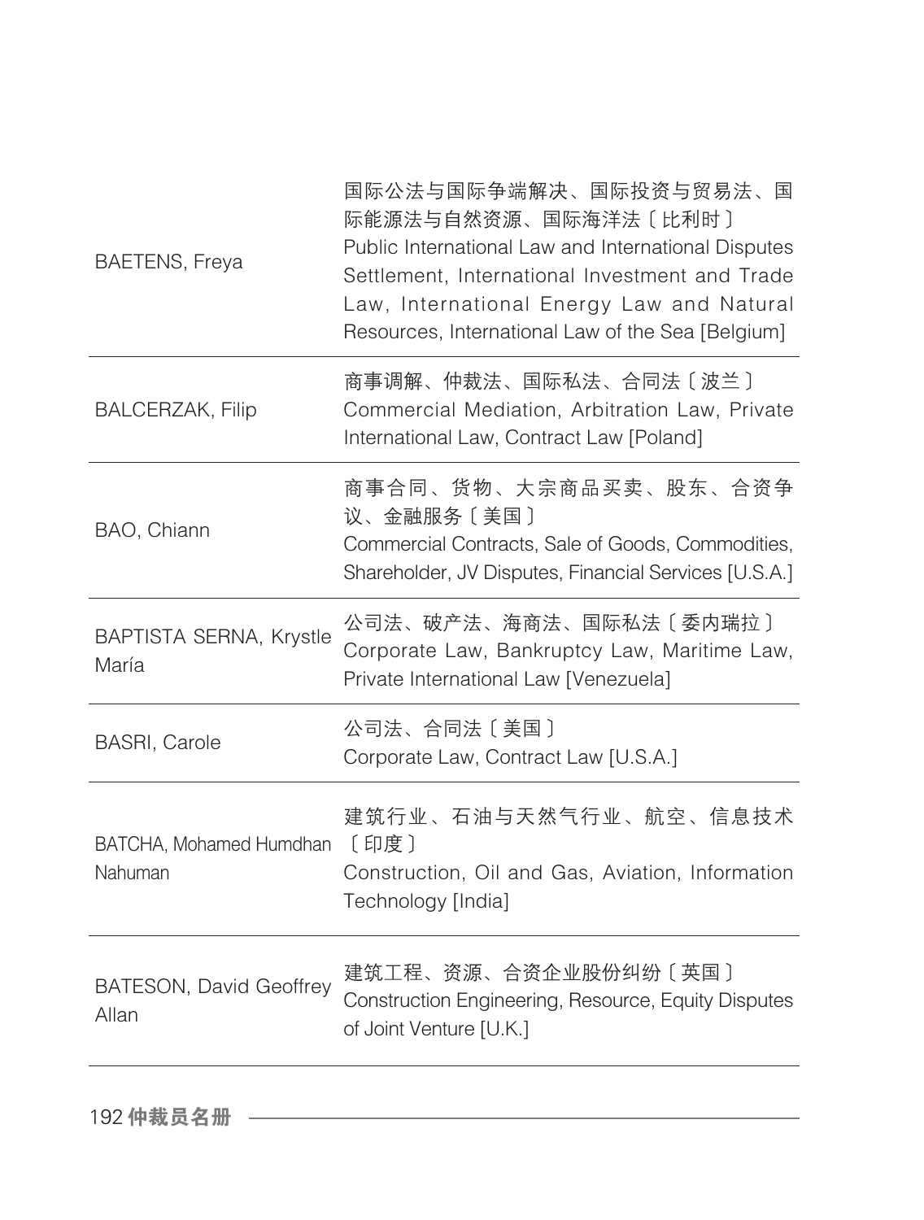| | |
|---|---|
| BAETENS, Freya | 国际公法与国际争端解决、国际投资与贸易法、国际能源法与自然资源、国际海洋法〔比利时〕<br>Public International Law and International Disputes Settlement, International Investment and Trade Law, International Energy Law and Natural Resources, International Law of the Sea [Belgium] |
| BALCERZAK, Filip | 商事调解、仲裁法、国际私法、合同法〔波兰〕<br>Commercial Mediation, Arbitration Law, Private International Law, Contract Law [Poland] |
| BAO, Chiann | 商事合同、货物、大宗商品买卖、股东、合资争议、金融服务〔美国〕<br>Commercial Contracts, Sale of Goods, Commodities, Shareholder, JV Disputes, Financial Services [U.S.A.] |
| BAPTISTA SERNA, Krystle María | 公司法、破产法、海商法、国际私法〔委内瑞拉〕<br>Corporate Law, Bankruptcy Law, Maritime Law, Private International Law [Venezuela] |
| BASRI, Carole | 公司法、合同法〔美国〕<br>Corporate Law, Contract Law [U.S.A.] |
| BATCHA, Mohamed Humdhan Nahuman | 建筑行业、石油与天然气行业、航空、信息技术〔印度〕<br>Construction, Oil and Gas, Aviation, Information Technology [India] |
| BATESON, David Geoffrey Allan | 建筑工程、资源、合资企业股份纠纷〔英国〕<br>Construction Engineering, Resource, Equity Disputes of Joint Venture [U.K.] |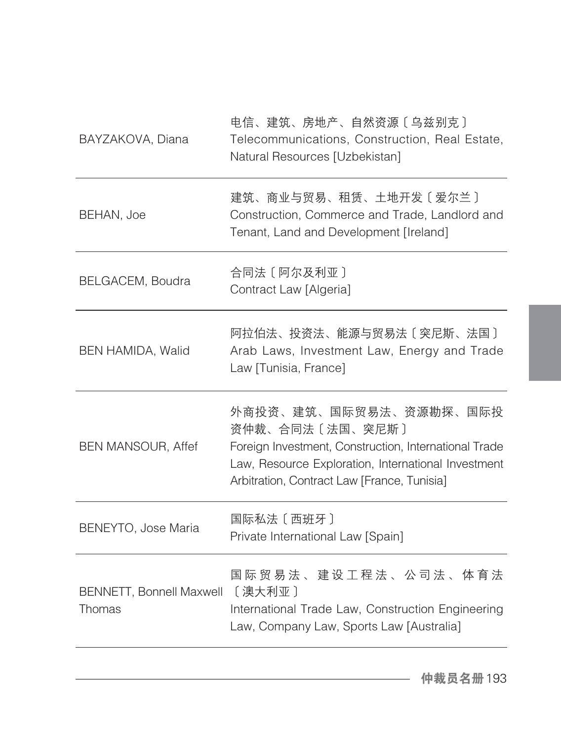| | |
|---|---|
| BAYZAKOVA, Diana | 电信、建筑、房地产、自然资源〔乌兹别克〕<br>Telecommunications, Construction, Real Estate, Natural Resources [Uzbekistan] |
| BEHAN, Joe | 建筑、商业与贸易、租赁、土地开发〔爱尔兰〕<br>Construction, Commerce and Trade, Landlord and Tenant, Land and Development [Ireland] |
| BELGACEM, Boudra | 合同法〔阿尔及利亚〕<br>Contract Law [Algeria] |
| BEN HAMIDA, Walid | 阿拉伯法、投资法、能源与贸易法〔突尼斯、法国〕<br>Arab Laws, Investment Law, Energy and Trade Law [Tunisia, France] |
| BEN MANSOUR, Affef | 外商投资、建筑、国际贸易法、资源勘探、国际投资仲裁、合同法〔法国、突尼斯〕<br>Foreign Investment, Construction, International Trade Law, Resource Exploration, International Investment Arbitration, Contract Law [France, Tunisia] |
| BENEYTO, Jose Maria | 国际私法〔西班牙〕<br>Private International Law [Spain] |
| BENNETT, Bonnell Maxwell Thomas | 国际贸易法、建设工程法、公司法、体育法〔澳大利亚〕<br>International Trade Law, Construction Engineering Law, Company Law, Sports Law [Australia] |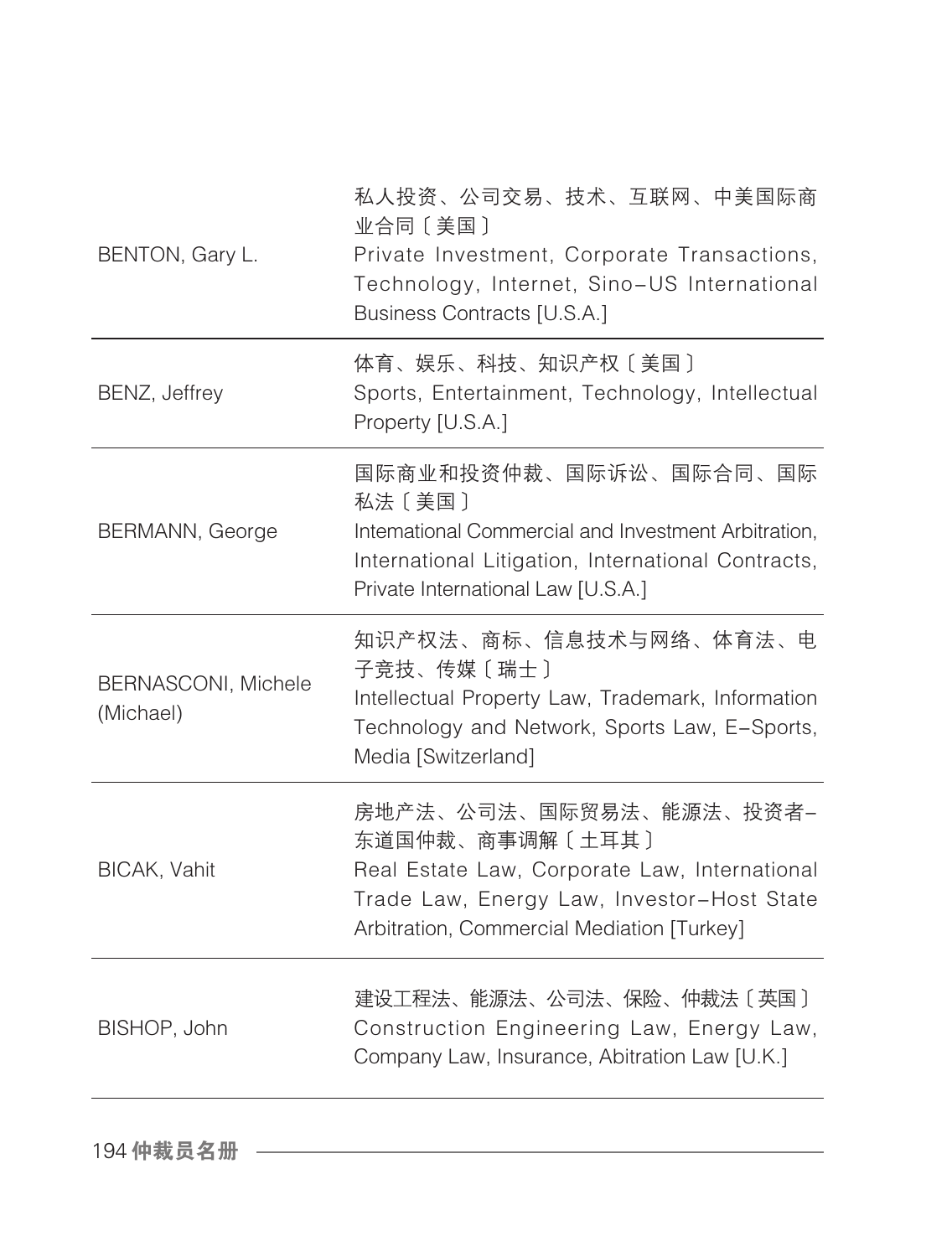| | |
|---|---|
| BENTON, Gary L. | 私人投资、公司交易、技术、互联网、中美国际商业合同〔美国〕<br>Private Investment, Corporate Transactions, Technology, Internet, Sino–US International Business Contracts [U.S.A.] |
| BENZ, Jeffrey | 体育、娱乐、科技、知识产权〔美国〕<br>Sports, Entertainment, Technology, Intellectual Property [U.S.A.] |
| BERMANN, George | 国际商业和投资仲裁、国际诉讼、国际合同、国际私法〔美国〕<br>Intemational Commercial and Investment Arbitration, International Litigation, International Contracts, Private International Law [U.S.A.] |
| BERNASCONI, Michele (Michael) | 知识产权法、商标、信息技术与网络、体育法、电子竞技、传媒〔瑞士〕<br>Intellectual Property Law, Trademark, Information Technology and Network, Sports Law, E–Sports, Media [Switzerland] |
| BICAK, Vahit | 房地产法、公司法、国际贸易法、能源法、投资者–东道国仲裁、商事调解〔土耳其〕<br>Real Estate Law, Corporate Law, International Trade Law, Energy Law, Investor–Host State Arbitration, Commercial Mediation [Turkey] |
| BISHOP, John | 建设工程法、能源法、公司法、保险、仲裁法〔英国〕<br>Construction Engineering Law, Energy Law, Company Law, Insurance, Abitration Law [U.K.] |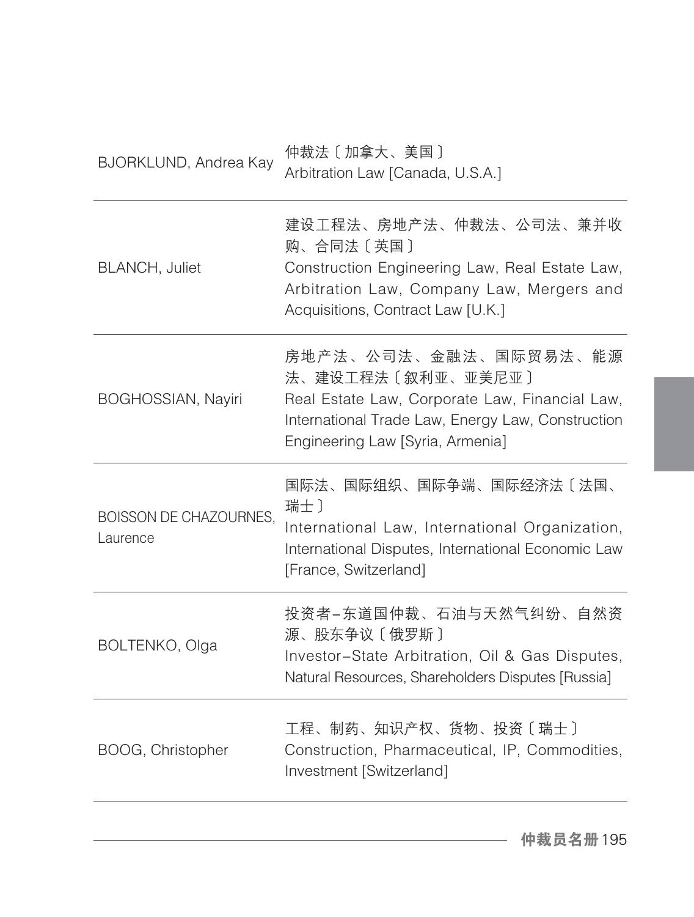| | |
|---|---|
| BJORKLUND, Andrea Kay | 仲裁法〔加拿大、美国〕<br>Arbitration Law [Canada, U.S.A.] |
| BLANCH, Juliet | 建设工程法、房地产法、仲裁法、公司法、兼并收购、合同法〔英国〕<br>Construction Engineering Law, Real Estate Law, Arbitration Law, Company Law, Mergers and Acquisitions, Contract Law [U.K.] |
| BOGHOSSIAN, Nayiri | 房地产法、公司法、金融法、国际贸易法、能源法、建设工程法〔叙利亚、亚美尼亚〕<br>Real Estate Law, Corporate Law, Financial Law, International Trade Law, Energy Law, Construction Engineering Law [Syria, Armenia] |
| BOISSON DE CHAZOURNES, Laurence | 国际法、国际组织、国际争端、国际经济法〔法国、瑞士〕<br>International Law, International Organization, International Disputes, International Economic Law [France, Switzerland] |
| BOLTENKO, Olga | 投资者–东道国仲裁、石油与天然气纠纷、自然资源、股东争议〔俄罗斯〕<br>Investor–State Arbitration, Oil & Gas Disputes, Natural Resources, Shareholders Disputes [Russia] |
| BOOG, Christopher | 工程、制药、知识产权、货物、投资〔瑞士〕<br>Construction, Pharmaceutical, IP, Commodities, Investment [Switzerland] |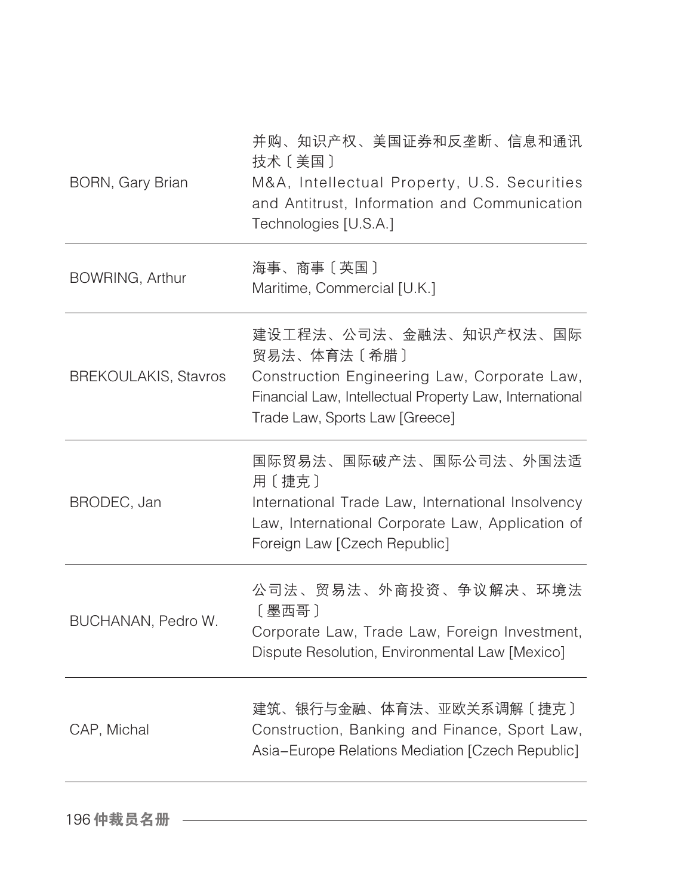| | |
|---|---|
| BORN, Gary Brian | 并购、知识产权、美国证券和反垄断、信息和通讯技术〔美国〕<br>M&A, Intellectual Property, U.S. Securities and Antitrust, Information and Communication Technologies [U.S.A.] |
| BOWRING, Arthur | 海事、商事〔英国〕<br>Maritime, Commercial [U.K.] |
| BREKOULAKIS, Stavros | 建设工程法、公司法、金融法、知识产权法、国际贸易法、体育法〔希腊〕<br>Construction Engineering Law, Corporate Law, Financial Law, Intellectual Property Law, International Trade Law, Sports Law [Greece] |
| BRODEC, Jan | 国际贸易法、国际破产法、国际公司法、外国法适用〔捷克〕<br>International Trade Law, International Insolvency Law, International Corporate Law, Application of Foreign Law [Czech Republic] |
| BUCHANAN, Pedro W. | 公司法、贸易法、外商投资、争议解决、环境法〔墨西哥〕<br>Corporate Law, Trade Law, Foreign Investment, Dispute Resolution, Environmental Law [Mexico] |
| CAP, Michal | 建筑、银行与金融、体育法、亚欧关系调解〔捷克〕<br>Construction, Banking and Finance, Sport Law, Asia-Europe Relations Mediation [Czech Republic] |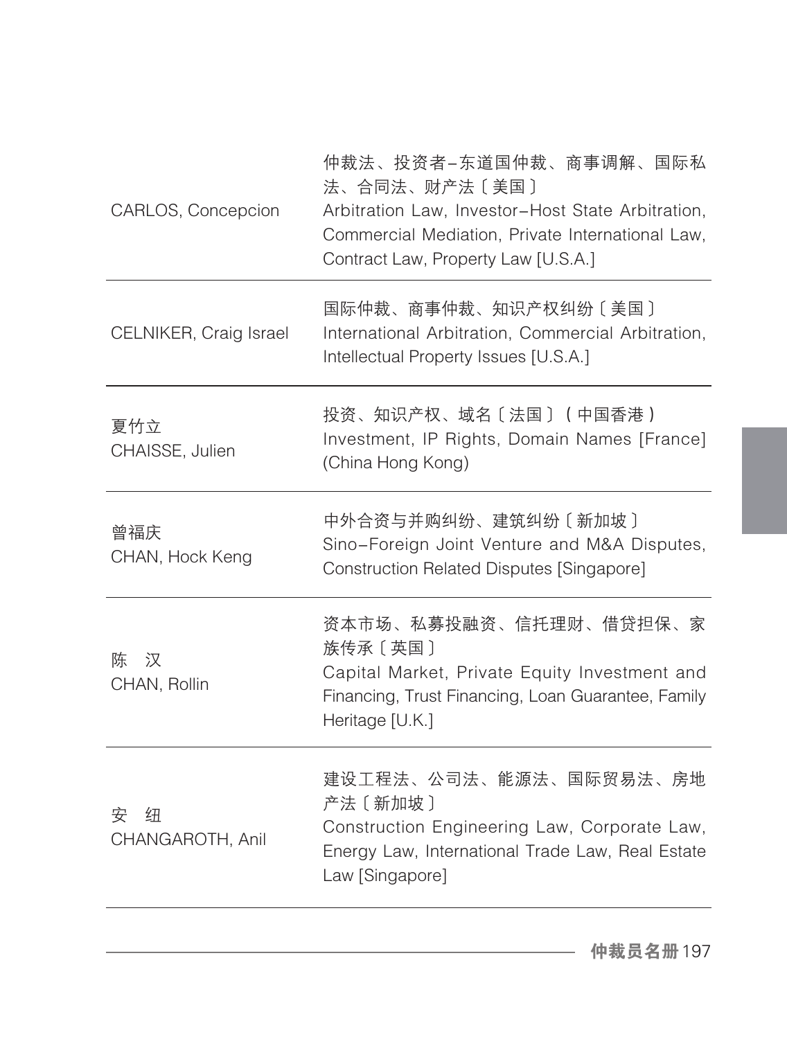| | |
|---|---|
| CARLOS, Concepcion | 仲裁法、投资者–东道国仲裁、商事调解、国际私法、合同法、财产法〔美国〕<br>Arbitration Law, Investor–Host State Arbitration, Commercial Mediation, Private International Law, Contract Law, Property Law [U.S.A.] |
| CELNIKER, Craig Israel | 国际仲裁、商事仲裁、知识产权纠纷〔美国〕<br>International Arbitration, Commercial Arbitration, Intellectual Property Issues [U.S.A.] |
| 夏竹立<br>CHAISSE, Julien | 投资、知识产权、域名〔法国〕（中国香港）<br>Investment, IP Rights, Domain Names [France] (China Hong Kong) |
| 曾福庆<br>CHAN, Hock Keng | 中外合资与并购纠纷、建筑纠纷〔新加坡〕<br>Sino–Foreign Joint Venture and M&A Disputes, Construction Related Disputes [Singapore] |
| 陈　汉<br>CHAN, Rollin | 资本市场、私募投融资、信托理财、借贷担保、家族传承〔英国〕<br>Capital Market, Private Equity Investment and Financing, Trust Financing, Loan Guarantee, Family Heritage [U.K.] |
| 安　纽<br>CHANGAROTH, Anil | 建设工程法、公司法、能源法、国际贸易法、房地产法〔新加坡〕<br>Construction Engineering Law, Corporate Law, Energy Law, International Trade Law, Real Estate Law [Singapore] |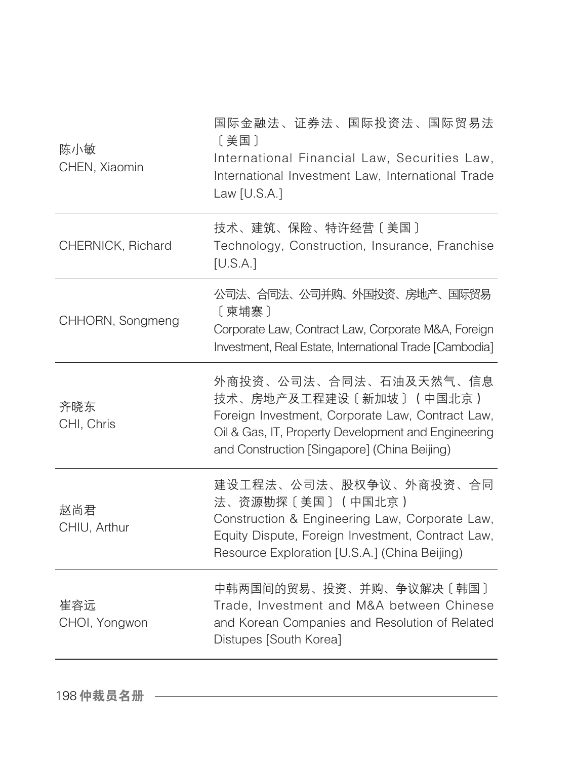| | |
|---|---|
| 陈小敏<br>CHEN, Xiaomin | 国际金融法、证券法、国际投资法、国际贸易法〔美国〕<br>International Financial Law, Securities Law, International Investment Law, International Trade Law [U.S.A.] |
| CHERNICK, Richard | 技术、建筑、保险、特许经营〔美国〕<br>Technology, Construction, Insurance, Franchise [U.S.A.] |
| CHHORN, Songmeng | 公司法、合同法、公司并购、外国投资、房地产、国际贸易〔柬埔寨〕<br>Corporate Law, Contract Law, Corporate M&A, Foreign Investment, Real Estate, International Trade [Cambodia] |
| 齐晓东<br>CHI, Chris | 外商投资、公司法、合同法、石油及天然气、信息技术、房地产及工程建设〔新加坡〕（中国北京）<br>Foreign Investment, Corporate Law, Contract Law, Oil & Gas, IT, Property Development and Engineering and Construction [Singapore] (China Beijing) |
| 赵尚君<br>CHIU, Arthur | 建设工程法、公司法、股权争议、外商投资、合同法、资源勘探〔美国〕（中国北京）<br>Construction & Engineering Law, Corporate Law, Equity Dispute, Foreign Investment, Contract Law, Resource Exploration [U.S.A.] (China Beijing) |
| 崔容远<br>CHOI, Yongwon | 中韩两国间的贸易、投资、并购、争议解决〔韩国〕<br>Trade, Investment and M&A between Chinese and Korean Companies and Resolution of Related Distupes [South Korea] |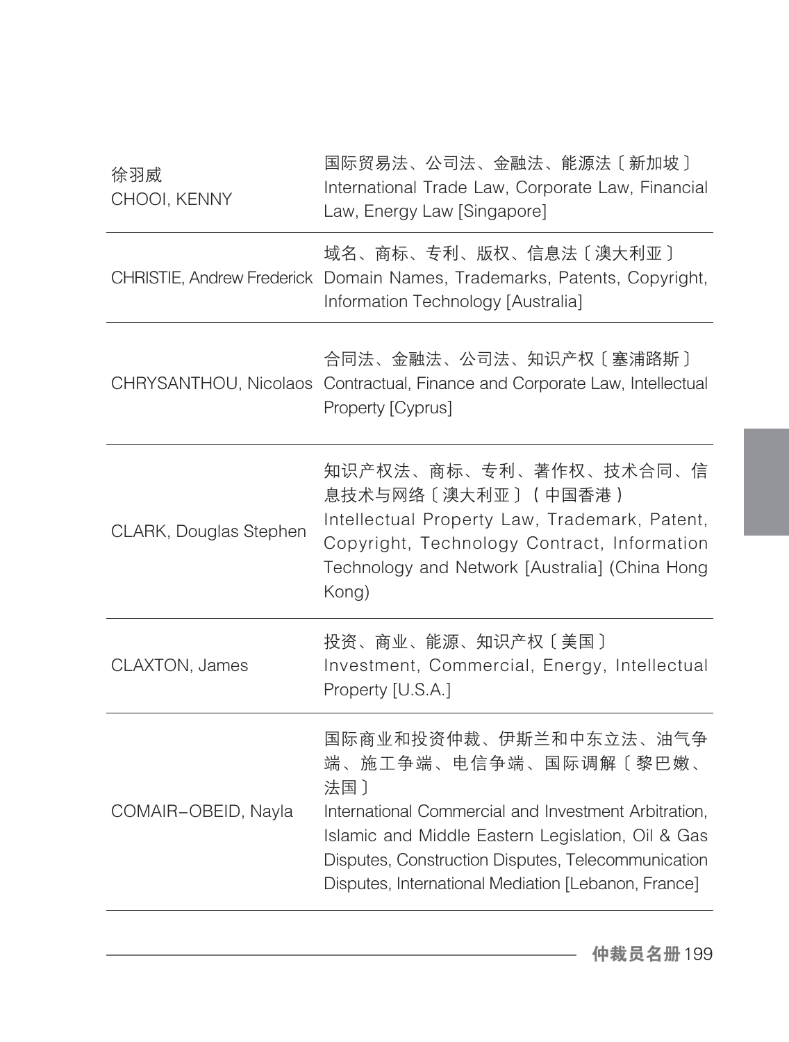| | |
|---|---|
| 徐羽威<br>CHOOI, KENNY | 国际贸易法、公司法、金融法、能源法〔新加坡〕<br>International Trade Law, Corporate Law, Financial Law, Energy Law [Singapore] |
| CHRISTIE, Andrew Frederick | 域名、商标、专利、版权、信息法〔澳大利亚〕<br>Domain Names, Trademarks, Patents, Copyright, Information Technology [Australia] |
| CHRYSANTHOU, Nicolaos | 合同法、金融法、公司法、知识产权〔塞浦路斯〕<br>Contractual, Finance and Corporate Law, Intellectual Property [Cyprus] |
| CLARK, Douglas Stephen | 知识产权法、商标、专利、著作权、技术合同、信息技术与网络〔澳大利亚〕（中国香港）<br>Intellectual Property Law, Trademark, Patent, Copyright, Technology Contract, Information Technology and Network [Australia] (China Hong Kong) |
| CLAXTON, James | 投资、商业、能源、知识产权〔美国〕<br>Investment, Commercial, Energy, Intellectual Property [U.S.A.] |
| COMAIR-OBEID, Nayla | 国际商业和投资仲裁、伊斯兰和中东立法、油气争端、施工争端、电信争端、国际调解〔黎巴嫩、法国〕<br>International Commercial and Investment Arbitration, Islamic and Middle Eastern Legislation, Oil & Gas Disputes, Construction Disputes, Telecommunication Disputes, International Mediation [Lebanon, France] |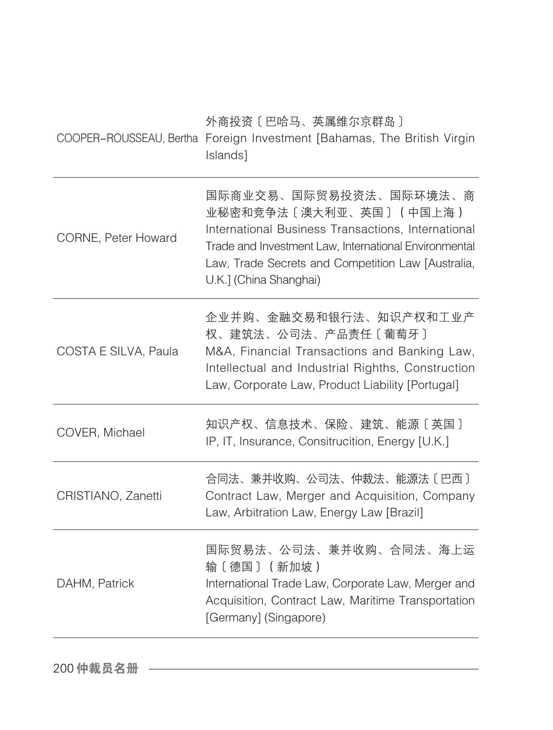| | |
|---|---|
| COOPER-ROUSSEAU, Bertha | 外商投资〔巴哈马、英属维尔京群岛〕<br>Foreign Investment [Bahamas, The British Virgin Islands] |
| CORNE, Peter Howard | 国际商业交易、国际贸易投资法、国际环境法、商业秘密和竞争法〔澳大利亚、英国〕（中国上海）<br>International Business Transactions, International Trade and Investment Law, International Environmental Law, Trade Secrets and Competition Law [Australia, U.K.] (China Shanghai) |
| COSTA E SILVA, Paula | 企业并购、金融交易和银行法、知识产权和工业产权、建筑法、公司法、产品责任〔葡萄牙〕<br>M&A, Financial Transactions and Banking Law, Intellectual and Industrial Righths, Construction Law, Corporate Law, Product Liability [Portugal] |
| COVER, Michael | 知识产权、信息技术、保险、建筑、能源〔英国〕<br>IP, IT, Insurance, Consitrucition, Energy [U.K.] |
| CRISTIANO, Zanetti | 合同法、兼并收购、公司法、仲裁法、能源法〔巴西〕<br>Contract Law, Merger and Acquisition, Company Law, Arbitration Law, Energy Law [Brazil] |
| DAHM, Patrick | 国际贸易法、公司法、兼并收购、合同法、海上运输〔德国〕（新加坡）<br>International Trade Law, Corporate Law, Merger and Acquisition, Contract Law, Maritime Transportation [Germany] (Singapore) |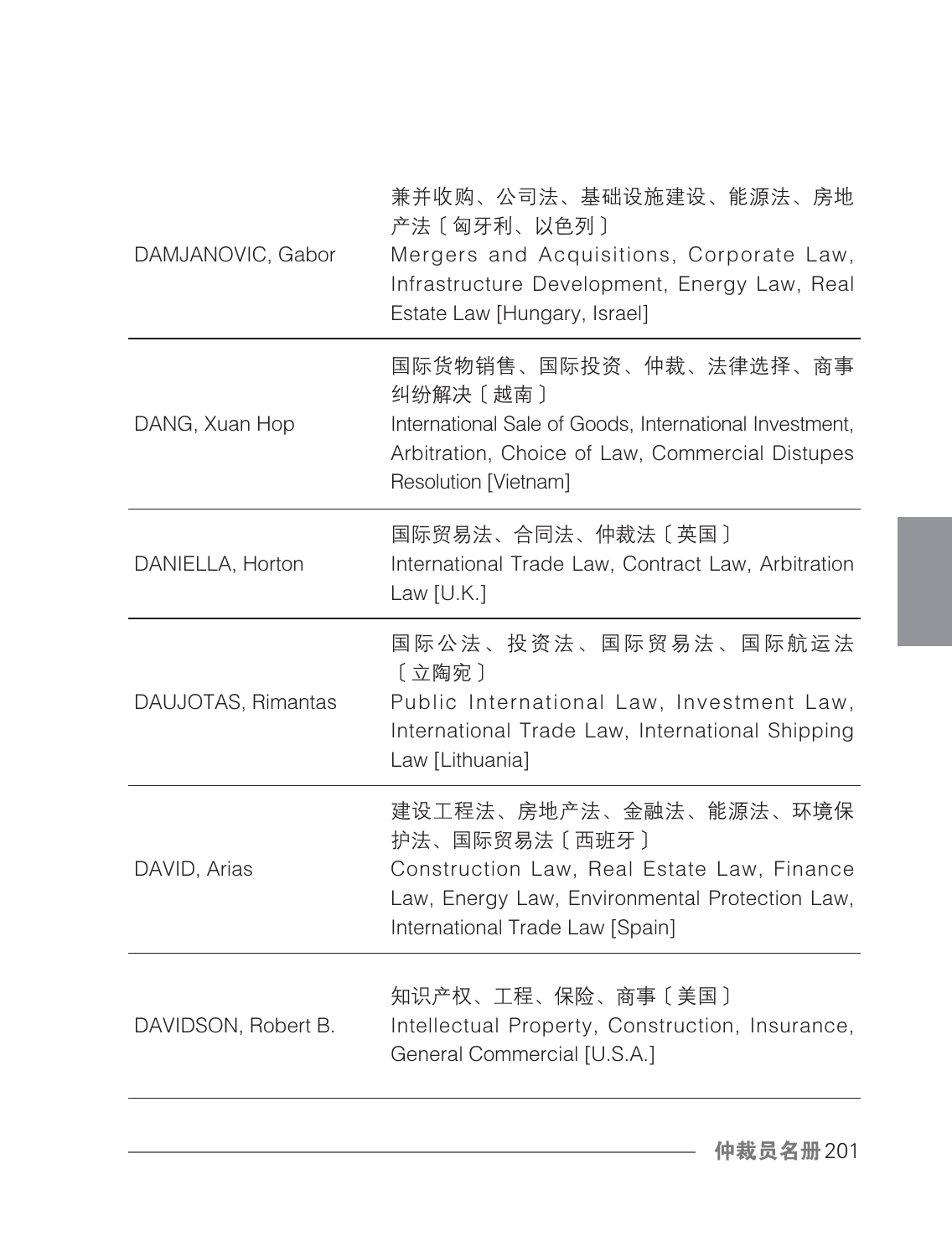| | |
|---|---|
| DAMJANOVIC, Gabor | 兼并收购、公司法、基础设施建设、能源法、房地产法〔匈牙利、以色列〕<br>Mergers and Acquisitions, Corporate Law, Infrastructure Development, Energy Law, Real Estate Law [Hungary, Israel] |
| DANG, Xuan Hop | 国际货物销售、国际投资、仲裁、法律选择、商事纠纷解决〔越南〕<br>International Sale of Goods, International Investment, Arbitration, Choice of Law, Commercial Distupes Resolution [Vietnam] |
| DANIELLA, Horton | 国际贸易法、合同法、仲裁法〔英国〕<br>International Trade Law, Contract Law, Arbitration Law [U.K.] |
| DAUJOTAS, Rimantas | 国际公法、投资法、国际贸易法、国际航运法〔立陶宛〕<br>Public International Law, Investment Law, International Trade Law, International Shipping Law [Lithuania] |
| DAVID, Arias | 建设工程法、房地产法、金融法、能源法、环境保护法、国际贸易法〔西班牙〕<br>Construction Law, Real Estate Law, Finance Law, Energy Law, Environmental Protection Law, International Trade Law [Spain] |
| DAVIDSON, Robert B. | 知识产权、工程、保险、商事〔美国〕<br>Intellectual Property, Construction, Insurance, General Commercial [U.S.A.] |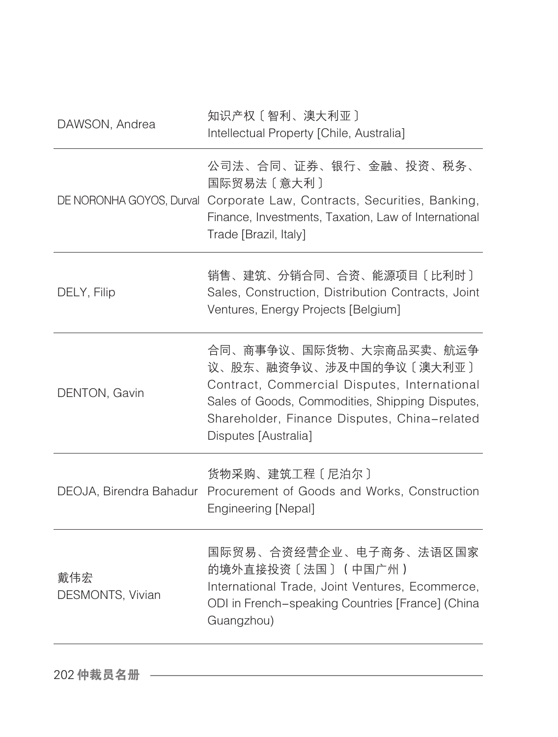| | |
|---|---|
| DAWSON, Andrea | 知识产权〔智利、澳大利亚〕<br>Intellectual Property [Chile, Australia] |
| DE NORONHA GOYOS, Durval | 公司法、合同、证券、银行、金融、投资、税务、国际贸易法〔意大利〕<br>Corporate Law, Contracts, Securities, Banking, Finance, Investments, Taxation, Law of International Trade [Brazil, Italy] |
| DELY, Filip | 销售、建筑、分销合同、合资、能源项目〔比利时〕<br>Sales, Construction, Distribution Contracts, Joint Ventures, Energy Projects [Belgium] |
| DENTON, Gavin | 合同、商事争议、国际货物、大宗商品买卖、航运争议、股东、融资争议、涉及中国的争议〔澳大利亚〕<br>Contract, Commercial Disputes, International Sales of Goods, Commodities, Shipping Disputes, Shareholder, Finance Disputes, China-related Disputes [Australia] |
| DEOJA, Birendra Bahadur | 货物采购、建筑工程〔尼泊尔〕<br>Procurement of Goods and Works, Construction Engineering [Nepal] |
| 戴伟宏<br>DESMONTS, Vivian | 国际贸易、合资经营企业、电子商务、法语区国家的境外直接投资〔法国〕（中国广州）<br>International Trade, Joint Ventures, Ecommerce, ODI in French-speaking Countries [France] (China Guangzhou) |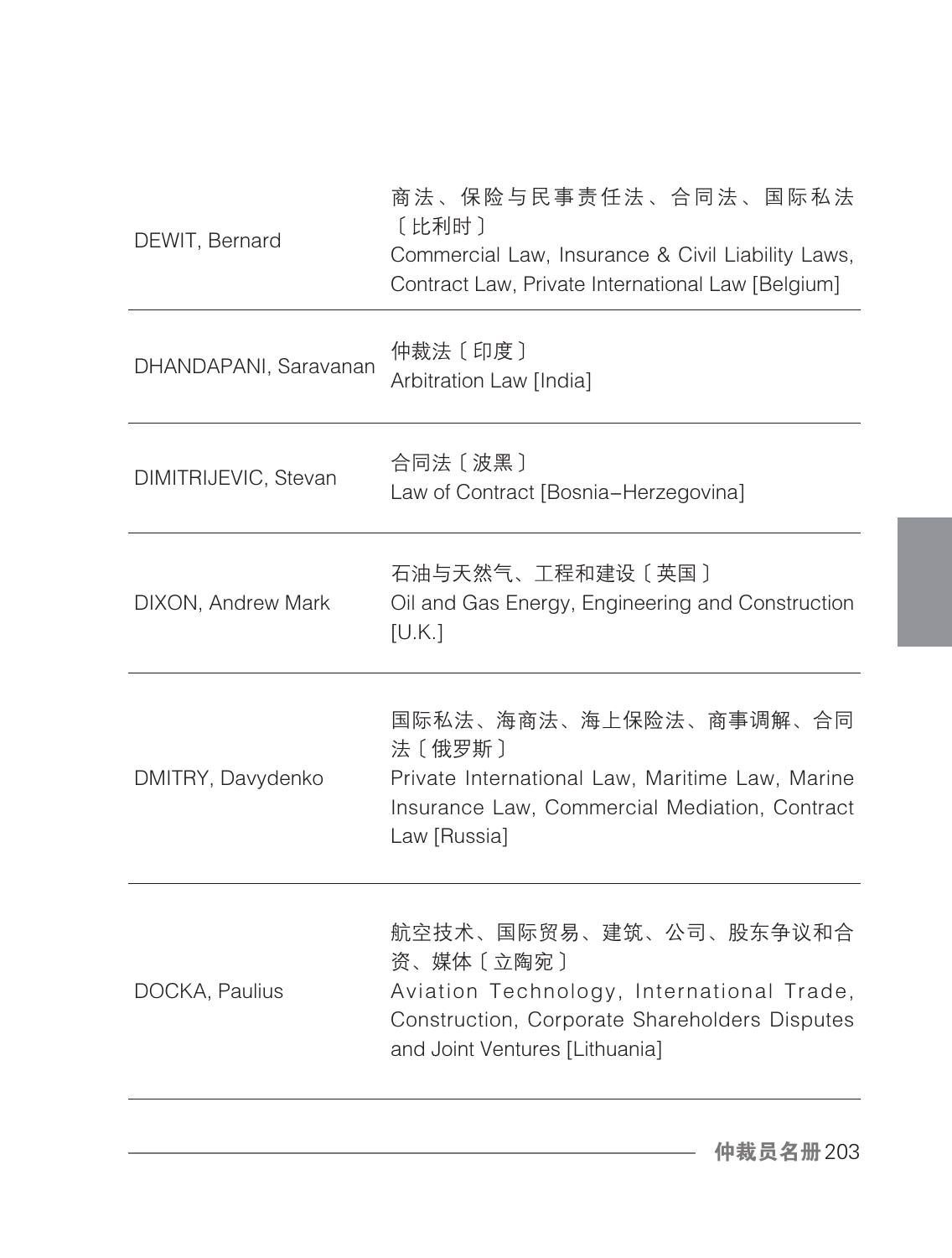| | |
|---|---|
| DEWIT, Bernard | 商法、保险与民事责任法、合同法、国际私法〔比利时〕<br>Commercial Law, Insurance & Civil Liability Laws, Contract Law, Private International Law [Belgium] |
| DHANDAPANI, Saravanan | 仲裁法〔印度〕<br>Arbitration Law [India] |
| DIMITRIJEVIC, Stevan | 合同法〔波黑〕<br>Law of Contract [Bosnia–Herzegovina] |
| DIXON, Andrew Mark | 石油与天然气、工程和建设〔英国〕<br>Oil and Gas Energy, Engineering and Construction [U.K.] |
| DMITRY, Davydenko | 国际私法、海商法、海上保险法、商事调解、合同法〔俄罗斯〕<br>Private International Law, Maritime Law, Marine Insurance Law, Commercial Mediation, Contract Law [Russia] |
| DOCKA, Paulius | 航空技术、国际贸易、建筑、公司、股东争议和合资、媒体〔立陶宛〕<br>Aviation Technology, International Trade, Construction, Corporate Shareholders Disputes and Joint Ventures [Lithuania] |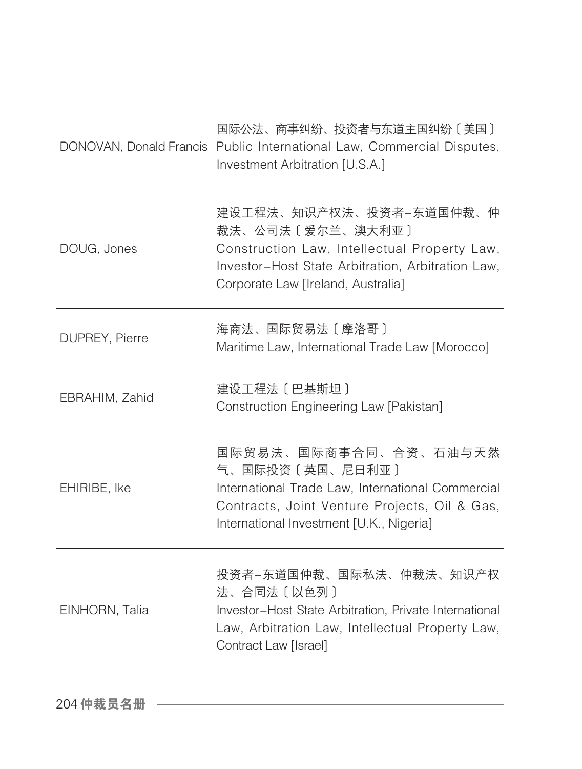| | |
|---|---|
| DONOVAN, Donald Francis | 国际公法、商事纠纷、投资者与东道主国纠纷〔美国〕<br>Public International Law, Commercial Disputes, Investment Arbitration [U.S.A.] |
| DOUG, Jones | 建设工程法、知识产权法、投资者–东道国仲裁、仲裁法、公司法〔爱尔兰、澳大利亚〕<br>Construction Law, Intellectual Property Law, Investor–Host State Arbitration, Arbitration Law, Corporate Law [Ireland, Australia] |
| DUPREY, Pierre | 海商法、国际贸易法〔摩洛哥〕<br>Maritime Law, International Trade Law [Morocco] |
| EBRAHIM, Zahid | 建设工程法〔巴基斯坦〕<br>Construction Engineering Law [Pakistan] |
| EHIRIBE, Ike | 国际贸易法、国际商事合同、合资、石油与天然气、国际投资〔英国、尼日利亚〕<br>International Trade Law, International Commercial Contracts, Joint Venture Projects, Oil & Gas, International Investment [U.K., Nigeria] |
| EINHORN, Talia | 投资者–东道国仲裁、国际私法、仲裁法、知识产权法、合同法〔以色列〕<br>Investor–Host State Arbitration, Private International Law, Arbitration Law, Intellectual Property Law, Contract Law [Israel] |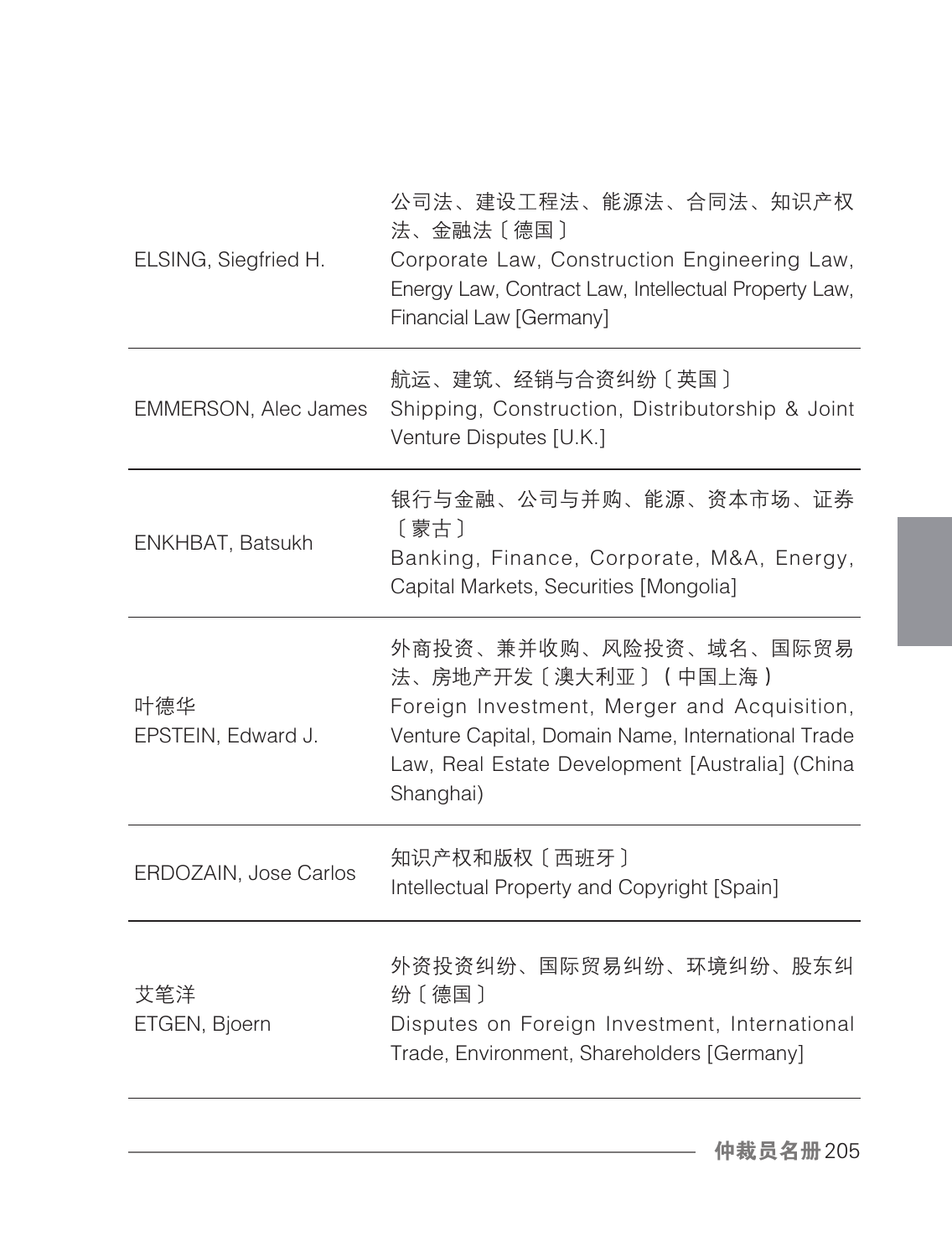| | |
|---|---|
| ELSING, Siegfried H. | 公司法、建设工程法、能源法、合同法、知识产权法、金融法〔德国〕<br>Corporate Law, Construction Engineering Law, Energy Law, Contract Law, Intellectual Property Law, Financial Law [Germany] |
| EMMERSON, Alec James | 航运、建筑、经销与合资纠纷〔英国〕<br>Shipping, Construction, Distributorship & Joint Venture Disputes [U.K.] |
| ENKHBAT, Batsukh | 银行与金融、公司与并购、能源、资本市场、证券〔蒙古〕<br>Banking, Finance, Corporate, M&A, Energy, Capital Markets, Securities [Mongolia] |
| 叶德华<br>EPSTEIN, Edward J. | 外商投资、兼并收购、风险投资、域名、国际贸易法、房地产开发〔澳大利亚〕（中国上海）<br>Foreign Investment, Merger and Acquisition, Venture Capital, Domain Name, International Trade Law, Real Estate Development [Australia] (China Shanghai) |
| ERDOZAIN, Jose Carlos | 知识产权和版权〔西班牙〕<br>Intellectual Property and Copyright [Spain] |
| 艾笔洋<br>ETGEN, Bjoern | 外资投资纠纷、国际贸易纠纷、环境纠纷、股东纠纷〔德国〕<br>Disputes on Foreign Investment, International Trade, Environment, Shareholders [Germany] |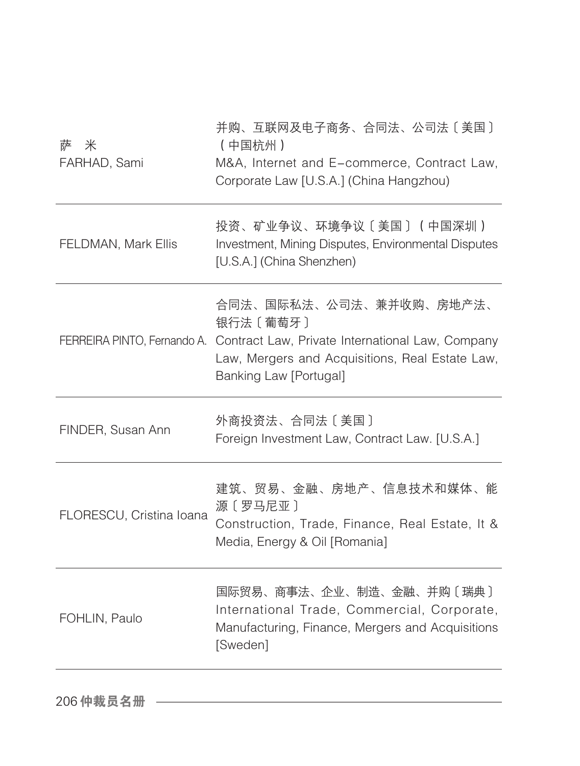| | |
|---|---|
| 萨　米<br>FARHAD, Sami | 并购、互联网及电子商务、合同法、公司法〔美国〕（中国杭州）<br>M&A, Internet and E–commerce, Contract Law, Corporate Law [U.S.A.] (China Hangzhou) |
| FELDMAN, Mark Ellis | 投资、矿业争议、环境争议〔美国〕（中国深圳）<br>Investment, Mining Disputes, Environmental Disputes [U.S.A.] (China Shenzhen) |
| FERREIRA PINTO, Fernando A. | 合同法、国际私法、公司法、兼并收购、房地产法、银行法〔葡萄牙〕<br>Contract Law, Private International Law, Company Law, Mergers and Acquisitions, Real Estate Law, Banking Law [Portugal] |
| FINDER, Susan Ann | 外商投资法、合同法〔美国〕<br>Foreign Investment Law, Contract Law. [U.S.A.] |
| FLORESCU, Cristina Ioana | 建筑、贸易、金融、房地产、信息技术和媒体、能源〔罗马尼亚〕<br>Construction, Trade, Finance, Real Estate, It & Media, Energy & Oil [Romania] |
| FOHLIN, Paulo | 国际贸易、商事法、企业、制造、金融、并购〔瑞典〕<br>International Trade, Commercial, Corporate, Manufacturing, Finance, Mergers and Acquisitions [Sweden] |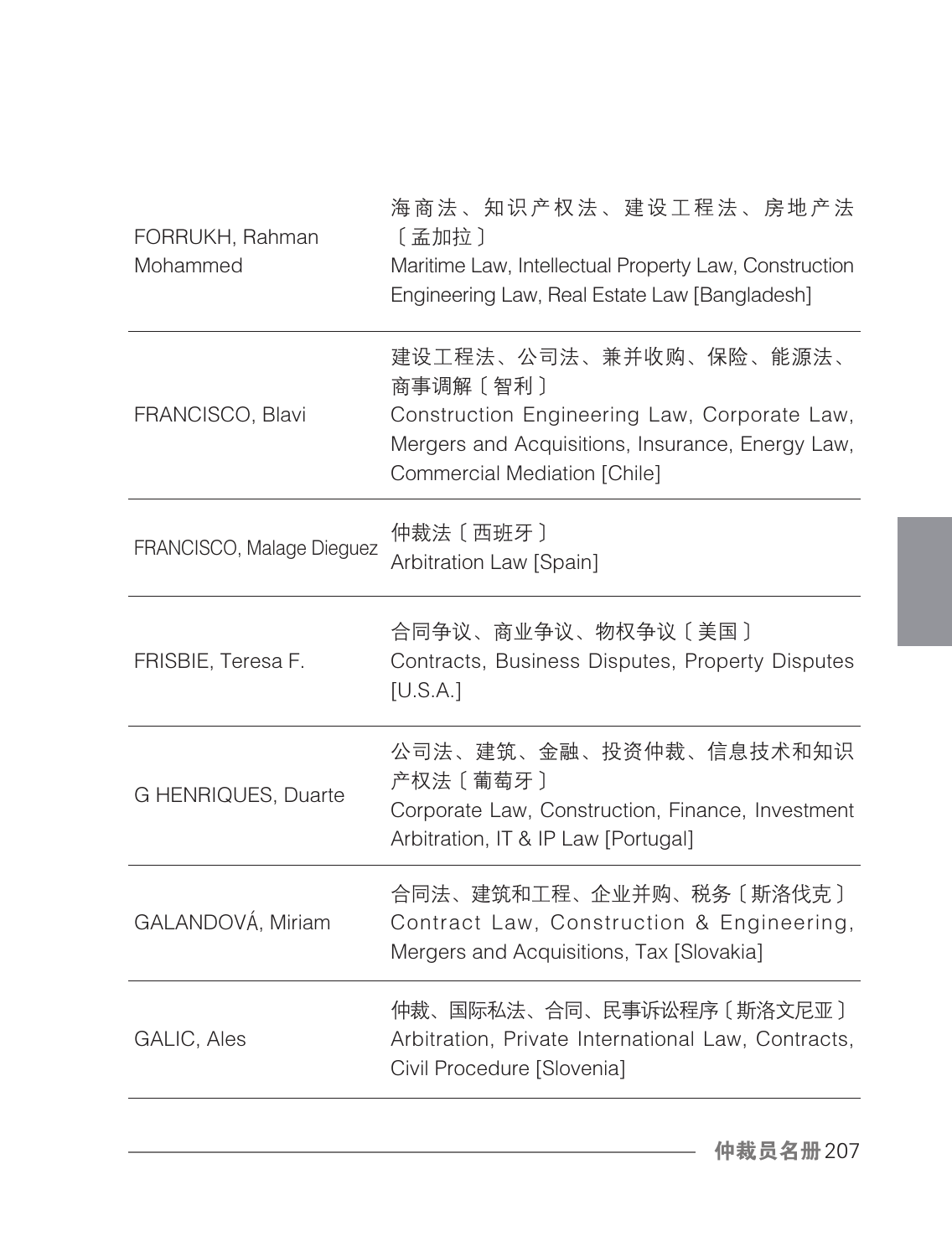| | |
|---|---|
| FORRUKH, Rahman Mohammed | 海商法、知识产权法、建设工程法、房地产法〔孟加拉〕<br>Maritime Law, Intellectual Property Law, Construction Engineering Law, Real Estate Law [Bangladesh] |
| FRANCISCO, Blavi | 建设工程法、公司法、兼并收购、保险、能源法、商事调解〔智利〕<br>Construction Engineering Law, Corporate Law, Mergers and Acquisitions, Insurance, Energy Law, Commercial Mediation [Chile] |
| FRANCISCO, Malage Dieguez | 仲裁法〔西班牙〕<br>Arbitration Law [Spain] |
| FRISBIE, Teresa F. | 合同争议、商业争议、物权争议〔美国〕<br>Contracts, Business Disputes, Property Disputes [U.S.A.] |
| G HENRIQUES, Duarte | 公司法、建筑、金融、投资仲裁、信息技术和知识产权法〔葡萄牙〕<br>Corporate Law, Construction, Finance, Investment Arbitration, IT & IP Law [Portugal] |
| GALANDOVÁ, Miriam | 合同法、建筑和工程、企业并购、税务〔斯洛伐克〕<br>Contract Law, Construction & Engineering, Mergers and Acquisitions, Tax [Slovakia] |
| GALIC, Ales | 仲裁、国际私法、合同、民事诉讼程序〔斯洛文尼亚〕<br>Arbitration, Private International Law, Contracts, Civil Procedure [Slovenia] |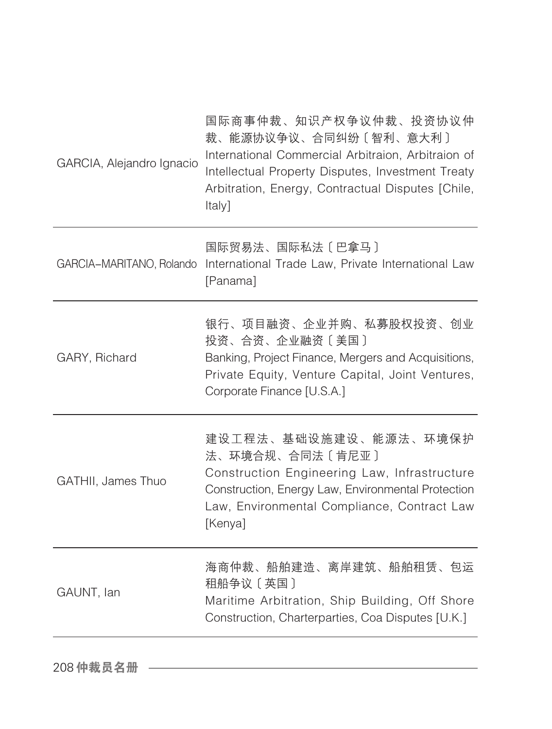| | |
|---|---|
| GARCIA, Alejandro Ignacio | 国际商事仲裁、知识产权争议仲裁、投资协议仲裁、能源协议争议、合同纠纷〔智利、意大利〕<br>International Commercial Arbitraion, Arbitraion of Intellectual Property Disputes, Investment Treaty Arbitration, Energy, Contractual Disputes [Chile, Italy] |
| GARCIA-MARITANO, Rolando | 国际贸易法、国际私法〔巴拿马〕<br>International Trade Law, Private International Law [Panama] |
| GARY, Richard | 银行、项目融资、企业并购、私募股权投资、创业投资、合资、企业融资〔美国〕<br>Banking, Project Finance, Mergers and Acquisitions, Private Equity, Venture Capital, Joint Ventures, Corporate Finance [U.S.A.] |
| GATHII, James Thuo | 建设工程法、基础设施建设、能源法、环境保护法、环境合规、合同法〔肯尼亚〕<br>Construction Engineering Law, Infrastructure Construction, Energy Law, Environmental Protection Law, Environmental Compliance, Contract Law [Kenya] |
| GAUNT, Ian | 海商仲裁、船舶建造、离岸建筑、船舶租赁、包运租船争议〔英国〕<br>Maritime Arbitration, Ship Building, Off Shore Construction, Charterparties, Coa Disputes [U.K.] |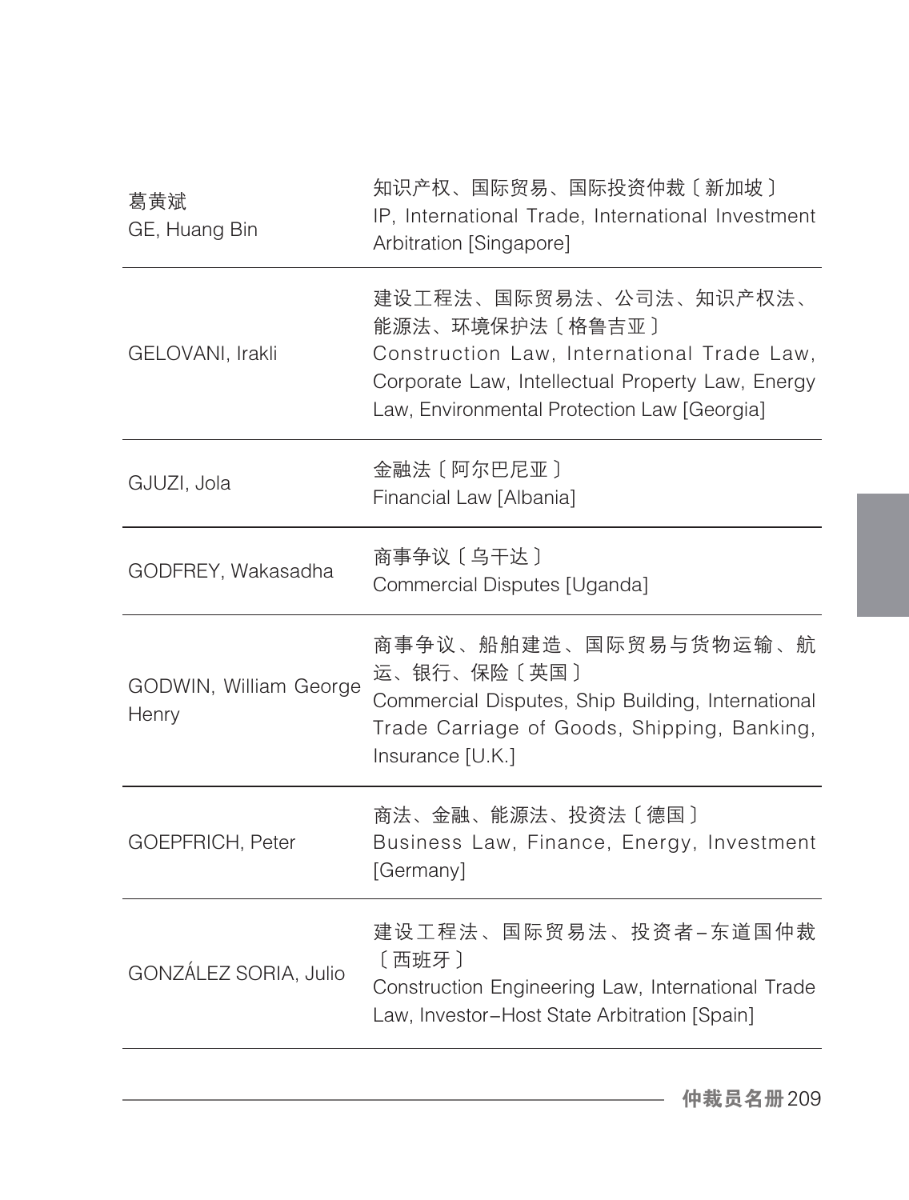| | |
|---|---|
| 葛黄斌<br>GE, Huang Bin | 知识产权、国际贸易、国际投资仲裁〔新加坡〕<br>IP, International Trade, International Investment Arbitration [Singapore] |
| GELOVANI, Irakli | 建设工程法、国际贸易法、公司法、知识产权法、能源法、环境保护法〔格鲁吉亚〕<br>Construction Law, International Trade Law, Corporate Law, Intellectual Property Law, Energy Law, Environmental Protection Law [Georgia] |
| GJUZI, Jola | 金融法〔阿尔巴尼亚〕<br>Financial Law [Albania] |
| GODFREY, Wakasadha | 商事争议〔乌干达〕<br>Commercial Disputes [Uganda] |
| GODWIN, William George Henry | 商事争议、船舶建造、国际贸易与货物运输、航运、银行、保险〔英国〕<br>Commercial Disputes, Ship Building, International Trade Carriage of Goods, Shipping, Banking, Insurance [U.K.] |
| GOEPFRICH, Peter | 商法、金融、能源法、投资法〔德国〕<br>Business Law, Finance, Energy, Investment [Germany] |
| GONZÁLEZ SORIA, Julio | 建设工程法、国际贸易法、投资者–东道国仲裁〔西班牙〕<br>Construction Engineering Law, International Trade Law, Investor–Host State Arbitration [Spain] |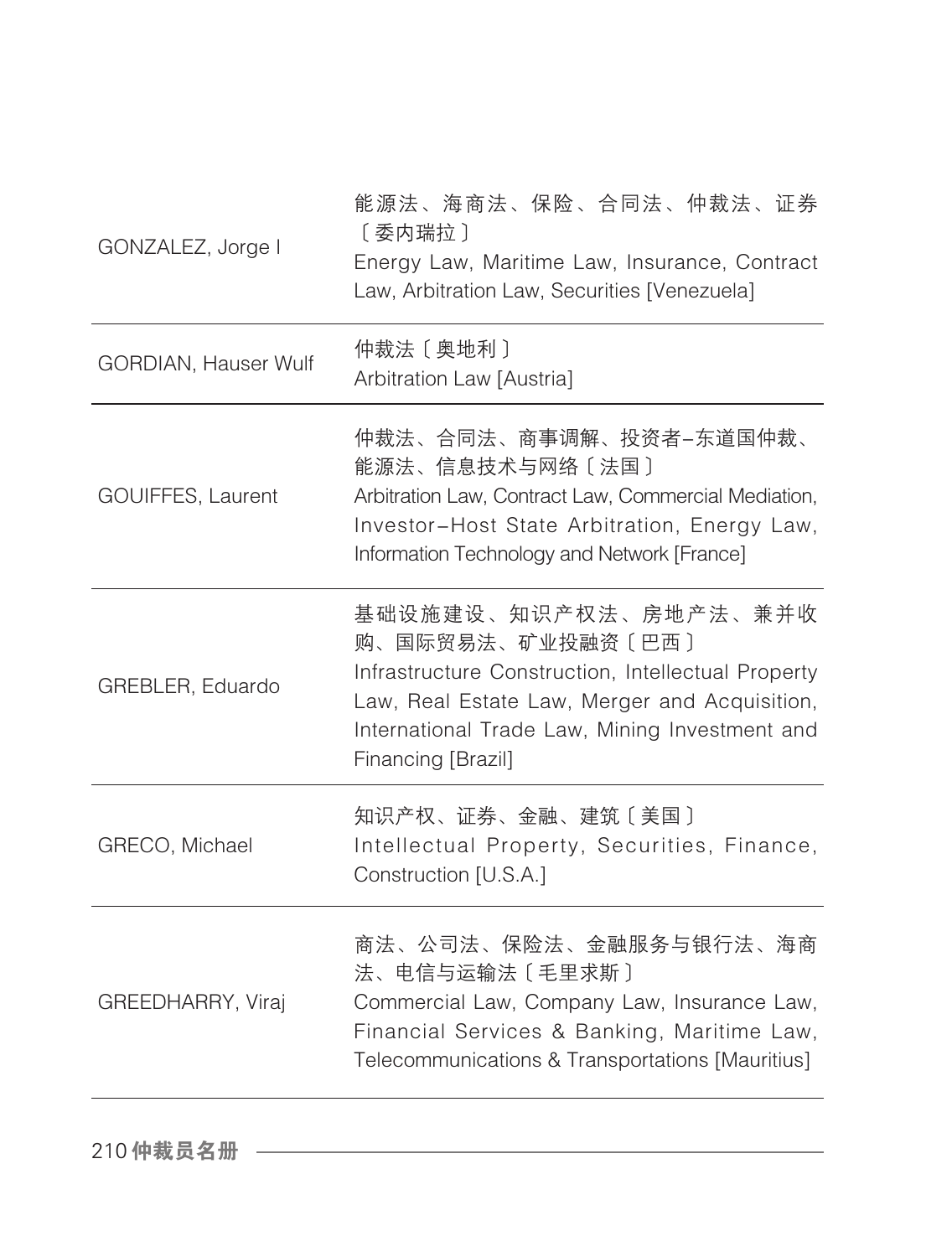| | |
|---|---|
| GONZALEZ, Jorge I | 能源法、海商法、保险、合同法、仲裁法、证券〔委内瑞拉〕<br>Energy Law, Maritime Law, Insurance, Contract Law, Arbitration Law, Securities [Venezuela] |
| GORDIAN, Hauser Wulf | 仲裁法〔奥地利〕<br>Arbitration Law [Austria] |
| GOUIFFES, Laurent | 仲裁法、合同法、商事调解、投资者–东道国仲裁、能源法、信息技术与网络〔法国〕<br>Arbitration Law, Contract Law, Commercial Mediation, Investor–Host State Arbitration, Energy Law, Information Technology and Network [France] |
| GREBLER, Eduardo | 基础设施建设、知识产权法、房地产法、兼并收购、国际贸易法、矿业投融资〔巴西〕<br>Infrastructure Construction, Intellectual Property Law, Real Estate Law, Merger and Acquisition, International Trade Law, Mining Investment and Financing [Brazil] |
| GRECO, Michael | 知识产权、证券、金融、建筑〔美国〕<br>Intellectual Property, Securities, Finance, Construction [U.S.A.] |
| GREEDHARRY, Viraj | 商法、公司法、保险法、金融服务与银行法、海商法、电信与运输法〔毛里求斯〕<br>Commercial Law, Company Law, Insurance Law, Financial Services & Banking, Maritime Law, Telecommunications & Transportations [Mauritius] |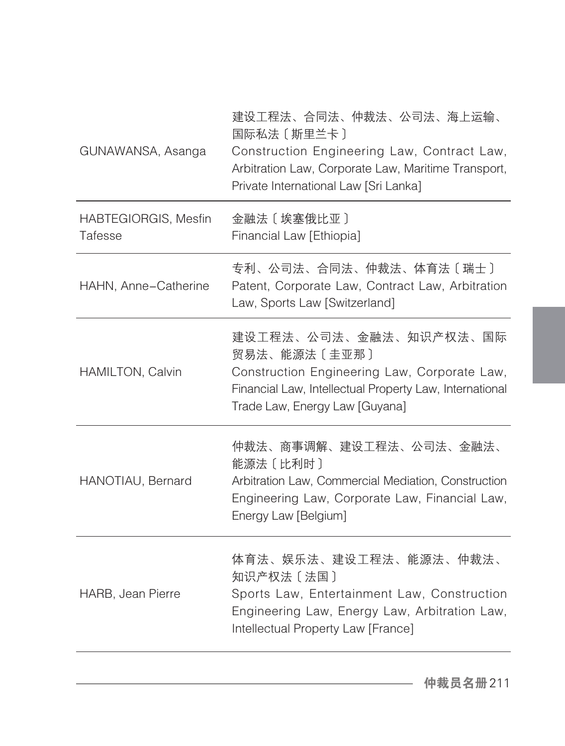| | |
|---|---|
| GUNAWANSA, Asanga | 建设工程法、合同法、仲裁法、公司法、海上运输、国际私法〔斯里兰卡〕<br>Construction Engineering Law, Contract Law, Arbitration Law, Corporate Law, Maritime Transport, Private International Law [Sri Lanka] |
| HABTEGIORGIS, Mesfin Tafesse | 金融法〔埃塞俄比亚〕<br>Financial Law [Ethiopia] |
| HAHN, Anne–Catherine | 专利、公司法、合同法、仲裁法、体育法〔瑞士〕<br>Patent, Corporate Law, Contract Law, Arbitration Law, Sports Law [Switzerland] |
| HAMILTON, Calvin | 建设工程法、公司法、金融法、知识产权法、国际贸易法、能源法〔圭亚那〕<br>Construction Engineering Law, Corporate Law, Financial Law, Intellectual Property Law, International Trade Law, Energy Law [Guyana] |
| HANOTIAU, Bernard | 仲裁法、商事调解、建设工程法、公司法、金融法、能源法〔比利时〕<br>Arbitration Law, Commercial Mediation, Construction Engineering Law, Corporate Law, Financial Law, Energy Law [Belgium] |
| HARB, Jean Pierre | 体育法、娱乐法、建设工程法、能源法、仲裁法、知识产权法〔法国〕<br>Sports Law, Entertainment Law, Construction Engineering Law, Energy Law, Arbitration Law, Intellectual Property Law [France] |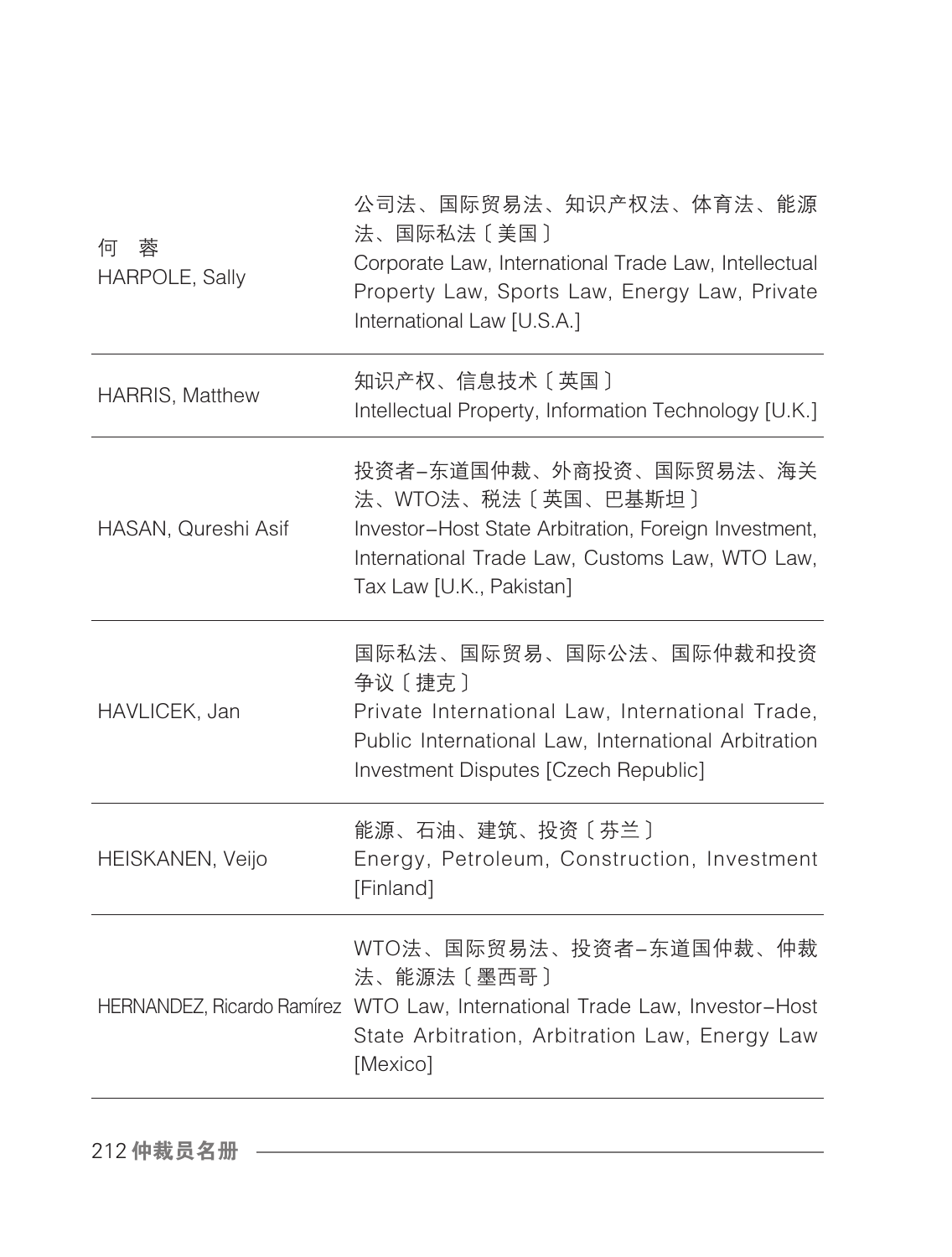| | |
|---|---|
| 何　蓉<br>HARPOLE, Sally | 公司法、国际贸易法、知识产权法、体育法、能源法、国际私法〔美国〕<br>Corporate Law, International Trade Law, Intellectual Property Law, Sports Law, Energy Law, Private International Law [U.S.A.] |
| HARRIS, Matthew | 知识产权、信息技术〔英国〕<br>Intellectual Property, Information Technology [U.K.] |
| HASAN, Qureshi Asif | 投资者–东道国仲裁、外商投资、国际贸易法、海关法、WTO法、税法〔英国、巴基斯坦〕<br>Investor–Host State Arbitration, Foreign Investment, International Trade Law, Customs Law, WTO Law, Tax Law [U.K., Pakistan] |
| HAVLICEK, Jan | 国际私法、国际贸易、国际公法、国际仲裁和投资争议〔捷克〕<br>Private International Law, International Trade, Public International Law, International Arbitration Investment Disputes [Czech Republic] |
| HEISKANEN, Veijo | 能源、石油、建筑、投资〔芬兰〕<br>Energy, Petroleum, Construction, Investment [Finland] |
| HERNANDEZ, Ricardo Ramírez | WTO法、国际贸易法、投资者–东道国仲裁、仲裁法、能源法〔墨西哥〕<br>WTO Law, International Trade Law, Investor–Host State Arbitration, Arbitration Law, Energy Law [Mexico] |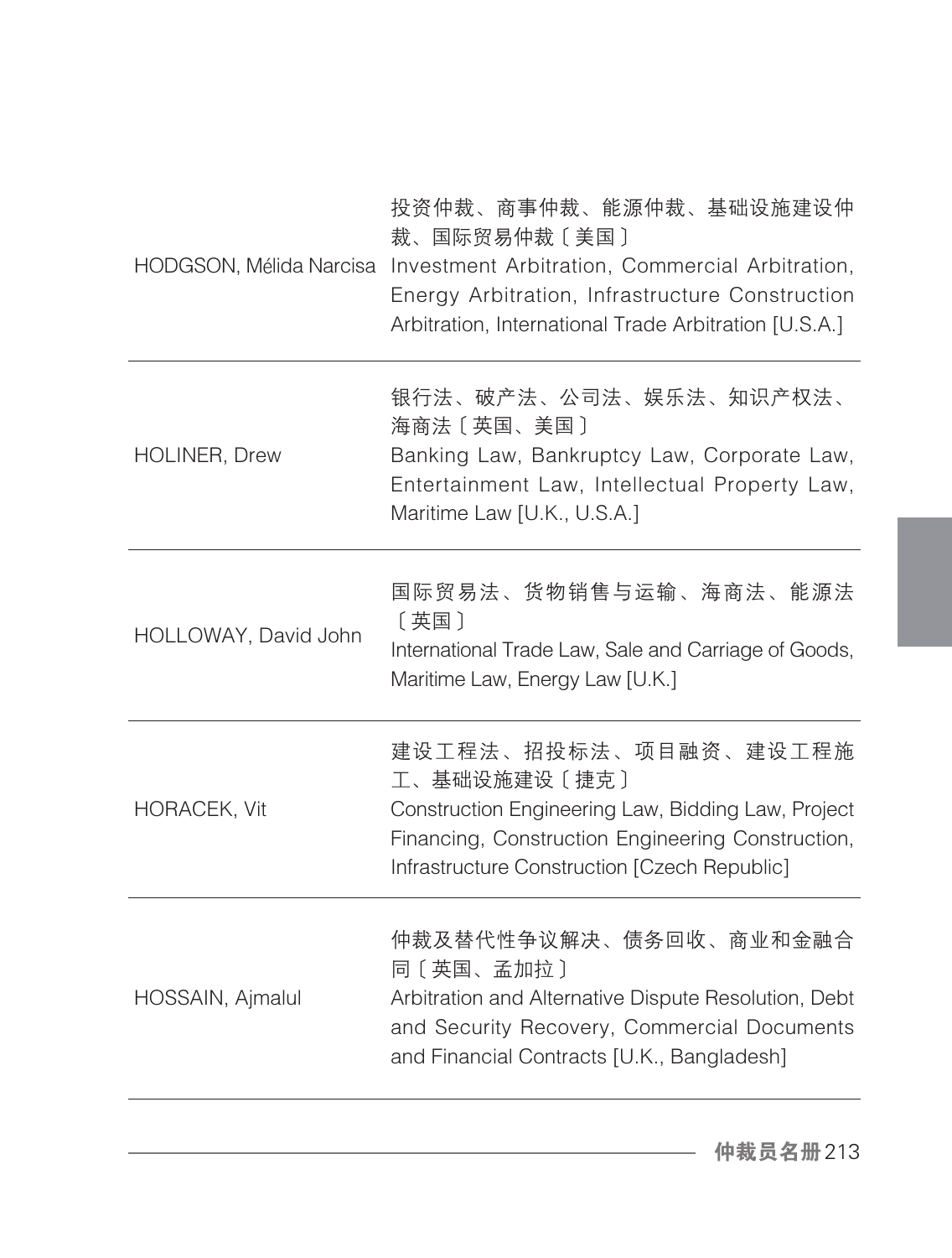| | |
|---|---|
| HODGSON, Mélida Narcisa | 投资仲裁、商事仲裁、能源仲裁、基础设施建设仲裁、国际贸易仲裁〔美国〕<br>Investment Arbitration, Commercial Arbitration, Energy Arbitration, Infrastructure Construction Arbitration, International Trade Arbitration [U.S.A.] |
| HOLINER, Drew | 银行法、破产法、公司法、娱乐法、知识产权法、海商法〔英国、美国〕<br>Banking Law, Bankruptcy Law, Corporate Law, Entertainment Law, Intellectual Property Law, Maritime Law [U.K., U.S.A.] |
| HOLLOWAY, David John | 国际贸易法、货物销售与运输、海商法、能源法〔英国〕<br>International Trade Law, Sale and Carriage of Goods, Maritime Law, Energy Law [U.K.] |
| HORACEK, Vit | 建设工程法、招投标法、项目融资、建设工程施工、基础设施建设〔捷克〕<br>Construction Engineering Law, Bidding Law, Project Financing, Construction Engineering Construction, Infrastructure Construction [Czech Republic] |
| HOSSAIN, Ajmalul | 仲裁及替代性争议解决、债务回收、商业和金融合同〔英国、孟加拉〕<br>Arbitration and Alternative Dispute Resolution, Debt and Security Recovery, Commercial Documents and Financial Contracts [U.K., Bangladesh] |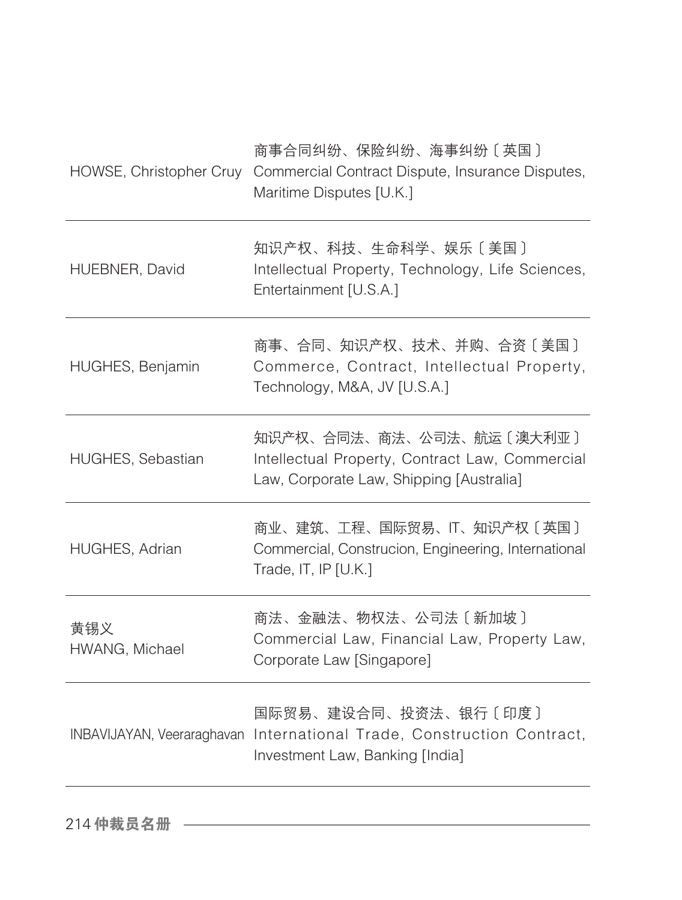| | |
|---|---|
| HOWSE, Christopher Cruy | 商事合同纠纷、保险纠纷、海事纠纷〔英国〕<br>Commercial Contract Dispute, Insurance Disputes, Maritime Disputes [U.K.] |
| HUEBNER, David | 知识产权、科技、生命科学、娱乐〔美国〕<br>Intellectual Property, Technology, Life Sciences, Entertainment [U.S.A.] |
| HUGHES, Benjamin | 商事、合同、知识产权、技术、并购、合资〔美国〕<br>Commerce, Contract, Intellectual Property, Technology, M&A, JV [U.S.A.] |
| HUGHES, Sebastian | 知识产权、合同法、商法、公司法、航运〔澳大利亚〕<br>Intellectual Property, Contract Law, Commercial Law, Corporate Law, Shipping [Australia] |
| HUGHES, Adrian | 商业、建筑、工程、国际贸易、IT、知识产权〔英国〕<br>Commercial, Construcion, Engineering, International Trade, IT, IP [U.K.] |
| 黄锡义<br>HWANG, Michael | 商法、金融法、物权法、公司法〔新加坡〕<br>Commercial Law, Financial Law, Property Law, Corporate Law [Singapore] |
| INBAVIJAYAN, Veeraraghavan | 国际贸易、建设合同、投资法、银行〔印度〕<br>International Trade, Construction Contract, Investment Law, Banking [India] |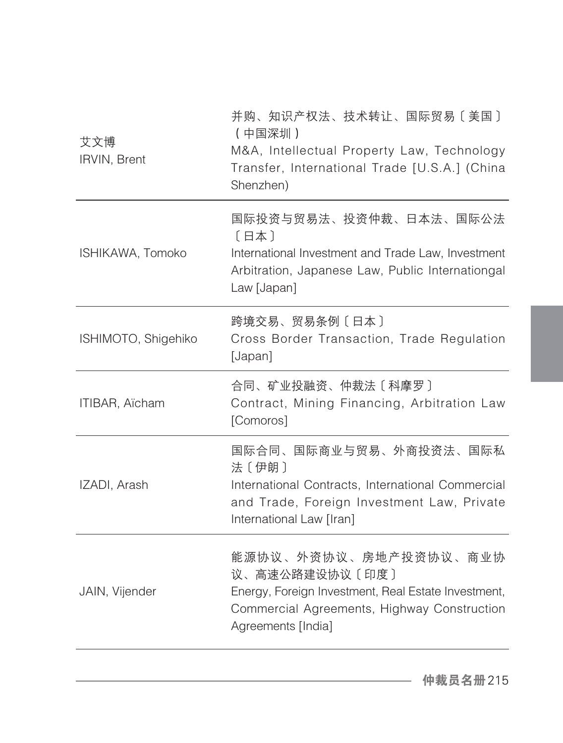| | |
|---|---|
| 艾文博<br>IRVIN, Brent | 并购、知识产权法、技术转让、国际贸易〔美国〕（中国深圳）<br>M&A, Intellectual Property Law, Technology Transfer, International Trade [U.S.A.] (China Shenzhen) |
| ISHIKAWA, Tomoko | 国际投资与贸易法、投资仲裁、日本法、国际公法〔日本〕<br>International Investment and Trade Law, Investment Arbitration, Japanese Law, Public Internationgal Law [Japan] |
| ISHIMOTO, Shigehiko | 跨境交易、贸易条例〔日本〕<br>Cross Border Transaction, Trade Regulation [Japan] |
| ITIBAR, Aïcham | 合同、矿业投融资、仲裁法〔科摩罗〕<br>Contract, Mining Financing, Arbitration Law [Comoros] |
| IZADI, Arash | 国际合同、国际商业与贸易、外商投资法、国际私法〔伊朗〕<br>International Contracts, International Commercial and Trade, Foreign Investment Law, Private International Law [Iran] |
| JAIN, Vijender | 能源协议、外资协议、房地产投资协议、商业协议、高速公路建设协议〔印度〕<br>Energy, Foreign Investment, Real Estate Investment, Commercial Agreements, Highway Construction Agreements [India] |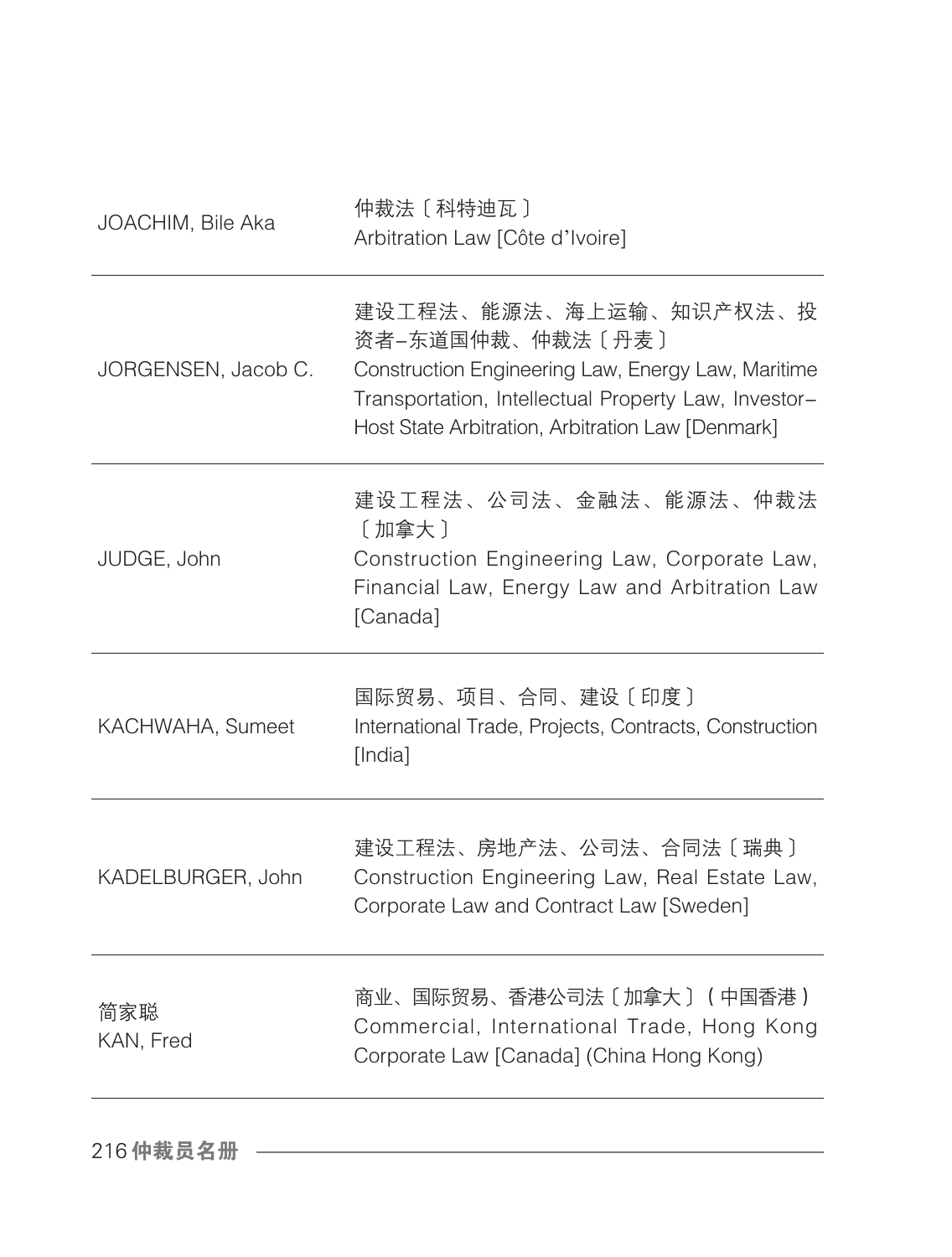| | |
|---|---|
| JOACHIM, Bile Aka | 仲裁法〔科特迪瓦〕<br>Arbitration Law [Côte d'Ivoire] |
| JORGENSEN, Jacob C. | 建设工程法、能源法、海上运输、知识产权法、投资者–东道国仲裁、仲裁法〔丹麦〕<br>Construction Engineering Law, Energy Law, Maritime Transportation, Intellectual Property Law, Investor–Host State Arbitration, Arbitration Law [Denmark] |
| JUDGE, John | 建设工程法、公司法、金融法、能源法、仲裁法〔加拿大〕<br>Construction Engineering Law, Corporate Law, Financial Law, Energy Law and Arbitration Law [Canada] |
| KACHWAHA, Sumeet | 国际贸易、项目、合同、建设〔印度〕<br>International Trade, Projects, Contracts, Construction [India] |
| KADELBURGER, John | 建设工程法、房地产法、公司法、合同法〔瑞典〕<br>Construction Engineering Law, Real Estate Law, Corporate Law and Contract Law [Sweden] |
| 简家聪<br>KAN, Fred | 商业、国际贸易、香港公司法〔加拿大〕（中国香港）<br>Commercial, International Trade, Hong Kong Corporate Law [Canada] (China Hong Kong) |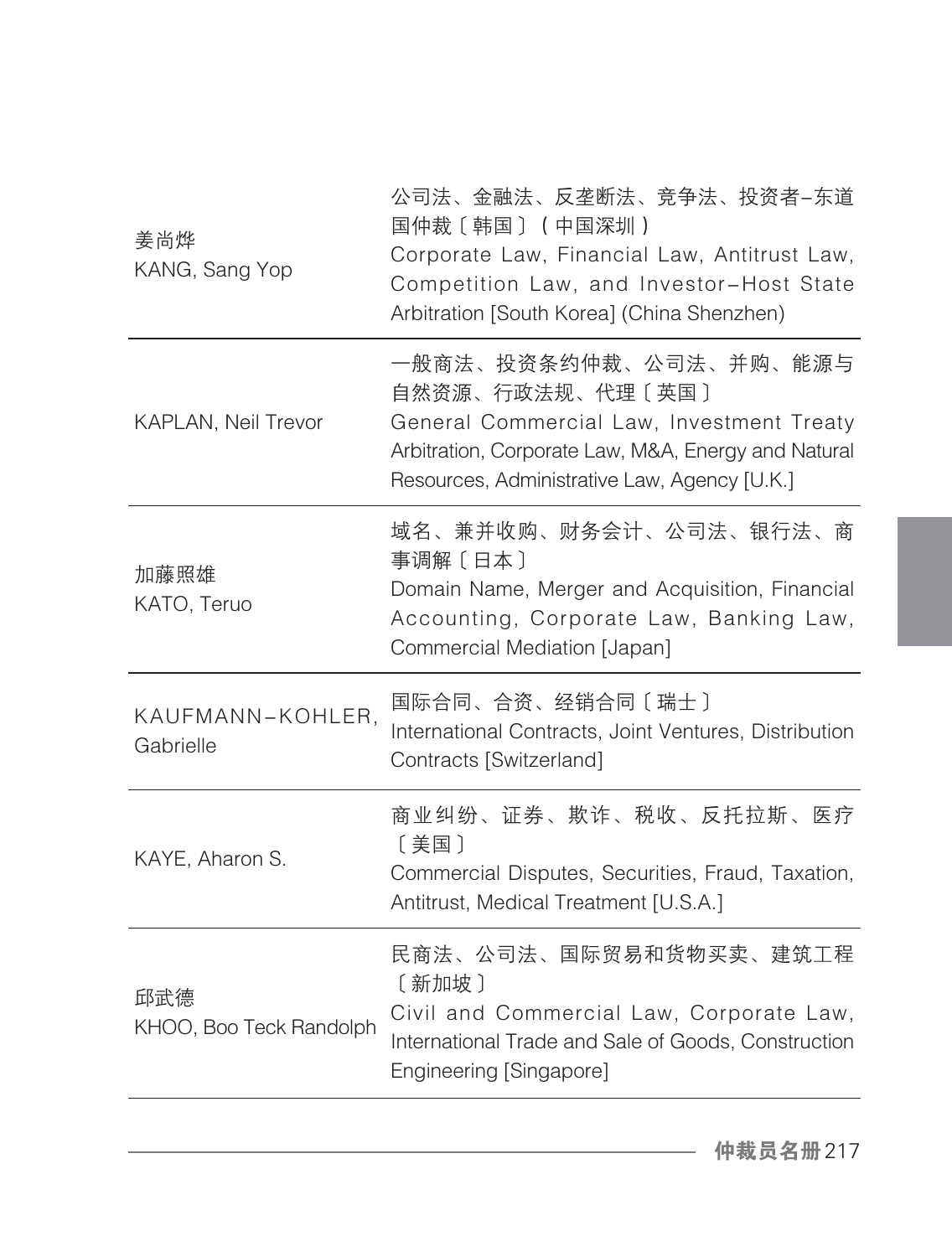| | |
|---|---|
| 姜尚烨<br>KANG, Sang Yop | 公司法、金融法、反垄断法、竞争法、投资者–东道国仲裁〔韩国〕（中国深圳）<br>Corporate Law, Financial Law, Antitrust Law, Competition Law, and Investor–Host State Arbitration [South Korea] (China Shenzhen) |
| KAPLAN, Neil Trevor | 一般商法、投资条约仲裁、公司法、并购、能源与自然资源、行政法规、代理〔英国〕<br>General Commercial Law, Investment Treaty Arbitration, Corporate Law, M&A, Energy and Natural Resources, Administrative Law, Agency [U.K.] |
| 加藤照雄<br>KATO, Teruo | 域名、兼并收购、财务会计、公司法、银行法、商事调解〔日本〕<br>Domain Name, Merger and Acquisition, Financial Accounting, Corporate Law, Banking Law, Commercial Mediation [Japan] |
| KAUFMANN–KOHLER, Gabrielle | 国际合同、合资、经销合同〔瑞士〕<br>International Contracts, Joint Ventures, Distribution Contracts [Switzerland] |
| KAYE, Aharon S. | 商业纠纷、证券、欺诈、税收、反托拉斯、医疗〔美国〕<br>Commercial Disputes, Securities, Fraud, Taxation, Antitrust, Medical Treatment [U.S.A.] |
| 邱武德<br>KHOO, Boo Teck Randolph | 民商法、公司法、国际贸易和货物买卖、建筑工程〔新加坡〕<br>Civil and Commercial Law, Corporate Law, International Trade and Sale of Goods, Construction Engineering [Singapore] |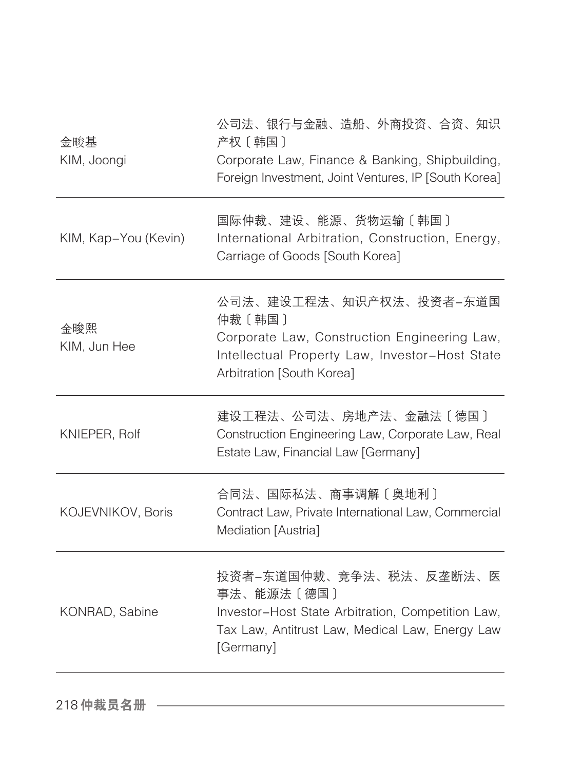| | |
|---|---|
| 金畯基<br>KIM, Joongi | 公司法、银行与金融、造船、外商投资、合资、知识产权〔韩国〕<br>Corporate Law, Finance & Banking, Shipbuilding, Foreign Investment, Joint Ventures, IP [South Korea] |
| KIM, Kap-You (Kevin) | 国际仲裁、建设、能源、货物运输〔韩国〕<br>International Arbitration, Construction, Energy, Carriage of Goods [South Korea] |
| 金晙熙<br>KIM, Jun Hee | 公司法、建设工程法、知识产权法、投资者-东道国仲裁〔韩国〕<br>Corporate Law, Construction Engineering Law, Intellectual Property Law, Investor-Host State Arbitration [South Korea] |
| KNIEPER, Rolf | 建设工程法、公司法、房地产法、金融法〔德国〕<br>Construction Engineering Law, Corporate Law, Real Estate Law, Financial Law [Germany] |
| KOJEVNIKOV, Boris | 合同法、国际私法、商事调解〔奥地利〕<br>Contract Law, Private International Law, Commercial Mediation [Austria] |
| KONRAD, Sabine | 投资者-东道国仲裁、竞争法、税法、反垄断法、医事法、能源法〔德国〕<br>Investor-Host State Arbitration, Competition Law, Tax Law, Antitrust Law, Medical Law, Energy Law [Germany] |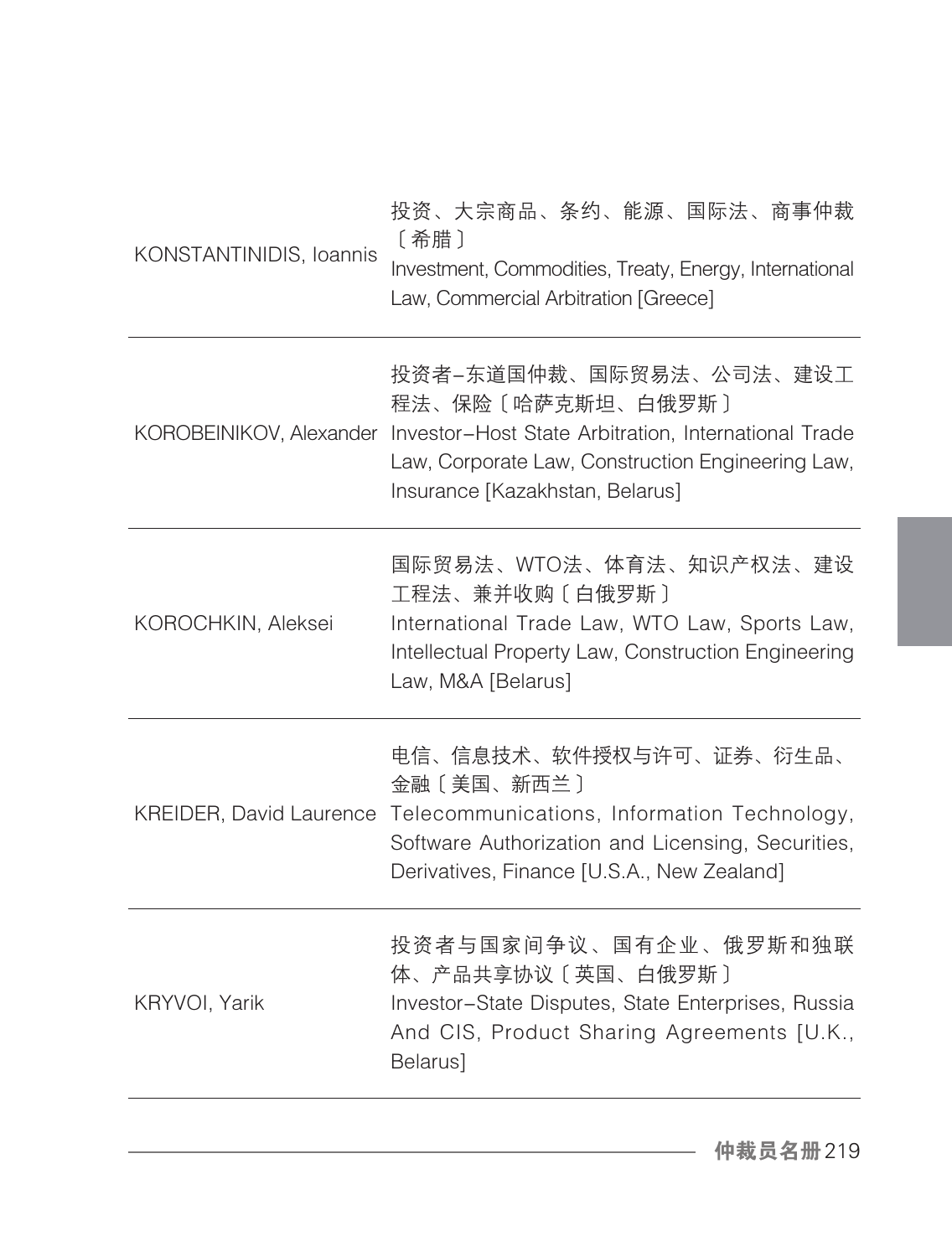| | |
|---|---|
| KONSTANTINIDIS, Ioannis | 投资、大宗商品、条约、能源、国际法、商事仲裁〔希腊〕<br>Investment, Commodities, Treaty, Energy, International Law, Commercial Arbitration [Greece] |
| KOROBEINIKOV, Alexander | 投资者–东道国仲裁、国际贸易法、公司法、建设工程法、保险〔哈萨克斯坦、白俄罗斯〕<br>Investor–Host State Arbitration, International Trade Law, Corporate Law, Construction Engineering Law, Insurance [Kazakhstan, Belarus] |
| KOROCHKIN, Aleksei | 国际贸易法、WTO法、体育法、知识产权法、建设工程法、兼并收购〔白俄罗斯〕<br>International Trade Law, WTO Law, Sports Law, Intellectual Property Law, Construction Engineering Law, M&A [Belarus] |
| KREIDER, David Laurence | 电信、信息技术、软件授权与许可、证券、衍生品、金融〔美国、新西兰〕<br>Telecommunications, Information Technology, Software Authorization and Licensing, Securities, Derivatives, Finance [U.S.A., New Zealand] |
| KRYVOI, Yarik | 投资者与国家间争议、国有企业、俄罗斯和独联体、产品共享协议〔英国、白俄罗斯〕<br>Investor–State Disputes, State Enterprises, Russia And CIS, Product Sharing Agreements [U.K., Belarus] |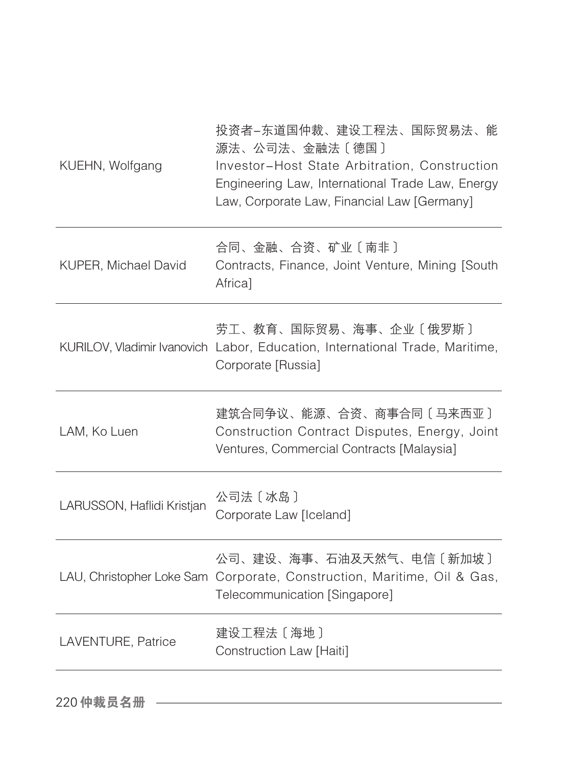| | |
|---|---|
| KUEHN, Wolfgang | 投资者–东道国仲裁、建设工程法、国际贸易法、能源法、公司法、金融法〔德国〕<br>Investor–Host State Arbitration, Construction Engineering Law, International Trade Law, Energy Law, Corporate Law, Financial Law [Germany] |
| KUPER, Michael David | 合同、金融、合资、矿业〔南非〕<br>Contracts, Finance, Joint Venture, Mining [South Africa] |
| KURILOV, Vladimir Ivanovich | 劳工、教育、国际贸易、海事、企业〔俄罗斯〕<br>Labor, Education, International Trade, Maritime, Corporate [Russia] |
| LAM, Ko Luen | 建筑合同争议、能源、合资、商事合同〔马来西亚〕<br>Construction Contract Disputes, Energy, Joint Ventures, Commercial Contracts [Malaysia] |
| LARUSSON, Haflidi Kristjan | 公司法〔冰岛〕<br>Corporate Law [Iceland] |
| LAU, Christopher Loke Sam | 公司、建设、海事、石油及天然气、电信〔新加坡〕<br>Corporate, Construction, Maritime, Oil & Gas, Telecommunication [Singapore] |
| LAVENTURE, Patrice | 建设工程法〔海地〕<br>Construction Law [Haiti] |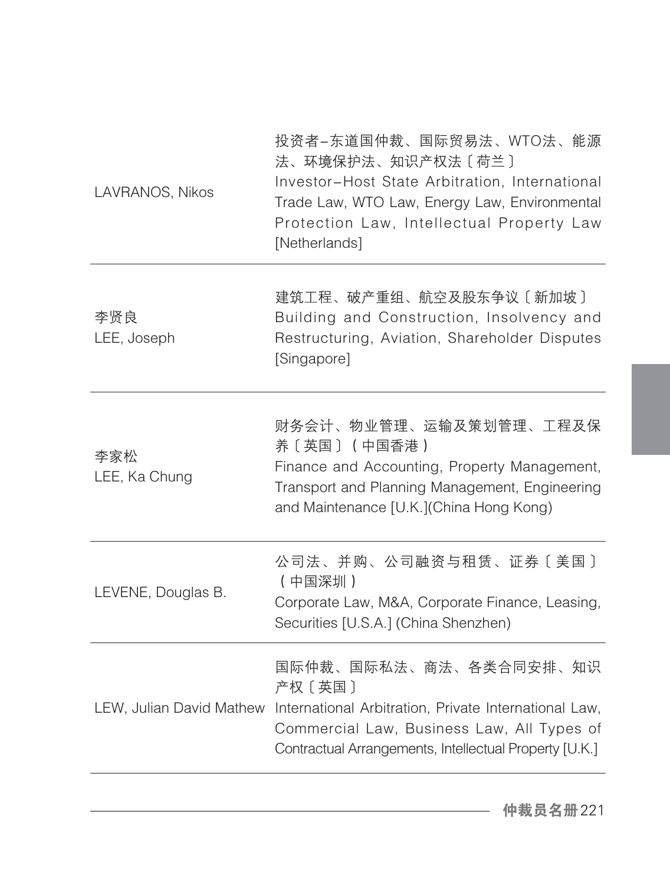| | |
|---|---|
| LAVRANOS, Nikos | 投资者–东道国仲裁、国际贸易法、WTO法、能源法、环境保护法、知识产权法〔荷兰〕<br>Investor–Host State Arbitration, International Trade Law, WTO Law, Energy Law, Environmental Protection Law, Intellectual Property Law [Netherlands] |
| 李贤良<br>LEE, Joseph | 建筑工程、破产重组、航空及股东争议〔新加坡〕<br>Building and Construction, Insolvency and Restructuring, Aviation, Shareholder Disputes [Singapore] |
| 李家松<br>LEE, Ka Chung | 财务会计、物业管理、运输及策划管理、工程及保养〔英国〕（中国香港）<br>Finance and Accounting, Property Management, Transport and Planning Management, Engineering and Maintenance [U.K.](China Hong Kong) |
| LEVENE, Douglas B. | 公司法、并购、公司融资与租赁、证券〔美国〕（中国深圳）<br>Corporate Law, M&A, Corporate Finance, Leasing, Securities [U.S.A.] (China Shenzhen) |
| LEW, Julian David Mathew | 国际仲裁、国际私法、商法、各类合同安排、知识产权〔英国〕<br>International Arbitration, Private International Law, Commercial Law, Business Law, All Types of Contractual Arrangements, Intellectual Property [U.K.] |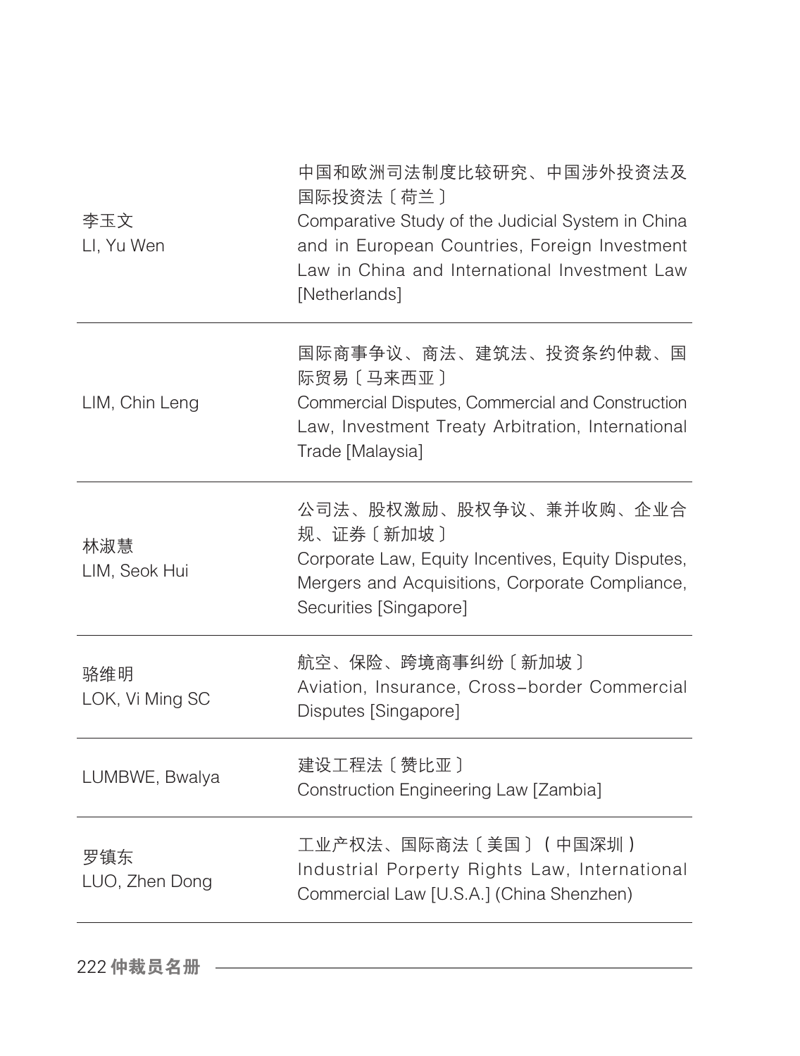| | |
|---|---|
| 李玉文<br>LI, Yu Wen | 中国和欧洲司法制度比较研究、中国涉外投资法及国际投资法〔荷兰〕<br>Comparative Study of the Judicial System in China and in European Countries, Foreign Investment Law in China and International Investment Law [Netherlands] |
| LIM, Chin Leng | 国际商事争议、商法、建筑法、投资条约仲裁、国际贸易〔马来西亚〕<br>Commercial Disputes, Commercial and Construction Law, Investment Treaty Arbitration, International Trade [Malaysia] |
| 林淑慧<br>LIM, Seok Hui | 公司法、股权激励、股权争议、兼并收购、企业合规、证券〔新加坡〕<br>Corporate Law, Equity Incentives, Equity Disputes, Mergers and Acquisitions, Corporate Compliance, Securities [Singapore] |
| 骆维明<br>LOK, Vi Ming SC | 航空、保险、跨境商事纠纷〔新加坡〕<br>Aviation, Insurance, Cross-border Commercial Disputes [Singapore] |
| LUMBWE, Bwalya | 建设工程法〔赞比亚〕<br>Construction Engineering Law [Zambia] |
| 罗镇东<br>LUO, Zhen Dong | 工业产权法、国际商法〔美国〕（中国深圳）<br>Industrial Porperty Rights Law, International Commercial Law [U.S.A.] (China Shenzhen) |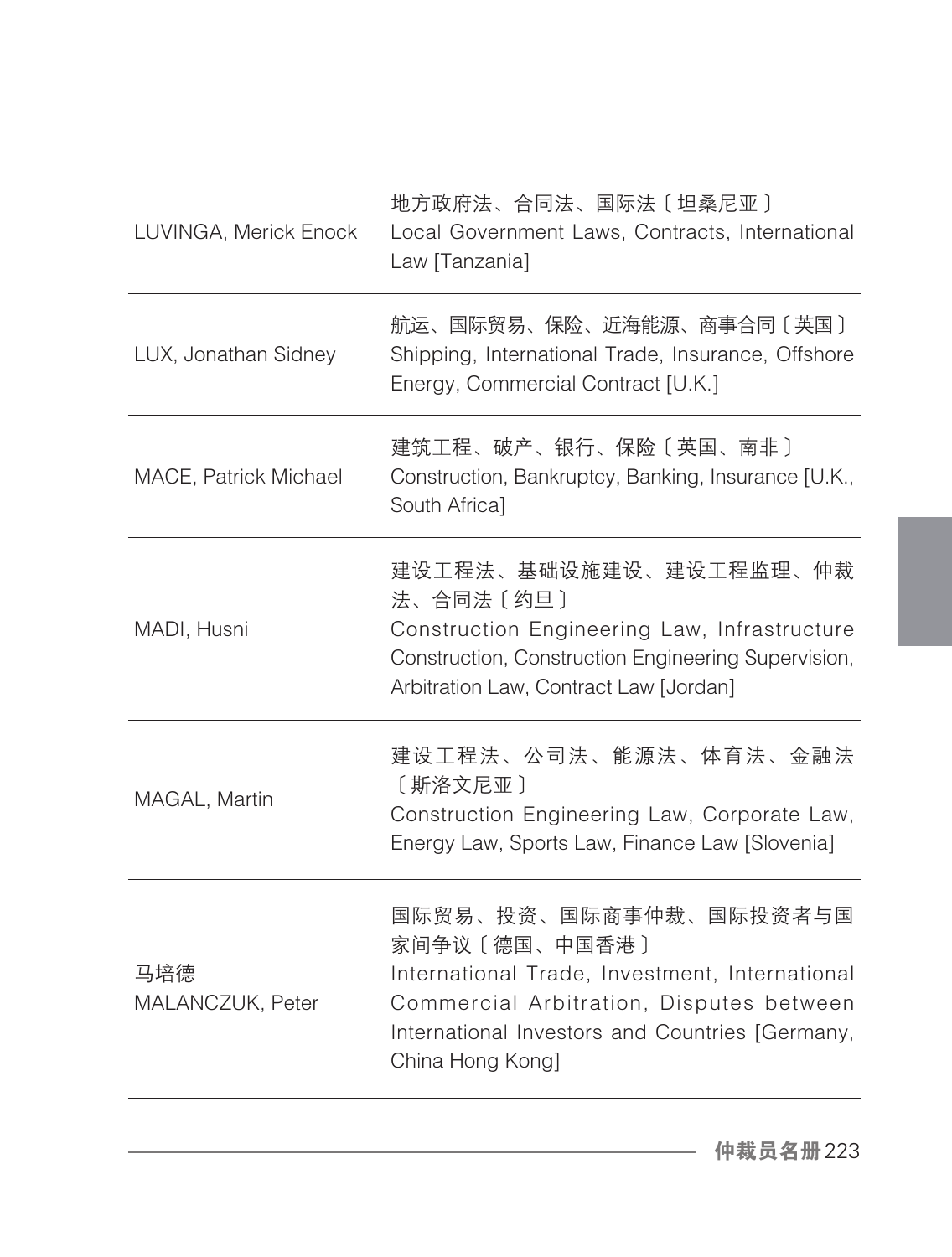| | |
|---|---|
| LUVINGA, Merick Enock | 地方政府法、合同法、国际法〔坦桑尼亚〕<br>Local Government Laws, Contracts, International Law [Tanzania] |
| LUX, Jonathan Sidney | 航运、国际贸易、保险、近海能源、商事合同〔英国〕<br>Shipping, International Trade, Insurance, Offshore Energy, Commercial Contract [U.K.] |
| MACE, Patrick Michael | 建筑工程、破产、银行、保险〔英国、南非〕<br>Construction, Bankruptcy, Banking, Insurance [U.K., South Africa] |
| MADI, Husni | 建设工程法、基础设施建设、建设工程监理、仲裁法、合同法〔约旦〕<br>Construction Engineering Law, Infrastructure Construction, Construction Engineering Supervision, Arbitration Law, Contract Law [Jordan] |
| MAGAL, Martin | 建设工程法、公司法、能源法、体育法、金融法〔斯洛文尼亚〕<br>Construction Engineering Law, Corporate Law, Energy Law, Sports Law, Finance Law [Slovenia] |
| 马培德<br>MALANCZUK, Peter | 国际贸易、投资、国际商事仲裁、国际投资者与国家间争议〔德国、中国香港〕<br>International Trade, Investment, International Commercial Arbitration, Disputes between International Investors and Countries [Germany, China Hong Kong] |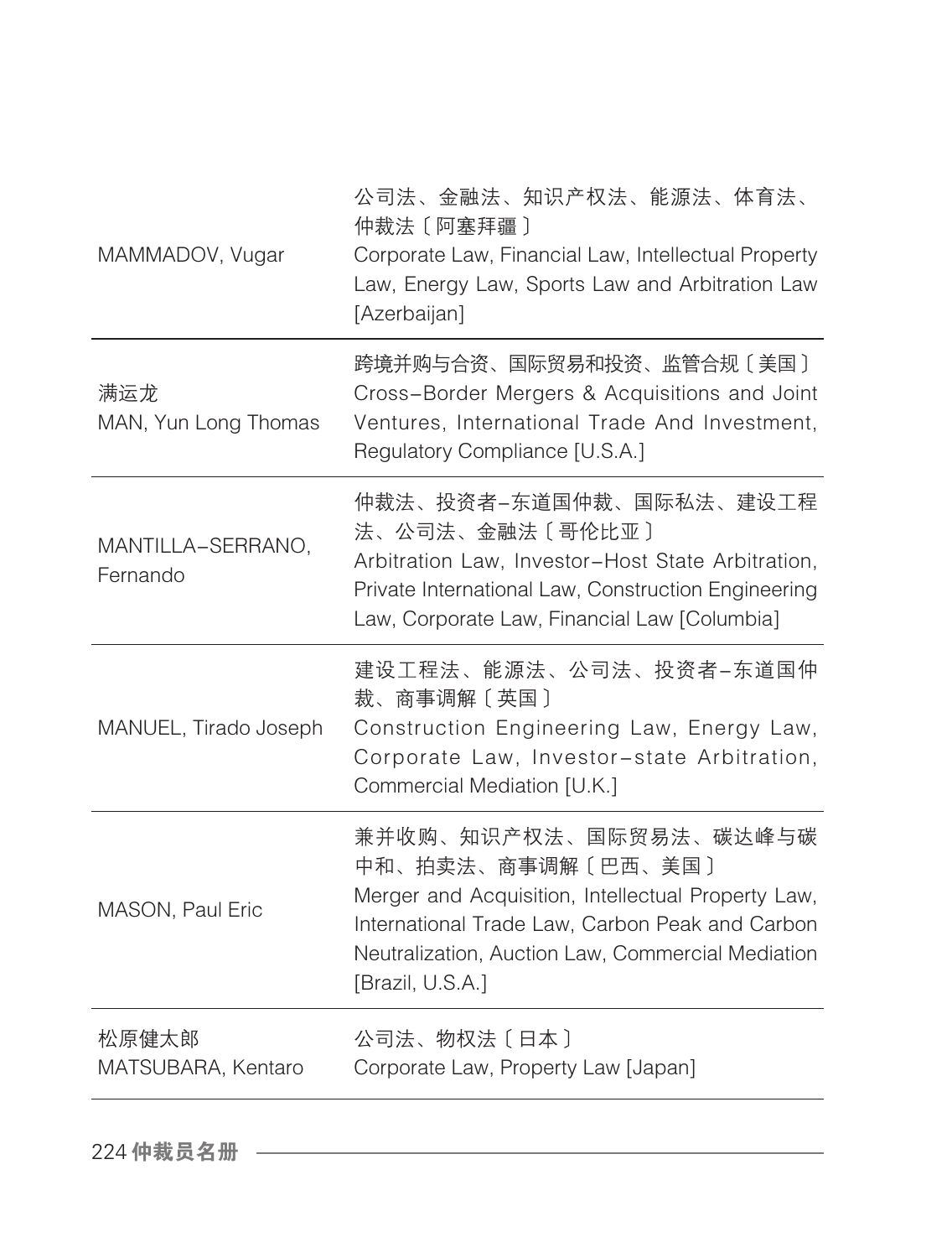| | |
|---|---|
| MAMMADOV, Vugar | 公司法、金融法、知识产权法、能源法、体育法、仲裁法〔阿塞拜疆〕<br>Corporate Law, Financial Law, Intellectual Property Law, Energy Law, Sports Law and Arbitration Law [Azerbaijan] |
| 满运龙<br>MAN, Yun Long Thomas | 跨境并购与合资、国际贸易和投资、监管合规〔美国〕<br>Cross-Border Mergers & Acquisitions and Joint Ventures, International Trade And Investment, Regulatory Compliance [U.S.A.] |
| MANTILLA-SERRANO, Fernando | 仲裁法、投资者-东道国仲裁、国际私法、建设工程法、公司法、金融法〔哥伦比亚〕<br>Arbitration Law, Investor-Host State Arbitration, Private International Law, Construction Engineering Law, Corporate Law, Financial Law [Columbia] |
| MANUEL, Tirado Joseph | 建设工程法、能源法、公司法、投资者-东道国仲裁、商事调解〔英国〕<br>Construction Engineering Law, Energy Law, Corporate Law, Investor-state Arbitration, Commercial Mediation [U.K.] |
| MASON, Paul Eric | 兼并收购、知识产权法、国际贸易法、碳达峰与碳中和、拍卖法、商事调解〔巴西、美国〕<br>Merger and Acquisition, Intellectual Property Law, International Trade Law, Carbon Peak and Carbon Neutralization, Auction Law, Commercial Mediation [Brazil, U.S.A.] |
| 松原健太郎<br>MATSUBARA, Kentaro | 公司法、物权法〔日本〕<br>Corporate Law, Property Law [Japan] |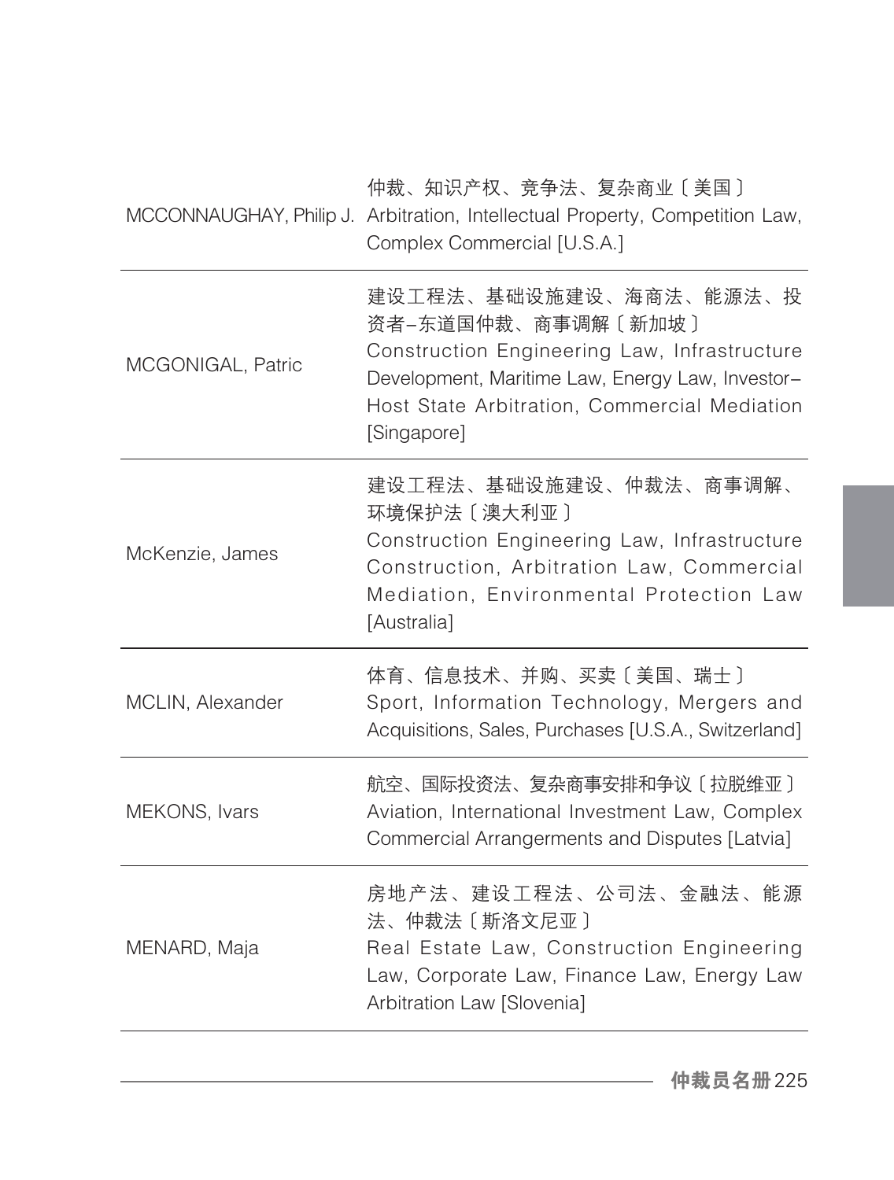| | |
|---|---|
| MCCONNAUGHAY, Philip J. | 仲裁、知识产权、竞争法、复杂商业〔美国〕<br>Arbitration, Intellectual Property, Competition Law, Complex Commercial [U.S.A.] |
| MCGONIGAL, Patric | 建设工程法、基础设施建设、海商法、能源法、投资者–东道国仲裁、商事调解〔新加坡〕<br>Construction Engineering Law, Infrastructure Development, Maritime Law, Energy Law, Investor–Host State Arbitration, Commercial Mediation [Singapore] |
| McKenzie, James | 建设工程法、基础设施建设、仲裁法、商事调解、环境保护法〔澳大利亚〕<br>Construction Engineering Law, Infrastructure Construction, Arbitration Law, Commercial Mediation, Environmental Protection Law [Australia] |
| MCLIN, Alexander | 体育、信息技术、并购、买卖〔美国、瑞士〕<br>Sport, Information Technology, Mergers and Acquisitions, Sales, Purchases [U.S.A., Switzerland] |
| MEKONS, Ivars | 航空、国际投资法、复杂商事安排和争议〔拉脱维亚〕<br>Aviation, International Investment Law, Complex Commercial Arrangerments and Disputes [Latvia] |
| MENARD, Maja | 房地产法、建设工程法、公司法、金融法、能源法、仲裁法〔斯洛文尼亚〕<br>Real Estate Law, Construction Engineering Law, Corporate Law, Finance Law, Energy Law Arbitration Law [Slovenia] |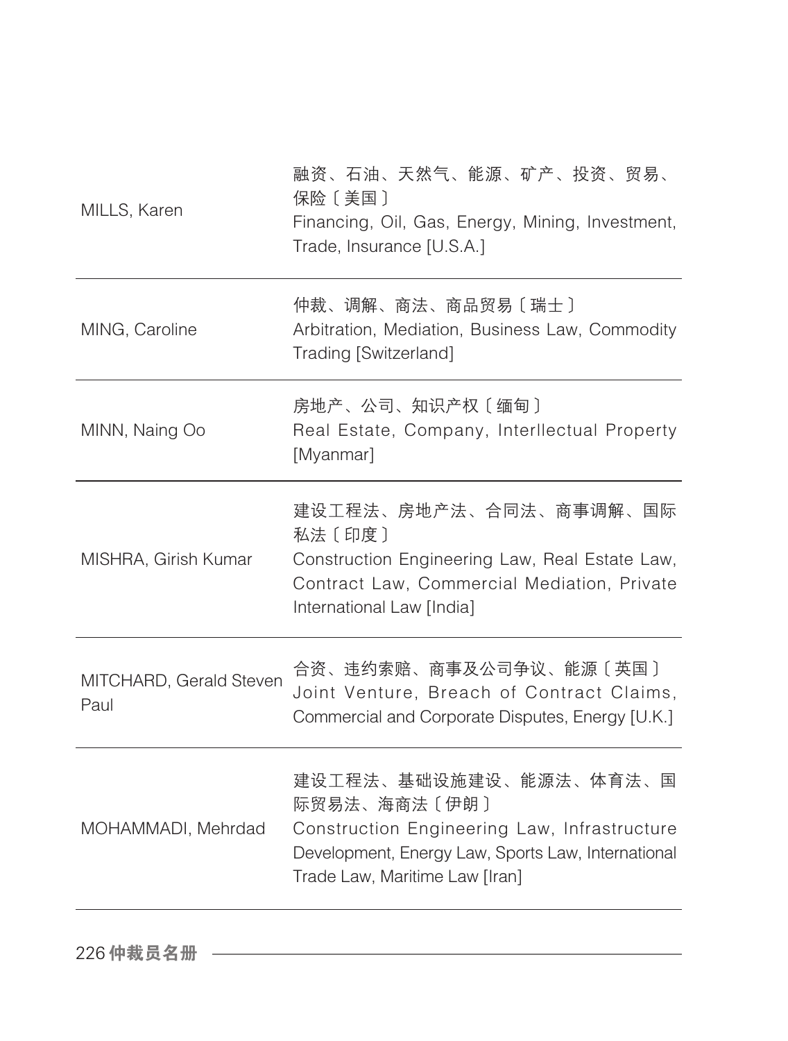| | |
|---|---|
| MILLS, Karen | 融资、石油、天然气、能源、矿产、投资、贸易、保险〔美国〕<br>Financing, Oil, Gas, Energy, Mining, Investment, Trade, Insurance [U.S.A.] |
| MING, Caroline | 仲裁、调解、商法、商品贸易〔瑞士〕<br>Arbitration, Mediation, Business Law, Commodity Trading [Switzerland] |
| MINN, Naing Oo | 房地产、公司、知识产权〔缅甸〕<br>Real Estate, Company, Interllectual Property [Myanmar] |
| MISHRA, Girish Kumar | 建设工程法、房地产法、合同法、商事调解、国际私法〔印度〕<br>Construction Engineering Law, Real Estate Law, Contract Law, Commercial Mediation, Private International Law [India] |
| MITCHARD, Gerald Steven Paul | 合资、违约索赔、商事及公司争议、能源〔英国〕<br>Joint Venture, Breach of Contract Claims, Commercial and Corporate Disputes, Energy [U.K.] |
| MOHAMMADI, Mehrdad | 建设工程法、基础设施建设、能源法、体育法、国际贸易法、海商法〔伊朗〕<br>Construction Engineering Law, Infrastructure Development, Energy Law, Sports Law, International Trade Law, Maritime Law [Iran] |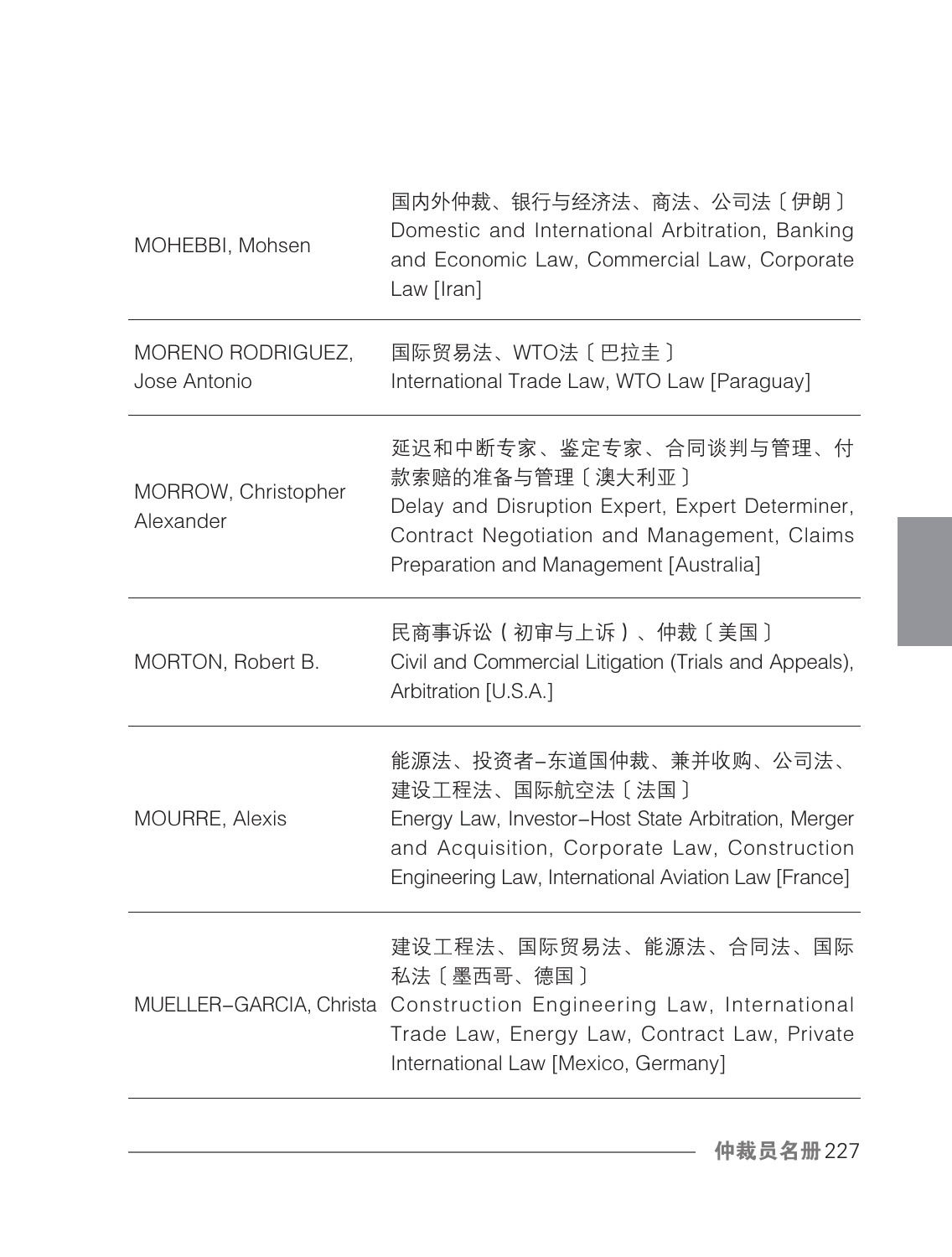| | |
|---|---|
| MOHEBBI, Mohsen | 国内外仲裁、银行与经济法、商法、公司法〔伊朗〕<br>Domestic and International Arbitration, Banking and Economic Law, Commercial Law, Corporate Law [Iran] |
| MORENO RODRIGUEZ, Jose Antonio | 国际贸易法、WTO法〔巴拉圭〕<br>International Trade Law, WTO Law [Paraguay] |
| MORROW, Christopher Alexander | 延迟和中断专家、鉴定专家、合同谈判与管理、付款索赔的准备与管理〔澳大利亚〕<br>Delay and Disruption Expert, Expert Determiner, Contract Negotiation and Management, Claims Preparation and Management [Australia] |
| MORTON, Robert B. | 民商事诉讼（初审与上诉）、仲裁〔美国〕<br>Civil and Commercial Litigation (Trials and Appeals), Arbitration [U.S.A.] |
| MOURRE, Alexis | 能源法、投资者–东道国仲裁、兼并收购、公司法、建设工程法、国际航空法〔法国〕<br>Energy Law, Investor–Host State Arbitration, Merger and Acquisition, Corporate Law, Construction Engineering Law, International Aviation Law [France] |
| MUELLER–GARCIA, Christa | 建设工程法、国际贸易法、能源法、合同法、国际私法〔墨西哥、德国〕<br>Construction Engineering Law, International Trade Law, Energy Law, Contract Law, Private International Law [Mexico, Germany] |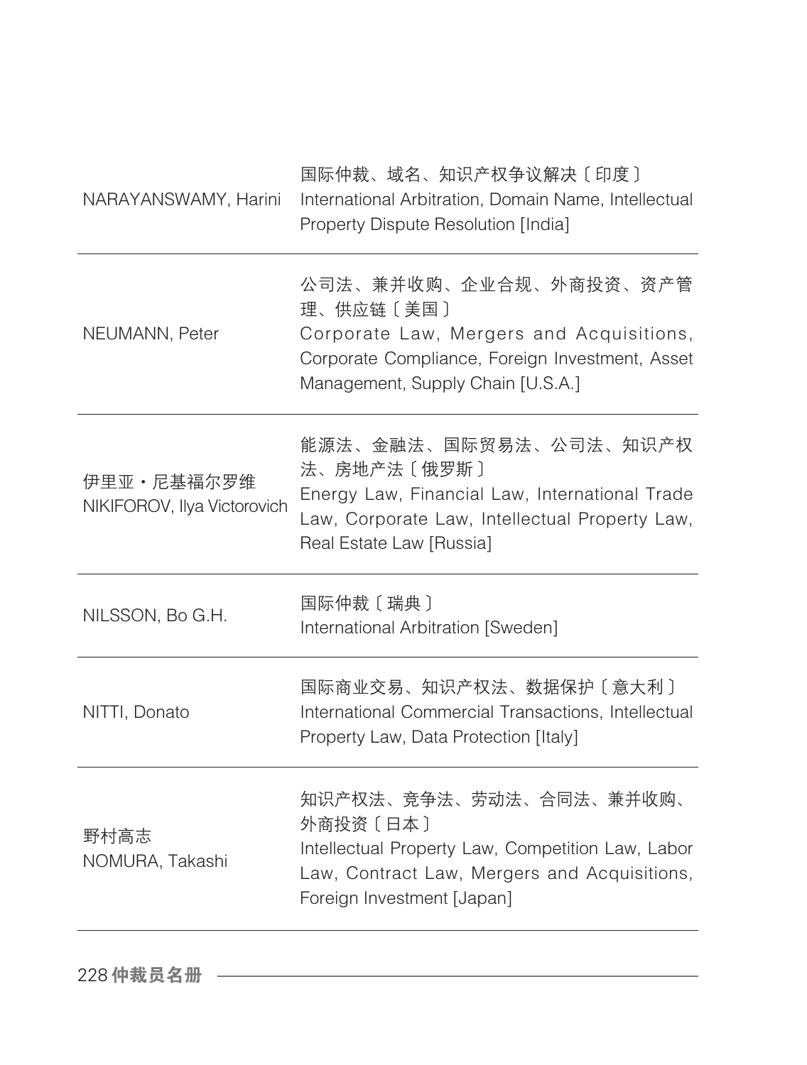| | |
|---|---|
| NARAYANSWAMY, Harini | 国际仲裁、域名、知识产权争议解决〔印度〕<br>International Arbitration, Domain Name, Intellectual Property Dispute Resolution [India] |
| NEUMANN, Peter | 公司法、兼并收购、企业合规、外商投资、资产管理、供应链〔美国〕<br>Corporate Law, Mergers and Acquisitions, Corporate Compliance, Foreign Investment, Asset Management, Supply Chain [U.S.A.] |
| 伊里亚・尼基福尔罗维<br>NIKIFOROV, Ilya Victorovich | 能源法、金融法、国际贸易法、公司法、知识产权法、房地产法〔俄罗斯〕<br>Energy Law, Financial Law, International Trade Law, Corporate Law, Intellectual Property Law, Real Estate Law [Russia] |
| NILSSON, Bo G.H. | 国际仲裁〔瑞典〕<br>International Arbitration [Sweden] |
| NITTI, Donato | 国际商业交易、知识产权法、数据保护〔意大利〕<br>International Commercial Transactions, Intellectual Property Law, Data Protection [Italy] |
| 野村高志<br>NOMURA, Takashi | 知识产权法、竞争法、劳动法、合同法、兼并收购、外商投资〔日本〕<br>Intellectual Property Law, Competition Law, Labor Law, Contract Law, Mergers and Acquisitions, Foreign Investment [Japan] |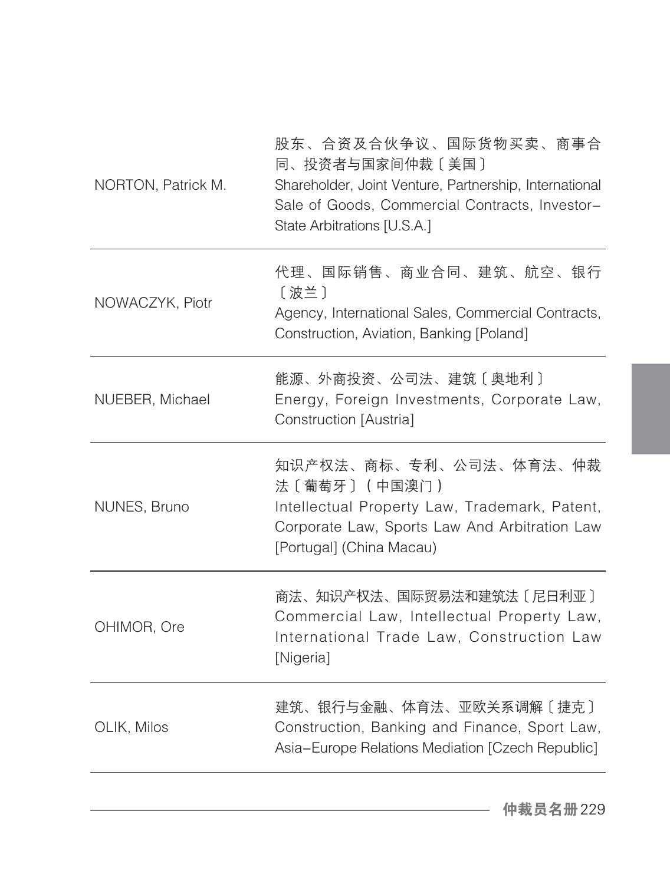| | |
|---|---|
| NORTON, Patrick M. | 股东、合资及合伙争议、国际货物买卖、商事合同、投资者与国家间仲裁〔美国〕<br>Shareholder, Joint Venture, Partnership, International Sale of Goods, Commercial Contracts, Investor–State Arbitrations [U.S.A.] |
| NOWACZYK, Piotr | 代理、国际销售、商业合同、建筑、航空、银行〔波兰〕<br>Agency, International Sales, Commercial Contracts, Construction, Aviation, Banking [Poland] |
| NUEBER, Michael | 能源、外商投资、公司法、建筑〔奥地利〕<br>Energy, Foreign Investments, Corporate Law, Construction [Austria] |
| NUNES, Bruno | 知识产权法、商标、专利、公司法、体育法、仲裁法〔葡萄牙〕（中国澳门）<br>Intellectual Property Law, Trademark, Patent, Corporate Law, Sports Law And Arbitration Law [Portugal] (China Macau) |
| OHIMOR, Ore | 商法、知识产权法、国际贸易法和建筑法〔尼日利亚〕<br>Commercial Law, Intellectual Property Law, International Trade Law, Construction Law [Nigeria] |
| OLIK, Milos | 建筑、银行与金融、体育法、亚欧关系调解〔捷克〕<br>Construction, Banking and Finance, Sport Law, Asia–Europe Relations Mediation [Czech Republic] |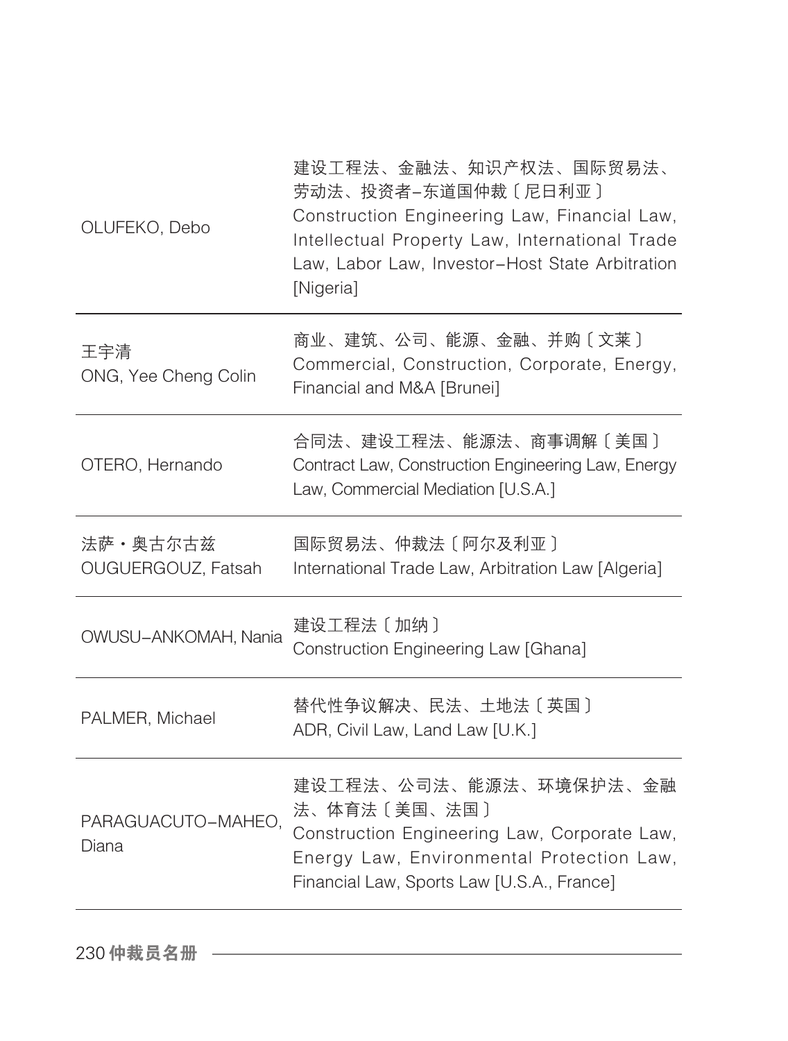| | |
|---|---|
| OLUFEKO, Debo | 建设工程法、金融法、知识产权法、国际贸易法、劳动法、投资者–东道国仲裁〔尼日利亚〕<br>Construction Engineering Law, Financial Law, Intellectual Property Law, International Trade Law, Labor Law, Investor–Host State Arbitration [Nigeria] |
| 王宇清<br>ONG, Yee Cheng Colin | 商业、建筑、公司、能源、金融、并购〔文莱〕<br>Commercial, Construction, Corporate, Energy, Financial and M&A [Brunei] |
| OTERO, Hernando | 合同法、建设工程法、能源法、商事调解〔美国〕<br>Contract Law, Construction Engineering Law, Energy Law, Commercial Mediation [U.S.A.] |
| 法萨・奥古尔古兹<br>OUGUERGOUZ, Fatsah | 国际贸易法、仲裁法〔阿尔及利亚〕<br>International Trade Law, Arbitration Law [Algeria] |
| OWUSU–ANKOMAH, Nania | 建设工程法〔加纳〕<br>Construction Engineering Law [Ghana] |
| PALMER, Michael | 替代性争议解决、民法、土地法〔英国〕<br>ADR, Civil Law, Land Law [U.K.] |
| PARAGUACUTO–MAHEO, Diana | 建设工程法、公司法、能源法、环境保护法、金融法、体育法〔美国、法国〕<br>Construction Engineering Law, Corporate Law, Energy Law, Environmental Protection Law, Financial Law, Sports Law [U.S.A., France] |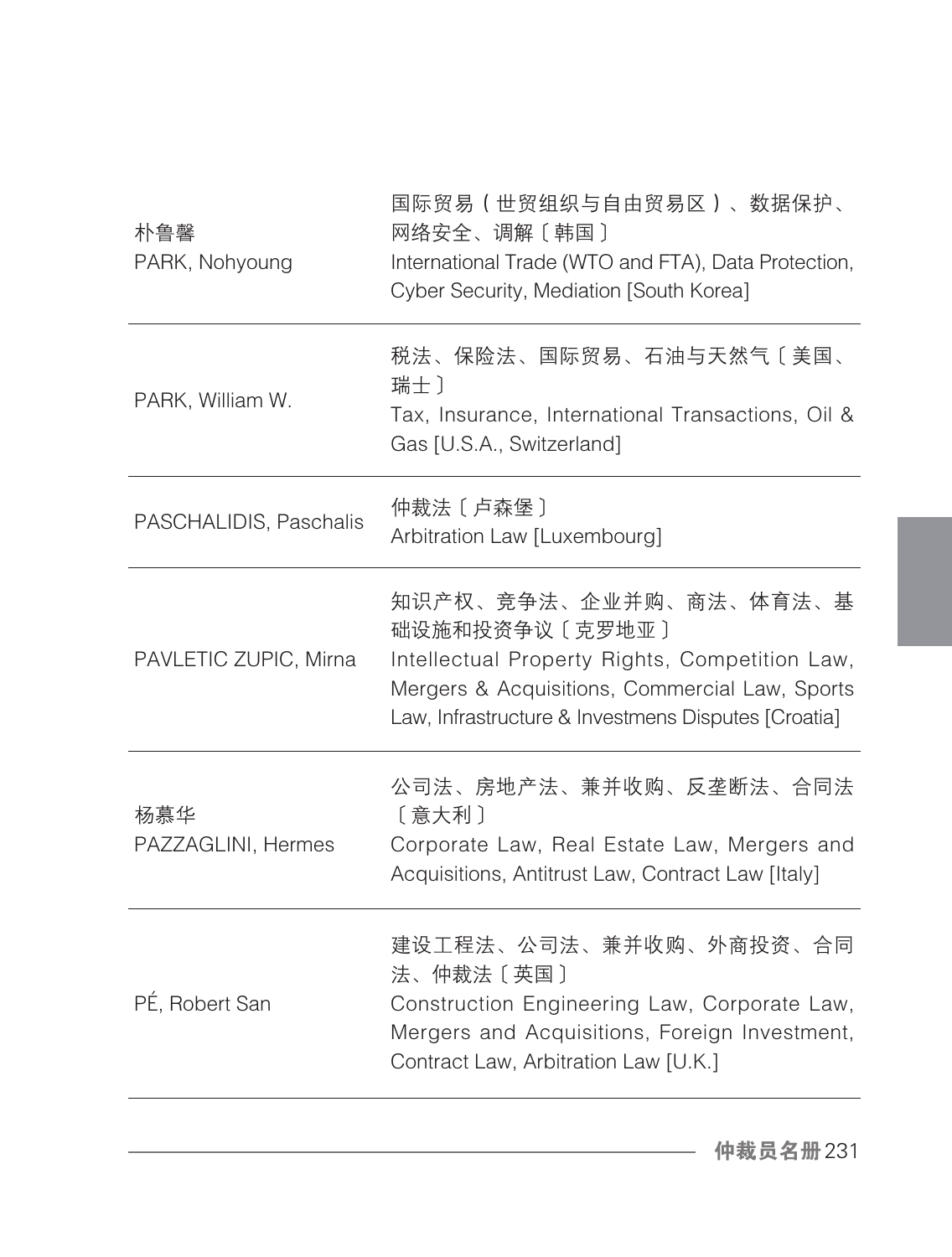| | |
|---|---|
| 朴鲁馨<br>PARK, Nohyoung | 国际贸易（世贸组织与自由贸易区）、数据保护、网络安全、调解〔韩国〕<br>International Trade (WTO and FTA), Data Protection, Cyber Security, Mediation [South Korea] |
| PARK, William W. | 税法、保险法、国际贸易、石油与天然气〔美国、瑞士〕<br>Tax, Insurance, International Transactions, Oil & Gas [U.S.A., Switzerland] |
| PASCHALIDIS, Paschalis | 仲裁法〔卢森堡〕<br>Arbitration Law [Luxembourg] |
| PAVLETIC ZUPIC, Mirna | 知识产权、竞争法、企业并购、商法、体育法、基础设施和投资争议〔克罗地亚〕<br>Intellectual Property Rights, Competition Law, Mergers & Acquisitions, Commercial Law, Sports Law, Infrastructure & Investmens Disputes [Croatia] |
| 杨慕华<br>PAZZAGLINI, Hermes | 公司法、房地产法、兼并收购、反垄断法、合同法〔意大利〕<br>Corporate Law, Real Estate Law, Mergers and Acquisitions, Antitrust Law, Contract Law [Italy] |
| PÉ, Robert San | 建设工程法、公司法、兼并收购、外商投资、合同法、仲裁法〔英国〕<br>Construction Engineering Law, Corporate Law, Mergers and Acquisitions, Foreign Investment, Contract Law, Arbitration Law [U.K.] |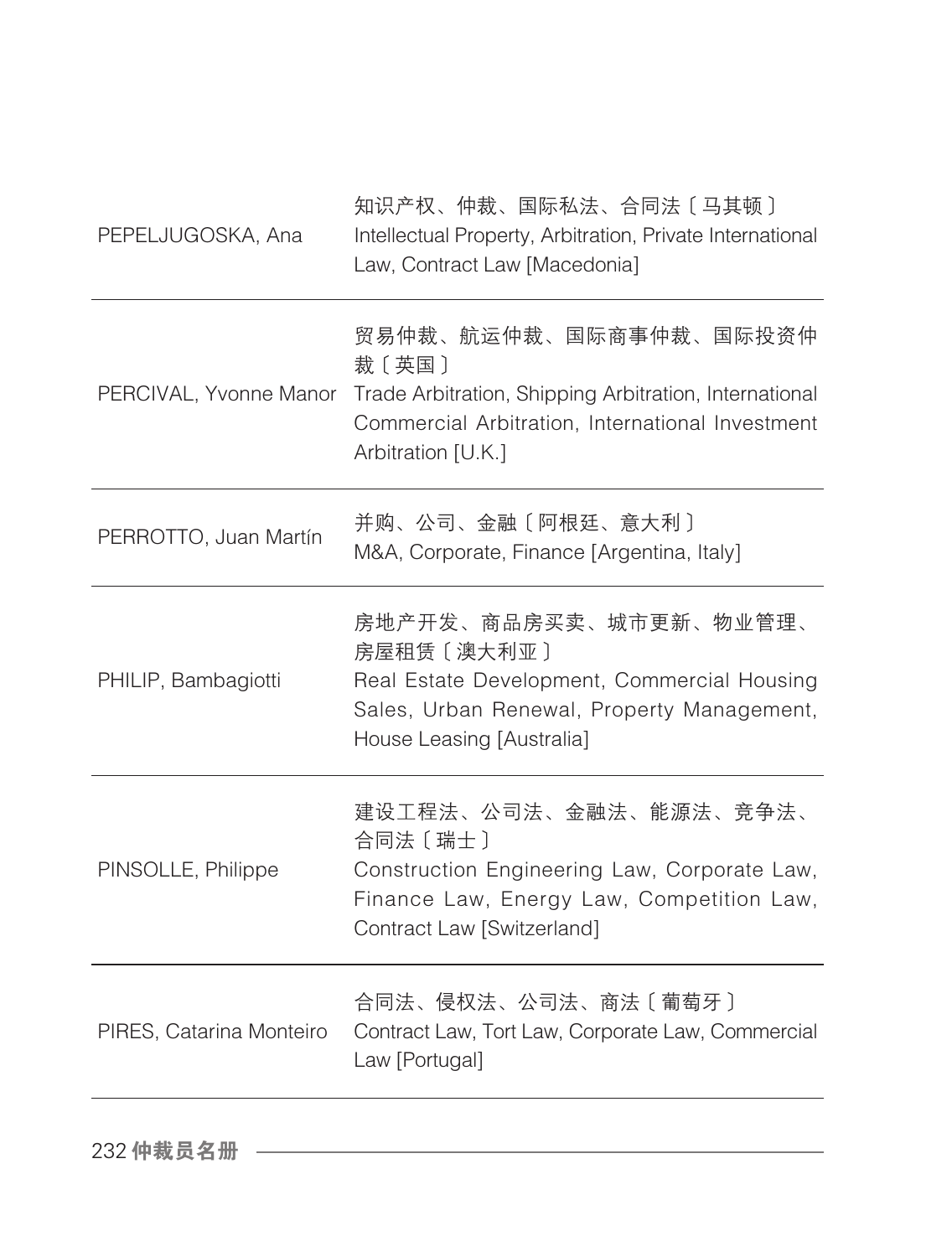| | |
|---|---|
| PEPELJUGOSKA, Ana | 知识产权、仲裁、国际私法、合同法〔马其顿〕<br>Intellectual Property, Arbitration, Private International Law, Contract Law [Macedonia] |
| PERCIVAL, Yvonne Manor | 贸易仲裁、航运仲裁、国际商事仲裁、国际投资仲裁〔英国〕<br>Trade Arbitration, Shipping Arbitration, International Commercial Arbitration, International Investment Arbitration [U.K.] |
| PERROTTO, Juan Martín | 并购、公司、金融〔阿根廷、意大利〕<br>M&A, Corporate, Finance [Argentina, Italy] |
| PHILIP, Bambagiotti | 房地产开发、商品房买卖、城市更新、物业管理、房屋租赁〔澳大利亚〕<br>Real Estate Development, Commercial Housing Sales, Urban Renewal, Property Management, House Leasing [Australia] |
| PINSOLLE, Philippe | 建设工程法、公司法、金融法、能源法、竞争法、合同法〔瑞士〕<br>Construction Engineering Law, Corporate Law, Finance Law, Energy Law, Competition Law, Contract Law [Switzerland] |
| PIRES, Catarina Monteiro | 合同法、侵权法、公司法、商法〔葡萄牙〕<br>Contract Law, Tort Law, Corporate Law, Commercial Law [Portugal] |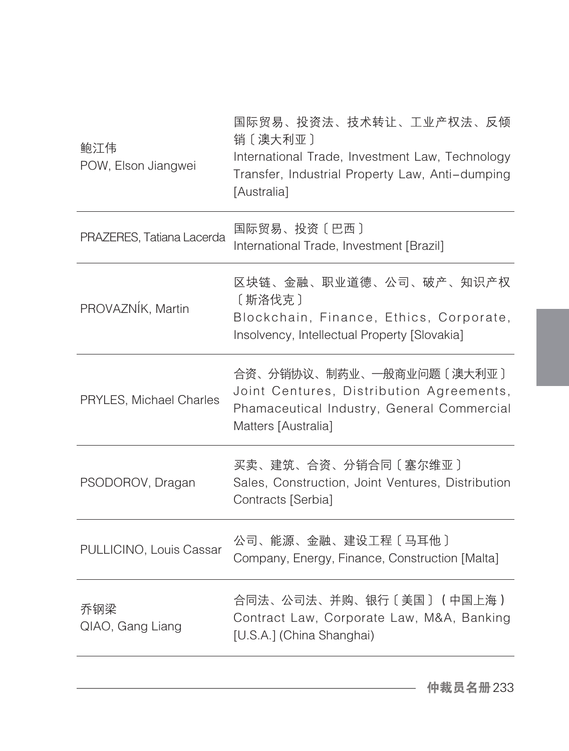| | |
|---|---|
| 鲍江伟<br>POW, Elson Jiangwei | 国际贸易、投资法、技术转让、工业产权法、反倾销〔澳大利亚〕<br>International Trade, Investment Law, Technology Transfer, Industrial Property Law, Anti–dumping [Australia] |
| PRAZERES, Tatiana Lacerda | 国际贸易、投资〔巴西〕<br>International Trade, Investment [Brazil] |
| PROVAZNÍK, Martin | 区块链、金融、职业道德、公司、破产、知识产权〔斯洛伐克〕<br>Blockchain, Finance, Ethics, Corporate, Insolvency, Intellectual Property [Slovakia] |
| PRYLES, Michael Charles | 合资、分销协议、制药业、一般商业问题〔澳大利亚〕<br>Joint Centures, Distribution Agreements, Phamaceutical Industry, General Commercial Matters [Australia] |
| PSODOROV, Dragan | 买卖、建筑、合资、分销合同〔塞尔维亚〕<br>Sales, Construction, Joint Ventures, Distribution Contracts [Serbia] |
| PULLICINO, Louis Cassar | 公司、能源、金融、建设工程〔马耳他〕<br>Company, Energy, Finance, Construction [Malta] |
| 乔钢梁<br>QIAO, Gang Liang | 合同法、公司法、并购、银行〔美国〕（中国上海）<br>Contract Law, Corporate Law, M&A, Banking [U.S.A.] (China Shanghai) |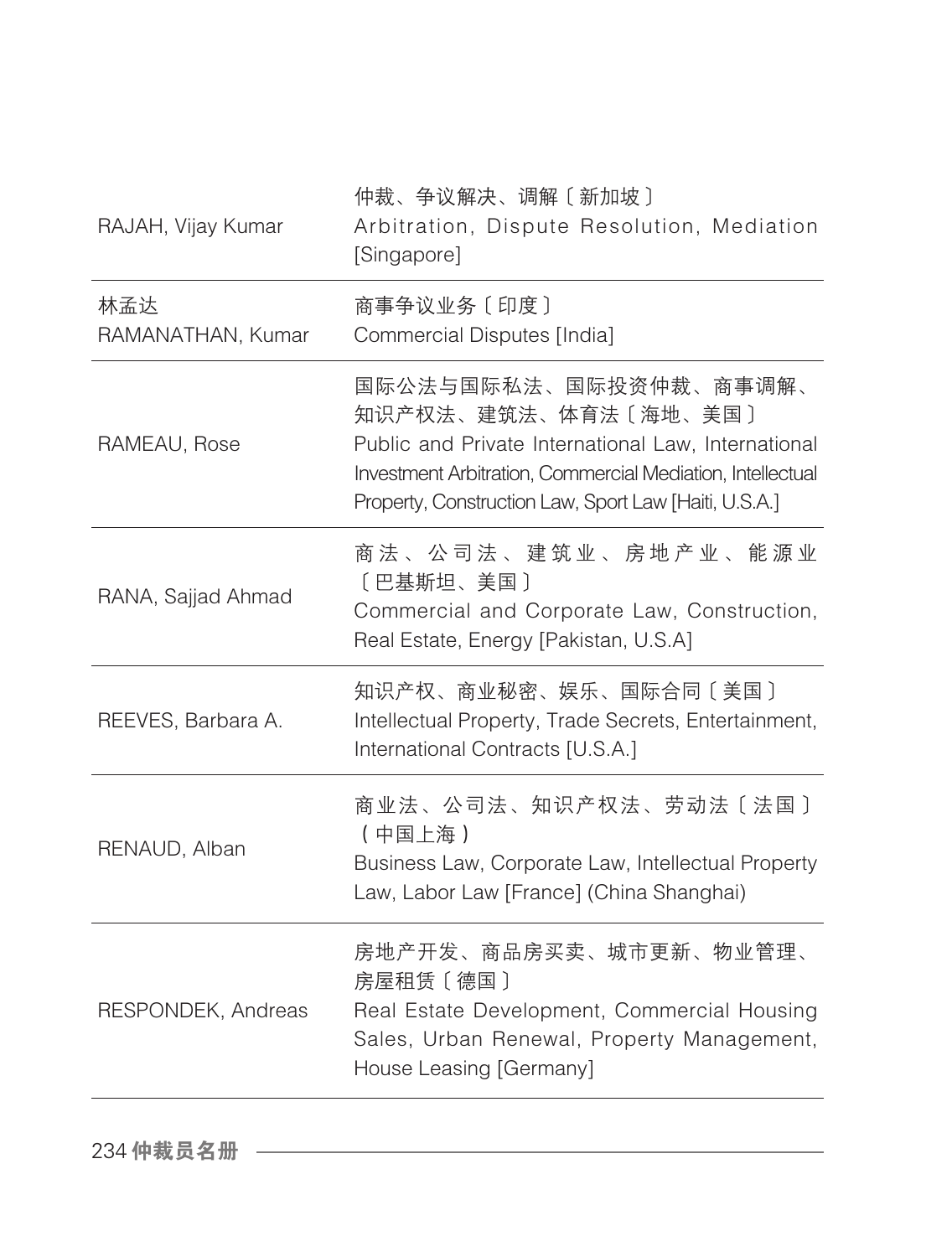| | |
|---|---|
| RAJAH, Vijay Kumar | 仲裁、争议解决、调解〔新加坡〕<br>Arbitration, Dispute Resolution, Mediation [Singapore] |
| 林孟达<br>RAMANATHAN, Kumar | 商事争议业务〔印度〕<br>Commercial Disputes [India] |
| RAMEAU, Rose | 国际公法与国际私法、国际投资仲裁、商事调解、知识产权法、建筑法、体育法〔海地、美国〕<br>Public and Private International Law, International Investment Arbitration, Commercial Mediation, Intellectual Property, Construction Law, Sport Law [Haiti, U.S.A.] |
| RANA, Sajjad Ahmad | 商法、公司法、建筑业、房地产业、能源业〔巴基斯坦、美国〕<br>Commercial and Corporate Law, Construction, Real Estate, Energy [Pakistan, U.S.A] |
| REEVES, Barbara A. | 知识产权、商业秘密、娱乐、国际合同〔美国〕<br>Intellectual Property, Trade Secrets, Entertainment, International Contracts [U.S.A.] |
| RENAUD, Alban | 商业法、公司法、知识产权法、劳动法〔法国〕（中国上海）<br>Business Law, Corporate Law, Intellectual Property Law, Labor Law [France] (China Shanghai) |
| RESPONDEK, Andreas | 房地产开发、商品房买卖、城市更新、物业管理、房屋租赁〔德国〕<br>Real Estate Development, Commercial Housing Sales, Urban Renewal, Property Management, House Leasing [Germany] |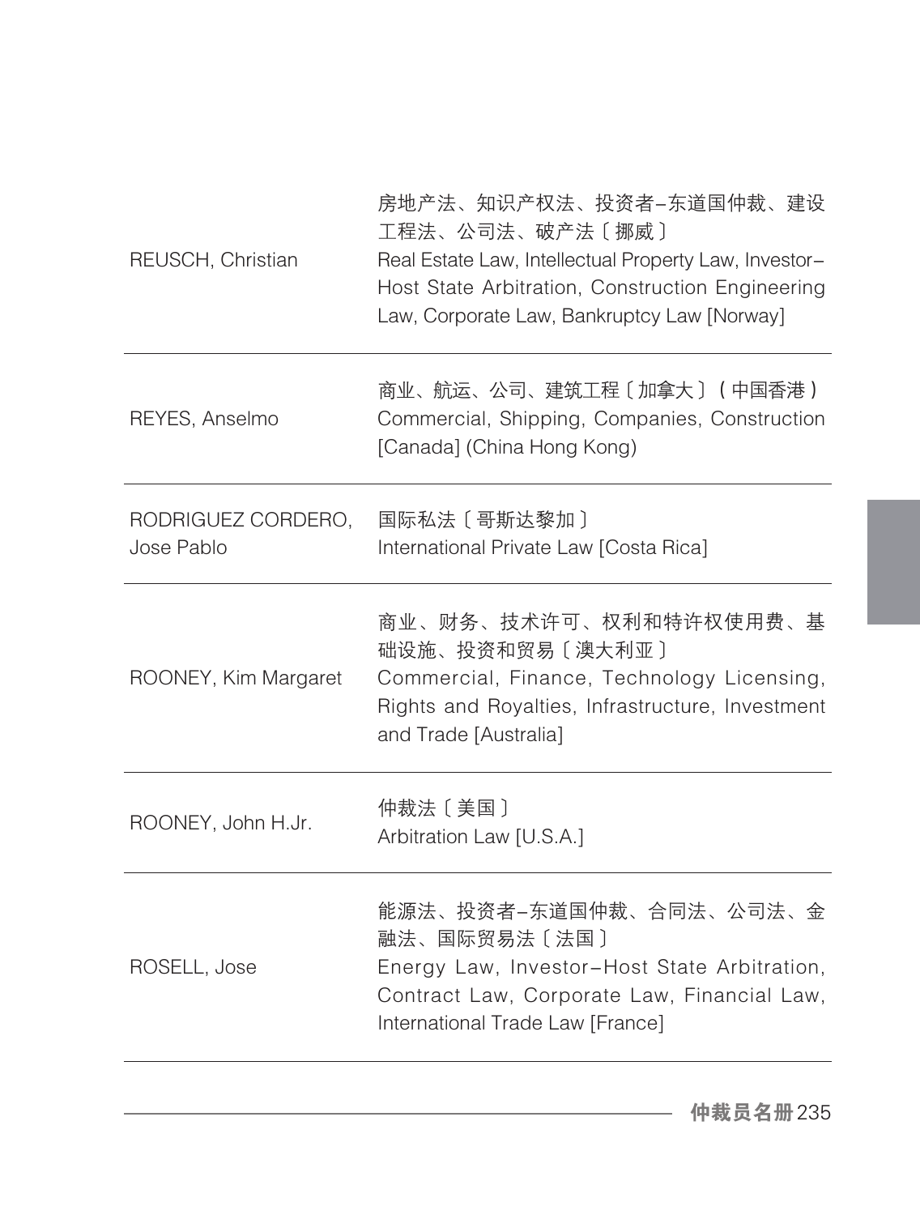| | |
|---|---|
| REUSCH, Christian | 房地产法、知识产权法、投资者–东道国仲裁、建设工程法、公司法、破产法〔挪威〕<br>Real Estate Law, Intellectual Property Law, Investor–Host State Arbitration, Construction Engineering Law, Corporate Law, Bankruptcy Law [Norway] |
| REYES, Anselmo | 商业、航运、公司、建筑工程〔加拿大〕（中国香港）<br>Commercial, Shipping, Companies, Construction [Canada] (China Hong Kong) |
| RODRIGUEZ CORDERO, Jose Pablo | 国际私法〔哥斯达黎加〕<br>International Private Law [Costa Rica] |
| ROONEY, Kim Margaret | 商业、财务、技术许可、权利和特许权使用费、基础设施、投资和贸易〔澳大利亚〕<br>Commercial, Finance, Technology Licensing, Rights and Royalties, Infrastructure, Investment and Trade [Australia] |
| ROONEY, John H.Jr. | 仲裁法〔美国〕<br>Arbitration Law [U.S.A.] |
| ROSELL, Jose | 能源法、投资者–东道国仲裁、合同法、公司法、金融法、国际贸易法〔法国〕<br>Energy Law, Investor–Host State Arbitration, Contract Law, Corporate Law, Financial Law, International Trade Law [France] |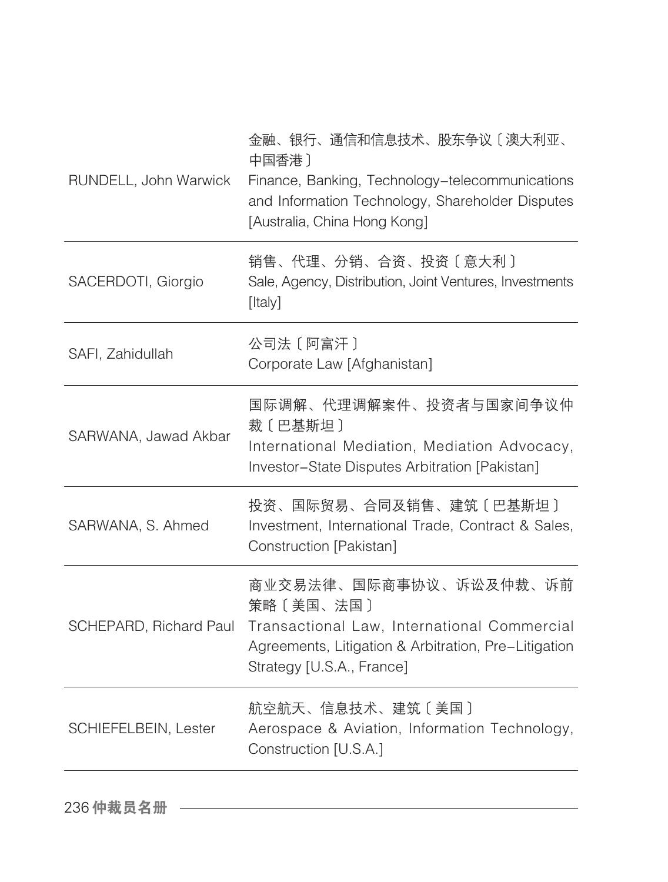| | |
|---|---|
| RUNDELL, John Warwick | 金融、银行、通信和信息技术、股东争议〔澳大利亚、中国香港〕<br>Finance, Banking, Technology–telecommunications and Information Technology, Shareholder Disputes [Australia, China Hong Kong] |
| SACERDOTI, Giorgio | 销售、代理、分销、合资、投资〔意大利〕<br>Sale, Agency, Distribution, Joint Ventures, Investments [Italy] |
| SAFI, Zahidullah | 公司法〔阿富汗〕<br>Corporate Law [Afghanistan] |
| SARWANA, Jawad Akbar | 国际调解、代理调解案件、投资者与国家间争议仲裁〔巴基斯坦〕<br>International Mediation, Mediation Advocacy, Investor–State Disputes Arbitration [Pakistan] |
| SARWANA, S. Ahmed | 投资、国际贸易、合同及销售、建筑〔巴基斯坦〕<br>Investment, International Trade, Contract & Sales, Construction [Pakistan] |
| SCHEPARD, Richard Paul | 商业交易法律、国际商事协议、诉讼及仲裁、诉前策略〔美国、法国〕<br>Transactional Law, International Commercial Agreements, Litigation & Arbitration, Pre–Litigation Strategy [U.S.A., France] |
| SCHIEFELBEIN, Lester | 航空航天、信息技术、建筑〔美国〕<br>Aerospace & Aviation, Information Technology, Construction [U.S.A.] |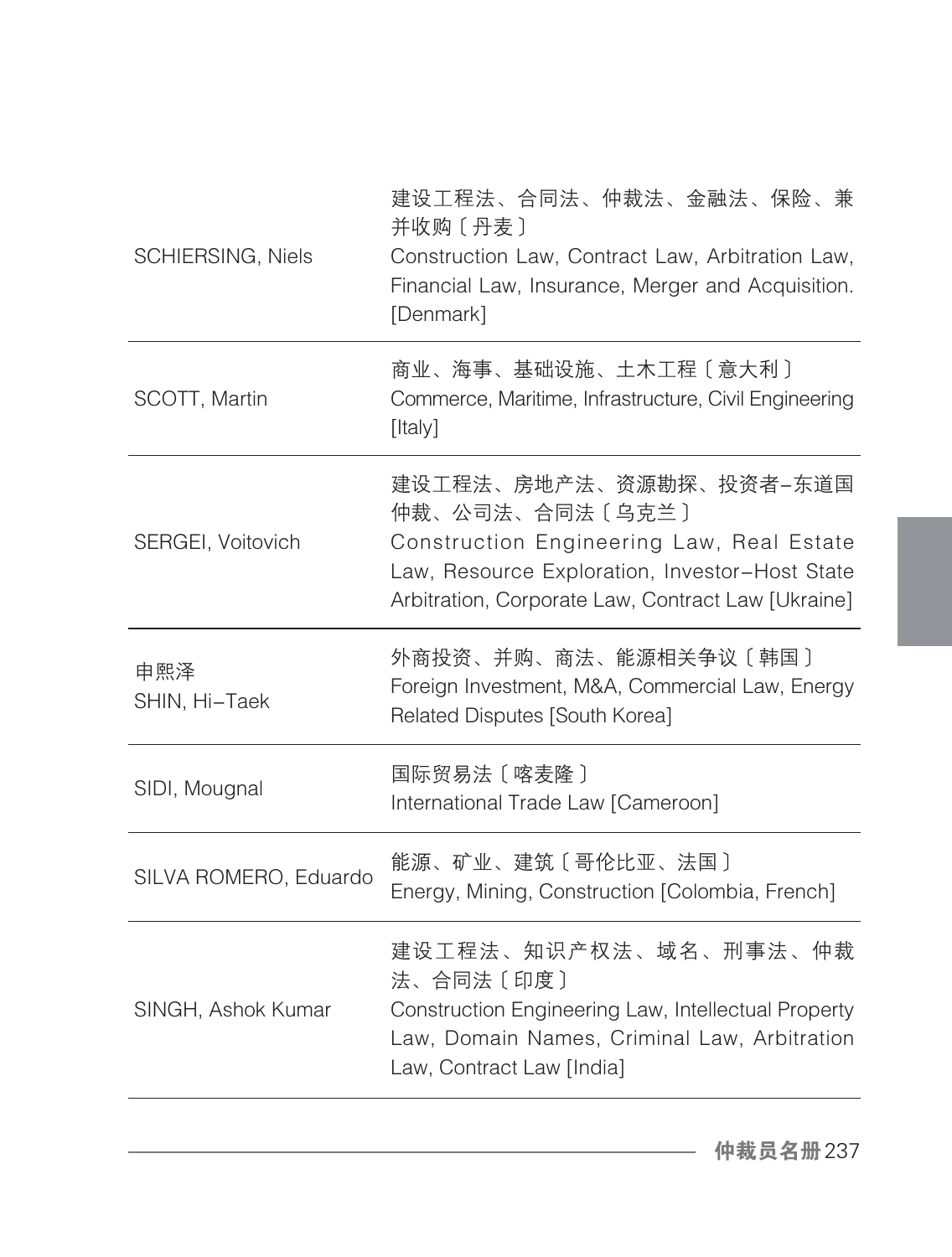| | |
|---|---|
| SCHIERSING, Niels | 建设工程法、合同法、仲裁法、金融法、保险、兼并收购〔丹麦〕<br>Construction Law, Contract Law, Arbitration Law, Financial Law, Insurance, Merger and Acquisition. [Denmark] |
| SCOTT, Martin | 商业、海事、基础设施、土木工程〔意大利〕<br>Commerce, Maritime, Infrastructure, Civil Engineering [Italy] |
| SERGEI, Voitovich | 建设工程法、房地产法、资源勘探、投资者–东道国仲裁、公司法、合同法〔乌克兰〕<br>Construction Engineering Law, Real Estate Law, Resource Exploration, Investor–Host State Arbitration, Corporate Law, Contract Law [Ukraine] |
| 申熙泽<br>SHIN, Hi–Taek | 外商投资、并购、商法、能源相关争议〔韩国〕<br>Foreign Investment, M&A, Commercial Law, Energy Related Disputes [South Korea] |
| SIDI, Mougnal | 国际贸易法〔喀麦隆〕<br>International Trade Law [Cameroon] |
| SILVA ROMERO, Eduardo | 能源、矿业、建筑〔哥伦比亚、法国〕<br>Energy, Mining, Construction [Colombia, French] |
| SINGH, Ashok Kumar | 建设工程法、知识产权法、域名、刑事法、仲裁法、合同法〔印度〕<br>Construction Engineering Law, Intellectual Property Law, Domain Names, Criminal Law, Arbitration Law, Contract Law [India] |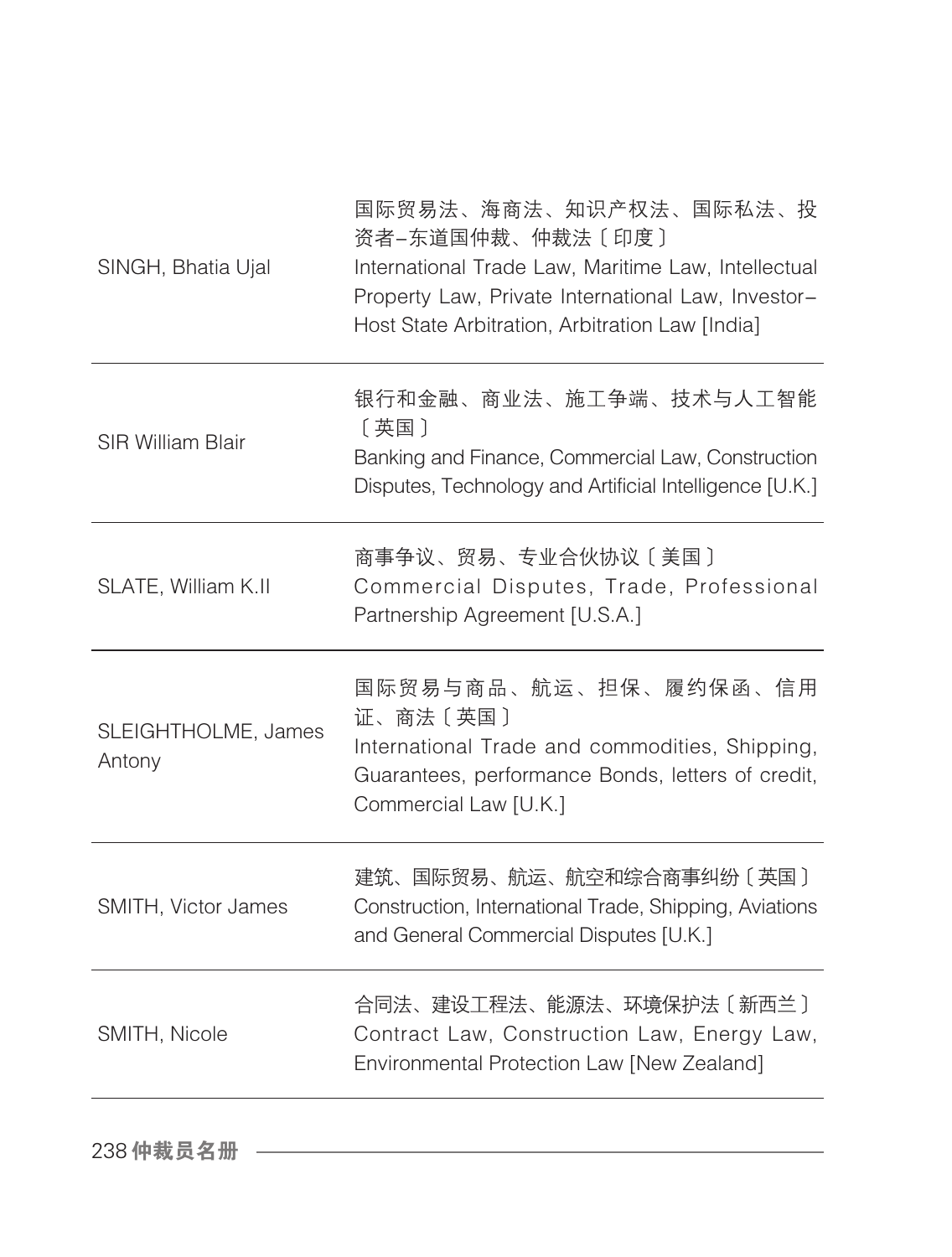| | |
|---|---|
| SINGH, Bhatia Ujal | 国际贸易法、海商法、知识产权法、国际私法、投资者–东道国仲裁、仲裁法〔印度〕<br>International Trade Law, Maritime Law, Intellectual Property Law, Private International Law, Investor–Host State Arbitration, Arbitration Law [India] |
| SIR William Blair | 银行和金融、商业法、施工争端、技术与人工智能〔英国〕<br>Banking and Finance, Commercial Law, Construction Disputes, Technology and Artificial Intelligence [U.K.] |
| SLATE, William K.II | 商事争议、贸易、专业合伙协议〔美国〕<br>Commercial Disputes, Trade, Professional Partnership Agreement [U.S.A.] |
| SLEIGHTHOLME, James Antony | 国际贸易与商品、航运、担保、履约保函、信用证、商法〔英国〕<br>International Trade and commodities, Shipping, Guarantees, performance Bonds, letters of credit, Commercial Law [U.K.] |
| SMITH, Victor James | 建筑、国际贸易、航运、航空和综合商事纠纷〔英国〕<br>Construction, International Trade, Shipping, Aviations and General Commercial Disputes [U.K.] |
| SMITH, Nicole | 合同法、建设工程法、能源法、环境保护法〔新西兰〕<br>Contract Law, Construction Law, Energy Law, Environmental Protection Law [New Zealand] |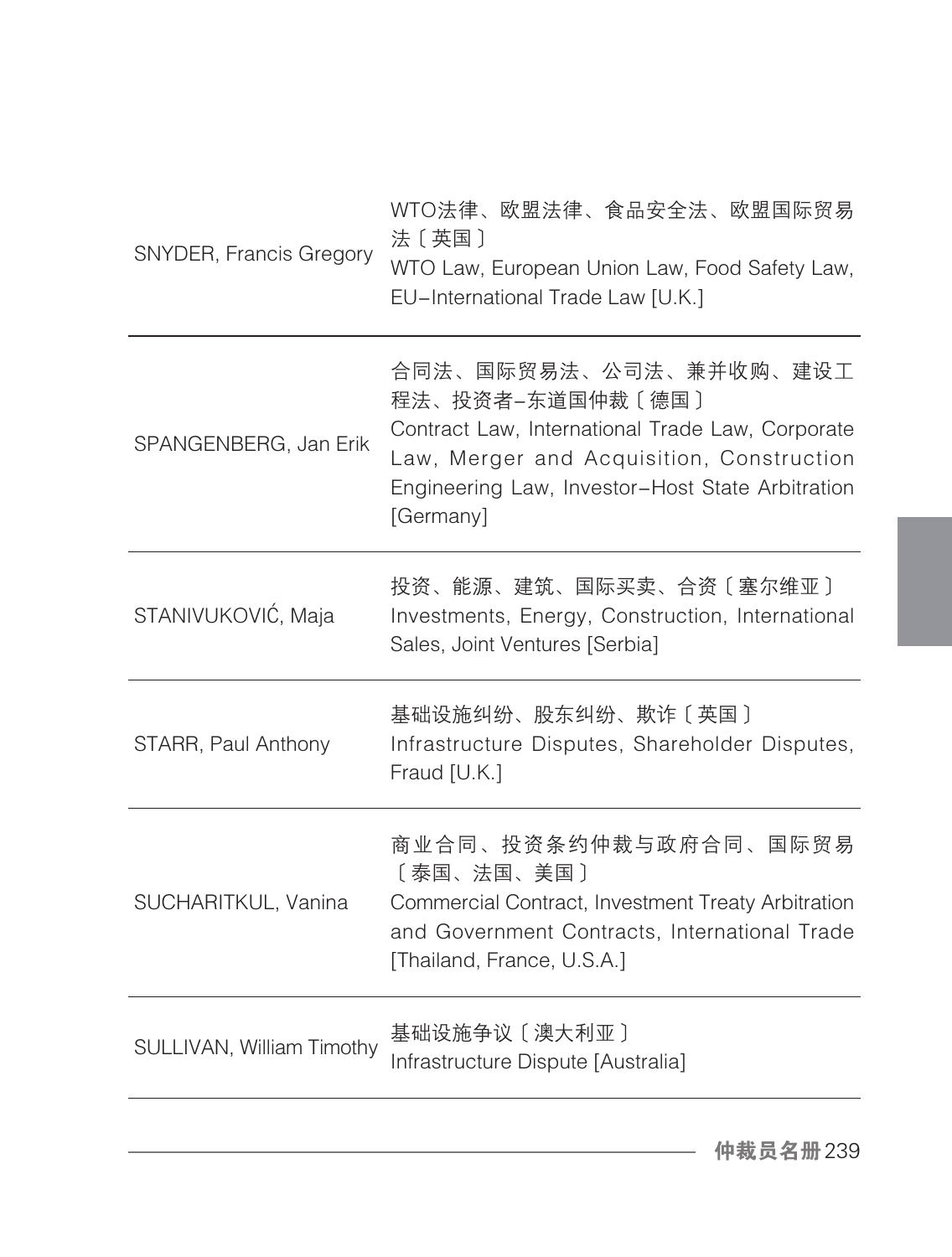| | |
|---|---|
| SNYDER, Francis Gregory | WTO法律、欧盟法律、食品安全法、欧盟国际贸易法〔英国〕<br>WTO Law, European Union Law, Food Safety Law, EU–International Trade Law [U.K.] |
| SPANGENBERG, Jan Erik | 合同法、国际贸易法、公司法、兼并收购、建设工程法、投资者–东道国仲裁〔德国〕<br>Contract Law, International Trade Law, Corporate Law, Merger and Acquisition, Construction Engineering Law, Investor–Host State Arbitration [Germany] |
| STANIVUKOVIĆ, Maja | 投资、能源、建筑、国际买卖、合资〔塞尔维亚〕<br>Investments, Energy, Construction, International Sales, Joint Ventures [Serbia] |
| STARR, Paul Anthony | 基础设施纠纷、股东纠纷、欺诈〔英国〕<br>Infrastructure Disputes, Shareholder Disputes, Fraud [U.K.] |
| SUCHARITKUL, Vanina | 商业合同、投资条约仲裁与政府合同、国际贸易〔泰国、法国、美国〕<br>Commercial Contract, Investment Treaty Arbitration and Government Contracts, International Trade [Thailand, France, U.S.A.] |
| SULLIVAN, William Timothy | 基础设施争议〔澳大利亚〕<br>Infrastructure Dispute [Australia] |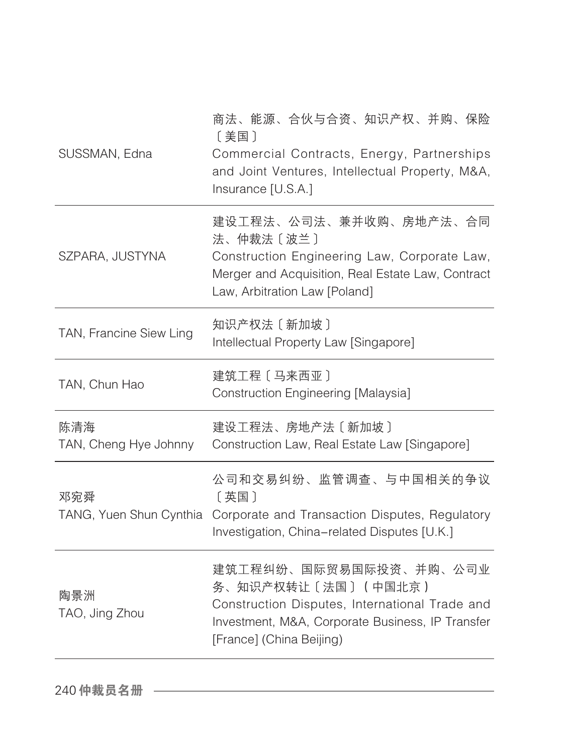| | |
|---|---|
| SUSSMAN, Edna | 商法、能源、合伙与合资、知识产权、并购、保险〔美国〕<br>Commercial Contracts, Energy, Partnerships and Joint Ventures, Intellectual Property, M&A, Insurance [U.S.A.] |
| SZPARA, JUSTYNA | 建设工程法、公司法、兼并收购、房地产法、合同法、仲裁法〔波兰〕<br>Construction Engineering Law, Corporate Law, Merger and Acquisition, Real Estate Law, Contract Law, Arbitration Law [Poland] |
| TAN, Francine Siew Ling | 知识产权法〔新加坡〕<br>Intellectual Property Law [Singapore] |
| TAN, Chun Hao | 建筑工程〔马来西亚〕<br>Construction Engineering [Malaysia] |
| 陈清海<br>TAN, Cheng Hye Johnny | 建设工程法、房地产法〔新加坡〕<br>Construction Law, Real Estate Law [Singapore] |
| 邓宛舜<br>TANG, Yuen Shun Cynthia | 公司和交易纠纷、监管调查、与中国相关的争议〔英国〕<br>Corporate and Transaction Disputes, Regulatory Investigation, China-related Disputes [U.K.] |
| 陶景洲<br>TAO, Jing Zhou | 建筑工程纠纷、国际贸易国际投资、并购、公司业务、知识产权转让〔法国〕（中国北京）<br>Construction Disputes, International Trade and Investment, M&A, Corporate Business, IP Transfer [France] (China Beijing) |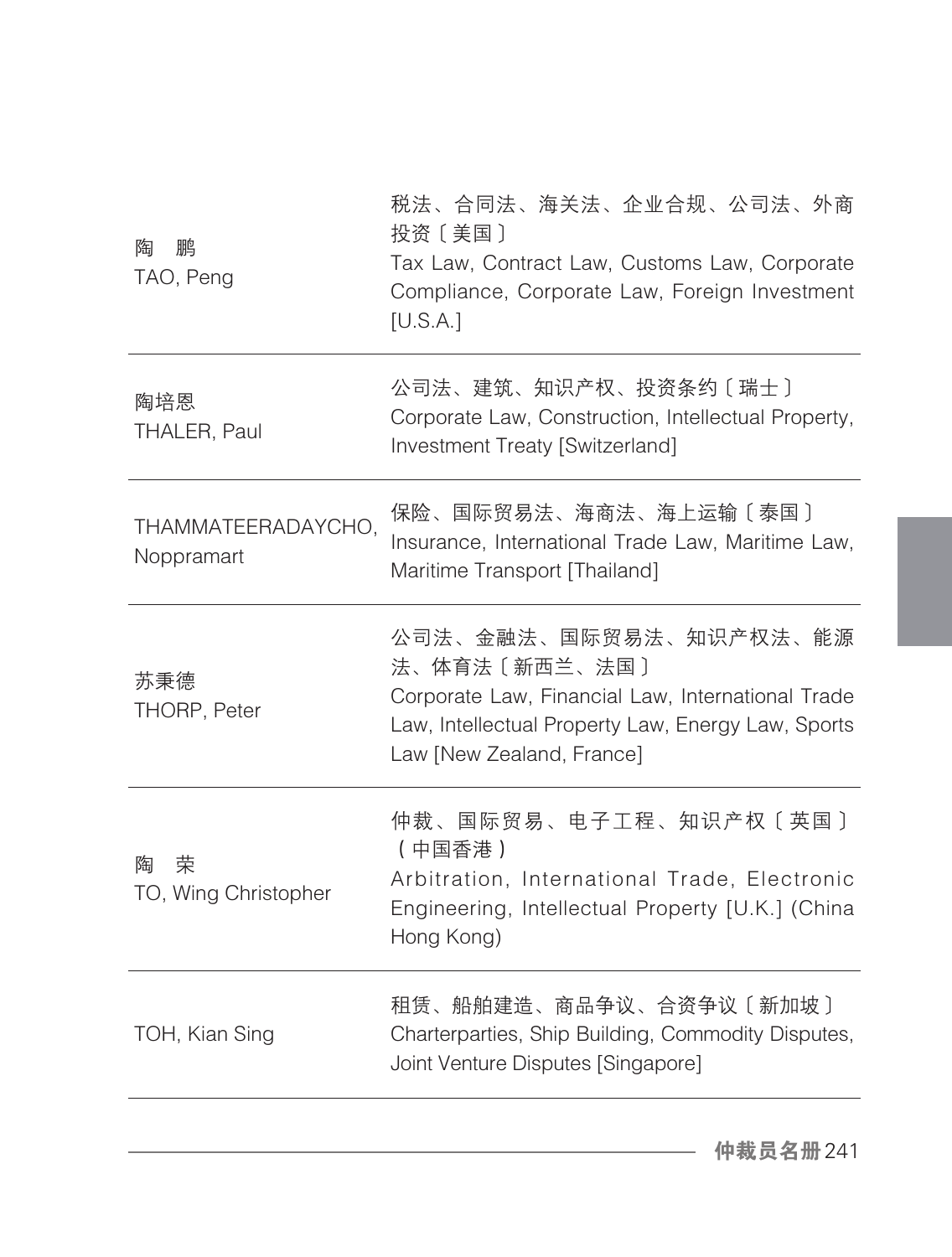| | |
|---|---|
| 陶　鹏<br>TAO, Peng | 税法、合同法、海关法、企业合规、公司法、外商投资〔美国〕<br>Tax Law, Contract Law, Customs Law, Corporate Compliance, Corporate Law, Foreign Investment [U.S.A.] |
| 陶培恩<br>THALER, Paul | 公司法、建筑、知识产权、投资条约〔瑞士〕<br>Corporate Law, Construction, Intellectual Property, Investment Treaty [Switzerland] |
| THAMMATEERADAYCHO, Noppramart | 保险、国际贸易法、海商法、海上运输〔泰国〕<br>Insurance, International Trade Law, Maritime Law, Maritime Transport [Thailand] |
| 苏秉德<br>THORP, Peter | 公司法、金融法、国际贸易法、知识产权法、能源法、体育法〔新西兰、法国〕<br>Corporate Law, Financial Law, International Trade Law, Intellectual Property Law, Energy Law, Sports Law [New Zealand, France] |
| 陶　荣<br>TO, Wing Christopher | 仲裁、国际贸易、电子工程、知识产权〔英国〕（中国香港）<br>Arbitration, International Trade, Electronic Engineering, Intellectual Property [U.K.] (China Hong Kong) |
| TOH, Kian Sing | 租赁、船舶建造、商品争议、合资争议〔新加坡〕<br>Charterparties, Ship Building, Commodity Disputes, Joint Venture Disputes [Singapore] |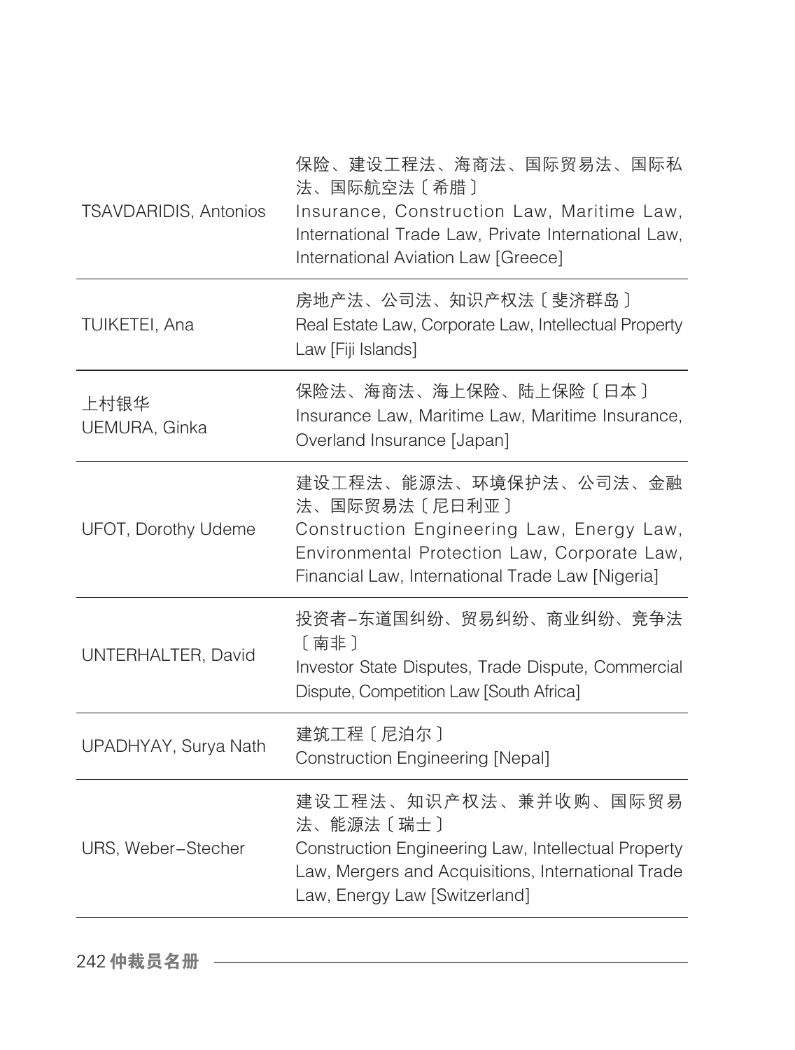| | |
|---|---|
| TSAVDARIDIS, Antonios | 保险、建设工程法、海商法、国际贸易法、国际私法、国际航空法〔希腊〕<br>Insurance, Construction Law, Maritime Law, International Trade Law, Private International Law, International Aviation Law [Greece] |
| TUIKETEI, Ana | 房地产法、公司法、知识产权法〔斐济群岛〕<br>Real Estate Law, Corporate Law, Intellectual Property Law [Fiji Islands] |
| 上村银华<br>UEMURA, Ginka | 保险法、海商法、海上保险、陆上保险〔日本〕<br>Insurance Law, Maritime Law, Maritime Insurance, Overland Insurance [Japan] |
| UFOT, Dorothy Udeme | 建设工程法、能源法、环境保护法、公司法、金融法、国际贸易法〔尼日利亚〕<br>Construction Engineering Law, Energy Law, Environmental Protection Law, Corporate Law, Financial Law, International Trade Law [Nigeria] |
| UNTERHALTER, David | 投资者–东道国纠纷、贸易纠纷、商业纠纷、竞争法〔南非〕<br>Investor State Disputes, Trade Dispute, Commercial Dispute, Competition Law [South Africa] |
| UPADHYAY, Surya Nath | 建筑工程〔尼泊尔〕<br>Construction Engineering [Nepal] |
| URS, Weber–Stecher | 建设工程法、知识产权法、兼并收购、国际贸易法、能源法〔瑞士〕<br>Construction Engineering Law, Intellectual Property Law, Mergers and Acquisitions, International Trade Law, Energy Law [Switzerland] |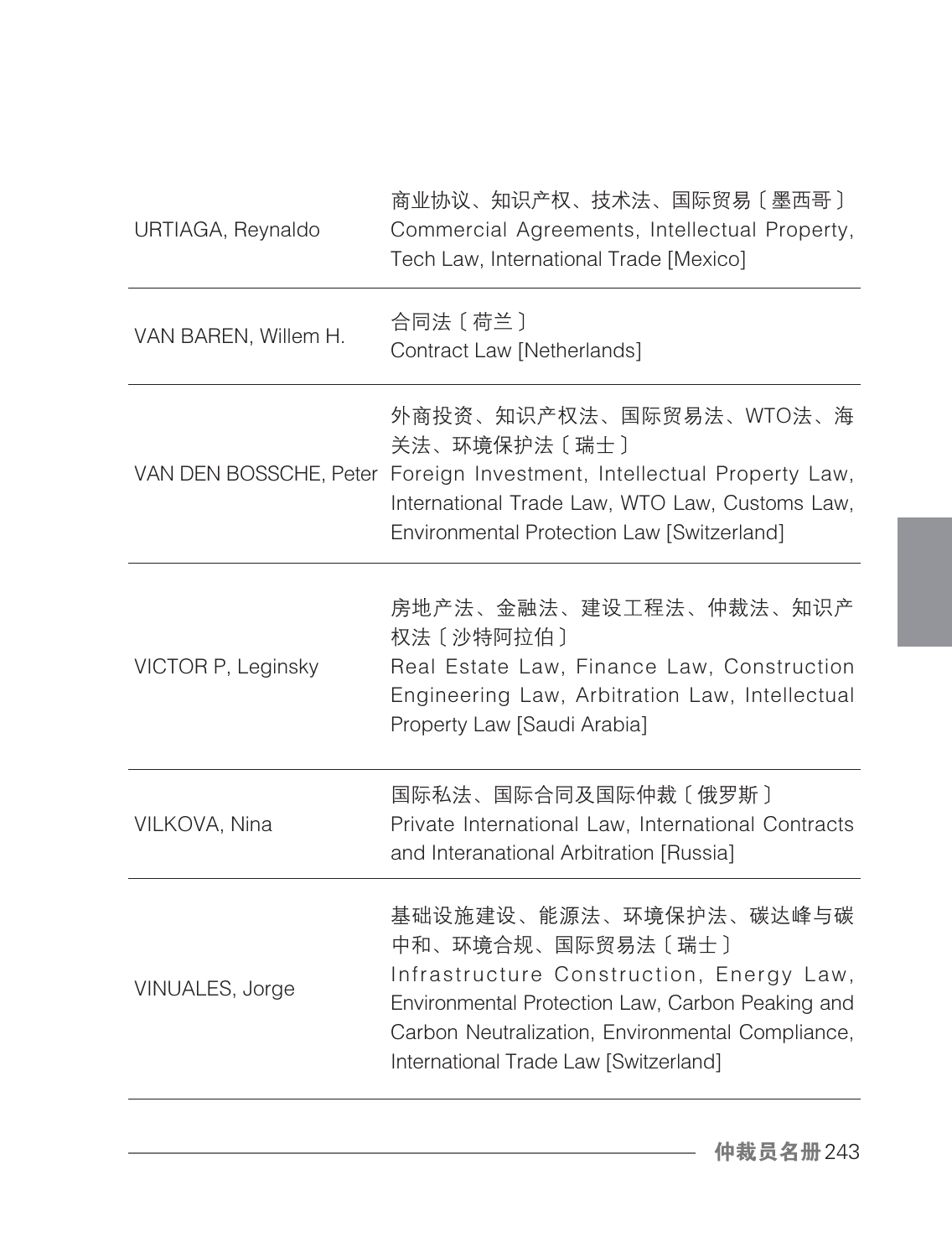| | |
|---|---|
| URTIAGA, Reynaldo | 商业协议、知识产权、技术法、国际贸易〔墨西哥〕<br>Commercial Agreements, Intellectual Property, Tech Law, International Trade [Mexico] |
| VAN BAREN, Willem H. | 合同法〔荷兰〕<br>Contract Law [Netherlands] |
| VAN DEN BOSSCHE, Peter | 外商投资、知识产权法、国际贸易法、WTO法、海关法、环境保护法〔瑞士〕<br>Foreign Investment, Intellectual Property Law, International Trade Law, WTO Law, Customs Law, Environmental Protection Law [Switzerland] |
| VICTOR P, Leginsky | 房地产法、金融法、建设工程法、仲裁法、知识产权法〔沙特阿拉伯〕<br>Real Estate Law, Finance Law, Construction Engineering Law, Arbitration Law, Intellectual Property Law [Saudi Arabia] |
| VILKOVA, Nina | 国际私法、国际合同及国际仲裁〔俄罗斯〕<br>Private International Law, International Contracts and Interanational Arbitration [Russia] |
| VINUALES, Jorge | 基础设施建设、能源法、环境保护法、碳达峰与碳中和、环境合规、国际贸易法〔瑞士〕<br>Infrastructure Construction, Energy Law, Environmental Protection Law, Carbon Peaking and Carbon Neutralization, Environmental Compliance, International Trade Law [Switzerland] |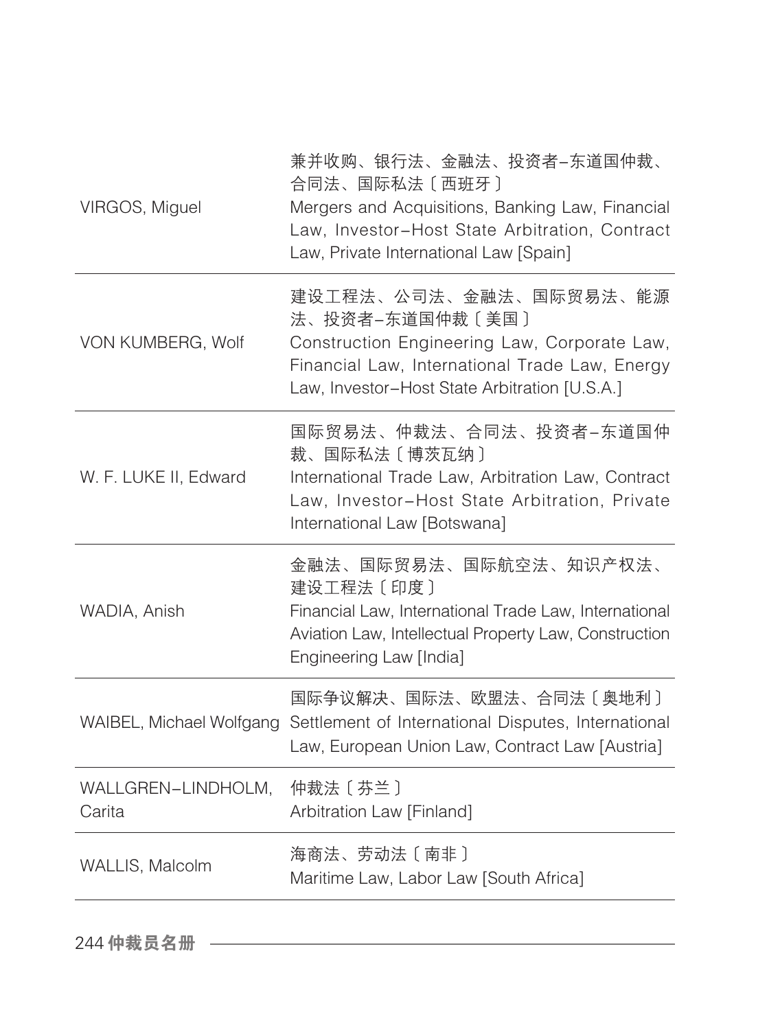| | |
|---|---|
| VIRGOS, Miguel | 兼并收购、银行法、金融法、投资者–东道国仲裁、合同法、国际私法〔西班牙〕<br>Mergers and Acquisitions, Banking Law, Financial Law, Investor–Host State Arbitration, Contract Law, Private International Law [Spain] |
| VON KUMBERG, Wolf | 建设工程法、公司法、金融法、国际贸易法、能源法、投资者–东道国仲裁〔美国〕<br>Construction Engineering Law, Corporate Law, Financial Law, International Trade Law, Energy Law, Investor–Host State Arbitration [U.S.A.] |
| W. F. LUKE II, Edward | 国际贸易法、仲裁法、合同法、投资者–东道国仲裁、国际私法〔博茨瓦纳〕<br>International Trade Law, Arbitration Law, Contract Law, Investor–Host State Arbitration, Private International Law [Botswana] |
| WADIA, Anish | 金融法、国际贸易法、国际航空法、知识产权法、建设工程法〔印度〕<br>Financial Law, International Trade Law, International Aviation Law, Intellectual Property Law, Construction Engineering Law [India] |
| WAIBEL, Michael Wolfgang | 国际争议解决、国际法、欧盟法、合同法〔奥地利〕<br>Settlement of International Disputes, International Law, European Union Law, Contract Law [Austria] |
| WALLGREN–LINDHOLM, Carita | 仲裁法〔芬兰〕<br>Arbitration Law [Finland] |
| WALLIS, Malcolm | 海商法、劳动法〔南非〕<br>Maritime Law, Labor Law [South Africa] |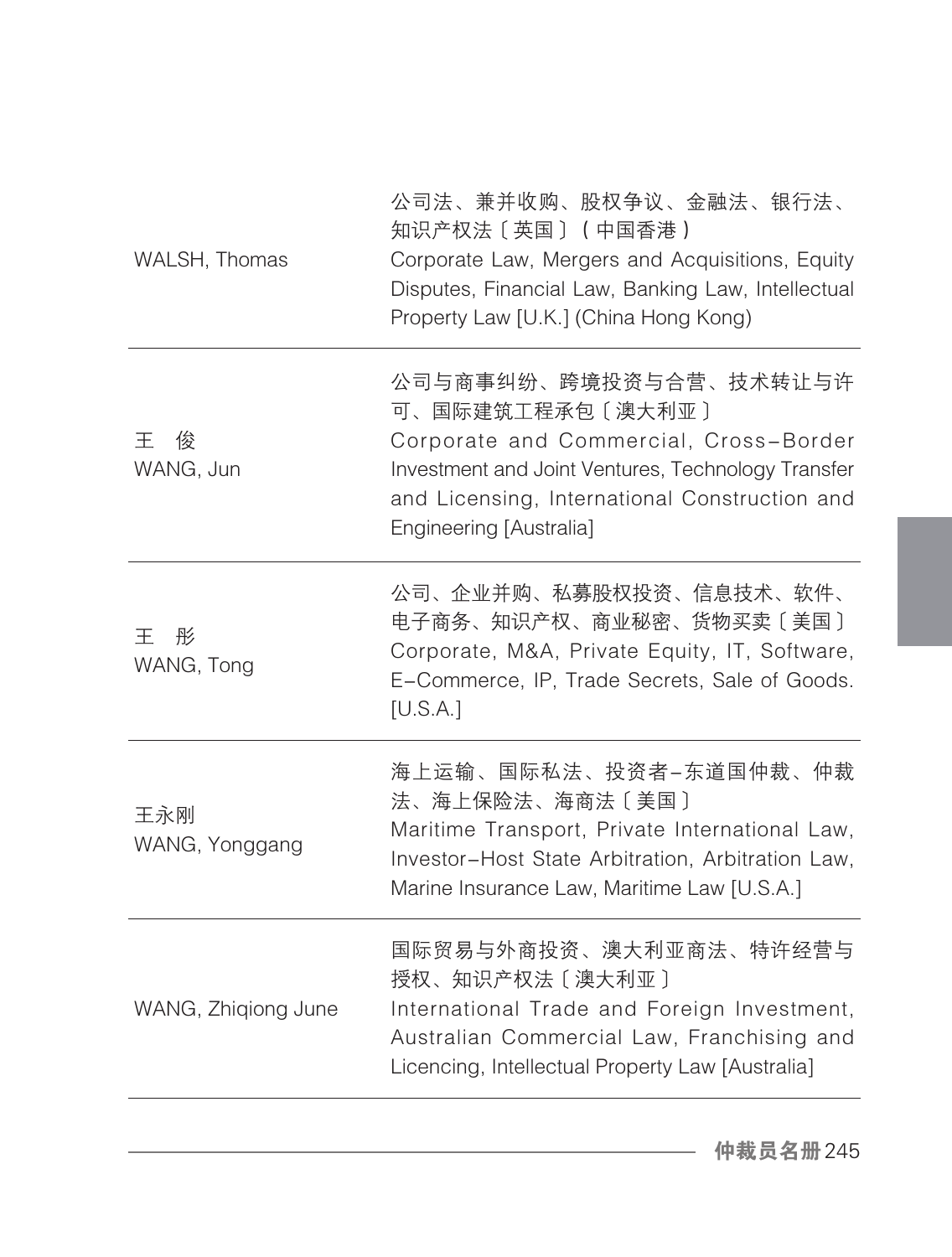| | |
|---|---|
| WALSH, Thomas | 公司法、兼并收购、股权争议、金融法、银行法、知识产权法〔英国〕（中国香港）<br>Corporate Law, Mergers and Acquisitions, Equity Disputes, Financial Law, Banking Law, Intellectual Property Law [U.K.] (China Hong Kong) |
| 王　俊<br>WANG, Jun | 公司与商事纠纷、跨境投资与合营、技术转让与许可、国际建筑工程承包〔澳大利亚〕<br>Corporate and Commercial, Cross-Border Investment and Joint Ventures, Technology Transfer and Licensing, International Construction and Engineering [Australia] |
| 王　彤<br>WANG, Tong | 公司、企业并购、私募股权投资、信息技术、软件、电子商务、知识产权、商业秘密、货物买卖〔美国〕<br>Corporate, M&A, Private Equity, IT, Software, E-Commerce, IP, Trade Secrets, Sale of Goods. [U.S.A.] |
| 王永刚<br>WANG, Yonggang | 海上运输、国际私法、投资者-东道国仲裁、仲裁法、海上保险法、海商法〔美国〕<br>Maritime Transport, Private International Law, Investor-Host State Arbitration, Arbitration Law, Marine Insurance Law, Maritime Law [U.S.A.] |
| WANG, Zhiqiong June | 国际贸易与外商投资、澳大利亚商法、特许经营与授权、知识产权法〔澳大利亚〕<br>International Trade and Foreign Investment, Australian Commercial Law, Franchising and Licencing, Intellectual Property Law [Australia] |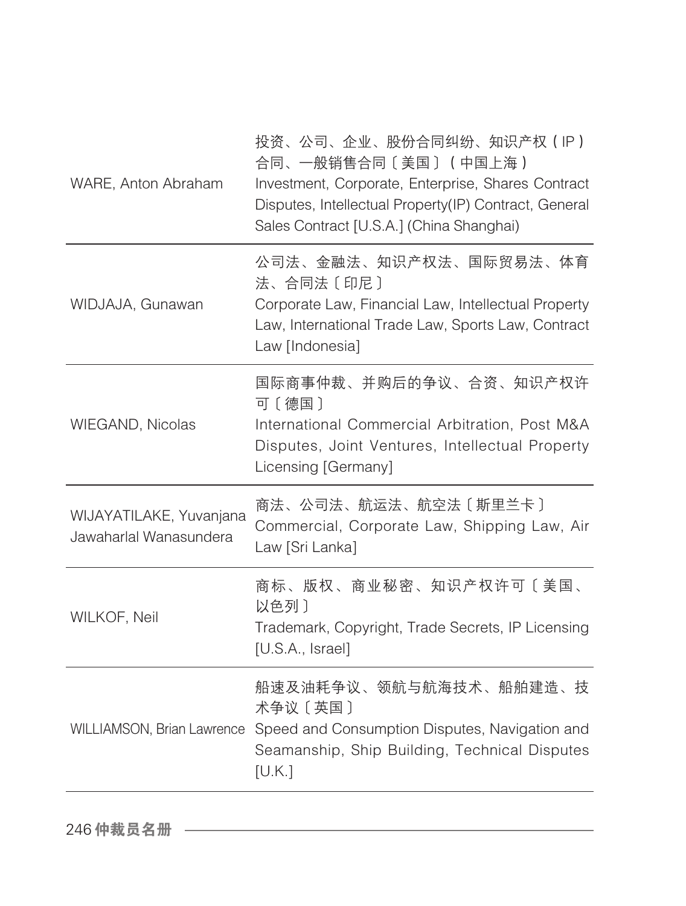| | |
|---|---|
| WARE, Anton Abraham | 投资、公司、企业、股份合同纠纷、知识产权（IP）合同、一般销售合同〔美国〕（中国上海）<br>Investment, Corporate, Enterprise, Shares Contract Disputes, Intellectual Property(IP) Contract, General Sales Contract [U.S.A.] (China Shanghai) |
| WIDJAJA, Gunawan | 公司法、金融法、知识产权法、国际贸易法、体育法、合同法〔印尼〕<br>Corporate Law, Financial Law, Intellectual Property Law, International Trade Law, Sports Law, Contract Law [Indonesia] |
| WIEGAND, Nicolas | 国际商事仲裁、并购后的争议、合资、知识产权许可〔德国〕<br>International Commercial Arbitration, Post M&A Disputes, Joint Ventures, Intellectual Property Licensing [Germany] |
| WIJAYATILAKE, Yuvanjana Jawaharlal Wanasundera | 商法、公司法、航运法、航空法〔斯里兰卡〕<br>Commercial, Corporate Law, Shipping Law, Air Law [Sri Lanka] |
| WILKOF, Neil | 商标、版权、商业秘密、知识产权许可〔美国、以色列〕<br>Trademark, Copyright, Trade Secrets, IP Licensing [U.S.A., Israel] |
| WILLIAMSON, Brian Lawrence | 船速及油耗争议、领航与航海技术、船舶建造、技术争议〔英国〕<br>Speed and Consumption Disputes, Navigation and Seamanship, Ship Building, Technical Disputes [U.K.] |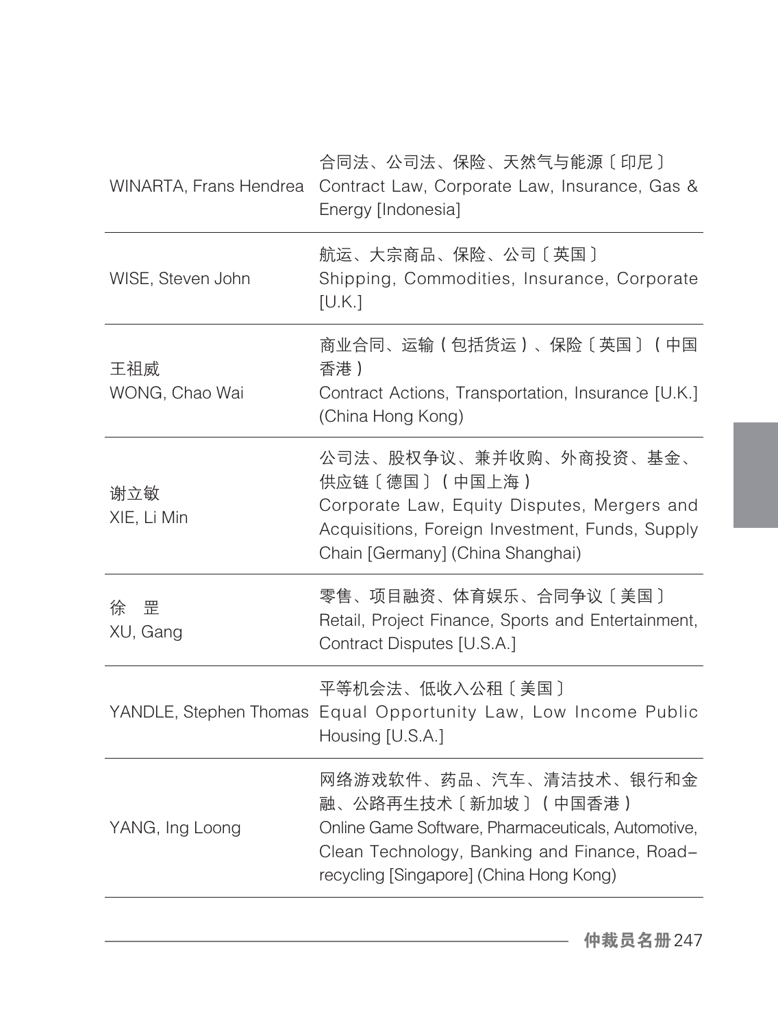| | |
|---|---|
| WINARTA, Frans Hendrea | 合同法、公司法、保险、天然气与能源〔印尼〕<br>Contract Law, Corporate Law, Insurance, Gas & Energy [Indonesia] |
| WISE, Steven John | 航运、大宗商品、保险、公司〔英国〕<br>Shipping, Commodities, Insurance, Corporate [U.K.] |
| 王祖威<br>WONG, Chao Wai | 商业合同、运输（包括货运）、保险〔英国〕（中国香港）<br>Contract Actions, Transportation, Insurance [U.K.] (China Hong Kong) |
| 谢立敏<br>XIE, Li Min | 公司法、股权争议、兼并收购、外商投资、基金、供应链〔德国〕（中国上海）<br>Corporate Law, Equity Disputes, Mergers and Acquisitions, Foreign Investment, Funds, Supply Chain [Germany] (China Shanghai) |
| 徐　罡<br>XU, Gang | 零售、项目融资、体育娱乐、合同争议〔美国〕<br>Retail, Project Finance, Sports and Entertainment, Contract Disputes [U.S.A.] |
| YANDLE, Stephen Thomas | 平等机会法、低收入公租〔美国〕<br>Equal Opportunity Law, Low Income Public Housing [U.S.A.] |
| YANG, Ing Loong | 网络游戏软件、药品、汽车、清洁技术、银行和金融、公路再生技术〔新加坡〕（中国香港）<br>Online Game Software, Pharmaceuticals, Automotive, Clean Technology, Banking and Finance, Road-recycling [Singapore] (China Hong Kong) |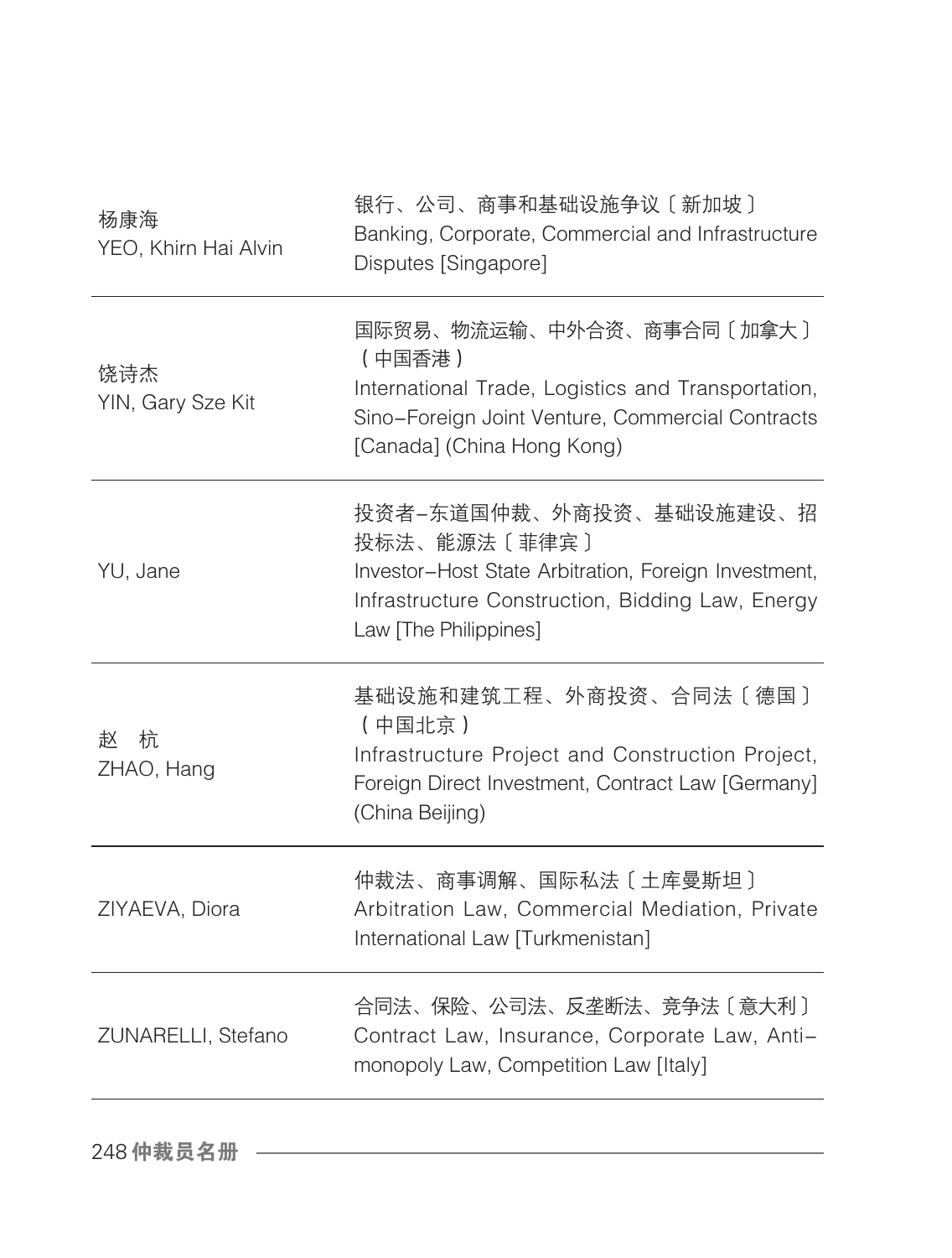| | |
|---|---|
| 杨康海<br>YEO, Khirn Hai Alvin | 银行、公司、商事和基础设施争议〔新加坡〕<br>Banking, Corporate, Commercial and Infrastructure Disputes [Singapore] |
| 饶诗杰<br>YIN, Gary Sze Kit | 国际贸易、物流运输、中外合资、商事合同〔加拿大〕（中国香港）<br>International Trade, Logistics and Transportation, Sino-Foreign Joint Venture, Commercial Contracts [Canada] (China Hong Kong) |
| YU, Jane | 投资者-东道国仲裁、外商投资、基础设施建设、招投标法、能源法〔菲律宾〕<br>Investor-Host State Arbitration, Foreign Investment, Infrastructure Construction, Bidding Law, Energy Law [The Philippines] |
| 赵　杭<br>ZHAO, Hang | 基础设施和建筑工程、外商投资、合同法〔德国〕（中国北京）<br>Infrastructure Project and Construction Project, Foreign Direct Investment, Contract Law [Germany] (China Beijing) |
| ZIYAEVA, Diora | 仲裁法、商事调解、国际私法〔土库曼斯坦〕<br>Arbitration Law, Commercial Mediation, Private International Law [Turkmenistan] |
| ZUNARELLI, Stefano | 合同法、保险、公司法、反垄断法、竞争法〔意大利〕<br>Contract Law, Insurance, Corporate Law, Anti-monopoly Law, Competition Law [Italy] |